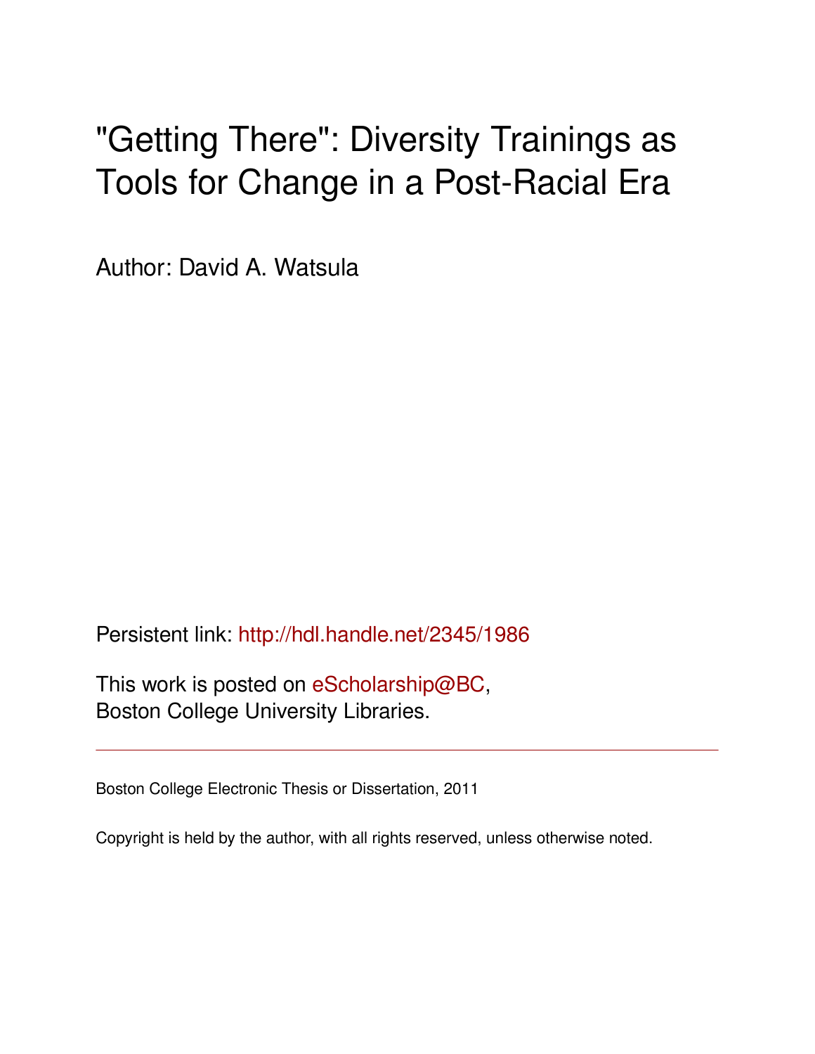# "Getting There": Diversity Trainings as Tools for Change in a Post-Racial Era

Author: David A. Watsula

Persistent link: http://hdl.handle.net/2345/1986

This work is posted on eScholarship@BC,
Boston College University Libraries.

---

Boston College Electronic Thesis or Dissertation, 2011

Copyright is held by the author, with all rights reserved, unless otherwise noted.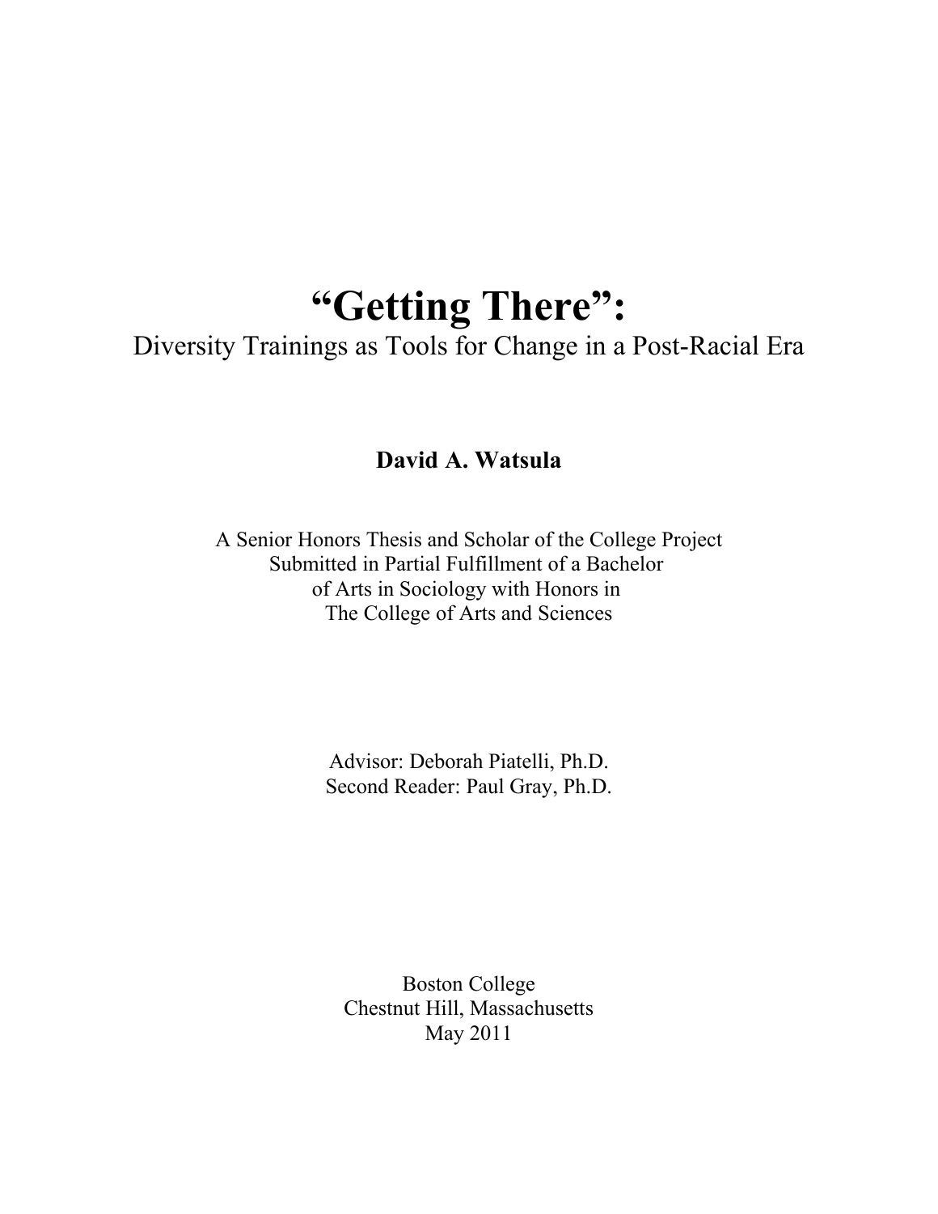# "Getting There":

Diversity Trainings as Tools for Change in a Post-Racial Era

**David A. Watsula**

A Senior Honors Thesis and Scholar of the College Project
Submitted in Partial Fulfillment of a Bachelor
of Arts in Sociology with Honors in
The College of Arts and Sciences

Advisor: Deborah Piatelli, Ph.D.
Second Reader: Paul Gray, Ph.D.

Boston College
Chestnut Hill, Massachusetts
May 2011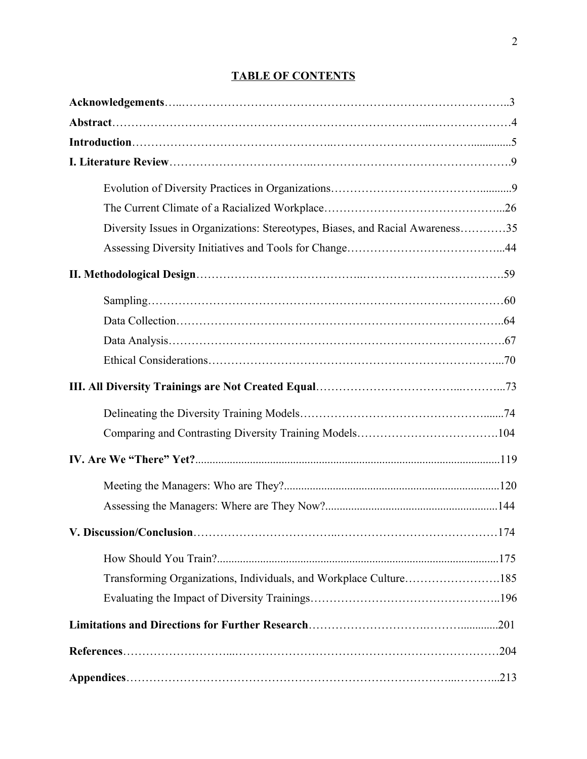## TABLE OF CONTENTS

**Acknowledgements**……………………………………………………………………………3

**Abstract**……………………………………………………………………………………4

**Introduction**…………………………………………………………………………………5

**I. Literature Review**……………………………………………………………………………9

Evolution of Diversity Practices in Organizations……………………………………9

The Current Climate of a Racialized Workplace……………………………………26

Diversity Issues in Organizations: Stereotypes, Biases, and Racial Awareness…………35

Assessing Diversity Initiatives and Tools for Change…………………………………44

**II. Methodological Design**……………………………………………………………………59

Sampling………………………………………………………………………………60

Data Collection…………………………………………………………………………64

Data Analysis……………………………………………………………………………67

Ethical Considerations…………………………………………………………………70

**III. All Diversity Trainings are Not Created Equal**……………………………………………73

Delineating the Diversity Training Models……………………………………………74

Comparing and Contrasting Diversity Training Models………………………………104

**IV. Are We "There" Yet?**……………………………………………………………………119

Meeting the Managers: Who are They?………………………………………………120

Assessing the Managers: Where are They Now?………………………………………144

**V. Discussion/Conclusion**……………………………………………………………………174

How Should You Train?…………………………………………………………………175

Transforming Organizations, Individuals, and Workplace Culture……………………185

Evaluating the Impact of Diversity Trainings…………………………………………196

**Limitations and Directions for Further Research**…………………………………………201

**References**…………………………………………………………………………………204

**Appendices**…………………………………………………………………………………213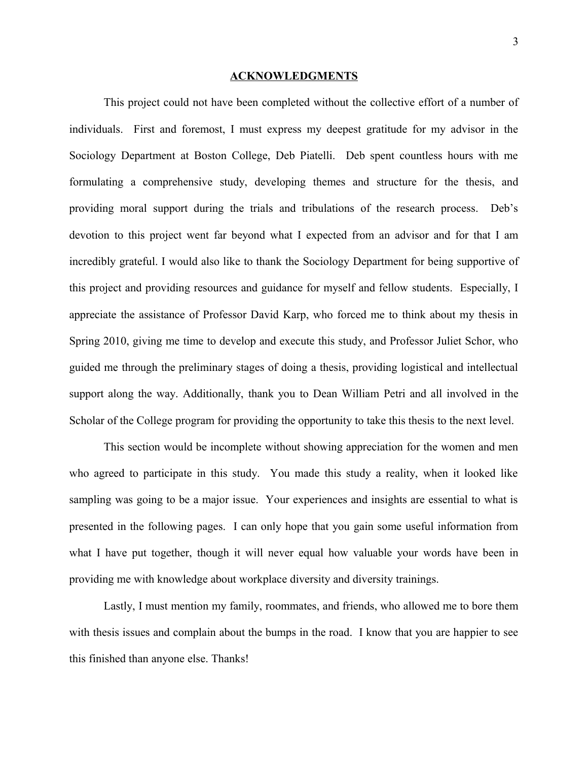## ACKNOWLEDGMENTS

This project could not have been completed without the collective effort of a number of individuals. First and foremost, I must express my deepest gratitude for my advisor in the Sociology Department at Boston College, Deb Piatelli. Deb spent countless hours with me formulating a comprehensive study, developing themes and structure for the thesis, and providing moral support during the trials and tribulations of the research process. Deb's devotion to this project went far beyond what I expected from an advisor and for that I am incredibly grateful. I would also like to thank the Sociology Department for being supportive of this project and providing resources and guidance for myself and fellow students. Especially, I appreciate the assistance of Professor David Karp, who forced me to think about my thesis in Spring 2010, giving me time to develop and execute this study, and Professor Juliet Schor, who guided me through the preliminary stages of doing a thesis, providing logistical and intellectual support along the way. Additionally, thank you to Dean William Petri and all involved in the Scholar of the College program for providing the opportunity to take this thesis to the next level.

This section would be incomplete without showing appreciation for the women and men who agreed to participate in this study. You made this study a reality, when it looked like sampling was going to be a major issue. Your experiences and insights are essential to what is presented in the following pages. I can only hope that you gain some useful information from what I have put together, though it will never equal how valuable your words have been in providing me with knowledge about workplace diversity and diversity trainings.

Lastly, I must mention my family, roommates, and friends, who allowed me to bore them with thesis issues and complain about the bumps in the road. I know that you are happier to see this finished than anyone else. Thanks!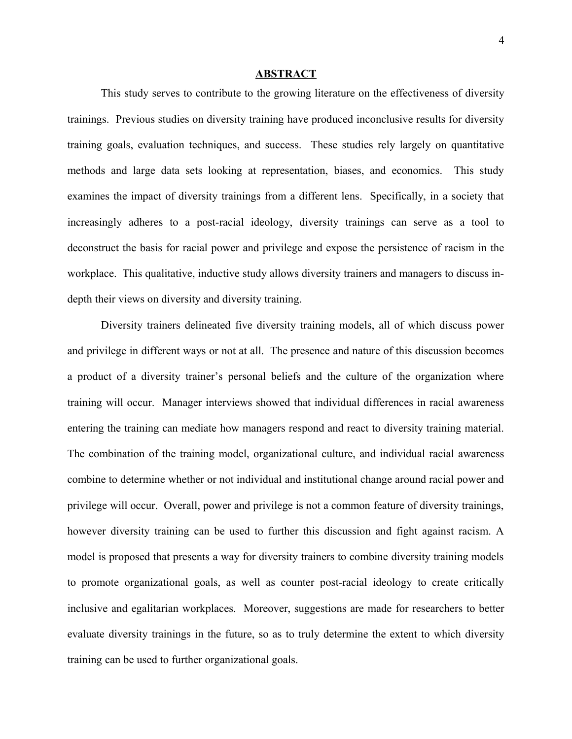## ABSTRACT

This study serves to contribute to the growing literature on the effectiveness of diversity trainings. Previous studies on diversity training have produced inconclusive results for diversity training goals, evaluation techniques, and success. These studies rely largely on quantitative methods and large data sets looking at representation, biases, and economics. This study examines the impact of diversity trainings from a different lens. Specifically, in a society that increasingly adheres to a post-racial ideology, diversity trainings can serve as a tool to deconstruct the basis for racial power and privilege and expose the persistence of racism in the workplace. This qualitative, inductive study allows diversity trainers and managers to discuss in-depth their views on diversity and diversity training.

Diversity trainers delineated five diversity training models, all of which discuss power and privilege in different ways or not at all. The presence and nature of this discussion becomes a product of a diversity trainer's personal beliefs and the culture of the organization where training will occur. Manager interviews showed that individual differences in racial awareness entering the training can mediate how managers respond and react to diversity training material. The combination of the training model, organizational culture, and individual racial awareness combine to determine whether or not individual and institutional change around racial power and privilege will occur. Overall, power and privilege is not a common feature of diversity trainings, however diversity training can be used to further this discussion and fight against racism. A model is proposed that presents a way for diversity trainers to combine diversity training models to promote organizational goals, as well as counter post-racial ideology to create critically inclusive and egalitarian workplaces. Moreover, suggestions are made for researchers to better evaluate diversity trainings in the future, so as to truly determine the extent to which diversity training can be used to further organizational goals.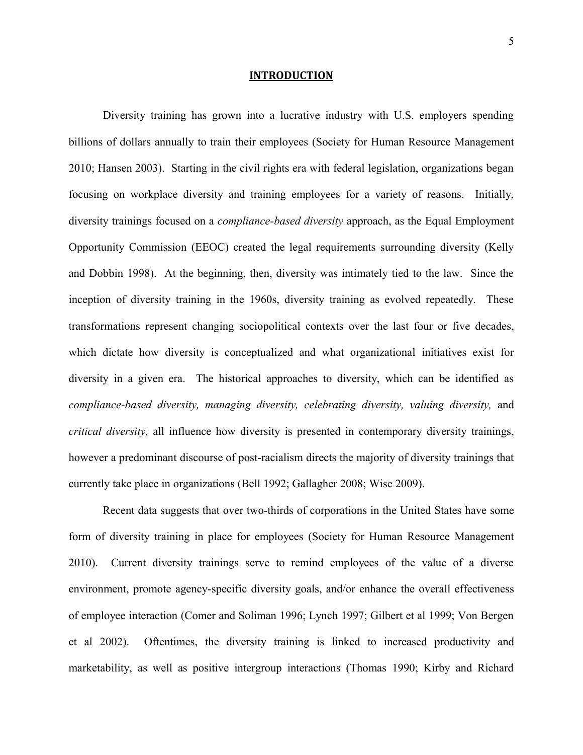# INTRODUCTION

Diversity training has grown into a lucrative industry with U.S. employers spending billions of dollars annually to train their employees (Society for Human Resource Management 2010; Hansen 2003). Starting in the civil rights era with federal legislation, organizations began focusing on workplace diversity and training employees for a variety of reasons. Initially, diversity trainings focused on a *compliance-based diversity* approach, as the Equal Employment Opportunity Commission (EEOC) created the legal requirements surrounding diversity (Kelly and Dobbin 1998). At the beginning, then, diversity was intimately tied to the law. Since the inception of diversity training in the 1960s, diversity training as evolved repeatedly. These transformations represent changing sociopolitical contexts over the last four or five decades, which dictate how diversity is conceptualized and what organizational initiatives exist for diversity in a given era. The historical approaches to diversity, which can be identified as *compliance-based diversity, managing diversity, celebrating diversity, valuing diversity,* and *critical diversity,* all influence how diversity is presented in contemporary diversity trainings, however a predominant discourse of post-racialism directs the majority of diversity trainings that currently take place in organizations (Bell 1992; Gallagher 2008; Wise 2009).

Recent data suggests that over two-thirds of corporations in the United States have some form of diversity training in place for employees (Society for Human Resource Management 2010). Current diversity trainings serve to remind employees of the value of a diverse environment, promote agency-specific diversity goals, and/or enhance the overall effectiveness of employee interaction (Comer and Soliman 1996; Lynch 1997; Gilbert et al 1999; Von Bergen et al 2002). Oftentimes, the diversity training is linked to increased productivity and marketability, as well as positive intergroup interactions (Thomas 1990; Kirby and Richard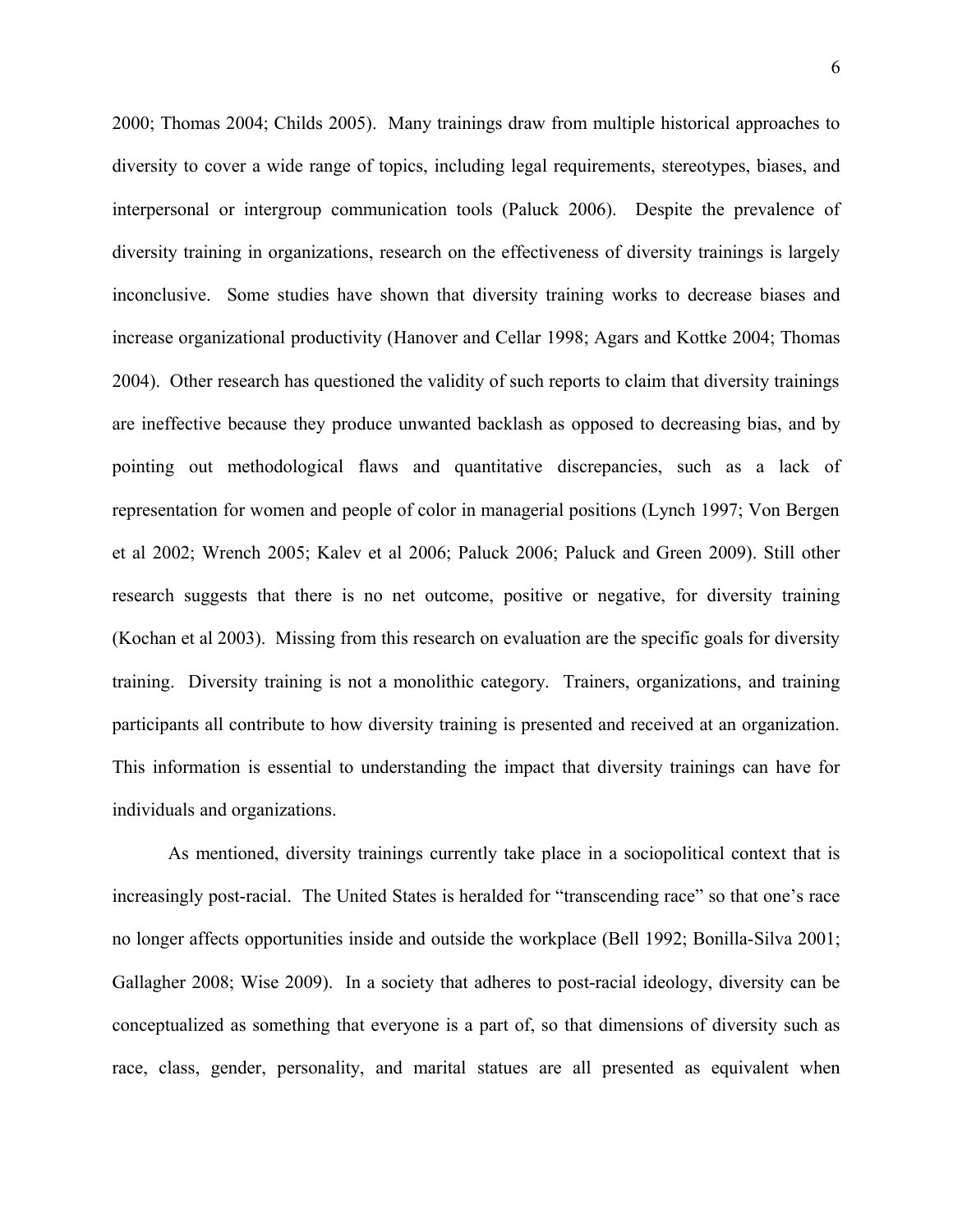2000; Thomas 2004; Childs 2005). Many trainings draw from multiple historical approaches to diversity to cover a wide range of topics, including legal requirements, stereotypes, biases, and interpersonal or intergroup communication tools (Paluck 2006). Despite the prevalence of diversity training in organizations, research on the effectiveness of diversity trainings is largely inconclusive. Some studies have shown that diversity training works to decrease biases and increase organizational productivity (Hanover and Cellar 1998; Agars and Kottke 2004; Thomas 2004). Other research has questioned the validity of such reports to claim that diversity trainings are ineffective because they produce unwanted backlash as opposed to decreasing bias, and by pointing out methodological flaws and quantitative discrepancies, such as a lack of representation for women and people of color in managerial positions (Lynch 1997; Von Bergen et al 2002; Wrench 2005; Kalev et al 2006; Paluck 2006; Paluck and Green 2009). Still other research suggests that there is no net outcome, positive or negative, for diversity training (Kochan et al 2003). Missing from this research on evaluation are the specific goals for diversity training. Diversity training is not a monolithic category. Trainers, organizations, and training participants all contribute to how diversity training is presented and received at an organization. This information is essential to understanding the impact that diversity trainings can have for individuals and organizations.

As mentioned, diversity trainings currently take place in a sociopolitical context that is increasingly post-racial. The United States is heralded for "transcending race" so that one's race no longer affects opportunities inside and outside the workplace (Bell 1992; Bonilla-Silva 2001; Gallagher 2008; Wise 2009). In a society that adheres to post-racial ideology, diversity can be conceptualized as something that everyone is a part of, so that dimensions of diversity such as race, class, gender, personality, and marital statues are all presented as equivalent when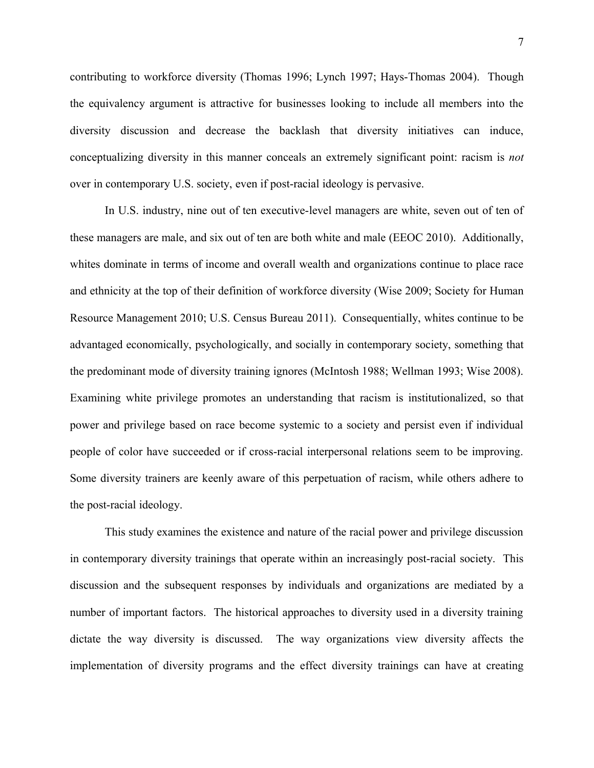contributing to workforce diversity (Thomas 1996; Lynch 1997; Hays-Thomas 2004). Though the equivalency argument is attractive for businesses looking to include all members into the diversity discussion and decrease the backlash that diversity initiatives can induce, conceptualizing diversity in this manner conceals an extremely significant point: racism is *not* over in contemporary U.S. society, even if post-racial ideology is pervasive.

In U.S. industry, nine out of ten executive-level managers are white, seven out of ten of these managers are male, and six out of ten are both white and male (EEOC 2010). Additionally, whites dominate in terms of income and overall wealth and organizations continue to place race and ethnicity at the top of their definition of workforce diversity (Wise 2009; Society for Human Resource Management 2010; U.S. Census Bureau 2011). Consequentially, whites continue to be advantaged economically, psychologically, and socially in contemporary society, something that the predominant mode of diversity training ignores (McIntosh 1988; Wellman 1993; Wise 2008). Examining white privilege promotes an understanding that racism is institutionalized, so that power and privilege based on race become systemic to a society and persist even if individual people of color have succeeded or if cross-racial interpersonal relations seem to be improving. Some diversity trainers are keenly aware of this perpetuation of racism, while others adhere to the post-racial ideology.

This study examines the existence and nature of the racial power and privilege discussion in contemporary diversity trainings that operate within an increasingly post-racial society. This discussion and the subsequent responses by individuals and organizations are mediated by a number of important factors. The historical approaches to diversity used in a diversity training dictate the way diversity is discussed. The way organizations view diversity affects the implementation of diversity programs and the effect diversity trainings can have at creating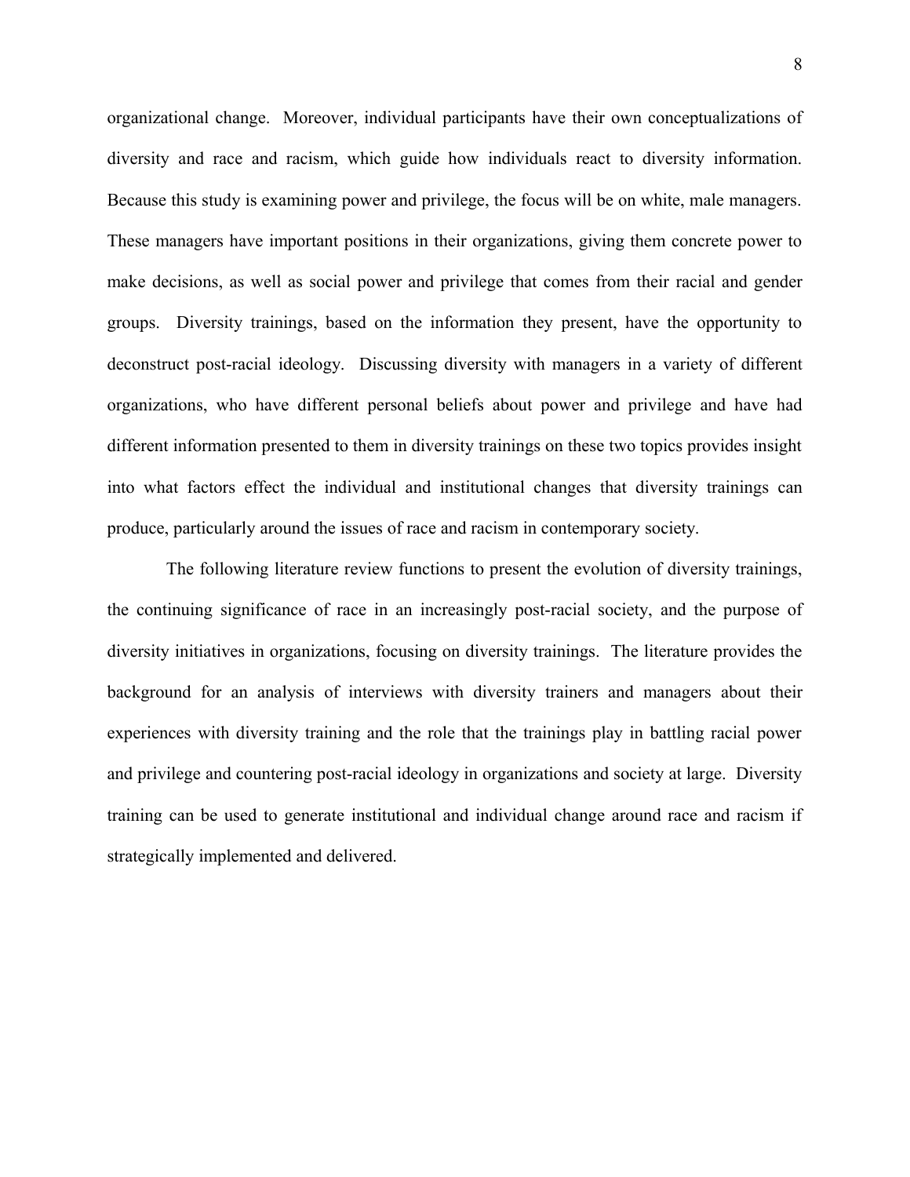organizational change. Moreover, individual participants have their own conceptualizations of diversity and race and racism, which guide how individuals react to diversity information. Because this study is examining power and privilege, the focus will be on white, male managers. These managers have important positions in their organizations, giving them concrete power to make decisions, as well as social power and privilege that comes from their racial and gender groups. Diversity trainings, based on the information they present, have the opportunity to deconstruct post-racial ideology. Discussing diversity with managers in a variety of different organizations, who have different personal beliefs about power and privilege and have had different information presented to them in diversity trainings on these two topics provides insight into what factors effect the individual and institutional changes that diversity trainings can produce, particularly around the issues of race and racism in contemporary society.

The following literature review functions to present the evolution of diversity trainings, the continuing significance of race in an increasingly post-racial society, and the purpose of diversity initiatives in organizations, focusing on diversity trainings. The literature provides the background for an analysis of interviews with diversity trainers and managers about their experiences with diversity training and the role that the trainings play in battling racial power and privilege and countering post-racial ideology in organizations and society at large. Diversity training can be used to generate institutional and individual change around race and racism if strategically implemented and delivered.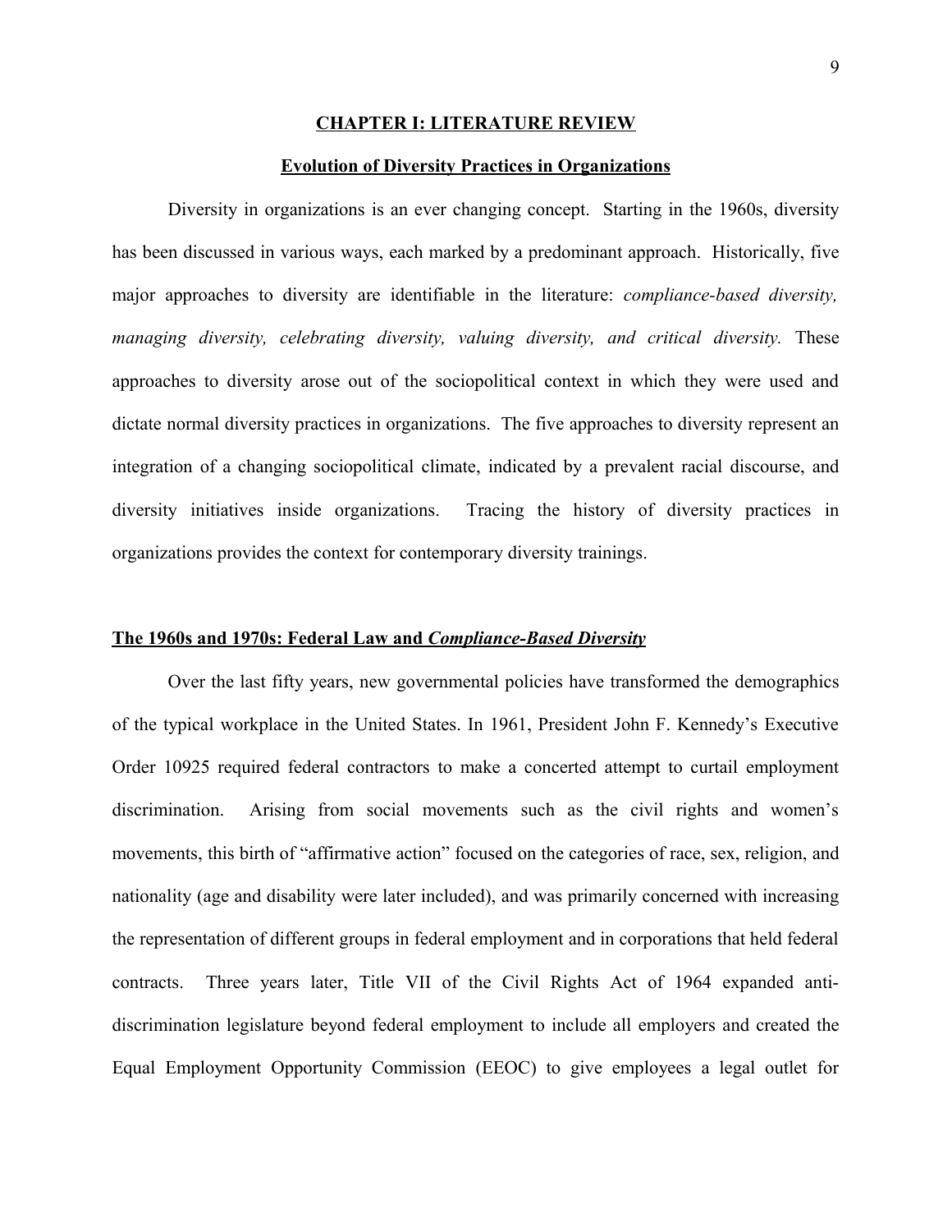# CHAPTER I: LITERATURE REVIEW

## Evolution of Diversity Practices in Organizations

Diversity in organizations is an ever changing concept. Starting in the 1960s, diversity has been discussed in various ways, each marked by a predominant approach. Historically, five major approaches to diversity are identifiable in the literature: *compliance-based diversity, managing diversity, celebrating diversity, valuing diversity, and critical diversity.* These approaches to diversity arose out of the sociopolitical context in which they were used and dictate normal diversity practices in organizations. The five approaches to diversity represent an integration of a changing sociopolitical climate, indicated by a prevalent racial discourse, and diversity initiatives inside organizations. Tracing the history of diversity practices in organizations provides the context for contemporary diversity trainings.

### The 1960s and 1970s: Federal Law and *Compliance-Based Diversity*

Over the last fifty years, new governmental policies have transformed the demographics of the typical workplace in the United States. In 1961, President John F. Kennedy's Executive Order 10925 required federal contractors to make a concerted attempt to curtail employment discrimination. Arising from social movements such as the civil rights and women's movements, this birth of "affirmative action" focused on the categories of race, sex, religion, and nationality (age and disability were later included), and was primarily concerned with increasing the representation of different groups in federal employment and in corporations that held federal contracts. Three years later, Title VII of the Civil Rights Act of 1964 expanded anti-discrimination legislature beyond federal employment to include all employers and created the Equal Employment Opportunity Commission (EEOC) to give employees a legal outlet for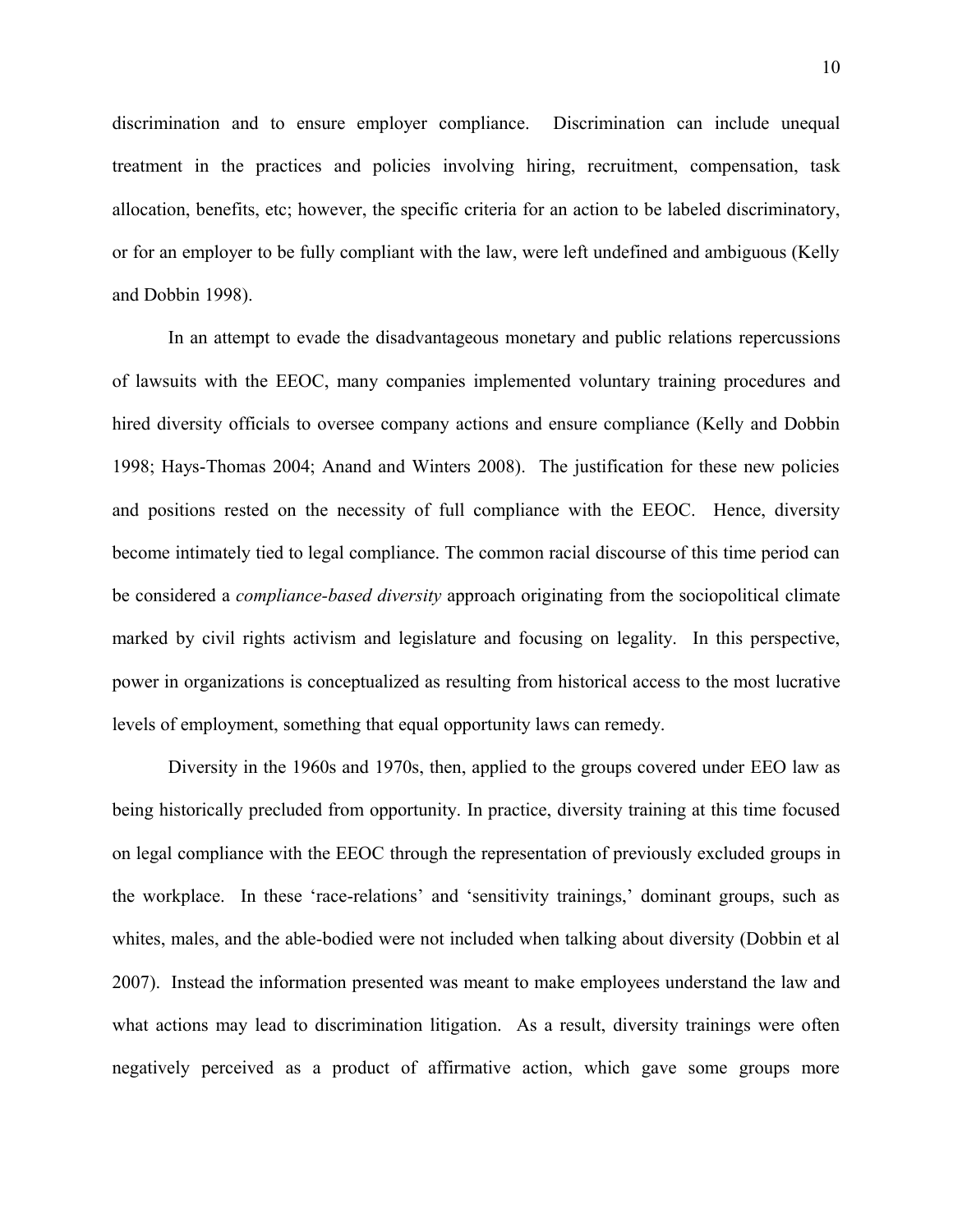discrimination and to ensure employer compliance. Discrimination can include unequal treatment in the practices and policies involving hiring, recruitment, compensation, task allocation, benefits, etc; however, the specific criteria for an action to be labeled discriminatory, or for an employer to be fully compliant with the law, were left undefined and ambiguous (Kelly and Dobbin 1998).

In an attempt to evade the disadvantageous monetary and public relations repercussions of lawsuits with the EEOC, many companies implemented voluntary training procedures and hired diversity officials to oversee company actions and ensure compliance (Kelly and Dobbin 1998; Hays-Thomas 2004; Anand and Winters 2008). The justification for these new policies and positions rested on the necessity of full compliance with the EEOC. Hence, diversity become intimately tied to legal compliance. The common racial discourse of this time period can be considered a *compliance-based diversity* approach originating from the sociopolitical climate marked by civil rights activism and legislature and focusing on legality. In this perspective, power in organizations is conceptualized as resulting from historical access to the most lucrative levels of employment, something that equal opportunity laws can remedy.

Diversity in the 1960s and 1970s, then, applied to the groups covered under EEO law as being historically precluded from opportunity. In practice, diversity training at this time focused on legal compliance with the EEOC through the representation of previously excluded groups in the workplace. In these 'race-relations' and 'sensitivity trainings,' dominant groups, such as whites, males, and the able-bodied were not included when talking about diversity (Dobbin et al 2007). Instead the information presented was meant to make employees understand the law and what actions may lead to discrimination litigation. As a result, diversity trainings were often negatively perceived as a product of affirmative action, which gave some groups more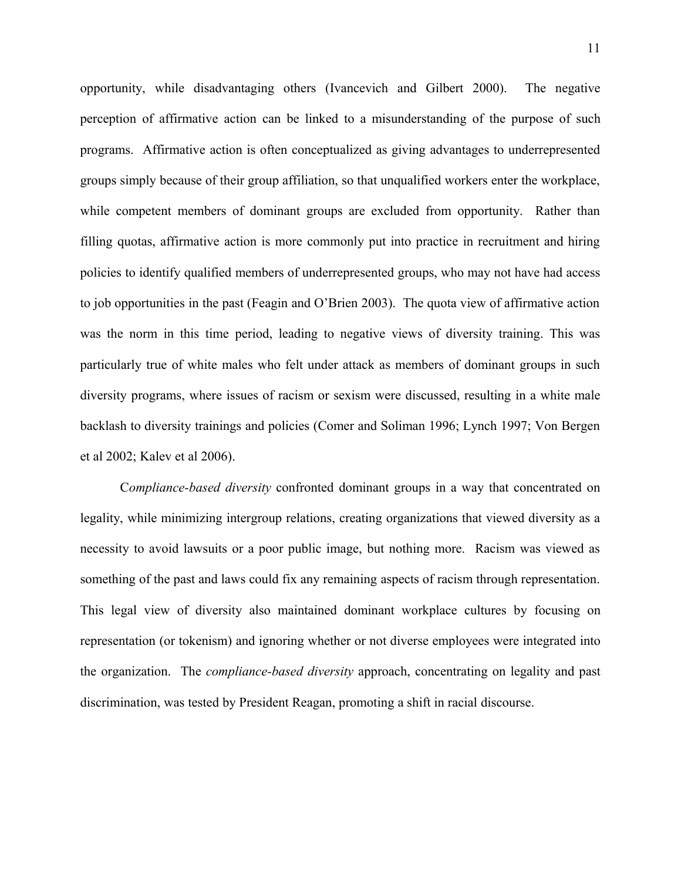opportunity, while disadvantaging others (Ivancevich and Gilbert 2000). The negative perception of affirmative action can be linked to a misunderstanding of the purpose of such programs. Affirmative action is often conceptualized as giving advantages to underrepresented groups simply because of their group affiliation, so that unqualified workers enter the workplace, while competent members of dominant groups are excluded from opportunity. Rather than filling quotas, affirmative action is more commonly put into practice in recruitment and hiring policies to identify qualified members of underrepresented groups, who may not have had access to job opportunities in the past (Feagin and O'Brien 2003). The quota view of affirmative action was the norm in this time period, leading to negative views of diversity training. This was particularly true of white males who felt under attack as members of dominant groups in such diversity programs, where issues of racism or sexism were discussed, resulting in a white male backlash to diversity trainings and policies (Comer and Soliman 1996; Lynch 1997; Von Bergen et al 2002; Kalev et al 2006).

*Compliance-based diversity* confronted dominant groups in a way that concentrated on legality, while minimizing intergroup relations, creating organizations that viewed diversity as a necessity to avoid lawsuits or a poor public image, but nothing more. Racism was viewed as something of the past and laws could fix any remaining aspects of racism through representation. This legal view of diversity also maintained dominant workplace cultures by focusing on representation (or tokenism) and ignoring whether or not diverse employees were integrated into the organization. The *compliance-based diversity* approach, concentrating on legality and past discrimination, was tested by President Reagan, promoting a shift in racial discourse.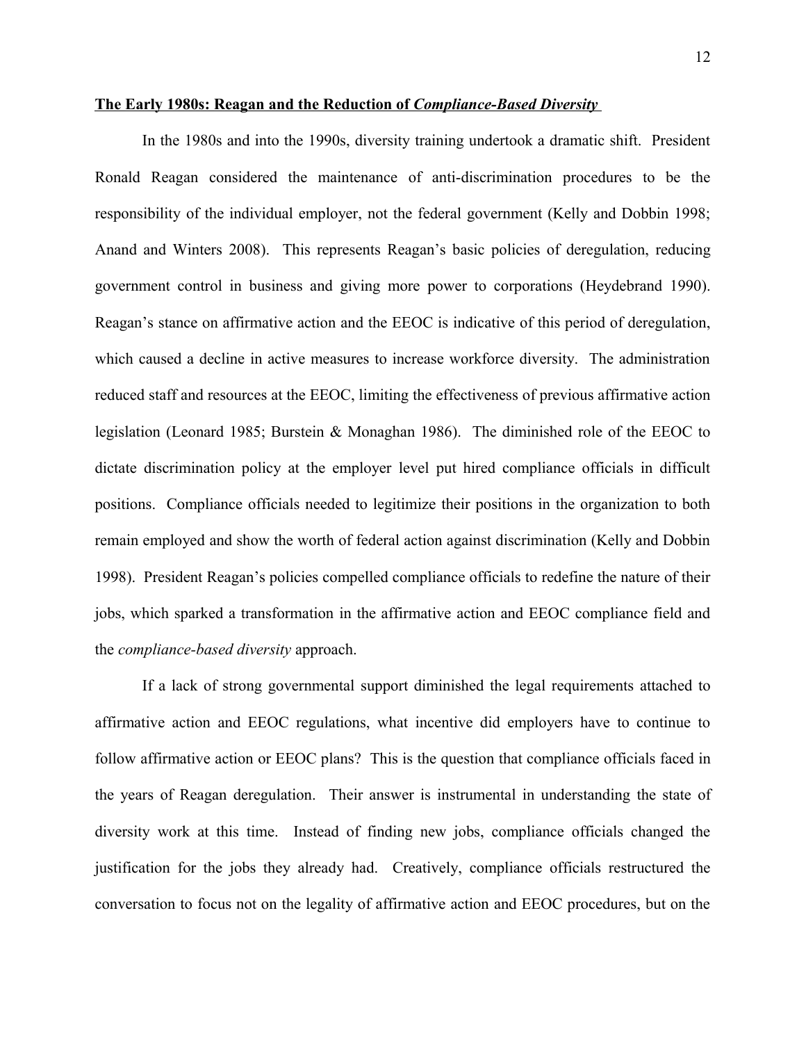## The Early 1980s: Reagan and the Reduction of *Compliance-Based Diversity*

In the 1980s and into the 1990s, diversity training undertook a dramatic shift. President Ronald Reagan considered the maintenance of anti-discrimination procedures to be the responsibility of the individual employer, not the federal government (Kelly and Dobbin 1998; Anand and Winters 2008). This represents Reagan's basic policies of deregulation, reducing government control in business and giving more power to corporations (Heydebrand 1990). Reagan's stance on affirmative action and the EEOC is indicative of this period of deregulation, which caused a decline in active measures to increase workforce diversity. The administration reduced staff and resources at the EEOC, limiting the effectiveness of previous affirmative action legislation (Leonard 1985; Burstein & Monaghan 1986). The diminished role of the EEOC to dictate discrimination policy at the employer level put hired compliance officials in difficult positions. Compliance officials needed to legitimize their positions in the organization to both remain employed and show the worth of federal action against discrimination (Kelly and Dobbin 1998). President Reagan's policies compelled compliance officials to redefine the nature of their jobs, which sparked a transformation in the affirmative action and EEOC compliance field and the *compliance-based diversity* approach.

If a lack of strong governmental support diminished the legal requirements attached to affirmative action and EEOC regulations, what incentive did employers have to continue to follow affirmative action or EEOC plans? This is the question that compliance officials faced in the years of Reagan deregulation. Their answer is instrumental in understanding the state of diversity work at this time. Instead of finding new jobs, compliance officials changed the justification for the jobs they already had. Creatively, compliance officials restructured the conversation to focus not on the legality of affirmative action and EEOC procedures, but on the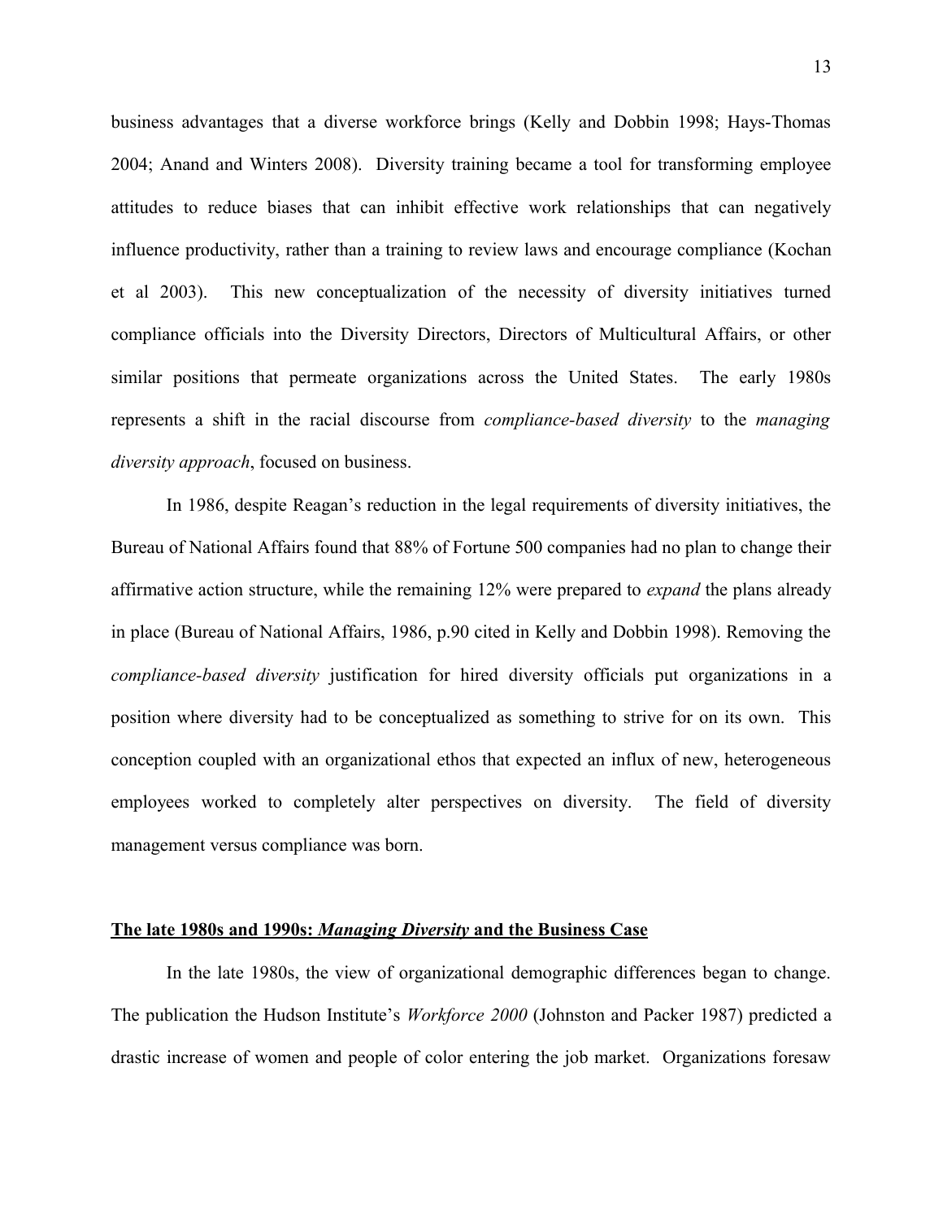business advantages that a diverse workforce brings (Kelly and Dobbin 1998; Hays-Thomas 2004; Anand and Winters 2008). Diversity training became a tool for transforming employee attitudes to reduce biases that can inhibit effective work relationships that can negatively influence productivity, rather than a training to review laws and encourage compliance (Kochan et al 2003). This new conceptualization of the necessity of diversity initiatives turned compliance officials into the Diversity Directors, Directors of Multicultural Affairs, or other similar positions that permeate organizations across the United States. The early 1980s represents a shift in the racial discourse from *compliance-based diversity* to the *managing diversity approach*, focused on business.

In 1986, despite Reagan's reduction in the legal requirements of diversity initiatives, the Bureau of National Affairs found that 88% of Fortune 500 companies had no plan to change their affirmative action structure, while the remaining 12% were prepared to *expand* the plans already in place (Bureau of National Affairs, 1986, p.90 cited in Kelly and Dobbin 1998). Removing the *compliance-based diversity* justification for hired diversity officials put organizations in a position where diversity had to be conceptualized as something to strive for on its own. This conception coupled with an organizational ethos that expected an influx of new, heterogeneous employees worked to completely alter perspectives on diversity. The field of diversity management versus compliance was born.

## The late 1980s and 1990s: *Managing Diversity* and the Business Case

In the late 1980s, the view of organizational demographic differences began to change. The publication the Hudson Institute's *Workforce 2000* (Johnston and Packer 1987) predicted a drastic increase of women and people of color entering the job market. Organizations foresaw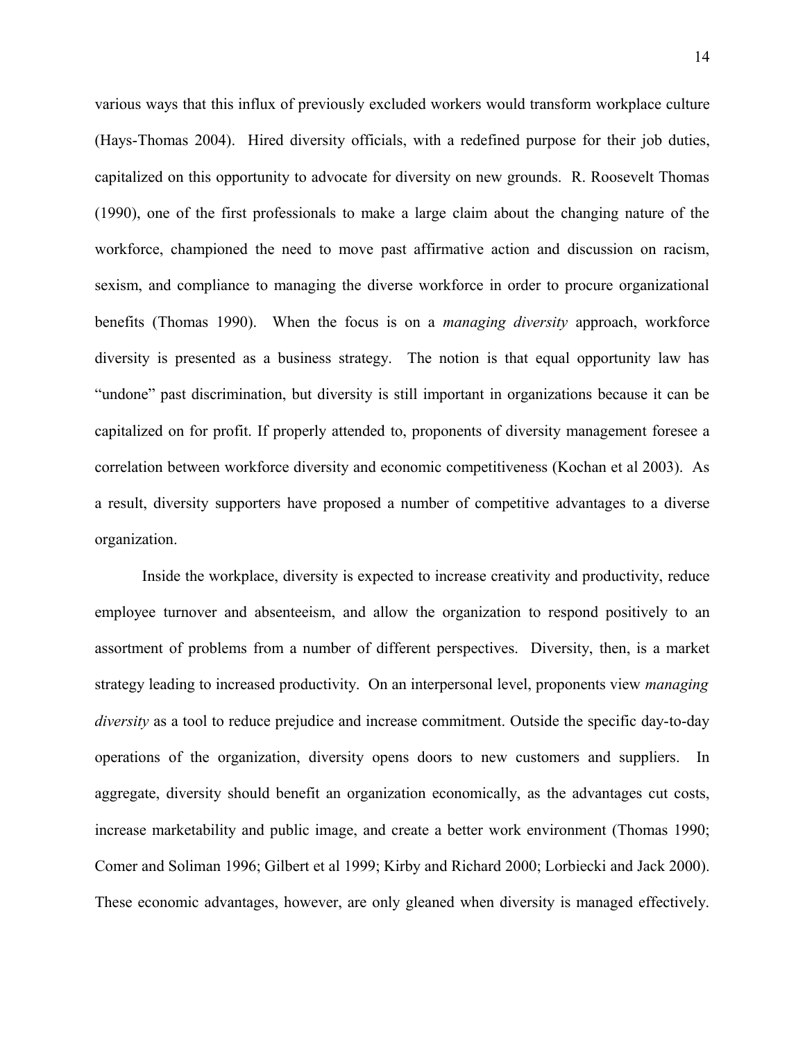various ways that this influx of previously excluded workers would transform workplace culture (Hays-Thomas 2004). Hired diversity officials, with a redefined purpose for their job duties, capitalized on this opportunity to advocate for diversity on new grounds. R. Roosevelt Thomas (1990), one of the first professionals to make a large claim about the changing nature of the workforce, championed the need to move past affirmative action and discussion on racism, sexism, and compliance to managing the diverse workforce in order to procure organizational benefits (Thomas 1990). When the focus is on a *managing diversity* approach, workforce diversity is presented as a business strategy. The notion is that equal opportunity law has "undone" past discrimination, but diversity is still important in organizations because it can be capitalized on for profit. If properly attended to, proponents of diversity management foresee a correlation between workforce diversity and economic competitiveness (Kochan et al 2003). As a result, diversity supporters have proposed a number of competitive advantages to a diverse organization.

Inside the workplace, diversity is expected to increase creativity and productivity, reduce employee turnover and absenteeism, and allow the organization to respond positively to an assortment of problems from a number of different perspectives. Diversity, then, is a market strategy leading to increased productivity. On an interpersonal level, proponents view *managing diversity* as a tool to reduce prejudice and increase commitment. Outside the specific day-to-day operations of the organization, diversity opens doors to new customers and suppliers. In aggregate, diversity should benefit an organization economically, as the advantages cut costs, increase marketability and public image, and create a better work environment (Thomas 1990; Comer and Soliman 1996; Gilbert et al 1999; Kirby and Richard 2000; Lorbiecki and Jack 2000). These economic advantages, however, are only gleaned when diversity is managed effectively.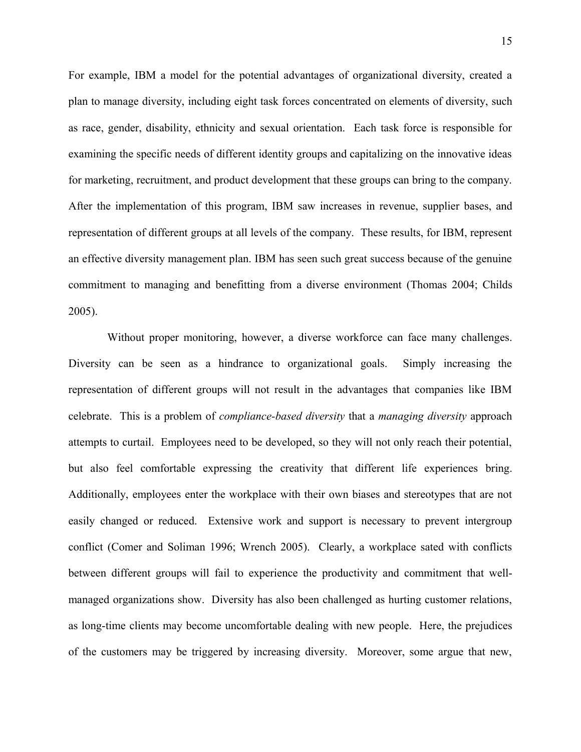For example, IBM a model for the potential advantages of organizational diversity, created a plan to manage diversity, including eight task forces concentrated on elements of diversity, such as race, gender, disability, ethnicity and sexual orientation. Each task force is responsible for examining the specific needs of different identity groups and capitalizing on the innovative ideas for marketing, recruitment, and product development that these groups can bring to the company. After the implementation of this program, IBM saw increases in revenue, supplier bases, and representation of different groups at all levels of the company. These results, for IBM, represent an effective diversity management plan. IBM has seen such great success because of the genuine commitment to managing and benefitting from a diverse environment (Thomas 2004; Childs 2005).

Without proper monitoring, however, a diverse workforce can face many challenges. Diversity can be seen as a hindrance to organizational goals. Simply increasing the representation of different groups will not result in the advantages that companies like IBM celebrate. This is a problem of *compliance-based diversity* that a *managing diversity* approach attempts to curtail. Employees need to be developed, so they will not only reach their potential, but also feel comfortable expressing the creativity that different life experiences bring. Additionally, employees enter the workplace with their own biases and stereotypes that are not easily changed or reduced. Extensive work and support is necessary to prevent intergroup conflict (Comer and Soliman 1996; Wrench 2005). Clearly, a workplace sated with conflicts between different groups will fail to experience the productivity and commitment that well-managed organizations show. Diversity has also been challenged as hurting customer relations, as long-time clients may become uncomfortable dealing with new people. Here, the prejudices of the customers may be triggered by increasing diversity. Moreover, some argue that new,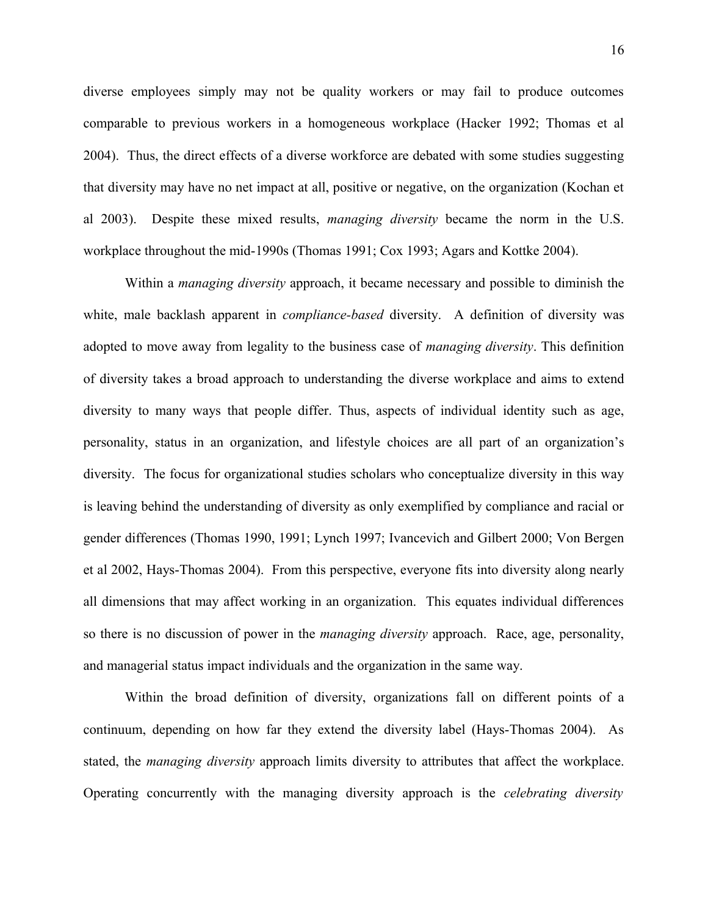diverse employees simply may not be quality workers or may fail to produce outcomes comparable to previous workers in a homogeneous workplace (Hacker 1992; Thomas et al 2004). Thus, the direct effects of a diverse workforce are debated with some studies suggesting that diversity may have no net impact at all, positive or negative, on the organization (Kochan et al 2003). Despite these mixed results, *managing diversity* became the norm in the U.S. workplace throughout the mid-1990s (Thomas 1991; Cox 1993; Agars and Kottke 2004).

Within a *managing diversity* approach, it became necessary and possible to diminish the white, male backlash apparent in *compliance-based* diversity. A definition of diversity was adopted to move away from legality to the business case of *managing diversity*. This definition of diversity takes a broad approach to understanding the diverse workplace and aims to extend diversity to many ways that people differ. Thus, aspects of individual identity such as age, personality, status in an organization, and lifestyle choices are all part of an organization's diversity. The focus for organizational studies scholars who conceptualize diversity in this way is leaving behind the understanding of diversity as only exemplified by compliance and racial or gender differences (Thomas 1990, 1991; Lynch 1997; Ivancevich and Gilbert 2000; Von Bergen et al 2002, Hays-Thomas 2004). From this perspective, everyone fits into diversity along nearly all dimensions that may affect working in an organization. This equates individual differences so there is no discussion of power in the *managing diversity* approach. Race, age, personality, and managerial status impact individuals and the organization in the same way.

Within the broad definition of diversity, organizations fall on different points of a continuum, depending on how far they extend the diversity label (Hays-Thomas 2004). As stated, the *managing diversity* approach limits diversity to attributes that affect the workplace. Operating concurrently with the managing diversity approach is the *celebrating diversity*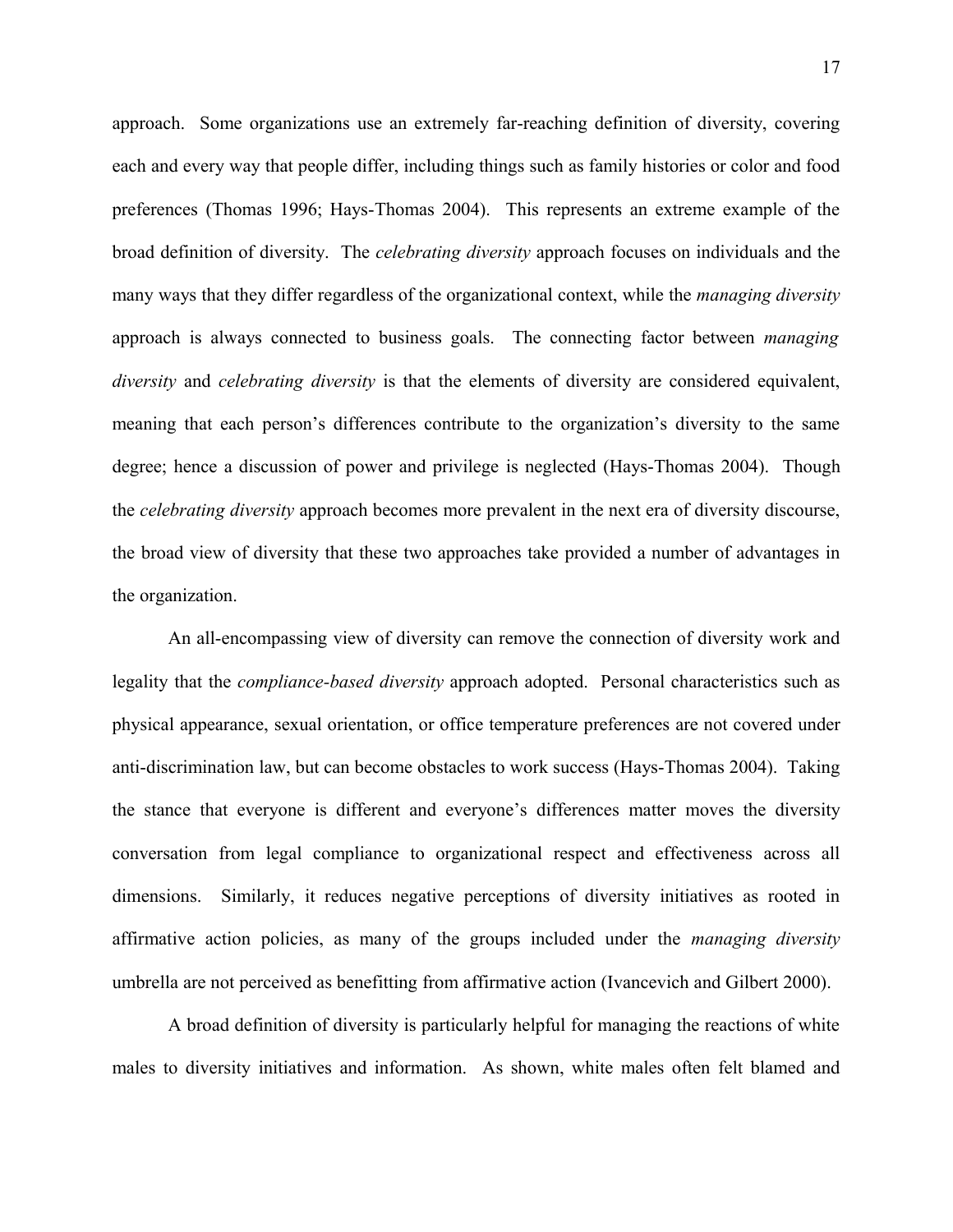approach. Some organizations use an extremely far-reaching definition of diversity, covering each and every way that people differ, including things such as family histories or color and food preferences (Thomas 1996; Hays-Thomas 2004). This represents an extreme example of the broad definition of diversity. The *celebrating diversity* approach focuses on individuals and the many ways that they differ regardless of the organizational context, while the *managing diversity* approach is always connected to business goals. The connecting factor between *managing diversity* and *celebrating diversity* is that the elements of diversity are considered equivalent, meaning that each person's differences contribute to the organization's diversity to the same degree; hence a discussion of power and privilege is neglected (Hays-Thomas 2004). Though the *celebrating diversity* approach becomes more prevalent in the next era of diversity discourse, the broad view of diversity that these two approaches take provided a number of advantages in the organization.

An all-encompassing view of diversity can remove the connection of diversity work and legality that the *compliance-based diversity* approach adopted. Personal characteristics such as physical appearance, sexual orientation, or office temperature preferences are not covered under anti-discrimination law, but can become obstacles to work success (Hays-Thomas 2004). Taking the stance that everyone is different and everyone's differences matter moves the diversity conversation from legal compliance to organizational respect and effectiveness across all dimensions. Similarly, it reduces negative perceptions of diversity initiatives as rooted in affirmative action policies, as many of the groups included under the *managing diversity* umbrella are not perceived as benefitting from affirmative action (Ivancevich and Gilbert 2000).

A broad definition of diversity is particularly helpful for managing the reactions of white males to diversity initiatives and information. As shown, white males often felt blamed and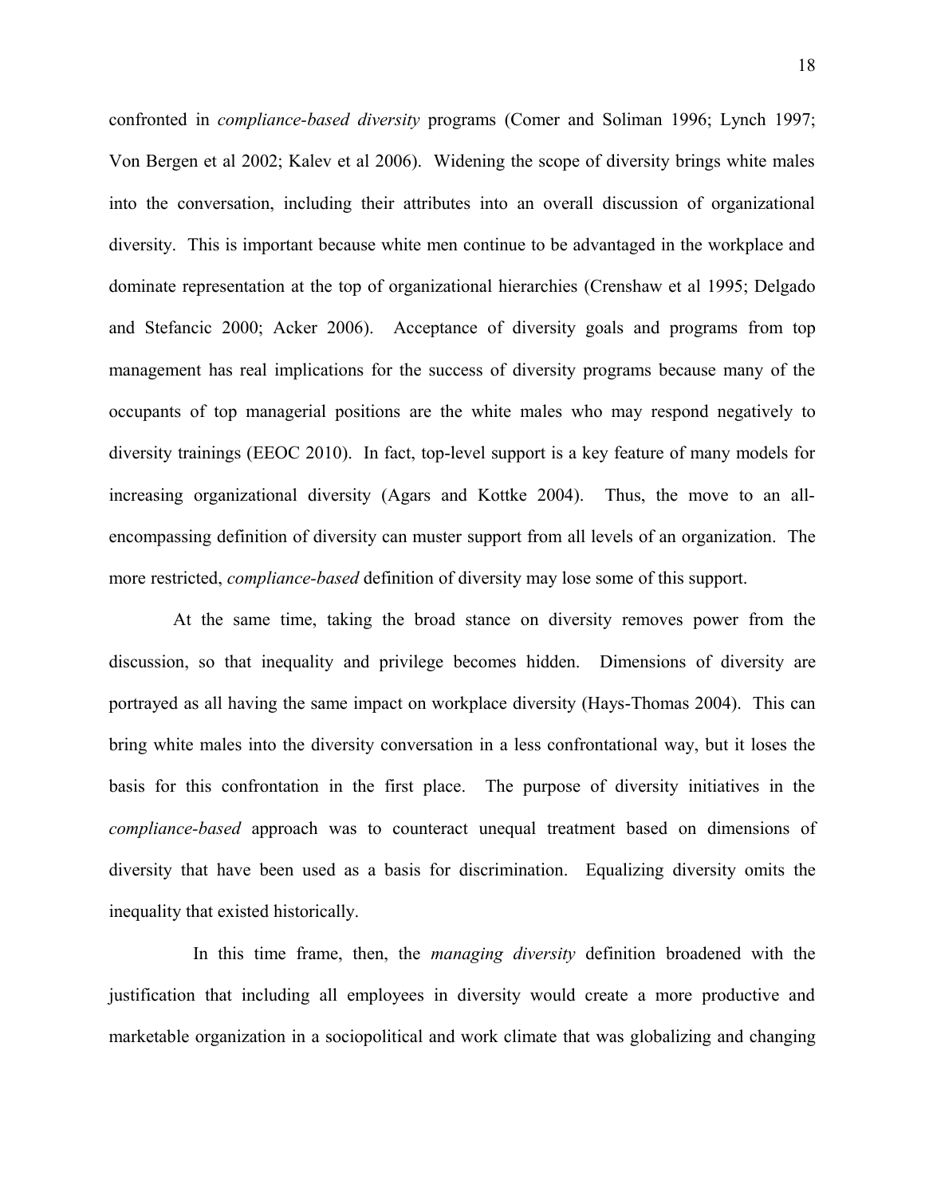confronted in *compliance-based diversity* programs (Comer and Soliman 1996; Lynch 1997; Von Bergen et al 2002; Kalev et al 2006). Widening the scope of diversity brings white males into the conversation, including their attributes into an overall discussion of organizational diversity. This is important because white men continue to be advantaged in the workplace and dominate representation at the top of organizational hierarchies (Crenshaw et al 1995; Delgado and Stefancic 2000; Acker 2006). Acceptance of diversity goals and programs from top management has real implications for the success of diversity programs because many of the occupants of top managerial positions are the white males who may respond negatively to diversity trainings (EEOC 2010). In fact, top-level support is a key feature of many models for increasing organizational diversity (Agars and Kottke 2004). Thus, the move to an all-encompassing definition of diversity can muster support from all levels of an organization. The more restricted, *compliance-based* definition of diversity may lose some of this support.

At the same time, taking the broad stance on diversity removes power from the discussion, so that inequality and privilege becomes hidden. Dimensions of diversity are portrayed as all having the same impact on workplace diversity (Hays-Thomas 2004). This can bring white males into the diversity conversation in a less confrontational way, but it loses the basis for this confrontation in the first place. The purpose of diversity initiatives in the *compliance-based* approach was to counteract unequal treatment based on dimensions of diversity that have been used as a basis for discrimination. Equalizing diversity omits the inequality that existed historically.

In this time frame, then, the *managing diversity* definition broadened with the justification that including all employees in diversity would create a more productive and marketable organization in a sociopolitical and work climate that was globalizing and changing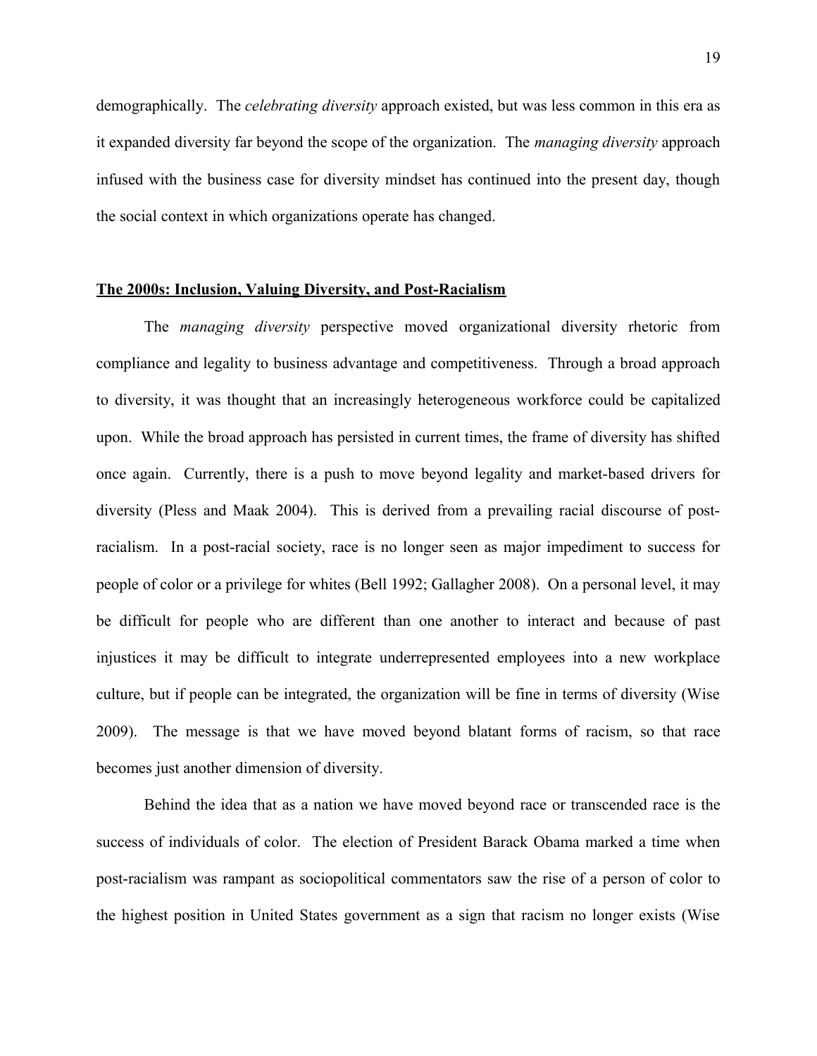demographically. The *celebrating diversity* approach existed, but was less common in this era as it expanded diversity far beyond the scope of the organization. The *managing diversity* approach infused with the business case for diversity mindset has continued into the present day, though the social context in which organizations operate has changed.

## The 2000s: Inclusion, Valuing Diversity, and Post-Racialism

The *managing diversity* perspective moved organizational diversity rhetoric from compliance and legality to business advantage and competitiveness. Through a broad approach to diversity, it was thought that an increasingly heterogeneous workforce could be capitalized upon. While the broad approach has persisted in current times, the frame of diversity has shifted once again. Currently, there is a push to move beyond legality and market-based drivers for diversity (Pless and Maak 2004). This is derived from a prevailing racial discourse of post-racialism. In a post-racial society, race is no longer seen as major impediment to success for people of color or a privilege for whites (Bell 1992; Gallagher 2008). On a personal level, it may be difficult for people who are different than one another to interact and because of past injustices it may be difficult to integrate underrepresented employees into a new workplace culture, but if people can be integrated, the organization will be fine in terms of diversity (Wise 2009). The message is that we have moved beyond blatant forms of racism, so that race becomes just another dimension of diversity.

Behind the idea that as a nation we have moved beyond race or transcended race is the success of individuals of color. The election of President Barack Obama marked a time when post-racialism was rampant as sociopolitical commentators saw the rise of a person of color to the highest position in United States government as a sign that racism no longer exists (Wise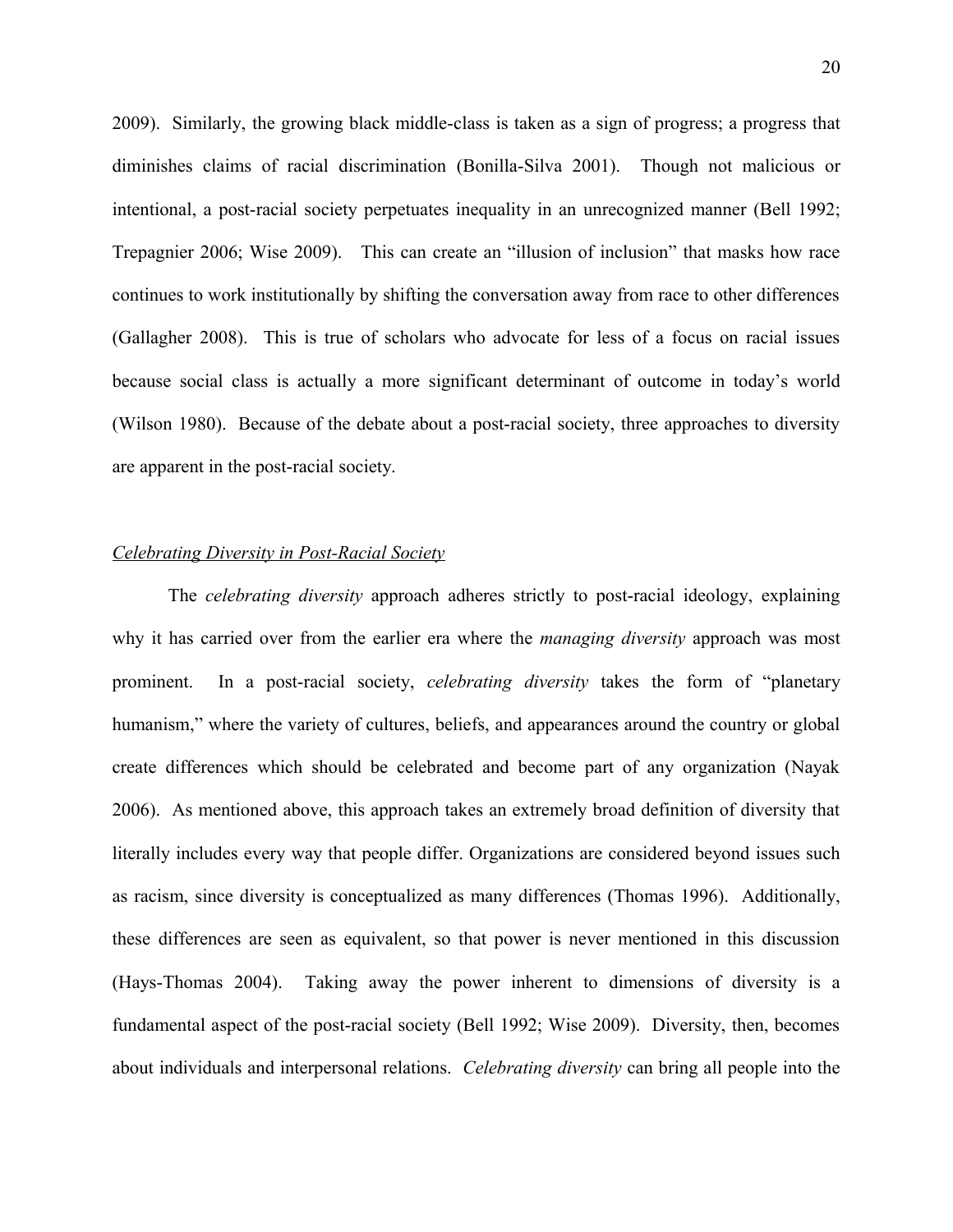2009). Similarly, the growing black middle-class is taken as a sign of progress; a progress that diminishes claims of racial discrimination (Bonilla-Silva 2001). Though not malicious or intentional, a post-racial society perpetuates inequality in an unrecognized manner (Bell 1992; Trepagnier 2006; Wise 2009). This can create an "illusion of inclusion" that masks how race continues to work institutionally by shifting the conversation away from race to other differences (Gallagher 2008). This is true of scholars who advocate for less of a focus on racial issues because social class is actually a more significant determinant of outcome in today's world (Wilson 1980). Because of the debate about a post-racial society, three approaches to diversity are apparent in the post-racial society.

### *Celebrating Diversity in Post-Racial Society*

The *celebrating diversity* approach adheres strictly to post-racial ideology, explaining why it has carried over from the earlier era where the *managing diversity* approach was most prominent. In a post-racial society, *celebrating diversity* takes the form of "planetary humanism," where the variety of cultures, beliefs, and appearances around the country or global create differences which should be celebrated and become part of any organization (Nayak 2006). As mentioned above, this approach takes an extremely broad definition of diversity that literally includes every way that people differ. Organizations are considered beyond issues such as racism, since diversity is conceptualized as many differences (Thomas 1996). Additionally, these differences are seen as equivalent, so that power is never mentioned in this discussion (Hays-Thomas 2004). Taking away the power inherent to dimensions of diversity is a fundamental aspect of the post-racial society (Bell 1992; Wise 2009). Diversity, then, becomes about individuals and interpersonal relations. *Celebrating diversity* can bring all people into the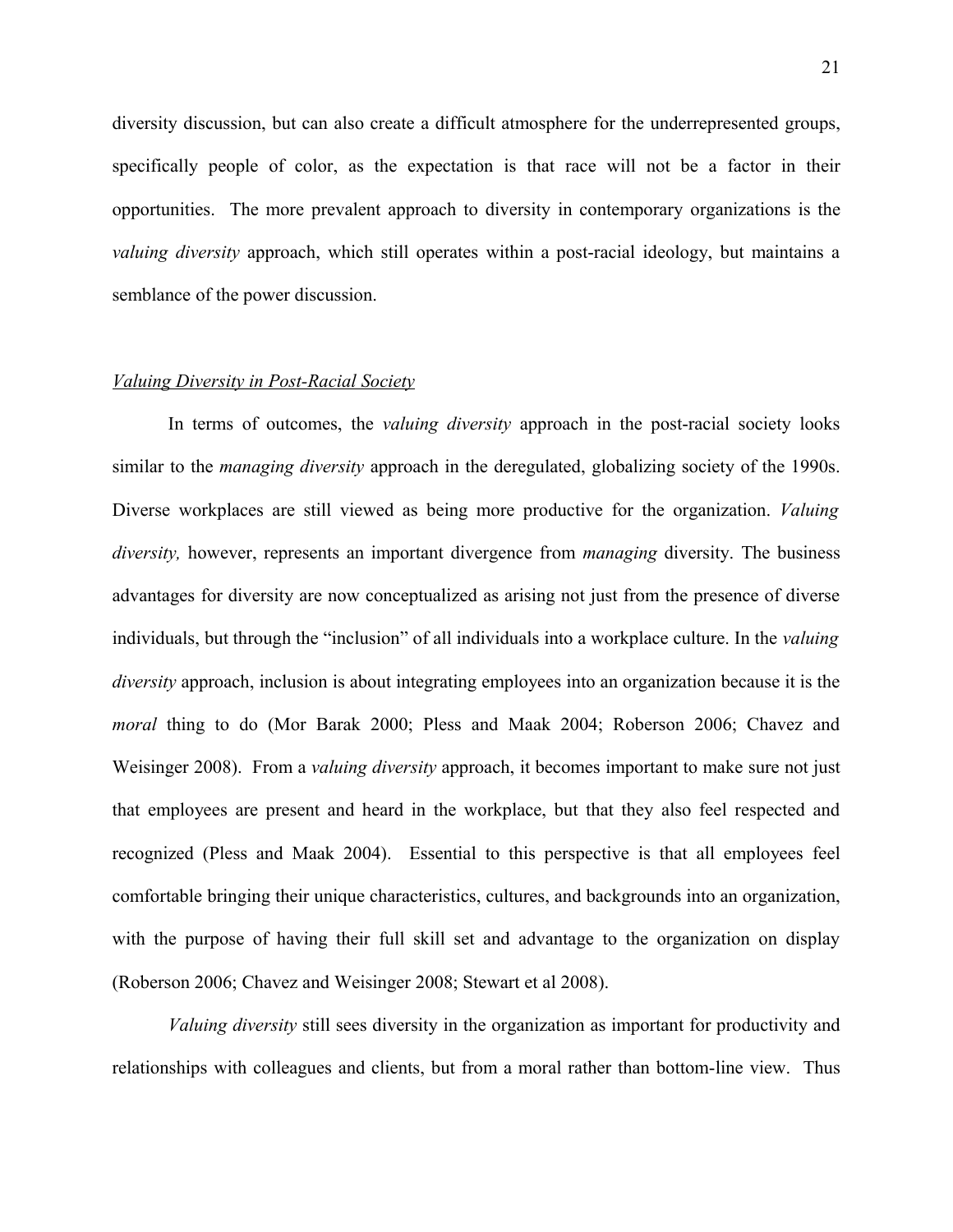diversity discussion, but can also create a difficult atmosphere for the underrepresented groups, specifically people of color, as the expectation is that race will not be a factor in their opportunities. The more prevalent approach to diversity in contemporary organizations is the *valuing diversity* approach, which still operates within a post-racial ideology, but maintains a semblance of the power discussion.

### *Valuing Diversity in Post-Racial Society*

In terms of outcomes, the *valuing diversity* approach in the post-racial society looks similar to the *managing diversity* approach in the deregulated, globalizing society of the 1990s. Diverse workplaces are still viewed as being more productive for the organization. *Valuing diversity,* however, represents an important divergence from *managing* diversity. The business advantages for diversity are now conceptualized as arising not just from the presence of diverse individuals, but through the "inclusion" of all individuals into a workplace culture. In the *valuing diversity* approach, inclusion is about integrating employees into an organization because it is the *moral* thing to do (Mor Barak 2000; Pless and Maak 2004; Roberson 2006; Chavez and Weisinger 2008). From a *valuing diversity* approach, it becomes important to make sure not just that employees are present and heard in the workplace, but that they also feel respected and recognized (Pless and Maak 2004). Essential to this perspective is that all employees feel comfortable bringing their unique characteristics, cultures, and backgrounds into an organization, with the purpose of having their full skill set and advantage to the organization on display (Roberson 2006; Chavez and Weisinger 2008; Stewart et al 2008).

*Valuing diversity* still sees diversity in the organization as important for productivity and relationships with colleagues and clients, but from a moral rather than bottom-line view. Thus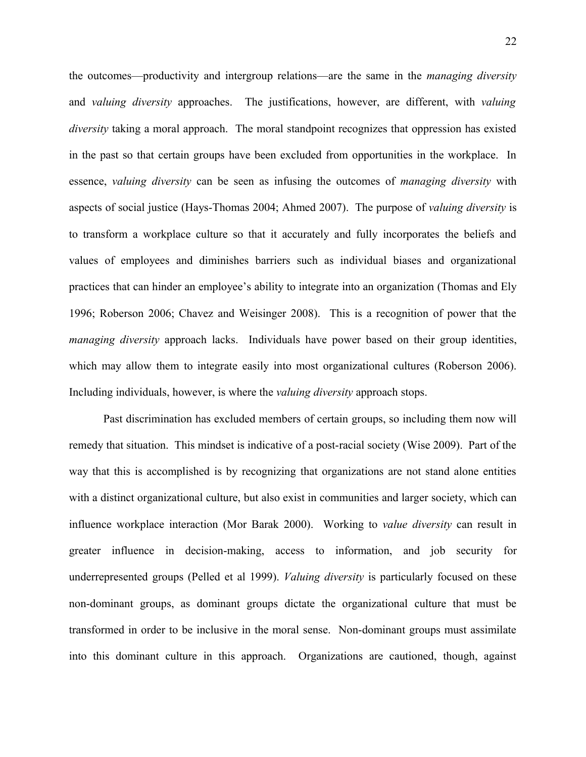the outcomes—productivity and intergroup relations—are the same in the *managing diversity* and *valuing diversity* approaches. The justifications, however, are different, with *valuing diversity* taking a moral approach. The moral standpoint recognizes that oppression has existed in the past so that certain groups have been excluded from opportunities in the workplace. In essence, *valuing diversity* can be seen as infusing the outcomes of *managing diversity* with aspects of social justice (Hays-Thomas 2004; Ahmed 2007). The purpose of *valuing diversity* is to transform a workplace culture so that it accurately and fully incorporates the beliefs and values of employees and diminishes barriers such as individual biases and organizational practices that can hinder an employee's ability to integrate into an organization (Thomas and Ely 1996; Roberson 2006; Chavez and Weisinger 2008). This is a recognition of power that the *managing diversity* approach lacks. Individuals have power based on their group identities, which may allow them to integrate easily into most organizational cultures (Roberson 2006). Including individuals, however, is where the *valuing diversity* approach stops.

Past discrimination has excluded members of certain groups, so including them now will remedy that situation. This mindset is indicative of a post-racial society (Wise 2009). Part of the way that this is accomplished is by recognizing that organizations are not stand alone entities with a distinct organizational culture, but also exist in communities and larger society, which can influence workplace interaction (Mor Barak 2000). Working to *value diversity* can result in greater influence in decision-making, access to information, and job security for underrepresented groups (Pelled et al 1999). *Valuing diversity* is particularly focused on these non-dominant groups, as dominant groups dictate the organizational culture that must be transformed in order to be inclusive in the moral sense. Non-dominant groups must assimilate into this dominant culture in this approach. Organizations are cautioned, though, against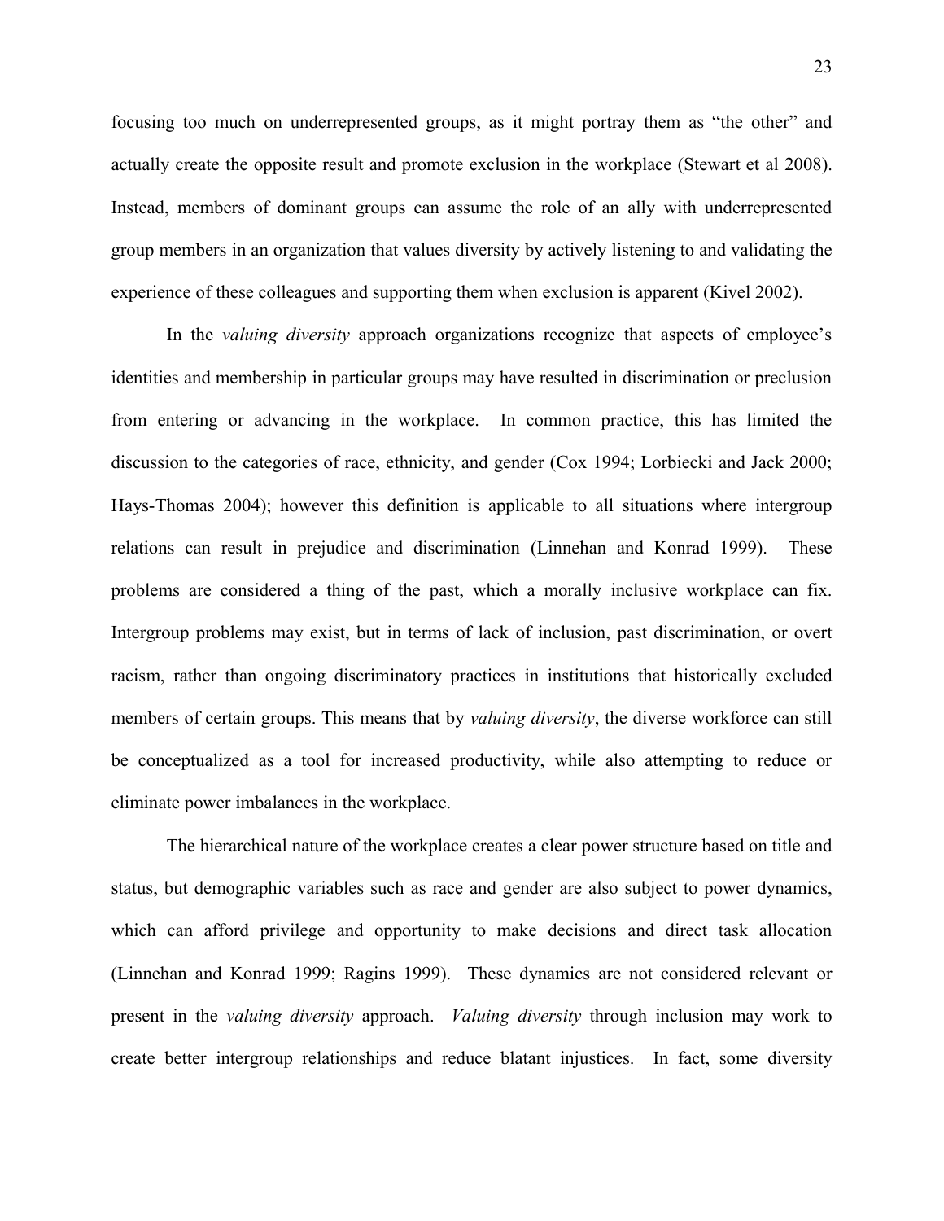focusing too much on underrepresented groups, as it might portray them as "the other" and actually create the opposite result and promote exclusion in the workplace (Stewart et al 2008). Instead, members of dominant groups can assume the role of an ally with underrepresented group members in an organization that values diversity by actively listening to and validating the experience of these colleagues and supporting them when exclusion is apparent (Kivel 2002).

In the *valuing diversity* approach organizations recognize that aspects of employee's identities and membership in particular groups may have resulted in discrimination or preclusion from entering or advancing in the workplace. In common practice, this has limited the discussion to the categories of race, ethnicity, and gender (Cox 1994; Lorbiecki and Jack 2000; Hays-Thomas 2004); however this definition is applicable to all situations where intergroup relations can result in prejudice and discrimination (Linnehan and Konrad 1999). These problems are considered a thing of the past, which a morally inclusive workplace can fix. Intergroup problems may exist, but in terms of lack of inclusion, past discrimination, or overt racism, rather than ongoing discriminatory practices in institutions that historically excluded members of certain groups. This means that by *valuing diversity*, the diverse workforce can still be conceptualized as a tool for increased productivity, while also attempting to reduce or eliminate power imbalances in the workplace.

The hierarchical nature of the workplace creates a clear power structure based on title and status, but demographic variables such as race and gender are also subject to power dynamics, which can afford privilege and opportunity to make decisions and direct task allocation (Linnehan and Konrad 1999; Ragins 1999). These dynamics are not considered relevant or present in the *valuing diversity* approach. *Valuing diversity* through inclusion may work to create better intergroup relationships and reduce blatant injustices. In fact, some diversity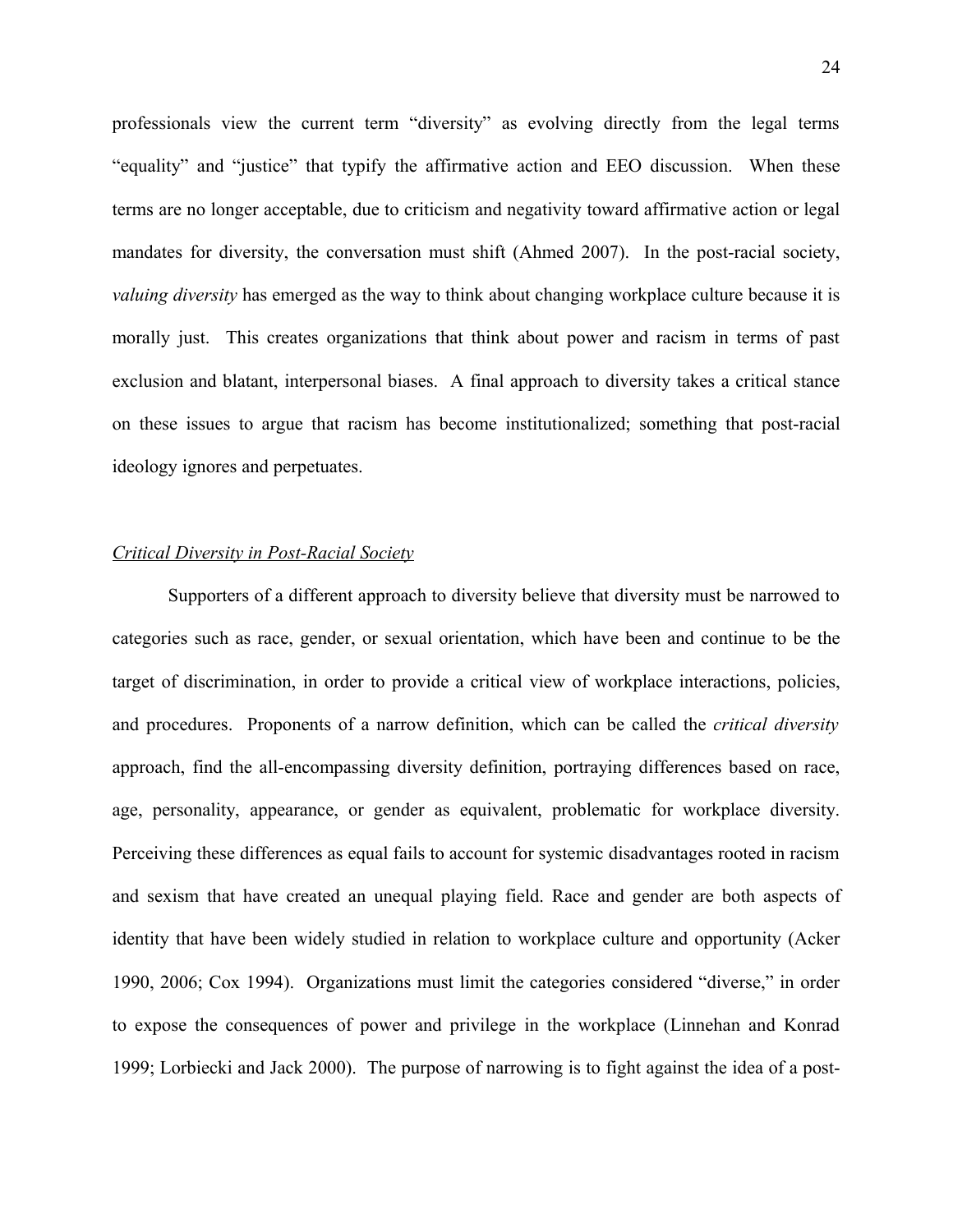professionals view the current term "diversity" as evolving directly from the legal terms "equality" and "justice" that typify the affirmative action and EEO discussion. When these terms are no longer acceptable, due to criticism and negativity toward affirmative action or legal mandates for diversity, the conversation must shift (Ahmed 2007). In the post-racial society, *valuing diversity* has emerged as the way to think about changing workplace culture because it is morally just. This creates organizations that think about power and racism in terms of past exclusion and blatant, interpersonal biases. A final approach to diversity takes a critical stance on these issues to argue that racism has become institutionalized; something that post-racial ideology ignores and perpetuates.

*Critical Diversity in Post-Racial Society*

Supporters of a different approach to diversity believe that diversity must be narrowed to categories such as race, gender, or sexual orientation, which have been and continue to be the target of discrimination, in order to provide a critical view of workplace interactions, policies, and procedures. Proponents of a narrow definition, which can be called the *critical diversity* approach, find the all-encompassing diversity definition, portraying differences based on race, age, personality, appearance, or gender as equivalent, problematic for workplace diversity. Perceiving these differences as equal fails to account for systemic disadvantages rooted in racism and sexism that have created an unequal playing field. Race and gender are both aspects of identity that have been widely studied in relation to workplace culture and opportunity (Acker 1990, 2006; Cox 1994). Organizations must limit the categories considered "diverse," in order to expose the consequences of power and privilege in the workplace (Linnehan and Konrad 1999; Lorbiecki and Jack 2000). The purpose of narrowing is to fight against the idea of a post-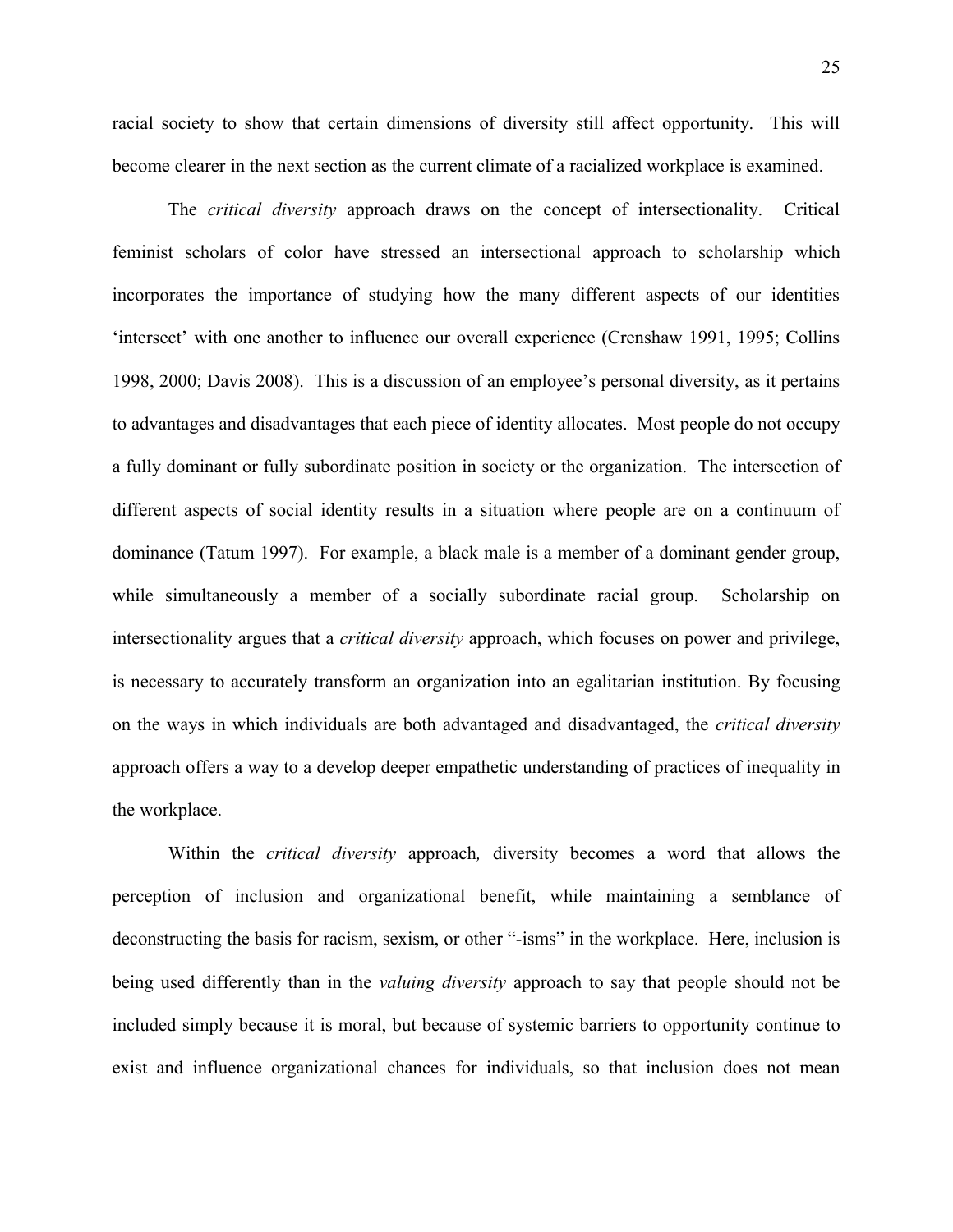racial society to show that certain dimensions of diversity still affect opportunity. This will become clearer in the next section as the current climate of a racialized workplace is examined.

The *critical diversity* approach draws on the concept of intersectionality. Critical feminist scholars of color have stressed an intersectional approach to scholarship which incorporates the importance of studying how the many different aspects of our identities 'intersect' with one another to influence our overall experience (Crenshaw 1991, 1995; Collins 1998, 2000; Davis 2008). This is a discussion of an employee's personal diversity, as it pertains to advantages and disadvantages that each piece of identity allocates. Most people do not occupy a fully dominant or fully subordinate position in society or the organization. The intersection of different aspects of social identity results in a situation where people are on a continuum of dominance (Tatum 1997). For example, a black male is a member of a dominant gender group, while simultaneously a member of a socially subordinate racial group. Scholarship on intersectionality argues that a *critical diversity* approach, which focuses on power and privilege, is necessary to accurately transform an organization into an egalitarian institution. By focusing on the ways in which individuals are both advantaged and disadvantaged, the *critical diversity* approach offers a way to a develop deeper empathetic understanding of practices of inequality in the workplace.

Within the *critical diversity* approach*,* diversity becomes a word that allows the perception of inclusion and organizational benefit, while maintaining a semblance of deconstructing the basis for racism, sexism, or other "-isms" in the workplace. Here, inclusion is being used differently than in the *valuing diversity* approach to say that people should not be included simply because it is moral, but because of systemic barriers to opportunity continue to exist and influence organizational chances for individuals, so that inclusion does not mean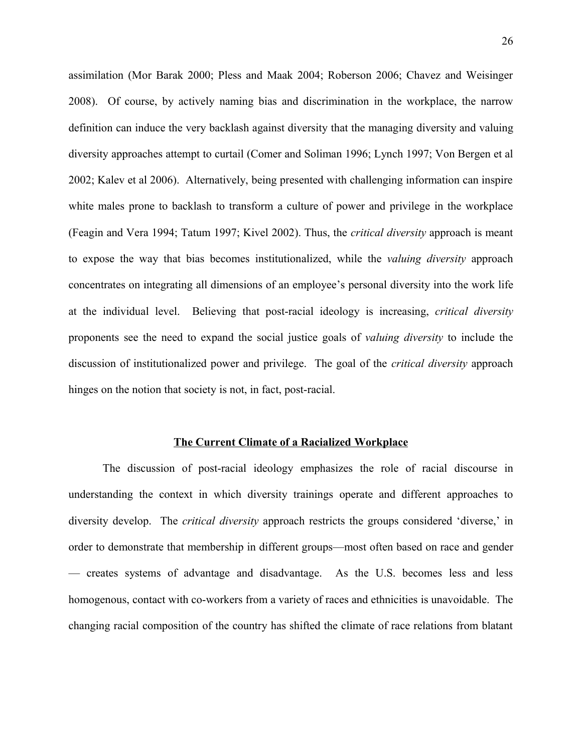assimilation (Mor Barak 2000; Pless and Maak 2004; Roberson 2006; Chavez and Weisinger 2008). Of course, by actively naming bias and discrimination in the workplace, the narrow definition can induce the very backlash against diversity that the managing diversity and valuing diversity approaches attempt to curtail (Comer and Soliman 1996; Lynch 1997; Von Bergen et al 2002; Kalev et al 2006). Alternatively, being presented with challenging information can inspire white males prone to backlash to transform a culture of power and privilege in the workplace (Feagin and Vera 1994; Tatum 1997; Kivel 2002). Thus, the *critical diversity* approach is meant to expose the way that bias becomes institutionalized, while the *valuing diversity* approach concentrates on integrating all dimensions of an employee's personal diversity into the work life at the individual level. Believing that post-racial ideology is increasing, *critical diversity* proponents see the need to expand the social justice goals of *valuing diversity* to include the discussion of institutionalized power and privilege. The goal of the *critical diversity* approach hinges on the notion that society is not, in fact, post-racial.

## The Current Climate of a Racialized Workplace

The discussion of post-racial ideology emphasizes the role of racial discourse in understanding the context in which diversity trainings operate and different approaches to diversity develop. The *critical diversity* approach restricts the groups considered 'diverse,' in order to demonstrate that membership in different groups—most often based on race and gender — creates systems of advantage and disadvantage. As the U.S. becomes less and less homogenous, contact with co-workers from a variety of races and ethnicities is unavoidable. The changing racial composition of the country has shifted the climate of race relations from blatant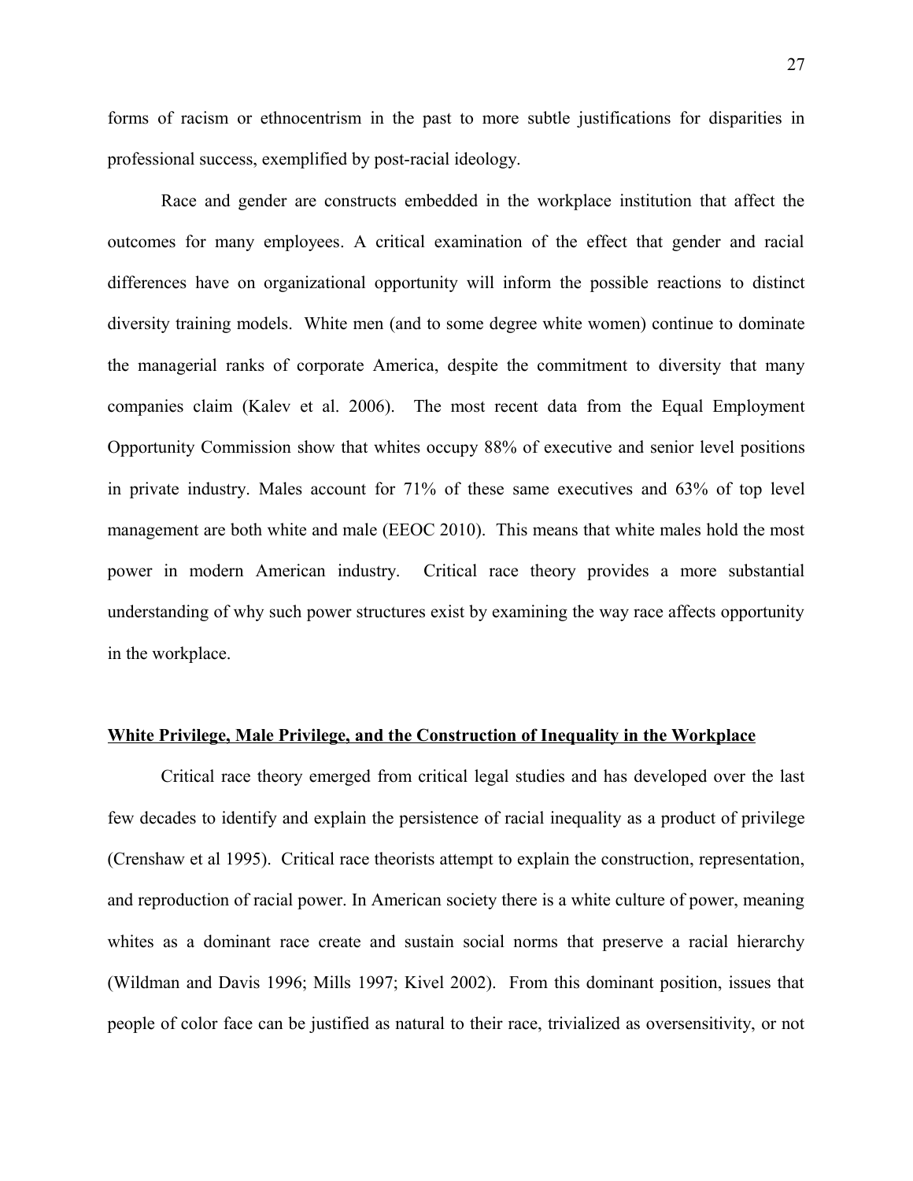forms of racism or ethnocentrism in the past to more subtle justifications for disparities in professional success, exemplified by post-racial ideology.

Race and gender are constructs embedded in the workplace institution that affect the outcomes for many employees. A critical examination of the effect that gender and racial differences have on organizational opportunity will inform the possible reactions to distinct diversity training models. White men (and to some degree white women) continue to dominate the managerial ranks of corporate America, despite the commitment to diversity that many companies claim (Kalev et al. 2006). The most recent data from the Equal Employment Opportunity Commission show that whites occupy 88% of executive and senior level positions in private industry. Males account for 71% of these same executives and 63% of top level management are both white and male (EEOC 2010). This means that white males hold the most power in modern American industry. Critical race theory provides a more substantial understanding of why such power structures exist by examining the way race affects opportunity in the workplace.

## White Privilege, Male Privilege, and the Construction of Inequality in the Workplace

Critical race theory emerged from critical legal studies and has developed over the last few decades to identify and explain the persistence of racial inequality as a product of privilege (Crenshaw et al 1995). Critical race theorists attempt to explain the construction, representation, and reproduction of racial power. In American society there is a white culture of power, meaning whites as a dominant race create and sustain social norms that preserve a racial hierarchy (Wildman and Davis 1996; Mills 1997; Kivel 2002). From this dominant position, issues that people of color face can be justified as natural to their race, trivialized as oversensitivity, or not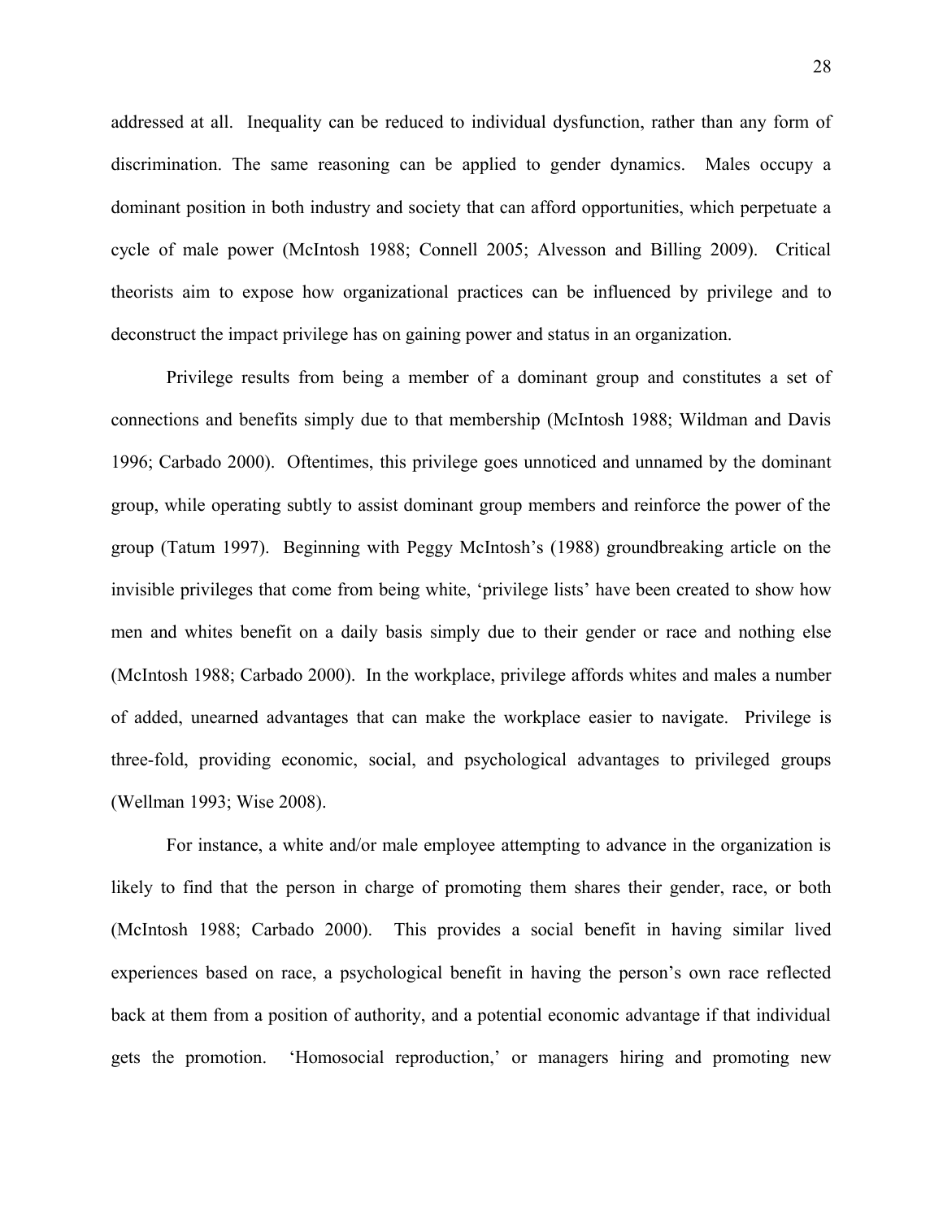addressed at all. Inequality can be reduced to individual dysfunction, rather than any form of discrimination. The same reasoning can be applied to gender dynamics. Males occupy a dominant position in both industry and society that can afford opportunities, which perpetuate a cycle of male power (McIntosh 1988; Connell 2005; Alvesson and Billing 2009). Critical theorists aim to expose how organizational practices can be influenced by privilege and to deconstruct the impact privilege has on gaining power and status in an organization.

Privilege results from being a member of a dominant group and constitutes a set of connections and benefits simply due to that membership (McIntosh 1988; Wildman and Davis 1996; Carbado 2000). Oftentimes, this privilege goes unnoticed and unnamed by the dominant group, while operating subtly to assist dominant group members and reinforce the power of the group (Tatum 1997). Beginning with Peggy McIntosh's (1988) groundbreaking article on the invisible privileges that come from being white, 'privilege lists' have been created to show how men and whites benefit on a daily basis simply due to their gender or race and nothing else (McIntosh 1988; Carbado 2000). In the workplace, privilege affords whites and males a number of added, unearned advantages that can make the workplace easier to navigate. Privilege is three-fold, providing economic, social, and psychological advantages to privileged groups (Wellman 1993; Wise 2008).

For instance, a white and/or male employee attempting to advance in the organization is likely to find that the person in charge of promoting them shares their gender, race, or both (McIntosh 1988; Carbado 2000). This provides a social benefit in having similar lived experiences based on race, a psychological benefit in having the person's own race reflected back at them from a position of authority, and a potential economic advantage if that individual gets the promotion. 'Homosocial reproduction,' or managers hiring and promoting new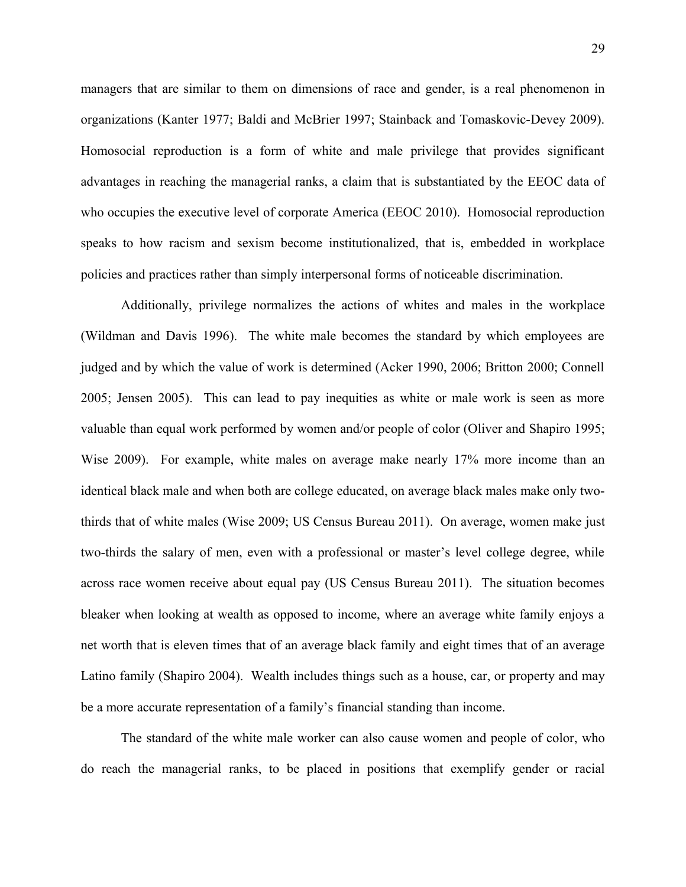managers that are similar to them on dimensions of race and gender, is a real phenomenon in organizations (Kanter 1977; Baldi and McBrier 1997; Stainback and Tomaskovic-Devey 2009). Homosocial reproduction is a form of white and male privilege that provides significant advantages in reaching the managerial ranks, a claim that is substantiated by the EEOC data of who occupies the executive level of corporate America (EEOC 2010). Homosocial reproduction speaks to how racism and sexism become institutionalized, that is, embedded in workplace policies and practices rather than simply interpersonal forms of noticeable discrimination.

Additionally, privilege normalizes the actions of whites and males in the workplace (Wildman and Davis 1996). The white male becomes the standard by which employees are judged and by which the value of work is determined (Acker 1990, 2006; Britton 2000; Connell 2005; Jensen 2005). This can lead to pay inequities as white or male work is seen as more valuable than equal work performed by women and/or people of color (Oliver and Shapiro 1995; Wise 2009). For example, white males on average make nearly 17% more income than an identical black male and when both are college educated, on average black males make only two-thirds that of white males (Wise 2009; US Census Bureau 2011). On average, women make just two-thirds the salary of men, even with a professional or master's level college degree, while across race women receive about equal pay (US Census Bureau 2011). The situation becomes bleaker when looking at wealth as opposed to income, where an average white family enjoys a net worth that is eleven times that of an average black family and eight times that of an average Latino family (Shapiro 2004). Wealth includes things such as a house, car, or property and may be a more accurate representation of a family's financial standing than income.

The standard of the white male worker can also cause women and people of color, who do reach the managerial ranks, to be placed in positions that exemplify gender or racial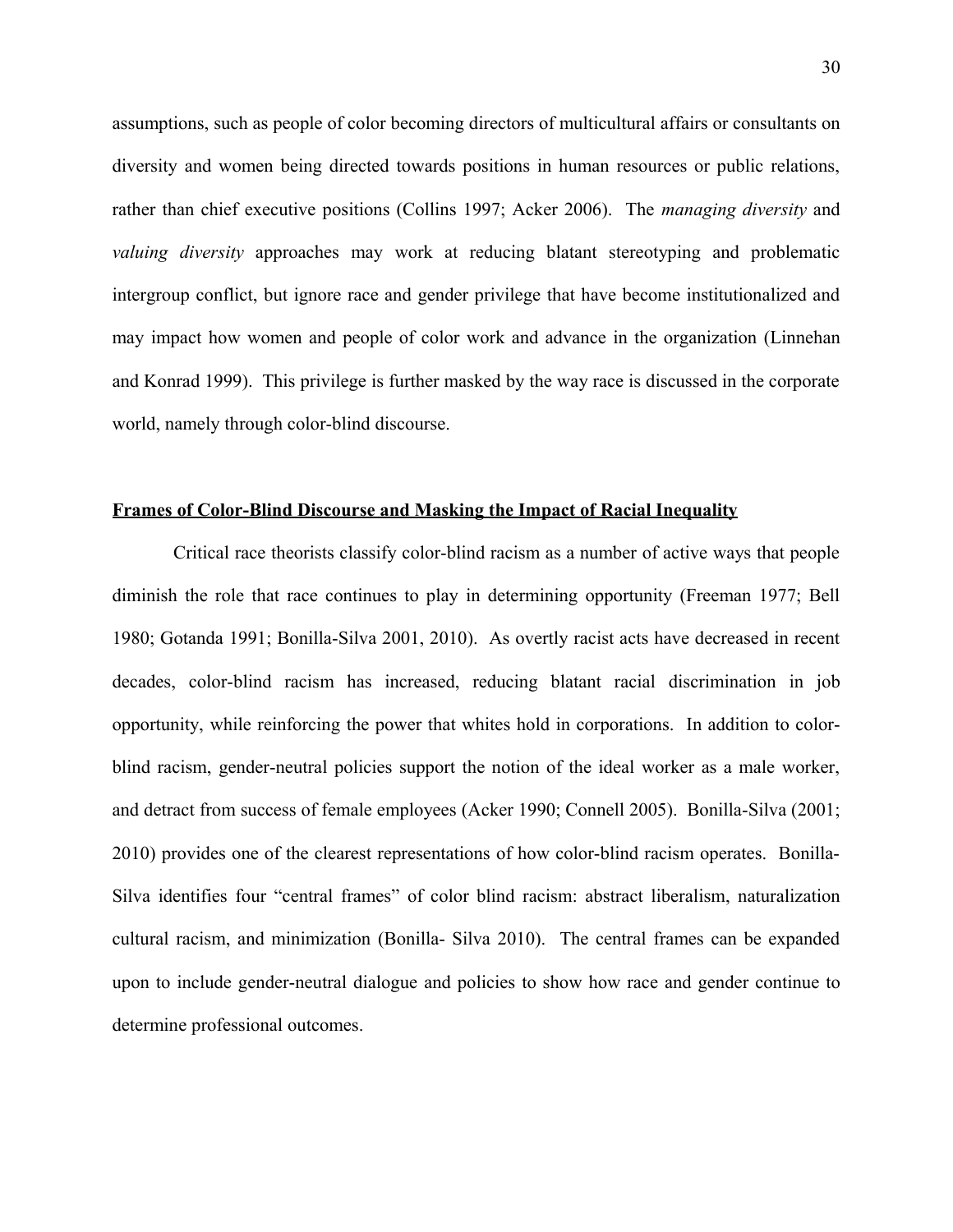assumptions, such as people of color becoming directors of multicultural affairs or consultants on diversity and women being directed towards positions in human resources or public relations, rather than chief executive positions (Collins 1997; Acker 2006). The *managing diversity* and *valuing diversity* approaches may work at reducing blatant stereotyping and problematic intergroup conflict, but ignore race and gender privilege that have become institutionalized and may impact how women and people of color work and advance in the organization (Linnehan and Konrad 1999). This privilege is further masked by the way race is discussed in the corporate world, namely through color-blind discourse.

## **Frames of Color-Blind Discourse and Masking the Impact of Racial Inequality**

Critical race theorists classify color-blind racism as a number of active ways that people diminish the role that race continues to play in determining opportunity (Freeman 1977; Bell 1980; Gotanda 1991; Bonilla-Silva 2001, 2010). As overtly racist acts have decreased in recent decades, color-blind racism has increased, reducing blatant racial discrimination in job opportunity, while reinforcing the power that whites hold in corporations. In addition to color-blind racism, gender-neutral policies support the notion of the ideal worker as a male worker, and detract from success of female employees (Acker 1990; Connell 2005). Bonilla-Silva (2001; 2010) provides one of the clearest representations of how color-blind racism operates. Bonilla-Silva identifies four "central frames" of color blind racism: abstract liberalism, naturalization cultural racism, and minimization (Bonilla- Silva 2010). The central frames can be expanded upon to include gender-neutral dialogue and policies to show how race and gender continue to determine professional outcomes.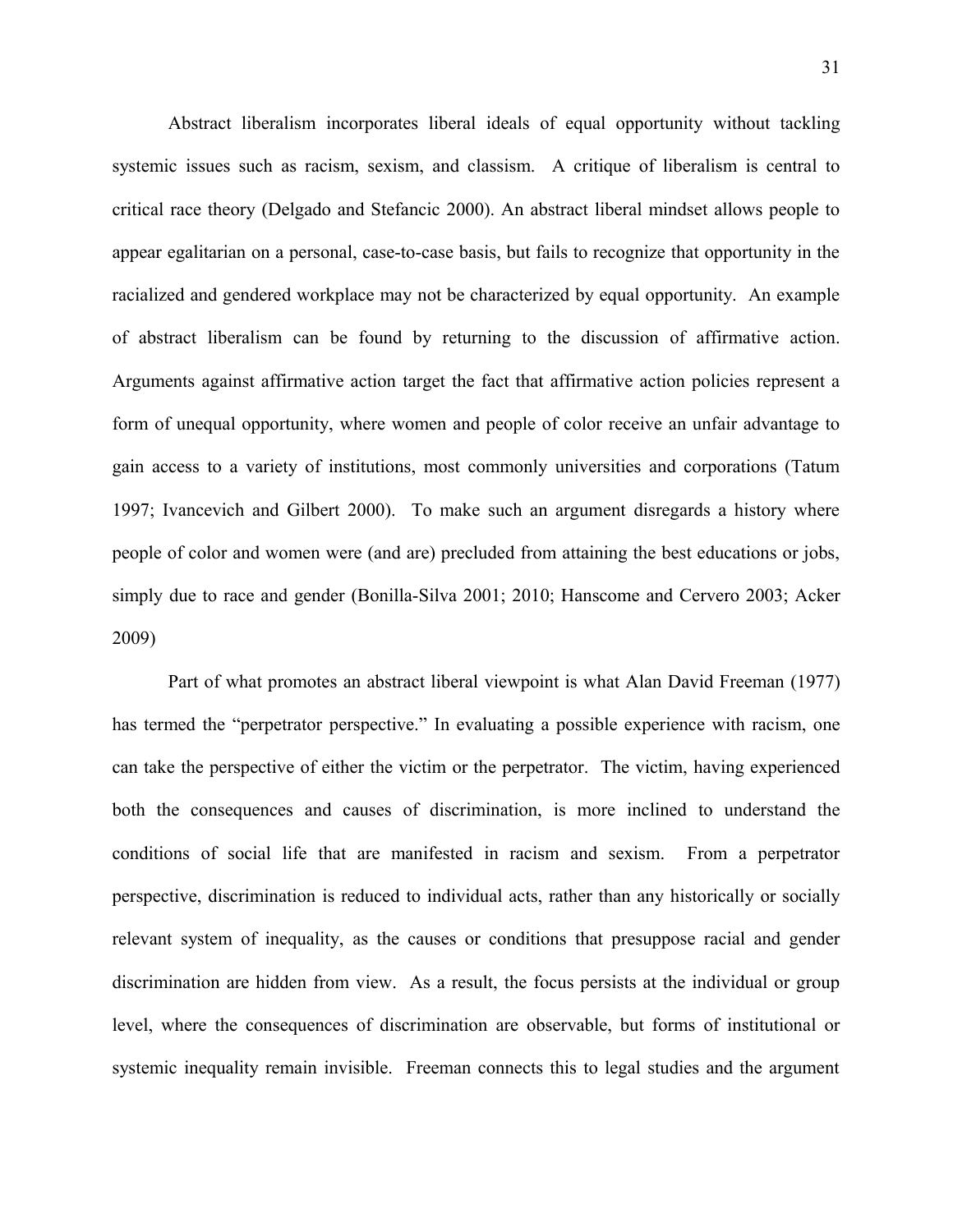Abstract liberalism incorporates liberal ideals of equal opportunity without tackling systemic issues such as racism, sexism, and classism. A critique of liberalism is central to critical race theory (Delgado and Stefancic 2000). An abstract liberal mindset allows people to appear egalitarian on a personal, case-to-case basis, but fails to recognize that opportunity in the racialized and gendered workplace may not be characterized by equal opportunity. An example of abstract liberalism can be found by returning to the discussion of affirmative action. Arguments against affirmative action target the fact that affirmative action policies represent a form of unequal opportunity, where women and people of color receive an unfair advantage to gain access to a variety of institutions, most commonly universities and corporations (Tatum 1997; Ivancevich and Gilbert 2000). To make such an argument disregards a history where people of color and women were (and are) precluded from attaining the best educations or jobs, simply due to race and gender (Bonilla-Silva 2001; 2010; Hanscome and Cervero 2003; Acker 2009)

Part of what promotes an abstract liberal viewpoint is what Alan David Freeman (1977) has termed the "perpetrator perspective." In evaluating a possible experience with racism, one can take the perspective of either the victim or the perpetrator. The victim, having experienced both the consequences and causes of discrimination, is more inclined to understand the conditions of social life that are manifested in racism and sexism. From a perpetrator perspective, discrimination is reduced to individual acts, rather than any historically or socially relevant system of inequality, as the causes or conditions that presuppose racial and gender discrimination are hidden from view. As a result, the focus persists at the individual or group level, where the consequences of discrimination are observable, but forms of institutional or systemic inequality remain invisible. Freeman connects this to legal studies and the argument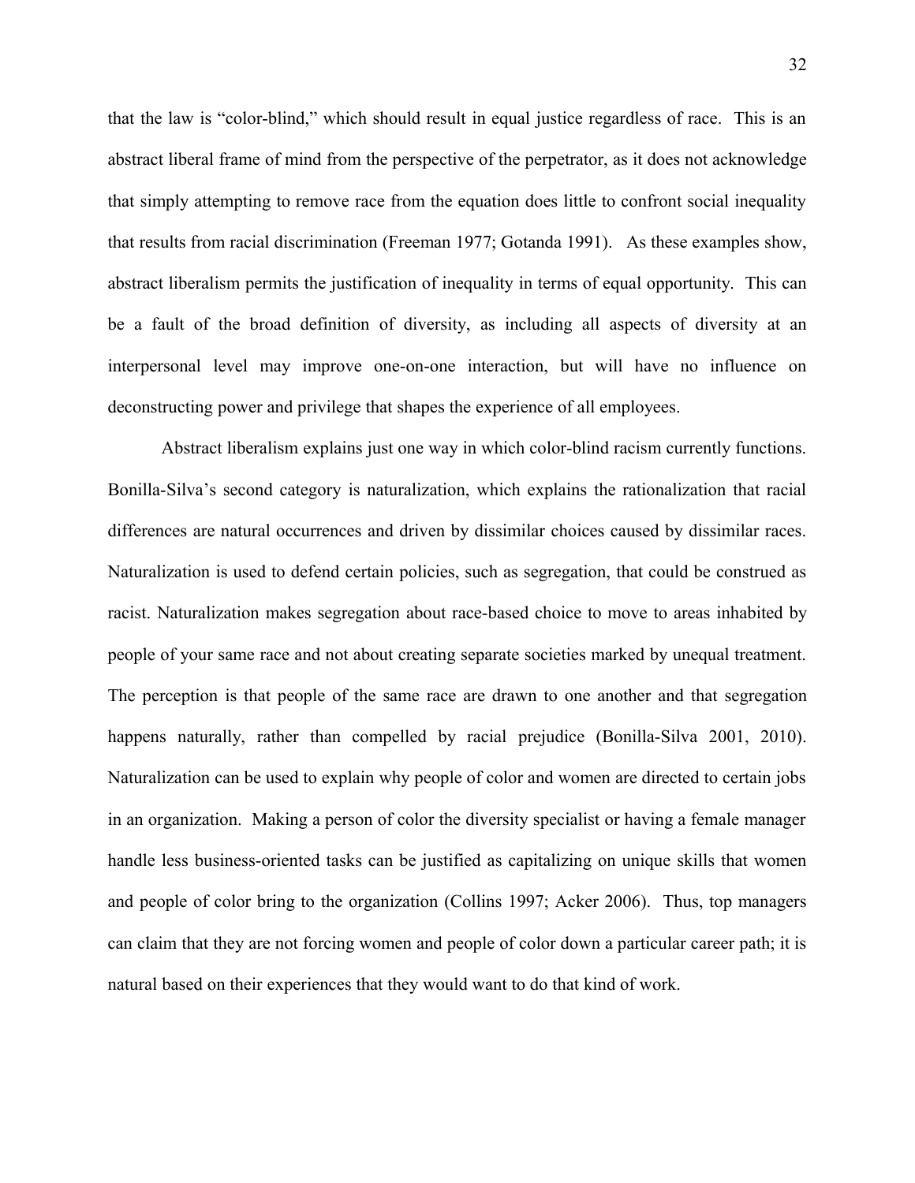that the law is "color-blind," which should result in equal justice regardless of race. This is an abstract liberal frame of mind from the perspective of the perpetrator, as it does not acknowledge that simply attempting to remove race from the equation does little to confront social inequality that results from racial discrimination (Freeman 1977; Gotanda 1991). As these examples show, abstract liberalism permits the justification of inequality in terms of equal opportunity. This can be a fault of the broad definition of diversity, as including all aspects of diversity at an interpersonal level may improve one-on-one interaction, but will have no influence on deconstructing power and privilege that shapes the experience of all employees.

Abstract liberalism explains just one way in which color-blind racism currently functions. Bonilla-Silva's second category is naturalization, which explains the rationalization that racial differences are natural occurrences and driven by dissimilar choices caused by dissimilar races. Naturalization is used to defend certain policies, such as segregation, that could be construed as racist. Naturalization makes segregation about race-based choice to move to areas inhabited by people of your same race and not about creating separate societies marked by unequal treatment. The perception is that people of the same race are drawn to one another and that segregation happens naturally, rather than compelled by racial prejudice (Bonilla-Silva 2001, 2010). Naturalization can be used to explain why people of color and women are directed to certain jobs in an organization. Making a person of color the diversity specialist or having a female manager handle less business-oriented tasks can be justified as capitalizing on unique skills that women and people of color bring to the organization (Collins 1997; Acker 2006). Thus, top managers can claim that they are not forcing women and people of color down a particular career path; it is natural based on their experiences that they would want to do that kind of work.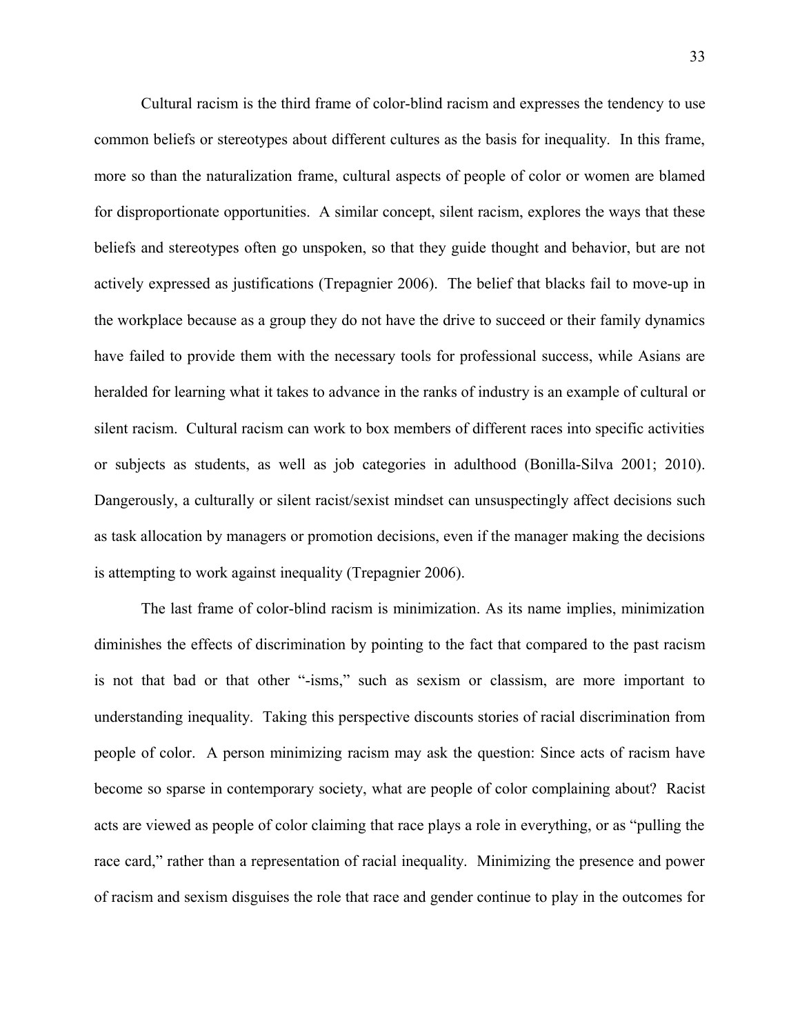Cultural racism is the third frame of color-blind racism and expresses the tendency to use common beliefs or stereotypes about different cultures as the basis for inequality. In this frame, more so than the naturalization frame, cultural aspects of people of color or women are blamed for disproportionate opportunities. A similar concept, silent racism, explores the ways that these beliefs and stereotypes often go unspoken, so that they guide thought and behavior, but are not actively expressed as justifications (Trepagnier 2006). The belief that blacks fail to move-up in the workplace because as a group they do not have the drive to succeed or their family dynamics have failed to provide them with the necessary tools for professional success, while Asians are heralded for learning what it takes to advance in the ranks of industry is an example of cultural or silent racism. Cultural racism can work to box members of different races into specific activities or subjects as students, as well as job categories in adulthood (Bonilla-Silva 2001; 2010). Dangerously, a culturally or silent racist/sexist mindset can unsuspectingly affect decisions such as task allocation by managers or promotion decisions, even if the manager making the decisions is attempting to work against inequality (Trepagnier 2006).

The last frame of color-blind racism is minimization. As its name implies, minimization diminishes the effects of discrimination by pointing to the fact that compared to the past racism is not that bad or that other "-isms," such as sexism or classism, are more important to understanding inequality. Taking this perspective discounts stories of racial discrimination from people of color. A person minimizing racism may ask the question: Since acts of racism have become so sparse in contemporary society, what are people of color complaining about? Racist acts are viewed as people of color claiming that race plays a role in everything, or as "pulling the race card," rather than a representation of racial inequality. Minimizing the presence and power of racism and sexism disguises the role that race and gender continue to play in the outcomes for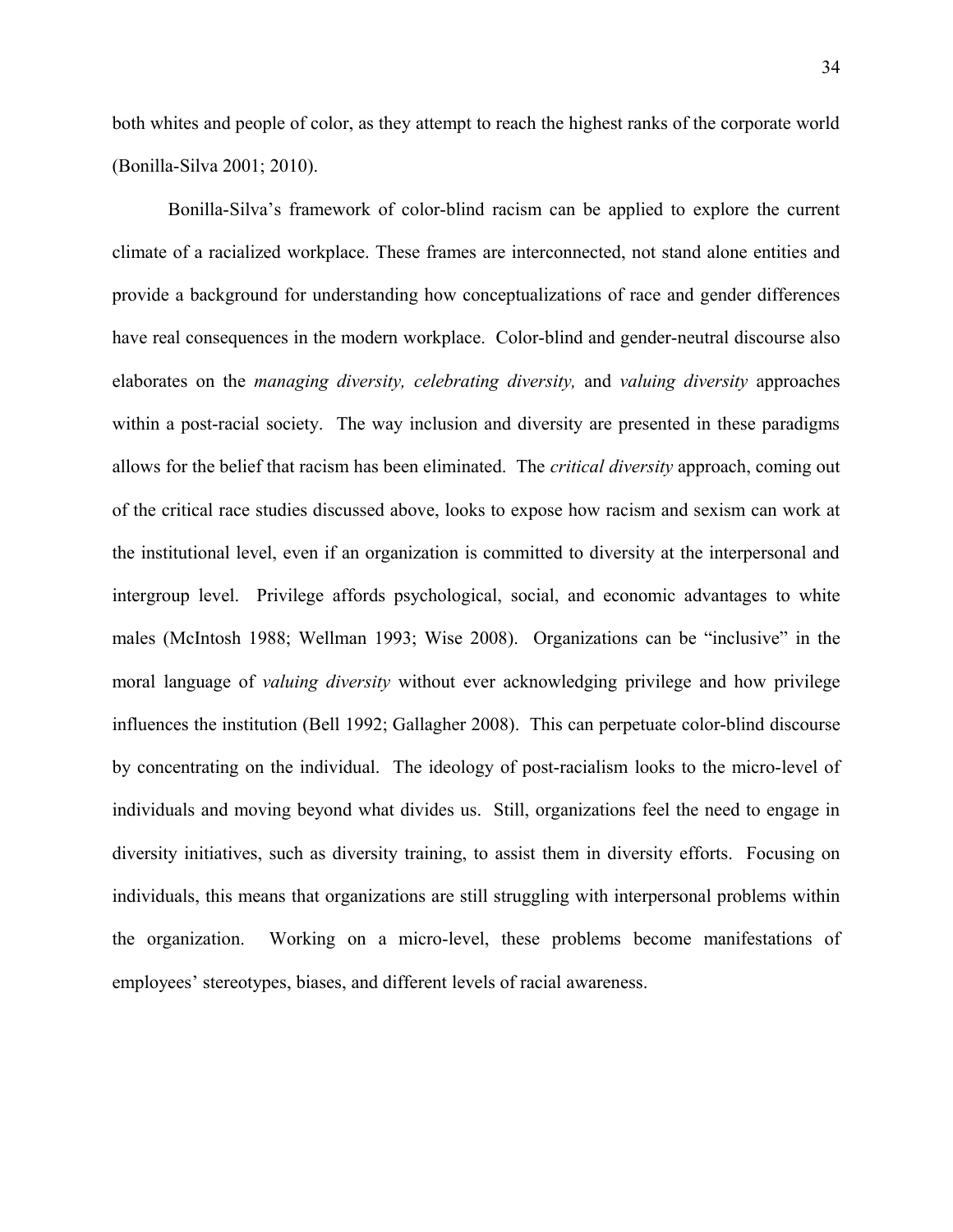both whites and people of color, as they attempt to reach the highest ranks of the corporate world (Bonilla-Silva 2001; 2010).

Bonilla-Silva's framework of color-blind racism can be applied to explore the current climate of a racialized workplace. These frames are interconnected, not stand alone entities and provide a background for understanding how conceptualizations of race and gender differences have real consequences in the modern workplace. Color-blind and gender-neutral discourse also elaborates on the *managing diversity, celebrating diversity,* and *valuing diversity* approaches within a post-racial society. The way inclusion and diversity are presented in these paradigms allows for the belief that racism has been eliminated. The *critical diversity* approach, coming out of the critical race studies discussed above, looks to expose how racism and sexism can work at the institutional level, even if an organization is committed to diversity at the interpersonal and intergroup level. Privilege affords psychological, social, and economic advantages to white males (McIntosh 1988; Wellman 1993; Wise 2008). Organizations can be "inclusive" in the moral language of *valuing diversity* without ever acknowledging privilege and how privilege influences the institution (Bell 1992; Gallagher 2008). This can perpetuate color-blind discourse by concentrating on the individual. The ideology of post-racialism looks to the micro-level of individuals and moving beyond what divides us. Still, organizations feel the need to engage in diversity initiatives, such as diversity training, to assist them in diversity efforts. Focusing on individuals, this means that organizations are still struggling with interpersonal problems within the organization. Working on a micro-level, these problems become manifestations of employees' stereotypes, biases, and different levels of racial awareness.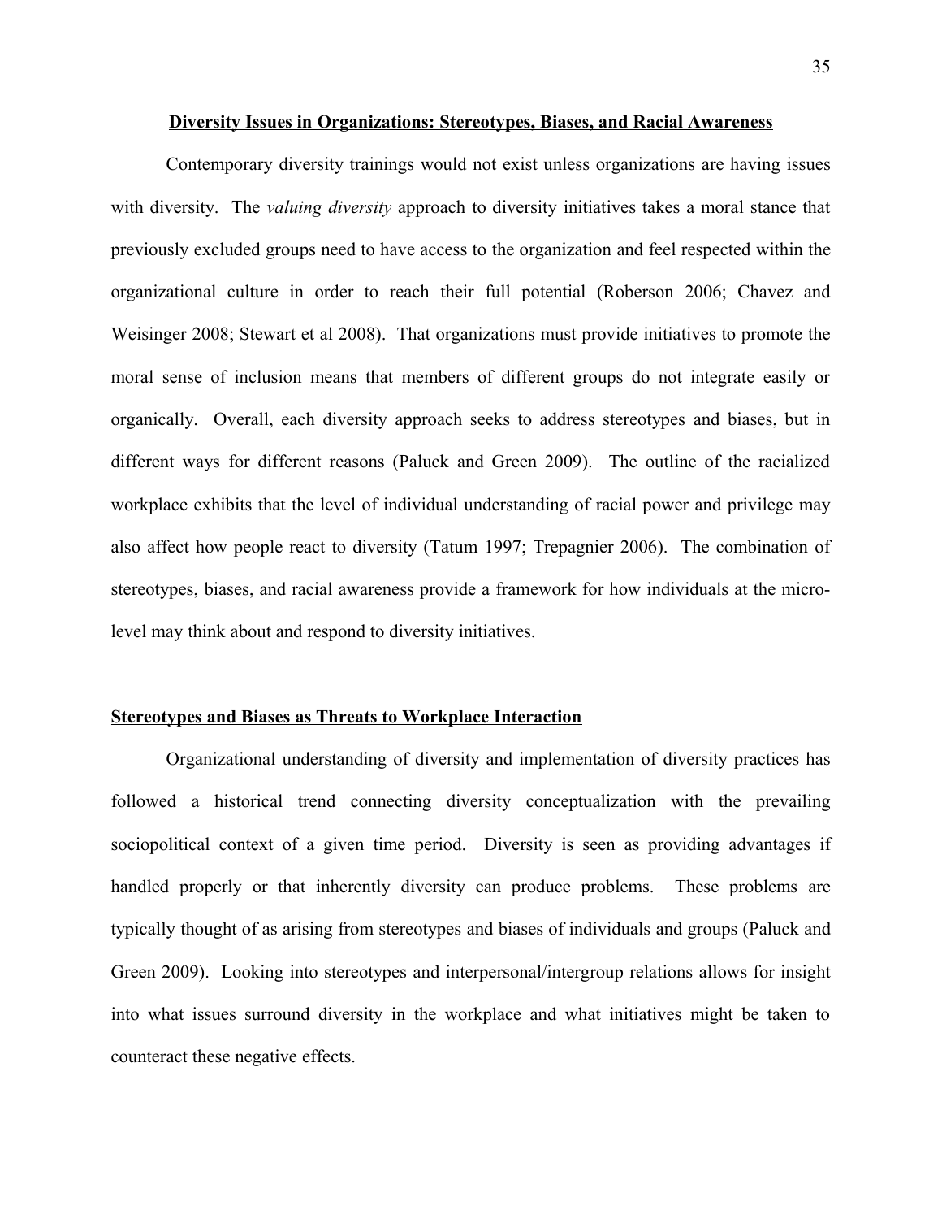## Diversity Issues in Organizations: Stereotypes, Biases, and Racial Awareness

Contemporary diversity trainings would not exist unless organizations are having issues with diversity. The *valuing diversity* approach to diversity initiatives takes a moral stance that previously excluded groups need to have access to the organization and feel respected within the organizational culture in order to reach their full potential (Roberson 2006; Chavez and Weisinger 2008; Stewart et al 2008). That organizations must provide initiatives to promote the moral sense of inclusion means that members of different groups do not integrate easily or organically. Overall, each diversity approach seeks to address stereotypes and biases, but in different ways for different reasons (Paluck and Green 2009). The outline of the racialized workplace exhibits that the level of individual understanding of racial power and privilege may also affect how people react to diversity (Tatum 1997; Trepagnier 2006). The combination of stereotypes, biases, and racial awareness provide a framework for how individuals at the micro-level may think about and respond to diversity initiatives.

### Stereotypes and Biases as Threats to Workplace Interaction

Organizational understanding of diversity and implementation of diversity practices has followed a historical trend connecting diversity conceptualization with the prevailing sociopolitical context of a given time period. Diversity is seen as providing advantages if handled properly or that inherently diversity can produce problems. These problems are typically thought of as arising from stereotypes and biases of individuals and groups (Paluck and Green 2009). Looking into stereotypes and interpersonal/intergroup relations allows for insight into what issues surround diversity in the workplace and what initiatives might be taken to counteract these negative effects.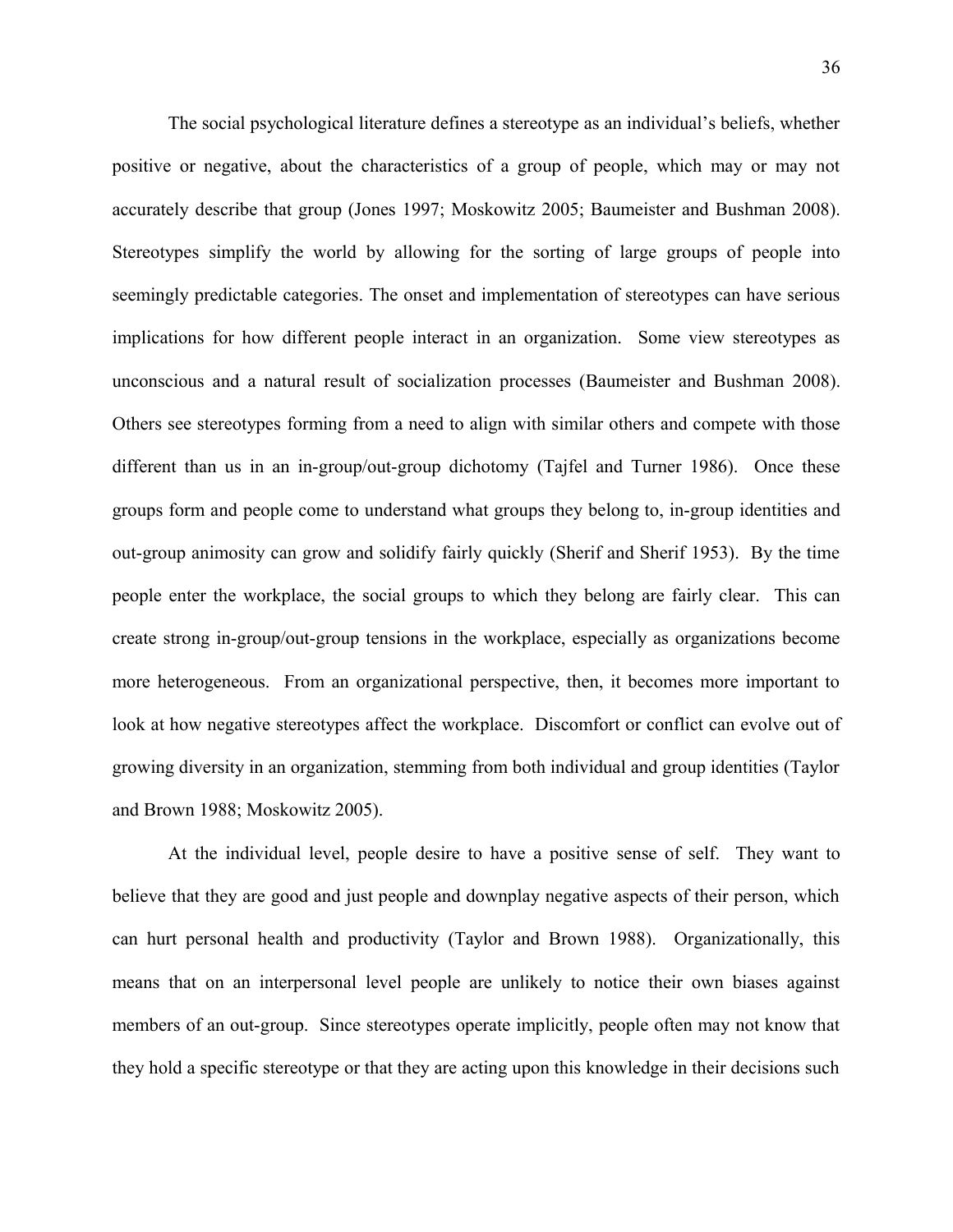The social psychological literature defines a stereotype as an individual's beliefs, whether positive or negative, about the characteristics of a group of people, which may or may not accurately describe that group (Jones 1997; Moskowitz 2005; Baumeister and Bushman 2008). Stereotypes simplify the world by allowing for the sorting of large groups of people into seemingly predictable categories. The onset and implementation of stereotypes can have serious implications for how different people interact in an organization. Some view stereotypes as unconscious and a natural result of socialization processes (Baumeister and Bushman 2008). Others see stereotypes forming from a need to align with similar others and compete with those different than us in an in-group/out-group dichotomy (Tajfel and Turner 1986). Once these groups form and people come to understand what groups they belong to, in-group identities and out-group animosity can grow and solidify fairly quickly (Sherif and Sherif 1953). By the time people enter the workplace, the social groups to which they belong are fairly clear. This can create strong in-group/out-group tensions in the workplace, especially as organizations become more heterogeneous. From an organizational perspective, then, it becomes more important to look at how negative stereotypes affect the workplace. Discomfort or conflict can evolve out of growing diversity in an organization, stemming from both individual and group identities (Taylor and Brown 1988; Moskowitz 2005).

At the individual level, people desire to have a positive sense of self. They want to believe that they are good and just people and downplay negative aspects of their person, which can hurt personal health and productivity (Taylor and Brown 1988). Organizationally, this means that on an interpersonal level people are unlikely to notice their own biases against members of an out-group. Since stereotypes operate implicitly, people often may not know that they hold a specific stereotype or that they are acting upon this knowledge in their decisions such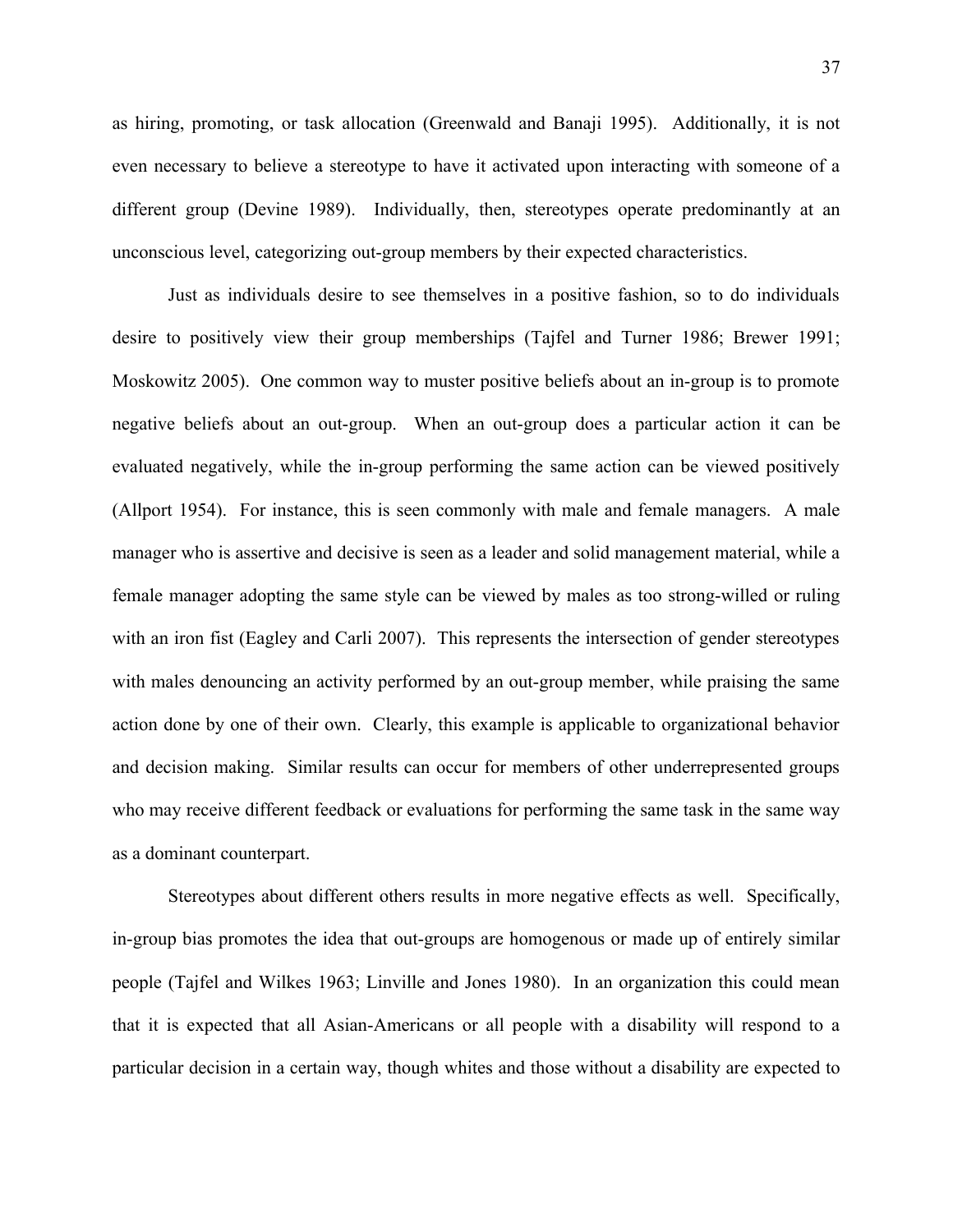as hiring, promoting, or task allocation (Greenwald and Banaji 1995). Additionally, it is not even necessary to believe a stereotype to have it activated upon interacting with someone of a different group (Devine 1989). Individually, then, stereotypes operate predominantly at an unconscious level, categorizing out-group members by their expected characteristics.

Just as individuals desire to see themselves in a positive fashion, so to do individuals desire to positively view their group memberships (Tajfel and Turner 1986; Brewer 1991; Moskowitz 2005). One common way to muster positive beliefs about an in-group is to promote negative beliefs about an out-group. When an out-group does a particular action it can be evaluated negatively, while the in-group performing the same action can be viewed positively (Allport 1954). For instance, this is seen commonly with male and female managers. A male manager who is assertive and decisive is seen as a leader and solid management material, while a female manager adopting the same style can be viewed by males as too strong-willed or ruling with an iron fist (Eagley and Carli 2007). This represents the intersection of gender stereotypes with males denouncing an activity performed by an out-group member, while praising the same action done by one of their own. Clearly, this example is applicable to organizational behavior and decision making. Similar results can occur for members of other underrepresented groups who may receive different feedback or evaluations for performing the same task in the same way as a dominant counterpart.

Stereotypes about different others results in more negative effects as well. Specifically, in-group bias promotes the idea that out-groups are homogenous or made up of entirely similar people (Tajfel and Wilkes 1963; Linville and Jones 1980). In an organization this could mean that it is expected that all Asian-Americans or all people with a disability will respond to a particular decision in a certain way, though whites and those without a disability are expected to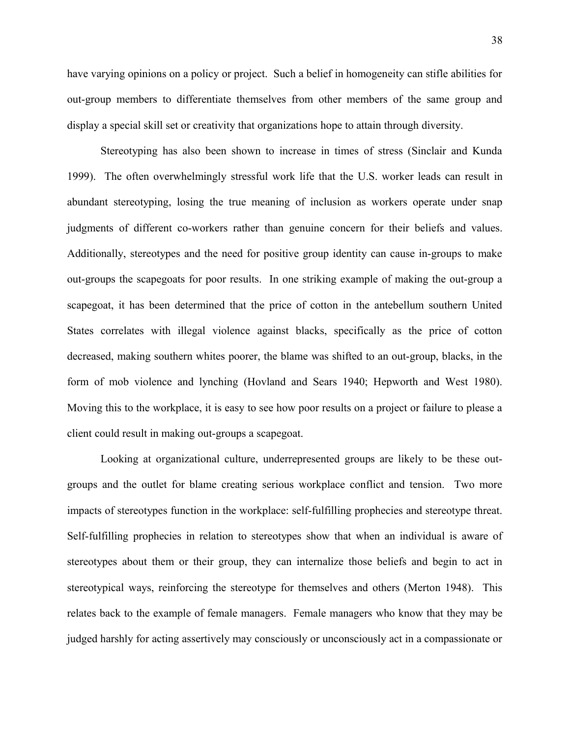have varying opinions on a policy or project. Such a belief in homogeneity can stifle abilities for out-group members to differentiate themselves from other members of the same group and display a special skill set or creativity that organizations hope to attain through diversity.

Stereotyping has also been shown to increase in times of stress (Sinclair and Kunda 1999). The often overwhelmingly stressful work life that the U.S. worker leads can result in abundant stereotyping, losing the true meaning of inclusion as workers operate under snap judgments of different co-workers rather than genuine concern for their beliefs and values. Additionally, stereotypes and the need for positive group identity can cause in-groups to make out-groups the scapegoats for poor results. In one striking example of making the out-group a scapegoat, it has been determined that the price of cotton in the antebellum southern United States correlates with illegal violence against blacks, specifically as the price of cotton decreased, making southern whites poorer, the blame was shifted to an out-group, blacks, in the form of mob violence and lynching (Hovland and Sears 1940; Hepworth and West 1980). Moving this to the workplace, it is easy to see how poor results on a project or failure to please a client could result in making out-groups a scapegoat.

Looking at organizational culture, underrepresented groups are likely to be these out-groups and the outlet for blame creating serious workplace conflict and tension. Two more impacts of stereotypes function in the workplace: self-fulfilling prophecies and stereotype threat. Self-fulfilling prophecies in relation to stereotypes show that when an individual is aware of stereotypes about them or their group, they can internalize those beliefs and begin to act in stereotypical ways, reinforcing the stereotype for themselves and others (Merton 1948). This relates back to the example of female managers. Female managers who know that they may be judged harshly for acting assertively may consciously or unconsciously act in a compassionate or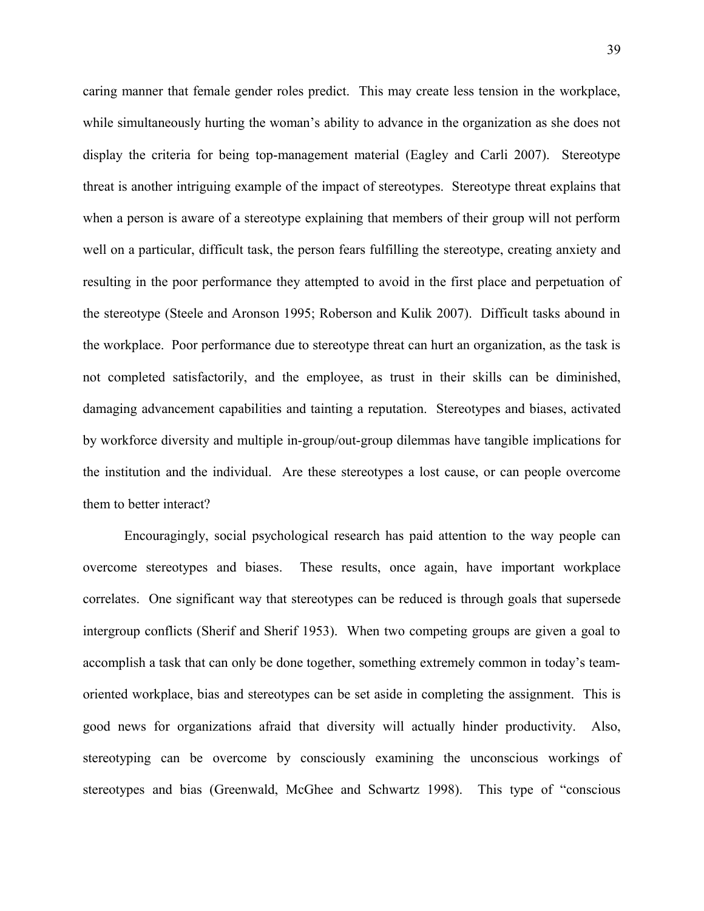caring manner that female gender roles predict. This may create less tension in the workplace, while simultaneously hurting the woman's ability to advance in the organization as she does not display the criteria for being top-management material (Eagley and Carli 2007). Stereotype threat is another intriguing example of the impact of stereotypes. Stereotype threat explains that when a person is aware of a stereotype explaining that members of their group will not perform well on a particular, difficult task, the person fears fulfilling the stereotype, creating anxiety and resulting in the poor performance they attempted to avoid in the first place and perpetuation of the stereotype (Steele and Aronson 1995; Roberson and Kulik 2007). Difficult tasks abound in the workplace. Poor performance due to stereotype threat can hurt an organization, as the task is not completed satisfactorily, and the employee, as trust in their skills can be diminished, damaging advancement capabilities and tainting a reputation. Stereotypes and biases, activated by workforce diversity and multiple in-group/out-group dilemmas have tangible implications for the institution and the individual. Are these stereotypes a lost cause, or can people overcome them to better interact?

Encouragingly, social psychological research has paid attention to the way people can overcome stereotypes and biases. These results, once again, have important workplace correlates. One significant way that stereotypes can be reduced is through goals that supersede intergroup conflicts (Sherif and Sherif 1953). When two competing groups are given a goal to accomplish a task that can only be done together, something extremely common in today's team-oriented workplace, bias and stereotypes can be set aside in completing the assignment. This is good news for organizations afraid that diversity will actually hinder productivity. Also, stereotyping can be overcome by consciously examining the unconscious workings of stereotypes and bias (Greenwald, McGhee and Schwartz 1998). This type of "conscious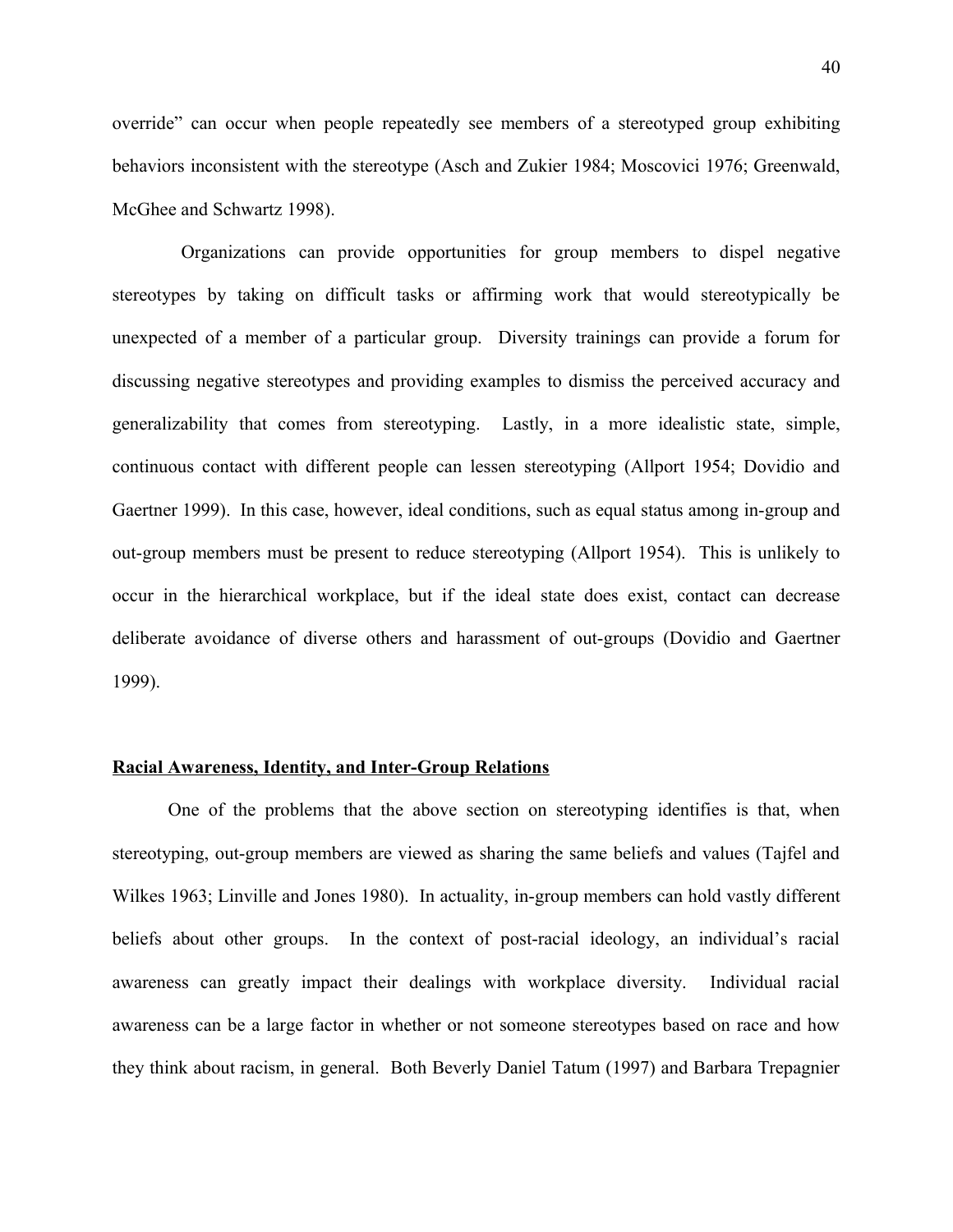override" can occur when people repeatedly see members of a stereotyped group exhibiting behaviors inconsistent with the stereotype (Asch and Zukier 1984; Moscovici 1976; Greenwald, McGhee and Schwartz 1998).

Organizations can provide opportunities for group members to dispel negative stereotypes by taking on difficult tasks or affirming work that would stereotypically be unexpected of a member of a particular group. Diversity trainings can provide a forum for discussing negative stereotypes and providing examples to dismiss the perceived accuracy and generalizability that comes from stereotyping. Lastly, in a more idealistic state, simple, continuous contact with different people can lessen stereotyping (Allport 1954; Dovidio and Gaertner 1999). In this case, however, ideal conditions, such as equal status among in-group and out-group members must be present to reduce stereotyping (Allport 1954). This is unlikely to occur in the hierarchical workplace, but if the ideal state does exist, contact can decrease deliberate avoidance of diverse others and harassment of out-groups (Dovidio and Gaertner 1999).

**Racial Awareness, Identity, and Inter-Group Relations**

One of the problems that the above section on stereotyping identifies is that, when stereotyping, out-group members are viewed as sharing the same beliefs and values (Tajfel and Wilkes 1963; Linville and Jones 1980). In actuality, in-group members can hold vastly different beliefs about other groups. In the context of post-racial ideology, an individual's racial awareness can greatly impact their dealings with workplace diversity. Individual racial awareness can be a large factor in whether or not someone stereotypes based on race and how they think about racism, in general. Both Beverly Daniel Tatum (1997) and Barbara Trepagnier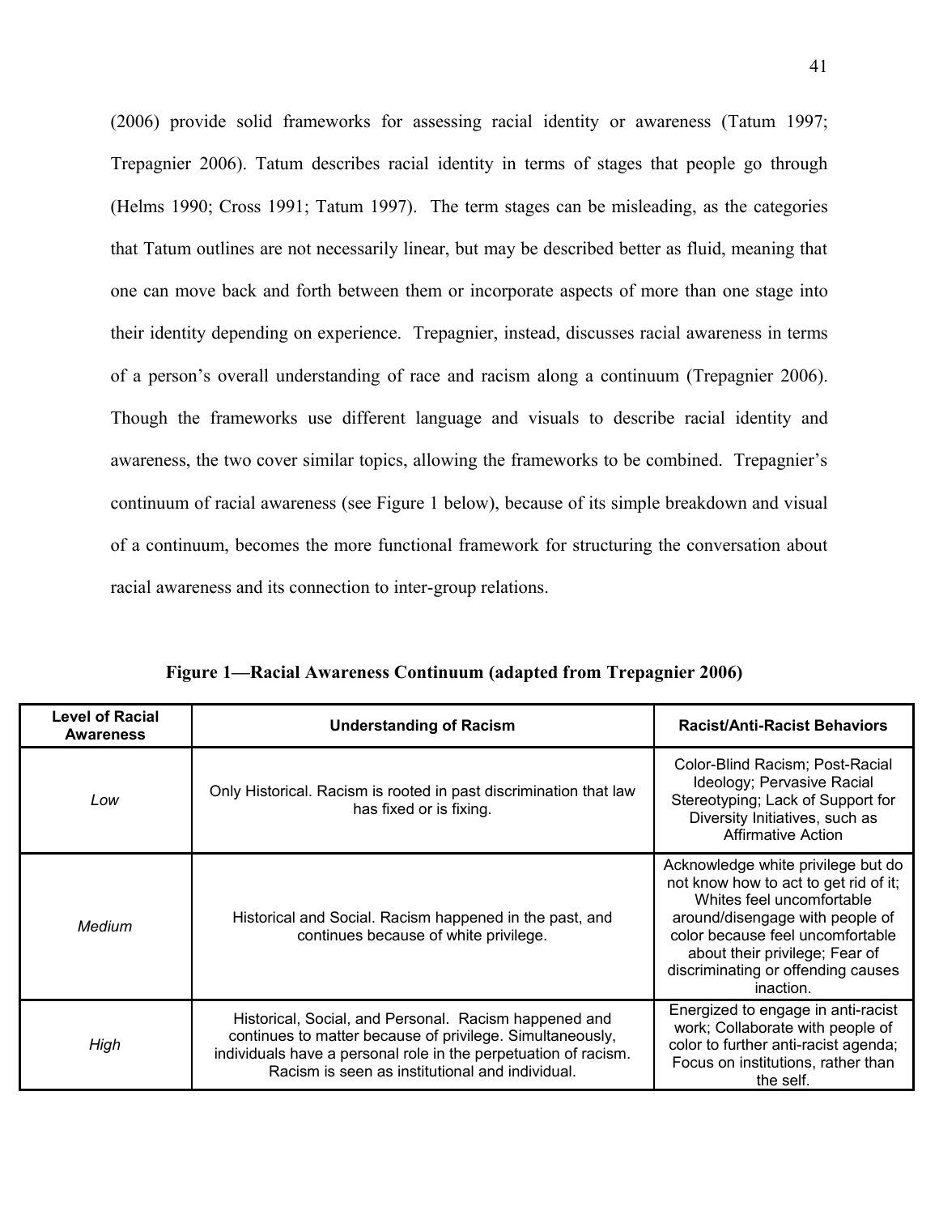(2006) provide solid frameworks for assessing racial identity or awareness (Tatum 1997; Trepagnier 2006). Tatum describes racial identity in terms of stages that people go through (Helms 1990; Cross 1991; Tatum 1997). The term stages can be misleading, as the categories that Tatum outlines are not necessarily linear, but may be described better as fluid, meaning that one can move back and forth between them or incorporate aspects of more than one stage into their identity depending on experience. Trepagnier, instead, discusses racial awareness in terms of a person's overall understanding of race and racism along a continuum (Trepagnier 2006). Though the frameworks use different language and visuals to describe racial identity and awareness, the two cover similar topics, allowing the frameworks to be combined. Trepagnier's continuum of racial awareness (see Figure 1 below), because of its simple breakdown and visual of a continuum, becomes the more functional framework for structuring the conversation about racial awareness and its connection to inter-group relations.

**Figure 1—Racial Awareness Continuum (adapted from Trepagnier 2006)**

| Level of Racial Awareness | Understanding of Racism | Racist/Anti-Racist Behaviors |
|---|---|---|
| *Low* | Only Historical. Racism is rooted in past discrimination that law has fixed or is fixing. | Color-Blind Racism; Post-Racial Ideology; Pervasive Racial Stereotyping; Lack of Support for Diversity Initiatives, such as Affirmative Action |
| *Medium* | Historical and Social. Racism happened in the past, and continues because of white privilege. | Acknowledge white privilege but do not know how to act to get rid of it; Whites feel uncomfortable around/disengage with people of color because feel uncomfortable about their privilege; Fear of discriminating or offending causes inaction. |
| *High* | Historical, Social, and Personal. Racism happened and continues to matter because of privilege. Simultaneously, individuals have a personal role in the perpetuation of racism. Racism is seen as institutional and individual. | Energized to engage in anti-racist work; Collaborate with people of color to further anti-racist agenda; Focus on institutions, rather than the self. |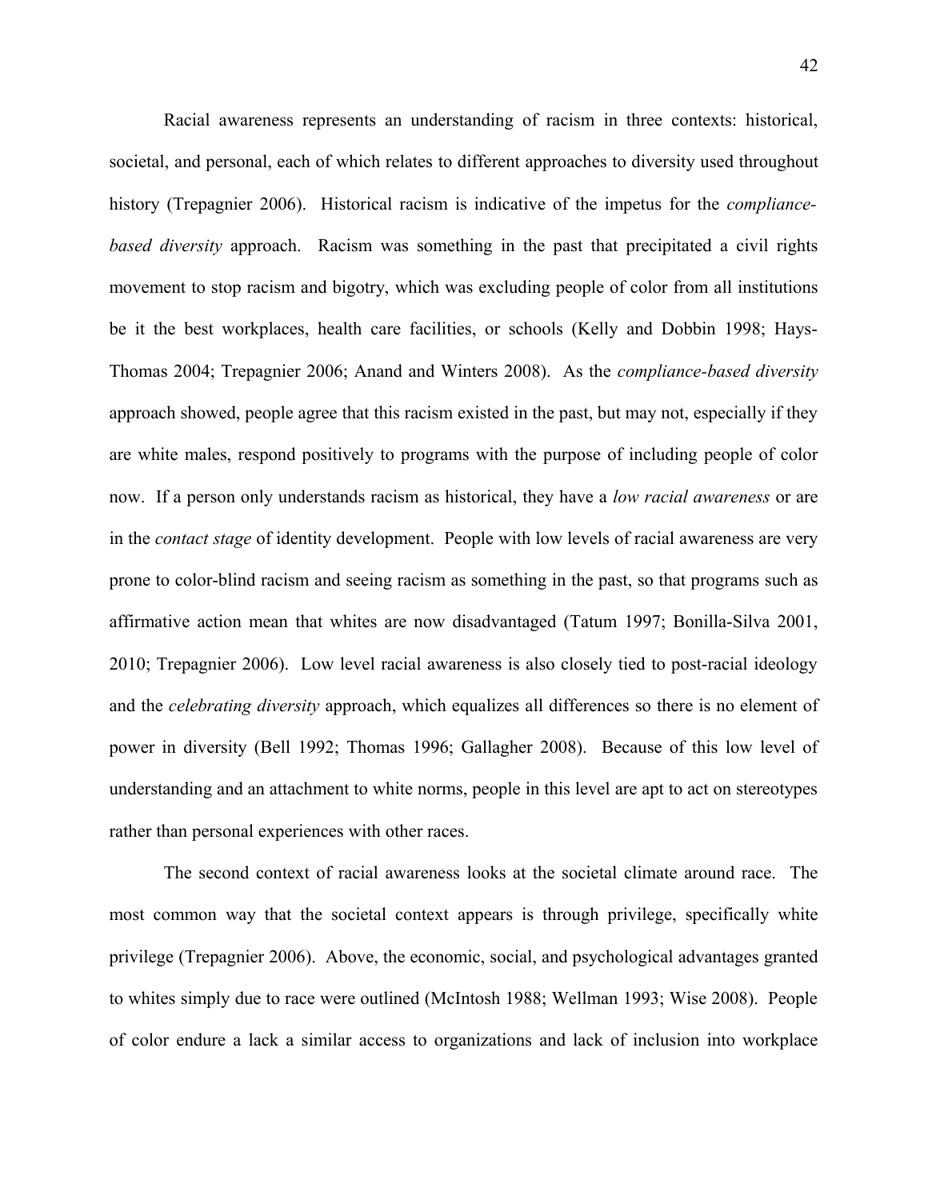Racial awareness represents an understanding of racism in three contexts: historical, societal, and personal, each of which relates to different approaches to diversity used throughout history (Trepagnier 2006). Historical racism is indicative of the impetus for the *compliance-based diversity* approach. Racism was something in the past that precipitated a civil rights movement to stop racism and bigotry, which was excluding people of color from all institutions be it the best workplaces, health care facilities, or schools (Kelly and Dobbin 1998; Hays-Thomas 2004; Trepagnier 2006; Anand and Winters 2008). As the *compliance-based diversity* approach showed, people agree that this racism existed in the past, but may not, especially if they are white males, respond positively to programs with the purpose of including people of color now. If a person only understands racism as historical, they have a *low racial awareness* or are in the *contact stage* of identity development. People with low levels of racial awareness are very prone to color-blind racism and seeing racism as something in the past, so that programs such as affirmative action mean that whites are now disadvantaged (Tatum 1997; Bonilla-Silva 2001, 2010; Trepagnier 2006). Low level racial awareness is also closely tied to post-racial ideology and the *celebrating diversity* approach, which equalizes all differences so there is no element of power in diversity (Bell 1992; Thomas 1996; Gallagher 2008). Because of this low level of understanding and an attachment to white norms, people in this level are apt to act on stereotypes rather than personal experiences with other races.

The second context of racial awareness looks at the societal climate around race. The most common way that the societal context appears is through privilege, specifically white privilege (Trepagnier 2006). Above, the economic, social, and psychological advantages granted to whites simply due to race were outlined (McIntosh 1988; Wellman 1993; Wise 2008). People of color endure a lack a similar access to organizations and lack of inclusion into workplace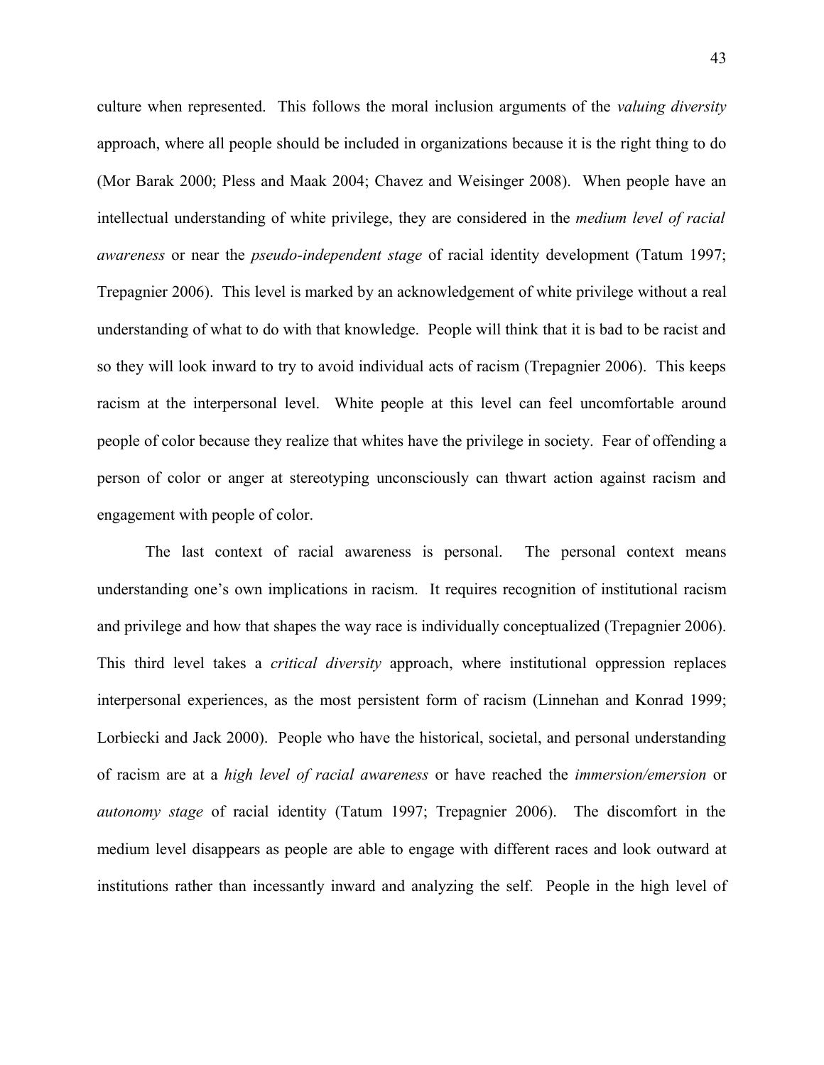culture when represented. This follows the moral inclusion arguments of the *valuing diversity* approach, where all people should be included in organizations because it is the right thing to do (Mor Barak 2000; Pless and Maak 2004; Chavez and Weisinger 2008). When people have an intellectual understanding of white privilege, they are considered in the *medium level of racial awareness* or near the *pseudo-independent stage* of racial identity development (Tatum 1997; Trepagnier 2006). This level is marked by an acknowledgement of white privilege without a real understanding of what to do with that knowledge. People will think that it is bad to be racist and so they will look inward to try to avoid individual acts of racism (Trepagnier 2006). This keeps racism at the interpersonal level. White people at this level can feel uncomfortable around people of color because they realize that whites have the privilege in society. Fear of offending a person of color or anger at stereotyping unconsciously can thwart action against racism and engagement with people of color.

The last context of racial awareness is personal. The personal context means understanding one's own implications in racism. It requires recognition of institutional racism and privilege and how that shapes the way race is individually conceptualized (Trepagnier 2006). This third level takes a *critical diversity* approach, where institutional oppression replaces interpersonal experiences, as the most persistent form of racism (Linnehan and Konrad 1999; Lorbiecki and Jack 2000). People who have the historical, societal, and personal understanding of racism are at a *high level of racial awareness* or have reached the *immersion/emersion* or *autonomy stage* of racial identity (Tatum 1997; Trepagnier 2006). The discomfort in the medium level disappears as people are able to engage with different races and look outward at institutions rather than incessantly inward and analyzing the self. People in the high level of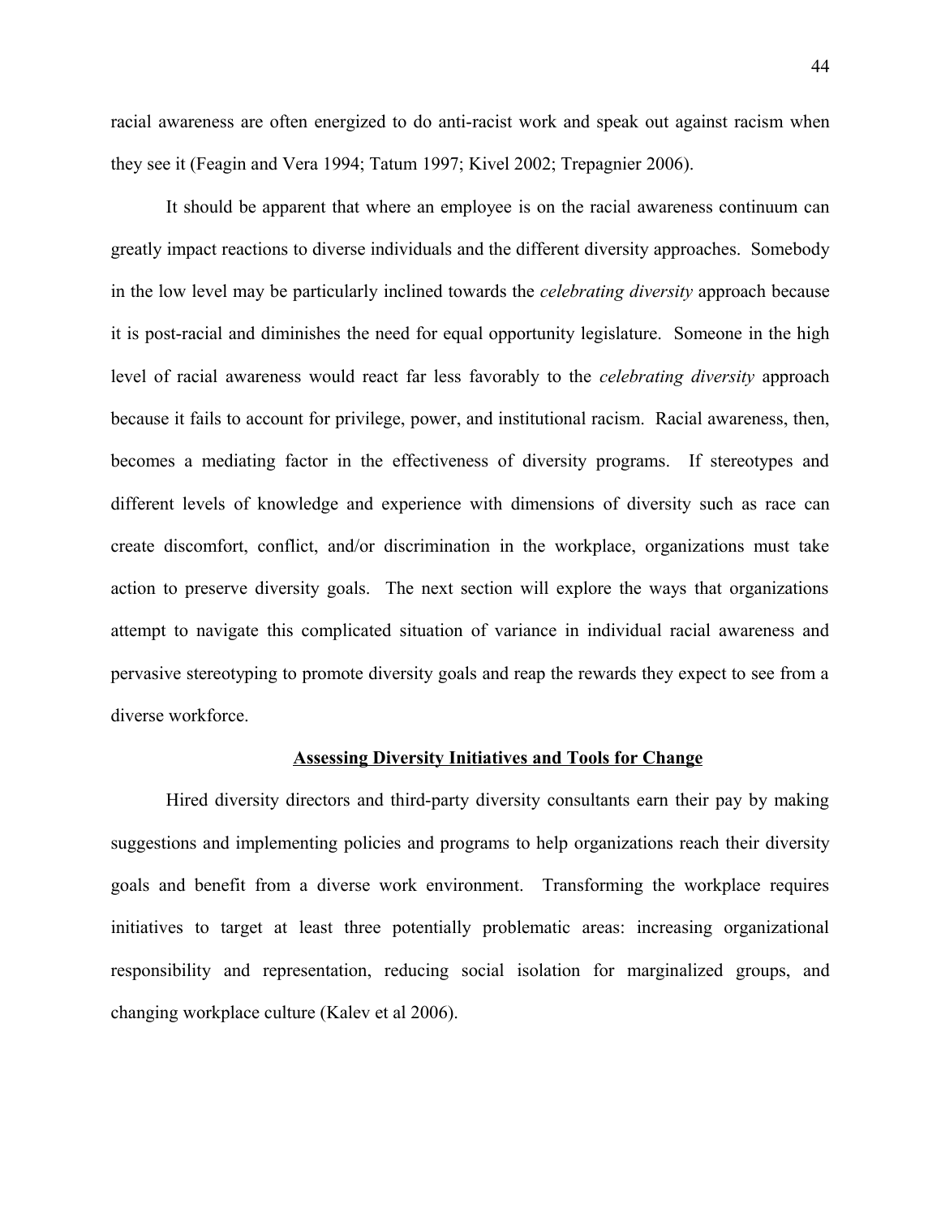racial awareness are often energized to do anti-racist work and speak out against racism when they see it (Feagin and Vera 1994; Tatum 1997; Kivel 2002; Trepagnier 2006).

It should be apparent that where an employee is on the racial awareness continuum can greatly impact reactions to diverse individuals and the different diversity approaches. Somebody in the low level may be particularly inclined towards the *celebrating diversity* approach because it is post-racial and diminishes the need for equal opportunity legislature. Someone in the high level of racial awareness would react far less favorably to the *celebrating diversity* approach because it fails to account for privilege, power, and institutional racism. Racial awareness, then, becomes a mediating factor in the effectiveness of diversity programs. If stereotypes and different levels of knowledge and experience with dimensions of diversity such as race can create discomfort, conflict, and/or discrimination in the workplace, organizations must take action to preserve diversity goals. The next section will explore the ways that organizations attempt to navigate this complicated situation of variance in individual racial awareness and pervasive stereotyping to promote diversity goals and reap the rewards they expect to see from a diverse workforce.

## Assessing Diversity Initiatives and Tools for Change

Hired diversity directors and third-party diversity consultants earn their pay by making suggestions and implementing policies and programs to help organizations reach their diversity goals and benefit from a diverse work environment. Transforming the workplace requires initiatives to target at least three potentially problematic areas: increasing organizational responsibility and representation, reducing social isolation for marginalized groups, and changing workplace culture (Kalev et al 2006).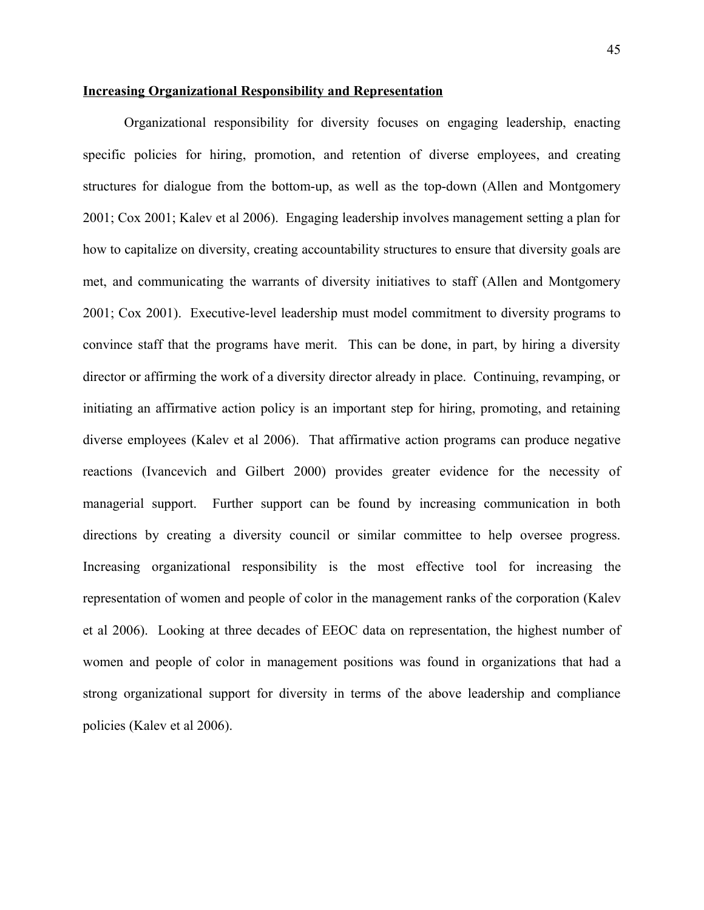**Increasing Organizational Responsibility and Representation**

Organizational responsibility for diversity focuses on engaging leadership, enacting specific policies for hiring, promotion, and retention of diverse employees, and creating structures for dialogue from the bottom-up, as well as the top-down (Allen and Montgomery 2001; Cox 2001; Kalev et al 2006). Engaging leadership involves management setting a plan for how to capitalize on diversity, creating accountability structures to ensure that diversity goals are met, and communicating the warrants of diversity initiatives to staff (Allen and Montgomery 2001; Cox 2001). Executive-level leadership must model commitment to diversity programs to convince staff that the programs have merit. This can be done, in part, by hiring a diversity director or affirming the work of a diversity director already in place. Continuing, revamping, or initiating an affirmative action policy is an important step for hiring, promoting, and retaining diverse employees (Kalev et al 2006). That affirmative action programs can produce negative reactions (Ivancevich and Gilbert 2000) provides greater evidence for the necessity of managerial support. Further support can be found by increasing communication in both directions by creating a diversity council or similar committee to help oversee progress. Increasing organizational responsibility is the most effective tool for increasing the representation of women and people of color in the management ranks of the corporation (Kalev et al 2006). Looking at three decades of EEOC data on representation, the highest number of women and people of color in management positions was found in organizations that had a strong organizational support for diversity in terms of the above leadership and compliance policies (Kalev et al 2006).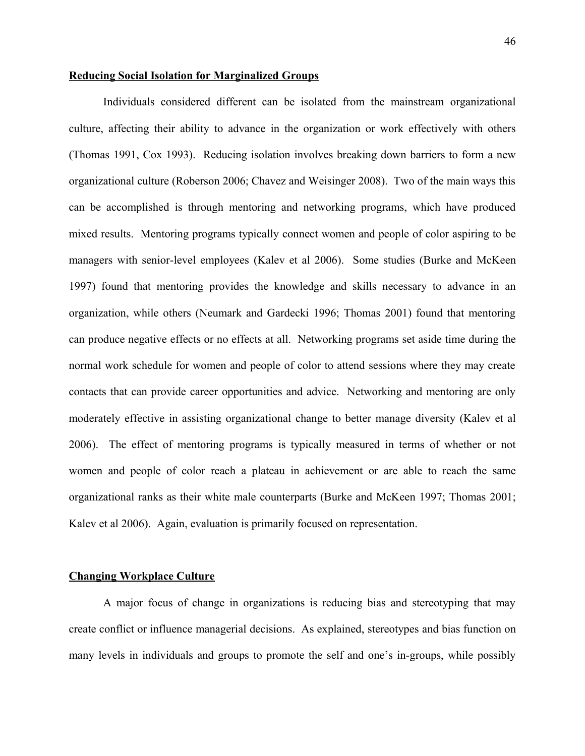**Reducing Social Isolation for Marginalized Groups**

Individuals considered different can be isolated from the mainstream organizational culture, affecting their ability to advance in the organization or work effectively with others (Thomas 1991, Cox 1993). Reducing isolation involves breaking down barriers to form a new organizational culture (Roberson 2006; Chavez and Weisinger 2008). Two of the main ways this can be accomplished is through mentoring and networking programs, which have produced mixed results. Mentoring programs typically connect women and people of color aspiring to be managers with senior-level employees (Kalev et al 2006). Some studies (Burke and McKeen 1997) found that mentoring provides the knowledge and skills necessary to advance in an organization, while others (Neumark and Gardecki 1996; Thomas 2001) found that mentoring can produce negative effects or no effects at all. Networking programs set aside time during the normal work schedule for women and people of color to attend sessions where they may create contacts that can provide career opportunities and advice. Networking and mentoring are only moderately effective in assisting organizational change to better manage diversity (Kalev et al 2006). The effect of mentoring programs is typically measured in terms of whether or not women and people of color reach a plateau in achievement or are able to reach the same organizational ranks as their white male counterparts (Burke and McKeen 1997; Thomas 2001; Kalev et al 2006). Again, evaluation is primarily focused on representation.

**Changing Workplace Culture**

A major focus of change in organizations is reducing bias and stereotyping that may create conflict or influence managerial decisions. As explained, stereotypes and bias function on many levels in individuals and groups to promote the self and one's in-groups, while possibly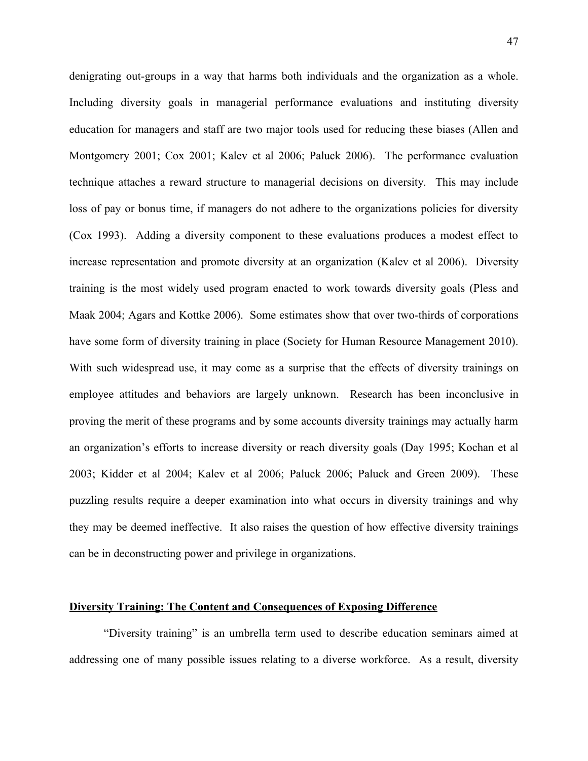denigrating out-groups in a way that harms both individuals and the organization as a whole. Including diversity goals in managerial performance evaluations and instituting diversity education for managers and staff are two major tools used for reducing these biases (Allen and Montgomery 2001; Cox 2001; Kalev et al 2006; Paluck 2006). The performance evaluation technique attaches a reward structure to managerial decisions on diversity. This may include loss of pay or bonus time, if managers do not adhere to the organizations policies for diversity (Cox 1993). Adding a diversity component to these evaluations produces a modest effect to increase representation and promote diversity at an organization (Kalev et al 2006). Diversity training is the most widely used program enacted to work towards diversity goals (Pless and Maak 2004; Agars and Kottke 2006). Some estimates show that over two-thirds of corporations have some form of diversity training in place (Society for Human Resource Management 2010). With such widespread use, it may come as a surprise that the effects of diversity trainings on employee attitudes and behaviors are largely unknown. Research has been inconclusive in proving the merit of these programs and by some accounts diversity trainings may actually harm an organization's efforts to increase diversity or reach diversity goals (Day 1995; Kochan et al 2003; Kidder et al 2004; Kalev et al 2006; Paluck 2006; Paluck and Green 2009). These puzzling results require a deeper examination into what occurs in diversity trainings and why they may be deemed ineffective. It also raises the question of how effective diversity trainings can be in deconstructing power and privilege in organizations.

## Diversity Training: The Content and Consequences of Exposing Difference

"Diversity training" is an umbrella term used to describe education seminars aimed at addressing one of many possible issues relating to a diverse workforce. As a result, diversity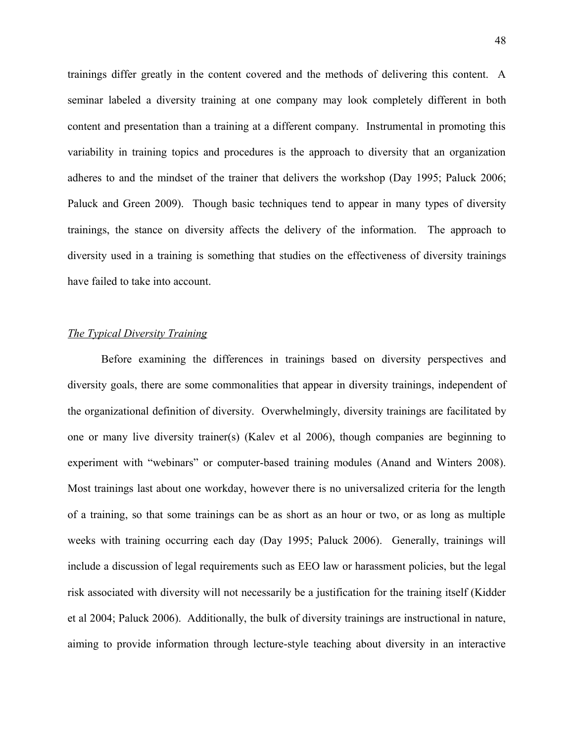trainings differ greatly in the content covered and the methods of delivering this content. A seminar labeled a diversity training at one company may look completely different in both content and presentation than a training at a different company. Instrumental in promoting this variability in training topics and procedures is the approach to diversity that an organization adheres to and the mindset of the trainer that delivers the workshop (Day 1995; Paluck 2006; Paluck and Green 2009). Though basic techniques tend to appear in many types of diversity trainings, the stance on diversity affects the delivery of the information. The approach to diversity used in a training is something that studies on the effectiveness of diversity trainings have failed to take into account.

*The Typical Diversity Training*

Before examining the differences in trainings based on diversity perspectives and diversity goals, there are some commonalities that appear in diversity trainings, independent of the organizational definition of diversity. Overwhelmingly, diversity trainings are facilitated by one or many live diversity trainer(s) (Kalev et al 2006), though companies are beginning to experiment with "webinars" or computer-based training modules (Anand and Winters 2008). Most trainings last about one workday, however there is no universalized criteria for the length of a training, so that some trainings can be as short as an hour or two, or as long as multiple weeks with training occurring each day (Day 1995; Paluck 2006). Generally, trainings will include a discussion of legal requirements such as EEO law or harassment policies, but the legal risk associated with diversity will not necessarily be a justification for the training itself (Kidder et al 2004; Paluck 2006). Additionally, the bulk of diversity trainings are instructional in nature, aiming to provide information through lecture-style teaching about diversity in an interactive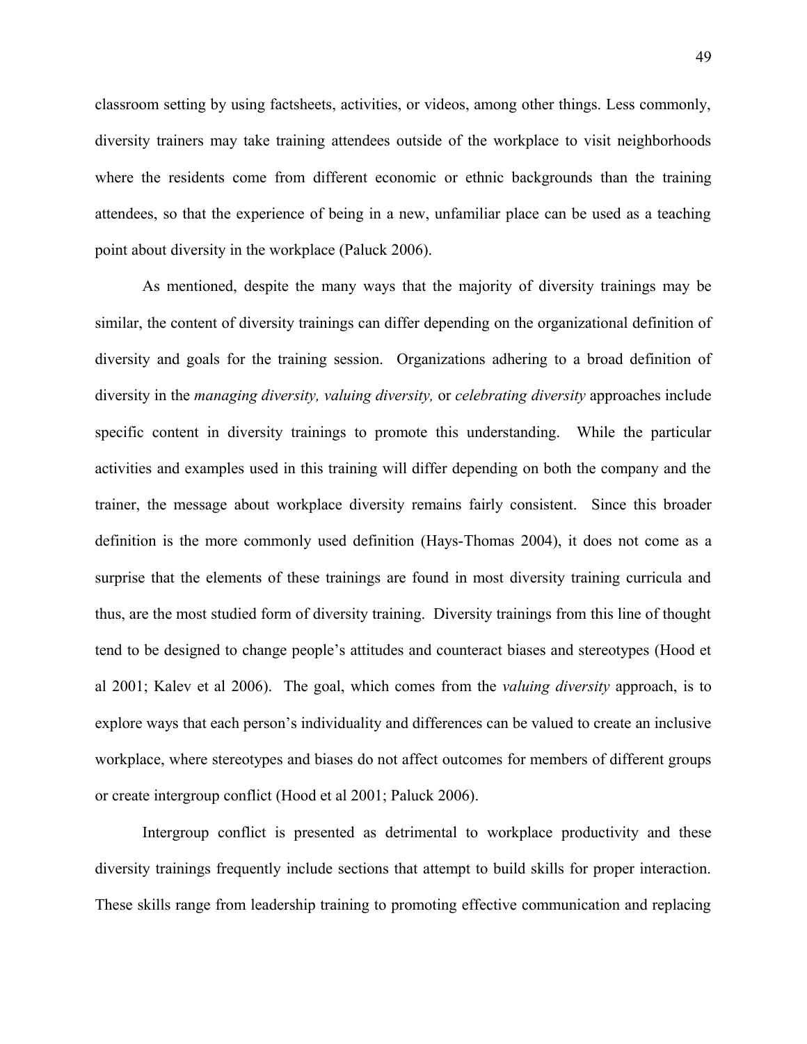classroom setting by using factsheets, activities, or videos, among other things. Less commonly, diversity trainers may take training attendees outside of the workplace to visit neighborhoods where the residents come from different economic or ethnic backgrounds than the training attendees, so that the experience of being in a new, unfamiliar place can be used as a teaching point about diversity in the workplace (Paluck 2006).

As mentioned, despite the many ways that the majority of diversity trainings may be similar, the content of diversity trainings can differ depending on the organizational definition of diversity and goals for the training session. Organizations adhering to a broad definition of diversity in the *managing diversity, valuing diversity,* or *celebrating diversity* approaches include specific content in diversity trainings to promote this understanding. While the particular activities and examples used in this training will differ depending on both the company and the trainer, the message about workplace diversity remains fairly consistent. Since this broader definition is the more commonly used definition (Hays-Thomas 2004), it does not come as a surprise that the elements of these trainings are found in most diversity training curricula and thus, are the most studied form of diversity training. Diversity trainings from this line of thought tend to be designed to change people's attitudes and counteract biases and stereotypes (Hood et al 2001; Kalev et al 2006). The goal, which comes from the *valuing diversity* approach, is to explore ways that each person's individuality and differences can be valued to create an inclusive workplace, where stereotypes and biases do not affect outcomes for members of different groups or create intergroup conflict (Hood et al 2001; Paluck 2006).

Intergroup conflict is presented as detrimental to workplace productivity and these diversity trainings frequently include sections that attempt to build skills for proper interaction. These skills range from leadership training to promoting effective communication and replacing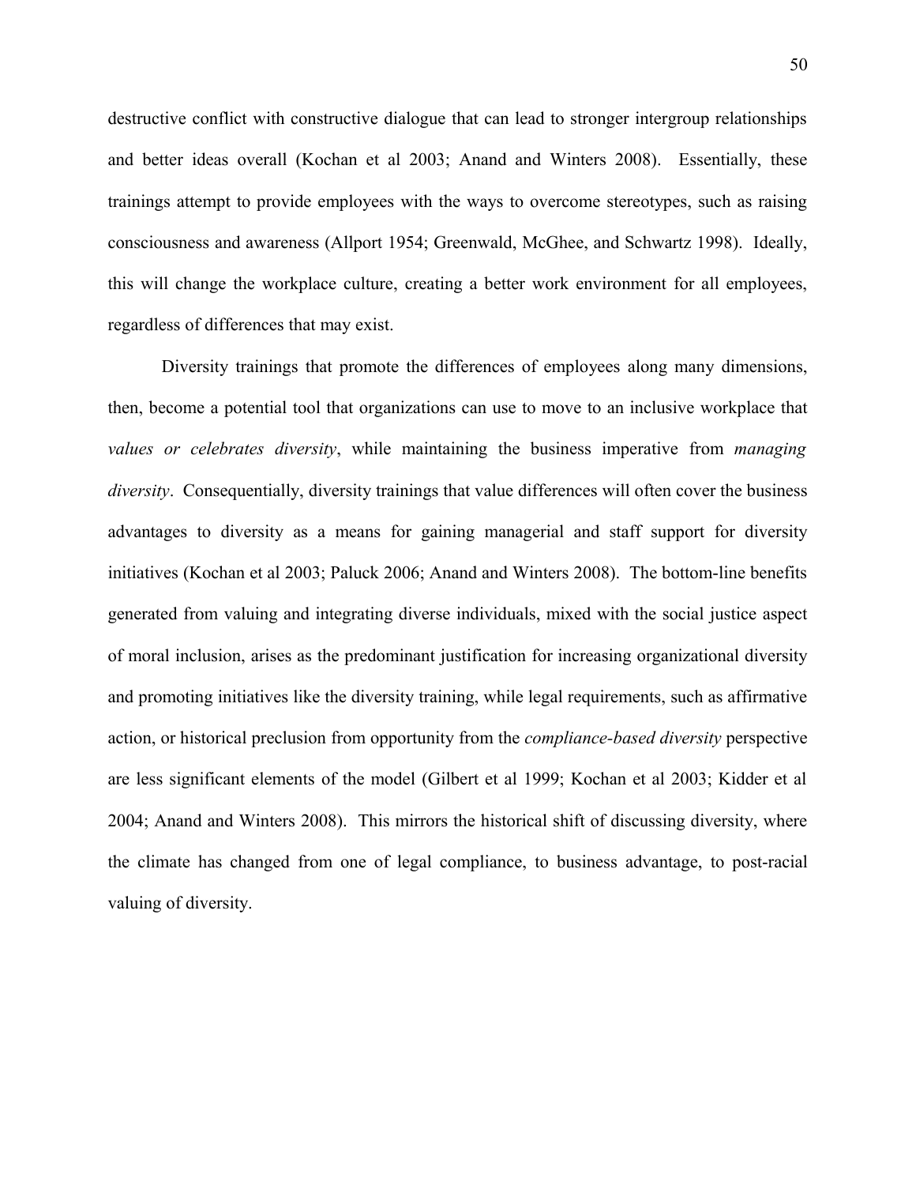destructive conflict with constructive dialogue that can lead to stronger intergroup relationships and better ideas overall (Kochan et al 2003; Anand and Winters 2008). Essentially, these trainings attempt to provide employees with the ways to overcome stereotypes, such as raising consciousness and awareness (Allport 1954; Greenwald, McGhee, and Schwartz 1998). Ideally, this will change the workplace culture, creating a better work environment for all employees, regardless of differences that may exist.

Diversity trainings that promote the differences of employees along many dimensions, then, become a potential tool that organizations can use to move to an inclusive workplace that *values or celebrates diversity*, while maintaining the business imperative from *managing diversity*. Consequentially, diversity trainings that value differences will often cover the business advantages to diversity as a means for gaining managerial and staff support for diversity initiatives (Kochan et al 2003; Paluck 2006; Anand and Winters 2008). The bottom-line benefits generated from valuing and integrating diverse individuals, mixed with the social justice aspect of moral inclusion, arises as the predominant justification for increasing organizational diversity and promoting initiatives like the diversity training, while legal requirements, such as affirmative action, or historical preclusion from opportunity from the *compliance-based diversity* perspective are less significant elements of the model (Gilbert et al 1999; Kochan et al 2003; Kidder et al 2004; Anand and Winters 2008). This mirrors the historical shift of discussing diversity, where the climate has changed from one of legal compliance, to business advantage, to post-racial valuing of diversity.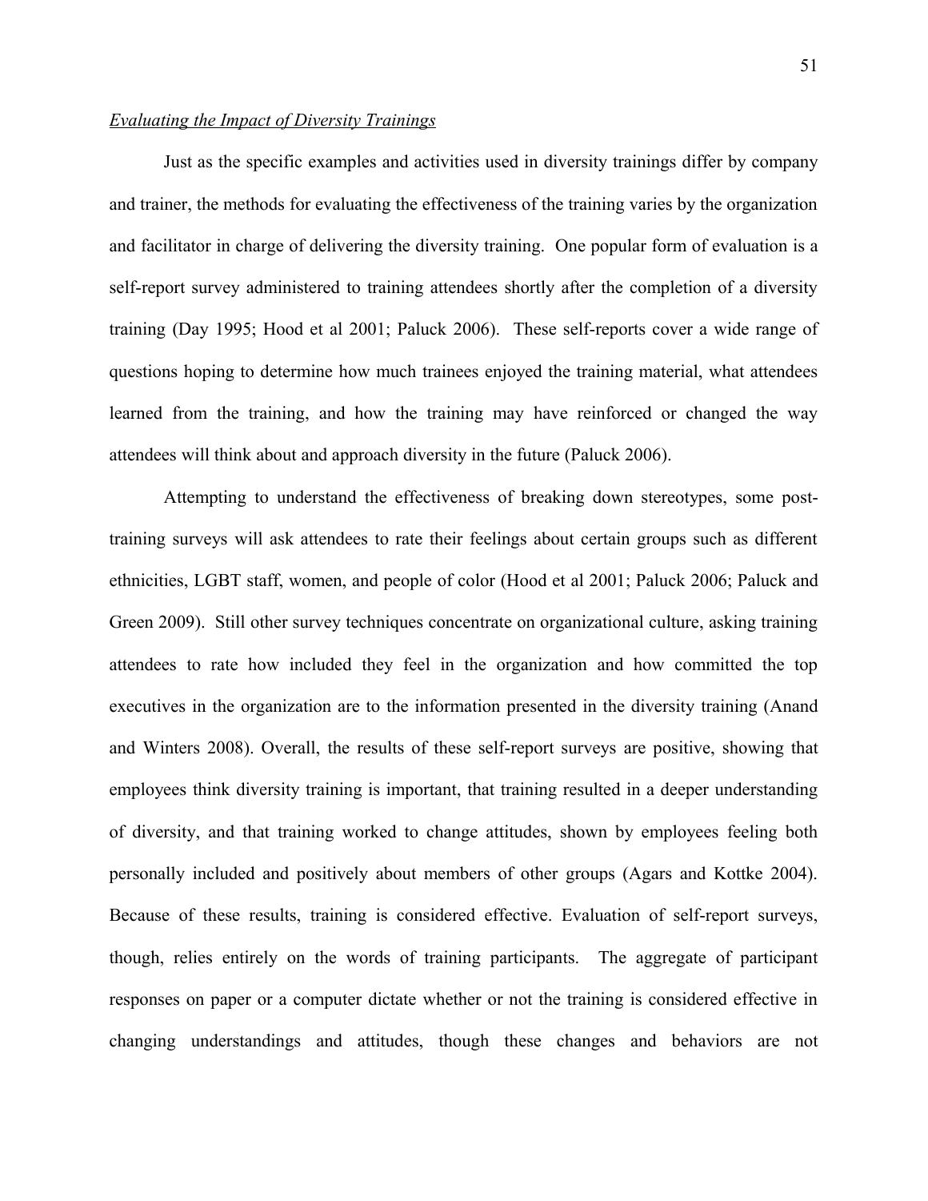*Evaluating the Impact of Diversity Trainings*

Just as the specific examples and activities used in diversity trainings differ by company and trainer, the methods for evaluating the effectiveness of the training varies by the organization and facilitator in charge of delivering the diversity training. One popular form of evaluation is a self-report survey administered to training attendees shortly after the completion of a diversity training (Day 1995; Hood et al 2001; Paluck 2006). These self-reports cover a wide range of questions hoping to determine how much trainees enjoyed the training material, what attendees learned from the training, and how the training may have reinforced or changed the way attendees will think about and approach diversity in the future (Paluck 2006).

Attempting to understand the effectiveness of breaking down stereotypes, some post-training surveys will ask attendees to rate their feelings about certain groups such as different ethnicities, LGBT staff, women, and people of color (Hood et al 2001; Paluck 2006; Paluck and Green 2009). Still other survey techniques concentrate on organizational culture, asking training attendees to rate how included they feel in the organization and how committed the top executives in the organization are to the information presented in the diversity training (Anand and Winters 2008). Overall, the results of these self-report surveys are positive, showing that employees think diversity training is important, that training resulted in a deeper understanding of diversity, and that training worked to change attitudes, shown by employees feeling both personally included and positively about members of other groups (Agars and Kottke 2004). Because of these results, training is considered effective. Evaluation of self-report surveys, though, relies entirely on the words of training participants. The aggregate of participant responses on paper or a computer dictate whether or not the training is considered effective in changing understandings and attitudes, though these changes and behaviors are not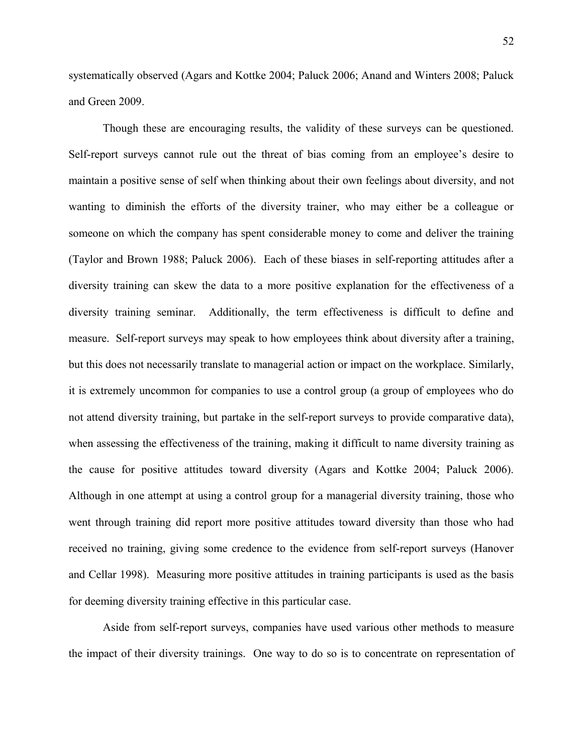systematically observed (Agars and Kottke 2004; Paluck 2006; Anand and Winters 2008; Paluck and Green 2009.

Though these are encouraging results, the validity of these surveys can be questioned. Self-report surveys cannot rule out the threat of bias coming from an employee's desire to maintain a positive sense of self when thinking about their own feelings about diversity, and not wanting to diminish the efforts of the diversity trainer, who may either be a colleague or someone on which the company has spent considerable money to come and deliver the training (Taylor and Brown 1988; Paluck 2006). Each of these biases in self-reporting attitudes after a diversity training can skew the data to a more positive explanation for the effectiveness of a diversity training seminar. Additionally, the term effectiveness is difficult to define and measure. Self-report surveys may speak to how employees think about diversity after a training, but this does not necessarily translate to managerial action or impact on the workplace. Similarly, it is extremely uncommon for companies to use a control group (a group of employees who do not attend diversity training, but partake in the self-report surveys to provide comparative data), when assessing the effectiveness of the training, making it difficult to name diversity training as the cause for positive attitudes toward diversity (Agars and Kottke 2004; Paluck 2006). Although in one attempt at using a control group for a managerial diversity training, those who went through training did report more positive attitudes toward diversity than those who had received no training, giving some credence to the evidence from self-report surveys (Hanover and Cellar 1998). Measuring more positive attitudes in training participants is used as the basis for deeming diversity training effective in this particular case.

Aside from self-report surveys, companies have used various other methods to measure the impact of their diversity trainings. One way to do so is to concentrate on representation of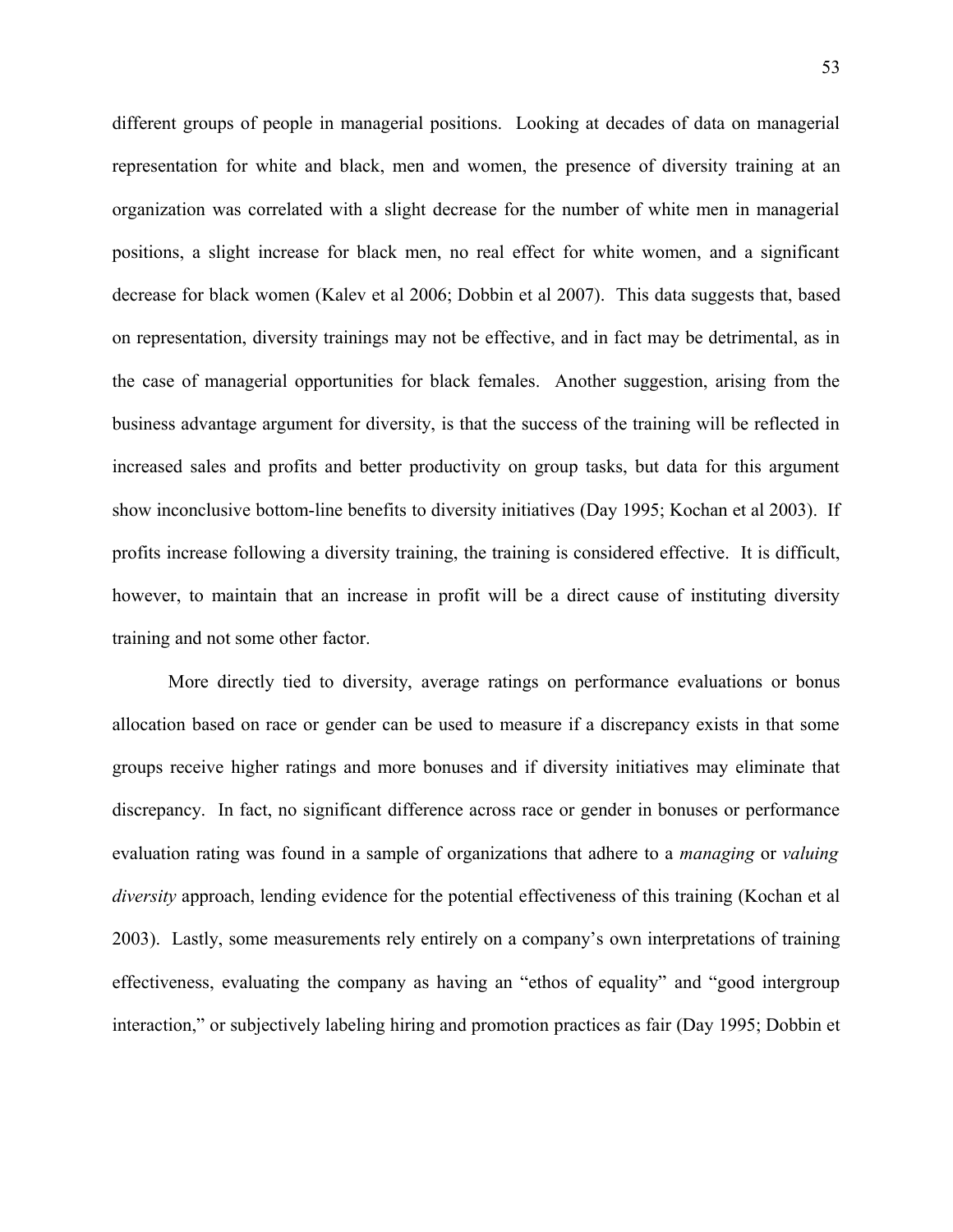different groups of people in managerial positions. Looking at decades of data on managerial representation for white and black, men and women, the presence of diversity training at an organization was correlated with a slight decrease for the number of white men in managerial positions, a slight increase for black men, no real effect for white women, and a significant decrease for black women (Kalev et al 2006; Dobbin et al 2007). This data suggests that, based on representation, diversity trainings may not be effective, and in fact may be detrimental, as in the case of managerial opportunities for black females. Another suggestion, arising from the business advantage argument for diversity, is that the success of the training will be reflected in increased sales and profits and better productivity on group tasks, but data for this argument show inconclusive bottom-line benefits to diversity initiatives (Day 1995; Kochan et al 2003). If profits increase following a diversity training, the training is considered effective. It is difficult, however, to maintain that an increase in profit will be a direct cause of instituting diversity training and not some other factor.

More directly tied to diversity, average ratings on performance evaluations or bonus allocation based on race or gender can be used to measure if a discrepancy exists in that some groups receive higher ratings and more bonuses and if diversity initiatives may eliminate that discrepancy. In fact, no significant difference across race or gender in bonuses or performance evaluation rating was found in a sample of organizations that adhere to a *managing* or *valuing diversity* approach, lending evidence for the potential effectiveness of this training (Kochan et al 2003). Lastly, some measurements rely entirely on a company's own interpretations of training effectiveness, evaluating the company as having an "ethos of equality" and "good intergroup interaction," or subjectively labeling hiring and promotion practices as fair (Day 1995; Dobbin et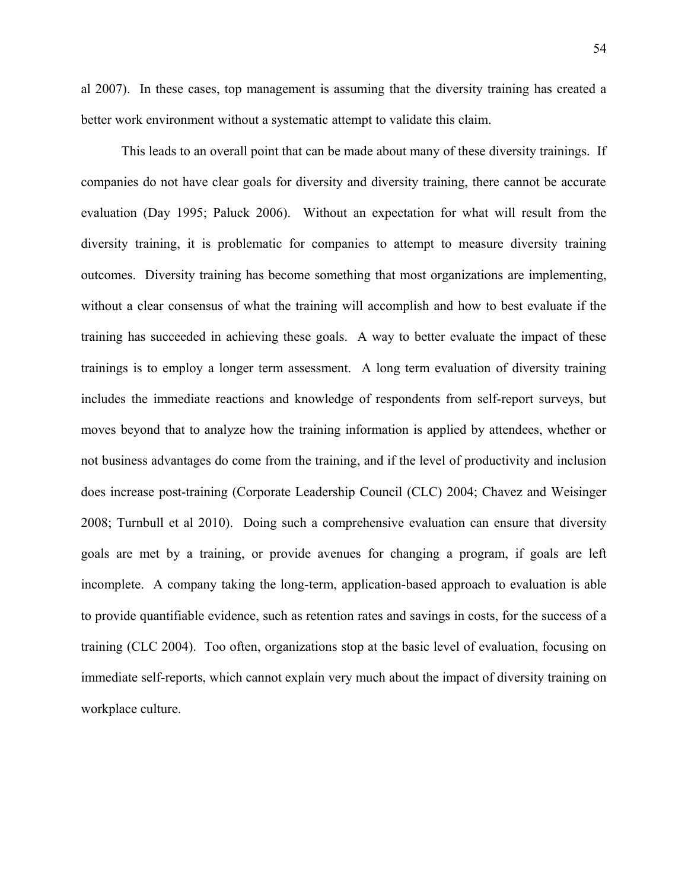al 2007). In these cases, top management is assuming that the diversity training has created a better work environment without a systematic attempt to validate this claim.

This leads to an overall point that can be made about many of these diversity trainings. If companies do not have clear goals for diversity and diversity training, there cannot be accurate evaluation (Day 1995; Paluck 2006). Without an expectation for what will result from the diversity training, it is problematic for companies to attempt to measure diversity training outcomes. Diversity training has become something that most organizations are implementing, without a clear consensus of what the training will accomplish and how to best evaluate if the training has succeeded in achieving these goals. A way to better evaluate the impact of these trainings is to employ a longer term assessment. A long term evaluation of diversity training includes the immediate reactions and knowledge of respondents from self-report surveys, but moves beyond that to analyze how the training information is applied by attendees, whether or not business advantages do come from the training, and if the level of productivity and inclusion does increase post-training (Corporate Leadership Council (CLC) 2004; Chavez and Weisinger 2008; Turnbull et al 2010). Doing such a comprehensive evaluation can ensure that diversity goals are met by a training, or provide avenues for changing a program, if goals are left incomplete. A company taking the long-term, application-based approach to evaluation is able to provide quantifiable evidence, such as retention rates and savings in costs, for the success of a training (CLC 2004). Too often, organizations stop at the basic level of evaluation, focusing on immediate self-reports, which cannot explain very much about the impact of diversity training on workplace culture.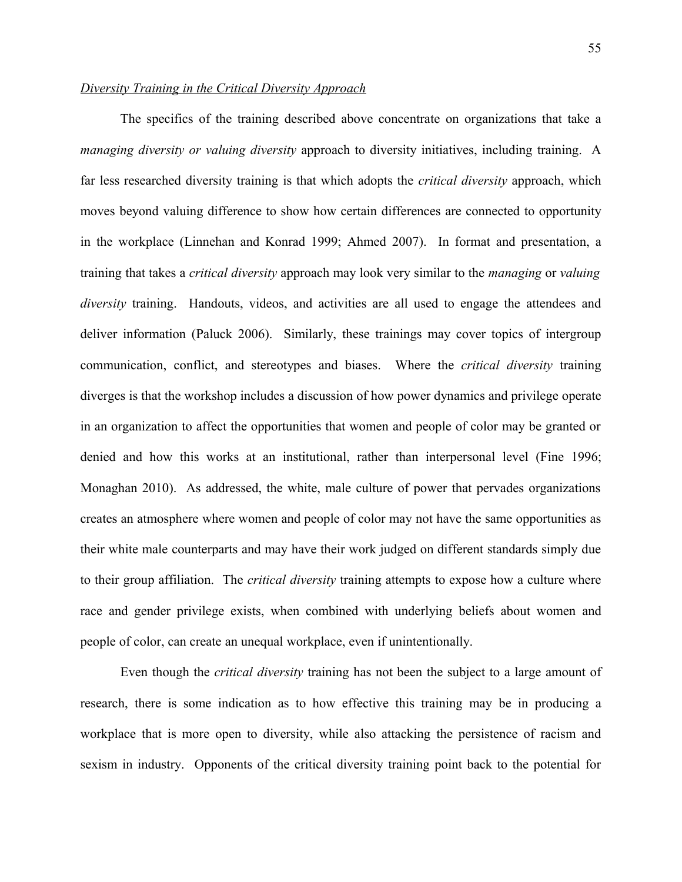*Diversity Training in the Critical Diversity Approach*

The specifics of the training described above concentrate on organizations that take a *managing diversity or valuing diversity* approach to diversity initiatives, including training. A far less researched diversity training is that which adopts the *critical diversity* approach, which moves beyond valuing difference to show how certain differences are connected to opportunity in the workplace (Linnehan and Konrad 1999; Ahmed 2007). In format and presentation, a training that takes a *critical diversity* approach may look very similar to the *managing* or *valuing diversity* training. Handouts, videos, and activities are all used to engage the attendees and deliver information (Paluck 2006). Similarly, these trainings may cover topics of intergroup communication, conflict, and stereotypes and biases. Where the *critical diversity* training diverges is that the workshop includes a discussion of how power dynamics and privilege operate in an organization to affect the opportunities that women and people of color may be granted or denied and how this works at an institutional, rather than interpersonal level (Fine 1996; Monaghan 2010). As addressed, the white, male culture of power that pervades organizations creates an atmosphere where women and people of color may not have the same opportunities as their white male counterparts and may have their work judged on different standards simply due to their group affiliation. The *critical diversity* training attempts to expose how a culture where race and gender privilege exists, when combined with underlying beliefs about women and people of color, can create an unequal workplace, even if unintentionally.

Even though the *critical diversity* training has not been the subject to a large amount of research, there is some indication as to how effective this training may be in producing a workplace that is more open to diversity, while also attacking the persistence of racism and sexism in industry. Opponents of the critical diversity training point back to the potential for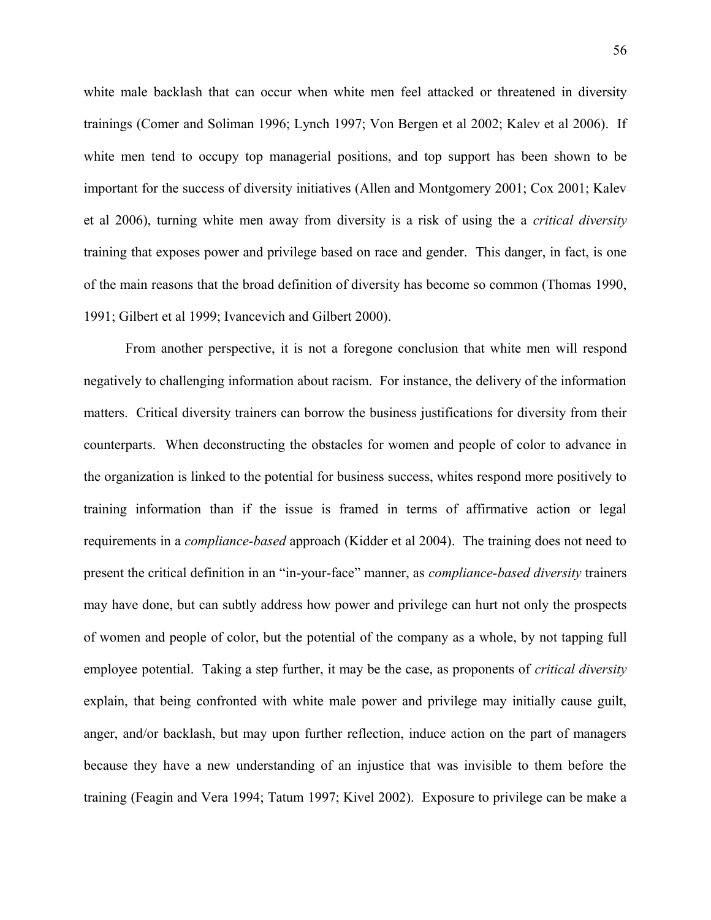white male backlash that can occur when white men feel attacked or threatened in diversity trainings (Comer and Soliman 1996; Lynch 1997; Von Bergen et al 2002; Kalev et al 2006). If white men tend to occupy top managerial positions, and top support has been shown to be important for the success of diversity initiatives (Allen and Montgomery 2001; Cox 2001; Kalev et al 2006), turning white men away from diversity is a risk of using the a *critical diversity* training that exposes power and privilege based on race and gender. This danger, in fact, is one of the main reasons that the broad definition of diversity has become so common (Thomas 1990, 1991; Gilbert et al 1999; Ivancevich and Gilbert 2000).

From another perspective, it is not a foregone conclusion that white men will respond negatively to challenging information about racism. For instance, the delivery of the information matters. Critical diversity trainers can borrow the business justifications for diversity from their counterparts. When deconstructing the obstacles for women and people of color to advance in the organization is linked to the potential for business success, whites respond more positively to training information than if the issue is framed in terms of affirmative action or legal requirements in a *compliance-based* approach (Kidder et al 2004). The training does not need to present the critical definition in an "in-your-face" manner, as *compliance-based diversity* trainers may have done, but can subtly address how power and privilege can hurt not only the prospects of women and people of color, but the potential of the company as a whole, by not tapping full employee potential. Taking a step further, it may be the case, as proponents of *critical diversity* explain, that being confronted with white male power and privilege may initially cause guilt, anger, and/or backlash, but may upon further reflection, induce action on the part of managers because they have a new understanding of an injustice that was invisible to them before the training (Feagin and Vera 1994; Tatum 1997; Kivel 2002). Exposure to privilege can be make a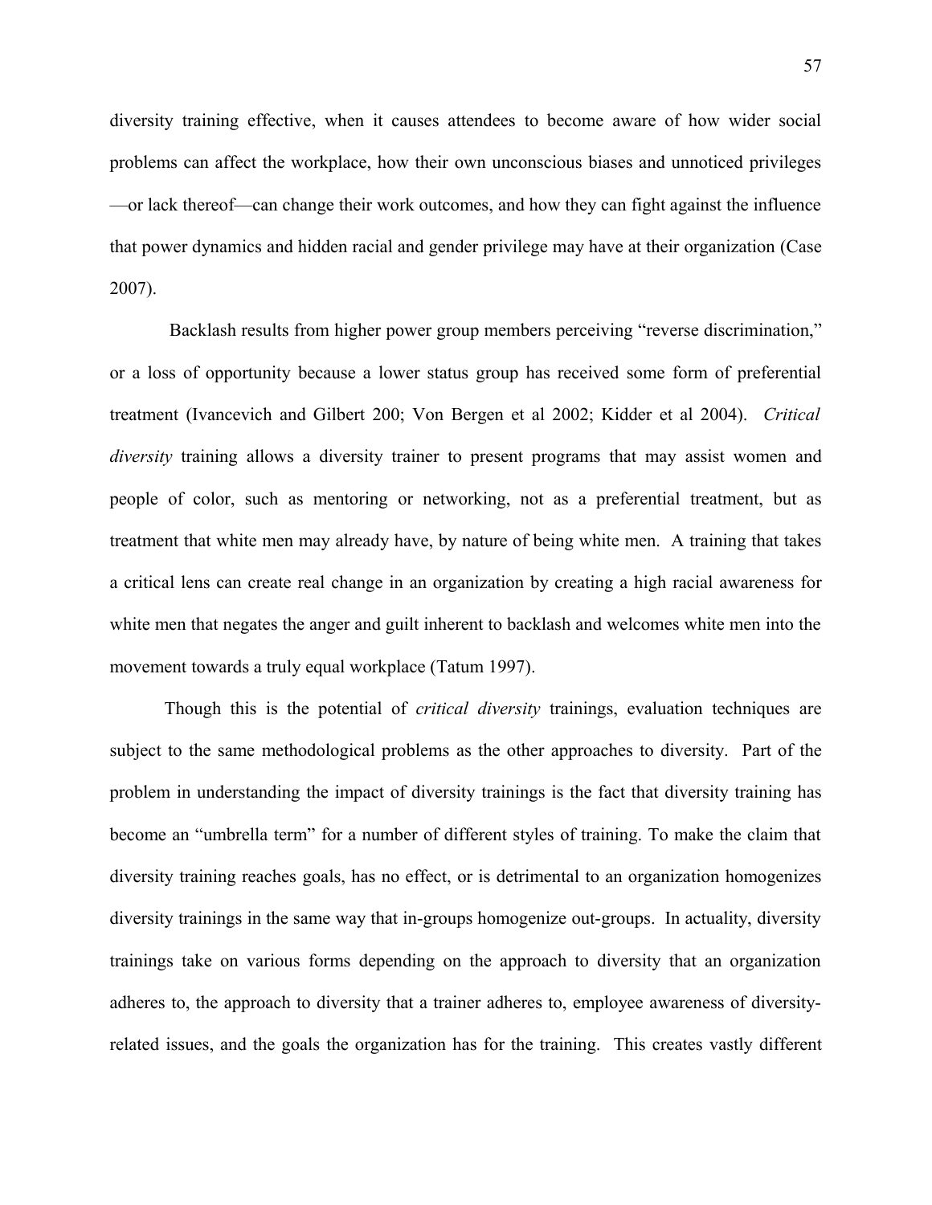diversity training effective, when it causes attendees to become aware of how wider social problems can affect the workplace, how their own unconscious biases and unnoticed privileges —or lack thereof—can change their work outcomes, and how they can fight against the influence that power dynamics and hidden racial and gender privilege may have at their organization (Case 2007).

Backlash results from higher power group members perceiving "reverse discrimination," or a loss of opportunity because a lower status group has received some form of preferential treatment (Ivancevich and Gilbert 200; Von Bergen et al 2002; Kidder et al 2004). *Critical diversity* training allows a diversity trainer to present programs that may assist women and people of color, such as mentoring or networking, not as a preferential treatment, but as treatment that white men may already have, by nature of being white men. A training that takes a critical lens can create real change in an organization by creating a high racial awareness for white men that negates the anger and guilt inherent to backlash and welcomes white men into the movement towards a truly equal workplace (Tatum 1997).

Though this is the potential of *critical diversity* trainings, evaluation techniques are subject to the same methodological problems as the other approaches to diversity. Part of the problem in understanding the impact of diversity trainings is the fact that diversity training has become an "umbrella term" for a number of different styles of training. To make the claim that diversity training reaches goals, has no effect, or is detrimental to an organization homogenizes diversity trainings in the same way that in-groups homogenize out-groups. In actuality, diversity trainings take on various forms depending on the approach to diversity that an organization adheres to, the approach to diversity that a trainer adheres to, employee awareness of diversity-related issues, and the goals the organization has for the training. This creates vastly different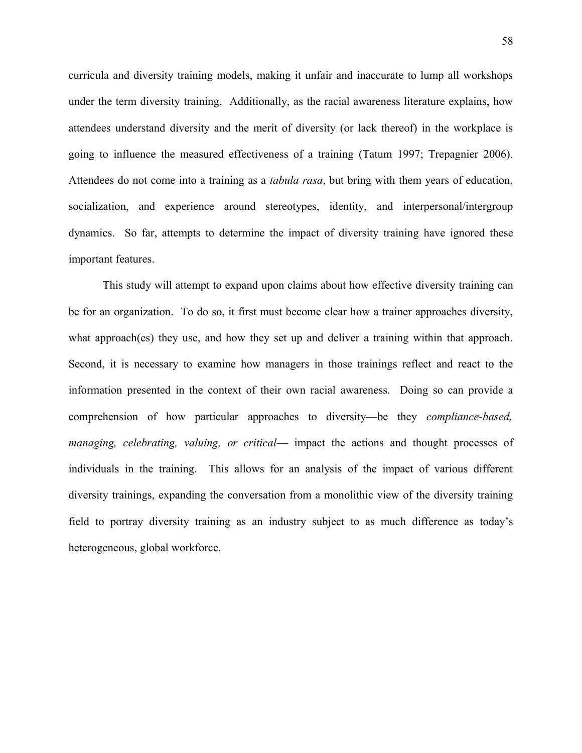curricula and diversity training models, making it unfair and inaccurate to lump all workshops under the term diversity training. Additionally, as the racial awareness literature explains, how attendees understand diversity and the merit of diversity (or lack thereof) in the workplace is going to influence the measured effectiveness of a training (Tatum 1997; Trepagnier 2006). Attendees do not come into a training as a *tabula rasa*, but bring with them years of education, socialization, and experience around stereotypes, identity, and interpersonal/intergroup dynamics. So far, attempts to determine the impact of diversity training have ignored these important features.

This study will attempt to expand upon claims about how effective diversity training can be for an organization. To do so, it first must become clear how a trainer approaches diversity, what approach(es) they use, and how they set up and deliver a training within that approach. Second, it is necessary to examine how managers in those trainings reflect and react to the information presented in the context of their own racial awareness. Doing so can provide a comprehension of how particular approaches to diversity—be they *compliance-based, managing, celebrating, valuing, or critical*— impact the actions and thought processes of individuals in the training. This allows for an analysis of the impact of various different diversity trainings, expanding the conversation from a monolithic view of the diversity training field to portray diversity training as an industry subject to as much difference as today's heterogeneous, global workforce.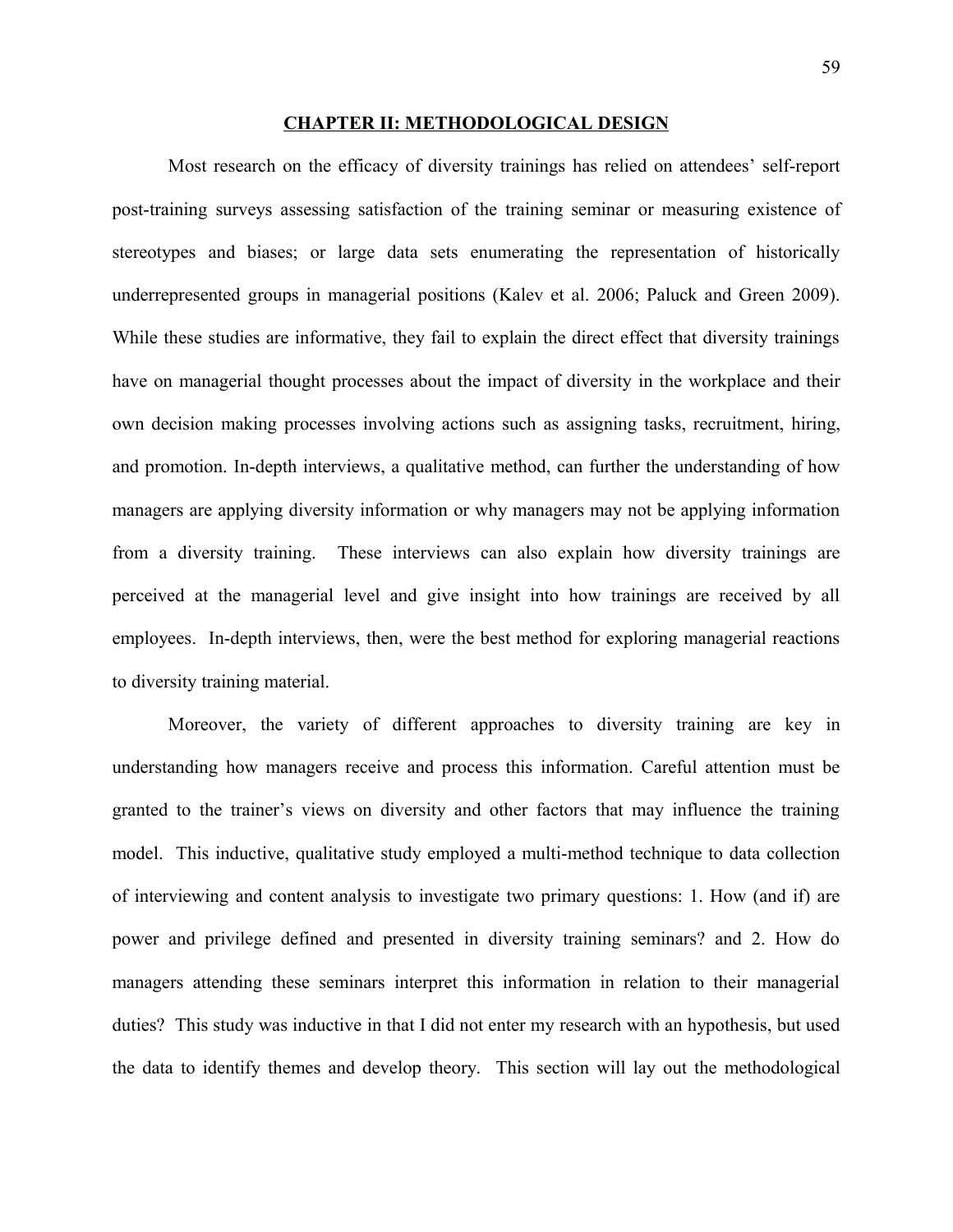## CHAPTER II: METHODOLOGICAL DESIGN

Most research on the efficacy of diversity trainings has relied on attendees' self-report post-training surveys assessing satisfaction of the training seminar or measuring existence of stereotypes and biases; or large data sets enumerating the representation of historically underrepresented groups in managerial positions (Kalev et al. 2006; Paluck and Green 2009). While these studies are informative, they fail to explain the direct effect that diversity trainings have on managerial thought processes about the impact of diversity in the workplace and their own decision making processes involving actions such as assigning tasks, recruitment, hiring, and promotion. In-depth interviews, a qualitative method, can further the understanding of how managers are applying diversity information or why managers may not be applying information from a diversity training. These interviews can also explain how diversity trainings are perceived at the managerial level and give insight into how trainings are received by all employees. In-depth interviews, then, were the best method for exploring managerial reactions to diversity training material.

Moreover, the variety of different approaches to diversity training are key in understanding how managers receive and process this information. Careful attention must be granted to the trainer's views on diversity and other factors that may influence the training model. This inductive, qualitative study employed a multi-method technique to data collection of interviewing and content analysis to investigate two primary questions: 1. How (and if) are power and privilege defined and presented in diversity training seminars? and 2. How do managers attending these seminars interpret this information in relation to their managerial duties? This study was inductive in that I did not enter my research with an hypothesis, but used the data to identify themes and develop theory. This section will lay out the methodological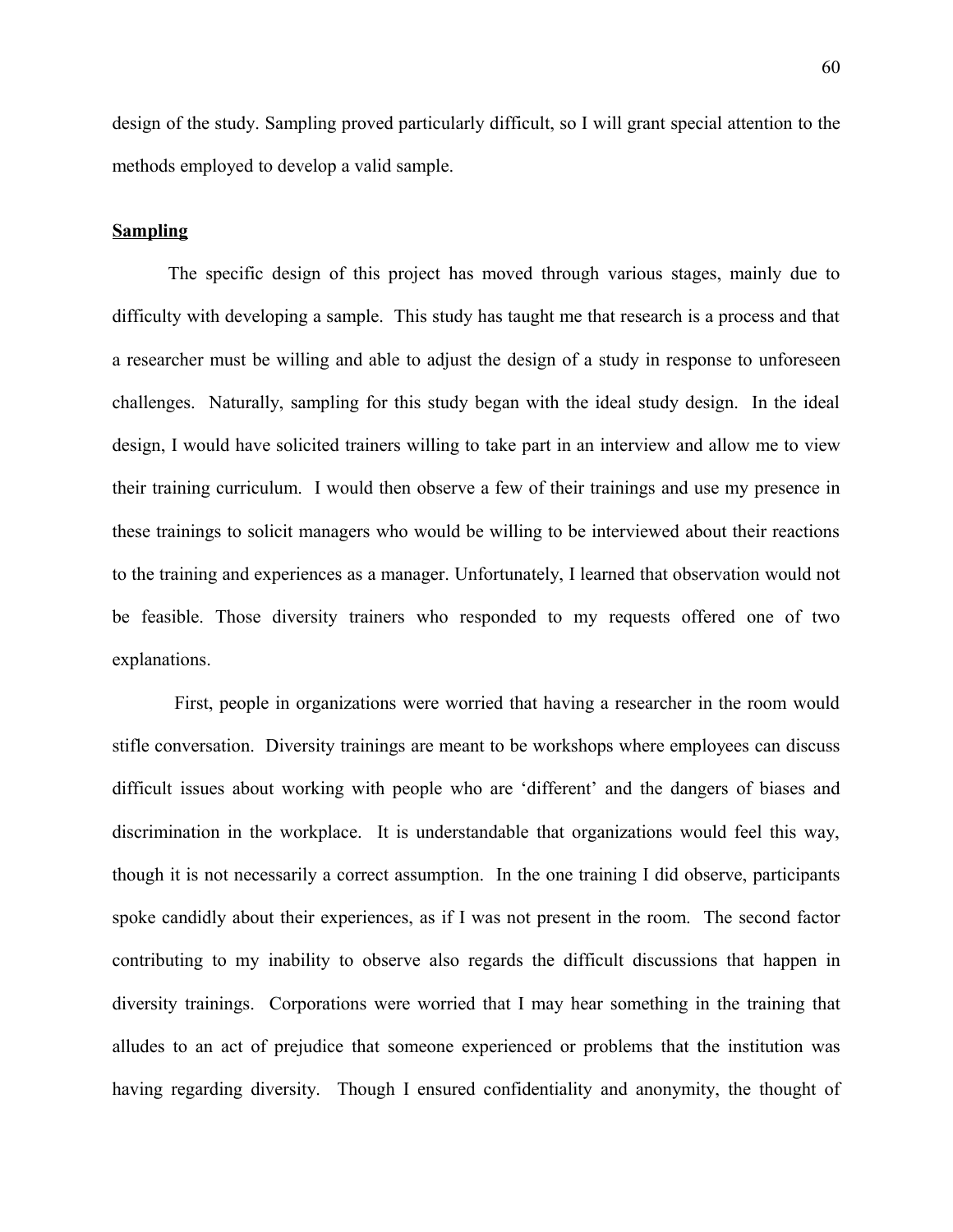design of the study. Sampling proved particularly difficult, so I will grant special attention to the methods employed to develop a valid sample.

**Sampling**

The specific design of this project has moved through various stages, mainly due to difficulty with developing a sample. This study has taught me that research is a process and that a researcher must be willing and able to adjust the design of a study in response to unforeseen challenges. Naturally, sampling for this study began with the ideal study design. In the ideal design, I would have solicited trainers willing to take part in an interview and allow me to view their training curriculum. I would then observe a few of their trainings and use my presence in these trainings to solicit managers who would be willing to be interviewed about their reactions to the training and experiences as a manager. Unfortunately, I learned that observation would not be feasible. Those diversity trainers who responded to my requests offered one of two explanations.

First, people in organizations were worried that having a researcher in the room would stifle conversation. Diversity trainings are meant to be workshops where employees can discuss difficult issues about working with people who are 'different' and the dangers of biases and discrimination in the workplace. It is understandable that organizations would feel this way, though it is not necessarily a correct assumption. In the one training I did observe, participants spoke candidly about their experiences, as if I was not present in the room. The second factor contributing to my inability to observe also regards the difficult discussions that happen in diversity trainings. Corporations were worried that I may hear something in the training that alludes to an act of prejudice that someone experienced or problems that the institution was having regarding diversity. Though I ensured confidentiality and anonymity, the thought of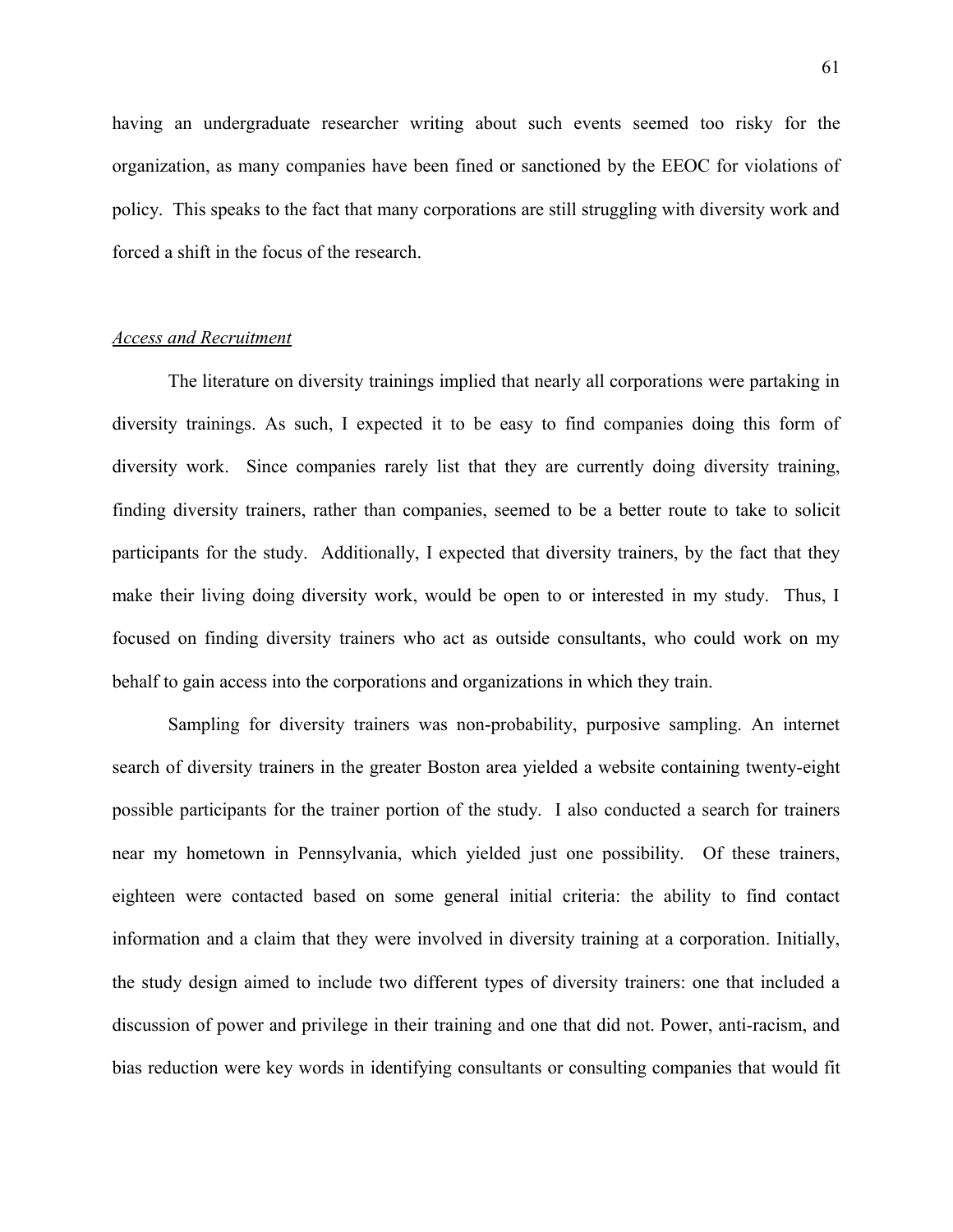having an undergraduate researcher writing about such events seemed too risky for the organization, as many companies have been fined or sanctioned by the EEOC for violations of policy. This speaks to the fact that many corporations are still struggling with diversity work and forced a shift in the focus of the research.

*Access and Recruitment*

The literature on diversity trainings implied that nearly all corporations were partaking in diversity trainings. As such, I expected it to be easy to find companies doing this form of diversity work. Since companies rarely list that they are currently doing diversity training, finding diversity trainers, rather than companies, seemed to be a better route to take to solicit participants for the study. Additionally, I expected that diversity trainers, by the fact that they make their living doing diversity work, would be open to or interested in my study. Thus, I focused on finding diversity trainers who act as outside consultants, who could work on my behalf to gain access into the corporations and organizations in which they train.

Sampling for diversity trainers was non-probability, purposive sampling. An internet search of diversity trainers in the greater Boston area yielded a website containing twenty-eight possible participants for the trainer portion of the study. I also conducted a search for trainers near my hometown in Pennsylvania, which yielded just one possibility. Of these trainers, eighteen were contacted based on some general initial criteria: the ability to find contact information and a claim that they were involved in diversity training at a corporation. Initially, the study design aimed to include two different types of diversity trainers: one that included a discussion of power and privilege in their training and one that did not. Power, anti-racism, and bias reduction were key words in identifying consultants or consulting companies that would fit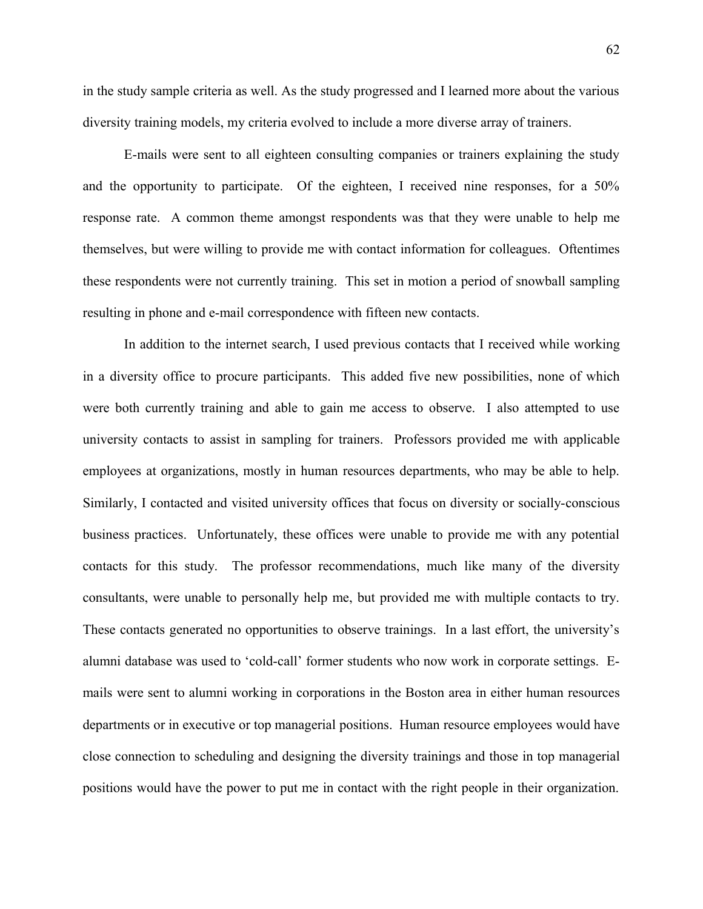in the study sample criteria as well. As the study progressed and I learned more about the various diversity training models, my criteria evolved to include a more diverse array of trainers.

E-mails were sent to all eighteen consulting companies or trainers explaining the study and the opportunity to participate. Of the eighteen, I received nine responses, for a 50% response rate. A common theme amongst respondents was that they were unable to help me themselves, but were willing to provide me with contact information for colleagues. Oftentimes these respondents were not currently training. This set in motion a period of snowball sampling resulting in phone and e-mail correspondence with fifteen new contacts.

In addition to the internet search, I used previous contacts that I received while working in a diversity office to procure participants. This added five new possibilities, none of which were both currently training and able to gain me access to observe. I also attempted to use university contacts to assist in sampling for trainers. Professors provided me with applicable employees at organizations, mostly in human resources departments, who may be able to help. Similarly, I contacted and visited university offices that focus on diversity or socially-conscious business practices. Unfortunately, these offices were unable to provide me with any potential contacts for this study. The professor recommendations, much like many of the diversity consultants, were unable to personally help me, but provided me with multiple contacts to try. These contacts generated no opportunities to observe trainings. In a last effort, the university's alumni database was used to 'cold-call' former students who now work in corporate settings. E-mails were sent to alumni working in corporations in the Boston area in either human resources departments or in executive or top managerial positions. Human resource employees would have close connection to scheduling and designing the diversity trainings and those in top managerial positions would have the power to put me in contact with the right people in their organization.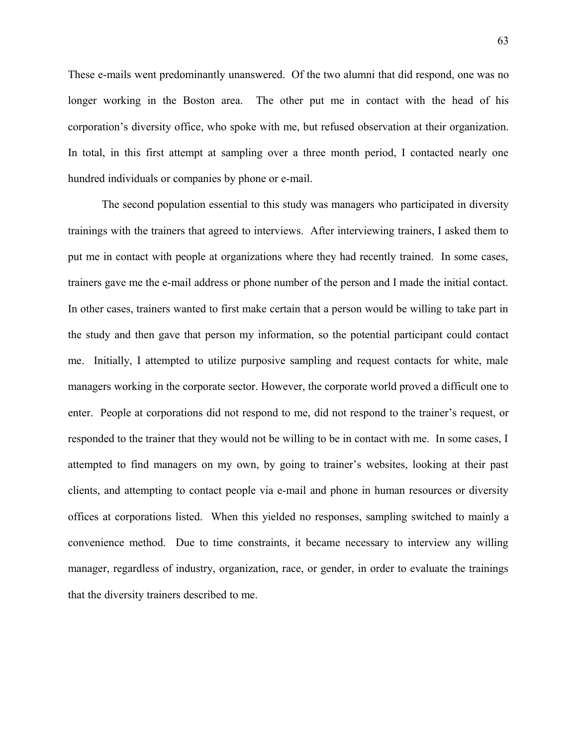These e-mails went predominantly unanswered. Of the two alumni that did respond, one was no longer working in the Boston area. The other put me in contact with the head of his corporation's diversity office, who spoke with me, but refused observation at their organization. In total, in this first attempt at sampling over a three month period, I contacted nearly one hundred individuals or companies by phone or e-mail.

The second population essential to this study was managers who participated in diversity trainings with the trainers that agreed to interviews. After interviewing trainers, I asked them to put me in contact with people at organizations where they had recently trained. In some cases, trainers gave me the e-mail address or phone number of the person and I made the initial contact. In other cases, trainers wanted to first make certain that a person would be willing to take part in the study and then gave that person my information, so the potential participant could contact me. Initially, I attempted to utilize purposive sampling and request contacts for white, male managers working in the corporate sector. However, the corporate world proved a difficult one to enter. People at corporations did not respond to me, did not respond to the trainer's request, or responded to the trainer that they would not be willing to be in contact with me. In some cases, I attempted to find managers on my own, by going to trainer's websites, looking at their past clients, and attempting to contact people via e-mail and phone in human resources or diversity offices at corporations listed. When this yielded no responses, sampling switched to mainly a convenience method. Due to time constraints, it became necessary to interview any willing manager, regardless of industry, organization, race, or gender, in order to evaluate the trainings that the diversity trainers described to me.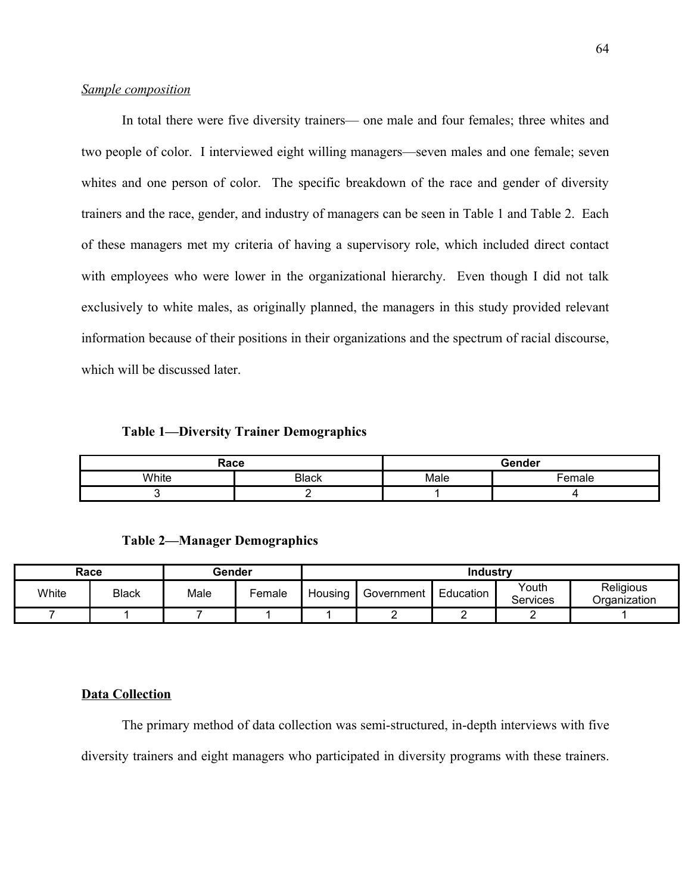*Sample composition*

In total there were five diversity trainers— one male and four females; three whites and two people of color. I interviewed eight willing managers—seven males and one female; seven whites and one person of color. The specific breakdown of the race and gender of diversity trainers and the race, gender, and industry of managers can be seen in Table 1 and Table 2. Each of these managers met my criteria of having a supervisory role, which included direct contact with employees who were lower in the organizational hierarchy. Even though I did not talk exclusively to white males, as originally planned, the managers in this study provided relevant information because of their positions in their organizations and the spectrum of racial discourse, which will be discussed later.

**Table 1—Diversity Trainer Demographics**

| Race | | Gender | |
|---|---|---|---|
| White | Black | Male | Female |
| 3 | 2 | 1 | 4 |

**Table 2—Manager Demographics**

| Race | | Gender | | Industry | | | | |
|---|---|---|---|---|---|---|---|---|
| White | Black | Male | Female | Housing | Government | Education | Youth Services | Religious Organization |
| 7 | 1 | 7 | 1 | 1 | 2 | 2 | 2 | 1 |

## Data Collection

The primary method of data collection was semi-structured, in-depth interviews with five diversity trainers and eight managers who participated in diversity programs with these trainers.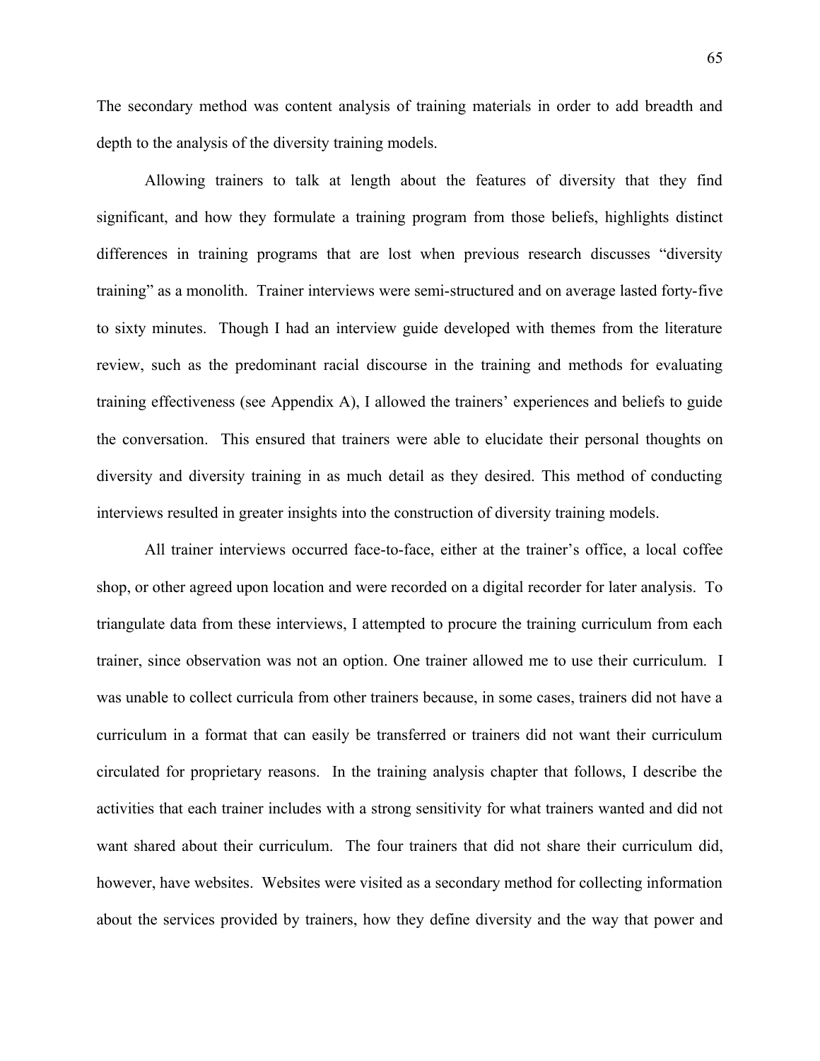The secondary method was content analysis of training materials in order to add breadth and depth to the analysis of the diversity training models.

Allowing trainers to talk at length about the features of diversity that they find significant, and how they formulate a training program from those beliefs, highlights distinct differences in training programs that are lost when previous research discusses "diversity training" as a monolith. Trainer interviews were semi-structured and on average lasted forty-five to sixty minutes. Though I had an interview guide developed with themes from the literature review, such as the predominant racial discourse in the training and methods for evaluating training effectiveness (see Appendix A), I allowed the trainers' experiences and beliefs to guide the conversation. This ensured that trainers were able to elucidate their personal thoughts on diversity and diversity training in as much detail as they desired. This method of conducting interviews resulted in greater insights into the construction of diversity training models.

All trainer interviews occurred face-to-face, either at the trainer's office, a local coffee shop, or other agreed upon location and were recorded on a digital recorder for later analysis. To triangulate data from these interviews, I attempted to procure the training curriculum from each trainer, since observation was not an option. One trainer allowed me to use their curriculum. I was unable to collect curricula from other trainers because, in some cases, trainers did not have a curriculum in a format that can easily be transferred or trainers did not want their curriculum circulated for proprietary reasons. In the training analysis chapter that follows, I describe the activities that each trainer includes with a strong sensitivity for what trainers wanted and did not want shared about their curriculum. The four trainers that did not share their curriculum did, however, have websites. Websites were visited as a secondary method for collecting information about the services provided by trainers, how they define diversity and the way that power and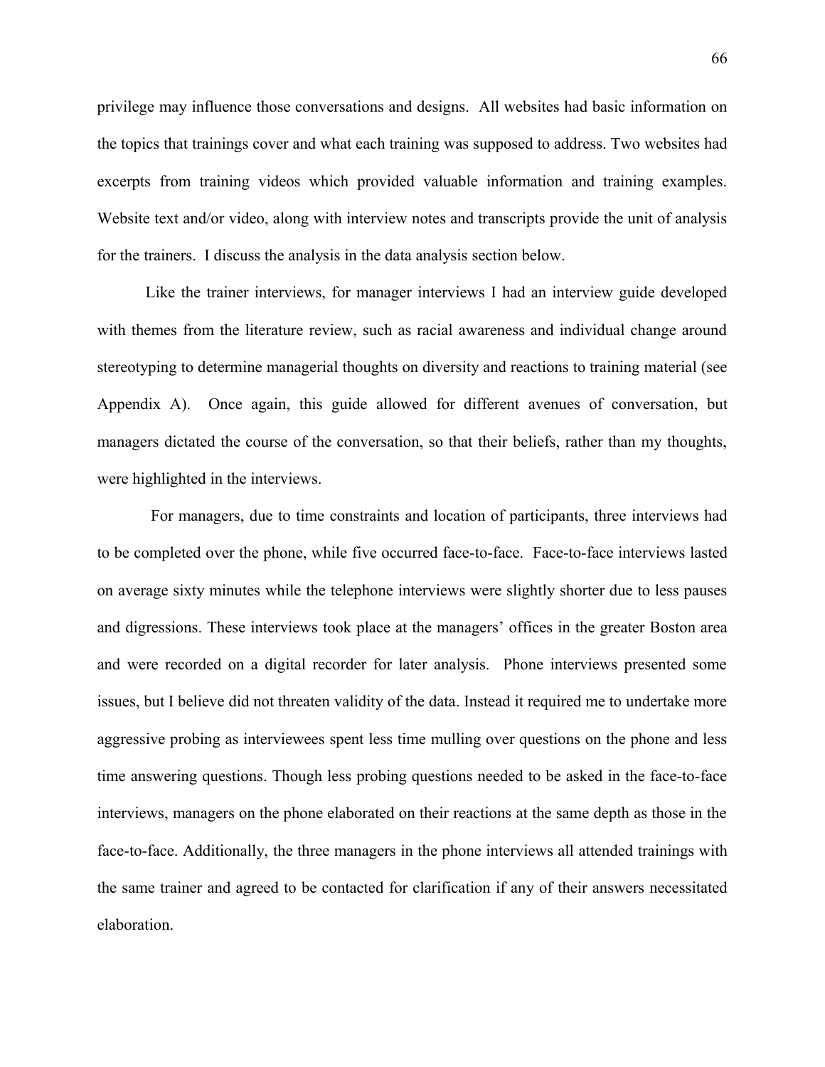privilege may influence those conversations and designs. All websites had basic information on the topics that trainings cover and what each training was supposed to address. Two websites had excerpts from training videos which provided valuable information and training examples. Website text and/or video, along with interview notes and transcripts provide the unit of analysis for the trainers. I discuss the analysis in the data analysis section below.

Like the trainer interviews, for manager interviews I had an interview guide developed with themes from the literature review, such as racial awareness and individual change around stereotyping to determine managerial thoughts on diversity and reactions to training material (see Appendix A). Once again, this guide allowed for different avenues of conversation, but managers dictated the course of the conversation, so that their beliefs, rather than my thoughts, were highlighted in the interviews.

For managers, due to time constraints and location of participants, three interviews had to be completed over the phone, while five occurred face-to-face. Face-to-face interviews lasted on average sixty minutes while the telephone interviews were slightly shorter due to less pauses and digressions. These interviews took place at the managers' offices in the greater Boston area and were recorded on a digital recorder for later analysis. Phone interviews presented some issues, but I believe did not threaten validity of the data. Instead it required me to undertake more aggressive probing as interviewees spent less time mulling over questions on the phone and less time answering questions. Though less probing questions needed to be asked in the face-to-face interviews, managers on the phone elaborated on their reactions at the same depth as those in the face-to-face. Additionally, the three managers in the phone interviews all attended trainings with the same trainer and agreed to be contacted for clarification if any of their answers necessitated elaboration.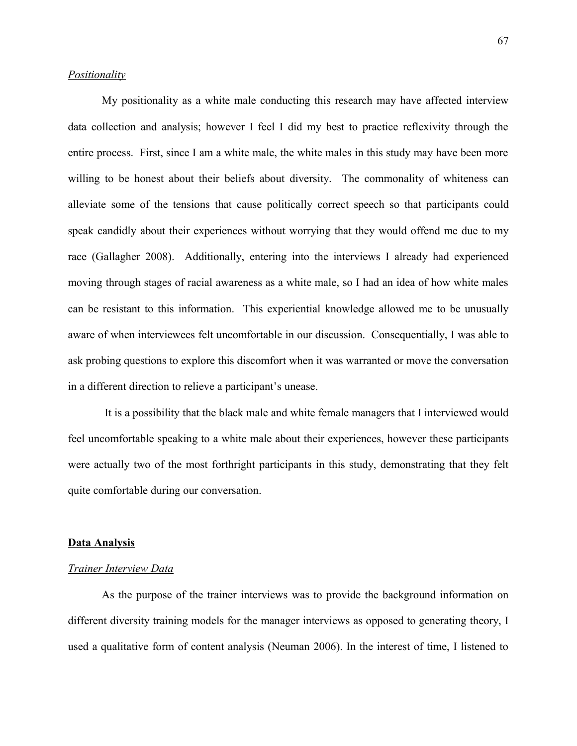*Positionality*

My positionality as a white male conducting this research may have affected interview data collection and analysis; however I feel I did my best to practice reflexivity through the entire process. First, since I am a white male, the white males in this study may have been more willing to be honest about their beliefs about diversity. The commonality of whiteness can alleviate some of the tensions that cause politically correct speech so that participants could speak candidly about their experiences without worrying that they would offend me due to my race (Gallagher 2008). Additionally, entering into the interviews I already had experienced moving through stages of racial awareness as a white male, so I had an idea of how white males can be resistant to this information. This experiential knowledge allowed me to be unusually aware of when interviewees felt uncomfortable in our discussion. Consequentially, I was able to ask probing questions to explore this discomfort when it was warranted or move the conversation in a different direction to relieve a participant's unease.

It is a possibility that the black male and white female managers that I interviewed would feel uncomfortable speaking to a white male about their experiences, however these participants were actually two of the most forthright participants in this study, demonstrating that they felt quite comfortable during our conversation.

## Data Analysis

*Trainer Interview Data*

As the purpose of the trainer interviews was to provide the background information on different diversity training models for the manager interviews as opposed to generating theory, I used a qualitative form of content analysis (Neuman 2006). In the interest of time, I listened to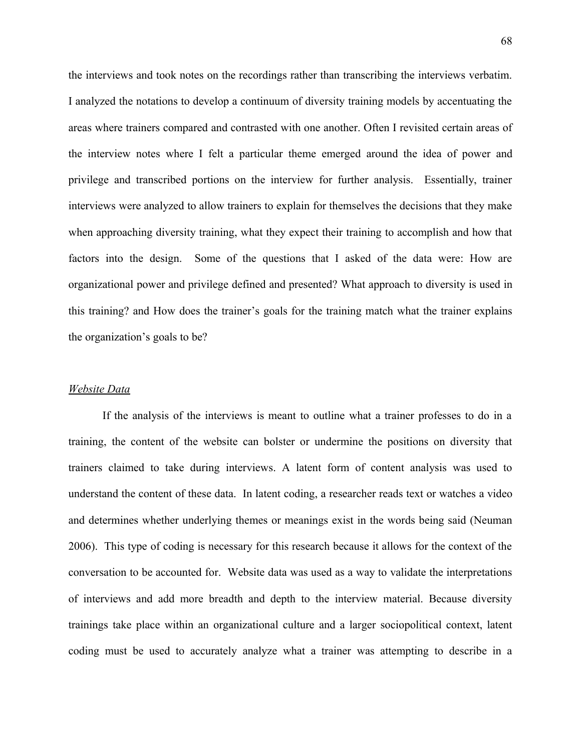the interviews and took notes on the recordings rather than transcribing the interviews verbatim. I analyzed the notations to develop a continuum of diversity training models by accentuating the areas where trainers compared and contrasted with one another. Often I revisited certain areas of the interview notes where I felt a particular theme emerged around the idea of power and privilege and transcribed portions on the interview for further analysis. Essentially, trainer interviews were analyzed to allow trainers to explain for themselves the decisions that they make when approaching diversity training, what they expect their training to accomplish and how that factors into the design. Some of the questions that I asked of the data were: How are organizational power and privilege defined and presented? What approach to diversity is used in this training? and How does the trainer's goals for the training match what the trainer explains the organization's goals to be?

*Website Data*

If the analysis of the interviews is meant to outline what a trainer professes to do in a training, the content of the website can bolster or undermine the positions on diversity that trainers claimed to take during interviews. A latent form of content analysis was used to understand the content of these data. In latent coding, a researcher reads text or watches a video and determines whether underlying themes or meanings exist in the words being said (Neuman 2006). This type of coding is necessary for this research because it allows for the context of the conversation to be accounted for. Website data was used as a way to validate the interpretations of interviews and add more breadth and depth to the interview material. Because diversity trainings take place within an organizational culture and a larger sociopolitical context, latent coding must be used to accurately analyze what a trainer was attempting to describe in a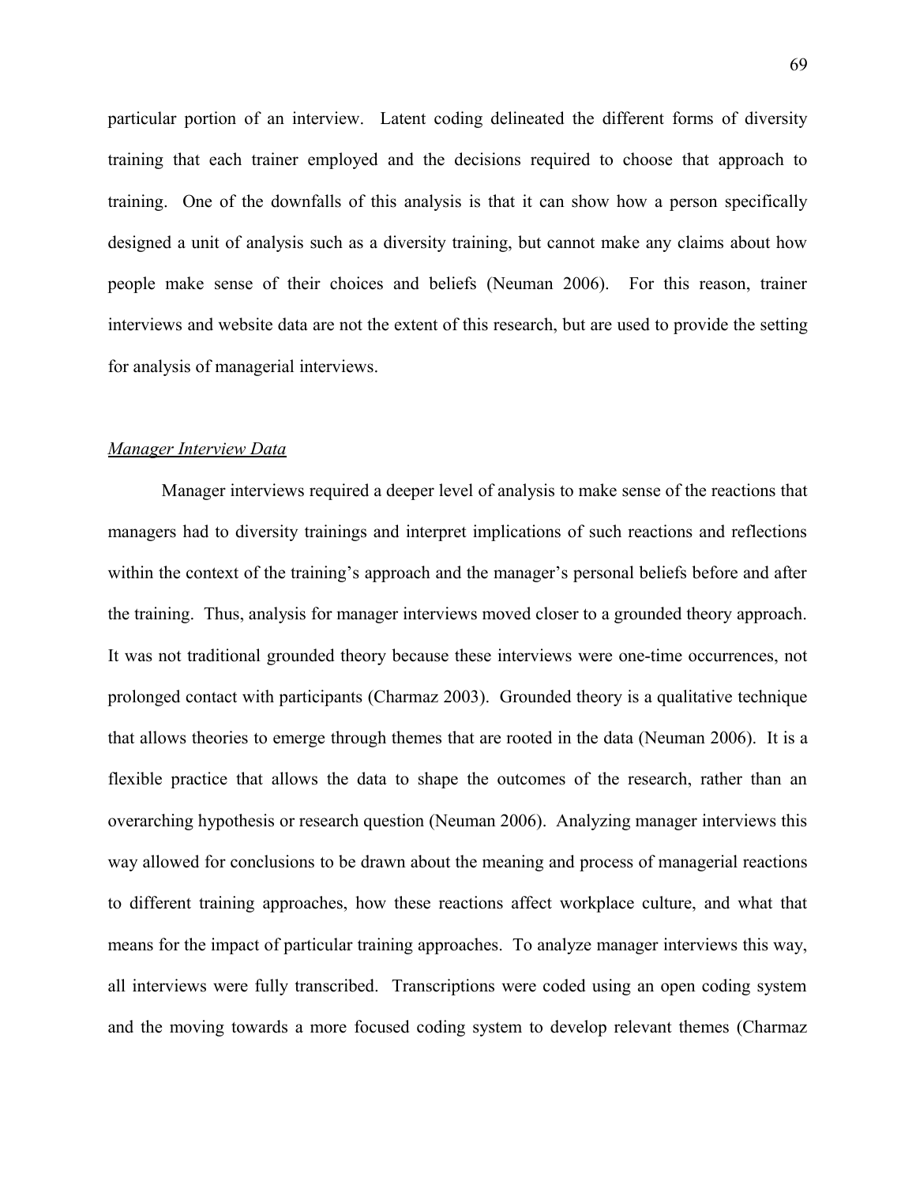particular portion of an interview. Latent coding delineated the different forms of diversity training that each trainer employed and the decisions required to choose that approach to training. One of the downfalls of this analysis is that it can show how a person specifically designed a unit of analysis such as a diversity training, but cannot make any claims about how people make sense of their choices and beliefs (Neuman 2006). For this reason, trainer interviews and website data are not the extent of this research, but are used to provide the setting for analysis of managerial interviews.

*<u>Manager Interview Data</u>*

Manager interviews required a deeper level of analysis to make sense of the reactions that managers had to diversity trainings and interpret implications of such reactions and reflections within the context of the training's approach and the manager's personal beliefs before and after the training. Thus, analysis for manager interviews moved closer to a grounded theory approach. It was not traditional grounded theory because these interviews were one-time occurrences, not prolonged contact with participants (Charmaz 2003). Grounded theory is a qualitative technique that allows theories to emerge through themes that are rooted in the data (Neuman 2006). It is a flexible practice that allows the data to shape the outcomes of the research, rather than an overarching hypothesis or research question (Neuman 2006). Analyzing manager interviews this way allowed for conclusions to be drawn about the meaning and process of managerial reactions to different training approaches, how these reactions affect workplace culture, and what that means for the impact of particular training approaches. To analyze manager interviews this way, all interviews were fully transcribed. Transcriptions were coded using an open coding system and the moving towards a more focused coding system to develop relevant themes (Charmaz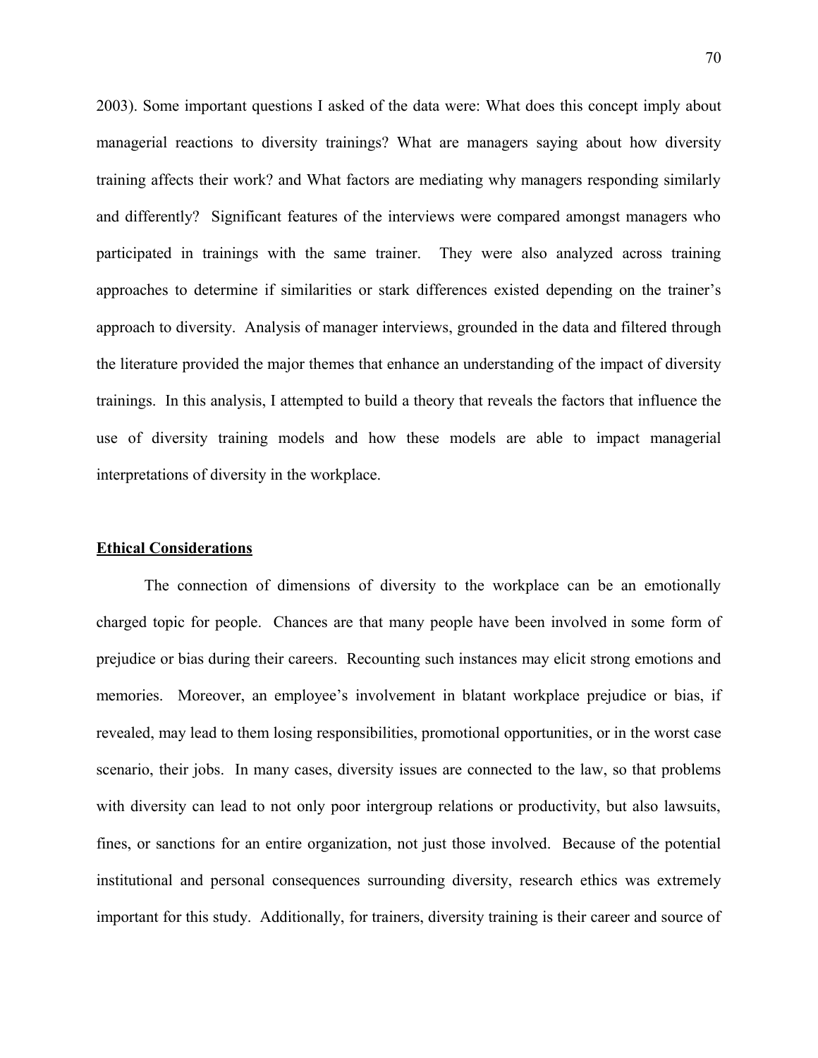2003). Some important questions I asked of the data were: What does this concept imply about managerial reactions to diversity trainings? What are managers saying about how diversity training affects their work? and What factors are mediating why managers responding similarly and differently? Significant features of the interviews were compared amongst managers who participated in trainings with the same trainer. They were also analyzed across training approaches to determine if similarities or stark differences existed depending on the trainer's approach to diversity. Analysis of manager interviews, grounded in the data and filtered through the literature provided the major themes that enhance an understanding of the impact of diversity trainings. In this analysis, I attempted to build a theory that reveals the factors that influence the use of diversity training models and how these models are able to impact managerial interpretations of diversity in the workplace.

## Ethical Considerations

The connection of dimensions of diversity to the workplace can be an emotionally charged topic for people. Chances are that many people have been involved in some form of prejudice or bias during their careers. Recounting such instances may elicit strong emotions and memories. Moreover, an employee's involvement in blatant workplace prejudice or bias, if revealed, may lead to them losing responsibilities, promotional opportunities, or in the worst case scenario, their jobs. In many cases, diversity issues are connected to the law, so that problems with diversity can lead to not only poor intergroup relations or productivity, but also lawsuits, fines, or sanctions for an entire organization, not just those involved. Because of the potential institutional and personal consequences surrounding diversity, research ethics was extremely important for this study. Additionally, for trainers, diversity training is their career and source of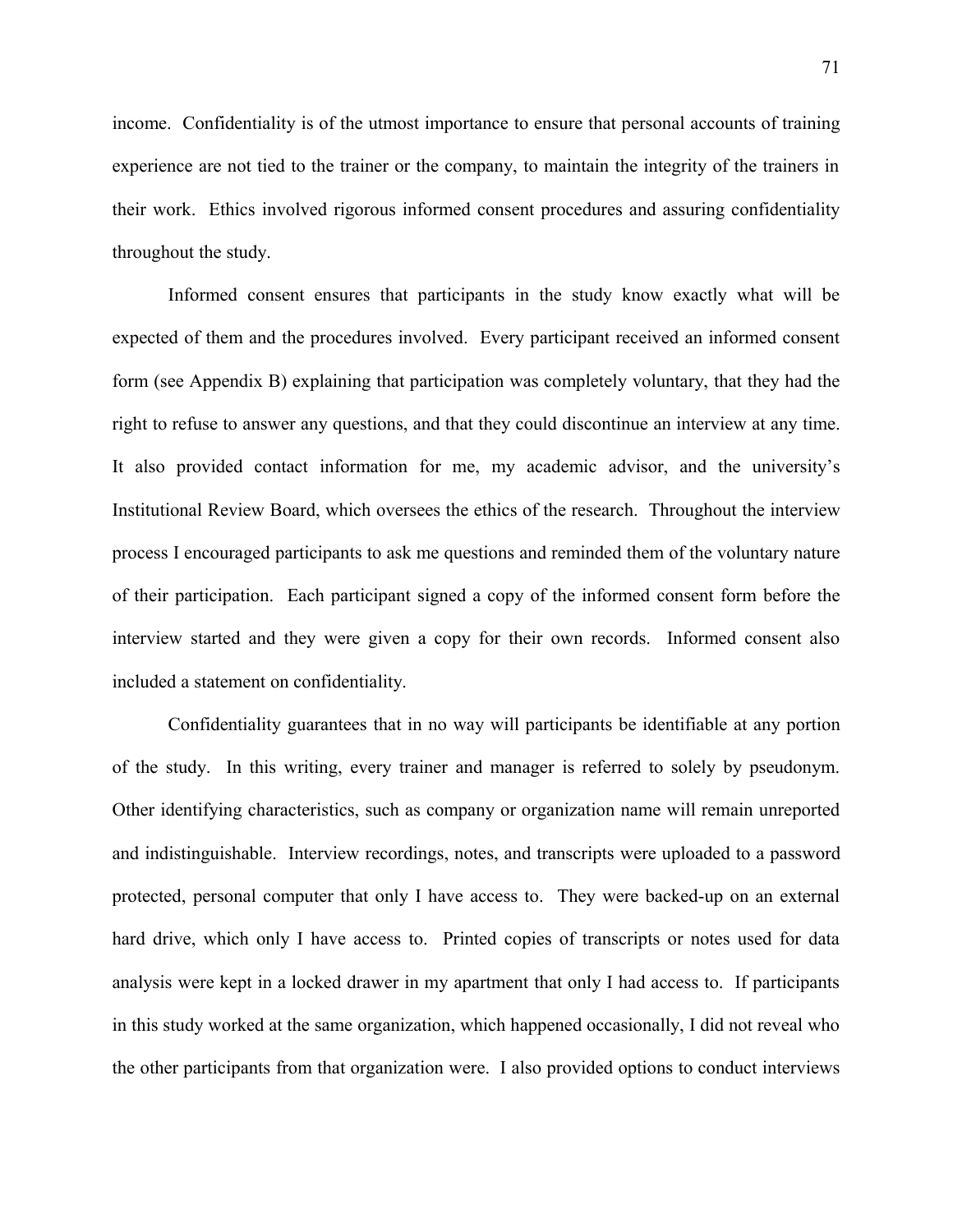income. Confidentiality is of the utmost importance to ensure that personal accounts of training experience are not tied to the trainer or the company, to maintain the integrity of the trainers in their work. Ethics involved rigorous informed consent procedures and assuring confidentiality throughout the study.

Informed consent ensures that participants in the study know exactly what will be expected of them and the procedures involved. Every participant received an informed consent form (see Appendix B) explaining that participation was completely voluntary, that they had the right to refuse to answer any questions, and that they could discontinue an interview at any time. It also provided contact information for me, my academic advisor, and the university's Institutional Review Board, which oversees the ethics of the research. Throughout the interview process I encouraged participants to ask me questions and reminded them of the voluntary nature of their participation. Each participant signed a copy of the informed consent form before the interview started and they were given a copy for their own records. Informed consent also included a statement on confidentiality.

Confidentiality guarantees that in no way will participants be identifiable at any portion of the study. In this writing, every trainer and manager is referred to solely by pseudonym. Other identifying characteristics, such as company or organization name will remain unreported and indistinguishable. Interview recordings, notes, and transcripts were uploaded to a password protected, personal computer that only I have access to. They were backed-up on an external hard drive, which only I have access to. Printed copies of transcripts or notes used for data analysis were kept in a locked drawer in my apartment that only I had access to. If participants in this study worked at the same organization, which happened occasionally, I did not reveal who the other participants from that organization were. I also provided options to conduct interviews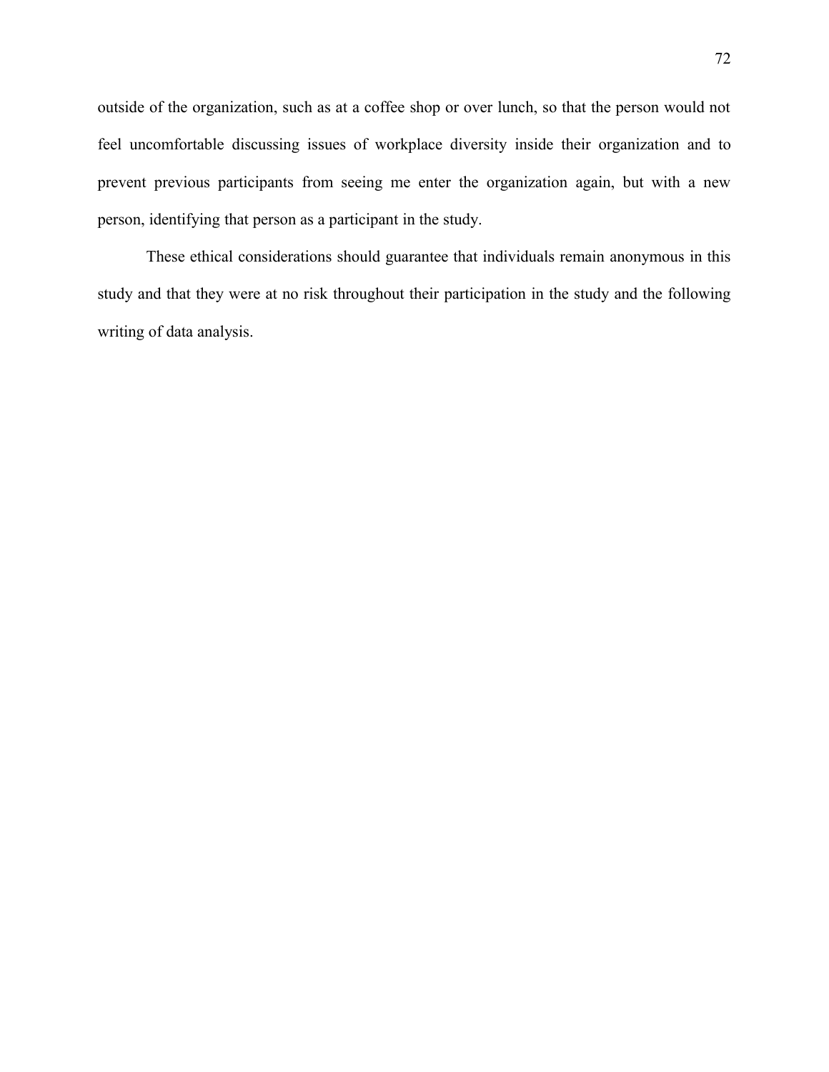outside of the organization, such as at a coffee shop or over lunch, so that the person would not feel uncomfortable discussing issues of workplace diversity inside their organization and to prevent previous participants from seeing me enter the organization again, but with a new person, identifying that person as a participant in the study.

These ethical considerations should guarantee that individuals remain anonymous in this study and that they were at no risk throughout their participation in the study and the following writing of data analysis.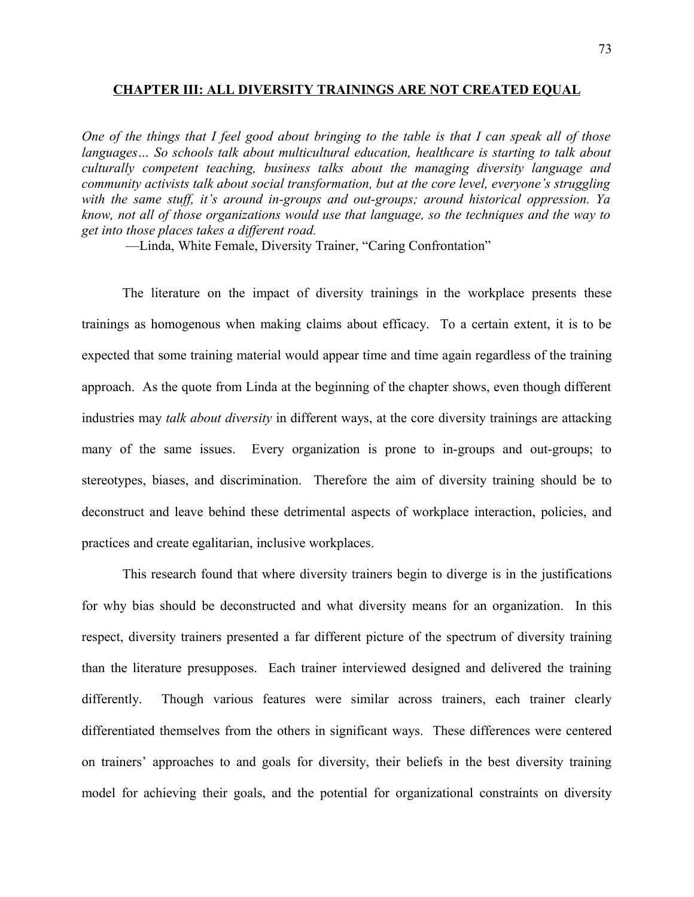# CHAPTER III: ALL DIVERSITY TRAININGS ARE NOT CREATED EQUAL

*One of the things that I feel good about bringing to the table is that I can speak all of those languages… So schools talk about multicultural education, healthcare is starting to talk about culturally competent teaching, business talks about the managing diversity language and community activists talk about social transformation, but at the core level, everyone's struggling with the same stuff, it's around in-groups and out-groups; around historical oppression. Ya know, not all of those organizations would use that language, so the techniques and the way to get into those places takes a different road.*

—Linda, White Female, Diversity Trainer, "Caring Confrontation"

The literature on the impact of diversity trainings in the workplace presents these trainings as homogenous when making claims about efficacy. To a certain extent, it is to be expected that some training material would appear time and time again regardless of the training approach. As the quote from Linda at the beginning of the chapter shows, even though different industries may *talk about diversity* in different ways, at the core diversity trainings are attacking many of the same issues. Every organization is prone to in-groups and out-groups; to stereotypes, biases, and discrimination. Therefore the aim of diversity training should be to deconstruct and leave behind these detrimental aspects of workplace interaction, policies, and practices and create egalitarian, inclusive workplaces.

This research found that where diversity trainers begin to diverge is in the justifications for why bias should be deconstructed and what diversity means for an organization. In this respect, diversity trainers presented a far different picture of the spectrum of diversity training than the literature presupposes. Each trainer interviewed designed and delivered the training differently. Though various features were similar across trainers, each trainer clearly differentiated themselves from the others in significant ways. These differences were centered on trainers' approaches to and goals for diversity, their beliefs in the best diversity training model for achieving their goals, and the potential for organizational constraints on diversity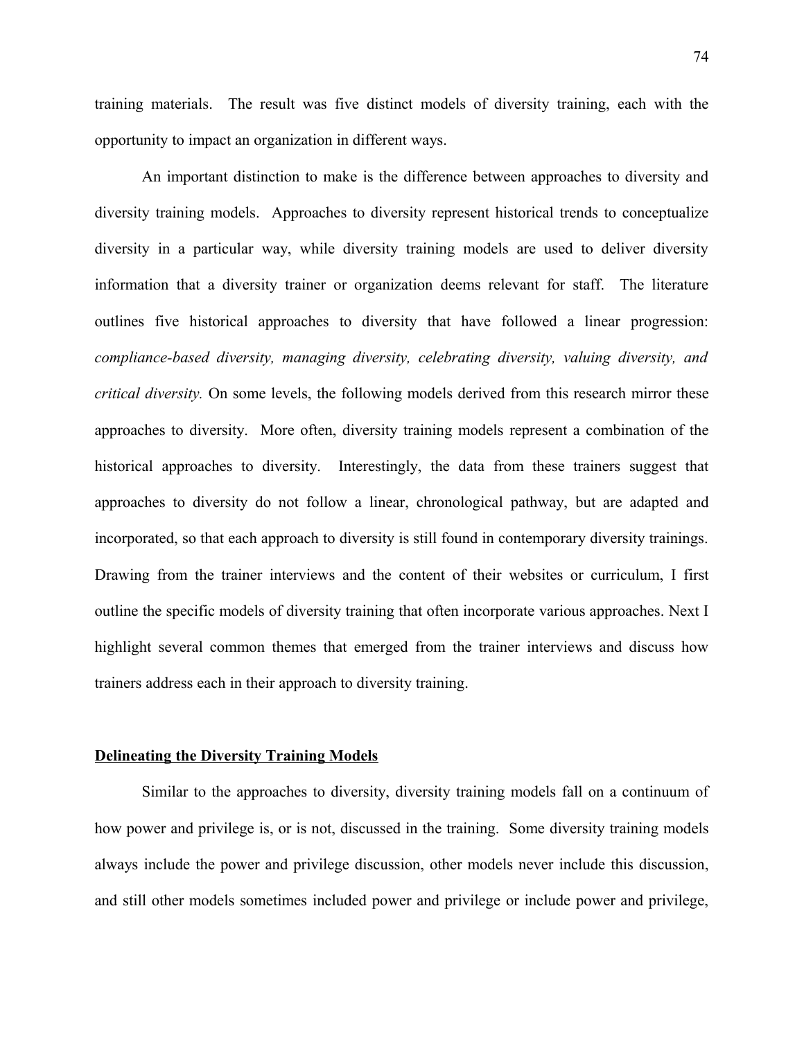training materials. The result was five distinct models of diversity training, each with the opportunity to impact an organization in different ways.

An important distinction to make is the difference between approaches to diversity and diversity training models. Approaches to diversity represent historical trends to conceptualize diversity in a particular way, while diversity training models are used to deliver diversity information that a diversity trainer or organization deems relevant for staff. The literature outlines five historical approaches to diversity that have followed a linear progression: *compliance-based diversity, managing diversity, celebrating diversity, valuing diversity, and critical diversity.* On some levels, the following models derived from this research mirror these approaches to diversity. More often, diversity training models represent a combination of the historical approaches to diversity. Interestingly, the data from these trainers suggest that approaches to diversity do not follow a linear, chronological pathway, but are adapted and incorporated, so that each approach to diversity is still found in contemporary diversity trainings. Drawing from the trainer interviews and the content of their websites or curriculum, I first outline the specific models of diversity training that often incorporate various approaches. Next I highlight several common themes that emerged from the trainer interviews and discuss how trainers address each in their approach to diversity training.

## Delineating the Diversity Training Models

Similar to the approaches to diversity, diversity training models fall on a continuum of how power and privilege is, or is not, discussed in the training. Some diversity training models always include the power and privilege discussion, other models never include this discussion, and still other models sometimes included power and privilege or include power and privilege,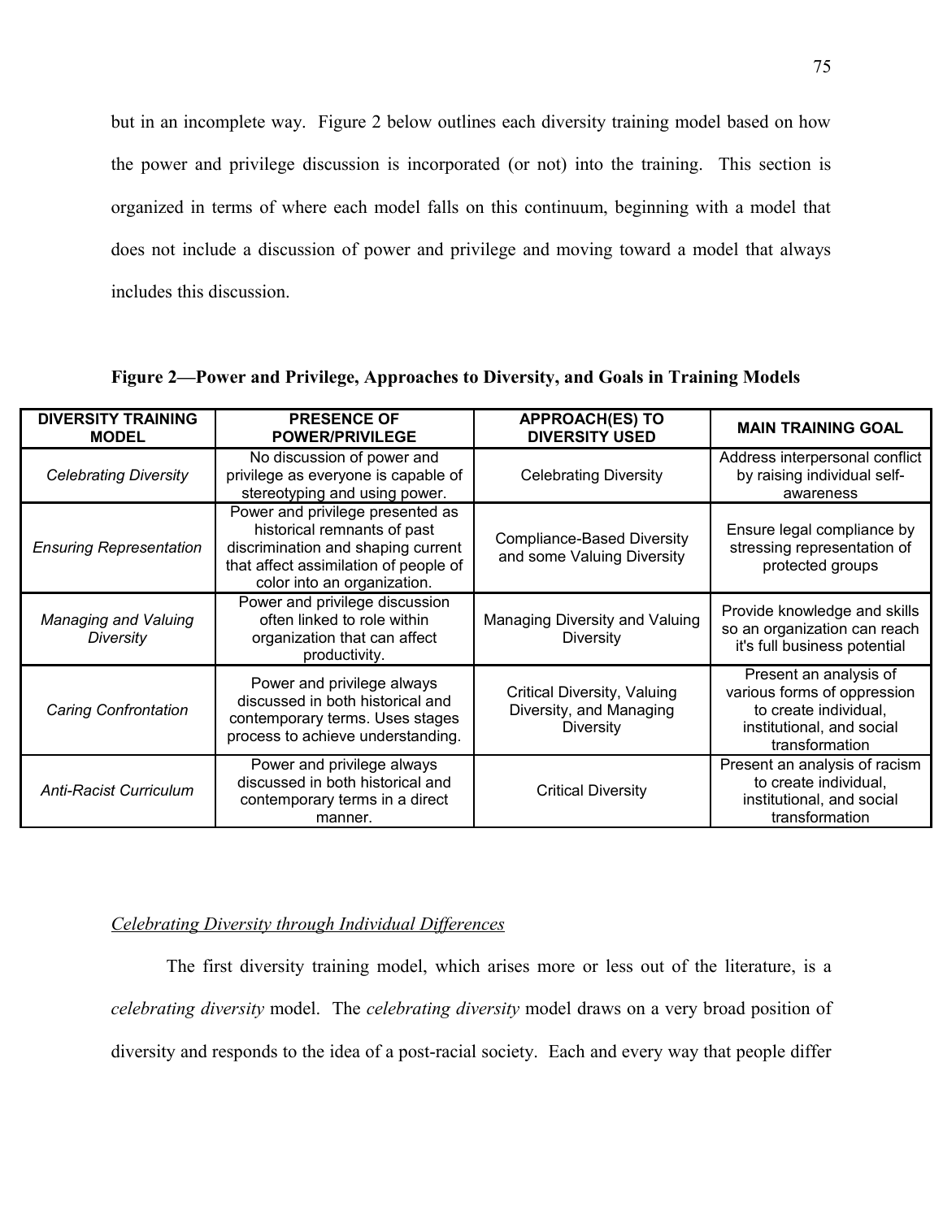but in an incomplete way. Figure 2 below outlines each diversity training model based on how the power and privilege discussion is incorporated (or not) into the training. This section is organized in terms of where each model falls on this continuum, beginning with a model that does not include a discussion of power and privilege and moving toward a model that always includes this discussion.

**Figure 2—Power and Privilege, Approaches to Diversity, and Goals in Training Models**

| DIVERSITY TRAINING MODEL | PRESENCE OF POWER/PRIVILEGE | APPROACH(ES) TO DIVERSITY USED | MAIN TRAINING GOAL |
|---|---|---|---|
| *Celebrating Diversity* | No discussion of power and privilege as everyone is capable of stereotyping and using power. | Celebrating Diversity | Address interpersonal conflict by raising individual self-awareness |
| *Ensuring Representation* | Power and privilege presented as historical remnants of past discrimination and shaping current that affect assimilation of people of color into an organization. | Compliance-Based Diversity and some Valuing Diversity | Ensure legal compliance by stressing representation of protected groups |
| *Managing and Valuing Diversity* | Power and privilege discussion often linked to role within organization that can affect productivity. | Managing Diversity and Valuing Diversity | Provide knowledge and skills so an organization can reach it's full business potential |
| *Caring Confrontation* | Power and privilege always discussed in both historical and contemporary terms. Uses stages process to achieve understanding. | Critical Diversity, Valuing Diversity, and Managing Diversity | Present an analysis of various forms of oppression to create individual, institutional, and social transformation |
| *Anti-Racist Curriculum* | Power and privilege always discussed in both historical and contemporary terms in a direct manner. | Critical Diversity | Present an analysis of racism to create individual, institutional, and social transformation |

*Celebrating Diversity through Individual Differences*

The first diversity training model, which arises more or less out of the literature, is a *celebrating diversity* model. The *celebrating diversity* model draws on a very broad position of diversity and responds to the idea of a post-racial society. Each and every way that people differ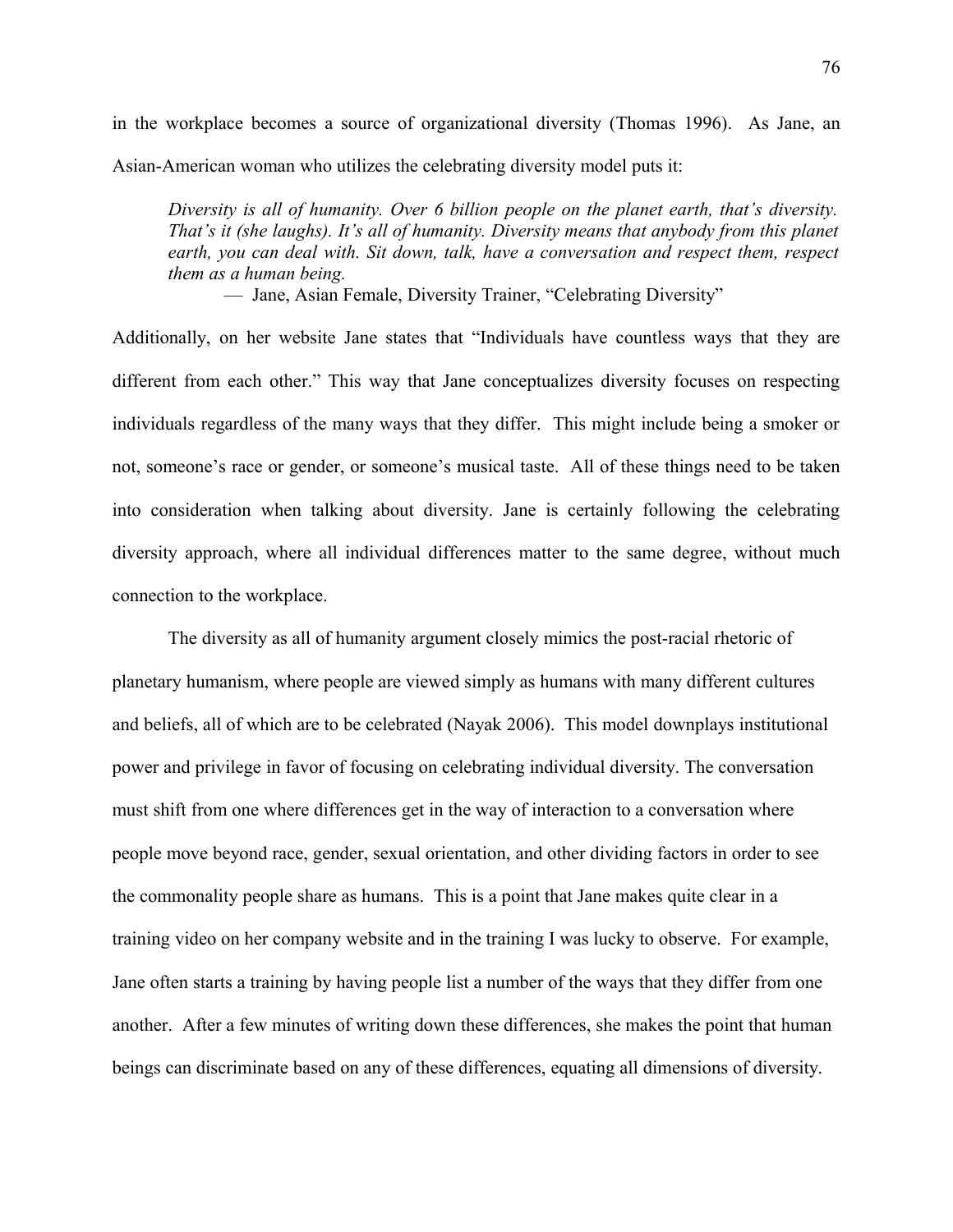in the workplace becomes a source of organizational diversity (Thomas 1996). As Jane, an Asian-American woman who utilizes the celebrating diversity model puts it:

> *Diversity is all of humanity. Over 6 billion people on the planet earth, that's diversity. That's it (she laughs). It's all of humanity. Diversity means that anybody from this planet earth, you can deal with. Sit down, talk, have a conversation and respect them, respect them as a human being.*
>
> — Jane, Asian Female, Diversity Trainer, "Celebrating Diversity"

Additionally, on her website Jane states that "Individuals have countless ways that they are different from each other." This way that Jane conceptualizes diversity focuses on respecting individuals regardless of the many ways that they differ. This might include being a smoker or not, someone's race or gender, or someone's musical taste. All of these things need to be taken into consideration when talking about diversity. Jane is certainly following the celebrating diversity approach, where all individual differences matter to the same degree, without much connection to the workplace.

The diversity as all of humanity argument closely mimics the post-racial rhetoric of planetary humanism, where people are viewed simply as humans with many different cultures and beliefs, all of which are to be celebrated (Nayak 2006). This model downplays institutional power and privilege in favor of focusing on celebrating individual diversity. The conversation must shift from one where differences get in the way of interaction to a conversation where people move beyond race, gender, sexual orientation, and other dividing factors in order to see the commonality people share as humans. This is a point that Jane makes quite clear in a training video on her company website and in the training I was lucky to observe. For example, Jane often starts a training by having people list a number of the ways that they differ from one another. After a few minutes of writing down these differences, she makes the point that human beings can discriminate based on any of these differences, equating all dimensions of diversity.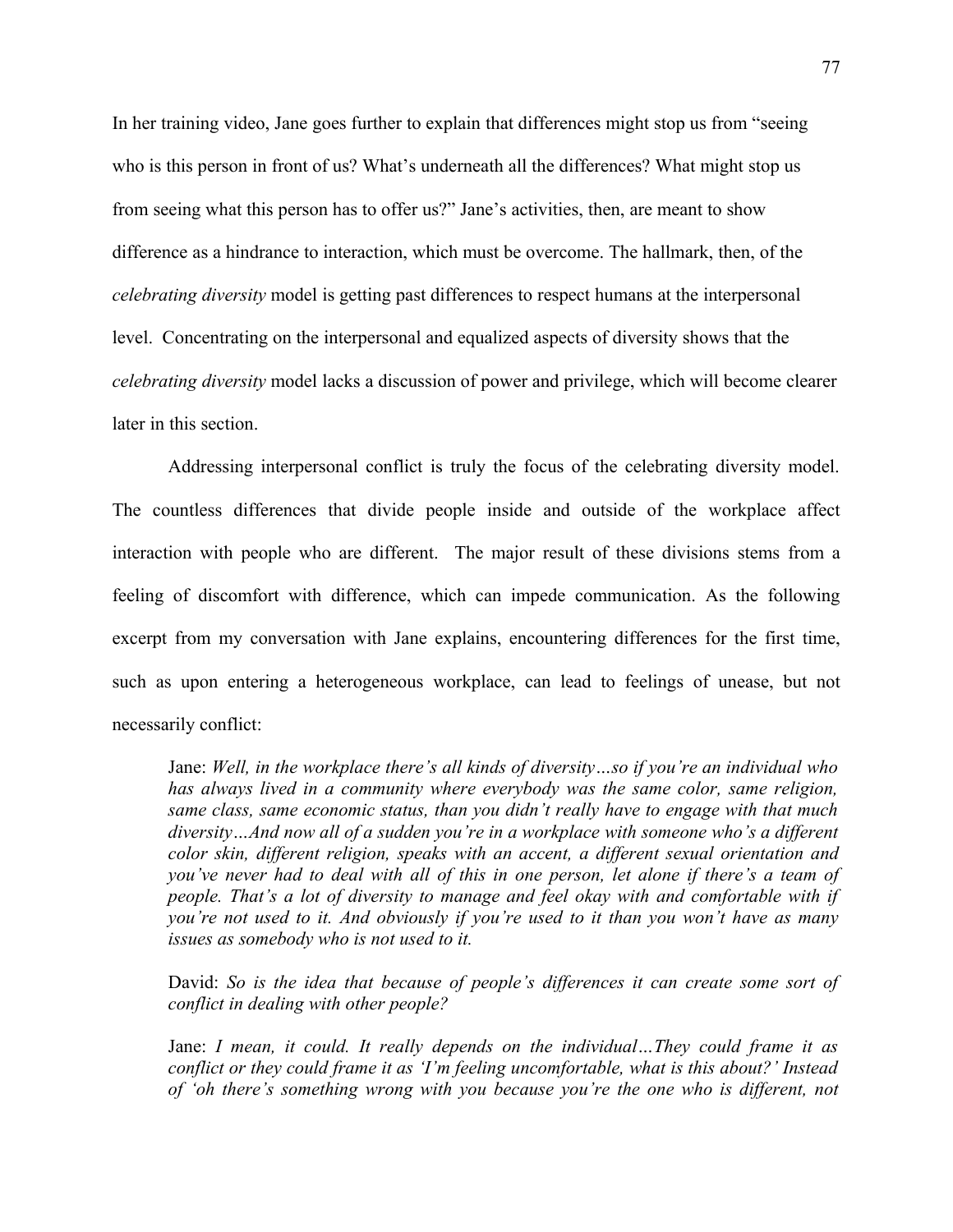In her training video, Jane goes further to explain that differences might stop us from "seeing who is this person in front of us? What's underneath all the differences? What might stop us from seeing what this person has to offer us?" Jane's activities, then, are meant to show difference as a hindrance to interaction, which must be overcome. The hallmark, then, of the *celebrating diversity* model is getting past differences to respect humans at the interpersonal level. Concentrating on the interpersonal and equalized aspects of diversity shows that the *celebrating diversity* model lacks a discussion of power and privilege, which will become clearer later in this section.

Addressing interpersonal conflict is truly the focus of the celebrating diversity model. The countless differences that divide people inside and outside of the workplace affect interaction with people who are different. The major result of these divisions stems from a feeling of discomfort with difference, which can impede communication. As the following excerpt from my conversation with Jane explains, encountering differences for the first time, such as upon entering a heterogeneous workplace, can lead to feelings of unease, but not necessarily conflict:

> Jane: *Well, in the workplace there's all kinds of diversity…so if you're an individual who has always lived in a community where everybody was the same color, same religion, same class, same economic status, than you didn't really have to engage with that much diversity…And now all of a sudden you're in a workplace with someone who's a different color skin, different religion, speaks with an accent, a different sexual orientation and you've never had to deal with all of this in one person, let alone if there's a team of people. That's a lot of diversity to manage and feel okay with and comfortable with if you're not used to it. And obviously if you're used to it than you won't have as many issues as somebody who is not used to it.*
>
> David: *So is the idea that because of people's differences it can create some sort of conflict in dealing with other people?*
>
> Jane: *I mean, it could. It really depends on the individual…They could frame it as conflict or they could frame it as 'I'm feeling uncomfortable, what is this about?' Instead of 'oh there's something wrong with you because you're the one who is different, not*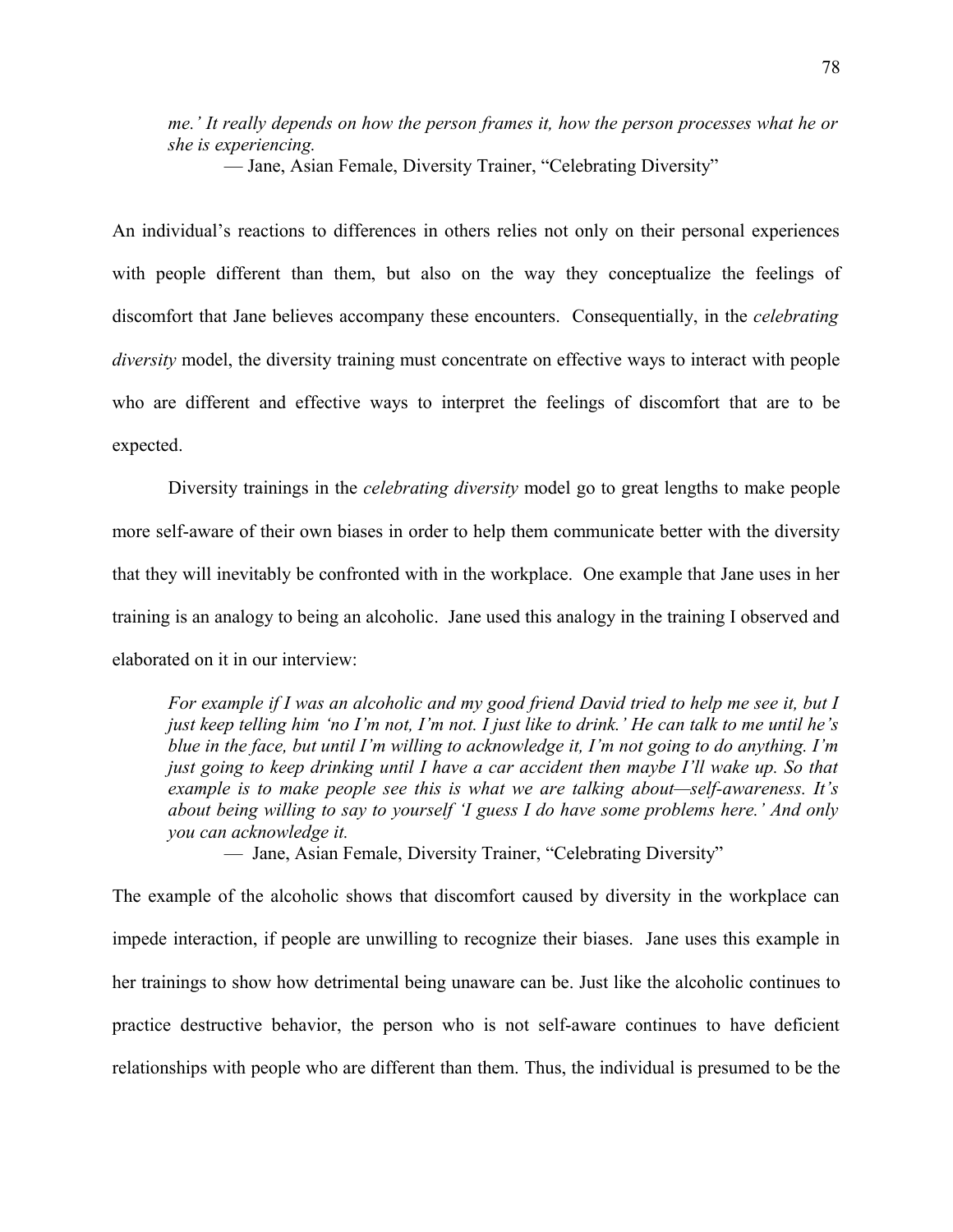> *me.' It really depends on how the person frames it, how the person processes what he or she is experiencing.*
>
> — Jane, Asian Female, Diversity Trainer, "Celebrating Diversity"

An individual's reactions to differences in others relies not only on their personal experiences with people different than them, but also on the way they conceptualize the feelings of discomfort that Jane believes accompany these encounters. Consequentially, in the *celebrating diversity* model, the diversity training must concentrate on effective ways to interact with people who are different and effective ways to interpret the feelings of discomfort that are to be expected.

Diversity trainings in the *celebrating diversity* model go to great lengths to make people more self-aware of their own biases in order to help them communicate better with the diversity that they will inevitably be confronted with in the workplace. One example that Jane uses in her training is an analogy to being an alcoholic. Jane used this analogy in the training I observed and elaborated on it in our interview:

> *For example if I was an alcoholic and my good friend David tried to help me see it, but I just keep telling him 'no I'm not, I'm not. I just like to drink.' He can talk to me until he's blue in the face, but until I'm willing to acknowledge it, I'm not going to do anything. I'm just going to keep drinking until I have a car accident then maybe I'll wake up. So that example is to make people see this is what we are talking about—self-awareness. It's about being willing to say to yourself 'I guess I do have some problems here.' And only you can acknowledge it.*
>
> — Jane, Asian Female, Diversity Trainer, "Celebrating Diversity"

The example of the alcoholic shows that discomfort caused by diversity in the workplace can impede interaction, if people are unwilling to recognize their biases. Jane uses this example in her trainings to show how detrimental being unaware can be. Just like the alcoholic continues to practice destructive behavior, the person who is not self-aware continues to have deficient relationships with people who are different than them. Thus, the individual is presumed to be the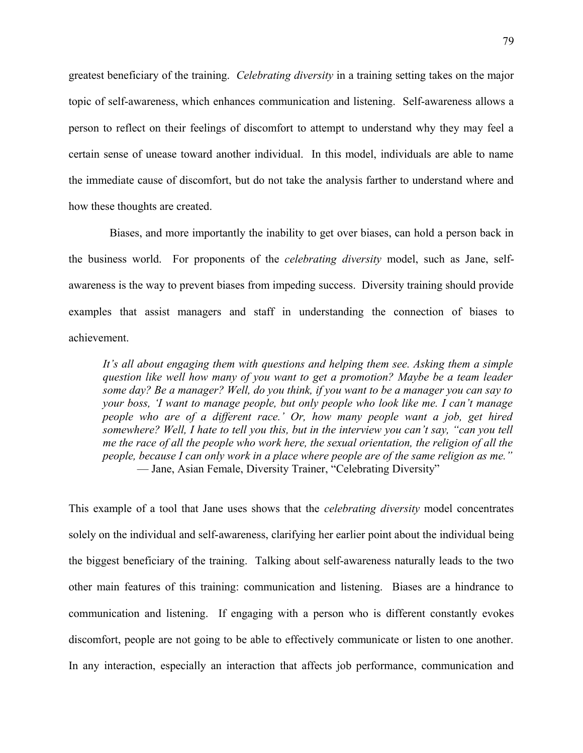greatest beneficiary of the training. *Celebrating diversity* in a training setting takes on the major topic of self-awareness, which enhances communication and listening. Self-awareness allows a person to reflect on their feelings of discomfort to attempt to understand why they may feel a certain sense of unease toward another individual. In this model, individuals are able to name the immediate cause of discomfort, but do not take the analysis farther to understand where and how these thoughts are created.

Biases, and more importantly the inability to get over biases, can hold a person back in the business world. For proponents of the *celebrating diversity* model, such as Jane, self-awareness is the way to prevent biases from impeding success. Diversity training should provide examples that assist managers and staff in understanding the connection of biases to achievement.

> *It's all about engaging them with questions and helping them see. Asking them a simple question like well how many of you want to get a promotion? Maybe be a team leader some day? Be a manager? Well, do you think, if you want to be a manager you can say to your boss, 'I want to manage people, but only people who look like me. I can't manage people who are of a different race.' Or, how many people want a job, get hired somewhere? Well, I hate to tell you this, but in the interview you can't say, "can you tell me the race of all the people who work here, the sexual orientation, the religion of all the people, because I can only work in a place where people are of the same religion as me."*
> — Jane, Asian Female, Diversity Trainer, "Celebrating Diversity"

This example of a tool that Jane uses shows that the *celebrating diversity* model concentrates solely on the individual and self-awareness, clarifying her earlier point about the individual being the biggest beneficiary of the training. Talking about self-awareness naturally leads to the two other main features of this training: communication and listening. Biases are a hindrance to communication and listening. If engaging with a person who is different constantly evokes discomfort, people are not going to be able to effectively communicate or listen to one another. In any interaction, especially an interaction that affects job performance, communication and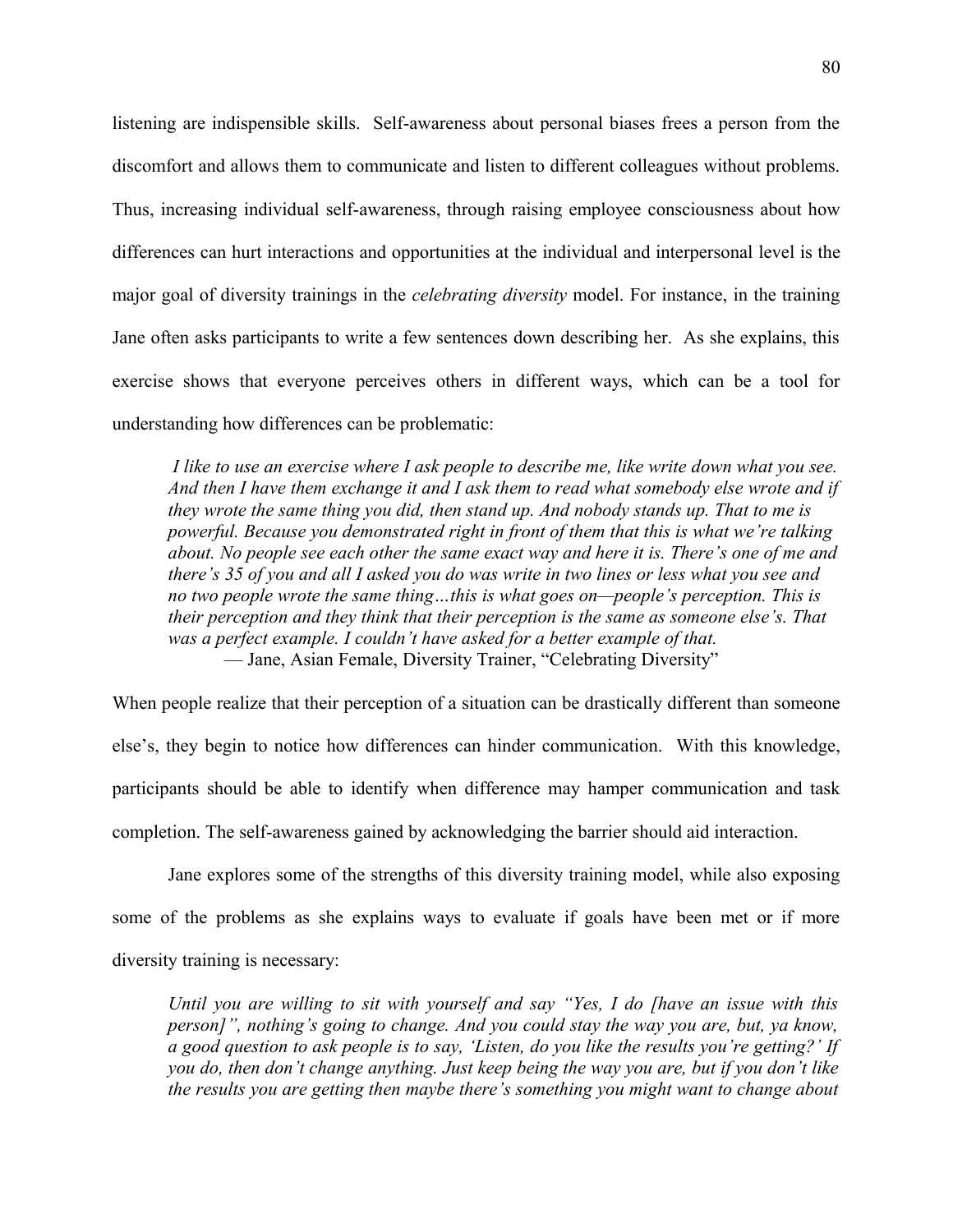listening are indispensible skills. Self-awareness about personal biases frees a person from the discomfort and allows them to communicate and listen to different colleagues without problems. Thus, increasing individual self-awareness, through raising employee consciousness about how differences can hurt interactions and opportunities at the individual and interpersonal level is the major goal of diversity trainings in the *celebrating diversity* model. For instance, in the training Jane often asks participants to write a few sentences down describing her. As she explains, this exercise shows that everyone perceives others in different ways, which can be a tool for understanding how differences can be problematic:

> *I like to use an exercise where I ask people to describe me, like write down what you see. And then I have them exchange it and I ask them to read what somebody else wrote and if they wrote the same thing you did, then stand up. And nobody stands up. That to me is powerful. Because you demonstrated right in front of them that this is what we're talking about. No people see each other the same exact way and here it is. There's one of me and there's 35 of you and all I asked you do was write in two lines or less what you see and no two people wrote the same thing…this is what goes on—people's perception. This is their perception and they think that their perception is the same as someone else's. That was a perfect example. I couldn't have asked for a better example of that.*
>
> — Jane, Asian Female, Diversity Trainer, "Celebrating Diversity"

When people realize that their perception of a situation can be drastically different than someone else's, they begin to notice how differences can hinder communication. With this knowledge, participants should be able to identify when difference may hamper communication and task completion. The self-awareness gained by acknowledging the barrier should aid interaction.

Jane explores some of the strengths of this diversity training model, while also exposing some of the problems as she explains ways to evaluate if goals have been met or if more diversity training is necessary:

> *Until you are willing to sit with yourself and say "Yes, I do [have an issue with this person]", nothing's going to change. And you could stay the way you are, but, ya know, a good question to ask people is to say, 'Listen, do you like the results you're getting?' If you do, then don't change anything. Just keep being the way you are, but if you don't like the results you are getting then maybe there's something you might want to change about*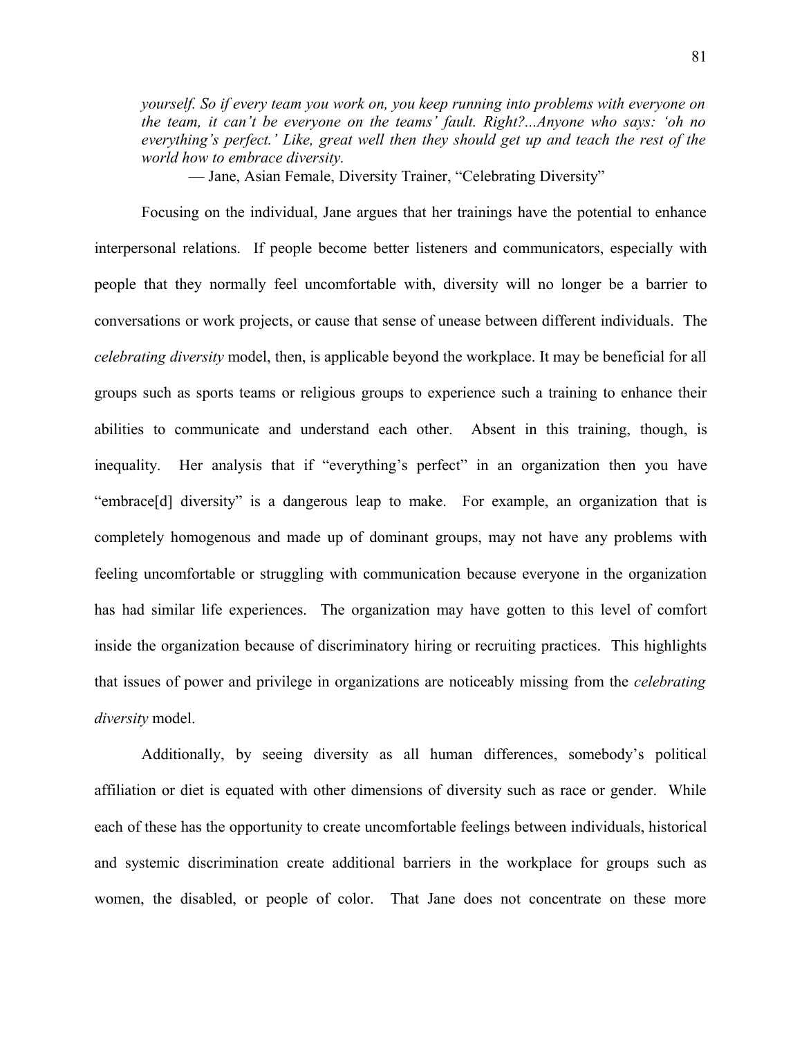*yourself. So if every team you work on, you keep running into problems with everyone on the team, it can't be everyone on the teams' fault. Right?...Anyone who says: 'oh no everything's perfect.' Like, great well then they should get up and teach the rest of the world how to embrace diversity.*

— Jane, Asian Female, Diversity Trainer, "Celebrating Diversity"

Focusing on the individual, Jane argues that her trainings have the potential to enhance interpersonal relations. If people become better listeners and communicators, especially with people that they normally feel uncomfortable with, diversity will no longer be a barrier to conversations or work projects, or cause that sense of unease between different individuals. The *celebrating diversity* model, then, is applicable beyond the workplace. It may be beneficial for all groups such as sports teams or religious groups to experience such a training to enhance their abilities to communicate and understand each other. Absent in this training, though, is inequality. Her analysis that if "everything's perfect" in an organization then you have "embrace[d] diversity" is a dangerous leap to make. For example, an organization that is completely homogenous and made up of dominant groups, may not have any problems with feeling uncomfortable or struggling with communication because everyone in the organization has had similar life experiences. The organization may have gotten to this level of comfort inside the organization because of discriminatory hiring or recruiting practices. This highlights that issues of power and privilege in organizations are noticeably missing from the *celebrating diversity* model.

Additionally, by seeing diversity as all human differences, somebody's political affiliation or diet is equated with other dimensions of diversity such as race or gender. While each of these has the opportunity to create uncomfortable feelings between individuals, historical and systemic discrimination create additional barriers in the workplace for groups such as women, the disabled, or people of color. That Jane does not concentrate on these more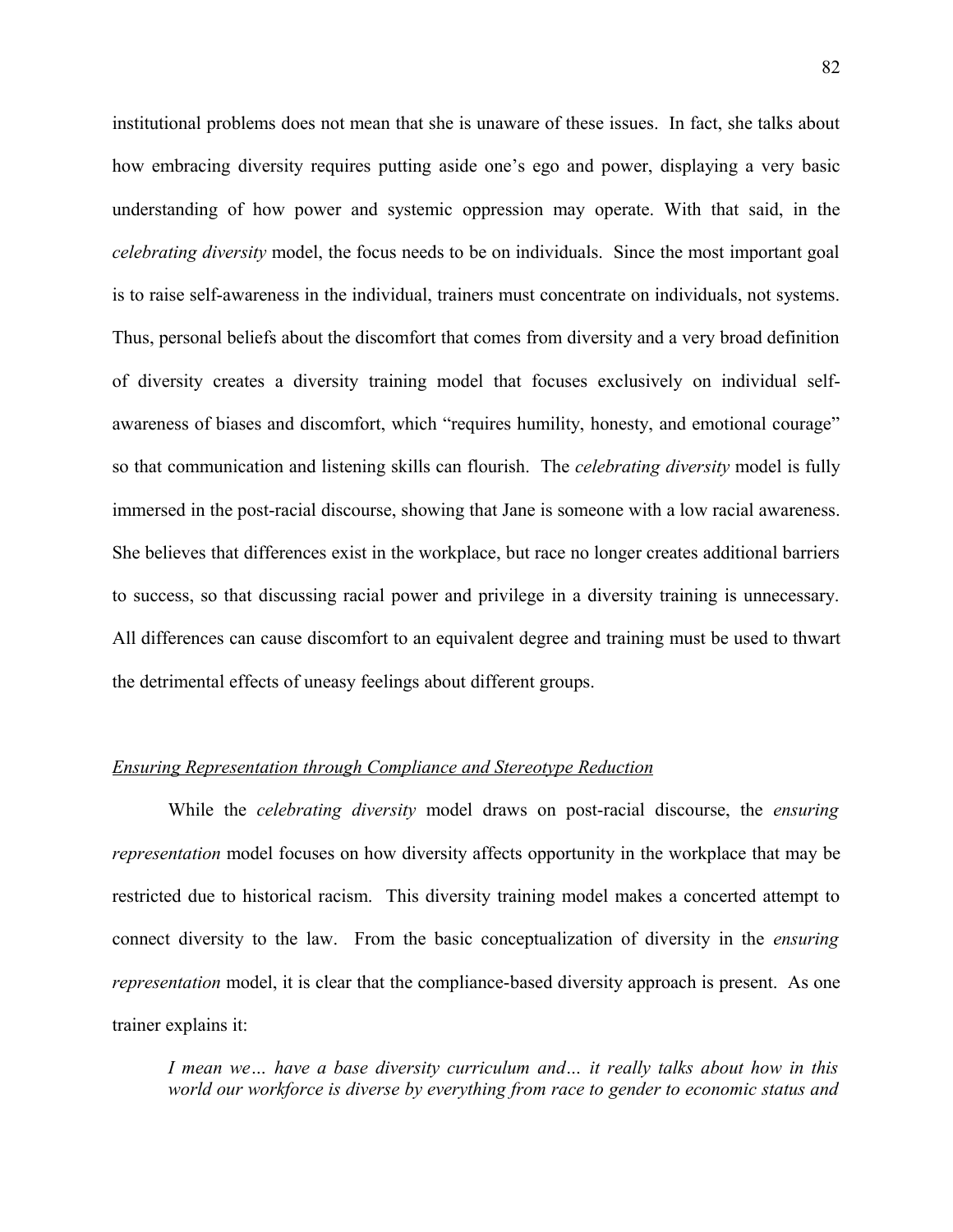institutional problems does not mean that she is unaware of these issues. In fact, she talks about how embracing diversity requires putting aside one's ego and power, displaying a very basic understanding of how power and systemic oppression may operate. With that said, in the *celebrating diversity* model, the focus needs to be on individuals. Since the most important goal is to raise self-awareness in the individual, trainers must concentrate on individuals, not systems. Thus, personal beliefs about the discomfort that comes from diversity and a very broad definition of diversity creates a diversity training model that focuses exclusively on individual self-awareness of biases and discomfort, which "requires humility, honesty, and emotional courage" so that communication and listening skills can flourish. The *celebrating diversity* model is fully immersed in the post-racial discourse, showing that Jane is someone with a low racial awareness. She believes that differences exist in the workplace, but race no longer creates additional barriers to success, so that discussing racial power and privilege in a diversity training is unnecessary. All differences can cause discomfort to an equivalent degree and training must be used to thwart the detrimental effects of uneasy feelings about different groups.

<u>*Ensuring Representation through Compliance and Stereotype Reduction*</u>

While the *celebrating diversity* model draws on post-racial discourse, the *ensuring representation* model focuses on how diversity affects opportunity in the workplace that may be restricted due to historical racism. This diversity training model makes a concerted attempt to connect diversity to the law. From the basic conceptualization of diversity in the *ensuring representation* model, it is clear that the compliance-based diversity approach is present. As one trainer explains it:

> *I mean we… have a base diversity curriculum and… it really talks about how in this world our workforce is diverse by everything from race to gender to economic status and*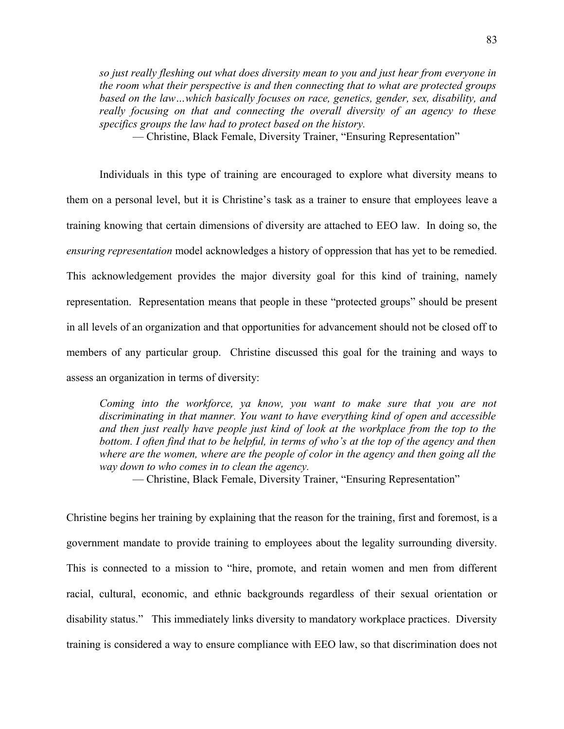*so just really fleshing out what does diversity mean to you and just hear from everyone in the room what their perspective is and then connecting that to what are protected groups based on the law…which basically focuses on race, genetics, gender, sex, disability, and really focusing on that and connecting the overall diversity of an agency to these specifics groups the law had to protect based on the history.*

— Christine, Black Female, Diversity Trainer, "Ensuring Representation"

Individuals in this type of training are encouraged to explore what diversity means to them on a personal level, but it is Christine's task as a trainer to ensure that employees leave a training knowing that certain dimensions of diversity are attached to EEO law. In doing so, the *ensuring representation* model acknowledges a history of oppression that has yet to be remedied. This acknowledgement provides the major diversity goal for this kind of training, namely representation. Representation means that people in these "protected groups" should be present in all levels of an organization and that opportunities for advancement should not be closed off to members of any particular group. Christine discussed this goal for the training and ways to assess an organization in terms of diversity:

*Coming into the workforce, ya know, you want to make sure that you are not discriminating in that manner. You want to have everything kind of open and accessible and then just really have people just kind of look at the workplace from the top to the bottom. I often find that to be helpful, in terms of who's at the top of the agency and then where are the women, where are the people of color in the agency and then going all the way down to who comes in to clean the agency.*

— Christine, Black Female, Diversity Trainer, "Ensuring Representation"

Christine begins her training by explaining that the reason for the training, first and foremost, is a government mandate to provide training to employees about the legality surrounding diversity. This is connected to a mission to "hire, promote, and retain women and men from different racial, cultural, economic, and ethnic backgrounds regardless of their sexual orientation or disability status." This immediately links diversity to mandatory workplace practices. Diversity training is considered a way to ensure compliance with EEO law, so that discrimination does not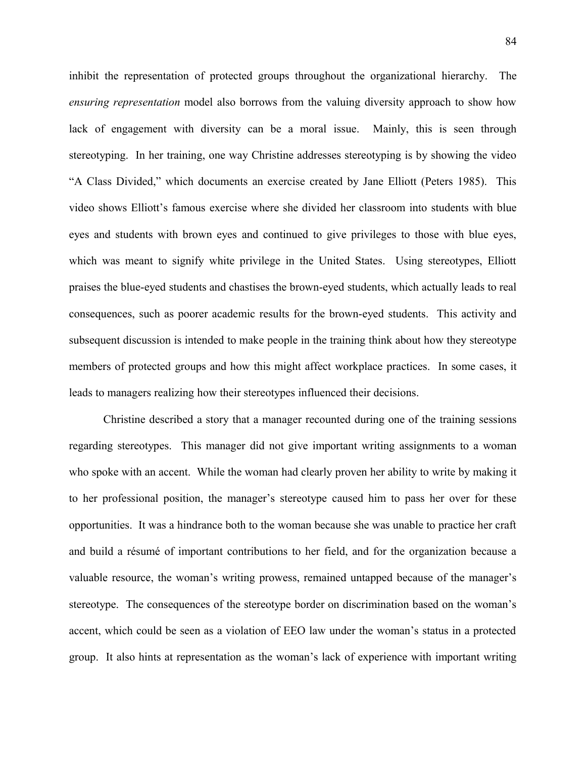inhibit the representation of protected groups throughout the organizational hierarchy. The *ensuring representation* model also borrows from the valuing diversity approach to show how lack of engagement with diversity can be a moral issue. Mainly, this is seen through stereotyping. In her training, one way Christine addresses stereotyping is by showing the video "A Class Divided," which documents an exercise created by Jane Elliott (Peters 1985). This video shows Elliott's famous exercise where she divided her classroom into students with blue eyes and students with brown eyes and continued to give privileges to those with blue eyes, which was meant to signify white privilege in the United States. Using stereotypes, Elliott praises the blue-eyed students and chastises the brown-eyed students, which actually leads to real consequences, such as poorer academic results for the brown-eyed students. This activity and subsequent discussion is intended to make people in the training think about how they stereotype members of protected groups and how this might affect workplace practices. In some cases, it leads to managers realizing how their stereotypes influenced their decisions.

Christine described a story that a manager recounted during one of the training sessions regarding stereotypes. This manager did not give important writing assignments to a woman who spoke with an accent. While the woman had clearly proven her ability to write by making it to her professional position, the manager's stereotype caused him to pass her over for these opportunities. It was a hindrance both to the woman because she was unable to practice her craft and build a résumé of important contributions to her field, and for the organization because a valuable resource, the woman's writing prowess, remained untapped because of the manager's stereotype. The consequences of the stereotype border on discrimination based on the woman's accent, which could be seen as a violation of EEO law under the woman's status in a protected group. It also hints at representation as the woman's lack of experience with important writing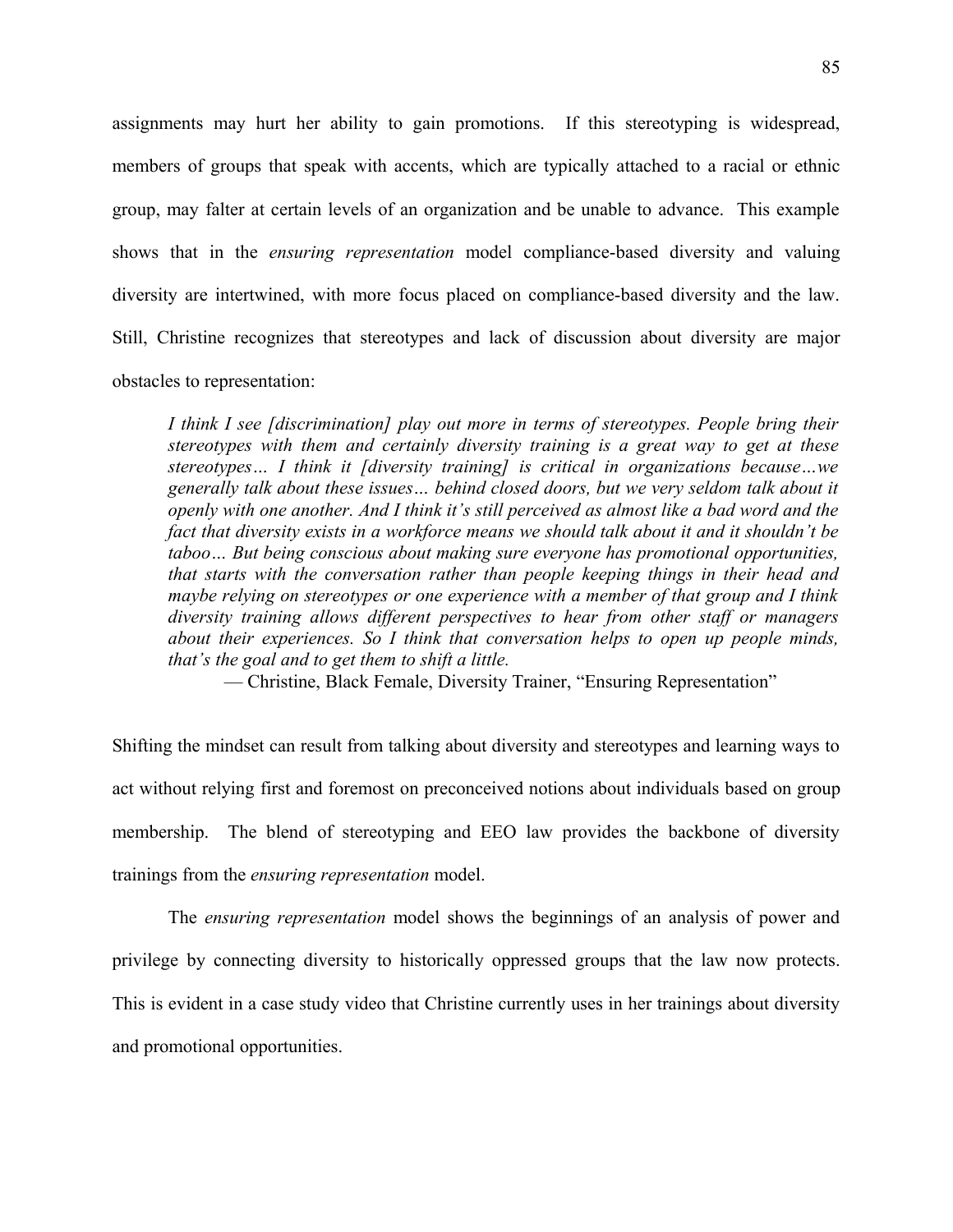assignments may hurt her ability to gain promotions. If this stereotyping is widespread, members of groups that speak with accents, which are typically attached to a racial or ethnic group, may falter at certain levels of an organization and be unable to advance. This example shows that in the *ensuring representation* model compliance-based diversity and valuing diversity are intertwined, with more focus placed on compliance-based diversity and the law. Still, Christine recognizes that stereotypes and lack of discussion about diversity are major obstacles to representation:

> *I think I see [discrimination] play out more in terms of stereotypes. People bring their stereotypes with them and certainly diversity training is a great way to get at these stereotypes… I think it [diversity training] is critical in organizations because…we generally talk about these issues… behind closed doors, but we very seldom talk about it openly with one another. And I think it's still perceived as almost like a bad word and the fact that diversity exists in a workforce means we should talk about it and it shouldn't be taboo… But being conscious about making sure everyone has promotional opportunities, that starts with the conversation rather than people keeping things in their head and maybe relying on stereotypes or one experience with a member of that group and I think diversity training allows different perspectives to hear from other staff or managers about their experiences. So I think that conversation helps to open up people minds, that's the goal and to get them to shift a little.*
>
> — Christine, Black Female, Diversity Trainer, "Ensuring Representation"

Shifting the mindset can result from talking about diversity and stereotypes and learning ways to act without relying first and foremost on preconceived notions about individuals based on group membership. The blend of stereotyping and EEO law provides the backbone of diversity trainings from the *ensuring representation* model.

The *ensuring representation* model shows the beginnings of an analysis of power and privilege by connecting diversity to historically oppressed groups that the law now protects. This is evident in a case study video that Christine currently uses in her trainings about diversity and promotional opportunities.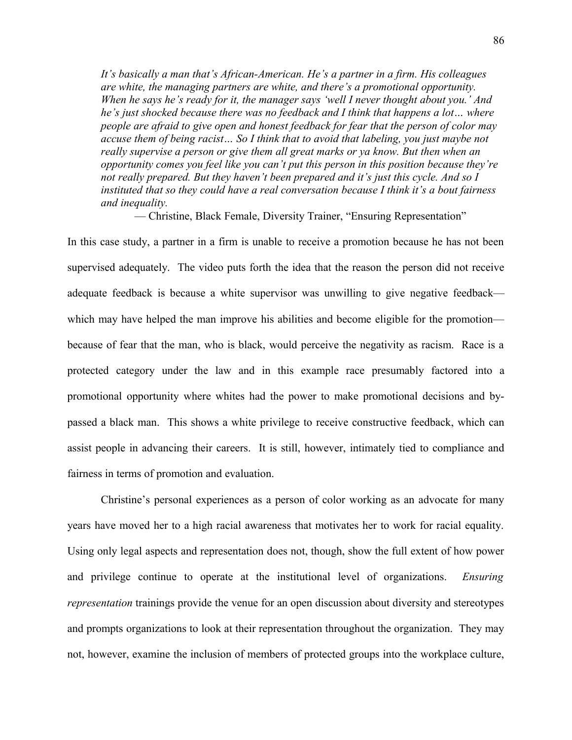*It's basically a man that's African-American. He's a partner in a firm. His colleagues are white, the managing partners are white, and there's a promotional opportunity. When he says he's ready for it, the manager says 'well I never thought about you.' And he's just shocked because there was no feedback and I think that happens a lot… where people are afraid to give open and honest feedback for fear that the person of color may accuse them of being racist… So I think that to avoid that labeling, you just maybe not really supervise a person or give them all great marks or ya know. But then when an opportunity comes you feel like you can't put this person in this position because they're not really prepared. But they haven't been prepared and it's just this cycle. And so I instituted that so they could have a real conversation because I think it's a bout fairness and inequality.*

— Christine, Black Female, Diversity Trainer, "Ensuring Representation"

In this case study, a partner in a firm is unable to receive a promotion because he has not been supervised adequately. The video puts forth the idea that the reason the person did not receive adequate feedback is because a white supervisor was unwilling to give negative feedback—which may have helped the man improve his abilities and become eligible for the promotion—because of fear that the man, who is black, would perceive the negativity as racism. Race is a protected category under the law and in this example race presumably factored into a promotional opportunity where whites had the power to make promotional decisions and by-passed a black man. This shows a white privilege to receive constructive feedback, which can assist people in advancing their careers. It is still, however, intimately tied to compliance and fairness in terms of promotion and evaluation.

Christine's personal experiences as a person of color working as an advocate for many years have moved her to a high racial awareness that motivates her to work for racial equality. Using only legal aspects and representation does not, though, show the full extent of how power and privilege continue to operate at the institutional level of organizations. *Ensuring representation* trainings provide the venue for an open discussion about diversity and stereotypes and prompts organizations to look at their representation throughout the organization. They may not, however, examine the inclusion of members of protected groups into the workplace culture,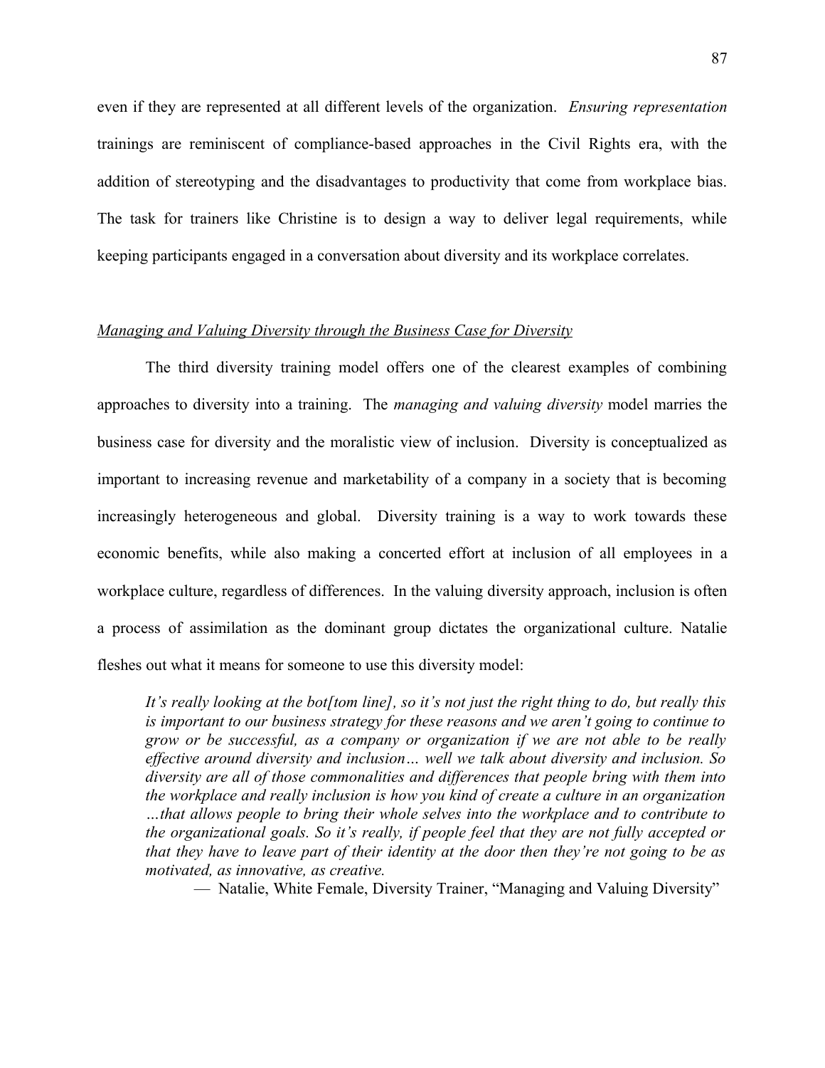even if they are represented at all different levels of the organization. *Ensuring representation* trainings are reminiscent of compliance-based approaches in the Civil Rights era, with the addition of stereotyping and the disadvantages to productivity that come from workplace bias. The task for trainers like Christine is to design a way to deliver legal requirements, while keeping participants engaged in a conversation about diversity and its workplace correlates.

<u>*Managing and Valuing Diversity through the Business Case for Diversity*</u>

The third diversity training model offers one of the clearest examples of combining approaches to diversity into a training. The *managing and valuing diversity* model marries the business case for diversity and the moralistic view of inclusion. Diversity is conceptualized as important to increasing revenue and marketability of a company in a society that is becoming increasingly heterogeneous and global. Diversity training is a way to work towards these economic benefits, while also making a concerted effort at inclusion of all employees in a workplace culture, regardless of differences. In the valuing diversity approach, inclusion is often a process of assimilation as the dominant group dictates the organizational culture. Natalie fleshes out what it means for someone to use this diversity model:

> *It's really looking at the bot[tom line], so it's not just the right thing to do, but really this is important to our business strategy for these reasons and we aren't going to continue to grow or be successful, as a company or organization if we are not able to be really effective around diversity and inclusion… well we talk about diversity and inclusion. So diversity are all of those commonalities and differences that people bring with them into the workplace and really inclusion is how you kind of create a culture in an organization …that allows people to bring their whole selves into the workplace and to contribute to the organizational goals. So it's really, if people feel that they are not fully accepted or that they have to leave part of their identity at the door then they're not going to be as motivated, as innovative, as creative.*
>
> — Natalie, White Female, Diversity Trainer, "Managing and Valuing Diversity"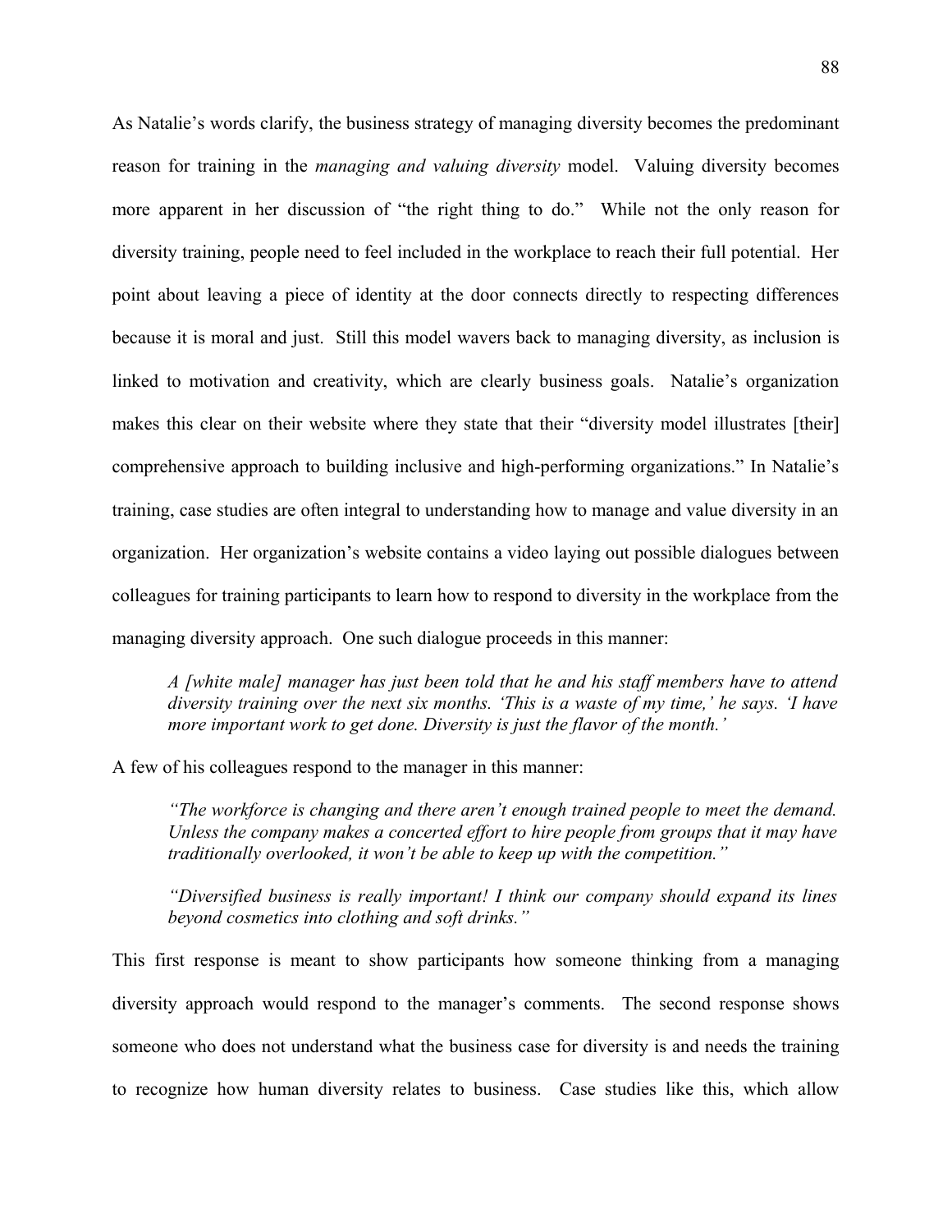As Natalie's words clarify, the business strategy of managing diversity becomes the predominant reason for training in the *managing and valuing diversity* model. Valuing diversity becomes more apparent in her discussion of "the right thing to do." While not the only reason for diversity training, people need to feel included in the workplace to reach their full potential. Her point about leaving a piece of identity at the door connects directly to respecting differences because it is moral and just. Still this model wavers back to managing diversity, as inclusion is linked to motivation and creativity, which are clearly business goals. Natalie's organization makes this clear on their website where they state that their "diversity model illustrates [their] comprehensive approach to building inclusive and high-performing organizations." In Natalie's training, case studies are often integral to understanding how to manage and value diversity in an organization. Her organization's website contains a video laying out possible dialogues between colleagues for training participants to learn how to respond to diversity in the workplace from the managing diversity approach. One such dialogue proceeds in this manner:

> *A [white male] manager has just been told that he and his staff members have to attend diversity training over the next six months. 'This is a waste of my time,' he says. 'I have more important work to get done. Diversity is just the flavor of the month.'*

A few of his colleagues respond to the manager in this manner:

> *"The workforce is changing and there aren't enough trained people to meet the demand. Unless the company makes a concerted effort to hire people from groups that it may have traditionally overlooked, it won't be able to keep up with the competition."*
>
> *"Diversified business is really important! I think our company should expand its lines beyond cosmetics into clothing and soft drinks."*

This first response is meant to show participants how someone thinking from a managing diversity approach would respond to the manager's comments. The second response shows someone who does not understand what the business case for diversity is and needs the training to recognize how human diversity relates to business. Case studies like this, which allow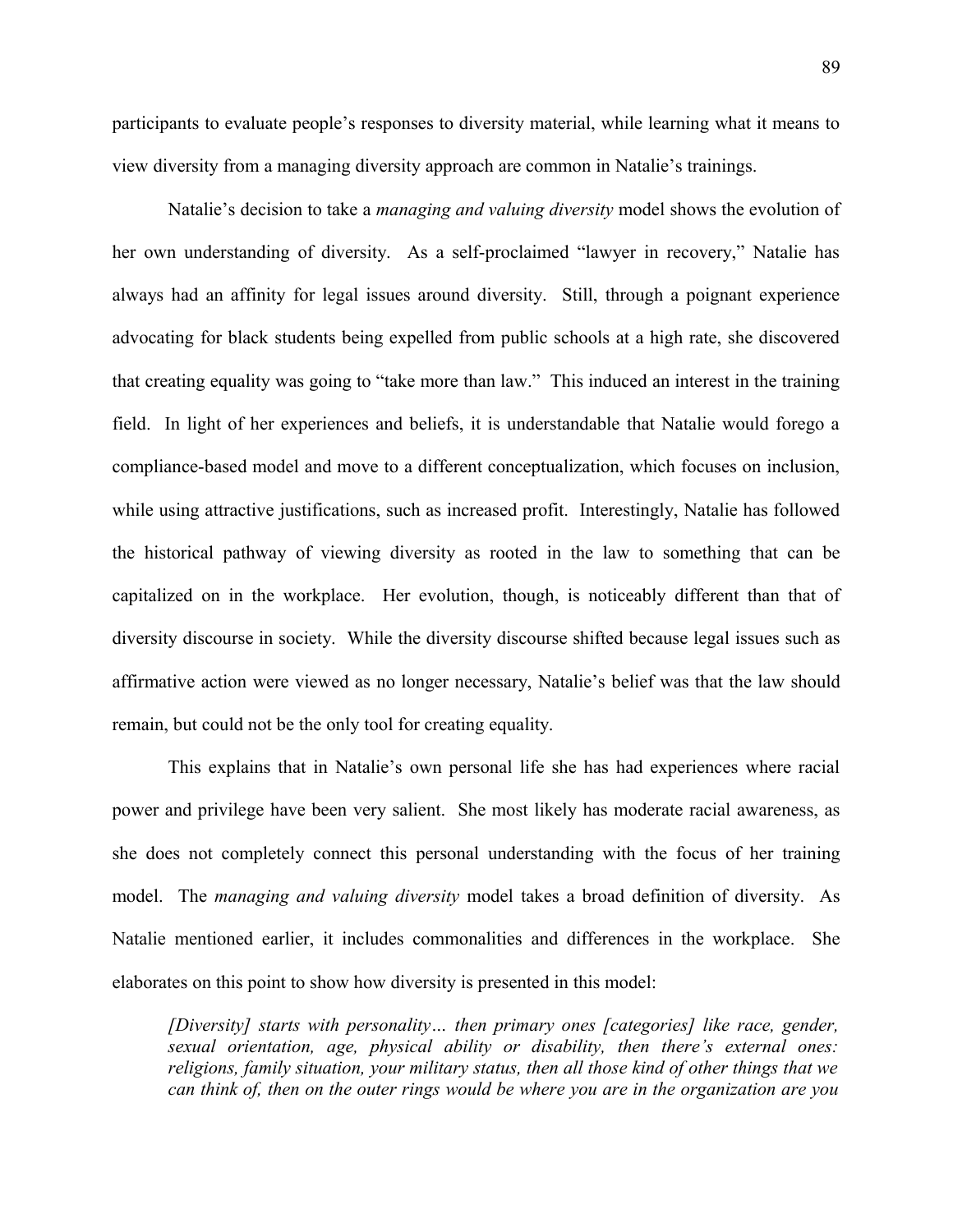participants to evaluate people's responses to diversity material, while learning what it means to view diversity from a managing diversity approach are common in Natalie's trainings.

Natalie's decision to take a *managing and valuing diversity* model shows the evolution of her own understanding of diversity. As a self-proclaimed "lawyer in recovery," Natalie has always had an affinity for legal issues around diversity. Still, through a poignant experience advocating for black students being expelled from public schools at a high rate, she discovered that creating equality was going to "take more than law." This induced an interest in the training field. In light of her experiences and beliefs, it is understandable that Natalie would forego a compliance-based model and move to a different conceptualization, which focuses on inclusion, while using attractive justifications, such as increased profit. Interestingly, Natalie has followed the historical pathway of viewing diversity as rooted in the law to something that can be capitalized on in the workplace. Her evolution, though, is noticeably different than that of diversity discourse in society. While the diversity discourse shifted because legal issues such as affirmative action were viewed as no longer necessary, Natalie's belief was that the law should remain, but could not be the only tool for creating equality.

This explains that in Natalie's own personal life she has had experiences where racial power and privilege have been very salient. She most likely has moderate racial awareness, as she does not completely connect this personal understanding with the focus of her training model. The *managing and valuing diversity* model takes a broad definition of diversity. As Natalie mentioned earlier, it includes commonalities and differences in the workplace. She elaborates on this point to show how diversity is presented in this model:

> *[Diversity] starts with personality… then primary ones [categories] like race, gender, sexual orientation, age, physical ability or disability, then there's external ones: religions, family situation, your military status, then all those kind of other things that we can think of, then on the outer rings would be where you are in the organization are you*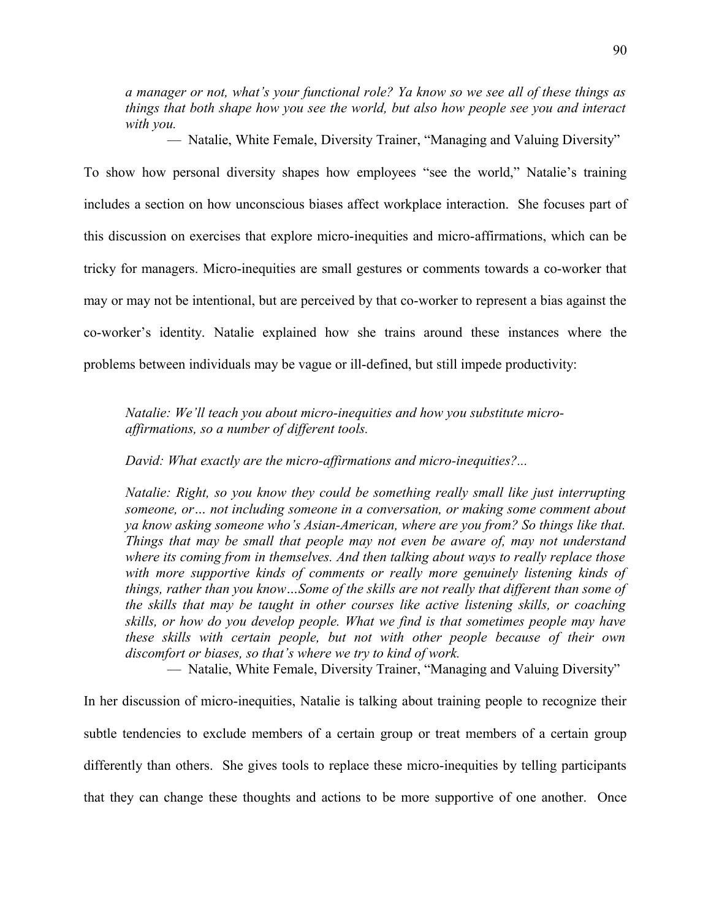> *a manager or not, what's your functional role? Ya know so we see all of these things as things that both shape how you see the world, but also how people see you and interact with you.*
>
> — Natalie, White Female, Diversity Trainer, "Managing and Valuing Diversity"

To show how personal diversity shapes how employees "see the world," Natalie's training includes a section on how unconscious biases affect workplace interaction. She focuses part of this discussion on exercises that explore micro-inequities and micro-affirmations, which can be tricky for managers. Micro-inequities are small gestures or comments towards a co-worker that may or may not be intentional, but are perceived by that co-worker to represent a bias against the co-worker's identity. Natalie explained how she trains around these instances where the problems between individuals may be vague or ill-defined, but still impede productivity:

> *Natalie: We'll teach you about micro-inequities and how you substitute micro-affirmations, so a number of different tools.*
>
> *David: What exactly are the micro-affirmations and micro-inequities?...*
>
> *Natalie: Right, so you know they could be something really small like just interrupting someone, or… not including someone in a conversation, or making some comment about ya know asking someone who's Asian-American, where are you from? So things like that. Things that may be small that people may not even be aware of, may not understand where its coming from in themselves. And then talking about ways to really replace those with more supportive kinds of comments or really more genuinely listening kinds of things, rather than you know…Some of the skills are not really that different than some of the skills that may be taught in other courses like active listening skills, or coaching skills, or how do you develop people. What we find is that sometimes people may have these skills with certain people, but not with other people because of their own discomfort or biases, so that's where we try to kind of work.*
>
> — Natalie, White Female, Diversity Trainer, "Managing and Valuing Diversity"

In her discussion of micro-inequities, Natalie is talking about training people to recognize their subtle tendencies to exclude members of a certain group or treat members of a certain group differently than others. She gives tools to replace these micro-inequities by telling participants that they can change these thoughts and actions to be more supportive of one another. Once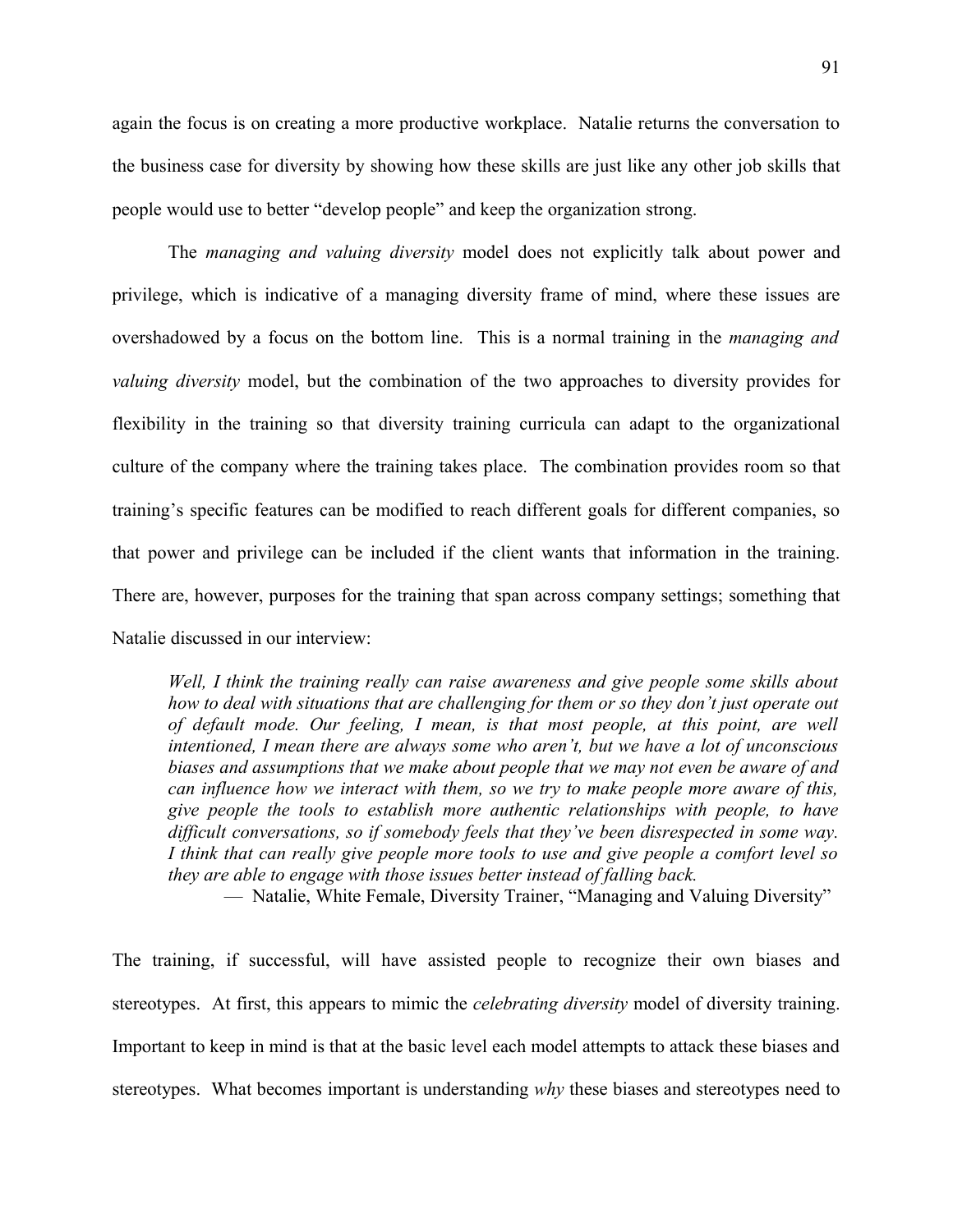again the focus is on creating a more productive workplace. Natalie returns the conversation to the business case for diversity by showing how these skills are just like any other job skills that people would use to better "develop people" and keep the organization strong.

The *managing and valuing diversity* model does not explicitly talk about power and privilege, which is indicative of a managing diversity frame of mind, where these issues are overshadowed by a focus on the bottom line. This is a normal training in the *managing and valuing diversity* model, but the combination of the two approaches to diversity provides for flexibility in the training so that diversity training curricula can adapt to the organizational culture of the company where the training takes place. The combination provides room so that training's specific features can be modified to reach different goals for different companies, so that power and privilege can be included if the client wants that information in the training. There are, however, purposes for the training that span across company settings; something that Natalie discussed in our interview:

> *Well, I think the training really can raise awareness and give people some skills about how to deal with situations that are challenging for them or so they don't just operate out of default mode. Our feeling, I mean, is that most people, at this point, are well intentioned, I mean there are always some who aren't, but we have a lot of unconscious biases and assumptions that we make about people that we may not even be aware of and can influence how we interact with them, so we try to make people more aware of this, give people the tools to establish more authentic relationships with people, to have difficult conversations, so if somebody feels that they've been disrespected in some way. I think that can really give people more tools to use and give people a comfort level so they are able to engage with those issues better instead of falling back.*
>
> — Natalie, White Female, Diversity Trainer, "Managing and Valuing Diversity"

The training, if successful, will have assisted people to recognize their own biases and stereotypes. At first, this appears to mimic the *celebrating diversity* model of diversity training. Important to keep in mind is that at the basic level each model attempts to attack these biases and stereotypes. What becomes important is understanding *why* these biases and stereotypes need to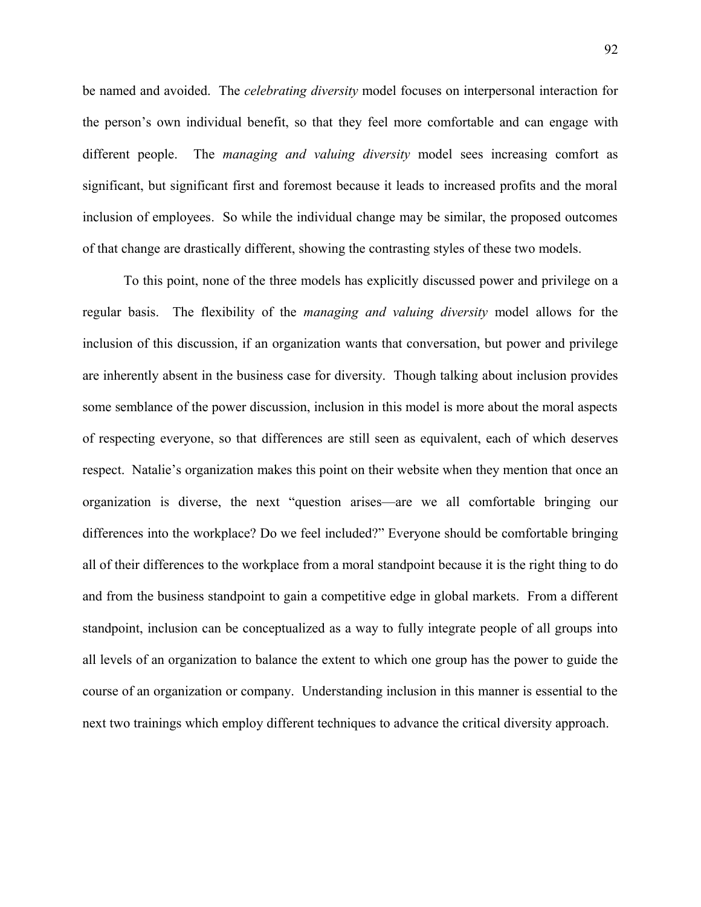be named and avoided. The *celebrating diversity* model focuses on interpersonal interaction for the person's own individual benefit, so that they feel more comfortable and can engage with different people. The *managing and valuing diversity* model sees increasing comfort as significant, but significant first and foremost because it leads to increased profits and the moral inclusion of employees. So while the individual change may be similar, the proposed outcomes of that change are drastically different, showing the contrasting styles of these two models.

To this point, none of the three models has explicitly discussed power and privilege on a regular basis. The flexibility of the *managing and valuing diversity* model allows for the inclusion of this discussion, if an organization wants that conversation, but power and privilege are inherently absent in the business case for diversity. Though talking about inclusion provides some semblance of the power discussion, inclusion in this model is more about the moral aspects of respecting everyone, so that differences are still seen as equivalent, each of which deserves respect. Natalie's organization makes this point on their website when they mention that once an organization is diverse, the next "question arises—are we all comfortable bringing our differences into the workplace? Do we feel included?" Everyone should be comfortable bringing all of their differences to the workplace from a moral standpoint because it is the right thing to do and from the business standpoint to gain a competitive edge in global markets. From a different standpoint, inclusion can be conceptualized as a way to fully integrate people of all groups into all levels of an organization to balance the extent to which one group has the power to guide the course of an organization or company. Understanding inclusion in this manner is essential to the next two trainings which employ different techniques to advance the critical diversity approach.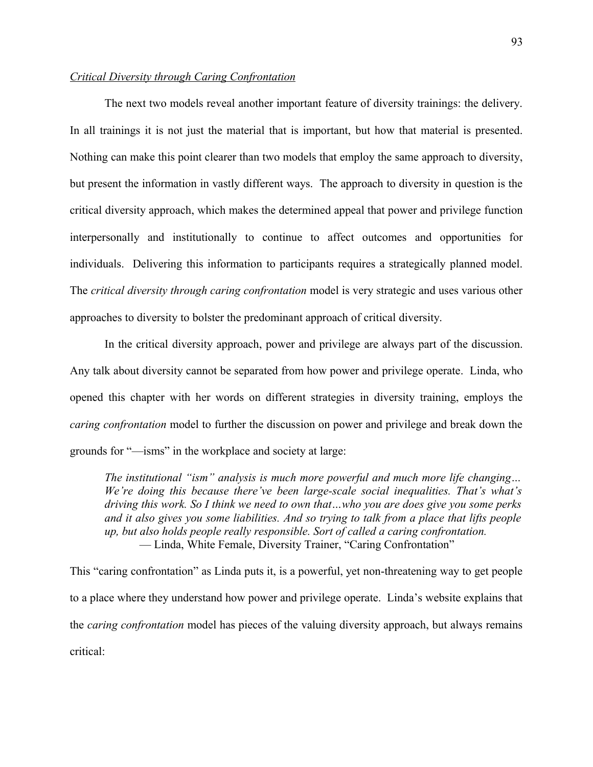*Critical Diversity through Caring Confrontation*

The next two models reveal another important feature of diversity trainings: the delivery. In all trainings it is not just the material that is important, but how that material is presented. Nothing can make this point clearer than two models that employ the same approach to diversity, but present the information in vastly different ways. The approach to diversity in question is the critical diversity approach, which makes the determined appeal that power and privilege function interpersonally and institutionally to continue to affect outcomes and opportunities for individuals. Delivering this information to participants requires a strategically planned model. The *critical diversity through caring confrontation* model is very strategic and uses various other approaches to diversity to bolster the predominant approach of critical diversity.

In the critical diversity approach, power and privilege are always part of the discussion. Any talk about diversity cannot be separated from how power and privilege operate. Linda, who opened this chapter with her words on different strategies in diversity training, employs the *caring confrontation* model to further the discussion on power and privilege and break down the grounds for "—isms" in the workplace and society at large:

> *The institutional "ism" analysis is much more powerful and much more life changing… We're doing this because there've been large-scale social inequalities. That's what's driving this work. So I think we need to own that…who you are does give you some perks and it also gives you some liabilities. And so trying to talk from a place that lifts people up, but also holds people really responsible. Sort of called a caring confrontation.*
> — Linda, White Female, Diversity Trainer, "Caring Confrontation"

This "caring confrontation" as Linda puts it, is a powerful, yet non-threatening way to get people to a place where they understand how power and privilege operate. Linda's website explains that the *caring confrontation* model has pieces of the valuing diversity approach, but always remains critical: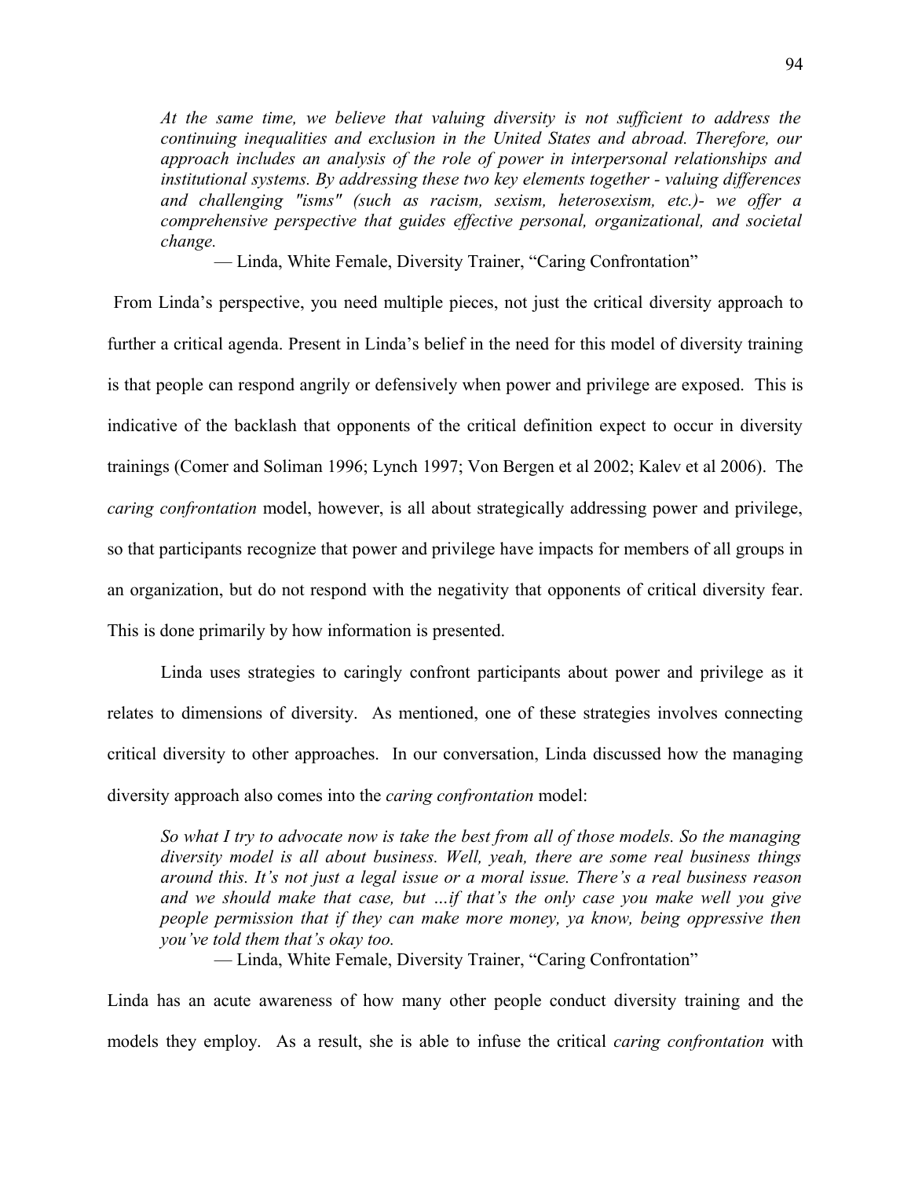*At the same time, we believe that valuing diversity is not sufficient to address the continuing inequalities and exclusion in the United States and abroad. Therefore, our approach includes an analysis of the role of power in interpersonal relationships and institutional systems. By addressing these two key elements together - valuing differences and challenging "isms" (such as racism, sexism, heterosexism, etc.)- we offer a comprehensive perspective that guides effective personal, organizational, and societal change.*

— Linda, White Female, Diversity Trainer, "Caring Confrontation"

From Linda's perspective, you need multiple pieces, not just the critical diversity approach to further a critical agenda. Present in Linda's belief in the need for this model of diversity training is that people can respond angrily or defensively when power and privilege are exposed. This is indicative of the backlash that opponents of the critical definition expect to occur in diversity trainings (Comer and Soliman 1996; Lynch 1997; Von Bergen et al 2002; Kalev et al 2006). The *caring confrontation* model, however, is all about strategically addressing power and privilege, so that participants recognize that power and privilege have impacts for members of all groups in an organization, but do not respond with the negativity that opponents of critical diversity fear. This is done primarily by how information is presented.

Linda uses strategies to caringly confront participants about power and privilege as it relates to dimensions of diversity. As mentioned, one of these strategies involves connecting critical diversity to other approaches. In our conversation, Linda discussed how the managing diversity approach also comes into the *caring confrontation* model:

*So what I try to advocate now is take the best from all of those models. So the managing diversity model is all about business. Well, yeah, there are some real business things around this. It's not just a legal issue or a moral issue. There's a real business reason and we should make that case, but …if that's the only case you make well you give people permission that if they can make more money, ya know, being oppressive then you've told them that's okay too.*

— Linda, White Female, Diversity Trainer, "Caring Confrontation"

Linda has an acute awareness of how many other people conduct diversity training and the models they employ. As a result, she is able to infuse the critical *caring confrontation* with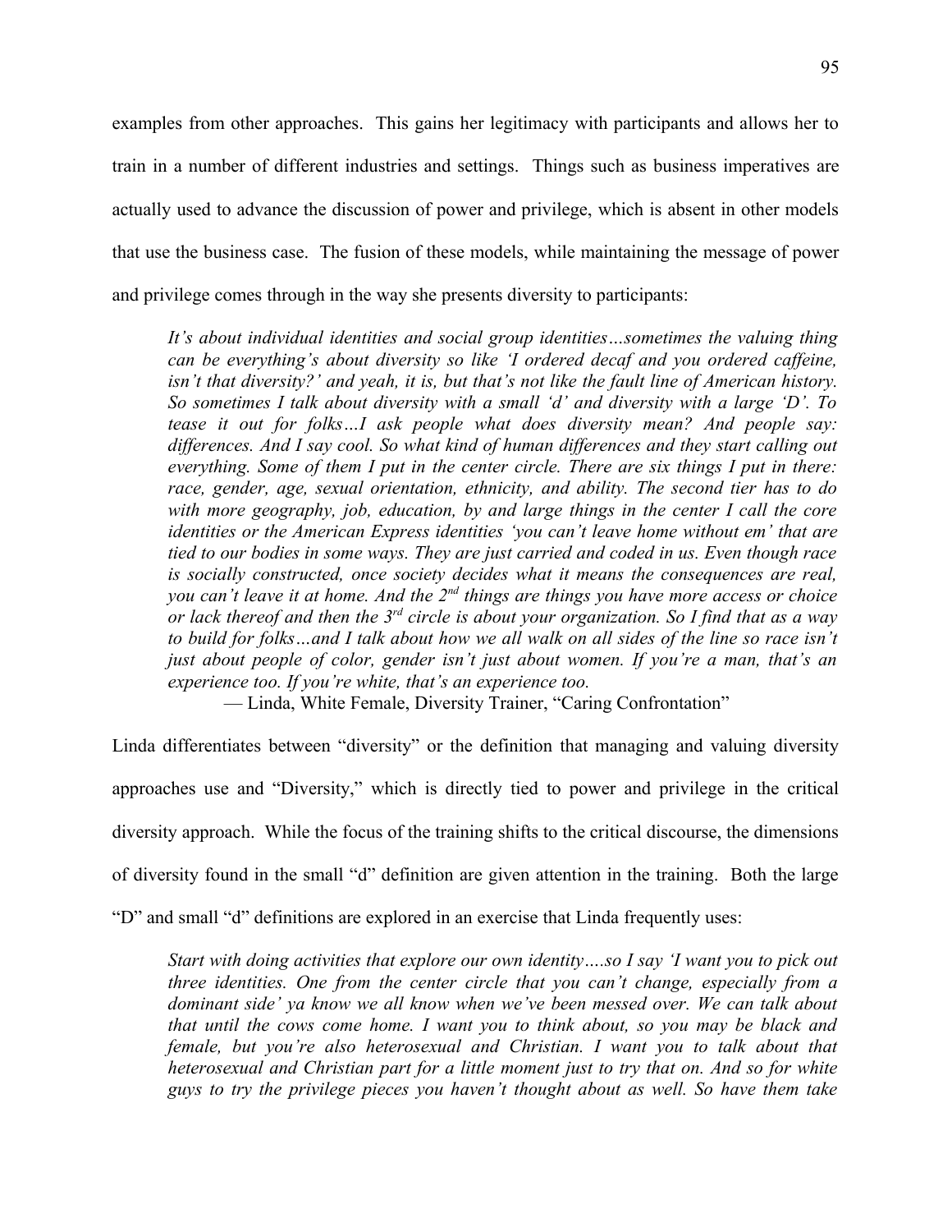examples from other approaches. This gains her legitimacy with participants and allows her to train in a number of different industries and settings. Things such as business imperatives are actually used to advance the discussion of power and privilege, which is absent in other models that use the business case. The fusion of these models, while maintaining the message of power and privilege comes through in the way she presents diversity to participants:

> *It's about individual identities and social group identities…sometimes the valuing thing can be everything's about diversity so like 'I ordered decaf and you ordered caffeine, isn't that diversity?' and yeah, it is, but that's not like the fault line of American history. So sometimes I talk about diversity with a small 'd' and diversity with a large 'D'. To tease it out for folks…I ask people what does diversity mean? And people say: differences. And I say cool. So what kind of human differences and they start calling out everything. Some of them I put in the center circle. There are six things I put in there: race, gender, age, sexual orientation, ethnicity, and ability. The second tier has to do with more geography, job, education, by and large things in the center I call the core identities or the American Express identities 'you can't leave home without em' that are tied to our bodies in some ways. They are just carried and coded in us. Even though race is socially constructed, once society decides what it means the consequences are real, you can't leave it at home. And the 2nd things are things you have more access or choice or lack thereof and then the 3rd circle is about your organization. So I find that as a way to build for folks…and I talk about how we all walk on all sides of the line so race isn't just about people of color, gender isn't just about women. If you're a man, that's an experience too. If you're white, that's an experience too.*
>
> — Linda, White Female, Diversity Trainer, "Caring Confrontation"

Linda differentiates between "diversity" or the definition that managing and valuing diversity approaches use and "Diversity," which is directly tied to power and privilege in the critical diversity approach. While the focus of the training shifts to the critical discourse, the dimensions of diversity found in the small "d" definition are given attention in the training. Both the large "D" and small "d" definitions are explored in an exercise that Linda frequently uses:

> *Start with doing activities that explore our own identity….so I say 'I want you to pick out three identities. One from the center circle that you can't change, especially from a dominant side' ya know we all know when we've been messed over. We can talk about that until the cows come home. I want you to think about, so you may be black and female, but you're also heterosexual and Christian. I want you to talk about that heterosexual and Christian part for a little moment just to try that on. And so for white guys to try the privilege pieces you haven't thought about as well. So have them take*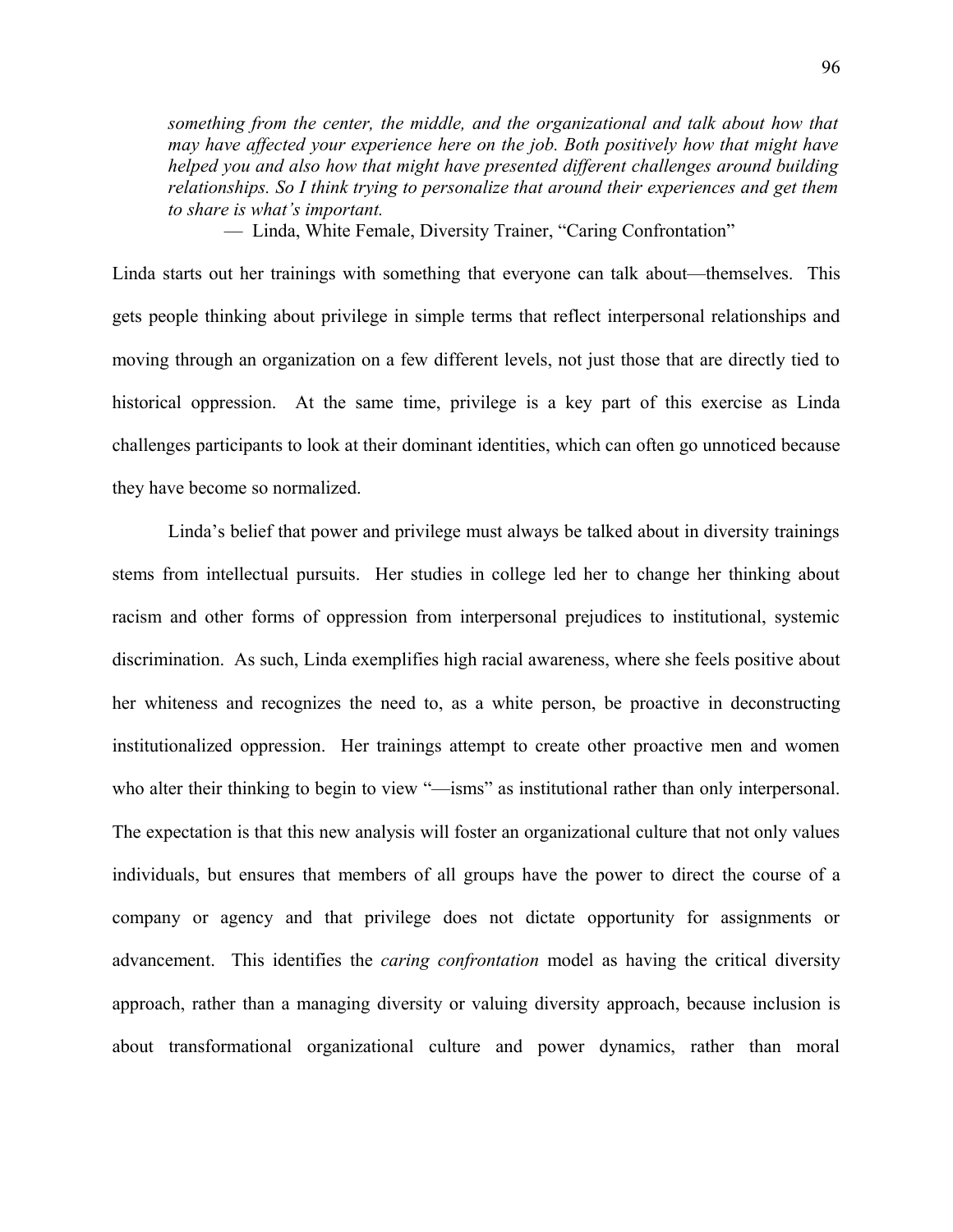> *something from the center, the middle, and the organizational and talk about how that may have affected your experience here on the job. Both positively how that might have helped you and also how that might have presented different challenges around building relationships. So I think trying to personalize that around their experiences and get them to share is what's important.*
>
> — Linda, White Female, Diversity Trainer, "Caring Confrontation"

Linda starts out her trainings with something that everyone can talk about—themselves. This gets people thinking about privilege in simple terms that reflect interpersonal relationships and moving through an organization on a few different levels, not just those that are directly tied to historical oppression. At the same time, privilege is a key part of this exercise as Linda challenges participants to look at their dominant identities, which can often go unnoticed because they have become so normalized.

Linda's belief that power and privilege must always be talked about in diversity trainings stems from intellectual pursuits. Her studies in college led her to change her thinking about racism and other forms of oppression from interpersonal prejudices to institutional, systemic discrimination. As such, Linda exemplifies high racial awareness, where she feels positive about her whiteness and recognizes the need to, as a white person, be proactive in deconstructing institutionalized oppression. Her trainings attempt to create other proactive men and women who alter their thinking to begin to view "—isms" as institutional rather than only interpersonal. The expectation is that this new analysis will foster an organizational culture that not only values individuals, but ensures that members of all groups have the power to direct the course of a company or agency and that privilege does not dictate opportunity for assignments or advancement. This identifies the *caring confrontation* model as having the critical diversity approach, rather than a managing diversity or valuing diversity approach, because inclusion is about transformational organizational culture and power dynamics, rather than moral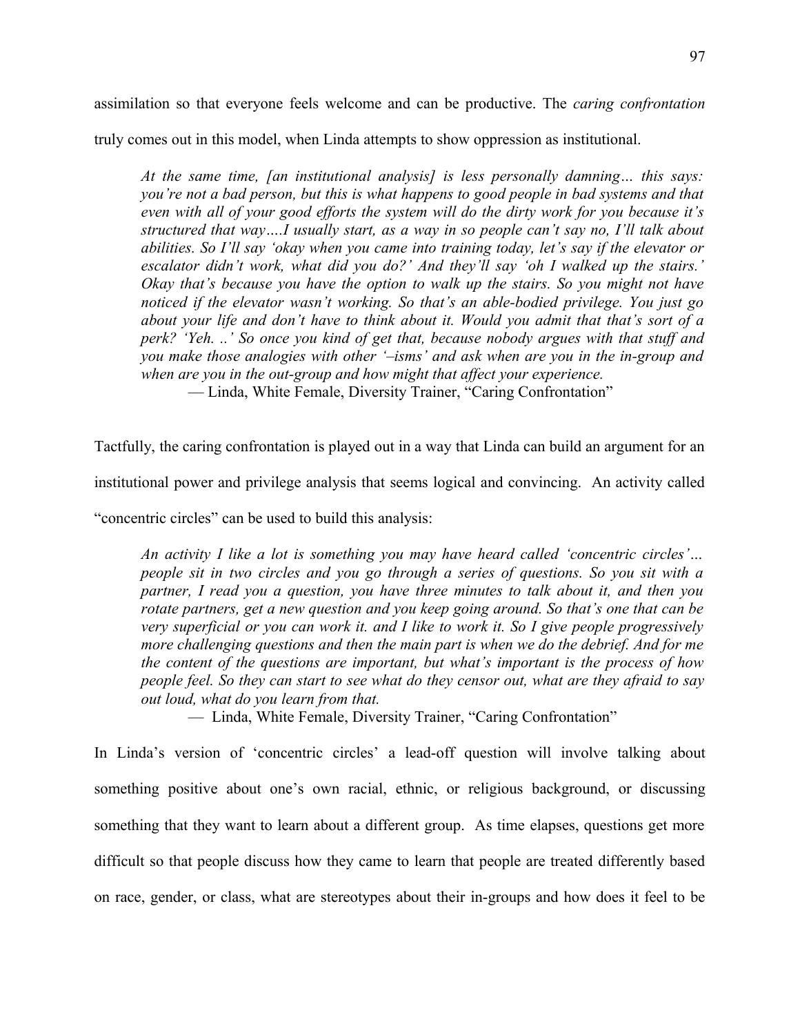assimilation so that everyone feels welcome and can be productive. The *caring confrontation* truly comes out in this model, when Linda attempts to show oppression as institutional.

> *At the same time, [an institutional analysis] is less personally damning… this says: you're not a bad person, but this is what happens to good people in bad systems and that even with all of your good efforts the system will do the dirty work for you because it's structured that way….I usually start, as a way in so people can't say no, I'll talk about abilities. So I'll say 'okay when you came into training today, let's say if the elevator or escalator didn't work, what did you do?' And they'll say 'oh I walked up the stairs.' Okay that's because you have the option to walk up the stairs. So you might not have noticed if the elevator wasn't working. So that's an able-bodied privilege. You just go about your life and don't have to think about it. Would you admit that that's sort of a perk? 'Yeh. ..' So once you kind of get that, because nobody argues with that stuff and you make those analogies with other '–isms' and ask when are you in the in-group and when are you in the out-group and how might that affect your experience.*
>
> — Linda, White Female, Diversity Trainer, "Caring Confrontation"

Tactfully, the caring confrontation is played out in a way that Linda can build an argument for an institutional power and privilege analysis that seems logical and convincing. An activity called "concentric circles" can be used to build this analysis:

> *An activity I like a lot is something you may have heard called 'concentric circles'… people sit in two circles and you go through a series of questions. So you sit with a partner, I read you a question, you have three minutes to talk about it, and then you rotate partners, get a new question and you keep going around. So that's one that can be very superficial or you can work it. and I like to work it. So I give people progressively more challenging questions and then the main part is when we do the debrief. And for me the content of the questions are important, but what's important is the process of how people feel. So they can start to see what do they censor out, what are they afraid to say out loud, what do you learn from that.*
>
> — Linda, White Female, Diversity Trainer, "Caring Confrontation"

In Linda's version of 'concentric circles' a lead-off question will involve talking about something positive about one's own racial, ethnic, or religious background, or discussing something that they want to learn about a different group. As time elapses, questions get more difficult so that people discuss how they came to learn that people are treated differently based on race, gender, or class, what are stereotypes about their in-groups and how does it feel to be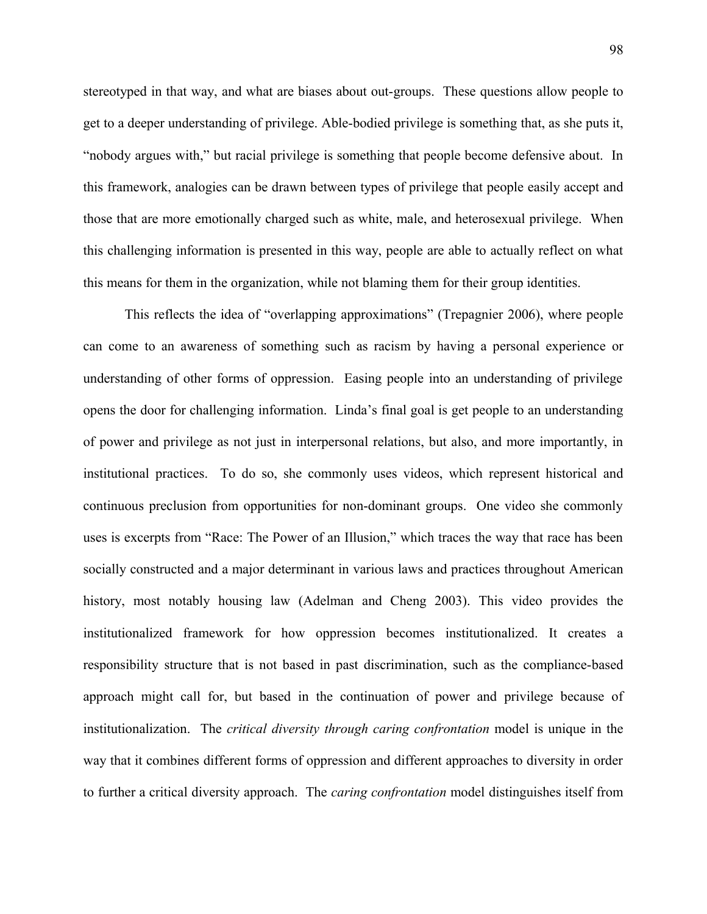stereotyped in that way, and what are biases about out-groups. These questions allow people to get to a deeper understanding of privilege. Able-bodied privilege is something that, as she puts it, "nobody argues with," but racial privilege is something that people become defensive about. In this framework, analogies can be drawn between types of privilege that people easily accept and those that are more emotionally charged such as white, male, and heterosexual privilege. When this challenging information is presented in this way, people are able to actually reflect on what this means for them in the organization, while not blaming them for their group identities.

This reflects the idea of "overlapping approximations" (Trepagnier 2006), where people can come to an awareness of something such as racism by having a personal experience or understanding of other forms of oppression. Easing people into an understanding of privilege opens the door for challenging information. Linda's final goal is get people to an understanding of power and privilege as not just in interpersonal relations, but also, and more importantly, in institutional practices. To do so, she commonly uses videos, which represent historical and continuous preclusion from opportunities for non-dominant groups. One video she commonly uses is excerpts from "Race: The Power of an Illusion," which traces the way that race has been socially constructed and a major determinant in various laws and practices throughout American history, most notably housing law (Adelman and Cheng 2003). This video provides the institutionalized framework for how oppression becomes institutionalized. It creates a responsibility structure that is not based in past discrimination, such as the compliance-based approach might call for, but based in the continuation of power and privilege because of institutionalization. The *critical diversity through caring confrontation* model is unique in the way that it combines different forms of oppression and different approaches to diversity in order to further a critical diversity approach. The *caring confrontation* model distinguishes itself from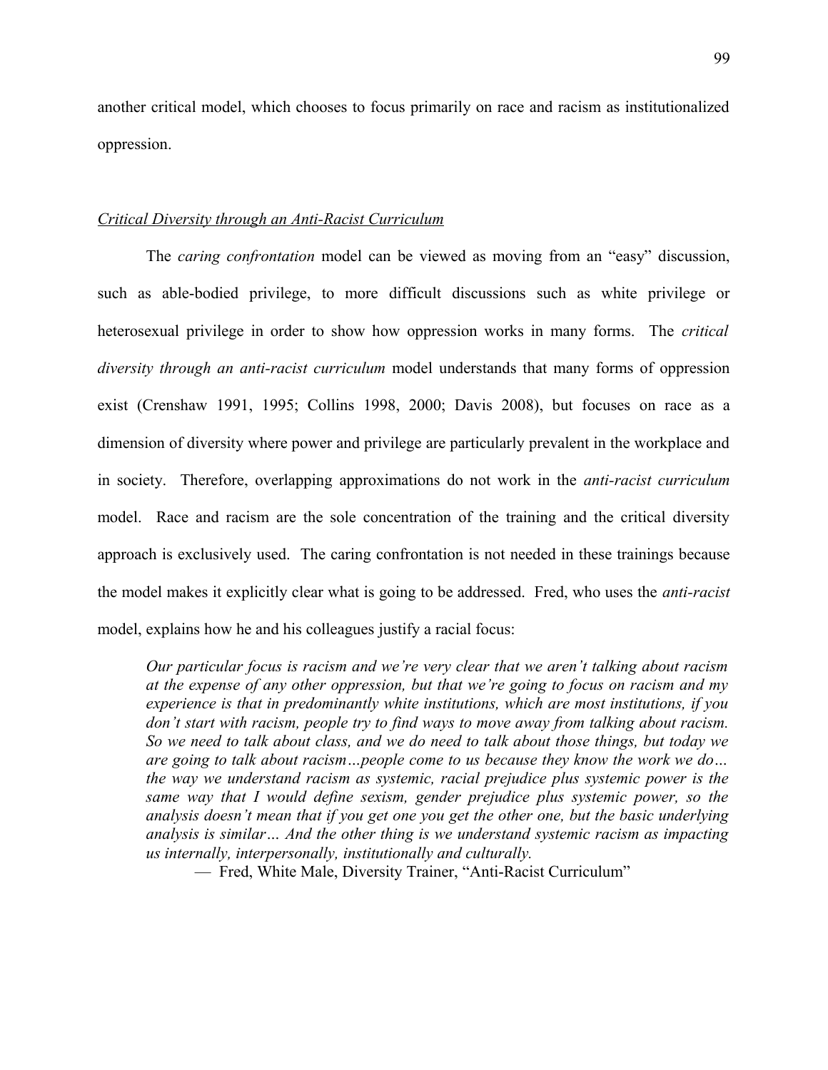another critical model, which chooses to focus primarily on race and racism as institutionalized oppression.

### *Critical Diversity through an Anti-Racist Curriculum*

The *caring confrontation* model can be viewed as moving from an "easy" discussion, such as able-bodied privilege, to more difficult discussions such as white privilege or heterosexual privilege in order to show how oppression works in many forms. The *critical diversity through an anti-racist curriculum* model understands that many forms of oppression exist (Crenshaw 1991, 1995; Collins 1998, 2000; Davis 2008), but focuses on race as a dimension of diversity where power and privilege are particularly prevalent in the workplace and in society. Therefore, overlapping approximations do not work in the *anti-racist curriculum* model. Race and racism are the sole concentration of the training and the critical diversity approach is exclusively used. The caring confrontation is not needed in these trainings because the model makes it explicitly clear what is going to be addressed. Fred, who uses the *anti-racist* model, explains how he and his colleagues justify a racial focus:

> *Our particular focus is racism and we're very clear that we aren't talking about racism at the expense of any other oppression, but that we're going to focus on racism and my experience is that in predominantly white institutions, which are most institutions, if you don't start with racism, people try to find ways to move away from talking about racism. So we need to talk about class, and we do need to talk about those things, but today we are going to talk about racism…people come to us because they know the work we do… the way we understand racism as systemic, racial prejudice plus systemic power is the same way that I would define sexism, gender prejudice plus systemic power, so the analysis doesn't mean that if you get one you get the other one, but the basic underlying analysis is similar… And the other thing is we understand systemic racism as impacting us internally, interpersonally, institutionally and culturally.*
>
> — Fred, White Male, Diversity Trainer, "Anti-Racist Curriculum"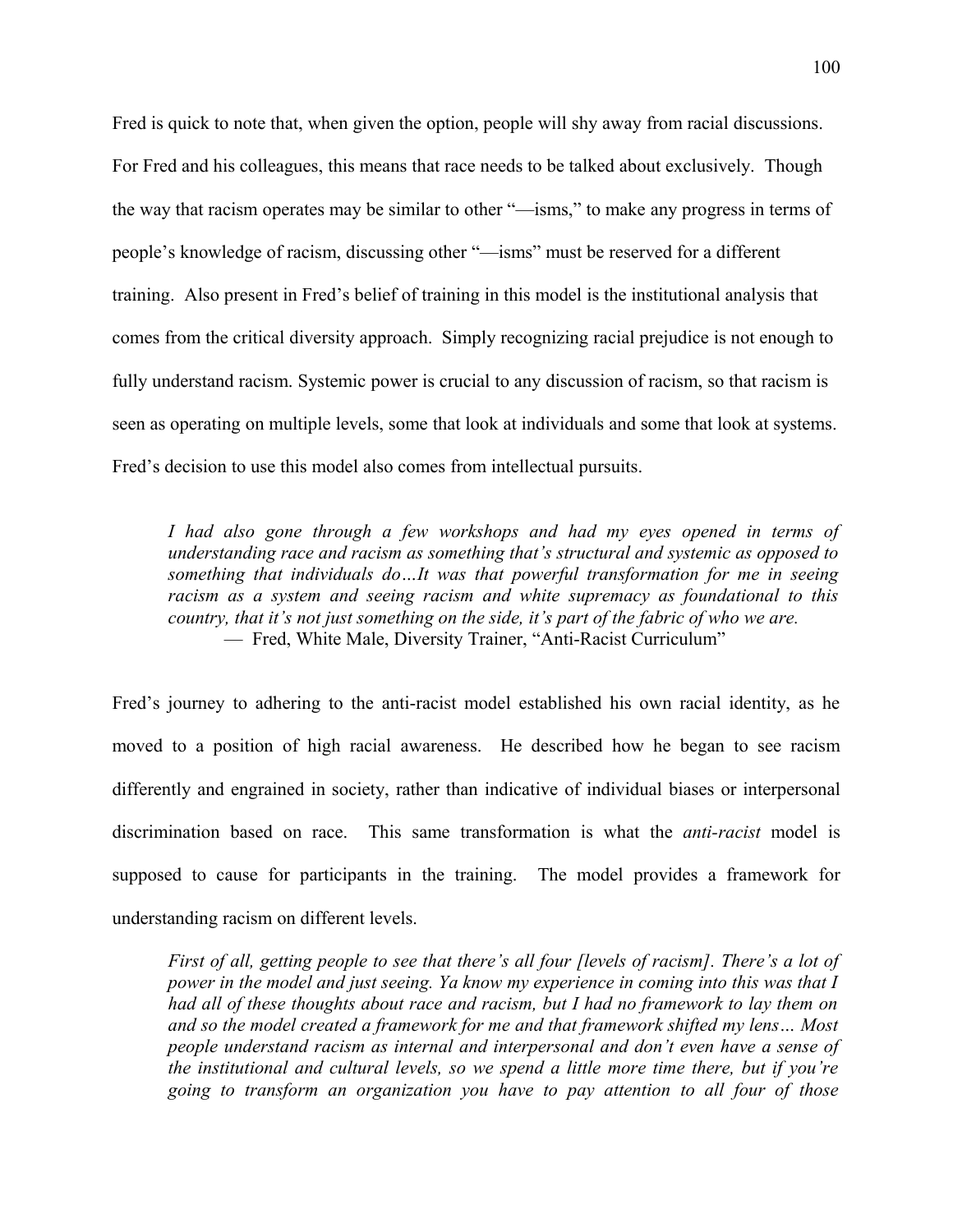Fred is quick to note that, when given the option, people will shy away from racial discussions. For Fred and his colleagues, this means that race needs to be talked about exclusively. Though the way that racism operates may be similar to other "—isms," to make any progress in terms of people's knowledge of racism, discussing other "—isms" must be reserved for a different training. Also present in Fred's belief of training in this model is the institutional analysis that comes from the critical diversity approach. Simply recognizing racial prejudice is not enough to fully understand racism. Systemic power is crucial to any discussion of racism, so that racism is seen as operating on multiple levels, some that look at individuals and some that look at systems. Fred's decision to use this model also comes from intellectual pursuits.

> *I had also gone through a few workshops and had my eyes opened in terms of understanding race and racism as something that's structural and systemic as opposed to something that individuals do…It was that powerful transformation for me in seeing racism as a system and seeing racism and white supremacy as foundational to this country, that it's not just something on the side, it's part of the fabric of who we are.*
>
> — Fred, White Male, Diversity Trainer, "Anti-Racist Curriculum"

Fred's journey to adhering to the anti-racist model established his own racial identity, as he moved to a position of high racial awareness. He described how he began to see racism differently and engrained in society, rather than indicative of individual biases or interpersonal discrimination based on race. This same transformation is what the *anti-racist* model is supposed to cause for participants in the training. The model provides a framework for understanding racism on different levels.

> *First of all, getting people to see that there's all four [levels of racism]. There's a lot of power in the model and just seeing. Ya know my experience in coming into this was that I had all of these thoughts about race and racism, but I had no framework to lay them on and so the model created a framework for me and that framework shifted my lens… Most people understand racism as internal and interpersonal and don't even have a sense of the institutional and cultural levels, so we spend a little more time there, but if you're going to transform an organization you have to pay attention to all four of those*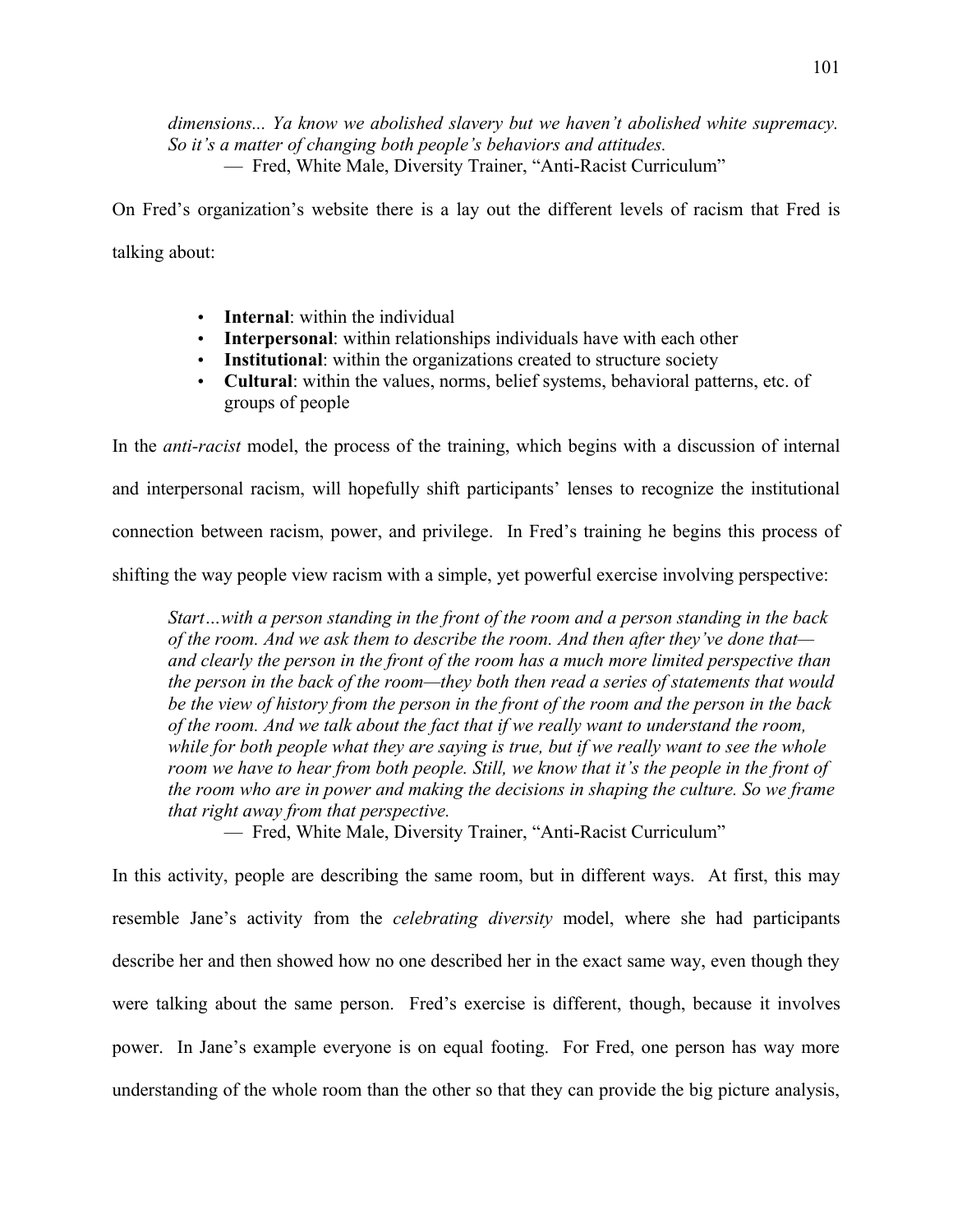*dimensions... Ya know we abolished slavery but we haven't abolished white supremacy. So it's a matter of changing both people's behaviors and attitudes.*

— Fred, White Male, Diversity Trainer, "Anti-Racist Curriculum"

On Fred's organization's website there is a lay out the different levels of racism that Fred is talking about:

- **Internal**: within the individual
- **Interpersonal**: within relationships individuals have with each other
- **Institutional**: within the organizations created to structure society
- **Cultural**: within the values, norms, belief systems, behavioral patterns, etc. of groups of people

In the *anti-racist* model, the process of the training, which begins with a discussion of internal and interpersonal racism, will hopefully shift participants' lenses to recognize the institutional connection between racism, power, and privilege. In Fred's training he begins this process of shifting the way people view racism with a simple, yet powerful exercise involving perspective:

*Start…with a person standing in the front of the room and a person standing in the back of the room. And we ask them to describe the room. And then after they've done that—and clearly the person in the front of the room has a much more limited perspective than the person in the back of the room—they both then read a series of statements that would be the view of history from the person in the front of the room and the person in the back of the room. And we talk about the fact that if we really want to understand the room, while for both people what they are saying is true, but if we really want to see the whole room we have to hear from both people. Still, we know that it's the people in the front of the room who are in power and making the decisions in shaping the culture. So we frame that right away from that perspective.*

— Fred, White Male, Diversity Trainer, "Anti-Racist Curriculum"

In this activity, people are describing the same room, but in different ways. At first, this may resemble Jane's activity from the *celebrating diversity* model, where she had participants describe her and then showed how no one described her in the exact same way, even though they were talking about the same person. Fred's exercise is different, though, because it involves power. In Jane's example everyone is on equal footing. For Fred, one person has way more understanding of the whole room than the other so that they can provide the big picture analysis,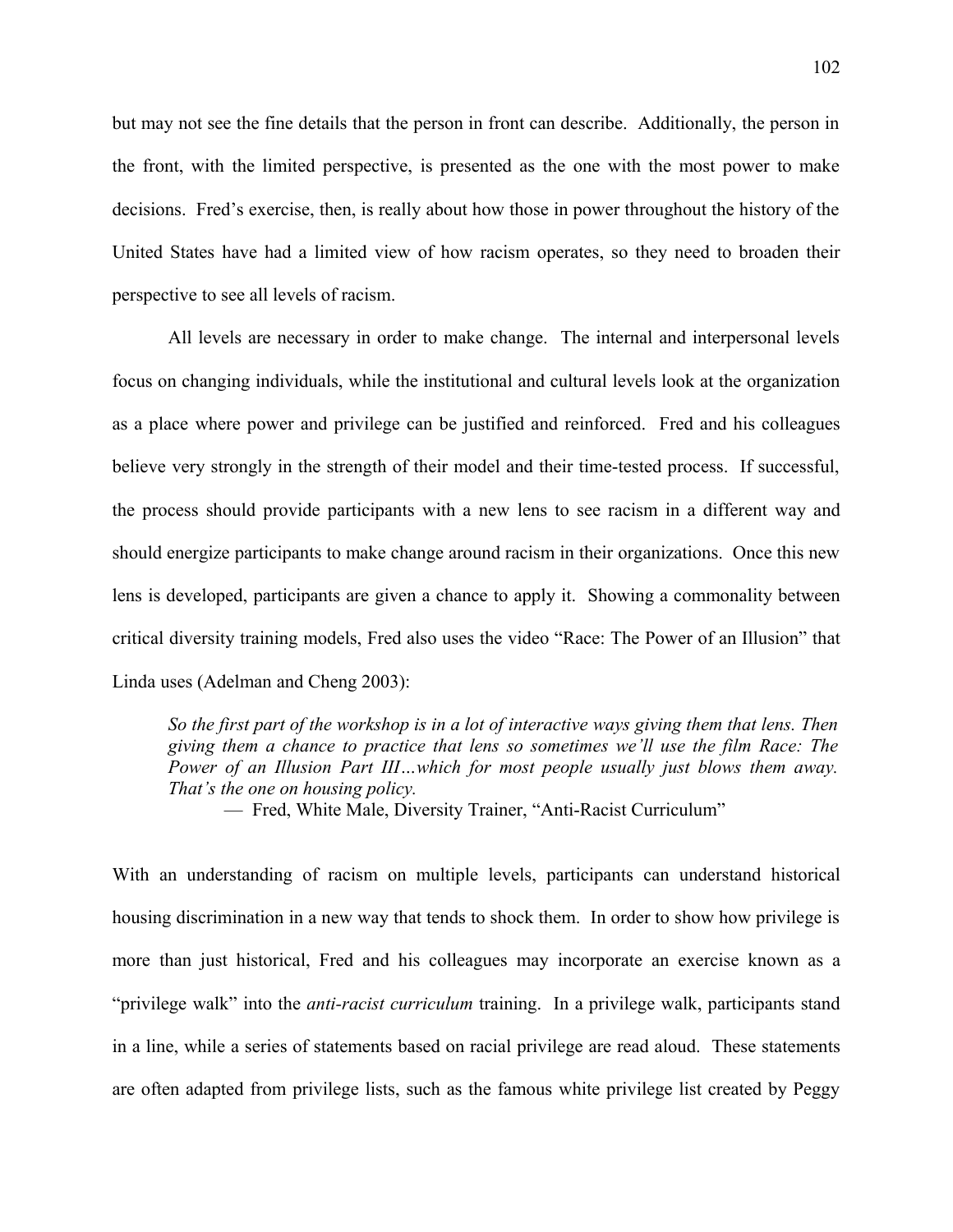but may not see the fine details that the person in front can describe. Additionally, the person in the front, with the limited perspective, is presented as the one with the most power to make decisions. Fred's exercise, then, is really about how those in power throughout the history of the United States have had a limited view of how racism operates, so they need to broaden their perspective to see all levels of racism.

All levels are necessary in order to make change. The internal and interpersonal levels focus on changing individuals, while the institutional and cultural levels look at the organization as a place where power and privilege can be justified and reinforced. Fred and his colleagues believe very strongly in the strength of their model and their time-tested process. If successful, the process should provide participants with a new lens to see racism in a different way and should energize participants to make change around racism in their organizations. Once this new lens is developed, participants are given a chance to apply it. Showing a commonality between critical diversity training models, Fred also uses the video "Race: The Power of an Illusion" that Linda uses (Adelman and Cheng 2003):

> *So the first part of the workshop is in a lot of interactive ways giving them that lens. Then giving them a chance to practice that lens so sometimes we'll use the film Race: The Power of an Illusion Part III…which for most people usually just blows them away. That's the one on housing policy.*
>
> — Fred, White Male, Diversity Trainer, "Anti-Racist Curriculum"

With an understanding of racism on multiple levels, participants can understand historical housing discrimination in a new way that tends to shock them. In order to show how privilege is more than just historical, Fred and his colleagues may incorporate an exercise known as a "privilege walk" into the *anti-racist curriculum* training. In a privilege walk, participants stand in a line, while a series of statements based on racial privilege are read aloud. These statements are often adapted from privilege lists, such as the famous white privilege list created by Peggy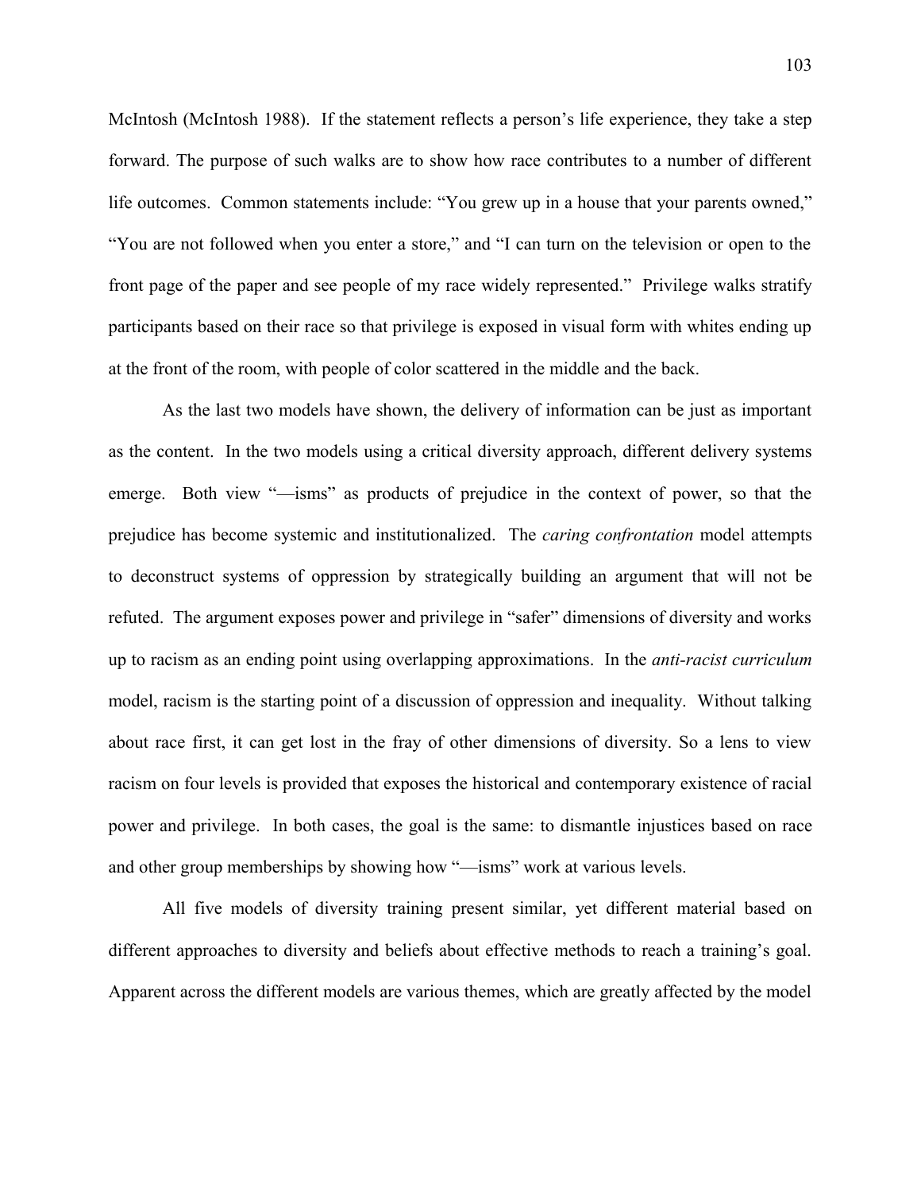McIntosh (McIntosh 1988). If the statement reflects a person's life experience, they take a step forward. The purpose of such walks are to show how race contributes to a number of different life outcomes. Common statements include: "You grew up in a house that your parents owned," "You are not followed when you enter a store," and "I can turn on the television or open to the front page of the paper and see people of my race widely represented." Privilege walks stratify participants based on their race so that privilege is exposed in visual form with whites ending up at the front of the room, with people of color scattered in the middle and the back.

As the last two models have shown, the delivery of information can be just as important as the content. In the two models using a critical diversity approach, different delivery systems emerge. Both view "—isms" as products of prejudice in the context of power, so that the prejudice has become systemic and institutionalized. The *caring confrontation* model attempts to deconstruct systems of oppression by strategically building an argument that will not be refuted. The argument exposes power and privilege in "safer" dimensions of diversity and works up to racism as an ending point using overlapping approximations. In the *anti-racist curriculum* model, racism is the starting point of a discussion of oppression and inequality. Without talking about race first, it can get lost in the fray of other dimensions of diversity. So a lens to view racism on four levels is provided that exposes the historical and contemporary existence of racial power and privilege. In both cases, the goal is the same: to dismantle injustices based on race and other group memberships by showing how "—isms" work at various levels.

All five models of diversity training present similar, yet different material based on different approaches to diversity and beliefs about effective methods to reach a training's goal. Apparent across the different models are various themes, which are greatly affected by the model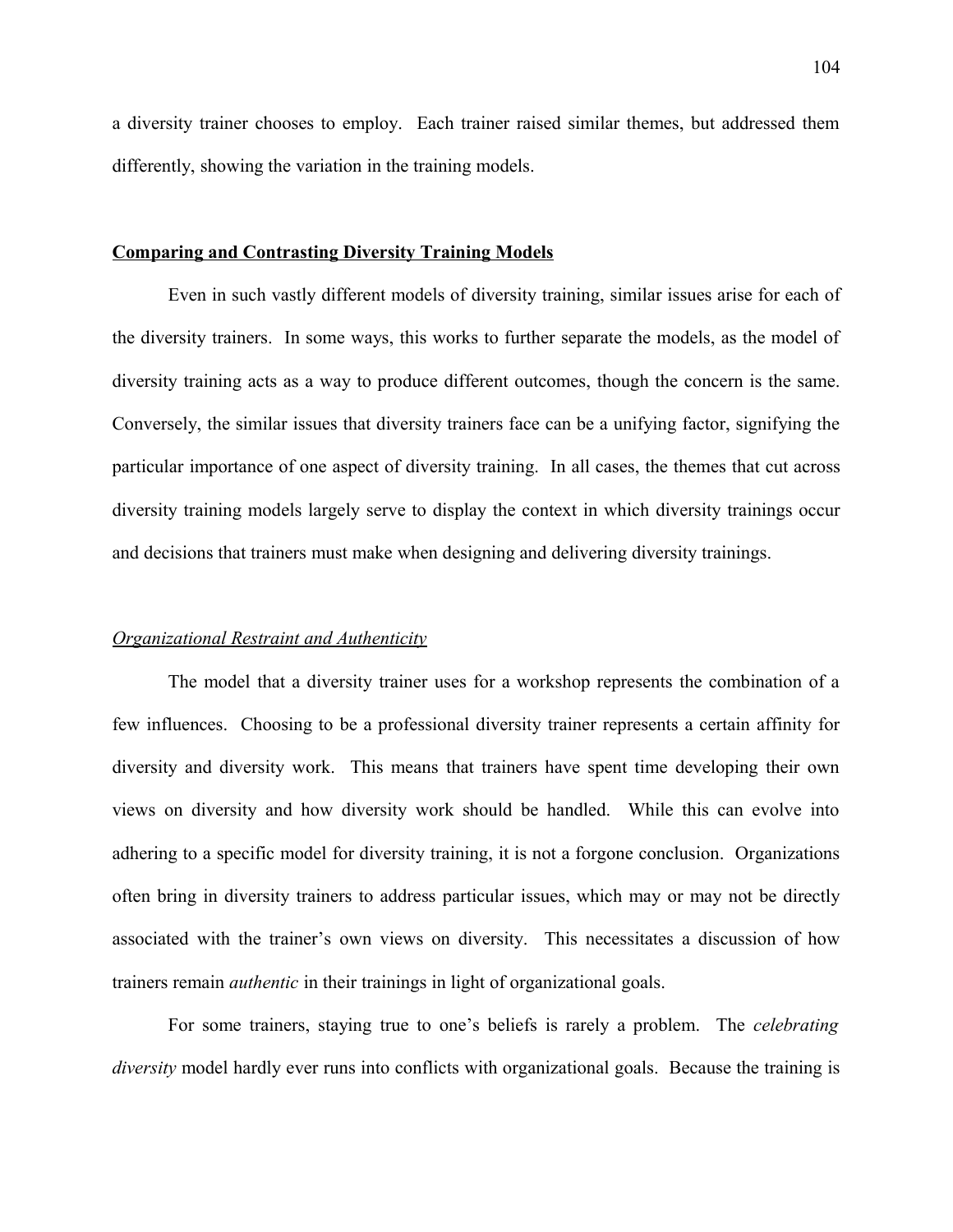a diversity trainer chooses to employ. Each trainer raised similar themes, but addressed them differently, showing the variation in the training models.

## <u>Comparing and Contrasting Diversity Training Models</u>

Even in such vastly different models of diversity training, similar issues arise for each of the diversity trainers. In some ways, this works to further separate the models, as the model of diversity training acts as a way to produce different outcomes, though the concern is the same. Conversely, the similar issues that diversity trainers face can be a unifying factor, signifying the particular importance of one aspect of diversity training. In all cases, the themes that cut across diversity training models largely serve to display the context in which diversity trainings occur and decisions that trainers must make when designing and delivering diversity trainings.

### <u>*Organizational Restraint and Authenticity*</u>

The model that a diversity trainer uses for a workshop represents the combination of a few influences. Choosing to be a professional diversity trainer represents a certain affinity for diversity and diversity work. This means that trainers have spent time developing their own views on diversity and how diversity work should be handled. While this can evolve into adhering to a specific model for diversity training, it is not a forgone conclusion. Organizations often bring in diversity trainers to address particular issues, which may or may not be directly associated with the trainer's own views on diversity. This necessitates a discussion of how trainers remain *authentic* in their trainings in light of organizational goals.

For some trainers, staying true to one's beliefs is rarely a problem. The *celebrating diversity* model hardly ever runs into conflicts with organizational goals. Because the training is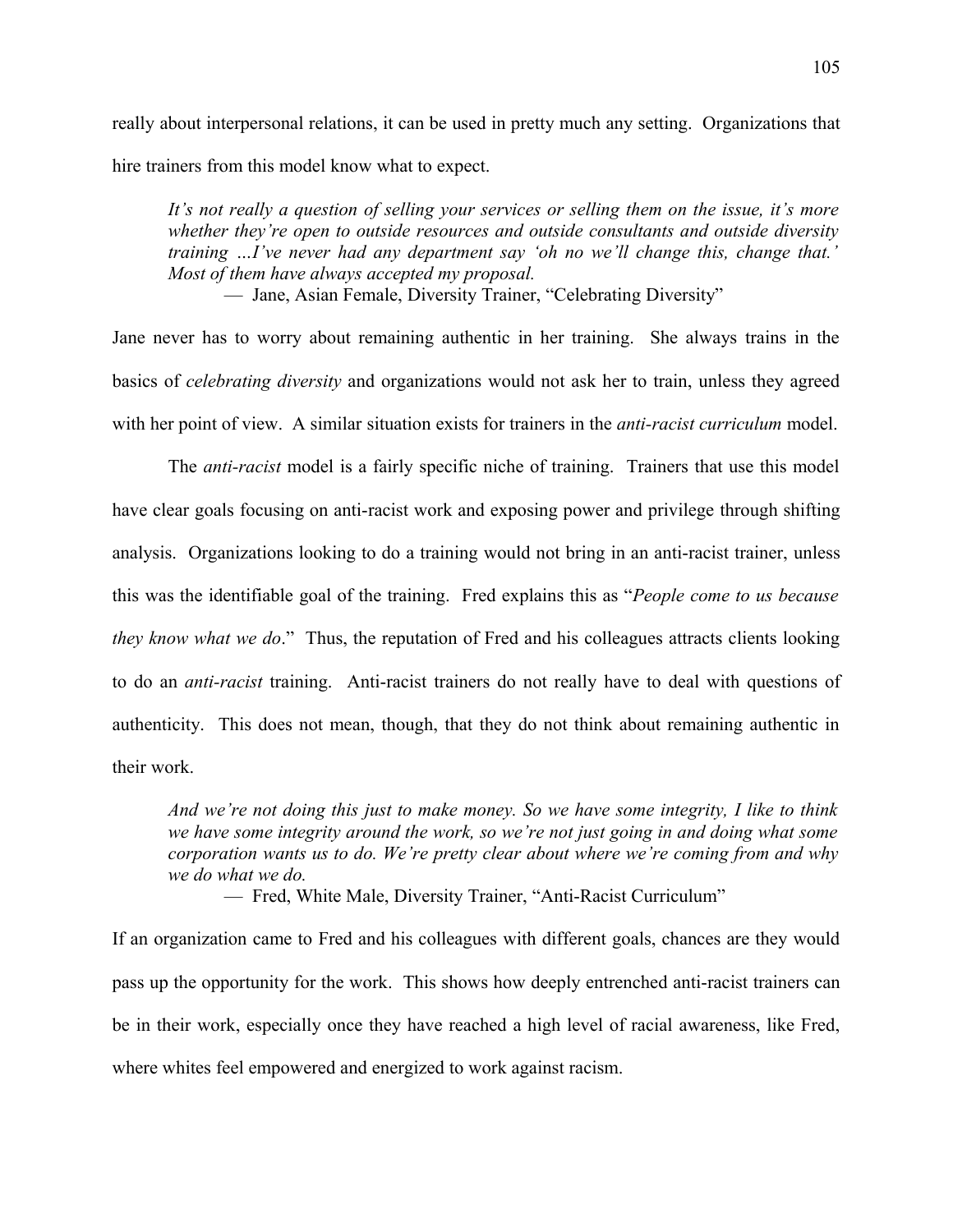really about interpersonal relations, it can be used in pretty much any setting. Organizations that hire trainers from this model know what to expect.

> *It's not really a question of selling your services or selling them on the issue, it's more whether they're open to outside resources and outside consultants and outside diversity training …I've never had any department say 'oh no we'll change this, change that.' Most of them have always accepted my proposal.*
>
> — Jane, Asian Female, Diversity Trainer, "Celebrating Diversity"

Jane never has to worry about remaining authentic in her training. She always trains in the basics of *celebrating diversity* and organizations would not ask her to train, unless they agreed with her point of view. A similar situation exists for trainers in the *anti-racist curriculum* model.

The *anti-racist* model is a fairly specific niche of training. Trainers that use this model have clear goals focusing on anti-racist work and exposing power and privilege through shifting analysis. Organizations looking to do a training would not bring in an anti-racist trainer, unless this was the identifiable goal of the training. Fred explains this as "*People come to us because they know what we do*." Thus, the reputation of Fred and his colleagues attracts clients looking to do an *anti-racist* training. Anti-racist trainers do not really have to deal with questions of authenticity. This does not mean, though, that they do not think about remaining authentic in their work.

> *And we're not doing this just to make money. So we have some integrity, I like to think we have some integrity around the work, so we're not just going in and doing what some corporation wants us to do. We're pretty clear about where we're coming from and why we do what we do.*
>
> — Fred, White Male, Diversity Trainer, "Anti-Racist Curriculum"

If an organization came to Fred and his colleagues with different goals, chances are they would pass up the opportunity for the work. This shows how deeply entrenched anti-racist trainers can be in their work, especially once they have reached a high level of racial awareness, like Fred, where whites feel empowered and energized to work against racism.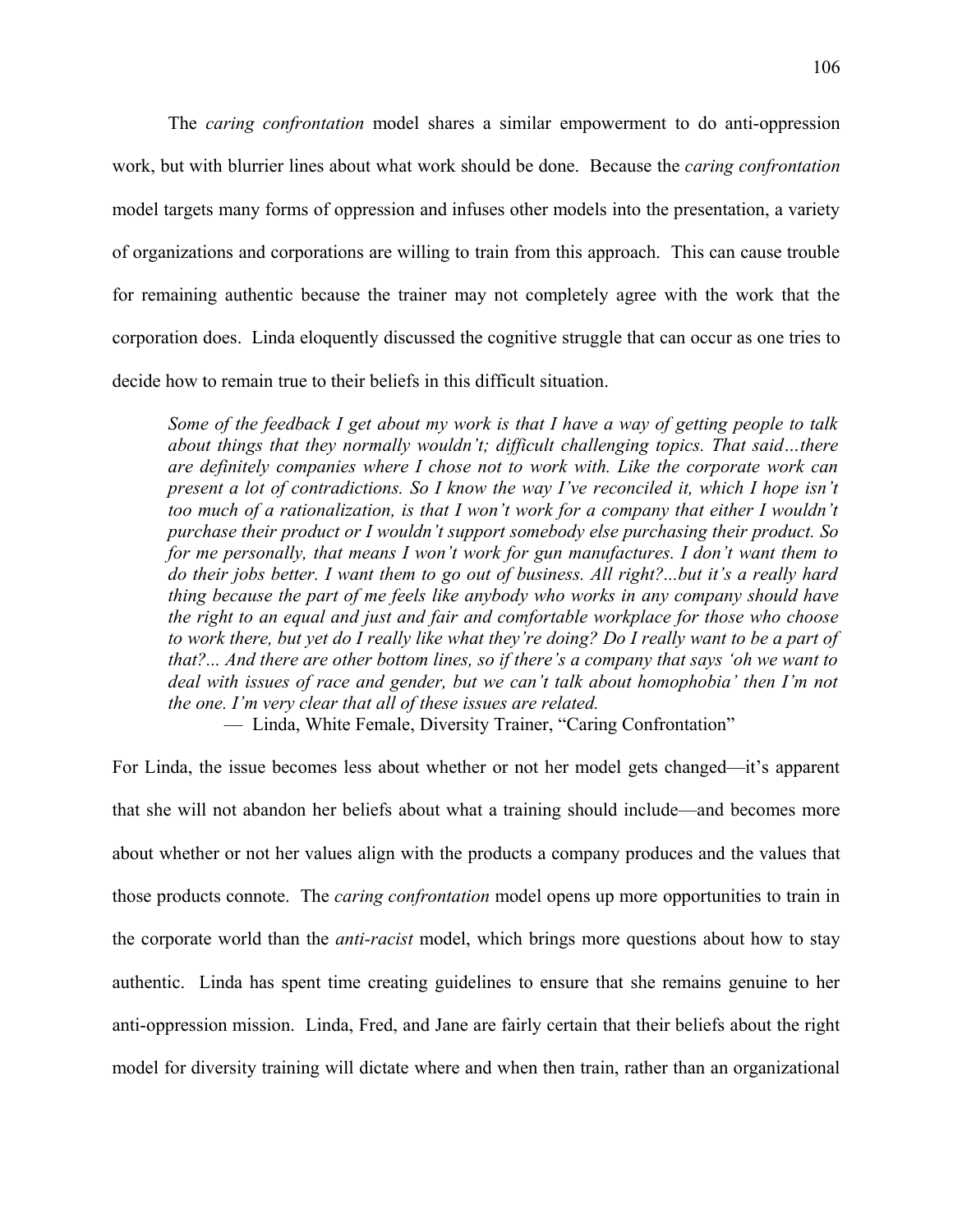The *caring confrontation* model shares a similar empowerment to do anti-oppression work, but with blurrier lines about what work should be done. Because the *caring confrontation* model targets many forms of oppression and infuses other models into the presentation, a variety of organizations and corporations are willing to train from this approach. This can cause trouble for remaining authentic because the trainer may not completely agree with the work that the corporation does. Linda eloquently discussed the cognitive struggle that can occur as one tries to decide how to remain true to their beliefs in this difficult situation.

> *Some of the feedback I get about my work is that I have a way of getting people to talk about things that they normally wouldn't; difficult challenging topics. That said…there are definitely companies where I chose not to work with. Like the corporate work can present a lot of contradictions. So I know the way I've reconciled it, which I hope isn't too much of a rationalization, is that I won't work for a company that either I wouldn't purchase their product or I wouldn't support somebody else purchasing their product. So for me personally, that means I won't work for gun manufactures. I don't want them to do their jobs better. I want them to go out of business. All right?...but it's a really hard thing because the part of me feels like anybody who works in any company should have the right to an equal and just and fair and comfortable workplace for those who choose to work there, but yet do I really like what they're doing? Do I really want to be a part of that?... And there are other bottom lines, so if there's a company that says 'oh we want to deal with issues of race and gender, but we can't talk about homophobia' then I'm not the one. I'm very clear that all of these issues are related.*
>
> — Linda, White Female, Diversity Trainer, "Caring Confrontation"

For Linda, the issue becomes less about whether or not her model gets changed—it's apparent that she will not abandon her beliefs about what a training should include—and becomes more about whether or not her values align with the products a company produces and the values that those products connote. The *caring confrontation* model opens up more opportunities to train in the corporate world than the *anti-racist* model, which brings more questions about how to stay authentic. Linda has spent time creating guidelines to ensure that she remains genuine to her anti-oppression mission. Linda, Fred, and Jane are fairly certain that their beliefs about the right model for diversity training will dictate where and when then train, rather than an organizational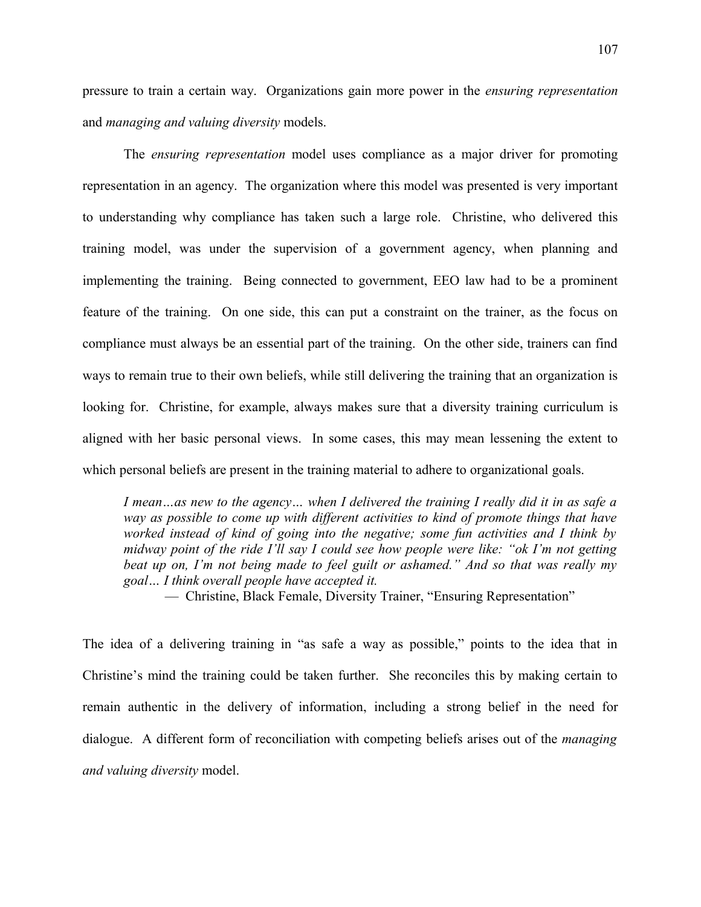pressure to train a certain way. Organizations gain more power in the *ensuring representation* and *managing and valuing diversity* models.

The *ensuring representation* model uses compliance as a major driver for promoting representation in an agency. The organization where this model was presented is very important to understanding why compliance has taken such a large role. Christine, who delivered this training model, was under the supervision of a government agency, when planning and implementing the training. Being connected to government, EEO law had to be a prominent feature of the training. On one side, this can put a constraint on the trainer, as the focus on compliance must always be an essential part of the training. On the other side, trainers can find ways to remain true to their own beliefs, while still delivering the training that an organization is looking for. Christine, for example, always makes sure that a diversity training curriculum is aligned with her basic personal views. In some cases, this may mean lessening the extent to which personal beliefs are present in the training material to adhere to organizational goals.

> *I mean…as new to the agency… when I delivered the training I really did it in as safe a way as possible to come up with different activities to kind of promote things that have worked instead of kind of going into the negative; some fun activities and I think by midway point of the ride I'll say I could see how people were like: "ok I'm not getting beat up on, I'm not being made to feel guilt or ashamed." And so that was really my goal… I think overall people have accepted it.*
>
> — Christine, Black Female, Diversity Trainer, "Ensuring Representation"

The idea of a delivering training in "as safe a way as possible," points to the idea that in Christine's mind the training could be taken further. She reconciles this by making certain to remain authentic in the delivery of information, including a strong belief in the need for dialogue. A different form of reconciliation with competing beliefs arises out of the *managing and valuing diversity* model.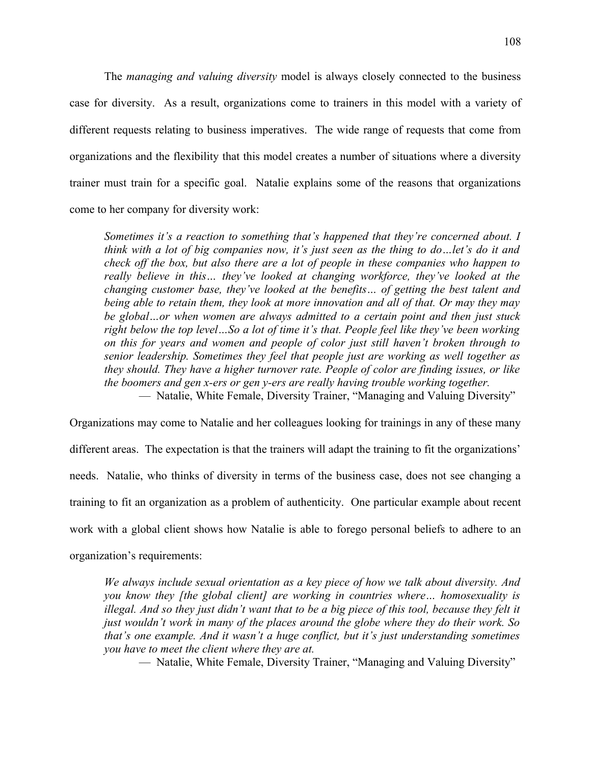The *managing and valuing diversity* model is always closely connected to the business case for diversity. As a result, organizations come to trainers in this model with a variety of different requests relating to business imperatives. The wide range of requests that come from organizations and the flexibility that this model creates a number of situations where a diversity trainer must train for a specific goal. Natalie explains some of the reasons that organizations come to her company for diversity work:

> *Sometimes it's a reaction to something that's happened that they're concerned about. I think with a lot of big companies now, it's just seen as the thing to do…let's do it and check off the box, but also there are a lot of people in these companies who happen to really believe in this… they've looked at changing workforce, they've looked at the changing customer base, they've looked at the benefits… of getting the best talent and being able to retain them, they look at more innovation and all of that. Or may they may be global…or when women are always admitted to a certain point and then just stuck right below the top level…So a lot of time it's that. People feel like they've been working on this for years and women and people of color just still haven't broken through to senior leadership. Sometimes they feel that people just are working as well together as they should. They have a higher turnover rate. People of color are finding issues, or like the boomers and gen x-ers or gen y-ers are really having trouble working together.*
>
> — Natalie, White Female, Diversity Trainer, "Managing and Valuing Diversity"

Organizations may come to Natalie and her colleagues looking for trainings in any of these many different areas. The expectation is that the trainers will adapt the training to fit the organizations' needs. Natalie, who thinks of diversity in terms of the business case, does not see changing a training to fit an organization as a problem of authenticity. One particular example about recent work with a global client shows how Natalie is able to forego personal beliefs to adhere to an organization's requirements:

> *We always include sexual orientation as a key piece of how we talk about diversity. And you know they [the global client] are working in countries where… homosexuality is illegal. And so they just didn't want that to be a big piece of this tool, because they felt it just wouldn't work in many of the places around the globe where they do their work. So that's one example. And it wasn't a huge conflict, but it's just understanding sometimes you have to meet the client where they are at.*
>
> — Natalie, White Female, Diversity Trainer, "Managing and Valuing Diversity"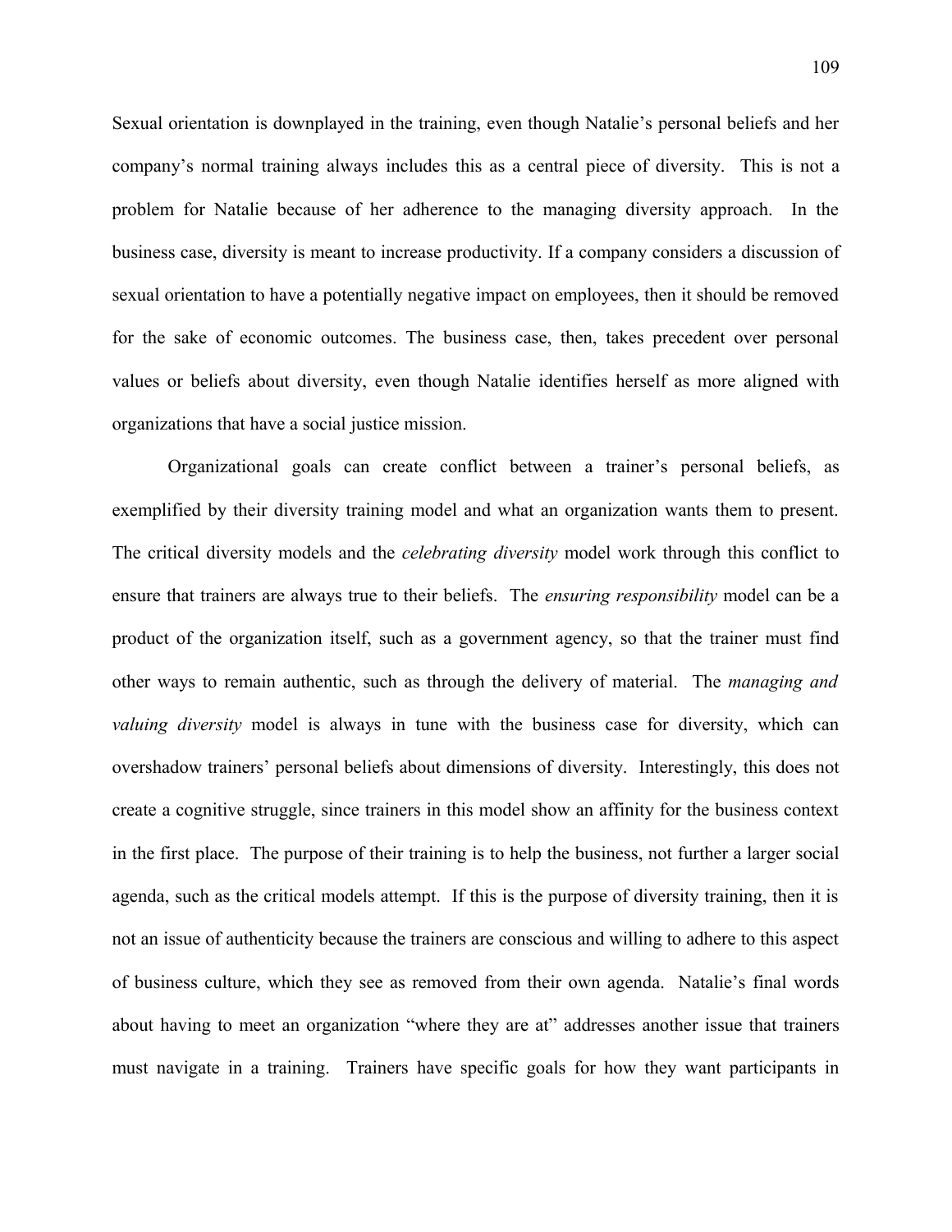Sexual orientation is downplayed in the training, even though Natalie's personal beliefs and her company's normal training always includes this as a central piece of diversity. This is not a problem for Natalie because of her adherence to the managing diversity approach. In the business case, diversity is meant to increase productivity. If a company considers a discussion of sexual orientation to have a potentially negative impact on employees, then it should be removed for the sake of economic outcomes. The business case, then, takes precedent over personal values or beliefs about diversity, even though Natalie identifies herself as more aligned with organizations that have a social justice mission.

Organizational goals can create conflict between a trainer's personal beliefs, as exemplified by their diversity training model and what an organization wants them to present. The critical diversity models and the *celebrating diversity* model work through this conflict to ensure that trainers are always true to their beliefs. The *ensuring responsibility* model can be a product of the organization itself, such as a government agency, so that the trainer must find other ways to remain authentic, such as through the delivery of material. The *managing and valuing diversity* model is always in tune with the business case for diversity, which can overshadow trainers' personal beliefs about dimensions of diversity. Interestingly, this does not create a cognitive struggle, since trainers in this model show an affinity for the business context in the first place. The purpose of their training is to help the business, not further a larger social agenda, such as the critical models attempt. If this is the purpose of diversity training, then it is not an issue of authenticity because the trainers are conscious and willing to adhere to this aspect of business culture, which they see as removed from their own agenda. Natalie's final words about having to meet an organization "where they are at" addresses another issue that trainers must navigate in a training. Trainers have specific goals for how they want participants in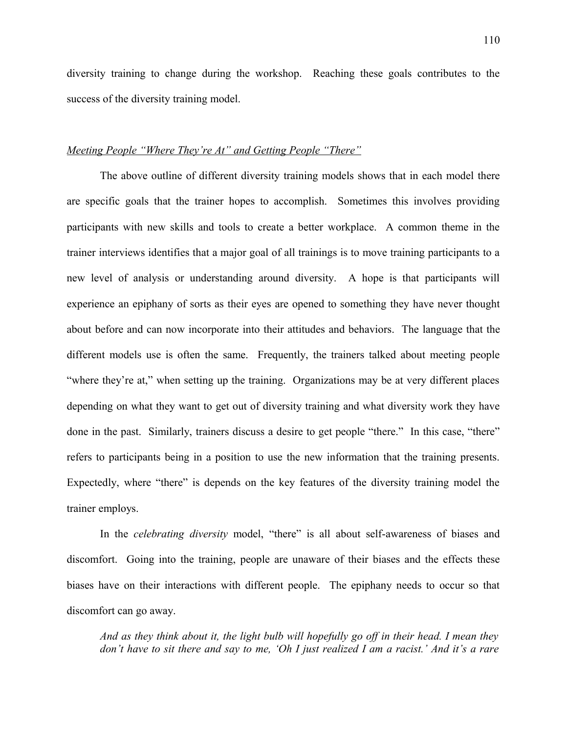diversity training to change during the workshop. Reaching these goals contributes to the success of the diversity training model.

*Meeting People "Where They're At" and Getting People "There"*

The above outline of different diversity training models shows that in each model there are specific goals that the trainer hopes to accomplish. Sometimes this involves providing participants with new skills and tools to create a better workplace. A common theme in the trainer interviews identifies that a major goal of all trainings is to move training participants to a new level of analysis or understanding around diversity. A hope is that participants will experience an epiphany of sorts as their eyes are opened to something they have never thought about before and can now incorporate into their attitudes and behaviors. The language that the different models use is often the same. Frequently, the trainers talked about meeting people "where they're at," when setting up the training. Organizations may be at very different places depending on what they want to get out of diversity training and what diversity work they have done in the past. Similarly, trainers discuss a desire to get people "there." In this case, "there" refers to participants being in a position to use the new information that the training presents. Expectedly, where "there" is depends on the key features of the diversity training model the trainer employs.

In the *celebrating diversity* model, "there" is all about self-awareness of biases and discomfort. Going into the training, people are unaware of their biases and the effects these biases have on their interactions with different people. The epiphany needs to occur so that discomfort can go away.

> *And as they think about it, the light bulb will hopefully go off in their head. I mean they don't have to sit there and say to me, 'Oh I just realized I am a racist.' And it's a rare*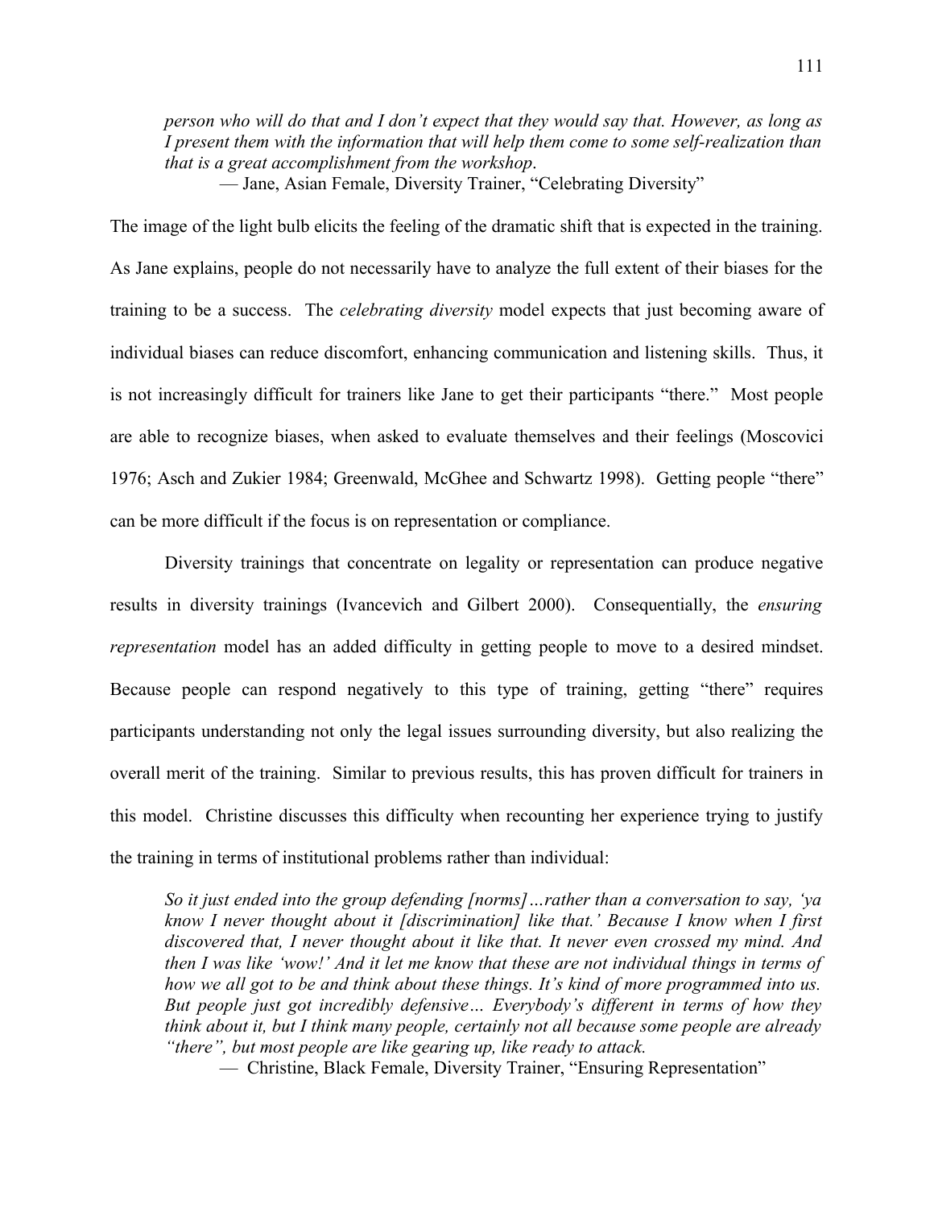*person who will do that and I don't expect that they would say that. However, as long as I present them with the information that will help them come to some self-realization than that is a great accomplishment from the workshop.*

— Jane, Asian Female, Diversity Trainer, "Celebrating Diversity"

The image of the light bulb elicits the feeling of the dramatic shift that is expected in the training. As Jane explains, people do not necessarily have to analyze the full extent of their biases for the training to be a success. The *celebrating diversity* model expects that just becoming aware of individual biases can reduce discomfort, enhancing communication and listening skills. Thus, it is not increasingly difficult for trainers like Jane to get their participants "there." Most people are able to recognize biases, when asked to evaluate themselves and their feelings (Moscovici 1976; Asch and Zukier 1984; Greenwald, McGhee and Schwartz 1998). Getting people "there" can be more difficult if the focus is on representation or compliance.

Diversity trainings that concentrate on legality or representation can produce negative results in diversity trainings (Ivancevich and Gilbert 2000). Consequentially, the *ensuring representation* model has an added difficulty in getting people to move to a desired mindset. Because people can respond negatively to this type of training, getting "there" requires participants understanding not only the legal issues surrounding diversity, but also realizing the overall merit of the training. Similar to previous results, this has proven difficult for trainers in this model. Christine discusses this difficulty when recounting her experience trying to justify the training in terms of institutional problems rather than individual:

*So it just ended into the group defending [norms]…rather than a conversation to say, 'ya know I never thought about it [discrimination] like that.' Because I know when I first discovered that, I never thought about it like that. It never even crossed my mind. And then I was like 'wow!' And it let me know that these are not individual things in terms of how we all got to be and think about these things. It's kind of more programmed into us. But people just got incredibly defensive… Everybody's different in terms of how they think about it, but I think many people, certainly not all because some people are already "there", but most people are like gearing up, like ready to attack.*

— Christine, Black Female, Diversity Trainer, "Ensuring Representation"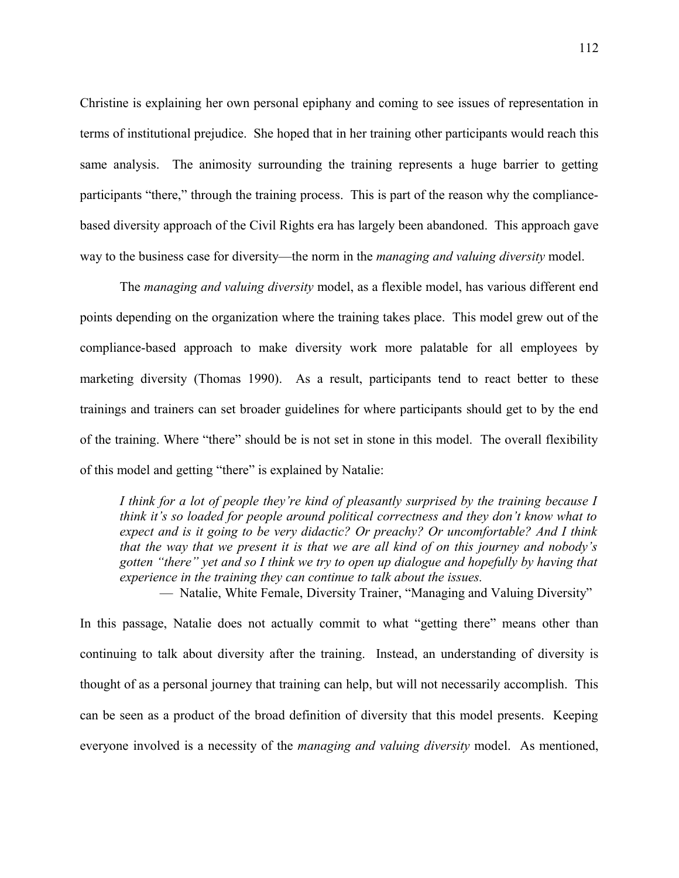Christine is explaining her own personal epiphany and coming to see issues of representation in terms of institutional prejudice. She hoped that in her training other participants would reach this same analysis. The animosity surrounding the training represents a huge barrier to getting participants "there," through the training process. This is part of the reason why the compliance-based diversity approach of the Civil Rights era has largely been abandoned. This approach gave way to the business case for diversity—the norm in the *managing and valuing diversity* model.

The *managing and valuing diversity* model, as a flexible model, has various different end points depending on the organization where the training takes place. This model grew out of the compliance-based approach to make diversity work more palatable for all employees by marketing diversity (Thomas 1990). As a result, participants tend to react better to these trainings and trainers can set broader guidelines for where participants should get to by the end of the training. Where "there" should be is not set in stone in this model. The overall flexibility of this model and getting "there" is explained by Natalie:

> *I think for a lot of people they're kind of pleasantly surprised by the training because I think it's so loaded for people around political correctness and they don't know what to expect and is it going to be very didactic? Or preachy? Or uncomfortable? And I think that the way that we present it is that we are all kind of on this journey and nobody's gotten "there" yet and so I think we try to open up dialogue and hopefully by having that experience in the training they can continue to talk about the issues.*
>
> — Natalie, White Female, Diversity Trainer, "Managing and Valuing Diversity"

In this passage, Natalie does not actually commit to what "getting there" means other than continuing to talk about diversity after the training. Instead, an understanding of diversity is thought of as a personal journey that training can help, but will not necessarily accomplish. This can be seen as a product of the broad definition of diversity that this model presents. Keeping everyone involved is a necessity of the *managing and valuing diversity* model. As mentioned,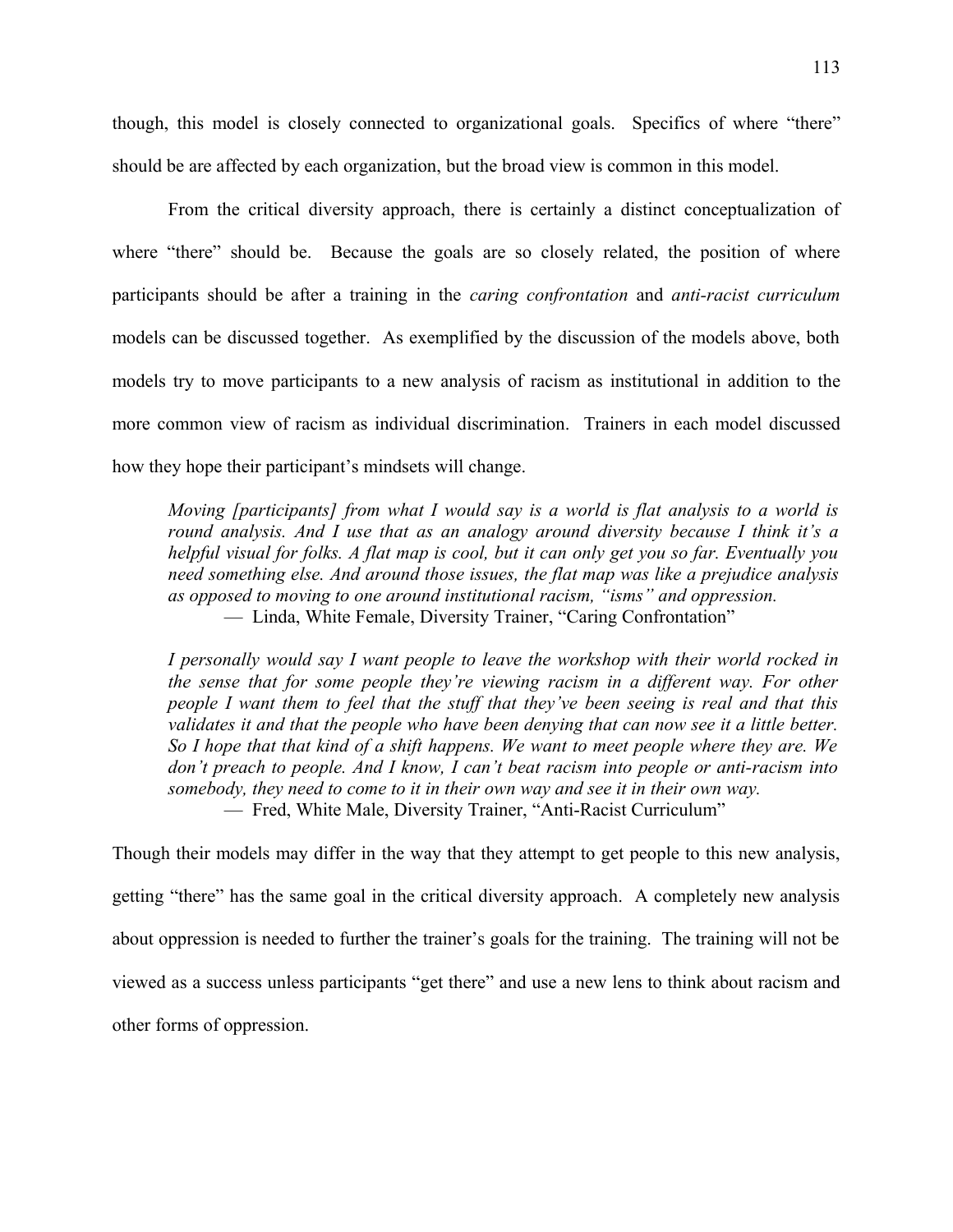though, this model is closely connected to organizational goals. Specifics of where "there" should be are affected by each organization, but the broad view is common in this model.

From the critical diversity approach, there is certainly a distinct conceptualization of where "there" should be. Because the goals are so closely related, the position of where participants should be after a training in the *caring confrontation* and *anti-racist curriculum* models can be discussed together. As exemplified by the discussion of the models above, both models try to move participants to a new analysis of racism as institutional in addition to the more common view of racism as individual discrimination. Trainers in each model discussed how they hope their participant's mindsets will change.

> *Moving [participants] from what I would say is a world is flat analysis to a world is round analysis. And I use that as an analogy around diversity because I think it's a helpful visual for folks. A flat map is cool, but it can only get you so far. Eventually you need something else. And around those issues, the flat map was like a prejudice analysis as opposed to moving to one around institutional racism, "isms" and oppression.*
>
> — Linda, White Female, Diversity Trainer, "Caring Confrontation"

> *I personally would say I want people to leave the workshop with their world rocked in the sense that for some people they're viewing racism in a different way. For other people I want them to feel that the stuff that they've been seeing is real and that this validates it and that the people who have been denying that can now see it a little better. So I hope that that kind of a shift happens. We want to meet people where they are. We don't preach to people. And I know, I can't beat racism into people or anti-racism into somebody, they need to come to it in their own way and see it in their own way.*
>
> — Fred, White Male, Diversity Trainer, "Anti-Racist Curriculum"

Though their models may differ in the way that they attempt to get people to this new analysis, getting "there" has the same goal in the critical diversity approach. A completely new analysis about oppression is needed to further the trainer's goals for the training. The training will not be viewed as a success unless participants "get there" and use a new lens to think about racism and other forms of oppression.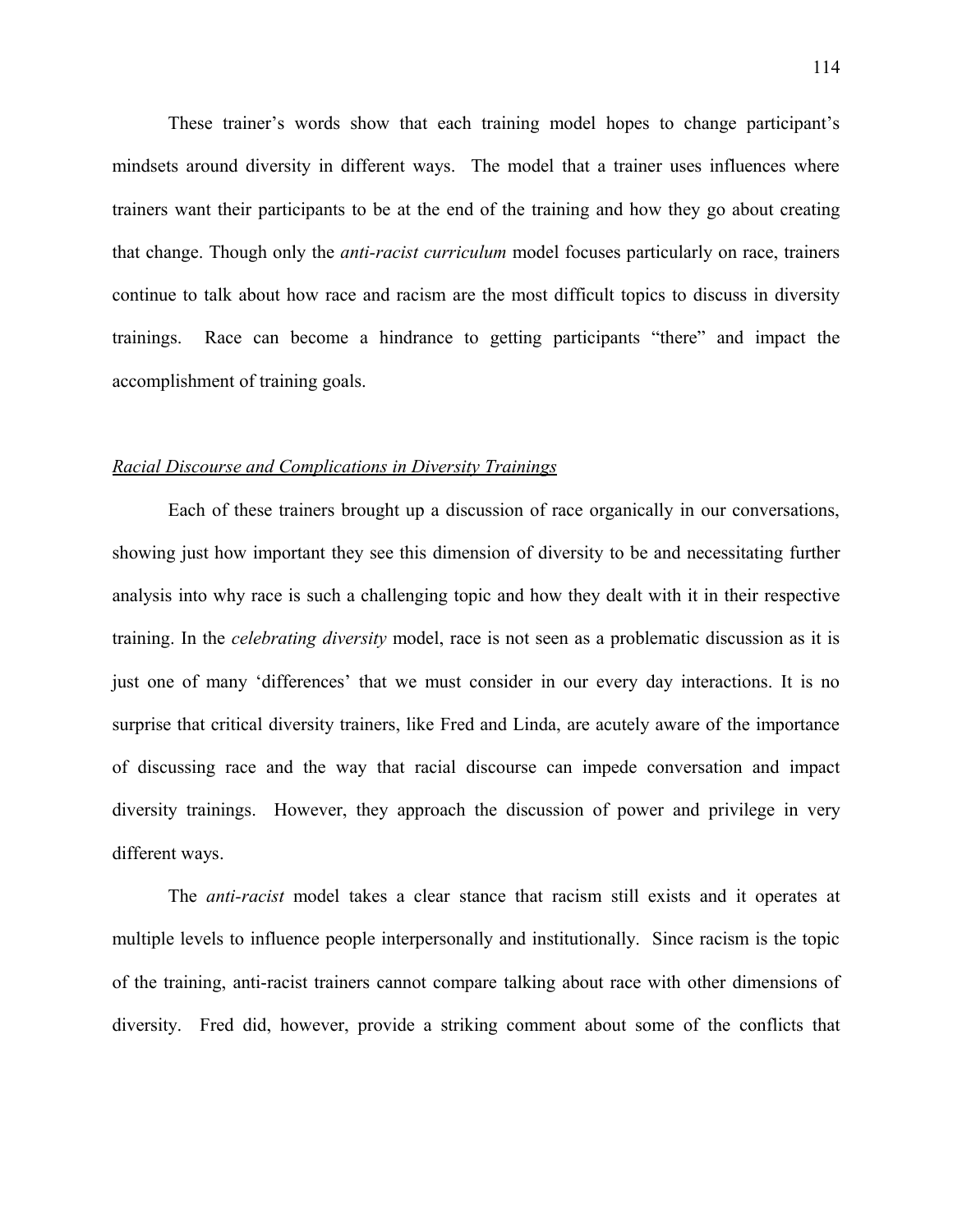These trainer's words show that each training model hopes to change participant's mindsets around diversity in different ways. The model that a trainer uses influences where trainers want their participants to be at the end of the training and how they go about creating that change. Though only the *anti-racist curriculum* model focuses particularly on race, trainers continue to talk about how race and racism are the most difficult topics to discuss in diversity trainings. Race can become a hindrance to getting participants "there" and impact the accomplishment of training goals.

<u>*Racial Discourse and Complications in Diversity Trainings*</u>

Each of these trainers brought up a discussion of race organically in our conversations, showing just how important they see this dimension of diversity to be and necessitating further analysis into why race is such a challenging topic and how they dealt with it in their respective training. In the *celebrating diversity* model, race is not seen as a problematic discussion as it is just one of many 'differences' that we must consider in our every day interactions. It is no surprise that critical diversity trainers, like Fred and Linda, are acutely aware of the importance of discussing race and the way that racial discourse can impede conversation and impact diversity trainings. However, they approach the discussion of power and privilege in very different ways.

The *anti-racist* model takes a clear stance that racism still exists and it operates at multiple levels to influence people interpersonally and institutionally. Since racism is the topic of the training, anti-racist trainers cannot compare talking about race with other dimensions of diversity. Fred did, however, provide a striking comment about some of the conflicts that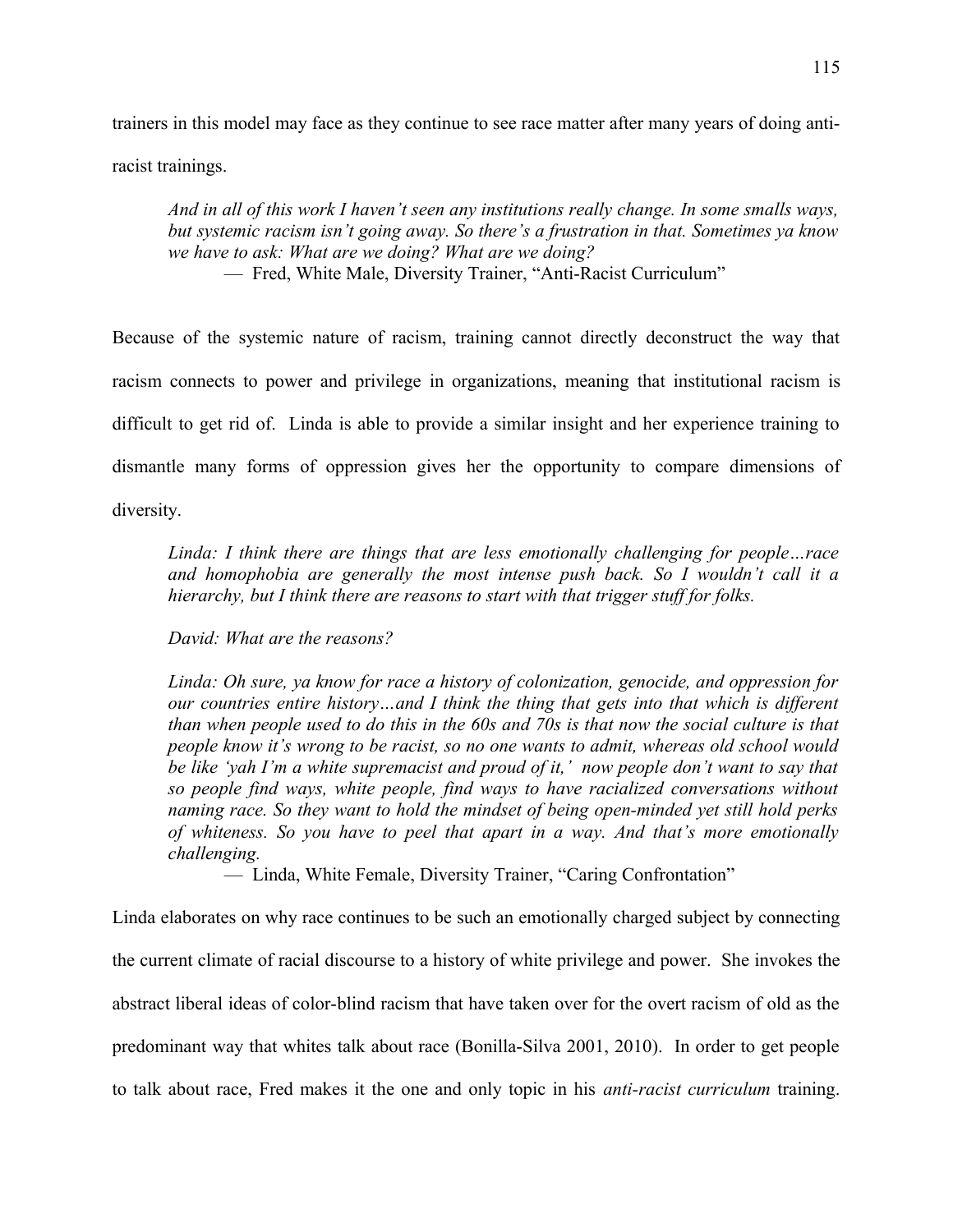trainers in this model may face as they continue to see race matter after many years of doing anti-racist trainings.

> *And in all of this work I haven't seen any institutions really change. In some smalls ways, but systemic racism isn't going away. So there's a frustration in that. Sometimes ya know we have to ask: What are we doing? What are we doing?*
>
> — Fred, White Male, Diversity Trainer, "Anti-Racist Curriculum"

Because of the systemic nature of racism, training cannot directly deconstruct the way that racism connects to power and privilege in organizations, meaning that institutional racism is difficult to get rid of. Linda is able to provide a similar insight and her experience training to dismantle many forms of oppression gives her the opportunity to compare dimensions of diversity.

> *Linda: I think there are things that are less emotionally challenging for people…race and homophobia are generally the most intense push back. So I wouldn't call it a hierarchy, but I think there are reasons to start with that trigger stuff for folks.*
>
> *David: What are the reasons?*
>
> *Linda: Oh sure, ya know for race a history of colonization, genocide, and oppression for our countries entire history…and I think the thing that gets into that which is different than when people used to do this in the 60s and 70s is that now the social culture is that people know it's wrong to be racist, so no one wants to admit, whereas old school would be like 'yah I'm a white supremacist and proud of it,' now people don't want to say that so people find ways, white people, find ways to have racialized conversations without naming race. So they want to hold the mindset of being open-minded yet still hold perks of whiteness. So you have to peel that apart in a way. And that's more emotionally challenging.*
>
> — Linda, White Female, Diversity Trainer, "Caring Confrontation"

Linda elaborates on why race continues to be such an emotionally charged subject by connecting the current climate of racial discourse to a history of white privilege and power. She invokes the abstract liberal ideas of color-blind racism that have taken over for the overt racism of old as the predominant way that whites talk about race (Bonilla-Silva 2001, 2010). In order to get people to talk about race, Fred makes it the one and only topic in his *anti-racist curriculum* training.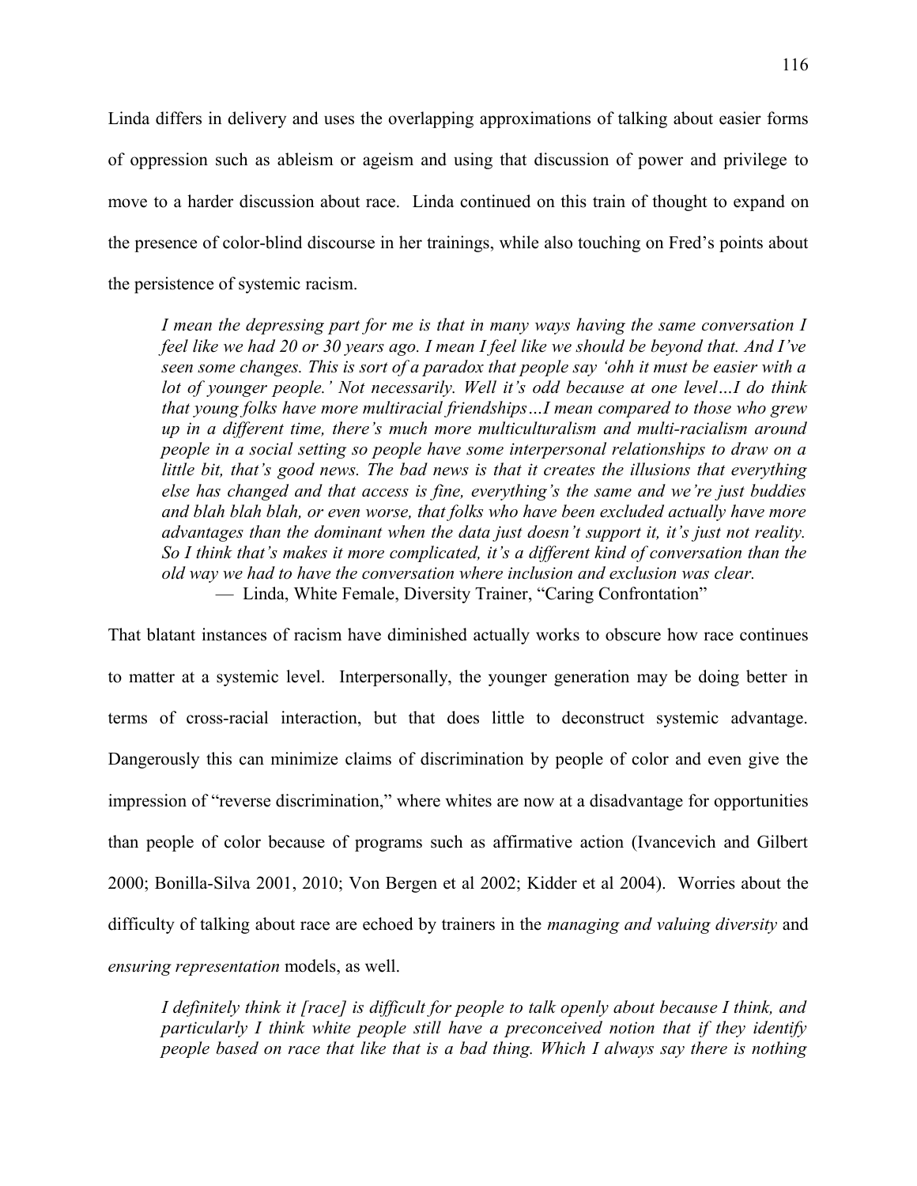Linda differs in delivery and uses the overlapping approximations of talking about easier forms of oppression such as ableism or ageism and using that discussion of power and privilege to move to a harder discussion about race. Linda continued on this train of thought to expand on the presence of color-blind discourse in her trainings, while also touching on Fred's points about the persistence of systemic racism.

> *I mean the depressing part for me is that in many ways having the same conversation I feel like we had 20 or 30 years ago. I mean I feel like we should be beyond that. And I've seen some changes. This is sort of a paradox that people say 'ohh it must be easier with a lot of younger people.' Not necessarily. Well it's odd because at one level…I do think that young folks have more multiracial friendships…I mean compared to those who grew up in a different time, there's much more multiculturalism and multi-racialism around people in a social setting so people have some interpersonal relationships to draw on a little bit, that's good news. The bad news is that it creates the illusions that everything else has changed and that access is fine, everything's the same and we're just buddies and blah blah blah, or even worse, that folks who have been excluded actually have more advantages than the dominant when the data just doesn't support it, it's just not reality. So I think that's makes it more complicated, it's a different kind of conversation than the old way we had to have the conversation where inclusion and exclusion was clear.*
>
> — Linda, White Female, Diversity Trainer, "Caring Confrontation"

That blatant instances of racism have diminished actually works to obscure how race continues to matter at a systemic level. Interpersonally, the younger generation may be doing better in terms of cross-racial interaction, but that does little to deconstruct systemic advantage. Dangerously this can minimize claims of discrimination by people of color and even give the impression of "reverse discrimination," where whites are now at a disadvantage for opportunities than people of color because of programs such as affirmative action (Ivancevich and Gilbert 2000; Bonilla-Silva 2001, 2010; Von Bergen et al 2002; Kidder et al 2004). Worries about the difficulty of talking about race are echoed by trainers in the *managing and valuing diversity* and *ensuring representation* models, as well.

> *I definitely think it [race] is difficult for people to talk openly about because I think, and particularly I think white people still have a preconceived notion that if they identify people based on race that like that is a bad thing. Which I always say there is nothing*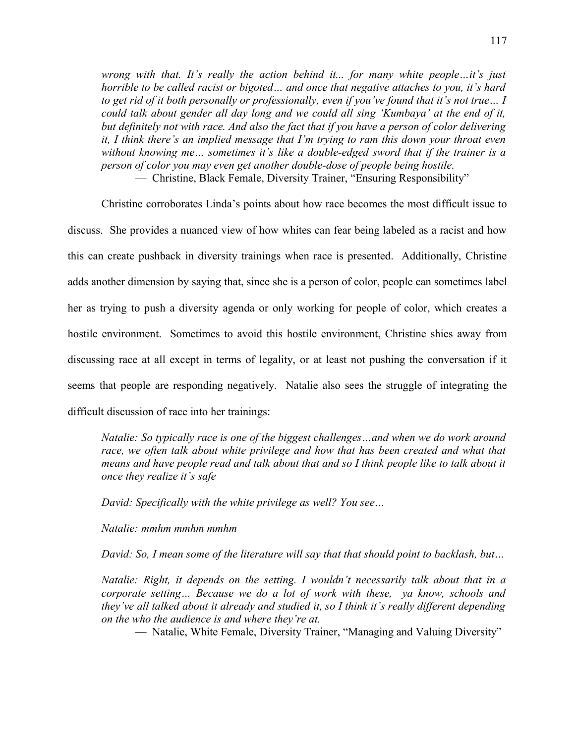*wrong with that. It's really the action behind it... for many white people…it's just horrible to be called racist or bigoted… and once that negative attaches to you, it's hard to get rid of it both personally or professionally, even if you've found that it's not true… I could talk about gender all day long and we could all sing 'Kumbaya' at the end of it, but definitely not with race. And also the fact that if you have a person of color delivering it, I think there's an implied message that I'm trying to ram this down your throat even without knowing me… sometimes it's like a double-edged sword that if the trainer is a person of color you may even get another double-dose of people being hostile.*

— Christine, Black Female, Diversity Trainer, "Ensuring Responsibility"

Christine corroborates Linda's points about how race becomes the most difficult issue to discuss. She provides a nuanced view of how whites can fear being labeled as a racist and how this can create pushback in diversity trainings when race is presented. Additionally, Christine adds another dimension by saying that, since she is a person of color, people can sometimes label her as trying to push a diversity agenda or only working for people of color, which creates a hostile environment. Sometimes to avoid this hostile environment, Christine shies away from discussing race at all except in terms of legality, or at least not pushing the conversation if it seems that people are responding negatively. Natalie also sees the struggle of integrating the difficult discussion of race into her trainings:

*Natalie: So typically race is one of the biggest challenges…and when we do work around race, we often talk about white privilege and how that has been created and what that means and have people read and talk about that and so I think people like to talk about it once they realize it's safe*

*David: Specifically with the white privilege as well? You see…*

*Natalie: mmhm mmhm mmhm*

*David: So, I mean some of the literature will say that that should point to backlash, but…*

*Natalie: Right, it depends on the setting. I wouldn't necessarily talk about that in a corporate setting… Because we do a lot of work with these, ya know, schools and they've all talked about it already and studied it, so I think it's really different depending on the who the audience is and where they're at.*

— Natalie, White Female, Diversity Trainer, "Managing and Valuing Diversity"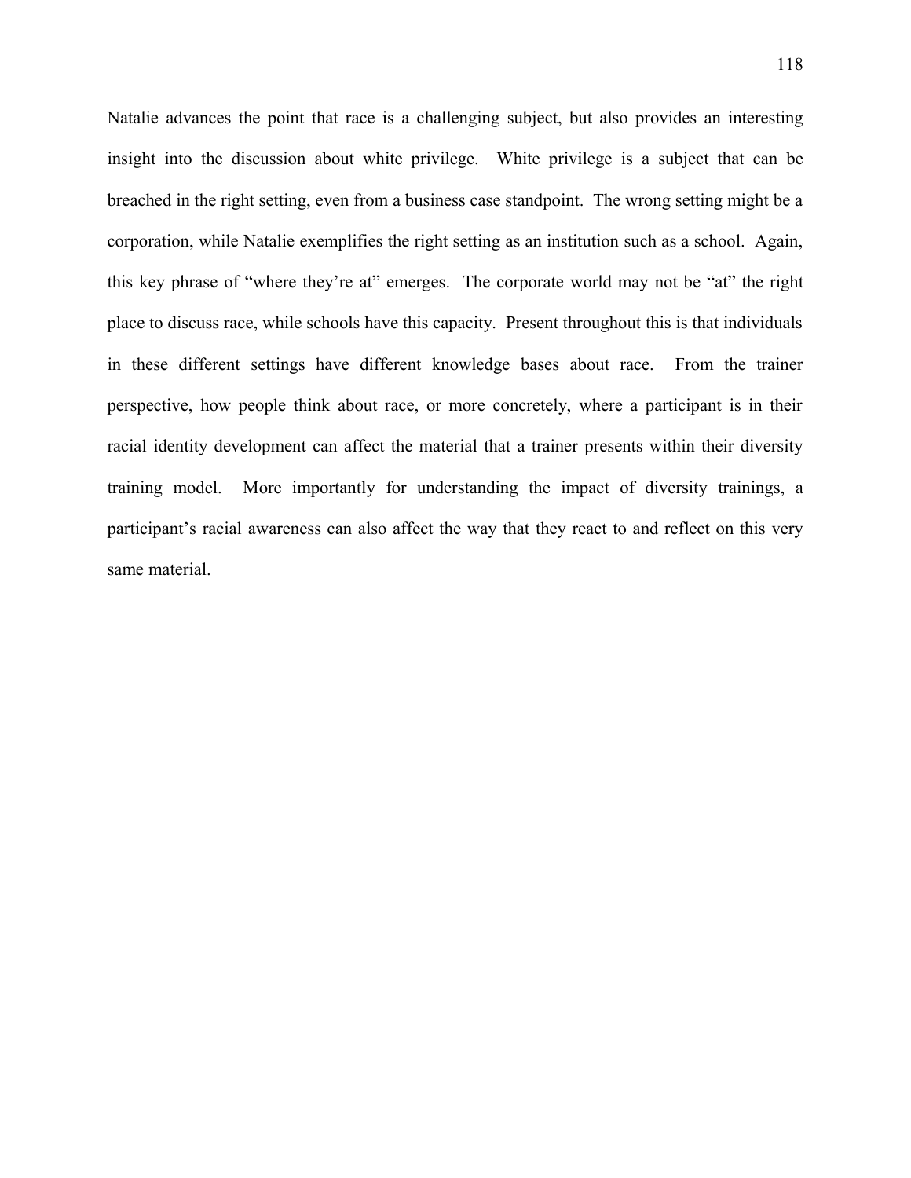Natalie advances the point that race is a challenging subject, but also provides an interesting insight into the discussion about white privilege. White privilege is a subject that can be breached in the right setting, even from a business case standpoint. The wrong setting might be a corporation, while Natalie exemplifies the right setting as an institution such as a school. Again, this key phrase of "where they're at" emerges. The corporate world may not be "at" the right place to discuss race, while schools have this capacity. Present throughout this is that individuals in these different settings have different knowledge bases about race. From the trainer perspective, how people think about race, or more concretely, where a participant is in their racial identity development can affect the material that a trainer presents within their diversity training model. More importantly for understanding the impact of diversity trainings, a participant's racial awareness can also affect the way that they react to and reflect on this very same material.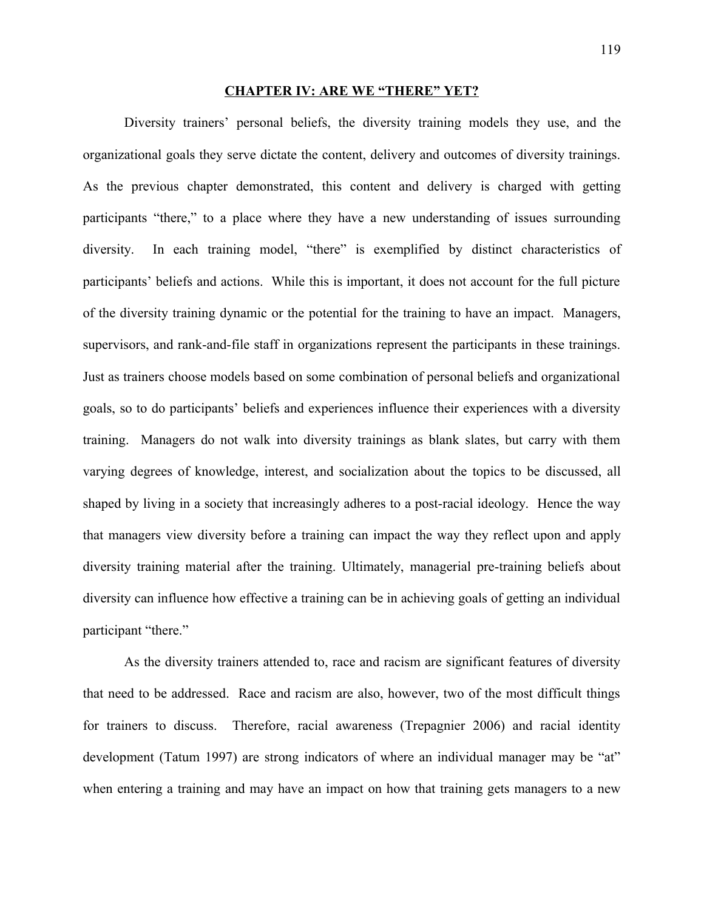# CHAPTER IV: ARE WE "THERE" YET?

Diversity trainers' personal beliefs, the diversity training models they use, and the organizational goals they serve dictate the content, delivery and outcomes of diversity trainings. As the previous chapter demonstrated, this content and delivery is charged with getting participants "there," to a place where they have a new understanding of issues surrounding diversity. In each training model, "there" is exemplified by distinct characteristics of participants' beliefs and actions. While this is important, it does not account for the full picture of the diversity training dynamic or the potential for the training to have an impact. Managers, supervisors, and rank-and-file staff in organizations represent the participants in these trainings. Just as trainers choose models based on some combination of personal beliefs and organizational goals, so to do participants' beliefs and experiences influence their experiences with a diversity training. Managers do not walk into diversity trainings as blank slates, but carry with them varying degrees of knowledge, interest, and socialization about the topics to be discussed, all shaped by living in a society that increasingly adheres to a post-racial ideology. Hence the way that managers view diversity before a training can impact the way they reflect upon and apply diversity training material after the training. Ultimately, managerial pre-training beliefs about diversity can influence how effective a training can be in achieving goals of getting an individual participant "there."

As the diversity trainers attended to, race and racism are significant features of diversity that need to be addressed. Race and racism are also, however, two of the most difficult things for trainers to discuss. Therefore, racial awareness (Trepagnier 2006) and racial identity development (Tatum 1997) are strong indicators of where an individual manager may be "at" when entering a training and may have an impact on how that training gets managers to a new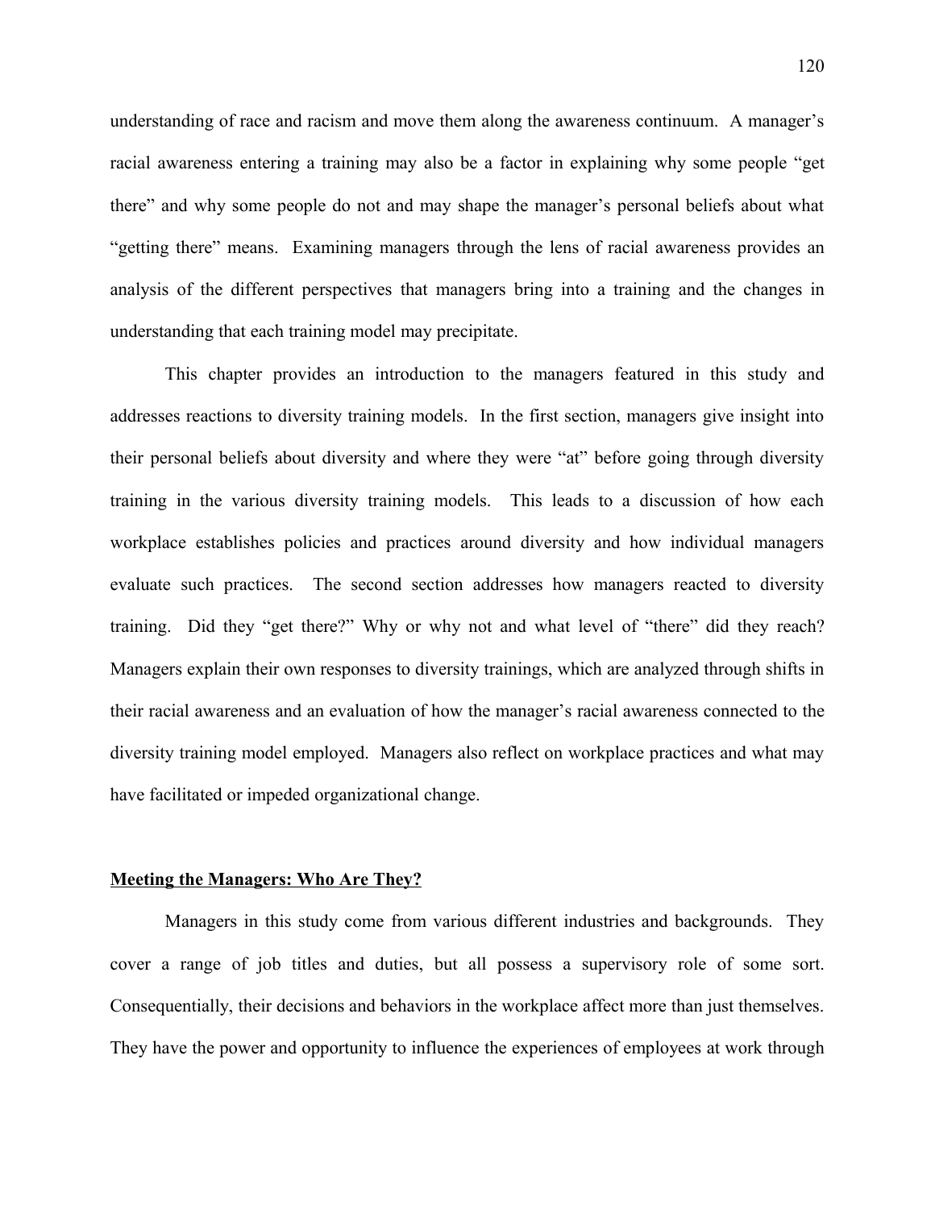understanding of race and racism and move them along the awareness continuum. A manager's racial awareness entering a training may also be a factor in explaining why some people "get there" and why some people do not and may shape the manager's personal beliefs about what "getting there" means. Examining managers through the lens of racial awareness provides an analysis of the different perspectives that managers bring into a training and the changes in understanding that each training model may precipitate.

This chapter provides an introduction to the managers featured in this study and addresses reactions to diversity training models. In the first section, managers give insight into their personal beliefs about diversity and where they were "at" before going through diversity training in the various diversity training models. This leads to a discussion of how each workplace establishes policies and practices around diversity and how individual managers evaluate such practices. The second section addresses how managers reacted to diversity training. Did they "get there?" Why or why not and what level of "there" did they reach? Managers explain their own responses to diversity trainings, which are analyzed through shifts in their racial awareness and an evaluation of how the manager's racial awareness connected to the diversity training model employed. Managers also reflect on workplace practices and what may have facilitated or impeded organizational change.

## Meeting the Managers: Who Are They?

Managers in this study come from various different industries and backgrounds. They cover a range of job titles and duties, but all possess a supervisory role of some sort. Consequentially, their decisions and behaviors in the workplace affect more than just themselves. They have the power and opportunity to influence the experiences of employees at work through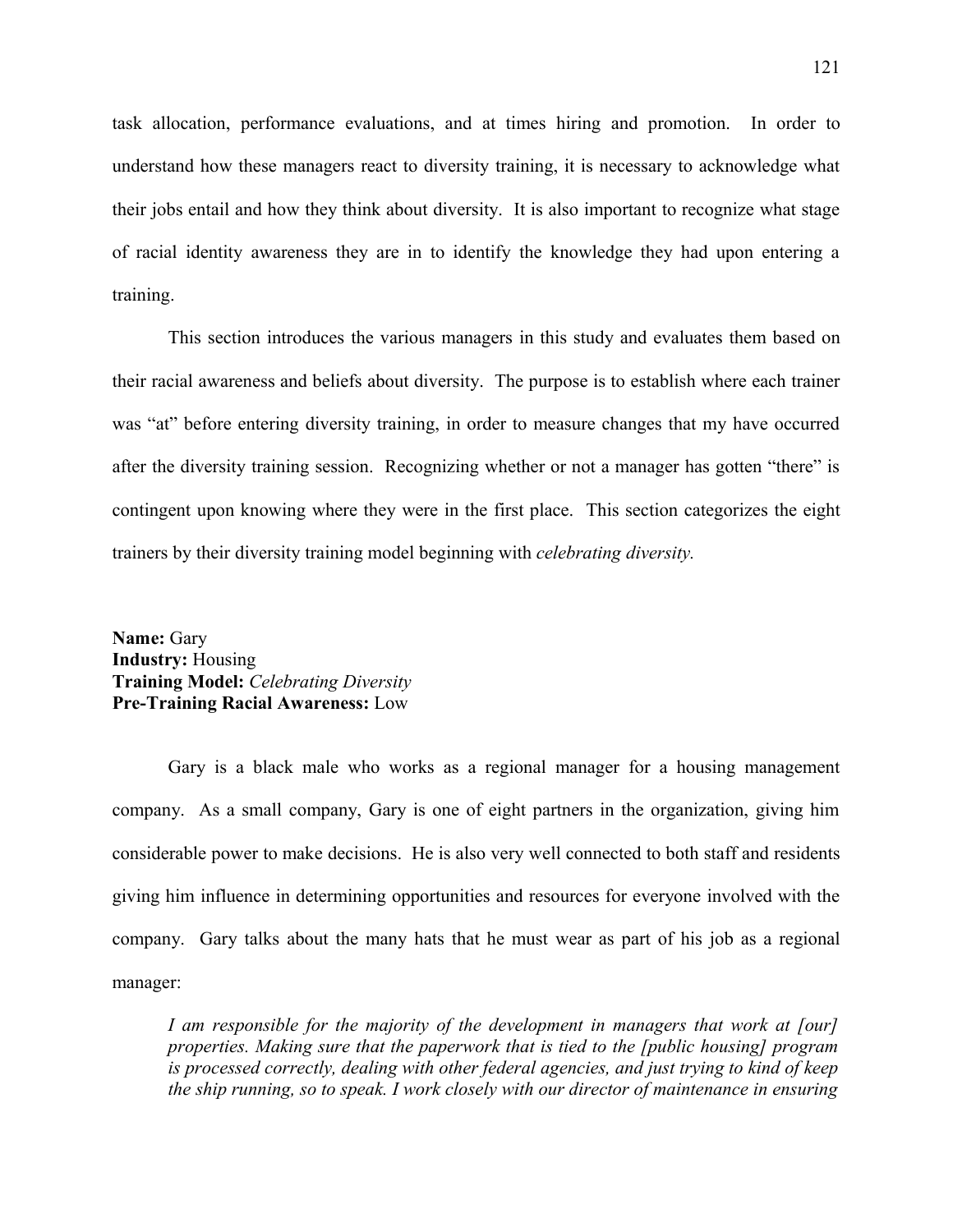task allocation, performance evaluations, and at times hiring and promotion. In order to understand how these managers react to diversity training, it is necessary to acknowledge what their jobs entail and how they think about diversity. It is also important to recognize what stage of racial identity awareness they are in to identify the knowledge they had upon entering a training.

This section introduces the various managers in this study and evaluates them based on their racial awareness and beliefs about diversity. The purpose is to establish where each trainer was "at" before entering diversity training, in order to measure changes that my have occurred after the diversity training session. Recognizing whether or not a manager has gotten "there" is contingent upon knowing where they were in the first place. This section categorizes the eight trainers by their diversity training model beginning with *celebrating diversity.*

**Name:** Gary
**Industry:** Housing
**Training Model:** *Celebrating Diversity*
**Pre-Training Racial Awareness:** Low

Gary is a black male who works as a regional manager for a housing management company. As a small company, Gary is one of eight partners in the organization, giving him considerable power to make decisions. He is also very well connected to both staff and residents giving him influence in determining opportunities and resources for everyone involved with the company. Gary talks about the many hats that he must wear as part of his job as a regional manager:

> *I am responsible for the majority of the development in managers that work at [our] properties. Making sure that the paperwork that is tied to the [public housing] program is processed correctly, dealing with other federal agencies, and just trying to kind of keep the ship running, so to speak. I work closely with our director of maintenance in ensuring*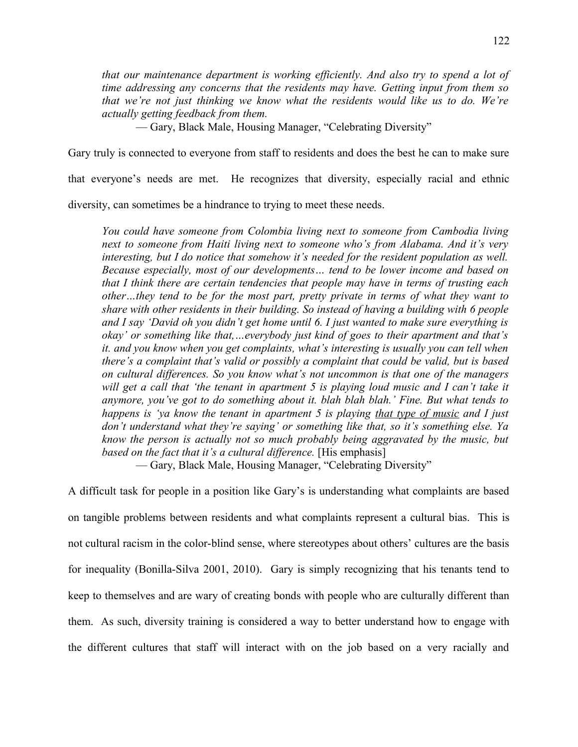> *that our maintenance department is working efficiently. And also try to spend a lot of time addressing any concerns that the residents may have. Getting input from them so that we're not just thinking we know what the residents would like us to do. We're actually getting feedback from them.*
>
> — Gary, Black Male, Housing Manager, "Celebrating Diversity"

Gary truly is connected to everyone from staff to residents and does the best he can to make sure that everyone's needs are met. He recognizes that diversity, especially racial and ethnic diversity, can sometimes be a hindrance to trying to meet these needs.

> *You could have someone from Colombia living next to someone from Cambodia living next to someone from Haiti living next to someone who's from Alabama. And it's very interesting, but I do notice that somehow it's needed for the resident population as well. Because especially, most of our developments… tend to be lower income and based on that I think there are certain tendencies that people may have in terms of trusting each other…they tend to be for the most part, pretty private in terms of what they want to share with other residents in their building. So instead of having a building with 6 people and I say 'David oh you didn't get home until 6. I just wanted to make sure everything is okay' or something like that,…everybody just kind of goes to their apartment and that's it. and you know when you get complaints, what's interesting is usually you can tell when there's a complaint that's valid or possibly a complaint that could be valid, but is based on cultural differences. So you know what's not uncommon is that one of the managers will get a call that 'the tenant in apartment 5 is playing loud music and I can't take it anymore, you've got to do something about it. blah blah blah.' Fine. But what tends to happens is 'ya know the tenant in apartment 5 is playing <u>that type of music</u> and I just don't understand what they're saying' or something like that, so it's something else. Ya know the person is actually not so much probably being aggravated by the music, but based on the fact that it's a cultural difference.* [His emphasis]
>
> — Gary, Black Male, Housing Manager, "Celebrating Diversity"

A difficult task for people in a position like Gary's is understanding what complaints are based on tangible problems between residents and what complaints represent a cultural bias. This is not cultural racism in the color-blind sense, where stereotypes about others' cultures are the basis for inequality (Bonilla-Silva 2001, 2010). Gary is simply recognizing that his tenants tend to keep to themselves and are wary of creating bonds with people who are culturally different than them. As such, diversity training is considered a way to better understand how to engage with the different cultures that staff will interact with on the job based on a very racially and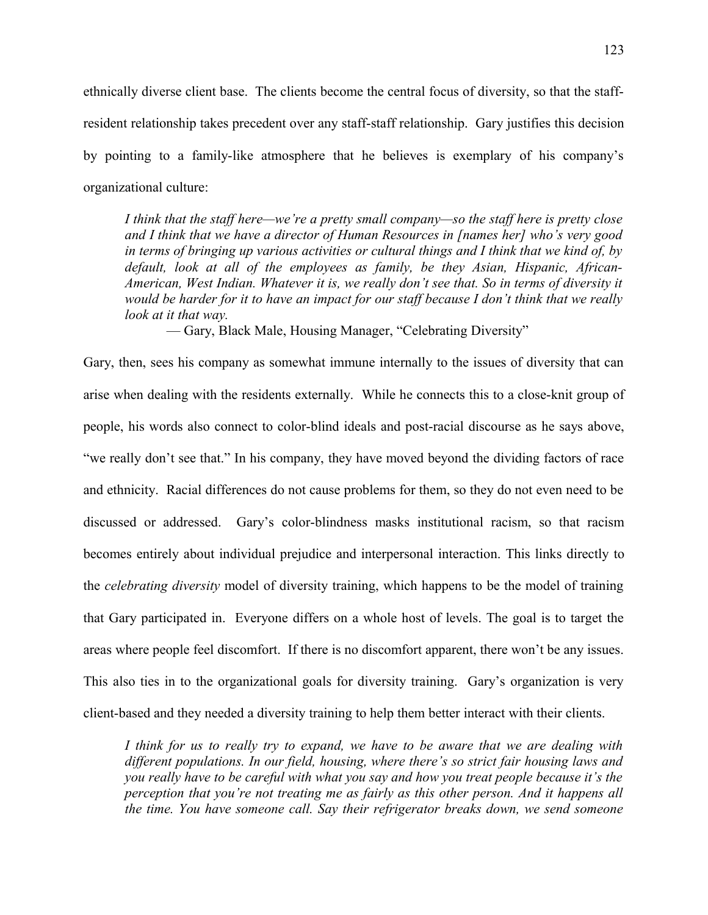ethnically diverse client base. The clients become the central focus of diversity, so that the staff-resident relationship takes precedent over any staff-staff relationship. Gary justifies this decision by pointing to a family-like atmosphere that he believes is exemplary of his company's organizational culture:

> *I think that the staff here—we're a pretty small company—so the staff here is pretty close and I think that we have a director of Human Resources in [names her] who's very good in terms of bringing up various activities or cultural things and I think that we kind of, by default, look at all of the employees as family, be they Asian, Hispanic, African-American, West Indian. Whatever it is, we really don't see that. So in terms of diversity it would be harder for it to have an impact for our staff because I don't think that we really look at it that way.*
>
> — Gary, Black Male, Housing Manager, "Celebrating Diversity"

Gary, then, sees his company as somewhat immune internally to the issues of diversity that can arise when dealing with the residents externally. While he connects this to a close-knit group of people, his words also connect to color-blind ideals and post-racial discourse as he says above, "we really don't see that." In his company, they have moved beyond the dividing factors of race and ethnicity. Racial differences do not cause problems for them, so they do not even need to be discussed or addressed. Gary's color-blindness masks institutional racism, so that racism becomes entirely about individual prejudice and interpersonal interaction. This links directly to the *celebrating diversity* model of diversity training, which happens to be the model of training that Gary participated in. Everyone differs on a whole host of levels. The goal is to target the areas where people feel discomfort. If there is no discomfort apparent, there won't be any issues. This also ties in to the organizational goals for diversity training. Gary's organization is very client-based and they needed a diversity training to help them better interact with their clients.

> *I think for us to really try to expand, we have to be aware that we are dealing with different populations. In our field, housing, where there's so strict fair housing laws and you really have to be careful with what you say and how you treat people because it's the perception that you're not treating me as fairly as this other person. And it happens all the time. You have someone call. Say their refrigerator breaks down, we send someone*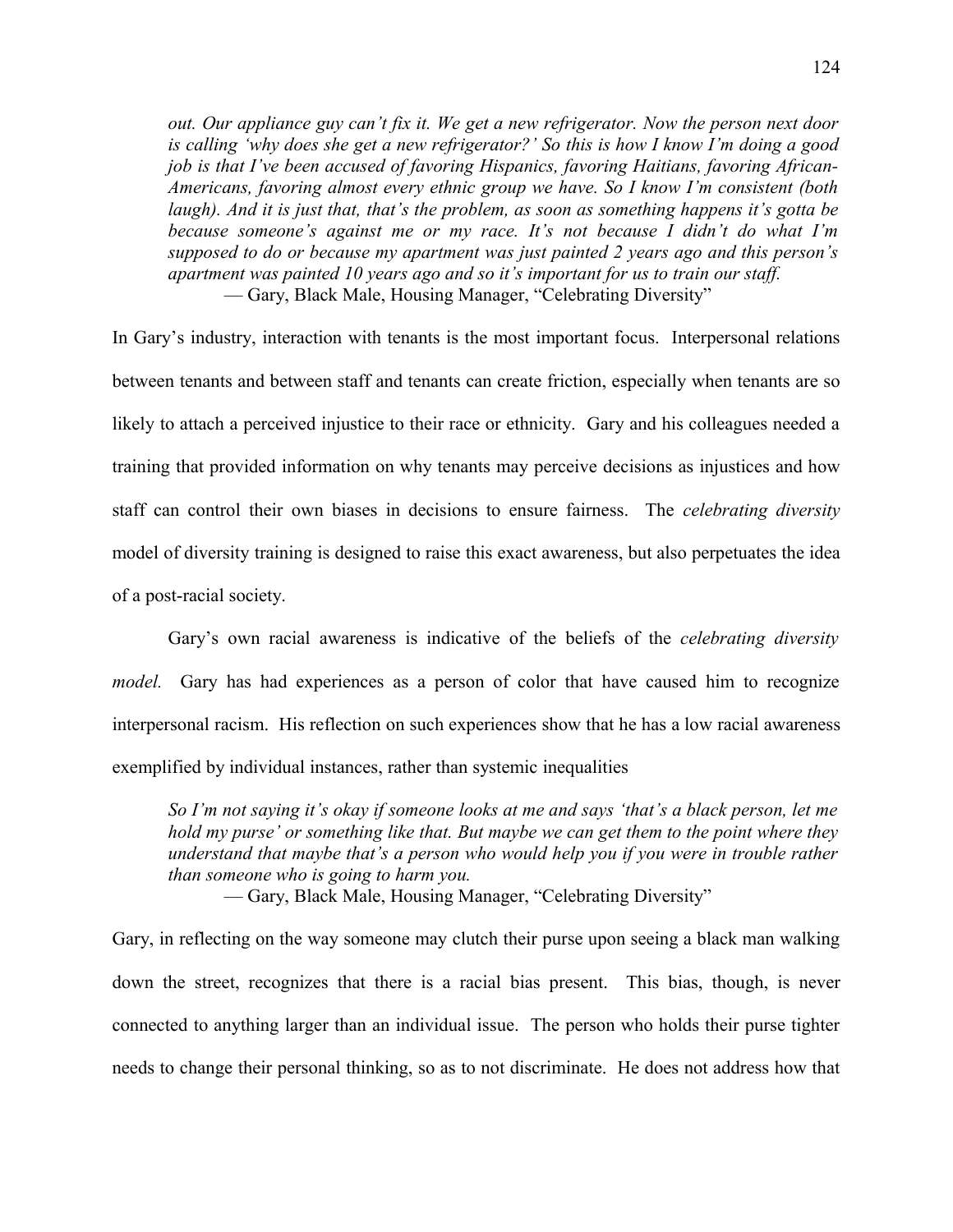*out. Our appliance guy can't fix it. We get a new refrigerator. Now the person next door is calling 'why does she get a new refrigerator?' So this is how I know I'm doing a good job is that I've been accused of favoring Hispanics, favoring Haitians, favoring African-Americans, favoring almost every ethnic group we have. So I know I'm consistent (both laugh). And it is just that, that's the problem, as soon as something happens it's gotta be because someone's against me or my race. It's not because I didn't do what I'm supposed to do or because my apartment was just painted 2 years ago and this person's apartment was painted 10 years ago and so it's important for us to train our staff.*

— Gary, Black Male, Housing Manager, "Celebrating Diversity"

In Gary's industry, interaction with tenants is the most important focus. Interpersonal relations between tenants and between staff and tenants can create friction, especially when tenants are so likely to attach a perceived injustice to their race or ethnicity. Gary and his colleagues needed a training that provided information on why tenants may perceive decisions as injustices and how staff can control their own biases in decisions to ensure fairness. The *celebrating diversity* model of diversity training is designed to raise this exact awareness, but also perpetuates the idea of a post-racial society.

Gary's own racial awareness is indicative of the beliefs of the *celebrating diversity model.* Gary has had experiences as a person of color that have caused him to recognize interpersonal racism. His reflection on such experiences show that he has a low racial awareness exemplified by individual instances, rather than systemic inequalities

*So I'm not saying it's okay if someone looks at me and says 'that's a black person, let me hold my purse' or something like that. But maybe we can get them to the point where they understand that maybe that's a person who would help you if you were in trouble rather than someone who is going to harm you.*

— Gary, Black Male, Housing Manager, "Celebrating Diversity"

Gary, in reflecting on the way someone may clutch their purse upon seeing a black man walking down the street, recognizes that there is a racial bias present. This bias, though, is never connected to anything larger than an individual issue. The person who holds their purse tighter needs to change their personal thinking, so as to not discriminate. He does not address how that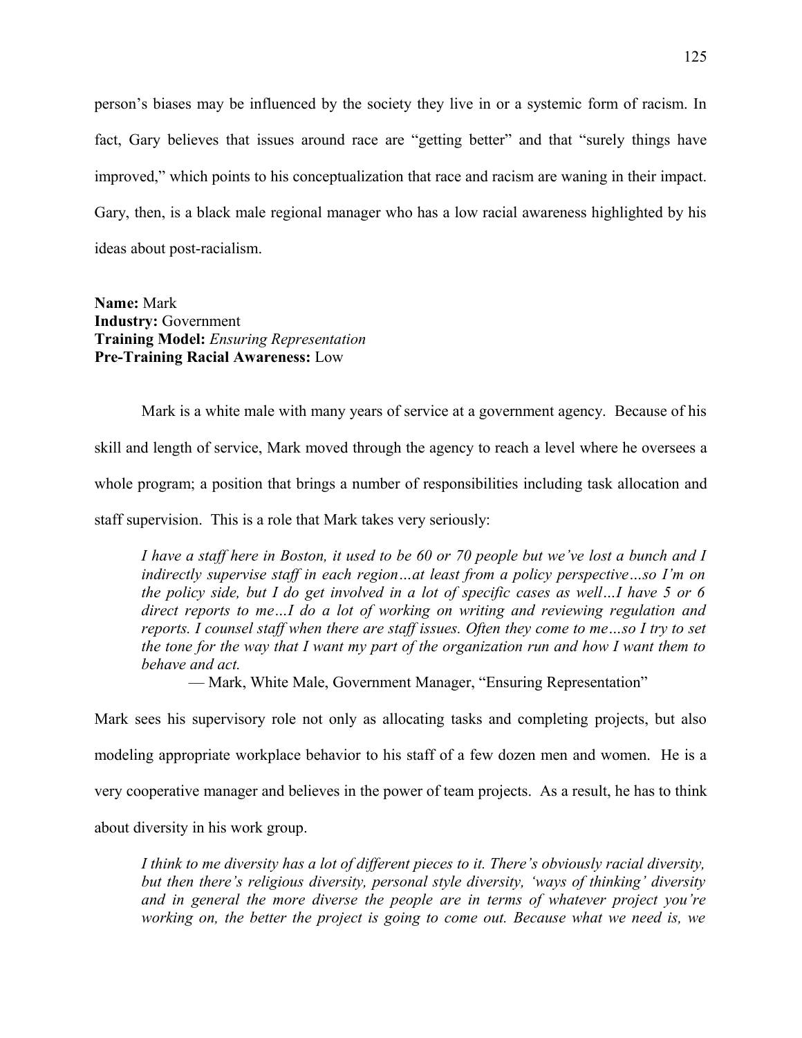person's biases may be influenced by the society they live in or a systemic form of racism. In fact, Gary believes that issues around race are "getting better" and that "surely things have improved," which points to his conceptualization that race and racism are waning in their impact. Gary, then, is a black male regional manager who has a low racial awareness highlighted by his ideas about post-racialism.

**Name:** Mark
**Industry:** Government
**Training Model:** *Ensuring Representation*
**Pre-Training Racial Awareness:** Low

Mark is a white male with many years of service at a government agency. Because of his skill and length of service, Mark moved through the agency to reach a level where he oversees a whole program; a position that brings a number of responsibilities including task allocation and staff supervision. This is a role that Mark takes very seriously:

> *I have a staff here in Boston, it used to be 60 or 70 people but we've lost a bunch and I indirectly supervise staff in each region…at least from a policy perspective…so I'm on the policy side, but I do get involved in a lot of specific cases as well…I have 5 or 6 direct reports to me…I do a lot of working on writing and reviewing regulation and reports. I counsel staff when there are staff issues. Often they come to me…so I try to set the tone for the way that I want my part of the organization run and how I want them to behave and act.*
>
> — Mark, White Male, Government Manager, "Ensuring Representation"

Mark sees his supervisory role not only as allocating tasks and completing projects, but also modeling appropriate workplace behavior to his staff of a few dozen men and women. He is a very cooperative manager and believes in the power of team projects. As a result, he has to think about diversity in his work group.

> *I think to me diversity has a lot of different pieces to it. There's obviously racial diversity, but then there's religious diversity, personal style diversity, 'ways of thinking' diversity and in general the more diverse the people are in terms of whatever project you're working on, the better the project is going to come out. Because what we need is, we*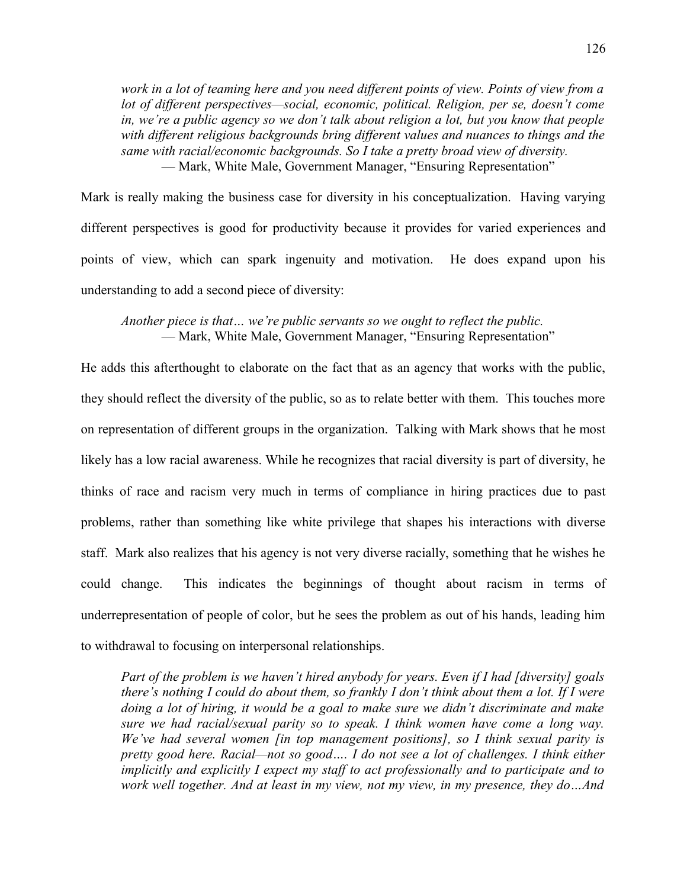> *work in a lot of teaming here and you need different points of view. Points of view from a lot of different perspectives—social, economic, political. Religion, per se, doesn't come in, we're a public agency so we don't talk about religion a lot, but you know that people with different religious backgrounds bring different values and nuances to things and the same with racial/economic backgrounds. So I take a pretty broad view of diversity.*
> — Mark, White Male, Government Manager, "Ensuring Representation"

Mark is really making the business case for diversity in his conceptualization. Having varying different perspectives is good for productivity because it provides for varied experiences and points of view, which can spark ingenuity and motivation. He does expand upon his understanding to add a second piece of diversity:

> *Another piece is that… we're public servants so we ought to reflect the public.*
> — Mark, White Male, Government Manager, "Ensuring Representation"

He adds this afterthought to elaborate on the fact that as an agency that works with the public, they should reflect the diversity of the public, so as to relate better with them. This touches more on representation of different groups in the organization. Talking with Mark shows that he most likely has a low racial awareness. While he recognizes that racial diversity is part of diversity, he thinks of race and racism very much in terms of compliance in hiring practices due to past problems, rather than something like white privilege that shapes his interactions with diverse staff. Mark also realizes that his agency is not very diverse racially, something that he wishes he could change. This indicates the beginnings of thought about racism in terms of underrepresentation of people of color, but he sees the problem as out of his hands, leading him to withdrawal to focusing on interpersonal relationships.

> *Part of the problem is we haven't hired anybody for years. Even if I had [diversity] goals there's nothing I could do about them, so frankly I don't think about them a lot. If I were doing a lot of hiring, it would be a goal to make sure we didn't discriminate and make sure we had racial/sexual parity so to speak. I think women have come a long way. We've had several women [in top management positions], so I think sexual parity is pretty good here. Racial—not so good…. I do not see a lot of challenges. I think either implicitly and explicitly I expect my staff to act professionally and to participate and to work well together. And at least in my view, not my view, in my presence, they do…And*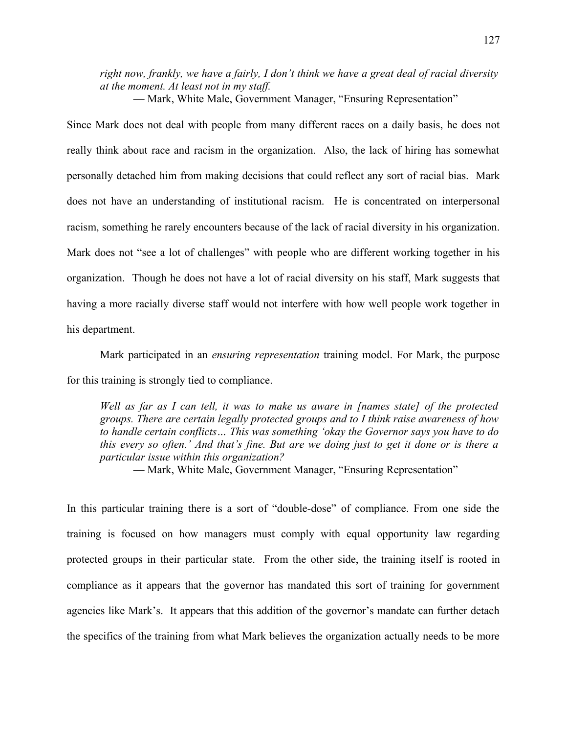*right now, frankly, we have a fairly, I don't think we have a great deal of racial diversity at the moment. At least not in my staff.*

— Mark, White Male, Government Manager, "Ensuring Representation"

Since Mark does not deal with people from many different races on a daily basis, he does not really think about race and racism in the organization. Also, the lack of hiring has somewhat personally detached him from making decisions that could reflect any sort of racial bias. Mark does not have an understanding of institutional racism. He is concentrated on interpersonal racism, something he rarely encounters because of the lack of racial diversity in his organization. Mark does not "see a lot of challenges" with people who are different working together in his organization. Though he does not have a lot of racial diversity on his staff, Mark suggests that having a more racially diverse staff would not interfere with how well people work together in his department.

Mark participated in an *ensuring representation* training model. For Mark, the purpose for this training is strongly tied to compliance.

*Well as far as I can tell, it was to make us aware in [names state] of the protected groups. There are certain legally protected groups and to I think raise awareness of how to handle certain conflicts… This was something 'okay the Governor says you have to do this every so often.' And that's fine. But are we doing just to get it done or is there a particular issue within this organization?*

— Mark, White Male, Government Manager, "Ensuring Representation"

In this particular training there is a sort of "double-dose" of compliance. From one side the training is focused on how managers must comply with equal opportunity law regarding protected groups in their particular state. From the other side, the training itself is rooted in compliance as it appears that the governor has mandated this sort of training for government agencies like Mark's. It appears that this addition of the governor's mandate can further detach the specifics of the training from what Mark believes the organization actually needs to be more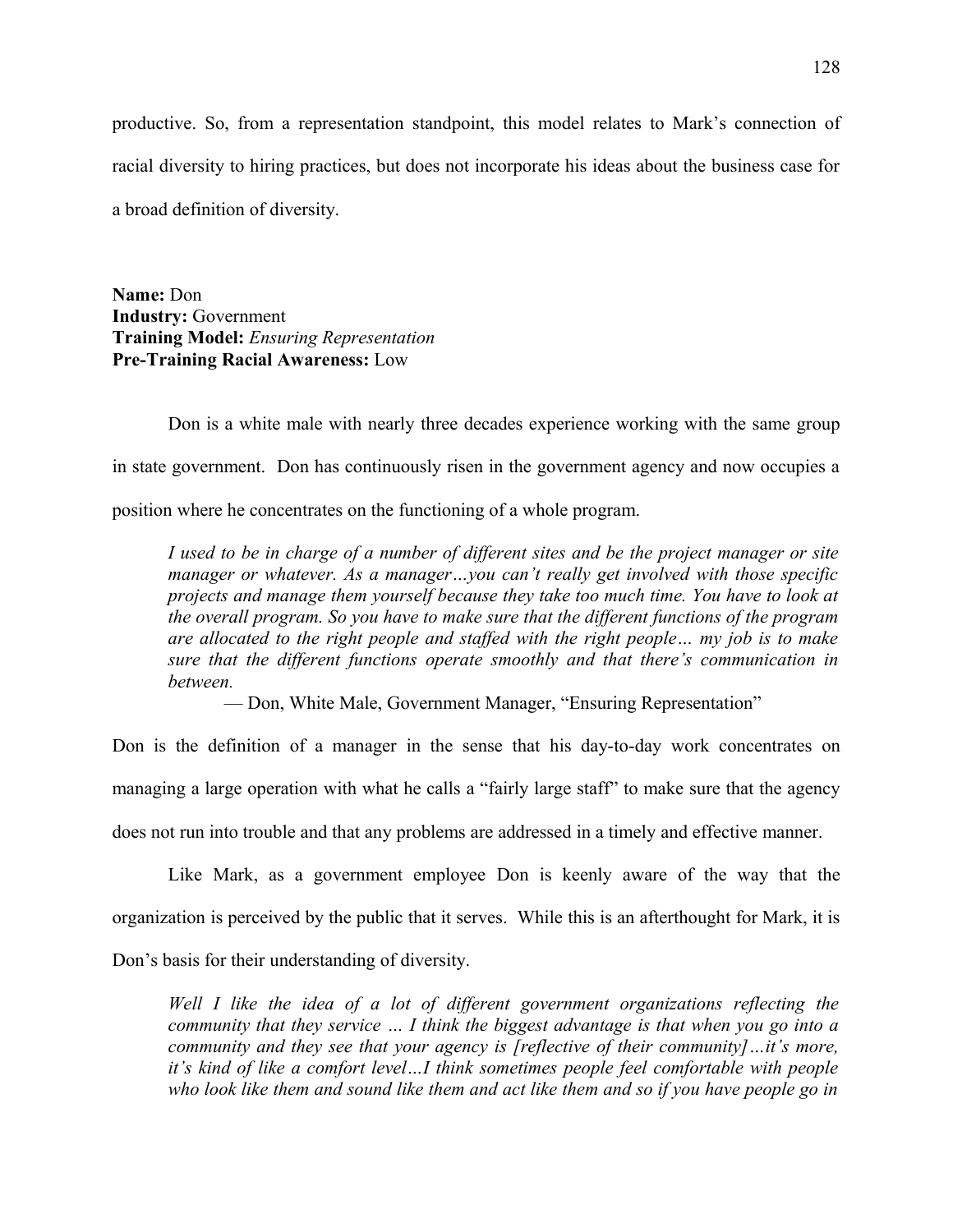productive. So, from a representation standpoint, this model relates to Mark's connection of racial diversity to hiring practices, but does not incorporate his ideas about the business case for a broad definition of diversity.

**Name:** Don  
**Industry:** Government  
**Training Model:** *Ensuring Representation*  
**Pre-Training Racial Awareness:** Low

Don is a white male with nearly three decades experience working with the same group in state government. Don has continuously risen in the government agency and now occupies a position where he concentrates on the functioning of a whole program.

> *I used to be in charge of a number of different sites and be the project manager or site manager or whatever. As a manager…you can't really get involved with those specific projects and manage them yourself because they take too much time. You have to look at the overall program. So you have to make sure that the different functions of the program are allocated to the right people and staffed with the right people… my job is to make sure that the different functions operate smoothly and that there's communication in between.*
>
> — Don, White Male, Government Manager, "Ensuring Representation"

Don is the definition of a manager in the sense that his day-to-day work concentrates on managing a large operation with what he calls a "fairly large staff" to make sure that the agency does not run into trouble and that any problems are addressed in a timely and effective manner.

Like Mark, as a government employee Don is keenly aware of the way that the organization is perceived by the public that it serves. While this is an afterthought for Mark, it is Don's basis for their understanding of diversity.

> *Well I like the idea of a lot of different government organizations reflecting the community that they service … I think the biggest advantage is that when you go into a community and they see that your agency is [reflective of their community]…it's more, it's kind of like a comfort level…I think sometimes people feel comfortable with people who look like them and sound like them and act like them and so if you have people go in*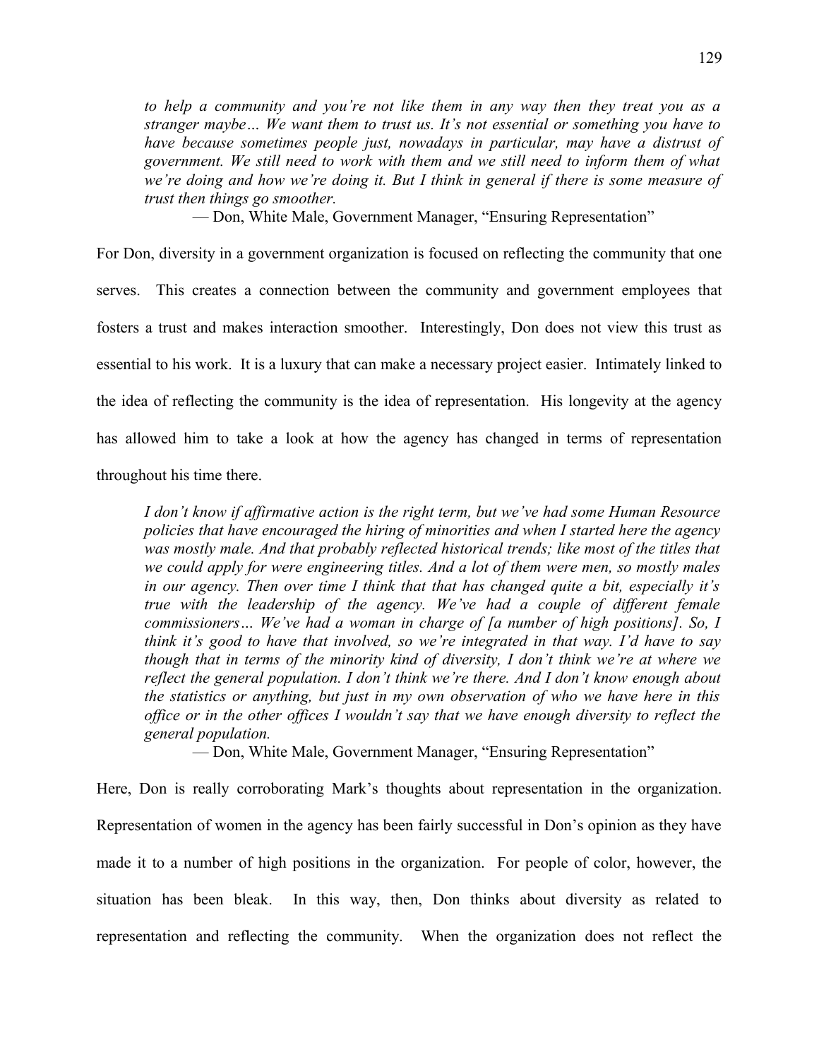*to help a community and you're not like them in any way then they treat you as a stranger maybe… We want them to trust us. It's not essential or something you have to have because sometimes people just, nowadays in particular, may have a distrust of government. We still need to work with them and we still need to inform them of what we're doing and how we're doing it. But I think in general if there is some measure of trust then things go smoother.*

— Don, White Male, Government Manager, "Ensuring Representation"

For Don, diversity in a government organization is focused on reflecting the community that one serves. This creates a connection between the community and government employees that fosters a trust and makes interaction smoother. Interestingly, Don does not view this trust as essential to his work. It is a luxury that can make a necessary project easier. Intimately linked to the idea of reflecting the community is the idea of representation. His longevity at the agency has allowed him to take a look at how the agency has changed in terms of representation throughout his time there.

*I don't know if affirmative action is the right term, but we've had some Human Resource policies that have encouraged the hiring of minorities and when I started here the agency was mostly male. And that probably reflected historical trends; like most of the titles that we could apply for were engineering titles. And a lot of them were men, so mostly males in our agency. Then over time I think that that has changed quite a bit, especially it's true with the leadership of the agency. We've had a couple of different female commissioners… We've had a woman in charge of [a number of high positions]. So, I think it's good to have that involved, so we're integrated in that way. I'd have to say though that in terms of the minority kind of diversity, I don't think we're at where we reflect the general population. I don't think we're there. And I don't know enough about the statistics or anything, but just in my own observation of who we have here in this office or in the other offices I wouldn't say that we have enough diversity to reflect the general population.*

— Don, White Male, Government Manager, "Ensuring Representation"

Here, Don is really corroborating Mark's thoughts about representation in the organization. Representation of women in the agency has been fairly successful in Don's opinion as they have made it to a number of high positions in the organization. For people of color, however, the situation has been bleak. In this way, then, Don thinks about diversity as related to representation and reflecting the community. When the organization does not reflect the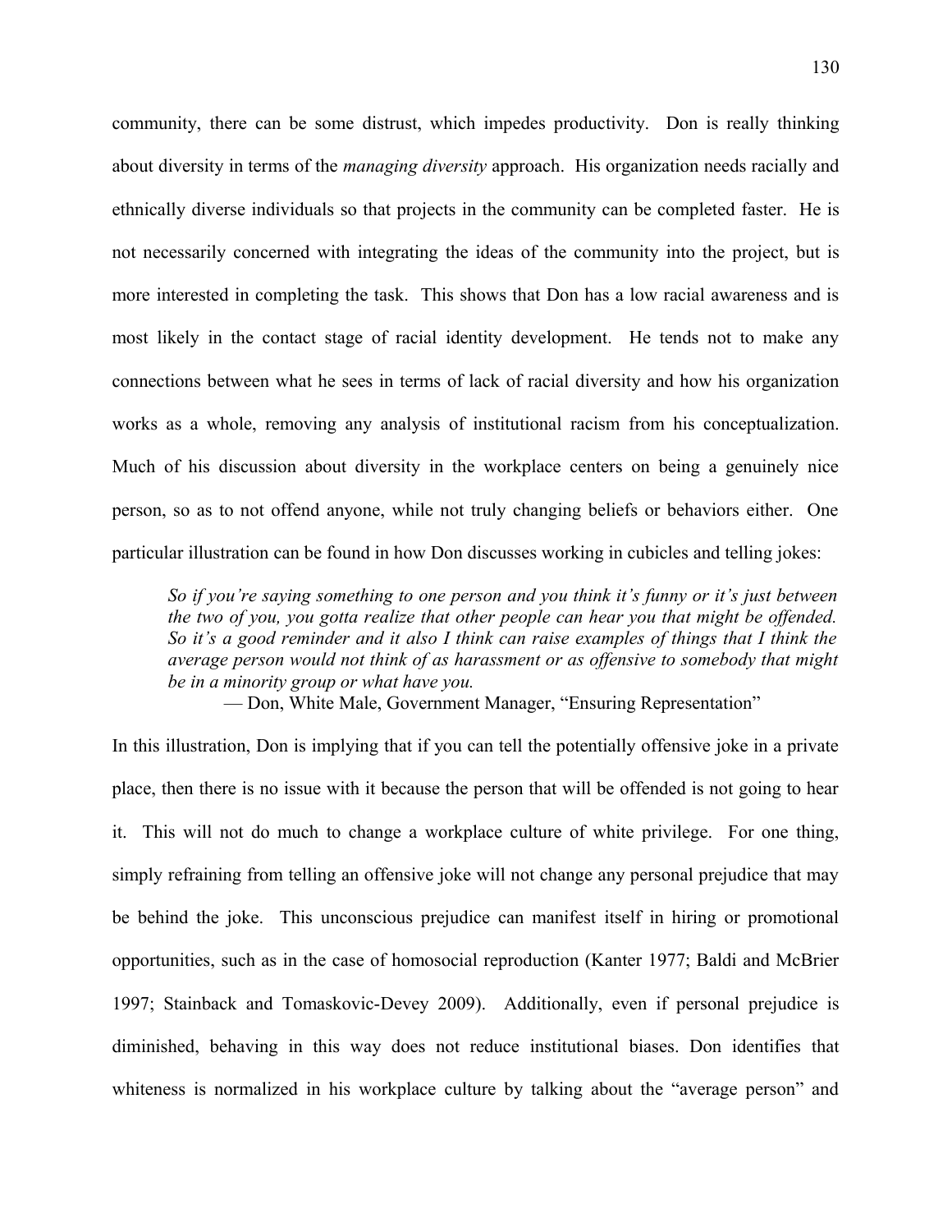community, there can be some distrust, which impedes productivity. Don is really thinking about diversity in terms of the *managing diversity* approach. His organization needs racially and ethnically diverse individuals so that projects in the community can be completed faster. He is not necessarily concerned with integrating the ideas of the community into the project, but is more interested in completing the task. This shows that Don has a low racial awareness and is most likely in the contact stage of racial identity development. He tends not to make any connections between what he sees in terms of lack of racial diversity and how his organization works as a whole, removing any analysis of institutional racism from his conceptualization. Much of his discussion about diversity in the workplace centers on being a genuinely nice person, so as to not offend anyone, while not truly changing beliefs or behaviors either. One particular illustration can be found in how Don discusses working in cubicles and telling jokes:

> *So if you're saying something to one person and you think it's funny or it's just between the two of you, you gotta realize that other people can hear you that might be offended. So it's a good reminder and it also I think can raise examples of things that I think the average person would not think of as harassment or as offensive to somebody that might be in a minority group or what have you.*
>
> — Don, White Male, Government Manager, "Ensuring Representation"

In this illustration, Don is implying that if you can tell the potentially offensive joke in a private place, then there is no issue with it because the person that will be offended is not going to hear it. This will not do much to change a workplace culture of white privilege. For one thing, simply refraining from telling an offensive joke will not change any personal prejudice that may be behind the joke. This unconscious prejudice can manifest itself in hiring or promotional opportunities, such as in the case of homosocial reproduction (Kanter 1977; Baldi and McBrier 1997; Stainback and Tomaskovic-Devey 2009). Additionally, even if personal prejudice is diminished, behaving in this way does not reduce institutional biases. Don identifies that whiteness is normalized in his workplace culture by talking about the "average person" and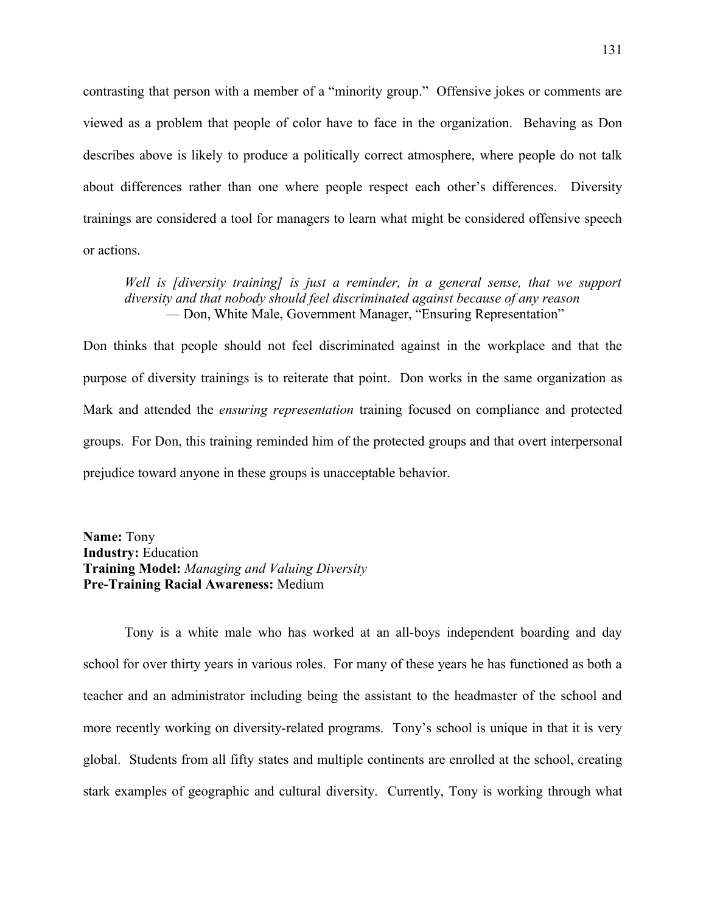contrasting that person with a member of a "minority group." Offensive jokes or comments are viewed as a problem that people of color have to face in the organization. Behaving as Don describes above is likely to produce a politically correct atmosphere, where people do not talk about differences rather than one where people respect each other's differences. Diversity trainings are considered a tool for managers to learn what might be considered offensive speech or actions.

> *Well is [diversity training] is just a reminder, in a general sense, that we support diversity and that nobody should feel discriminated against because of any reason*
> — Don, White Male, Government Manager, "Ensuring Representation"

Don thinks that people should not feel discriminated against in the workplace and that the purpose of diversity trainings is to reiterate that point. Don works in the same organization as Mark and attended the *ensuring representation* training focused on compliance and protected groups. For Don, this training reminded him of the protected groups and that overt interpersonal prejudice toward anyone in these groups is unacceptable behavior.

**Name:** Tony
**Industry:** Education
**Training Model:** *Managing and Valuing Diversity*
**Pre-Training Racial Awareness:** Medium

Tony is a white male who has worked at an all-boys independent boarding and day school for over thirty years in various roles. For many of these years he has functioned as both a teacher and an administrator including being the assistant to the headmaster of the school and more recently working on diversity-related programs. Tony's school is unique in that it is very global. Students from all fifty states and multiple continents are enrolled at the school, creating stark examples of geographic and cultural diversity. Currently, Tony is working through what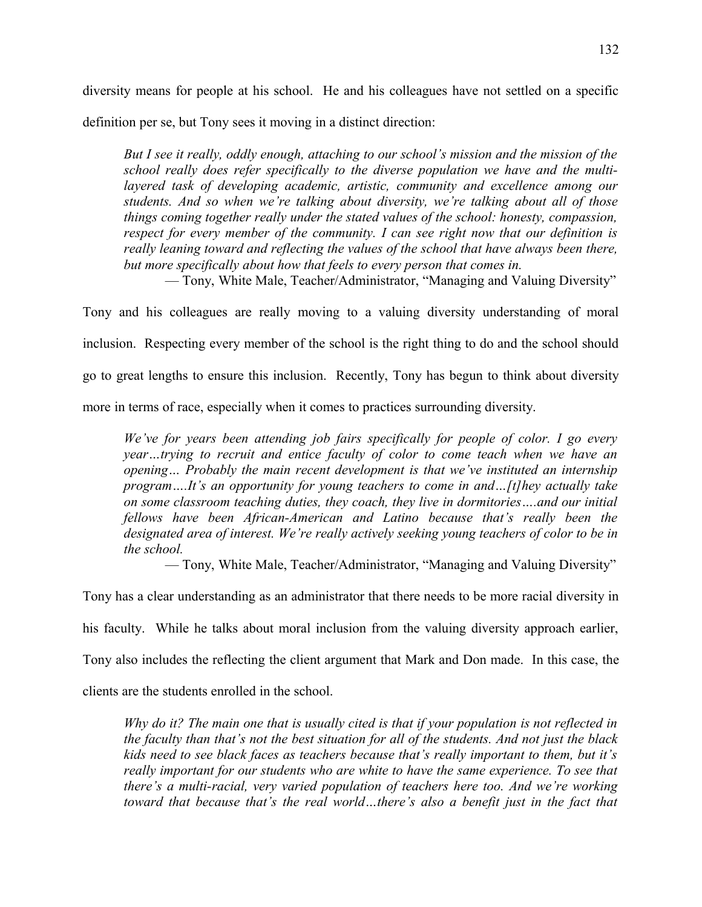diversity means for people at his school. He and his colleagues have not settled on a specific definition per se, but Tony sees it moving in a distinct direction:

> *But I see it really, oddly enough, attaching to our school's mission and the mission of the school really does refer specifically to the diverse population we have and the multi-layered task of developing academic, artistic, community and excellence among our students. And so when we're talking about diversity, we're talking about all of those things coming together really under the stated values of the school: honesty, compassion, respect for every member of the community. I can see right now that our definition is really leaning toward and reflecting the values of the school that have always been there, but more specifically about how that feels to every person that comes in.*
>
> — Tony, White Male, Teacher/Administrator, "Managing and Valuing Diversity"

Tony and his colleagues are really moving to a valuing diversity understanding of moral inclusion. Respecting every member of the school is the right thing to do and the school should go to great lengths to ensure this inclusion. Recently, Tony has begun to think about diversity more in terms of race, especially when it comes to practices surrounding diversity.

> *We've for years been attending job fairs specifically for people of color. I go every year…trying to recruit and entice faculty of color to come teach when we have an opening… Probably the main recent development is that we've instituted an internship program….It's an opportunity for young teachers to come in and…[t]hey actually take on some classroom teaching duties, they coach, they live in dormitories….and our initial fellows have been African-American and Latino because that's really been the designated area of interest. We're really actively seeking young teachers of color to be in the school.*
>
> — Tony, White Male, Teacher/Administrator, "Managing and Valuing Diversity"

Tony has a clear understanding as an administrator that there needs to be more racial diversity in his faculty. While he talks about moral inclusion from the valuing diversity approach earlier, Tony also includes the reflecting the client argument that Mark and Don made. In this case, the clients are the students enrolled in the school.

> *Why do it? The main one that is usually cited is that if your population is not reflected in the faculty than that's not the best situation for all of the students. And not just the black kids need to see black faces as teachers because that's really important to them, but it's really important for our students who are white to have the same experience. To see that there's a multi-racial, very varied population of teachers here too. And we're working toward that because that's the real world…there's also a benefit just in the fact that*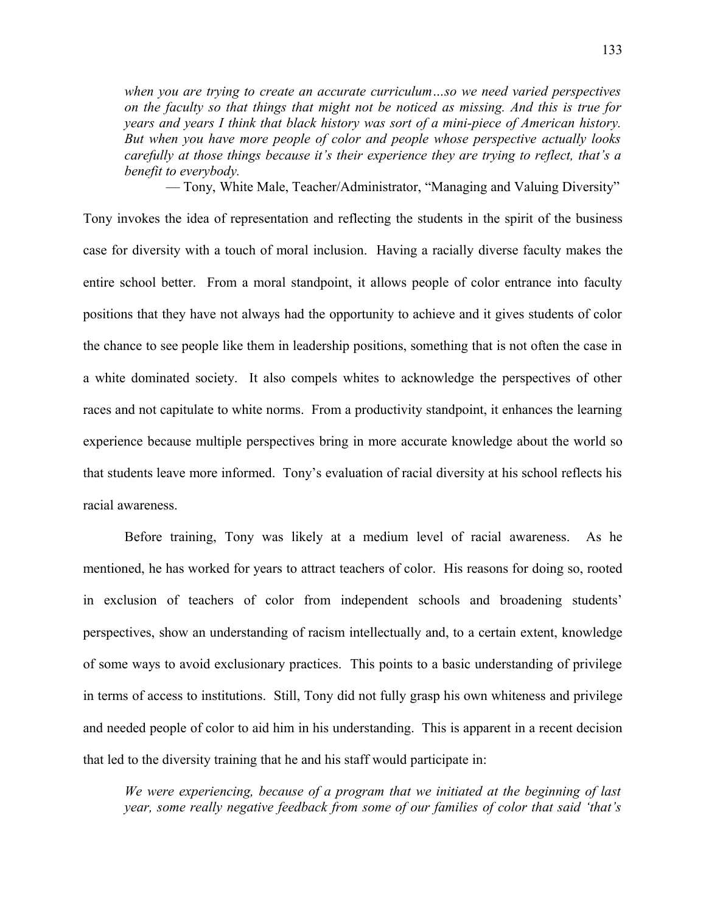*when you are trying to create an accurate curriculum…so we need varied perspectives on the faculty so that things that might not be noticed as missing. And this is true for years and years I think that black history was sort of a mini-piece of American history. But when you have more people of color and people whose perspective actually looks carefully at those things because it's their experience they are trying to reflect, that's a benefit to everybody.*

— Tony, White Male, Teacher/Administrator, "Managing and Valuing Diversity"

Tony invokes the idea of representation and reflecting the students in the spirit of the business case for diversity with a touch of moral inclusion. Having a racially diverse faculty makes the entire school better. From a moral standpoint, it allows people of color entrance into faculty positions that they have not always had the opportunity to achieve and it gives students of color the chance to see people like them in leadership positions, something that is not often the case in a white dominated society. It also compels whites to acknowledge the perspectives of other races and not capitulate to white norms. From a productivity standpoint, it enhances the learning experience because multiple perspectives bring in more accurate knowledge about the world so that students leave more informed. Tony's evaluation of racial diversity at his school reflects his racial awareness.

Before training, Tony was likely at a medium level of racial awareness. As he mentioned, he has worked for years to attract teachers of color. His reasons for doing so, rooted in exclusion of teachers of color from independent schools and broadening students' perspectives, show an understanding of racism intellectually and, to a certain extent, knowledge of some ways to avoid exclusionary practices. This points to a basic understanding of privilege in terms of access to institutions. Still, Tony did not fully grasp his own whiteness and privilege and needed people of color to aid him in his understanding. This is apparent in a recent decision that led to the diversity training that he and his staff would participate in:

*We were experiencing, because of a program that we initiated at the beginning of last year, some really negative feedback from some of our families of color that said 'that's*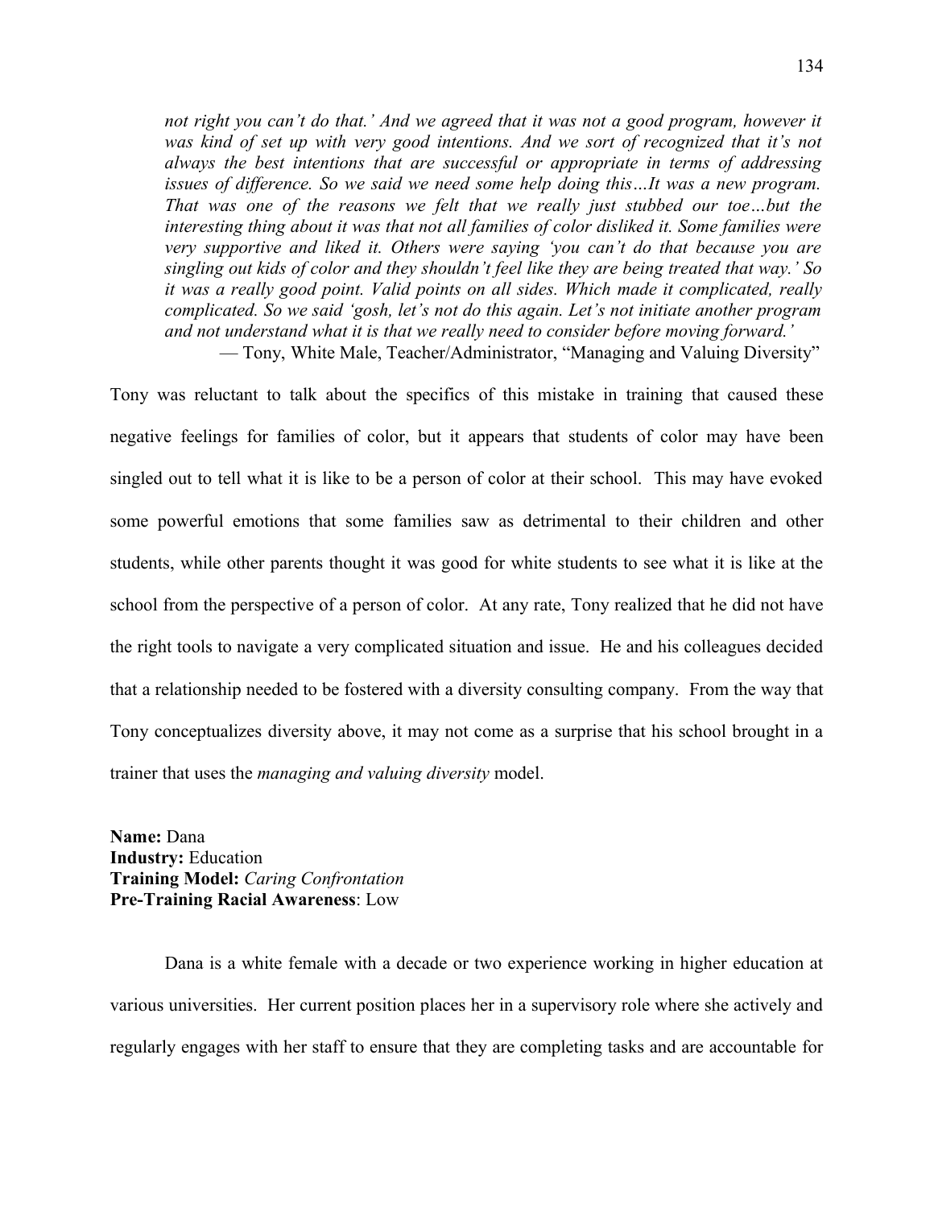*not right you can't do that.' And we agreed that it was not a good program, however it was kind of set up with very good intentions. And we sort of recognized that it's not always the best intentions that are successful or appropriate in terms of addressing issues of difference. So we said we need some help doing this…It was a new program. That was one of the reasons we felt that we really just stubbed our toe…but the interesting thing about it was that not all families of color disliked it. Some families were very supportive and liked it. Others were saying 'you can't do that because you are singling out kids of color and they shouldn't feel like they are being treated that way.' So it was a really good point. Valid points on all sides. Which made it complicated, really complicated. So we said 'gosh, let's not do this again. Let's not initiate another program and not understand what it is that we really need to consider before moving forward.'*

— Tony, White Male, Teacher/Administrator, "Managing and Valuing Diversity"

Tony was reluctant to talk about the specifics of this mistake in training that caused these negative feelings for families of color, but it appears that students of color may have been singled out to tell what it is like to be a person of color at their school. This may have evoked some powerful emotions that some families saw as detrimental to their children and other students, while other parents thought it was good for white students to see what it is like at the school from the perspective of a person of color. At any rate, Tony realized that he did not have the right tools to navigate a very complicated situation and issue. He and his colleagues decided that a relationship needed to be fostered with a diversity consulting company. From the way that Tony conceptualizes diversity above, it may not come as a surprise that his school brought in a trainer that uses the *managing and valuing diversity* model.

**Name:** Dana
**Industry:** Education
**Training Model:** *Caring Confrontation*
**Pre-Training Racial Awareness**: Low

Dana is a white female with a decade or two experience working in higher education at various universities. Her current position places her in a supervisory role where she actively and regularly engages with her staff to ensure that they are completing tasks and are accountable for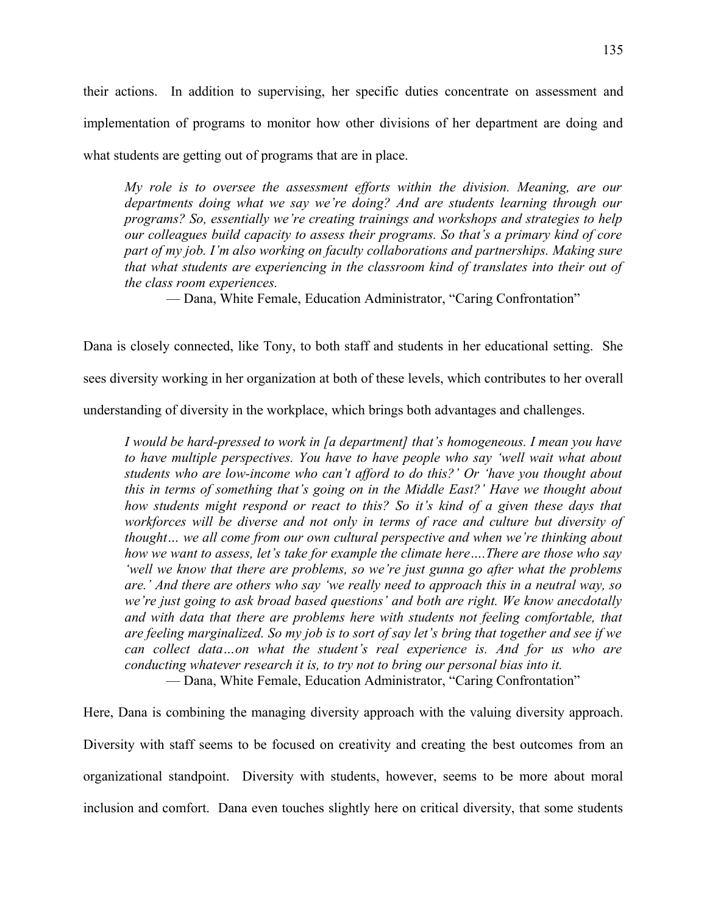their actions. In addition to supervising, her specific duties concentrate on assessment and implementation of programs to monitor how other divisions of her department are doing and what students are getting out of programs that are in place.

> *My role is to oversee the assessment efforts within the division. Meaning, are our departments doing what we say we're doing? And are students learning through our programs? So, essentially we're creating trainings and workshops and strategies to help our colleagues build capacity to assess their programs. So that's a primary kind of core part of my job. I'm also working on faculty collaborations and partnerships. Making sure that what students are experiencing in the classroom kind of translates into their out of the class room experiences.*
>
> — Dana, White Female, Education Administrator, "Caring Confrontation"

Dana is closely connected, like Tony, to both staff and students in her educational setting. She sees diversity working in her organization at both of these levels, which contributes to her overall understanding of diversity in the workplace, which brings both advantages and challenges.

> *I would be hard-pressed to work in [a department] that's homogeneous. I mean you have to have multiple perspectives. You have to have people who say 'well wait what about students who are low-income who can't afford to do this?' Or 'have you thought about this in terms of something that's going on in the Middle East?' Have we thought about how students might respond or react to this? So it's kind of a given these days that workforces will be diverse and not only in terms of race and culture but diversity of thought… we all come from our own cultural perspective and when we're thinking about how we want to assess, let's take for example the climate here….There are those who say 'well we know that there are problems, so we're just gunna go after what the problems are.' And there are others who say 'we really need to approach this in a neutral way, so we're just going to ask broad based questions' and both are right. We know anecdotally and with data that there are problems here with students not feeling comfortable, that are feeling marginalized. So my job is to sort of say let's bring that together and see if we can collect data…on what the student's real experience is. And for us who are conducting whatever research it is, to try not to bring our personal bias into it.*
>
> — Dana, White Female, Education Administrator, "Caring Confrontation"

Here, Dana is combining the managing diversity approach with the valuing diversity approach. Diversity with staff seems to be focused on creativity and creating the best outcomes from an organizational standpoint. Diversity with students, however, seems to be more about moral inclusion and comfort. Dana even touches slightly here on critical diversity, that some students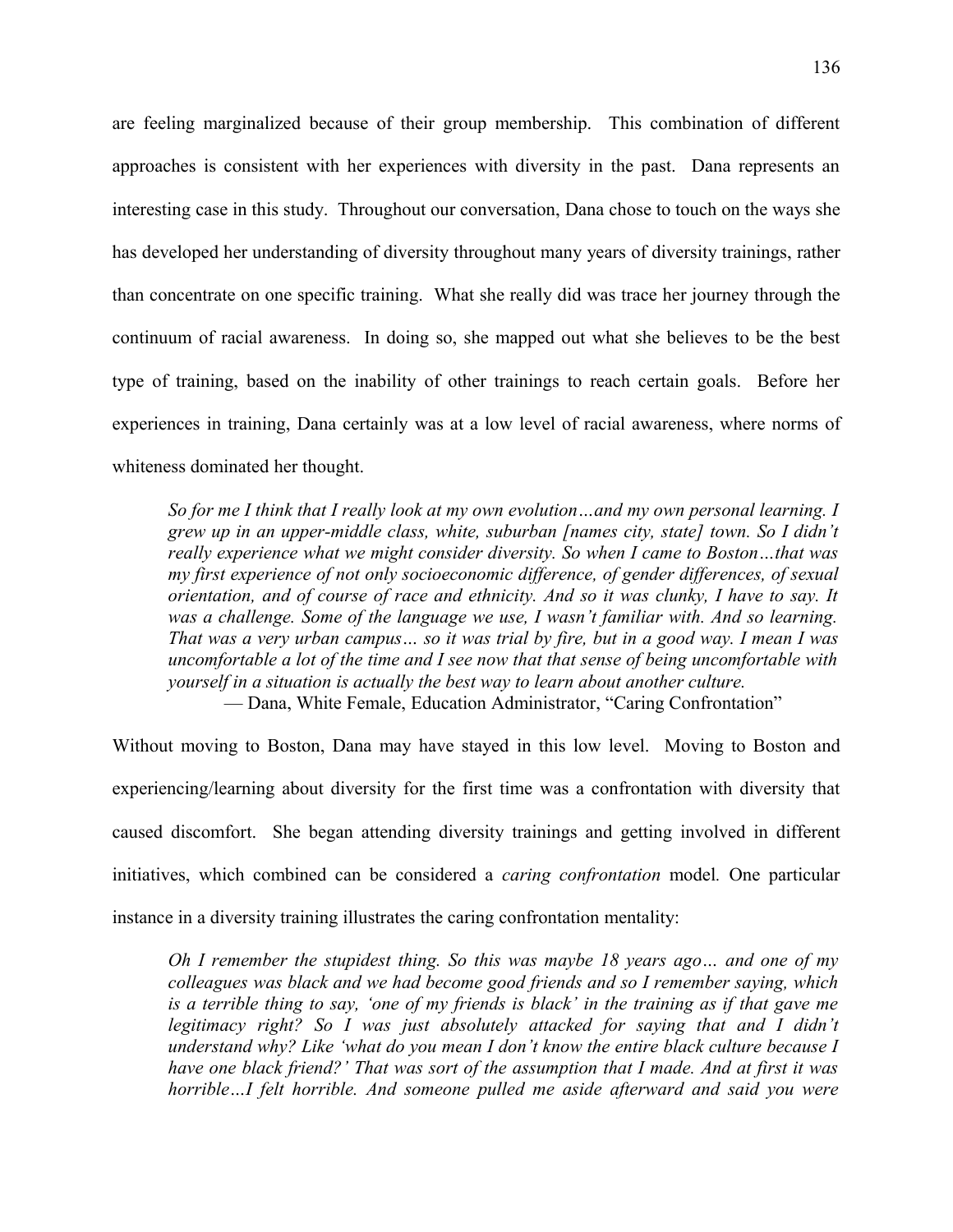are feeling marginalized because of their group membership. This combination of different approaches is consistent with her experiences with diversity in the past. Dana represents an interesting case in this study. Throughout our conversation, Dana chose to touch on the ways she has developed her understanding of diversity throughout many years of diversity trainings, rather than concentrate on one specific training. What she really did was trace her journey through the continuum of racial awareness. In doing so, she mapped out what she believes to be the best type of training, based on the inability of other trainings to reach certain goals. Before her experiences in training, Dana certainly was at a low level of racial awareness, where norms of whiteness dominated her thought.

> *So for me I think that I really look at my own evolution…and my own personal learning. I grew up in an upper-middle class, white, suburban [names city, state] town. So I didn't really experience what we might consider diversity. So when I came to Boston…that was my first experience of not only socioeconomic difference, of gender differences, of sexual orientation, and of course of race and ethnicity. And so it was clunky, I have to say. It was a challenge. Some of the language we use, I wasn't familiar with. And so learning. That was a very urban campus… so it was trial by fire, but in a good way. I mean I was uncomfortable a lot of the time and I see now that that sense of being uncomfortable with yourself in a situation is actually the best way to learn about another culture.*
>
> — Dana, White Female, Education Administrator, "Caring Confrontation"

Without moving to Boston, Dana may have stayed in this low level. Moving to Boston and experiencing/learning about diversity for the first time was a confrontation with diversity that caused discomfort. She began attending diversity trainings and getting involved in different initiatives, which combined can be considered a *caring confrontation* model*.* One particular instance in a diversity training illustrates the caring confrontation mentality:

> *Oh I remember the stupidest thing. So this was maybe 18 years ago… and one of my colleagues was black and we had become good friends and so I remember saying, which is a terrible thing to say, 'one of my friends is black' in the training as if that gave me legitimacy right? So I was just absolutely attacked for saying that and I didn't understand why? Like 'what do you mean I don't know the entire black culture because I have one black friend?' That was sort of the assumption that I made. And at first it was horrible…I felt horrible. And someone pulled me aside afterward and said you were*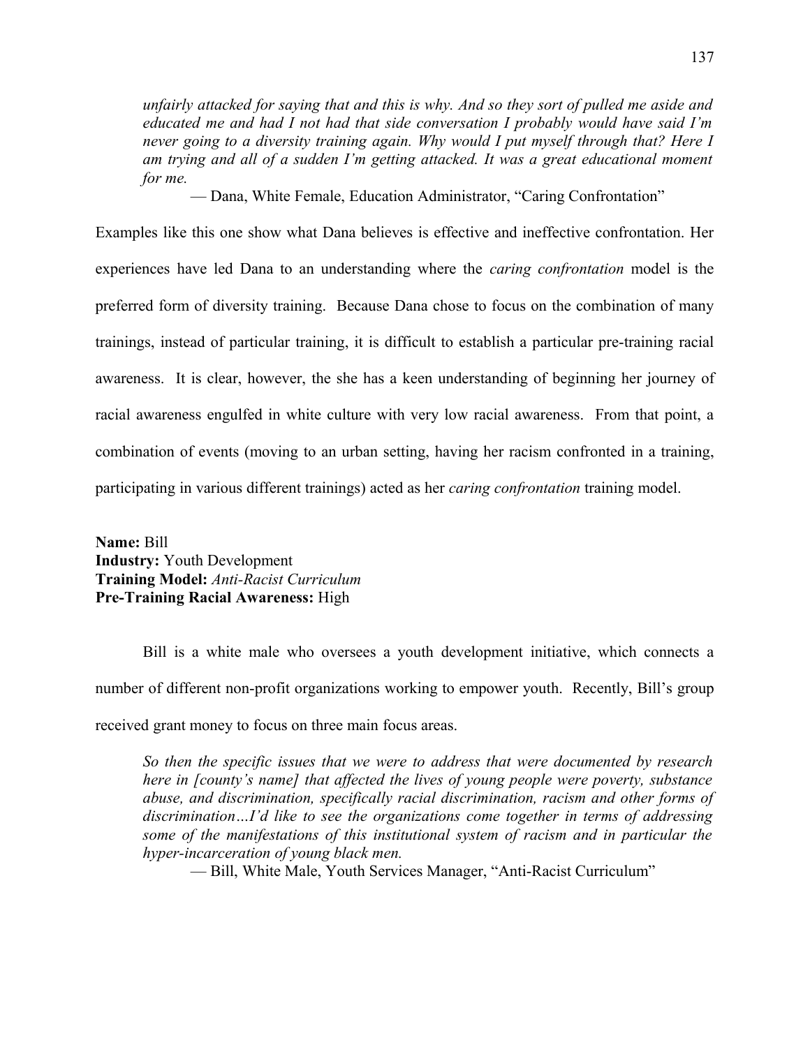*unfairly attacked for saying that and this is why. And so they sort of pulled me aside and educated me and had I not had that side conversation I probably would have said I'm never going to a diversity training again. Why would I put myself through that? Here I am trying and all of a sudden I'm getting attacked. It was a great educational moment for me.*

— Dana, White Female, Education Administrator, "Caring Confrontation"

Examples like this one show what Dana believes is effective and ineffective confrontation. Her experiences have led Dana to an understanding where the *caring confrontation* model is the preferred form of diversity training. Because Dana chose to focus on the combination of many trainings, instead of particular training, it is difficult to establish a particular pre-training racial awareness. It is clear, however, the she has a keen understanding of beginning her journey of racial awareness engulfed in white culture with very low racial awareness. From that point, a combination of events (moving to an urban setting, having her racism confronted in a training, participating in various different trainings) acted as her *caring confrontation* training model.

**Name:** Bill
**Industry:** Youth Development
**Training Model:** *Anti-Racist Curriculum*
**Pre-Training Racial Awareness:** High

Bill is a white male who oversees a youth development initiative, which connects a number of different non-profit organizations working to empower youth. Recently, Bill's group received grant money to focus on three main focus areas.

*So then the specific issues that we were to address that were documented by research here in [county's name] that affected the lives of young people were poverty, substance abuse, and discrimination, specifically racial discrimination, racism and other forms of discrimination…I'd like to see the organizations come together in terms of addressing some of the manifestations of this institutional system of racism and in particular the hyper-incarceration of young black men.*

— Bill, White Male, Youth Services Manager, "Anti-Racist Curriculum"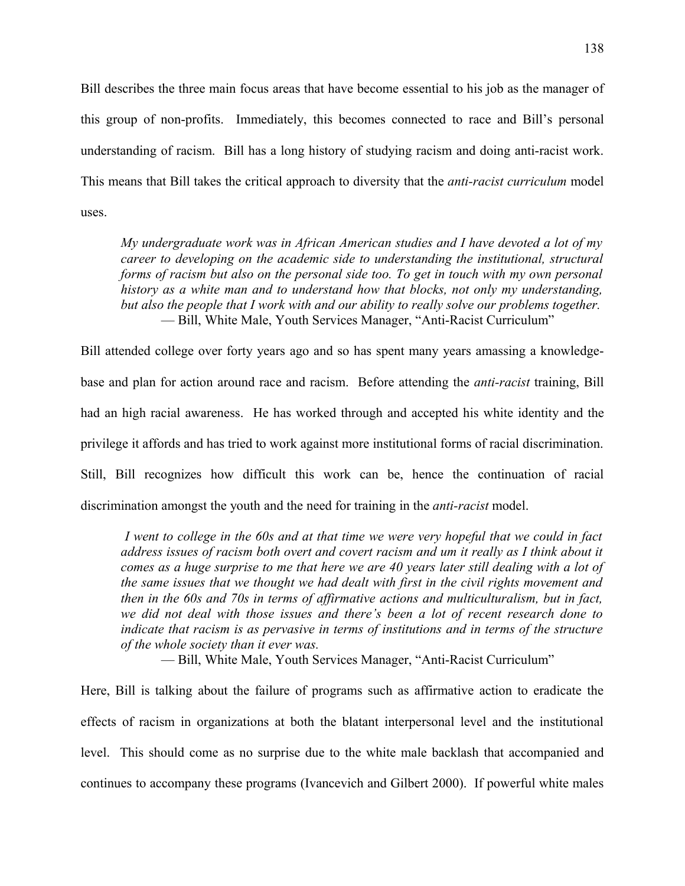Bill describes the three main focus areas that have become essential to his job as the manager of this group of non-profits. Immediately, this becomes connected to race and Bill's personal understanding of racism. Bill has a long history of studying racism and doing anti-racist work. This means that Bill takes the critical approach to diversity that the *anti-racist curriculum* model uses.

> *My undergraduate work was in African American studies and I have devoted a lot of my career to developing on the academic side to understanding the institutional, structural forms of racism but also on the personal side too. To get in touch with my own personal history as a white man and to understand how that blocks, not only my understanding, but also the people that I work with and our ability to really solve our problems together.*
>
> — Bill, White Male, Youth Services Manager, "Anti-Racist Curriculum"

Bill attended college over forty years ago and so has spent many years amassing a knowledge-base and plan for action around race and racism. Before attending the *anti-racist* training, Bill had an high racial awareness. He has worked through and accepted his white identity and the privilege it affords and has tried to work against more institutional forms of racial discrimination. Still, Bill recognizes how difficult this work can be, hence the continuation of racial discrimination amongst the youth and the need for training in the *anti-racist* model.

> *I went to college in the 60s and at that time we were very hopeful that we could in fact address issues of racism both overt and covert racism and um it really as I think about it comes as a huge surprise to me that here we are 40 years later still dealing with a lot of the same issues that we thought we had dealt with first in the civil rights movement and then in the 60s and 70s in terms of affirmative actions and multiculturalism, but in fact, we did not deal with those issues and there's been a lot of recent research done to indicate that racism is as pervasive in terms of institutions and in terms of the structure of the whole society than it ever was.*
>
> — Bill, White Male, Youth Services Manager, "Anti-Racist Curriculum"

Here, Bill is talking about the failure of programs such as affirmative action to eradicate the effects of racism in organizations at both the blatant interpersonal level and the institutional level. This should come as no surprise due to the white male backlash that accompanied and continues to accompany these programs (Ivancevich and Gilbert 2000). If powerful white males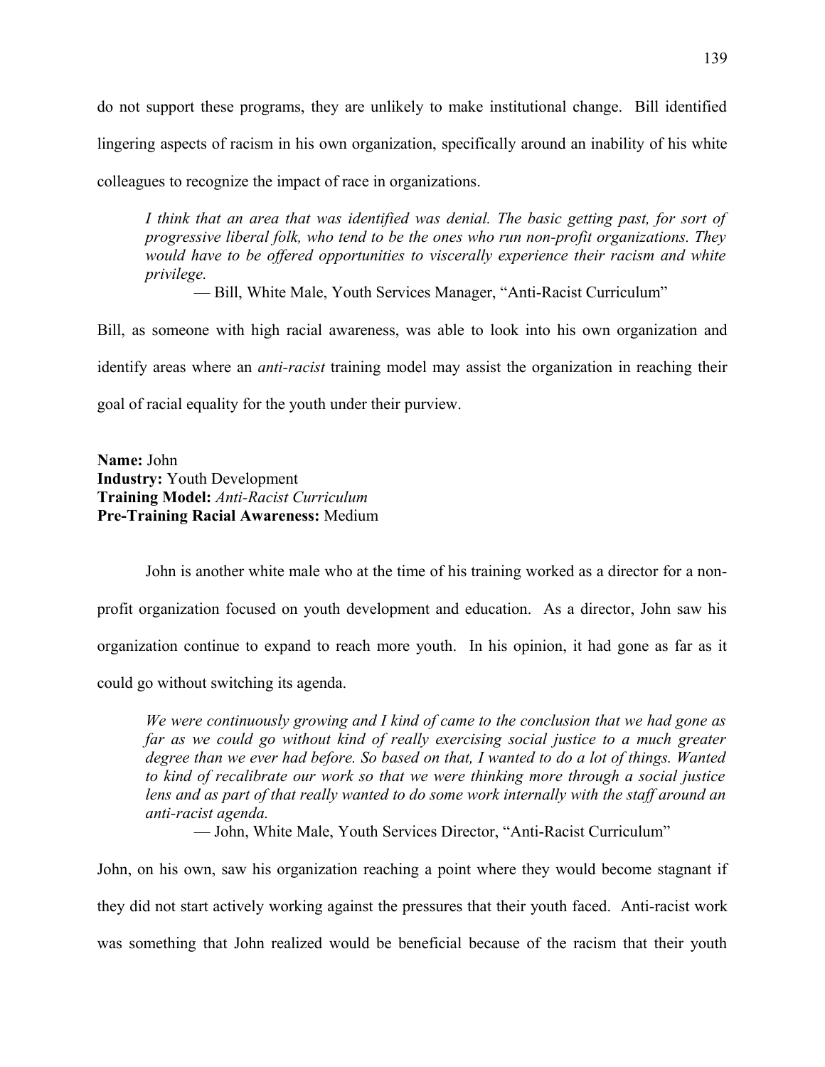do not support these programs, they are unlikely to make institutional change. Bill identified lingering aspects of racism in his own organization, specifically around an inability of his white colleagues to recognize the impact of race in organizations.

> *I think that an area that was identified was denial. The basic getting past, for sort of progressive liberal folk, who tend to be the ones who run non-profit organizations. They would have to be offered opportunities to viscerally experience their racism and white privilege.*
>
> — Bill, White Male, Youth Services Manager, "Anti-Racist Curriculum"

Bill, as someone with high racial awareness, was able to look into his own organization and identify areas where an *anti-racist* training model may assist the organization in reaching their goal of racial equality for the youth under their purview.

**Name:** John
**Industry:** Youth Development
**Training Model:** *Anti-Racist Curriculum*
**Pre-Training Racial Awareness:** Medium

John is another white male who at the time of his training worked as a director for a non-profit organization focused on youth development and education. As a director, John saw his organization continue to expand to reach more youth. In his opinion, it had gone as far as it could go without switching its agenda.

> *We were continuously growing and I kind of came to the conclusion that we had gone as far as we could go without kind of really exercising social justice to a much greater degree than we ever had before. So based on that, I wanted to do a lot of things. Wanted to kind of recalibrate our work so that we were thinking more through a social justice lens and as part of that really wanted to do some work internally with the staff around an anti-racist agenda.*
>
> — John, White Male, Youth Services Director, "Anti-Racist Curriculum"

John, on his own, saw his organization reaching a point where they would become stagnant if they did not start actively working against the pressures that their youth faced. Anti-racist work was something that John realized would be beneficial because of the racism that their youth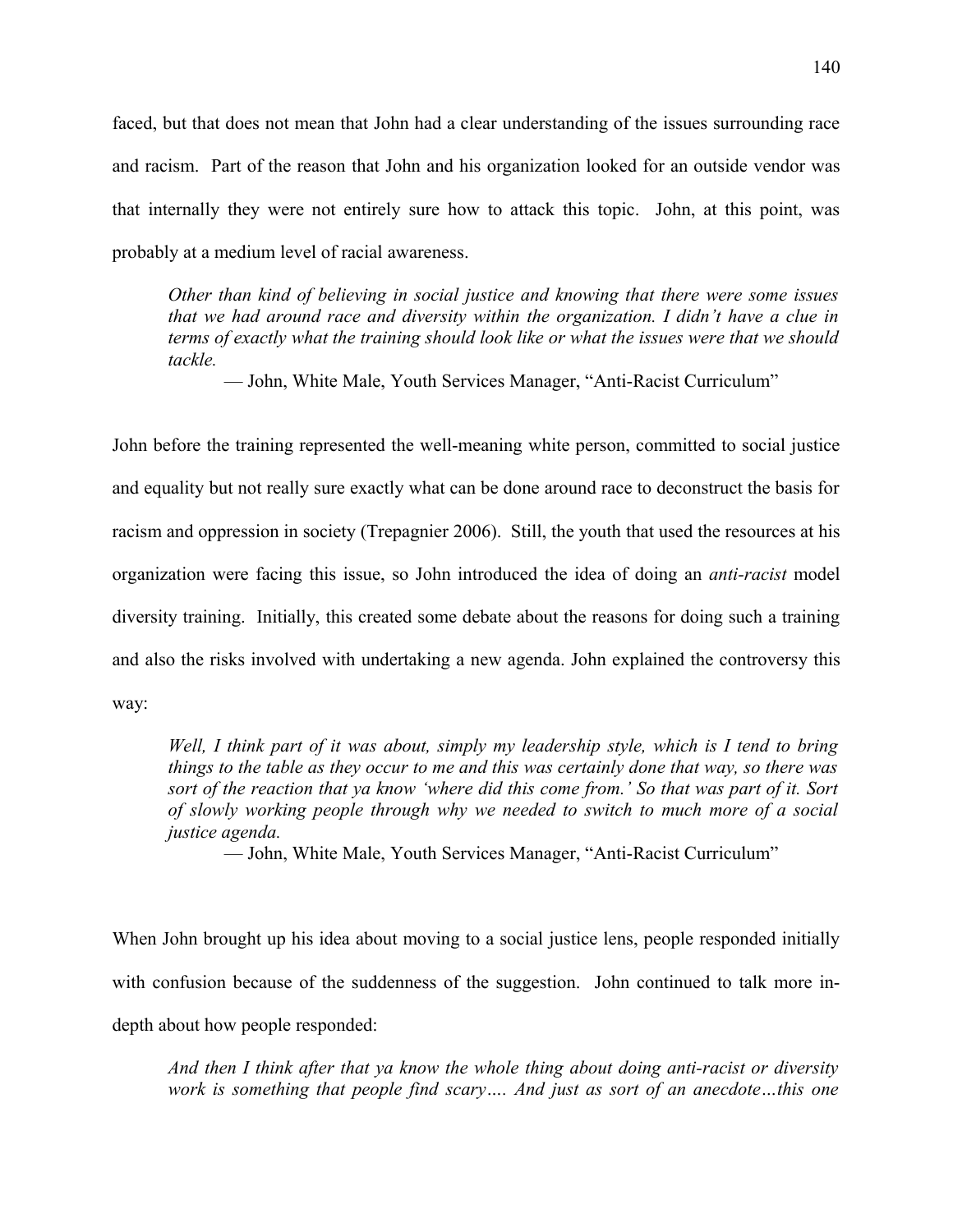faced, but that does not mean that John had a clear understanding of the issues surrounding race and racism. Part of the reason that John and his organization looked for an outside vendor was that internally they were not entirely sure how to attack this topic. John, at this point, was probably at a medium level of racial awareness.

> *Other than kind of believing in social justice and knowing that there were some issues that we had around race and diversity within the organization. I didn't have a clue in terms of exactly what the training should look like or what the issues were that we should tackle.*
>
> — John, White Male, Youth Services Manager, "Anti-Racist Curriculum"

John before the training represented the well-meaning white person, committed to social justice and equality but not really sure exactly what can be done around race to deconstruct the basis for racism and oppression in society (Trepagnier 2006). Still, the youth that used the resources at his organization were facing this issue, so John introduced the idea of doing an *anti-racist* model diversity training. Initially, this created some debate about the reasons for doing such a training and also the risks involved with undertaking a new agenda. John explained the controversy this way:

> *Well, I think part of it was about, simply my leadership style, which is I tend to bring things to the table as they occur to me and this was certainly done that way, so there was sort of the reaction that ya know 'where did this come from.' So that was part of it. Sort of slowly working people through why we needed to switch to much more of a social justice agenda.*
>
> — John, White Male, Youth Services Manager, "Anti-Racist Curriculum"

When John brought up his idea about moving to a social justice lens, people responded initially with confusion because of the suddenness of the suggestion. John continued to talk more in-depth about how people responded:

> *And then I think after that ya know the whole thing about doing anti-racist or diversity work is something that people find scary…. And just as sort of an anecdote…this one*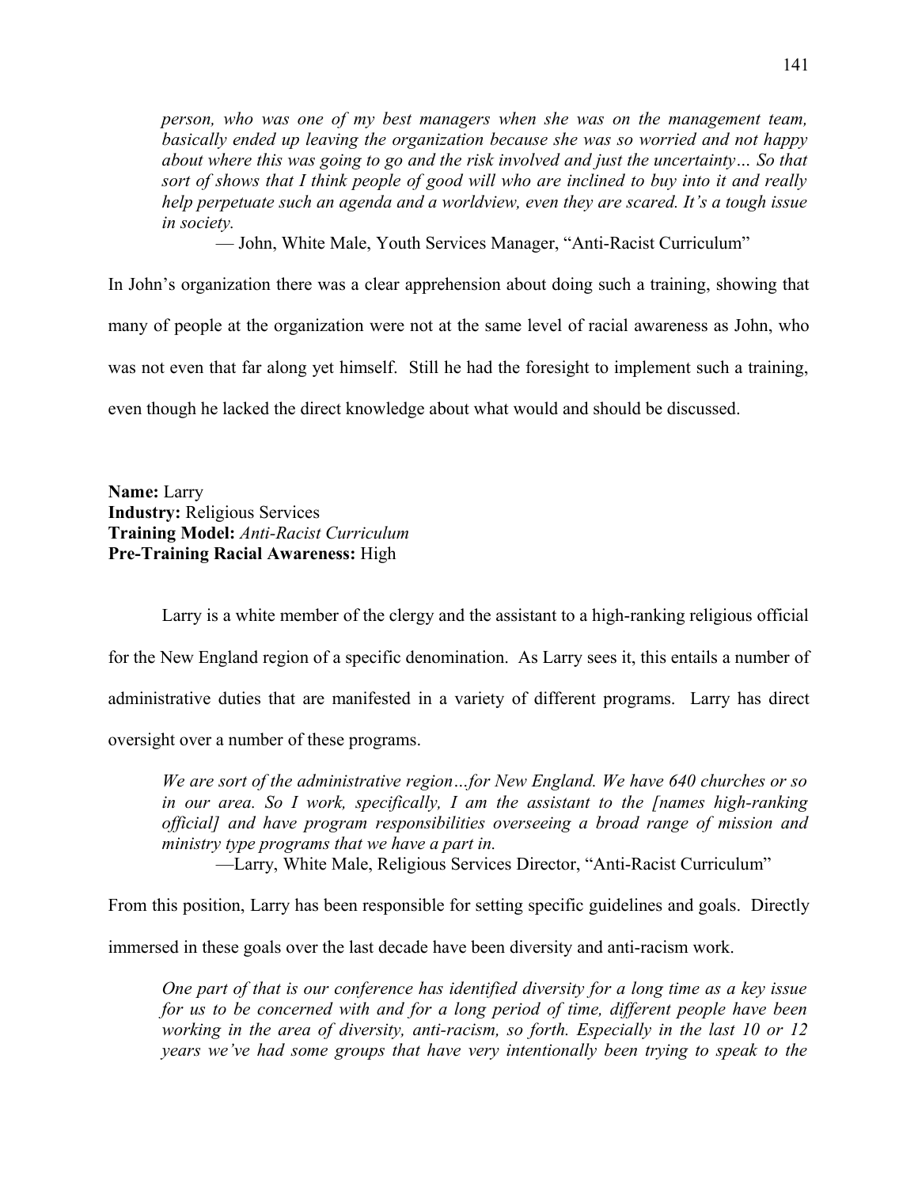*person, who was one of my best managers when she was on the management team, basically ended up leaving the organization because she was so worried and not happy about where this was going to go and the risk involved and just the uncertainty… So that sort of shows that I think people of good will who are inclined to buy into it and really help perpetuate such an agenda and a worldview, even they are scared. It's a tough issue in society.*

— John, White Male, Youth Services Manager, "Anti-Racist Curriculum"

In John's organization there was a clear apprehension about doing such a training, showing that many of people at the organization were not at the same level of racial awareness as John, who was not even that far along yet himself. Still he had the foresight to implement such a training, even though he lacked the direct knowledge about what would and should be discussed.

**Name:** Larry
**Industry:** Religious Services
**Training Model:** *Anti-Racist Curriculum*
**Pre-Training Racial Awareness:** High

Larry is a white member of the clergy and the assistant to a high-ranking religious official for the New England region of a specific denomination. As Larry sees it, this entails a number of administrative duties that are manifested in a variety of different programs. Larry has direct oversight over a number of these programs.

*We are sort of the administrative region…for New England. We have 640 churches or so in our area. So I work, specifically, I am the assistant to the [names high-ranking official] and have program responsibilities overseeing a broad range of mission and ministry type programs that we have a part in.*

—Larry, White Male, Religious Services Director, "Anti-Racist Curriculum"

From this position, Larry has been responsible for setting specific guidelines and goals. Directly immersed in these goals over the last decade have been diversity and anti-racism work.

*One part of that is our conference has identified diversity for a long time as a key issue for us to be concerned with and for a long period of time, different people have been working in the area of diversity, anti-racism, so forth. Especially in the last 10 or 12 years we've had some groups that have very intentionally been trying to speak to the*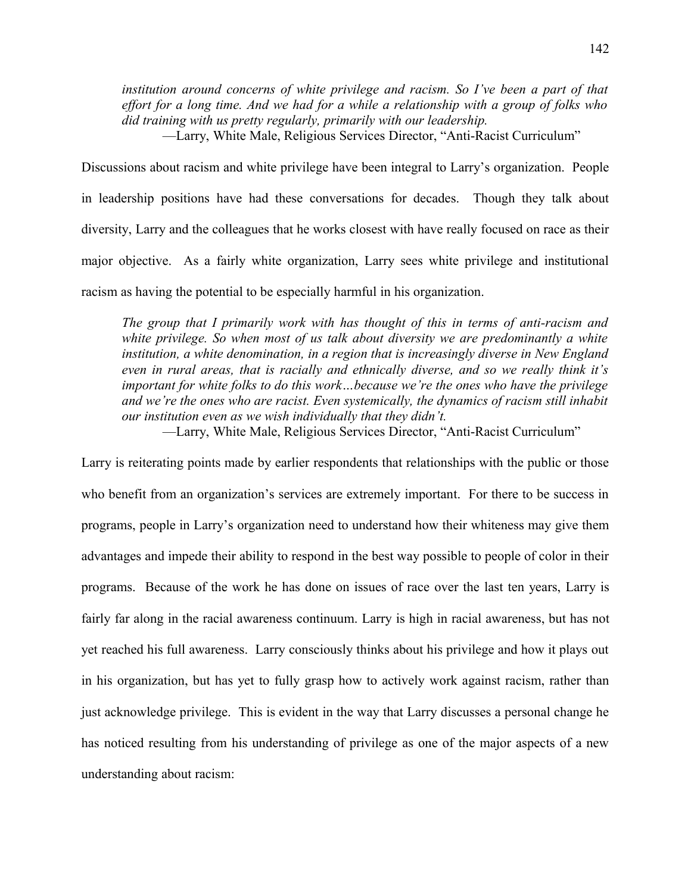*institution around concerns of white privilege and racism. So I've been a part of that effort for a long time. And we had for a while a relationship with a group of folks who did training with us pretty regularly, primarily with our leadership.*

—Larry, White Male, Religious Services Director, "Anti-Racist Curriculum"

Discussions about racism and white privilege have been integral to Larry's organization. People in leadership positions have had these conversations for decades. Though they talk about diversity, Larry and the colleagues that he works closest with have really focused on race as their major objective. As a fairly white organization, Larry sees white privilege and institutional racism as having the potential to be especially harmful in his organization.

> *The group that I primarily work with has thought of this in terms of anti-racism and white privilege. So when most of us talk about diversity we are predominantly a white institution, a white denomination, in a region that is increasingly diverse in New England even in rural areas, that is racially and ethnically diverse, and so we really think it's important for white folks to do this work…because we're the ones who have the privilege and we're the ones who are racist. Even systemically, the dynamics of racism still inhabit our institution even as we wish individually that they didn't.*
>
> —Larry, White Male, Religious Services Director, "Anti-Racist Curriculum"

Larry is reiterating points made by earlier respondents that relationships with the public or those who benefit from an organization's services are extremely important. For there to be success in programs, people in Larry's organization need to understand how their whiteness may give them advantages and impede their ability to respond in the best way possible to people of color in their programs. Because of the work he has done on issues of race over the last ten years, Larry is fairly far along in the racial awareness continuum. Larry is high in racial awareness, but has not yet reached his full awareness. Larry consciously thinks about his privilege and how it plays out in his organization, but has yet to fully grasp how to actively work against racism, rather than just acknowledge privilege. This is evident in the way that Larry discusses a personal change he has noticed resulting from his understanding of privilege as one of the major aspects of a new understanding about racism: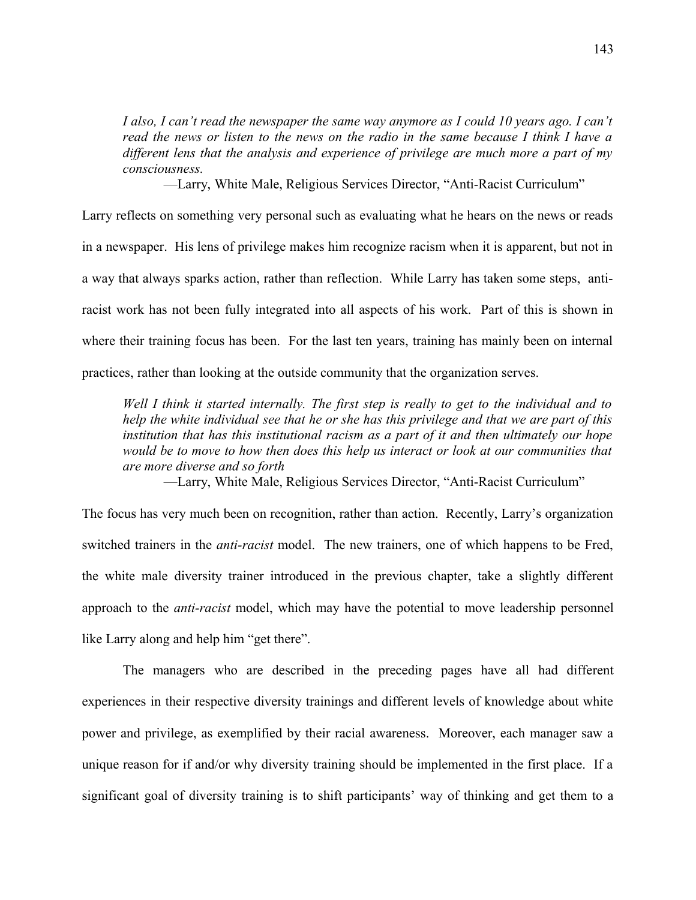> *I also, I can't read the newspaper the same way anymore as I could 10 years ago. I can't read the news or listen to the news on the radio in the same because I think I have a different lens that the analysis and experience of privilege are much more a part of my consciousness.*
>
> —Larry, White Male, Religious Services Director, "Anti-Racist Curriculum"

Larry reflects on something very personal such as evaluating what he hears on the news or reads in a newspaper. His lens of privilege makes him recognize racism when it is apparent, but not in a way that always sparks action, rather than reflection. While Larry has taken some steps, anti-racist work has not been fully integrated into all aspects of his work. Part of this is shown in where their training focus has been. For the last ten years, training has mainly been on internal practices, rather than looking at the outside community that the organization serves.

> *Well I think it started internally. The first step is really to get to the individual and to help the white individual see that he or she has this privilege and that we are part of this institution that has this institutional racism as a part of it and then ultimately our hope would be to move to how then does this help us interact or look at our communities that are more diverse and so forth*
>
> —Larry, White Male, Religious Services Director, "Anti-Racist Curriculum"

The focus has very much been on recognition, rather than action. Recently, Larry's organization switched trainers in the *anti-racist* model. The new trainers, one of which happens to be Fred, the white male diversity trainer introduced in the previous chapter, take a slightly different approach to the *anti-racist* model, which may have the potential to move leadership personnel like Larry along and help him "get there".

The managers who are described in the preceding pages have all had different experiences in their respective diversity trainings and different levels of knowledge about white power and privilege, as exemplified by their racial awareness. Moreover, each manager saw a unique reason for if and/or why diversity training should be implemented in the first place. If a significant goal of diversity training is to shift participants' way of thinking and get them to a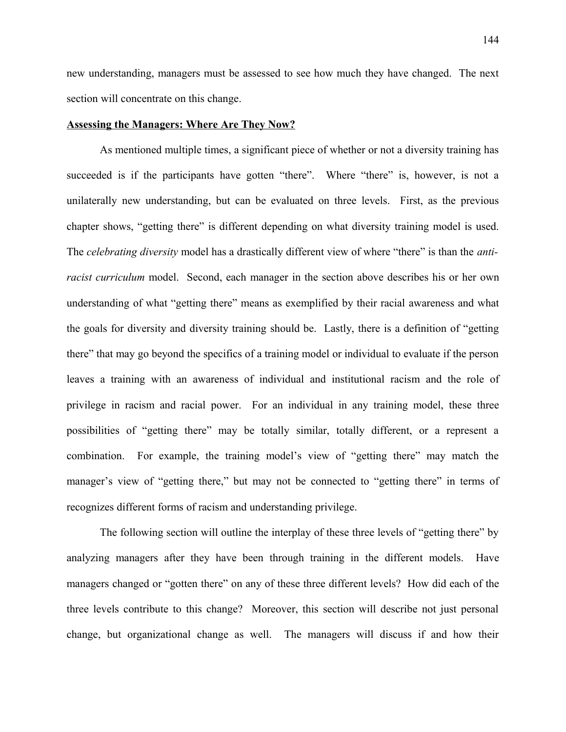new understanding, managers must be assessed to see how much they have changed. The next section will concentrate on this change.

## Assessing the Managers: Where Are They Now?

As mentioned multiple times, a significant piece of whether or not a diversity training has succeeded is if the participants have gotten "there". Where "there" is, however, is not a unilaterally new understanding, but can be evaluated on three levels. First, as the previous chapter shows, "getting there" is different depending on what diversity training model is used. The *celebrating diversity* model has a drastically different view of where "there" is than the *anti-racist curriculum* model. Second, each manager in the section above describes his or her own understanding of what "getting there" means as exemplified by their racial awareness and what the goals for diversity and diversity training should be. Lastly, there is a definition of "getting there" that may go beyond the specifics of a training model or individual to evaluate if the person leaves a training with an awareness of individual and institutional racism and the role of privilege in racism and racial power. For an individual in any training model, these three possibilities of "getting there" may be totally similar, totally different, or a represent a combination. For example, the training model's view of "getting there" may match the manager's view of "getting there," but may not be connected to "getting there" in terms of recognizes different forms of racism and understanding privilege.

The following section will outline the interplay of these three levels of "getting there" by analyzing managers after they have been through training in the different models. Have managers changed or "gotten there" on any of these three different levels? How did each of the three levels contribute to this change? Moreover, this section will describe not just personal change, but organizational change as well. The managers will discuss if and how their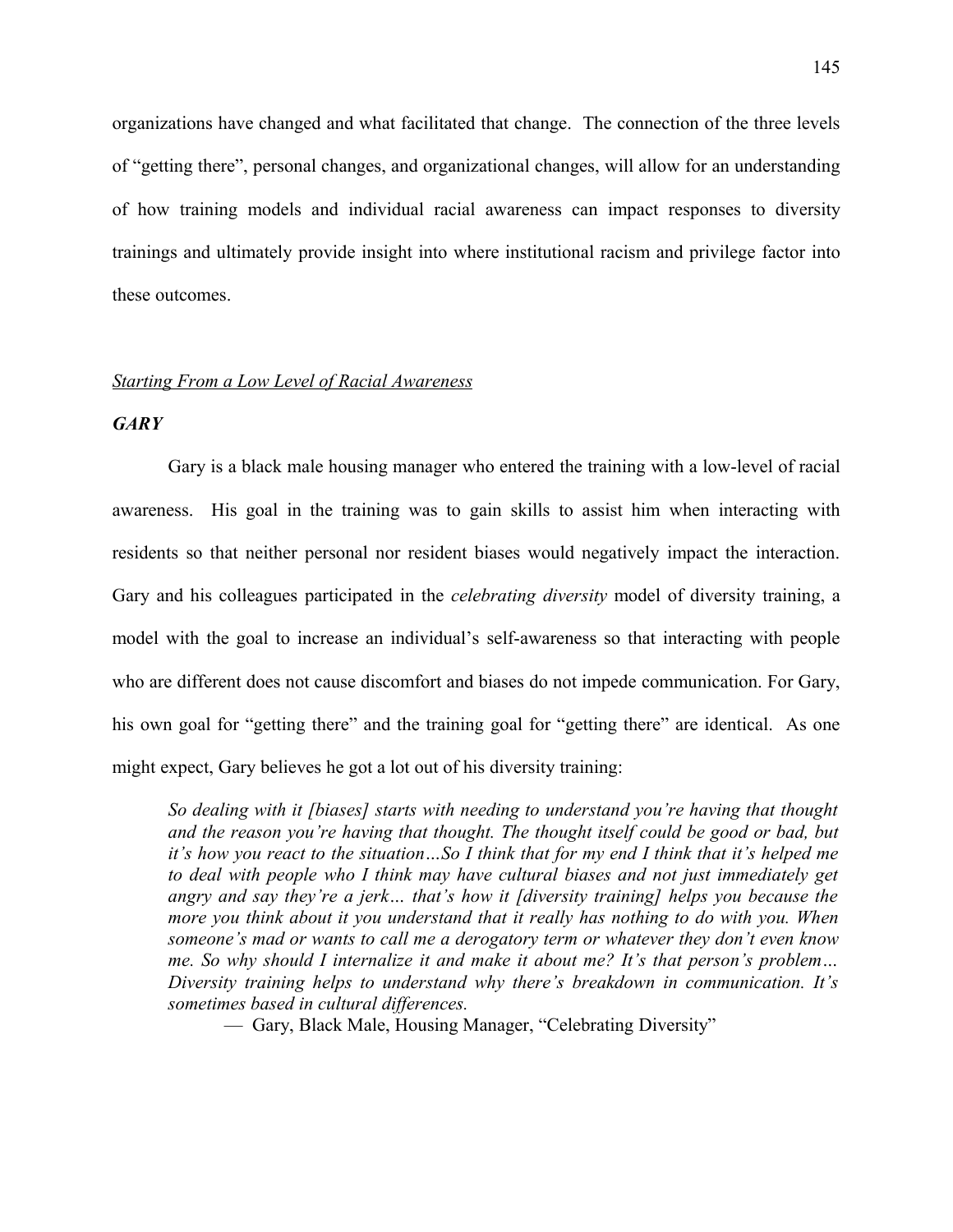organizations have changed and what facilitated that change. The connection of the three levels of "getting there", personal changes, and organizational changes, will allow for an understanding of how training models and individual racial awareness can impact responses to diversity trainings and ultimately provide insight into where institutional racism and privilege factor into these outcomes.

<u>*Starting From a Low Level of Racial Awareness*</u>

### ***GARY***

Gary is a black male housing manager who entered the training with a low-level of racial awareness. His goal in the training was to gain skills to assist him when interacting with residents so that neither personal nor resident biases would negatively impact the interaction. Gary and his colleagues participated in the *celebrating diversity* model of diversity training, a model with the goal to increase an individual's self-awareness so that interacting with people who are different does not cause discomfort and biases do not impede communication. For Gary, his own goal for "getting there" and the training goal for "getting there" are identical. As one might expect, Gary believes he got a lot out of his diversity training:

> *So dealing with it [biases] starts with needing to understand you're having that thought and the reason you're having that thought. The thought itself could be good or bad, but it's how you react to the situation…So I think that for my end I think that it's helped me to deal with people who I think may have cultural biases and not just immediately get angry and say they're a jerk… that's how it [diversity training] helps you because the more you think about it you understand that it really has nothing to do with you. When someone's mad or wants to call me a derogatory term or whatever they don't even know me. So why should I internalize it and make it about me? It's that person's problem… Diversity training helps to understand why there's breakdown in communication. It's sometimes based in cultural differences.*
>
> — Gary, Black Male, Housing Manager, "Celebrating Diversity"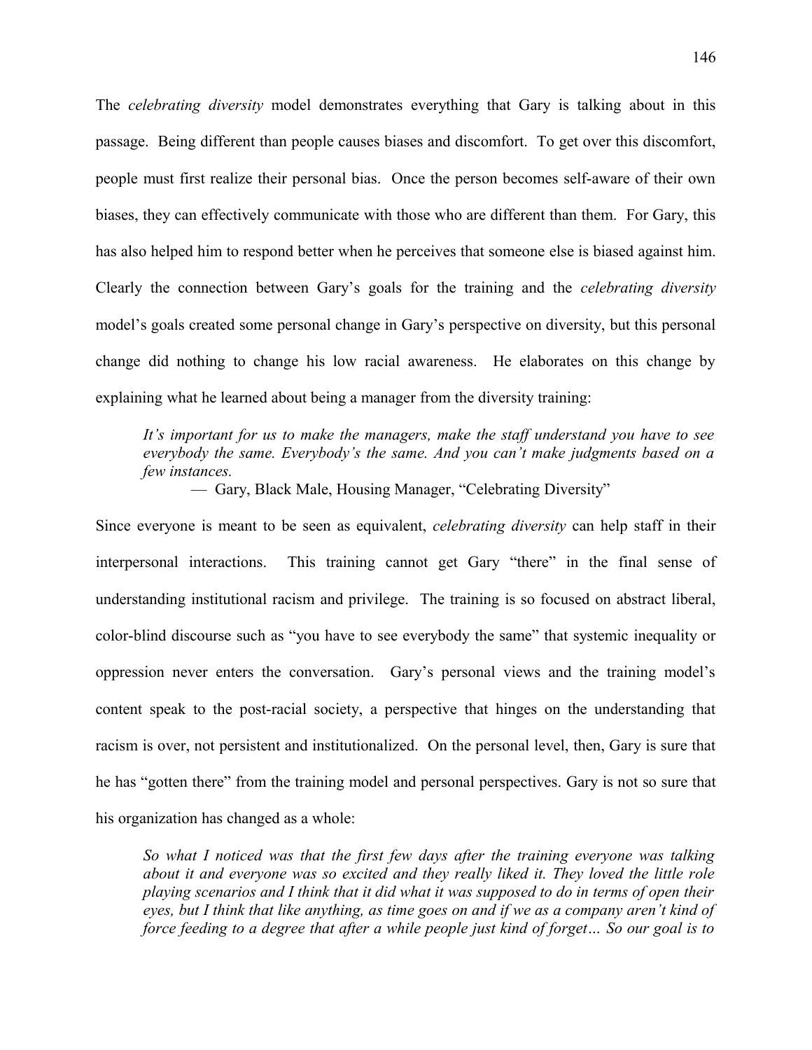The *celebrating diversity* model demonstrates everything that Gary is talking about in this passage. Being different than people causes biases and discomfort. To get over this discomfort, people must first realize their personal bias. Once the person becomes self-aware of their own biases, they can effectively communicate with those who are different than them. For Gary, this has also helped him to respond better when he perceives that someone else is biased against him. Clearly the connection between Gary's goals for the training and the *celebrating diversity* model's goals created some personal change in Gary's perspective on diversity, but this personal change did nothing to change his low racial awareness. He elaborates on this change by explaining what he learned about being a manager from the diversity training:

> *It's important for us to make the managers, make the staff understand you have to see everybody the same. Everybody's the same. And you can't make judgments based on a few instances.*
>
> — Gary, Black Male, Housing Manager, "Celebrating Diversity"

Since everyone is meant to be seen as equivalent, *celebrating diversity* can help staff in their interpersonal interactions. This training cannot get Gary "there" in the final sense of understanding institutional racism and privilege. The training is so focused on abstract liberal, color-blind discourse such as "you have to see everybody the same" that systemic inequality or oppression never enters the conversation. Gary's personal views and the training model's content speak to the post-racial society, a perspective that hinges on the understanding that racism is over, not persistent and institutionalized. On the personal level, then, Gary is sure that he has "gotten there" from the training model and personal perspectives. Gary is not so sure that his organization has changed as a whole:

> *So what I noticed was that the first few days after the training everyone was talking about it and everyone was so excited and they really liked it. They loved the little role playing scenarios and I think that it did what it was supposed to do in terms of open their eyes, but I think that like anything, as time goes on and if we as a company aren't kind of force feeding to a degree that after a while people just kind of forget… So our goal is to*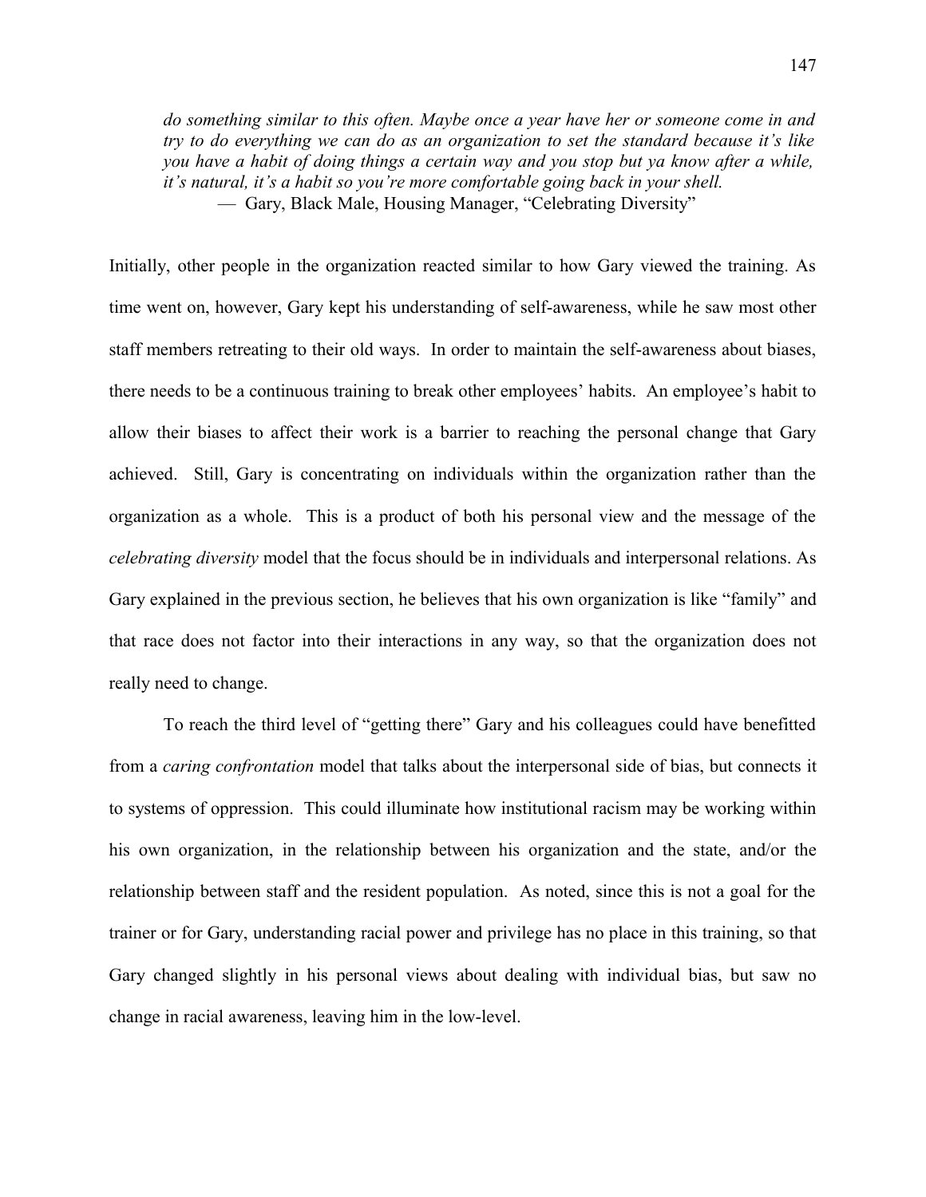*do something similar to this often. Maybe once a year have her or someone come in and try to do everything we can do as an organization to set the standard because it's like you have a habit of doing things a certain way and you stop but ya know after a while, it's natural, it's a habit so you're more comfortable going back in your shell.*

— Gary, Black Male, Housing Manager, "Celebrating Diversity"

Initially, other people in the organization reacted similar to how Gary viewed the training. As time went on, however, Gary kept his understanding of self-awareness, while he saw most other staff members retreating to their old ways. In order to maintain the self-awareness about biases, there needs to be a continuous training to break other employees' habits. An employee's habit to allow their biases to affect their work is a barrier to reaching the personal change that Gary achieved. Still, Gary is concentrating on individuals within the organization rather than the organization as a whole. This is a product of both his personal view and the message of the *celebrating diversity* model that the focus should be in individuals and interpersonal relations. As Gary explained in the previous section, he believes that his own organization is like "family" and that race does not factor into their interactions in any way, so that the organization does not really need to change.

To reach the third level of "getting there" Gary and his colleagues could have benefitted from a *caring confrontation* model that talks about the interpersonal side of bias, but connects it to systems of oppression. This could illuminate how institutional racism may be working within his own organization, in the relationship between his organization and the state, and/or the relationship between staff and the resident population. As noted, since this is not a goal for the trainer or for Gary, understanding racial power and privilege has no place in this training, so that Gary changed slightly in his personal views about dealing with individual bias, but saw no change in racial awareness, leaving him in the low-level.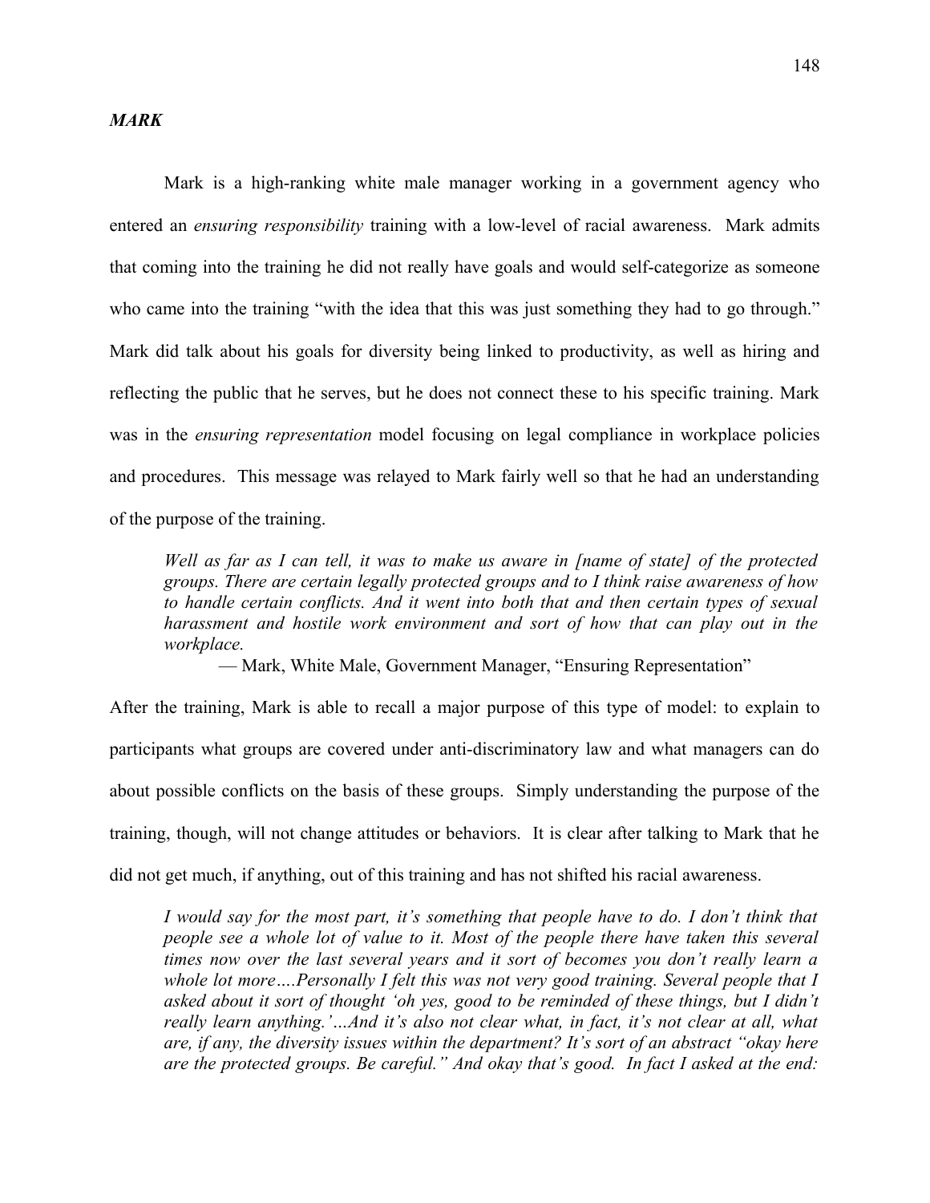***MARK***

Mark is a high-ranking white male manager working in a government agency who entered an *ensuring responsibility* training with a low-level of racial awareness. Mark admits that coming into the training he did not really have goals and would self-categorize as someone who came into the training "with the idea that this was just something they had to go through." Mark did talk about his goals for diversity being linked to productivity, as well as hiring and reflecting the public that he serves, but he does not connect these to his specific training. Mark was in the *ensuring representation* model focusing on legal compliance in workplace policies and procedures. This message was relayed to Mark fairly well so that he had an understanding of the purpose of the training.

> *Well as far as I can tell, it was to make us aware in [name of state] of the protected groups. There are certain legally protected groups and to I think raise awareness of how to handle certain conflicts. And it went into both that and then certain types of sexual harassment and hostile work environment and sort of how that can play out in the workplace.*
>
> — Mark, White Male, Government Manager, "Ensuring Representation"

After the training, Mark is able to recall a major purpose of this type of model: to explain to participants what groups are covered under anti-discriminatory law and what managers can do about possible conflicts on the basis of these groups. Simply understanding the purpose of the training, though, will not change attitudes or behaviors. It is clear after talking to Mark that he did not get much, if anything, out of this training and has not shifted his racial awareness.

> *I would say for the most part, it's something that people have to do. I don't think that people see a whole lot of value to it. Most of the people there have taken this several times now over the last several years and it sort of becomes you don't really learn a whole lot more….Personally I felt this was not very good training. Several people that I asked about it sort of thought 'oh yes, good to be reminded of these things, but I didn't really learn anything.'…And it's also not clear what, in fact, it's not clear at all, what are, if any, the diversity issues within the department? It's sort of an abstract "okay here are the protected groups. Be careful." And okay that's good. In fact I asked at the end:*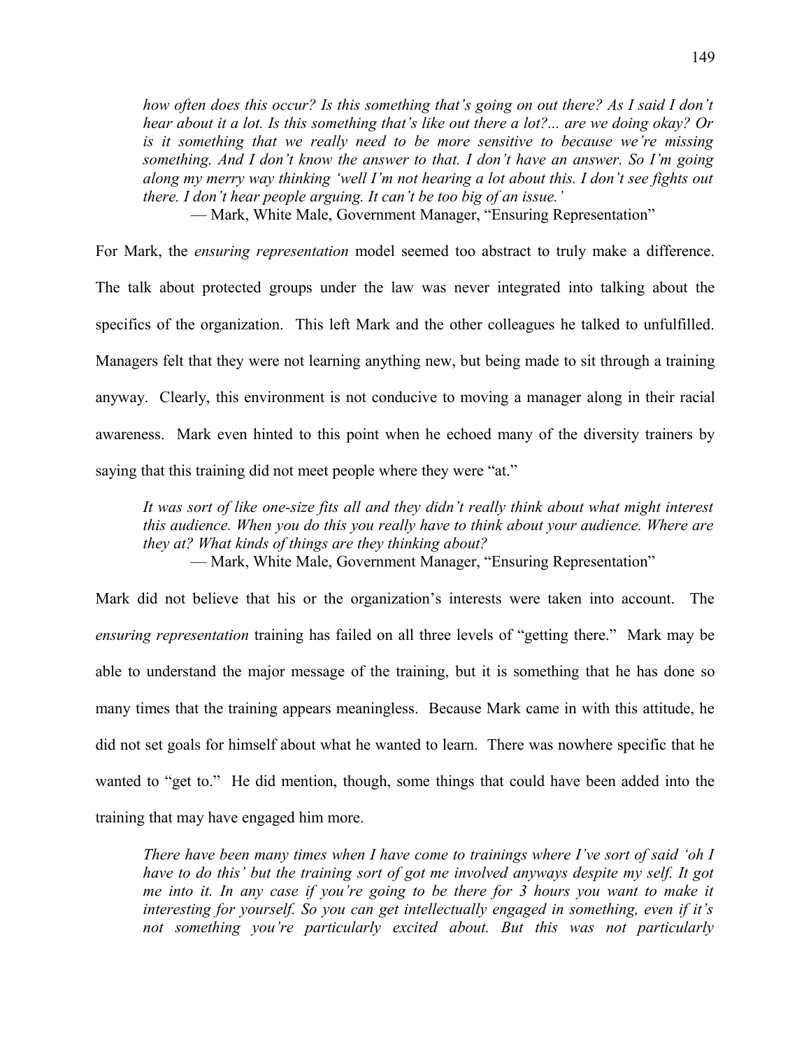> *how often does this occur? Is this something that's going on out there? As I said I don't hear about it a lot. Is this something that's like out there a lot?... are we doing okay? Or is it something that we really need to be more sensitive to because we're missing something. And I don't know the answer to that. I don't have an answer. So I'm going along my merry way thinking 'well I'm not hearing a lot about this. I don't see fights out there. I don't hear people arguing. It can't be too big of an issue.'*
>
> — Mark, White Male, Government Manager, "Ensuring Representation"

For Mark, the *ensuring representation* model seemed too abstract to truly make a difference. The talk about protected groups under the law was never integrated into talking about the specifics of the organization. This left Mark and the other colleagues he talked to unfulfilled. Managers felt that they were not learning anything new, but being made to sit through a training anyway. Clearly, this environment is not conducive to moving a manager along in their racial awareness. Mark even hinted to this point when he echoed many of the diversity trainers by saying that this training did not meet people where they were "at."

> *It was sort of like one-size fits all and they didn't really think about what might interest this audience. When you do this you really have to think about your audience. Where are they at? What kinds of things are they thinking about?*
>
> — Mark, White Male, Government Manager, "Ensuring Representation"

Mark did not believe that his or the organization's interests were taken into account. The *ensuring representation* training has failed on all three levels of "getting there." Mark may be able to understand the major message of the training, but it is something that he has done so many times that the training appears meaningless. Because Mark came in with this attitude, he did not set goals for himself about what he wanted to learn. There was nowhere specific that he wanted to "get to." He did mention, though, some things that could have been added into the training that may have engaged him more.

> *There have been many times when I have come to trainings where I've sort of said 'oh I have to do this' but the training sort of got me involved anyways despite my self. It got me into it. In any case if you're going to be there for 3 hours you want to make it interesting for yourself. So you can get intellectually engaged in something, even if it's not something you're particularly excited about. But this was not particularly*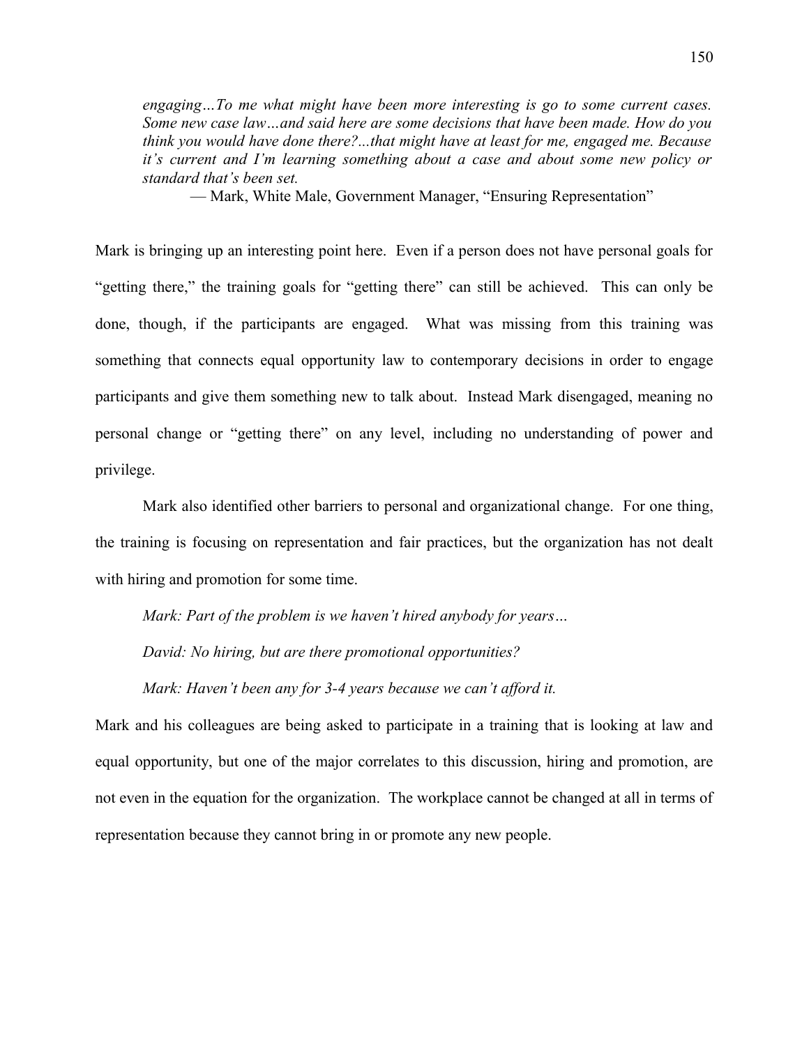*engaging…To me what might have been more interesting is go to some current cases. Some new case law…and said here are some decisions that have been made. How do you think you would have done there?...that might have at least for me, engaged me. Because it's current and I'm learning something about a case and about some new policy or standard that's been set.*

— Mark, White Male, Government Manager, "Ensuring Representation"

Mark is bringing up an interesting point here. Even if a person does not have personal goals for "getting there," the training goals for "getting there" can still be achieved. This can only be done, though, if the participants are engaged. What was missing from this training was something that connects equal opportunity law to contemporary decisions in order to engage participants and give them something new to talk about. Instead Mark disengaged, meaning no personal change or "getting there" on any level, including no understanding of power and privilege.

Mark also identified other barriers to personal and organizational change. For one thing, the training is focusing on representation and fair practices, but the organization has not dealt with hiring and promotion for some time.

*Mark: Part of the problem is we haven't hired anybody for years…*

*David: No hiring, but are there promotional opportunities?*

*Mark: Haven't been any for 3-4 years because we can't afford it.*

Mark and his colleagues are being asked to participate in a training that is looking at law and equal opportunity, but one of the major correlates to this discussion, hiring and promotion, are not even in the equation for the organization. The workplace cannot be changed at all in terms of representation because they cannot bring in or promote any new people.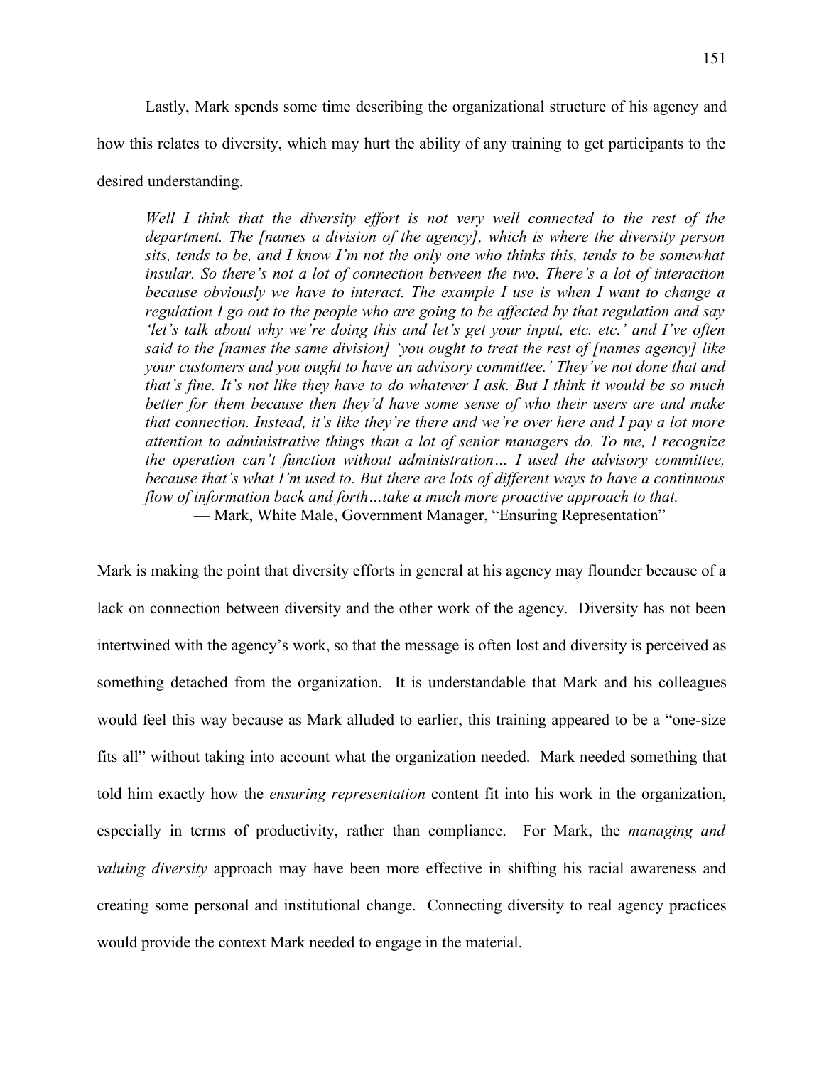Lastly, Mark spends some time describing the organizational structure of his agency and how this relates to diversity, which may hurt the ability of any training to get participants to the desired understanding.

> *Well I think that the diversity effort is not very well connected to the rest of the department. The [names a division of the agency], which is where the diversity person sits, tends to be, and I know I'm not the only one who thinks this, tends to be somewhat insular. So there's not a lot of connection between the two. There's a lot of interaction because obviously we have to interact. The example I use is when I want to change a regulation I go out to the people who are going to be affected by that regulation and say 'let's talk about why we're doing this and let's get your input, etc. etc.' and I've often said to the [names the same division] 'you ought to treat the rest of [names agency] like your customers and you ought to have an advisory committee.' They've not done that and that's fine. It's not like they have to do whatever I ask. But I think it would be so much better for them because then they'd have some sense of who their users are and make that connection. Instead, it's like they're there and we're over here and I pay a lot more attention to administrative things than a lot of senior managers do. To me, I recognize the operation can't function without administration… I used the advisory committee, because that's what I'm used to. But there are lots of different ways to have a continuous flow of information back and forth…take a much more proactive approach to that.*
>
> — Mark, White Male, Government Manager, "Ensuring Representation"

Mark is making the point that diversity efforts in general at his agency may flounder because of a lack on connection between diversity and the other work of the agency. Diversity has not been intertwined with the agency's work, so that the message is often lost and diversity is perceived as something detached from the organization. It is understandable that Mark and his colleagues would feel this way because as Mark alluded to earlier, this training appeared to be a "one-size fits all" without taking into account what the organization needed. Mark needed something that told him exactly how the *ensuring representation* content fit into his work in the organization, especially in terms of productivity, rather than compliance. For Mark, the *managing and valuing diversity* approach may have been more effective in shifting his racial awareness and creating some personal and institutional change. Connecting diversity to real agency practices would provide the context Mark needed to engage in the material.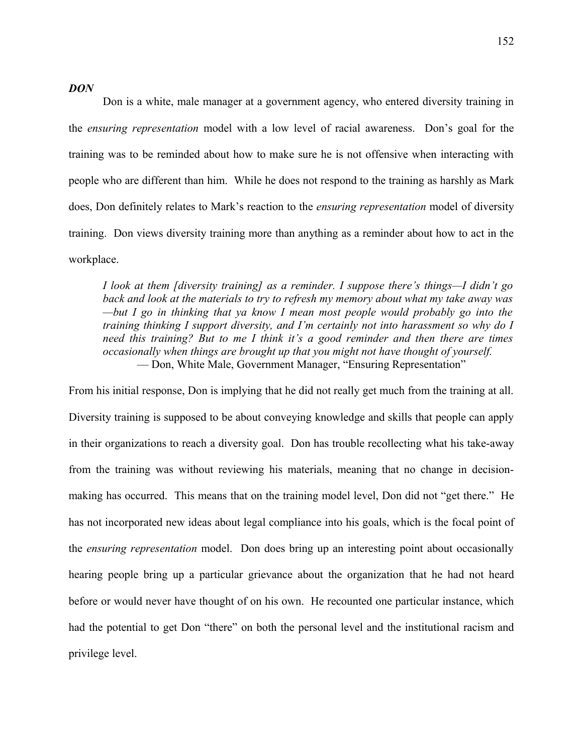### ***DON***

Don is a white, male manager at a government agency, who entered diversity training in the *ensuring representation* model with a low level of racial awareness. Don's goal for the training was to be reminded about how to make sure he is not offensive when interacting with people who are different than him. While he does not respond to the training as harshly as Mark does, Don definitely relates to Mark's reaction to the *ensuring representation* model of diversity training. Don views diversity training more than anything as a reminder about how to act in the workplace.

> *I look at them [diversity training] as a reminder. I suppose there's things—I didn't go back and look at the materials to try to refresh my memory about what my take away was—but I go in thinking that ya know I mean most people would probably go into the training thinking I support diversity, and I'm certainly not into harassment so why do I need this training? But to me I think it's a good reminder and then there are times occasionally when things are brought up that you might not have thought of yourself.*
>
> — Don, White Male, Government Manager, "Ensuring Representation"

From his initial response, Don is implying that he did not really get much from the training at all. Diversity training is supposed to be about conveying knowledge and skills that people can apply in their organizations to reach a diversity goal. Don has trouble recollecting what his take-away from the training was without reviewing his materials, meaning that no change in decision-making has occurred. This means that on the training model level, Don did not "get there." He has not incorporated new ideas about legal compliance into his goals, which is the focal point of the *ensuring representation* model. Don does bring up an interesting point about occasionally hearing people bring up a particular grievance about the organization that he had not heard before or would never have thought of on his own. He recounted one particular instance, which had the potential to get Don "there" on both the personal level and the institutional racism and privilege level.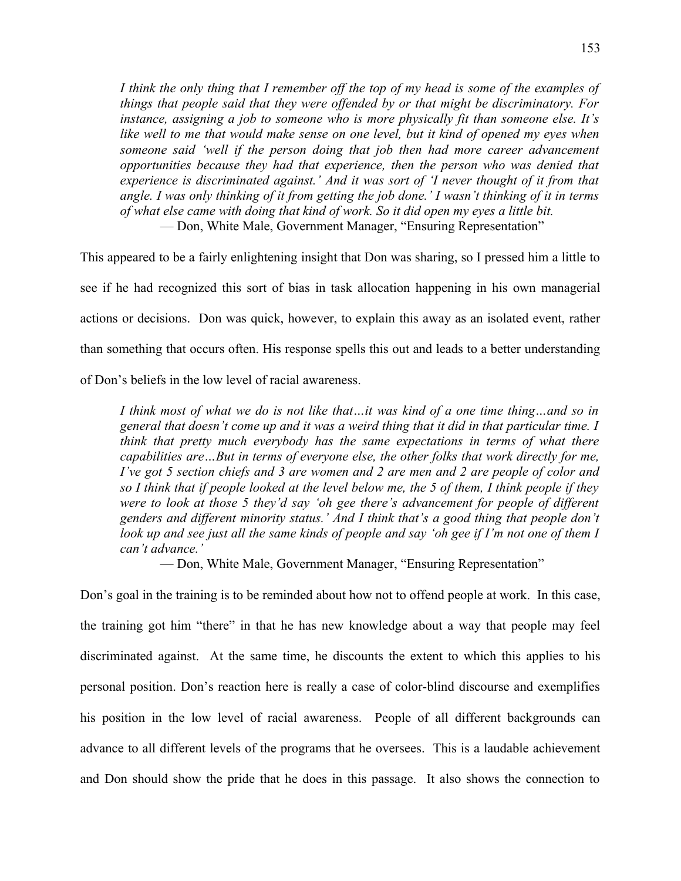*I think the only thing that I remember off the top of my head is some of the examples of things that people said that they were offended by or that might be discriminatory. For instance, assigning a job to someone who is more physically fit than someone else. It's like well to me that would make sense on one level, but it kind of opened my eyes when someone said 'well if the person doing that job then had more career advancement opportunities because they had that experience, then the person who was denied that experience is discriminated against.' And it was sort of 'I never thought of it from that angle. I was only thinking of it from getting the job done.' I wasn't thinking of it in terms of what else came with doing that kind of work. So it did open my eyes a little bit.*

— Don, White Male, Government Manager, "Ensuring Representation"

This appeared to be a fairly enlightening insight that Don was sharing, so I pressed him a little to see if he had recognized this sort of bias in task allocation happening in his own managerial actions or decisions. Don was quick, however, to explain this away as an isolated event, rather than something that occurs often. His response spells this out and leads to a better understanding of Don's beliefs in the low level of racial awareness.

*I think most of what we do is not like that…it was kind of a one time thing…and so in general that doesn't come up and it was a weird thing that it did in that particular time. I think that pretty much everybody has the same expectations in terms of what there capabilities are…But in terms of everyone else, the other folks that work directly for me, I've got 5 section chiefs and 3 are women and 2 are men and 2 are people of color and so I think that if people looked at the level below me, the 5 of them, I think people if they were to look at those 5 they'd say 'oh gee there's advancement for people of different genders and different minority status.' And I think that's a good thing that people don't look up and see just all the same kinds of people and say 'oh gee if I'm not one of them I can't advance.'*

— Don, White Male, Government Manager, "Ensuring Representation"

Don's goal in the training is to be reminded about how not to offend people at work. In this case, the training got him "there" in that he has new knowledge about a way that people may feel discriminated against. At the same time, he discounts the extent to which this applies to his personal position. Don's reaction here is really a case of color-blind discourse and exemplifies his position in the low level of racial awareness. People of all different backgrounds can advance to all different levels of the programs that he oversees. This is a laudable achievement and Don should show the pride that he does in this passage. It also shows the connection to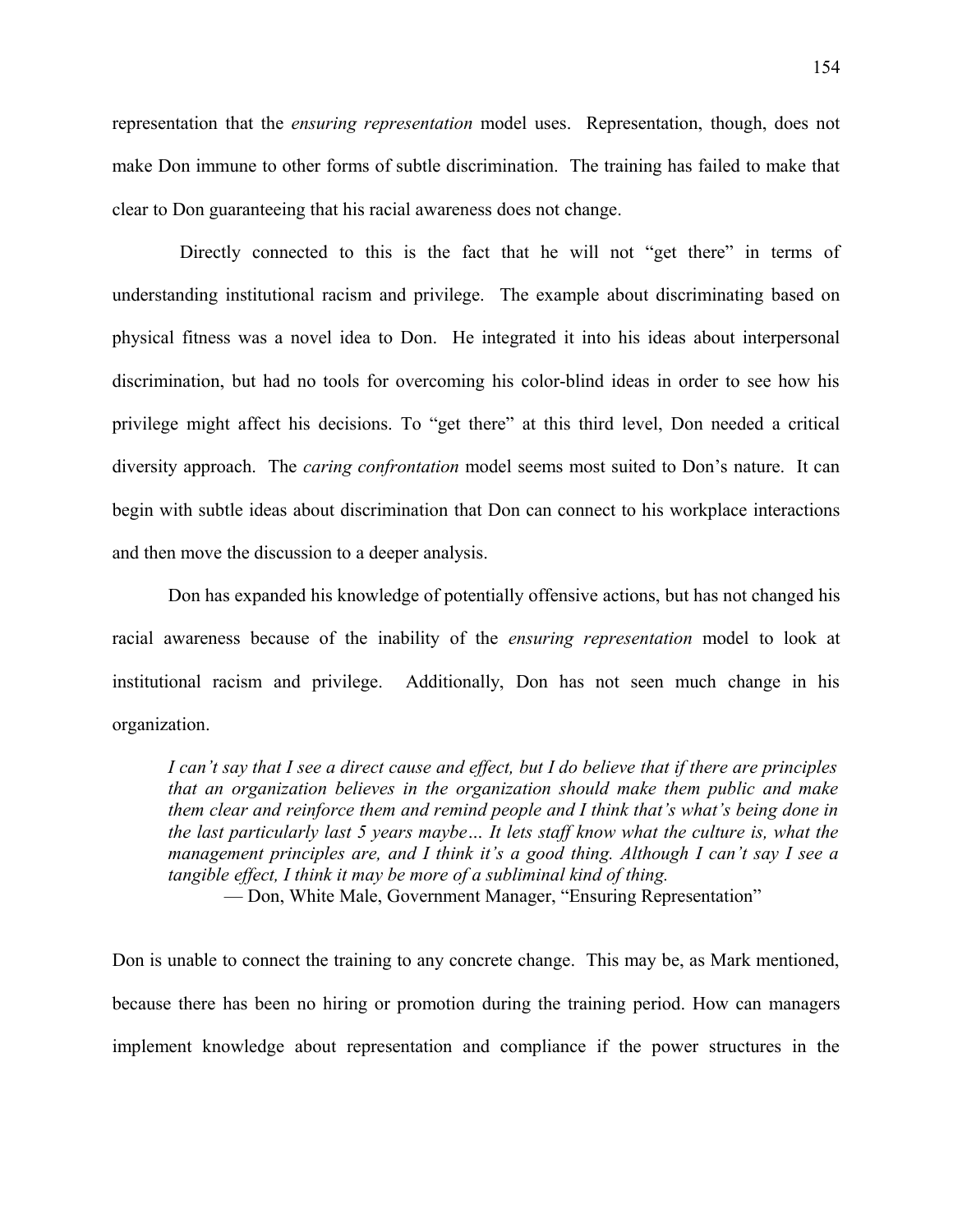representation that the *ensuring representation* model uses. Representation, though, does not make Don immune to other forms of subtle discrimination. The training has failed to make that clear to Don guaranteeing that his racial awareness does not change.

Directly connected to this is the fact that he will not "get there" in terms of understanding institutional racism and privilege. The example about discriminating based on physical fitness was a novel idea to Don. He integrated it into his ideas about interpersonal discrimination, but had no tools for overcoming his color-blind ideas in order to see how his privilege might affect his decisions. To "get there" at this third level, Don needed a critical diversity approach. The *caring confrontation* model seems most suited to Don's nature. It can begin with subtle ideas about discrimination that Don can connect to his workplace interactions and then move the discussion to a deeper analysis.

Don has expanded his knowledge of potentially offensive actions, but has not changed his racial awareness because of the inability of the *ensuring representation* model to look at institutional racism and privilege. Additionally, Don has not seen much change in his organization.

> *I can't say that I see a direct cause and effect, but I do believe that if there are principles that an organization believes in the organization should make them public and make them clear and reinforce them and remind people and I think that's what's being done in the last particularly last 5 years maybe… It lets staff know what the culture is, what the management principles are, and I think it's a good thing. Although I can't say I see a tangible effect, I think it may be more of a subliminal kind of thing.*
>
> — Don, White Male, Government Manager, "Ensuring Representation"

Don is unable to connect the training to any concrete change. This may be, as Mark mentioned, because there has been no hiring or promotion during the training period. How can managers implement knowledge about representation and compliance if the power structures in the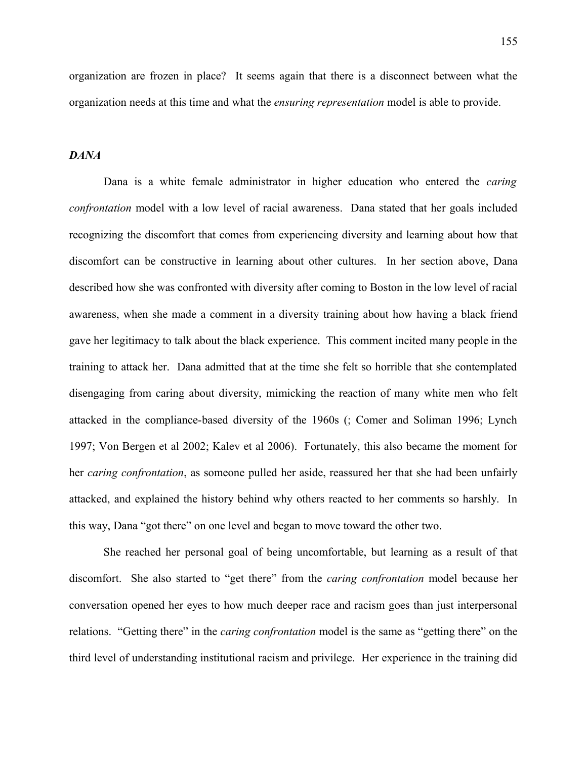organization are frozen in place? It seems again that there is a disconnect between what the organization needs at this time and what the *ensuring representation* model is able to provide.

### *DANA*

Dana is a white female administrator in higher education who entered the *caring confrontation* model with a low level of racial awareness. Dana stated that her goals included recognizing the discomfort that comes from experiencing diversity and learning about how that discomfort can be constructive in learning about other cultures. In her section above, Dana described how she was confronted with diversity after coming to Boston in the low level of racial awareness, when she made a comment in a diversity training about how having a black friend gave her legitimacy to talk about the black experience. This comment incited many people in the training to attack her. Dana admitted that at the time she felt so horrible that she contemplated disengaging from caring about diversity, mimicking the reaction of many white men who felt attacked in the compliance-based diversity of the 1960s (; Comer and Soliman 1996; Lynch 1997; Von Bergen et al 2002; Kalev et al 2006). Fortunately, this also became the moment for her *caring confrontation*, as someone pulled her aside, reassured her that she had been unfairly attacked, and explained the history behind why others reacted to her comments so harshly. In this way, Dana "got there" on one level and began to move toward the other two.

She reached her personal goal of being uncomfortable, but learning as a result of that discomfort. She also started to "get there" from the *caring confrontation* model because her conversation opened her eyes to how much deeper race and racism goes than just interpersonal relations. "Getting there" in the *caring confrontation* model is the same as "getting there" on the third level of understanding institutional racism and privilege. Her experience in the training did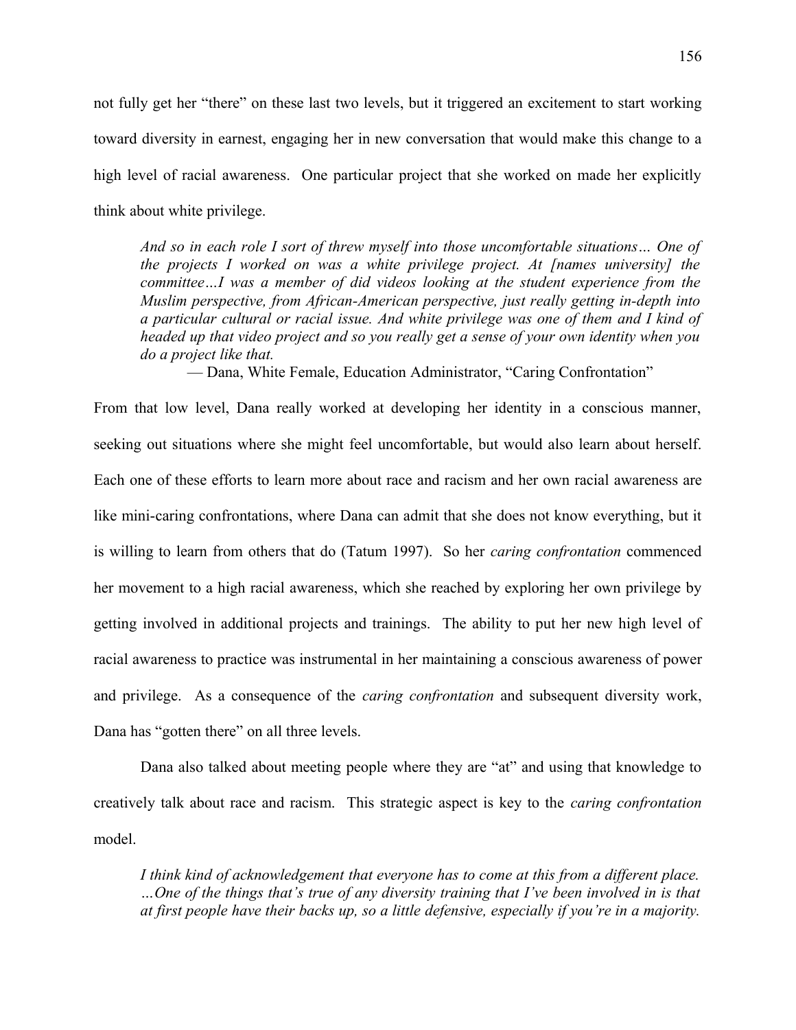not fully get her "there" on these last two levels, but it triggered an excitement to start working toward diversity in earnest, engaging her in new conversation that would make this change to a high level of racial awareness. One particular project that she worked on made her explicitly think about white privilege.

> *And so in each role I sort of threw myself into those uncomfortable situations… One of the projects I worked on was a white privilege project. At [names university] the committee…I was a member of did videos looking at the student experience from the Muslim perspective, from African-American perspective, just really getting in-depth into a particular cultural or racial issue. And white privilege was one of them and I kind of headed up that video project and so you really get a sense of your own identity when you do a project like that.*
>
> — Dana, White Female, Education Administrator, "Caring Confrontation"

From that low level, Dana really worked at developing her identity in a conscious manner, seeking out situations where she might feel uncomfortable, but would also learn about herself. Each one of these efforts to learn more about race and racism and her own racial awareness are like mini-caring confrontations, where Dana can admit that she does not know everything, but it is willing to learn from others that do (Tatum 1997). So her *caring confrontation* commenced her movement to a high racial awareness, which she reached by exploring her own privilege by getting involved in additional projects and trainings. The ability to put her new high level of racial awareness to practice was instrumental in her maintaining a conscious awareness of power and privilege. As a consequence of the *caring confrontation* and subsequent diversity work, Dana has "gotten there" on all three levels.

Dana also talked about meeting people where they are "at" and using that knowledge to creatively talk about race and racism. This strategic aspect is key to the *caring confrontation* model.

> *I think kind of acknowledgement that everyone has to come at this from a different place. …One of the things that's true of any diversity training that I've been involved in is that at first people have their backs up, so a little defensive, especially if you're in a majority.*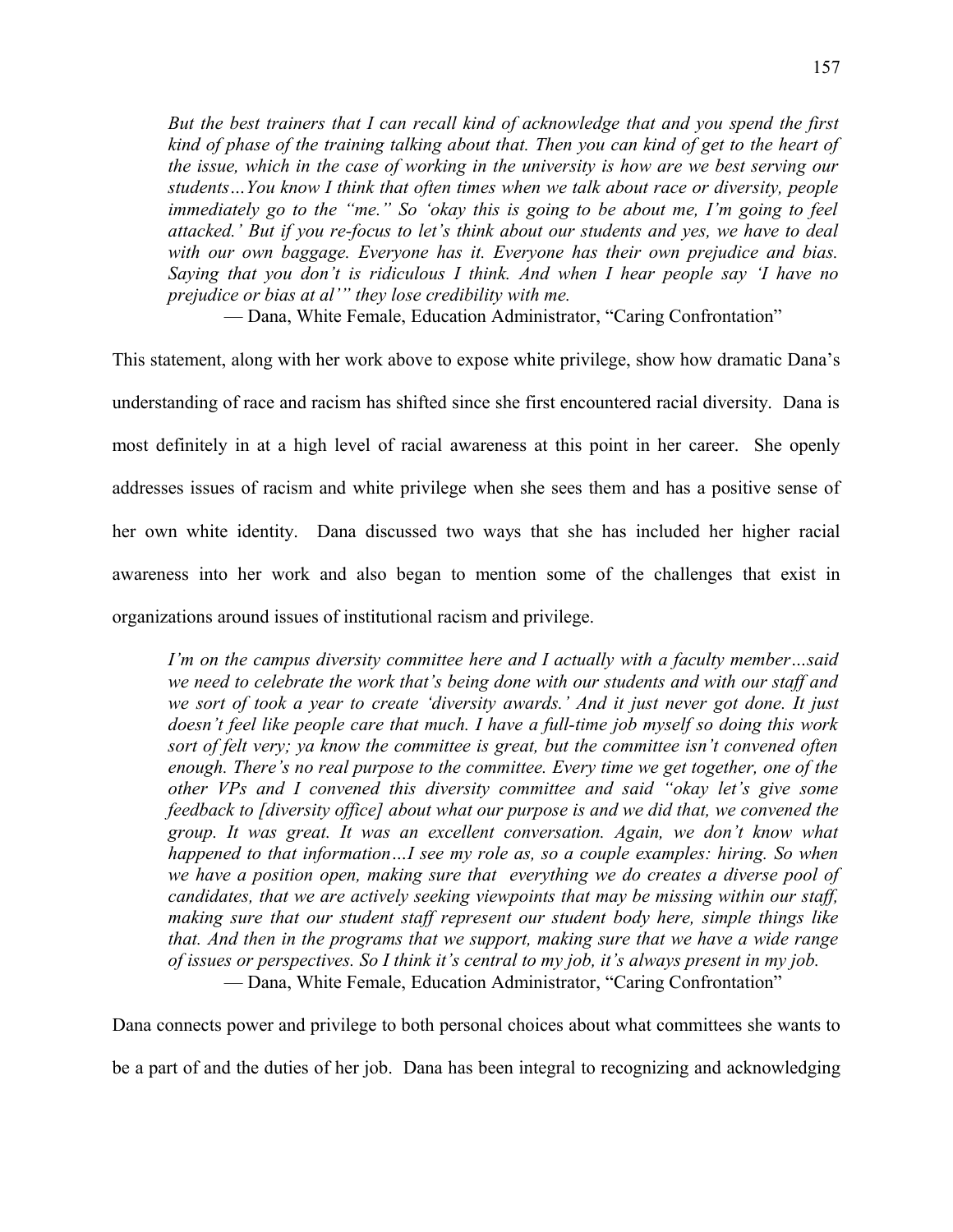> *But the best trainers that I can recall kind of acknowledge that and you spend the first kind of phase of the training talking about that. Then you can kind of get to the heart of the issue, which in the case of working in the university is how are we best serving our students…You know I think that often times when we talk about race or diversity, people immediately go to the "me." So 'okay this is going to be about me, I'm going to feel attacked.' But if you re-focus to let's think about our students and yes, we have to deal with our own baggage. Everyone has it. Everyone has their own prejudice and bias. Saying that you don't is ridiculous I think. And when I hear people say 'I have no prejudice or bias at al'" they lose credibility with me.*
>
> — Dana, White Female, Education Administrator, "Caring Confrontation"

This statement, along with her work above to expose white privilege, show how dramatic Dana's understanding of race and racism has shifted since she first encountered racial diversity. Dana is most definitely in at a high level of racial awareness at this point in her career. She openly addresses issues of racism and white privilege when she sees them and has a positive sense of her own white identity. Dana discussed two ways that she has included her higher racial awareness into her work and also began to mention some of the challenges that exist in organizations around issues of institutional racism and privilege.

> *I'm on the campus diversity committee here and I actually with a faculty member…said we need to celebrate the work that's being done with our students and with our staff and we sort of took a year to create 'diversity awards.' And it just never got done. It just doesn't feel like people care that much. I have a full-time job myself so doing this work sort of felt very; ya know the committee is great, but the committee isn't convened often enough. There's no real purpose to the committee. Every time we get together, one of the other VPs and I convened this diversity committee and said "okay let's give some feedback to [diversity office] about what our purpose is and we did that, we convened the group. It was great. It was an excellent conversation. Again, we don't know what happened to that information…I see my role as, so a couple examples: hiring. So when we have a position open, making sure that everything we do creates a diverse pool of candidates, that we are actively seeking viewpoints that may be missing within our staff, making sure that our student staff represent our student body here, simple things like that. And then in the programs that we support, making sure that we have a wide range of issues or perspectives. So I think it's central to my job, it's always present in my job.*
>
> — Dana, White Female, Education Administrator, "Caring Confrontation"

Dana connects power and privilege to both personal choices about what committees she wants to be a part of and the duties of her job. Dana has been integral to recognizing and acknowledging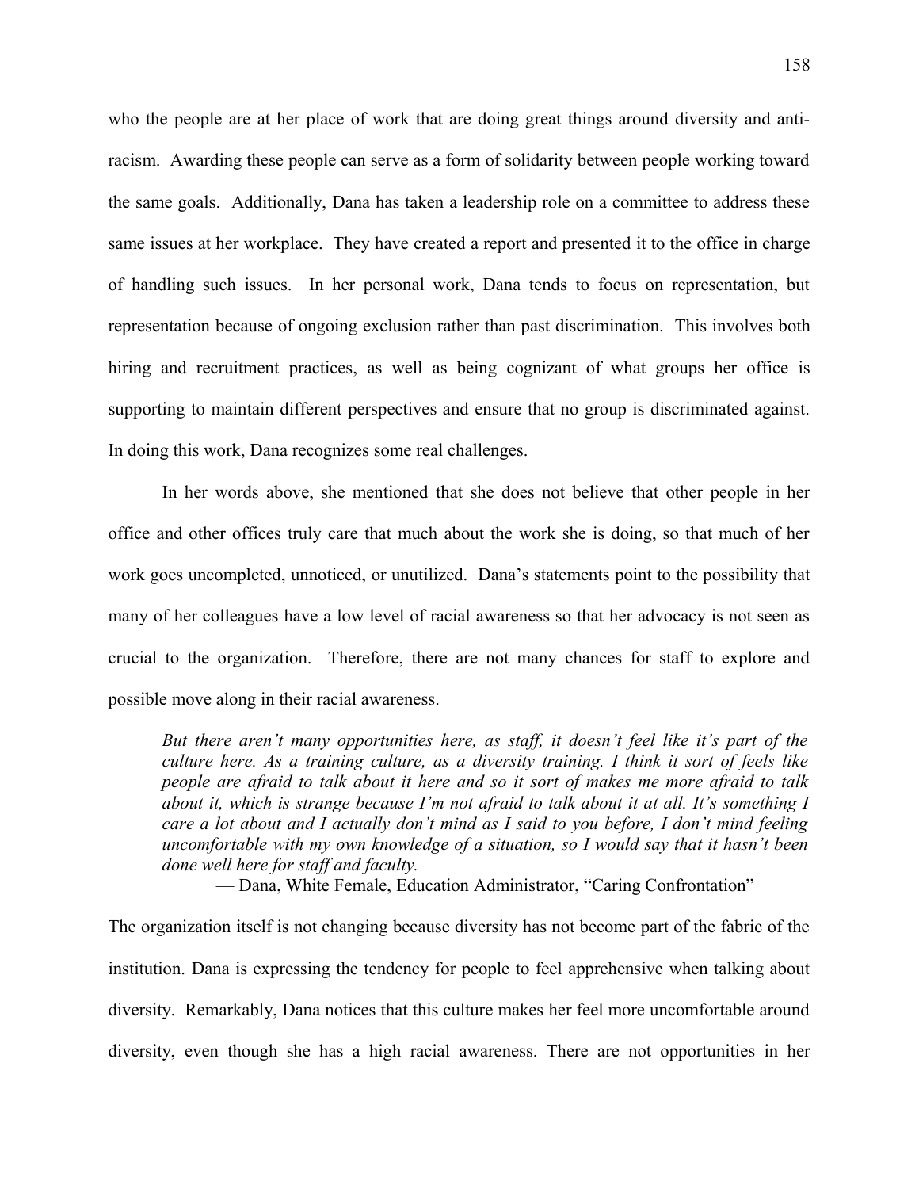who the people are at her place of work that are doing great things around diversity and anti-racism. Awarding these people can serve as a form of solidarity between people working toward the same goals. Additionally, Dana has taken a leadership role on a committee to address these same issues at her workplace. They have created a report and presented it to the office in charge of handling such issues. In her personal work, Dana tends to focus on representation, but representation because of ongoing exclusion rather than past discrimination. This involves both hiring and recruitment practices, as well as being cognizant of what groups her office is supporting to maintain different perspectives and ensure that no group is discriminated against. In doing this work, Dana recognizes some real challenges.

In her words above, she mentioned that she does not believe that other people in her office and other offices truly care that much about the work she is doing, so that much of her work goes uncompleted, unnoticed, or unutilized. Dana's statements point to the possibility that many of her colleagues have a low level of racial awareness so that her advocacy is not seen as crucial to the organization. Therefore, there are not many chances for staff to explore and possible move along in their racial awareness.

> *But there aren't many opportunities here, as staff, it doesn't feel like it's part of the culture here. As a training culture, as a diversity training. I think it sort of feels like people are afraid to talk about it here and so it sort of makes me more afraid to talk about it, which is strange because I'm not afraid to talk about it at all. It's something I care a lot about and I actually don't mind as I said to you before, I don't mind feeling uncomfortable with my own knowledge of a situation, so I would say that it hasn't been done well here for staff and faculty.*
>
> — Dana, White Female, Education Administrator, "Caring Confrontation"

The organization itself is not changing because diversity has not become part of the fabric of the institution. Dana is expressing the tendency for people to feel apprehensive when talking about diversity. Remarkably, Dana notices that this culture makes her feel more uncomfortable around diversity, even though she has a high racial awareness. There are not opportunities in her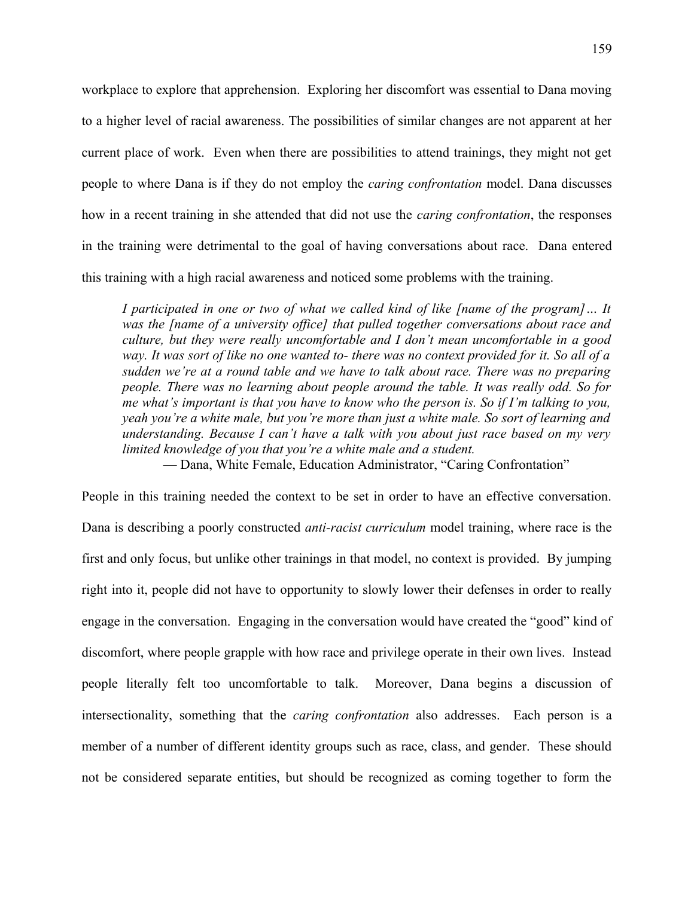workplace to explore that apprehension. Exploring her discomfort was essential to Dana moving to a higher level of racial awareness. The possibilities of similar changes are not apparent at her current place of work. Even when there are possibilities to attend trainings, they might not get people to where Dana is if they do not employ the *caring confrontation* model. Dana discusses how in a recent training in she attended that did not use the *caring confrontation*, the responses in the training were detrimental to the goal of having conversations about race. Dana entered this training with a high racial awareness and noticed some problems with the training.

> *I participated in one or two of what we called kind of like [name of the program]… It was the [name of a university office] that pulled together conversations about race and culture, but they were really uncomfortable and I don't mean uncomfortable in a good way. It was sort of like no one wanted to- there was no context provided for it. So all of a sudden we're at a round table and we have to talk about race. There was no preparing people. There was no learning about people around the table. It was really odd. So for me what's important is that you have to know who the person is. So if I'm talking to you, yeah you're a white male, but you're more than just a white male. So sort of learning and understanding. Because I can't have a talk with you about just race based on my very limited knowledge of you that you're a white male and a student.*
>
> — Dana, White Female, Education Administrator, "Caring Confrontation"

People in this training needed the context to be set in order to have an effective conversation. Dana is describing a poorly constructed *anti-racist curriculum* model training, where race is the first and only focus, but unlike other trainings in that model, no context is provided. By jumping right into it, people did not have to opportunity to slowly lower their defenses in order to really engage in the conversation. Engaging in the conversation would have created the "good" kind of discomfort, where people grapple with how race and privilege operate in their own lives. Instead people literally felt too uncomfortable to talk. Moreover, Dana begins a discussion of intersectionality, something that the *caring confrontation* also addresses. Each person is a member of a number of different identity groups such as race, class, and gender. These should not be considered separate entities, but should be recognized as coming together to form the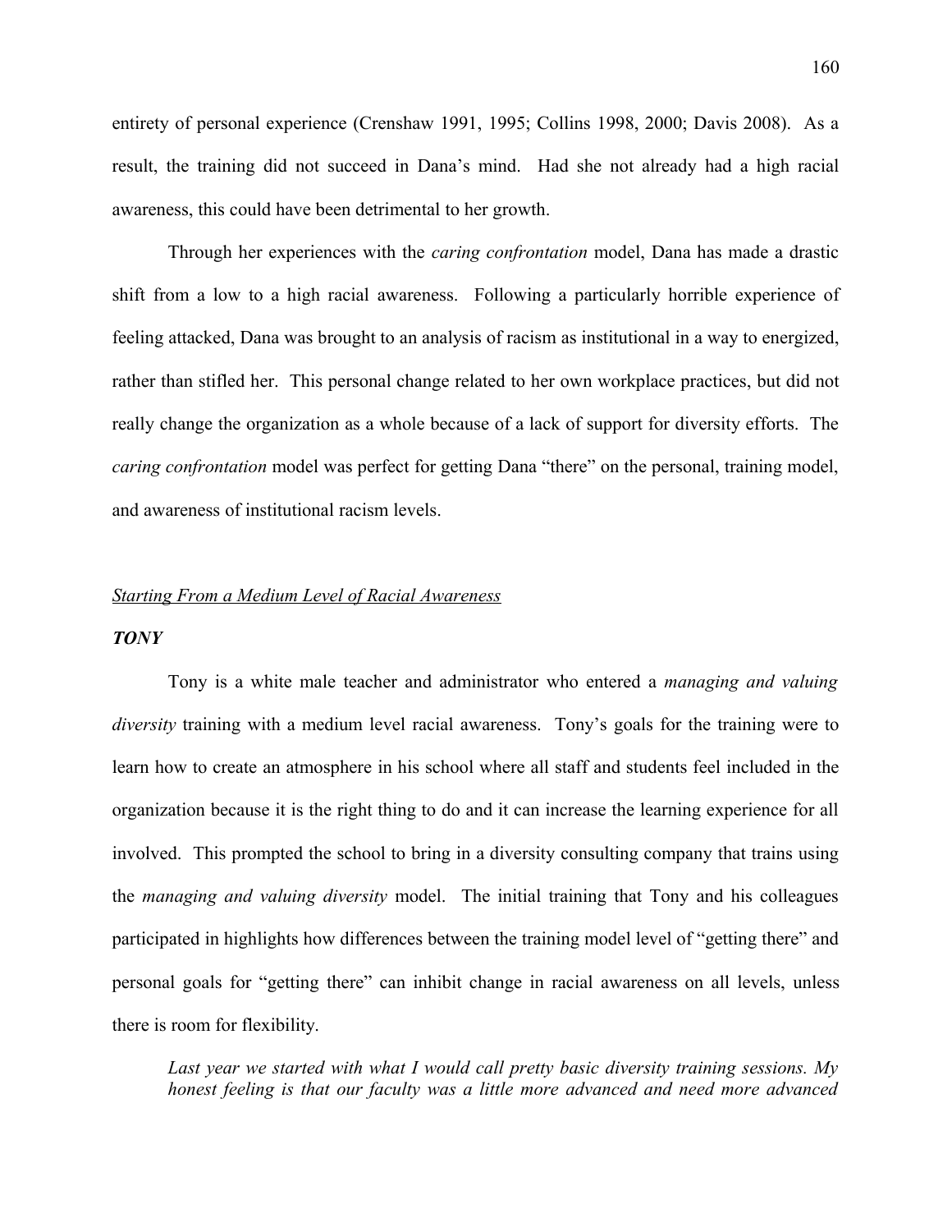entirety of personal experience (Crenshaw 1991, 1995; Collins 1998, 2000; Davis 2008). As a result, the training did not succeed in Dana's mind. Had she not already had a high racial awareness, this could have been detrimental to her growth.

Through her experiences with the *caring confrontation* model, Dana has made a drastic shift from a low to a high racial awareness. Following a particularly horrible experience of feeling attacked, Dana was brought to an analysis of racism as institutional in a way to energized, rather than stifled her. This personal change related to her own workplace practices, but did not really change the organization as a whole because of a lack of support for diversity efforts. The *caring confrontation* model was perfect for getting Dana "there" on the personal, training model, and awareness of institutional racism levels.

### *<u>Starting From a Medium Level of Racial Awareness</u>*

#### ***TONY***

Tony is a white male teacher and administrator who entered a *managing and valuing diversity* training with a medium level racial awareness. Tony's goals for the training were to learn how to create an atmosphere in his school where all staff and students feel included in the organization because it is the right thing to do and it can increase the learning experience for all involved. This prompted the school to bring in a diversity consulting company that trains using the *managing and valuing diversity* model. The initial training that Tony and his colleagues participated in highlights how differences between the training model level of "getting there" and personal goals for "getting there" can inhibit change in racial awareness on all levels, unless there is room for flexibility.

> *Last year we started with what I would call pretty basic diversity training sessions. My honest feeling is that our faculty was a little more advanced and need more advanced*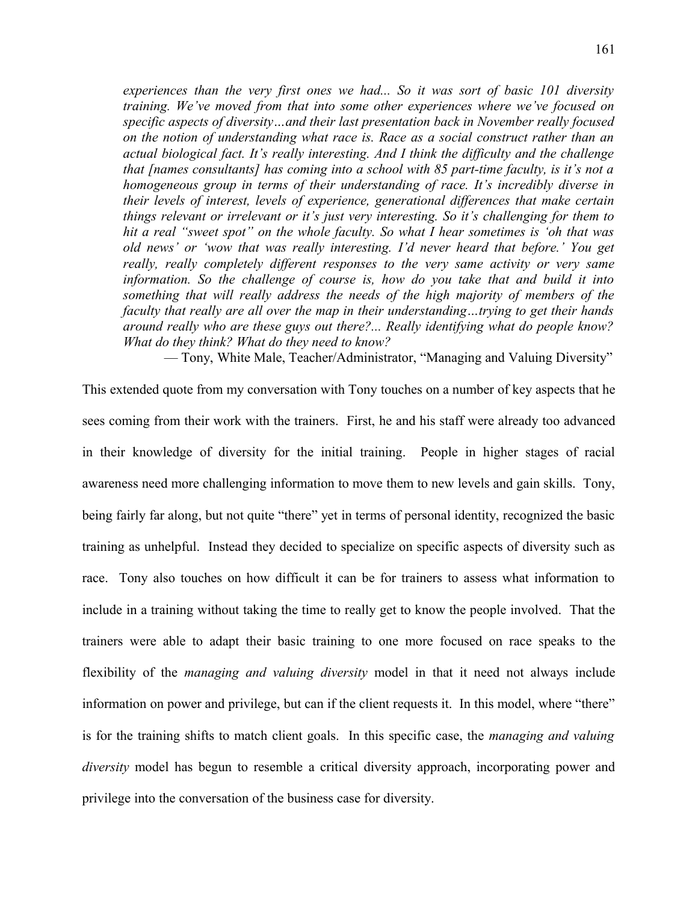*experiences than the very first ones we had... So it was sort of basic 101 diversity training. We've moved from that into some other experiences where we've focused on specific aspects of diversity…and their last presentation back in November really focused on the notion of understanding what race is. Race as a social construct rather than an actual biological fact. It's really interesting. And I think the difficulty and the challenge that [names consultants] has coming into a school with 85 part-time faculty, is it's not a homogeneous group in terms of their understanding of race. It's incredibly diverse in their levels of interest, levels of experience, generational differences that make certain things relevant or irrelevant or it's just very interesting. So it's challenging for them to hit a real "sweet spot" on the whole faculty. So what I hear sometimes is 'oh that was old news' or 'wow that was really interesting. I'd never heard that before.' You get really, really completely different responses to the very same activity or very same information. So the challenge of course is, how do you take that and build it into something that will really address the needs of the high majority of members of the faculty that really are all over the map in their understanding…trying to get their hands around really who are these guys out there?... Really identifying what do people know? What do they think? What do they need to know?*

— Tony, White Male, Teacher/Administrator, "Managing and Valuing Diversity"

This extended quote from my conversation with Tony touches on a number of key aspects that he sees coming from their work with the trainers. First, he and his staff were already too advanced in their knowledge of diversity for the initial training. People in higher stages of racial awareness need more challenging information to move them to new levels and gain skills. Tony, being fairly far along, but not quite "there" yet in terms of personal identity, recognized the basic training as unhelpful. Instead they decided to specialize on specific aspects of diversity such as race. Tony also touches on how difficult it can be for trainers to assess what information to include in a training without taking the time to really get to know the people involved. That the trainers were able to adapt their basic training to one more focused on race speaks to the flexibility of the *managing and valuing diversity* model in that it need not always include information on power and privilege, but can if the client requests it. In this model, where "there" is for the training shifts to match client goals. In this specific case, the *managing and valuing diversity* model has begun to resemble a critical diversity approach, incorporating power and privilege into the conversation of the business case for diversity.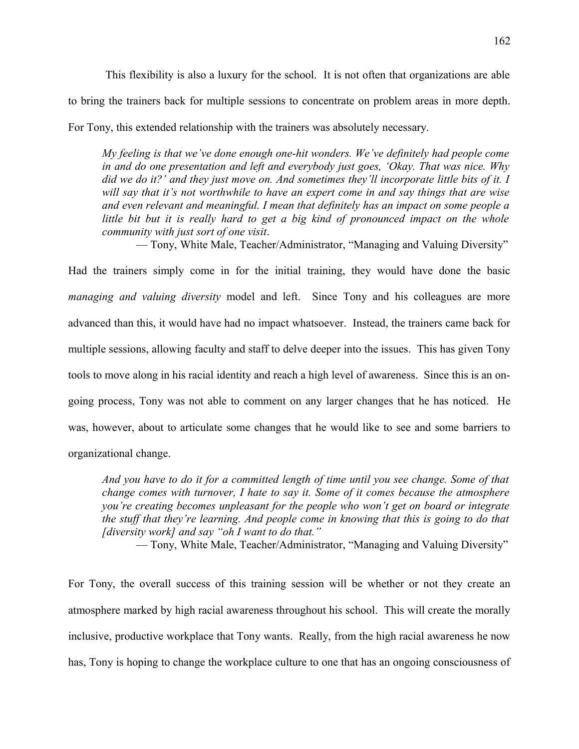This flexibility is also a luxury for the school. It is not often that organizations are able to bring the trainers back for multiple sessions to concentrate on problem areas in more depth. For Tony, this extended relationship with the trainers was absolutely necessary.

> *My feeling is that we've done enough one-hit wonders. We've definitely had people come in and do one presentation and left and everybody just goes, 'Okay. That was nice. Why did we do it?' and they just move on. And sometimes they'll incorporate little bits of it. I will say that it's not worthwhile to have an expert come in and say things that are wise and even relevant and meaningful. I mean that definitely has an impact on some people a little bit but it is really hard to get a big kind of pronounced impact on the whole community with just sort of one visit*.
>
> — Tony, White Male, Teacher/Administrator, "Managing and Valuing Diversity"

Had the trainers simply come in for the initial training, they would have done the basic *managing and valuing diversity* model and left. Since Tony and his colleagues are more advanced than this, it would have had no impact whatsoever. Instead, the trainers came back for multiple sessions, allowing faculty and staff to delve deeper into the issues. This has given Tony tools to move along in his racial identity and reach a high level of awareness. Since this is an on-going process, Tony was not able to comment on any larger changes that he has noticed. He was, however, about to articulate some changes that he would like to see and some barriers to organizational change.

> *And you have to do it for a committed length of time until you see change. Some of that change comes with turnover, I hate to say it. Some of it comes because the atmosphere you're creating becomes unpleasant for the people who won't get on board or integrate the stuff that they're learning. And people come in knowing that this is going to do that [diversity work] and say "oh I want to do that."*
>
> — Tony, White Male, Teacher/Administrator, "Managing and Valuing Diversity"

For Tony, the overall success of this training session will be whether or not they create an atmosphere marked by high racial awareness throughout his school. This will create the morally inclusive, productive workplace that Tony wants. Really, from the high racial awareness he now has, Tony is hoping to change the workplace culture to one that has an ongoing consciousness of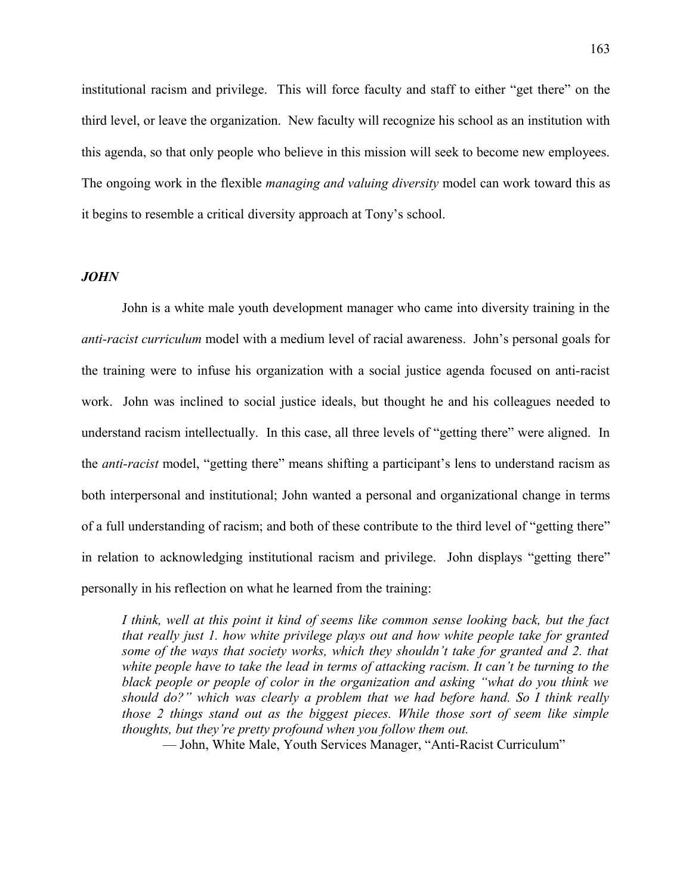institutional racism and privilege. This will force faculty and staff to either "get there" on the third level, or leave the organization. New faculty will recognize his school as an institution with this agenda, so that only people who believe in this mission will seek to become new employees. The ongoing work in the flexible *managing and valuing diversity* model can work toward this as it begins to resemble a critical diversity approach at Tony's school.

### *JOHN*

John is a white male youth development manager who came into diversity training in the *anti-racist curriculum* model with a medium level of racial awareness. John's personal goals for the training were to infuse his organization with a social justice agenda focused on anti-racist work. John was inclined to social justice ideals, but thought he and his colleagues needed to understand racism intellectually. In this case, all three levels of "getting there" were aligned. In the *anti-racist* model, "getting there" means shifting a participant's lens to understand racism as both interpersonal and institutional; John wanted a personal and organizational change in terms of a full understanding of racism; and both of these contribute to the third level of "getting there" in relation to acknowledging institutional racism and privilege. John displays "getting there" personally in his reflection on what he learned from the training:

> *I think, well at this point it kind of seems like common sense looking back, but the fact that really just 1. how white privilege plays out and how white people take for granted some of the ways that society works, which they shouldn't take for granted and 2. that white people have to take the lead in terms of attacking racism. It can't be turning to the black people or people of color in the organization and asking "what do you think we should do?" which was clearly a problem that we had before hand. So I think really those 2 things stand out as the biggest pieces. While those sort of seem like simple thoughts, but they're pretty profound when you follow them out.*
>
> — John, White Male, Youth Services Manager, "Anti-Racist Curriculum"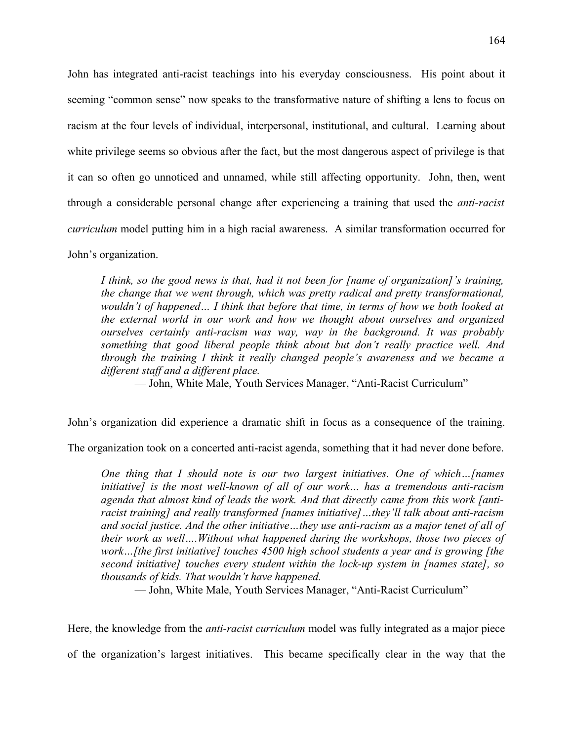John has integrated anti-racist teachings into his everyday consciousness. His point about it seeming "common sense" now speaks to the transformative nature of shifting a lens to focus on racism at the four levels of individual, interpersonal, institutional, and cultural. Learning about white privilege seems so obvious after the fact, but the most dangerous aspect of privilege is that it can so often go unnoticed and unnamed, while still affecting opportunity. John, then, went through a considerable personal change after experiencing a training that used the *anti-racist curriculum* model putting him in a high racial awareness. A similar transformation occurred for John's organization.

> *I think, so the good news is that, had it not been for [name of organization]'s training, the change that we went through, which was pretty radical and pretty transformational, wouldn't of happened… I think that before that time, in terms of how we both looked at the external world in our work and how we thought about ourselves and organized ourselves certainly anti-racism was way, way in the background. It was probably something that good liberal people think about but don't really practice well. And through the training I think it really changed people's awareness and we became a different staff and a different place.*
>
> — John, White Male, Youth Services Manager, "Anti-Racist Curriculum"

John's organization did experience a dramatic shift in focus as a consequence of the training. The organization took on a concerted anti-racist agenda, something that it had never done before.

> *One thing that I should note is our two largest initiatives. One of which…[names initiative] is the most well-known of all of our work… has a tremendous anti-racism agenda that almost kind of leads the work. And that directly came from this work [anti-racist training] and really transformed [names initiative]…they'll talk about anti-racism and social justice. And the other initiative…they use anti-racism as a major tenet of all of their work as well….Without what happened during the workshops, those two pieces of work…[the first initiative] touches 4500 high school students a year and is growing [the second initiative] touches every student within the lock-up system in [names state], so thousands of kids. That wouldn't have happened.*
>
> — John, White Male, Youth Services Manager, "Anti-Racist Curriculum"

Here, the knowledge from the *anti-racist curriculum* model was fully integrated as a major piece of the organization's largest initiatives. This became specifically clear in the way that the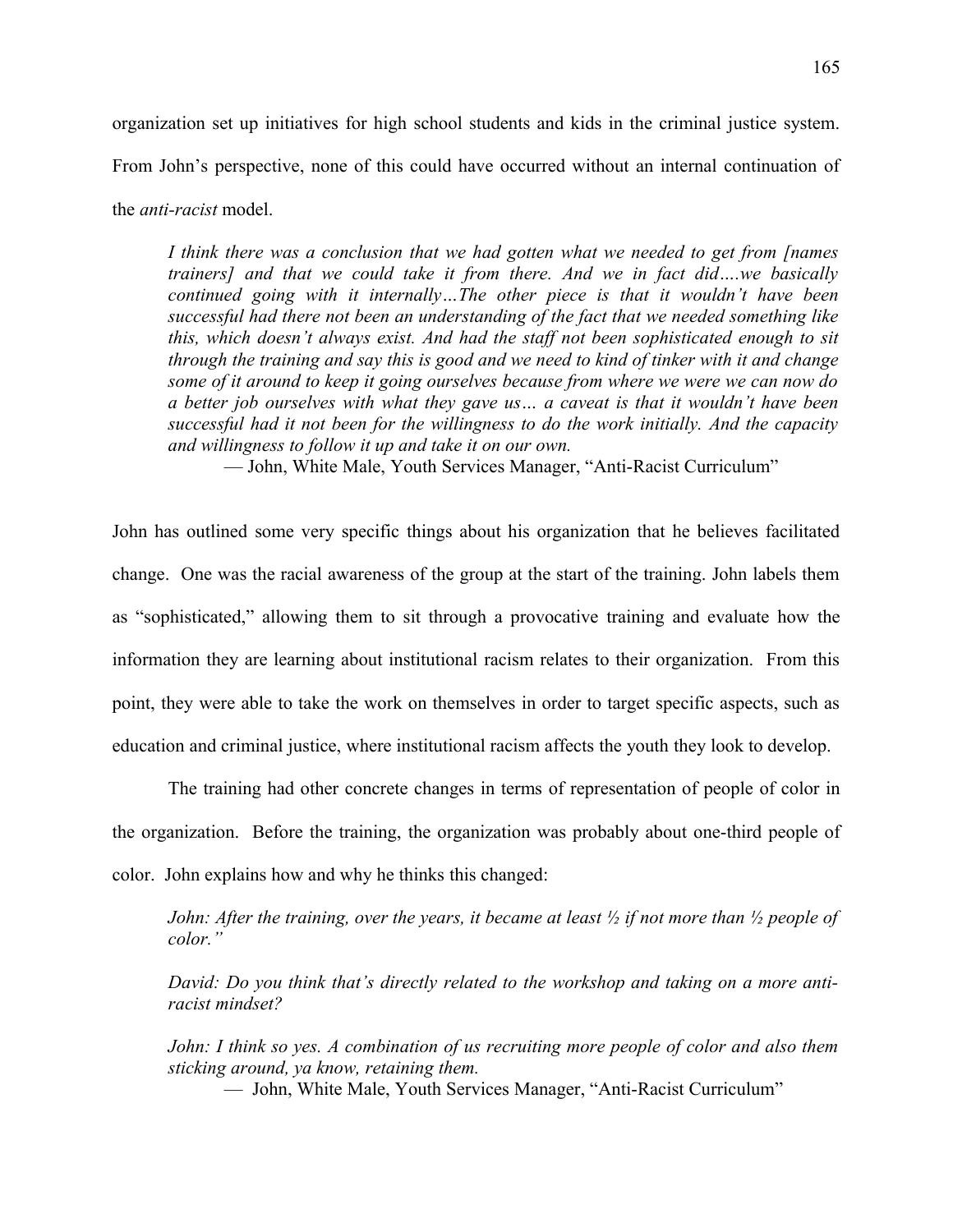organization set up initiatives for high school students and kids in the criminal justice system. From John's perspective, none of this could have occurred without an internal continuation of the *anti-racist* model.

> *I think there was a conclusion that we had gotten what we needed to get from [names trainers] and that we could take it from there. And we in fact did….we basically continued going with it internally…The other piece is that it wouldn't have been successful had there not been an understanding of the fact that we needed something like this, which doesn't always exist. And had the staff not been sophisticated enough to sit through the training and say this is good and we need to kind of tinker with it and change some of it around to keep it going ourselves because from where we were we can now do a better job ourselves with what they gave us… a caveat is that it wouldn't have been successful had it not been for the willingness to do the work initially. And the capacity and willingness to follow it up and take it on our own.*
>
> — John, White Male, Youth Services Manager, "Anti-Racist Curriculum"

John has outlined some very specific things about his organization that he believes facilitated change. One was the racial awareness of the group at the start of the training. John labels them as "sophisticated," allowing them to sit through a provocative training and evaluate how the information they are learning about institutional racism relates to their organization. From this point, they were able to take the work on themselves in order to target specific aspects, such as education and criminal justice, where institutional racism affects the youth they look to develop.

The training had other concrete changes in terms of representation of people of color in the organization. Before the training, the organization was probably about one-third people of color. John explains how and why he thinks this changed:

> *John: After the training, over the years, it became at least ½ if not more than ½ people of color."*
>
> *David: Do you think that's directly related to the workshop and taking on a more anti-racist mindset?*
>
> *John: I think so yes. A combination of us recruiting more people of color and also them sticking around, ya know, retaining them.*
>
> — John, White Male, Youth Services Manager, "Anti-Racist Curriculum"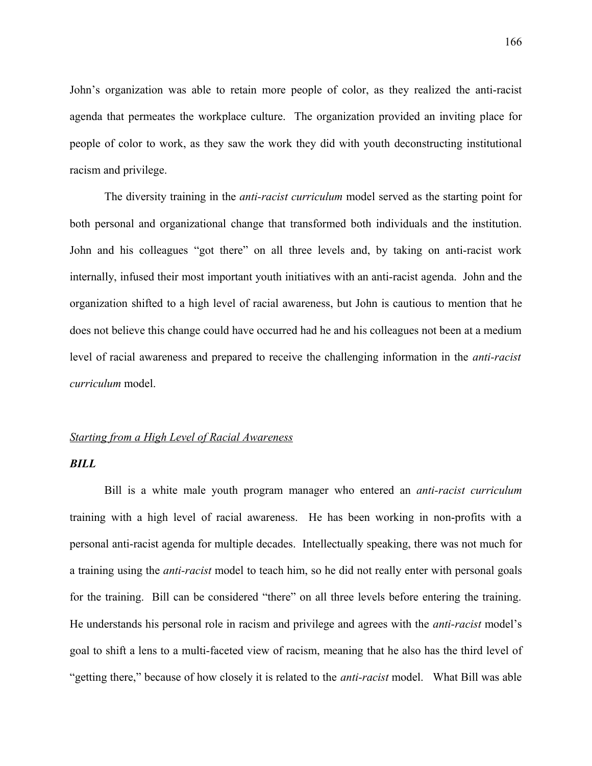John's organization was able to retain more people of color, as they realized the anti-racist agenda that permeates the workplace culture. The organization provided an inviting place for people of color to work, as they saw the work they did with youth deconstructing institutional racism and privilege.

The diversity training in the *anti-racist curriculum* model served as the starting point for both personal and organizational change that transformed both individuals and the institution. John and his colleagues "got there" on all three levels and, by taking on anti-racist work internally, infused their most important youth initiatives with an anti-racist agenda. John and the organization shifted to a high level of racial awareness, but John is cautious to mention that he does not believe this change could have occurred had he and his colleagues not been at a medium level of racial awareness and prepared to receive the challenging information in the *anti-racist curriculum* model.

*Starting from a High Level of Racial Awareness*

***BILL***

Bill is a white male youth program manager who entered an *anti-racist curriculum* training with a high level of racial awareness. He has been working in non-profits with a personal anti-racist agenda for multiple decades. Intellectually speaking, there was not much for a training using the *anti-racist* model to teach him, so he did not really enter with personal goals for the training. Bill can be considered "there" on all three levels before entering the training. He understands his personal role in racism and privilege and agrees with the *anti-racist* model's goal to shift a lens to a multi-faceted view of racism, meaning that he also has the third level of "getting there," because of how closely it is related to the *anti-racist* model. What Bill was able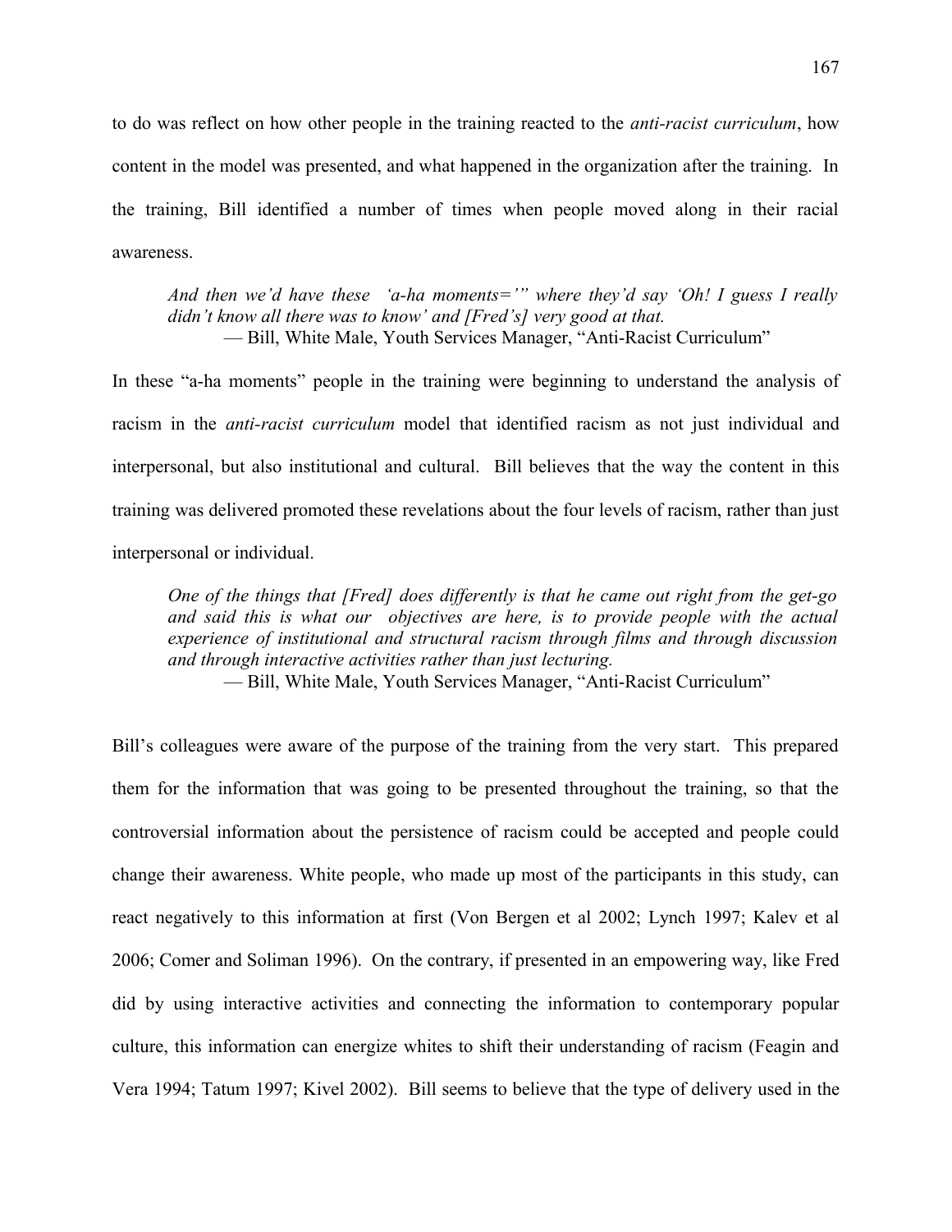to do was reflect on how other people in the training reacted to the *anti-racist curriculum*, how content in the model was presented, and what happened in the organization after the training. In the training, Bill identified a number of times when people moved along in their racial awareness.

> *And then we'd have these 'a-ha moments='" where they'd say 'Oh! I guess I really didn't know all there was to know' and [Fred's] very good at that.*
> — Bill, White Male, Youth Services Manager, "Anti-Racist Curriculum"

In these "a-ha moments" people in the training were beginning to understand the analysis of racism in the *anti-racist curriculum* model that identified racism as not just individual and interpersonal, but also institutional and cultural. Bill believes that the way the content in this training was delivered promoted these revelations about the four levels of racism, rather than just interpersonal or individual.

> *One of the things that [Fred] does differently is that he came out right from the get-go and said this is what our objectives are here, is to provide people with the actual experience of institutional and structural racism through films and through discussion and through interactive activities rather than just lecturing.*
> — Bill, White Male, Youth Services Manager, "Anti-Racist Curriculum"

Bill's colleagues were aware of the purpose of the training from the very start. This prepared them for the information that was going to be presented throughout the training, so that the controversial information about the persistence of racism could be accepted and people could change their awareness. White people, who made up most of the participants in this study, can react negatively to this information at first (Von Bergen et al 2002; Lynch 1997; Kalev et al 2006; Comer and Soliman 1996). On the contrary, if presented in an empowering way, like Fred did by using interactive activities and connecting the information to contemporary popular culture, this information can energize whites to shift their understanding of racism (Feagin and Vera 1994; Tatum 1997; Kivel 2002). Bill seems to believe that the type of delivery used in the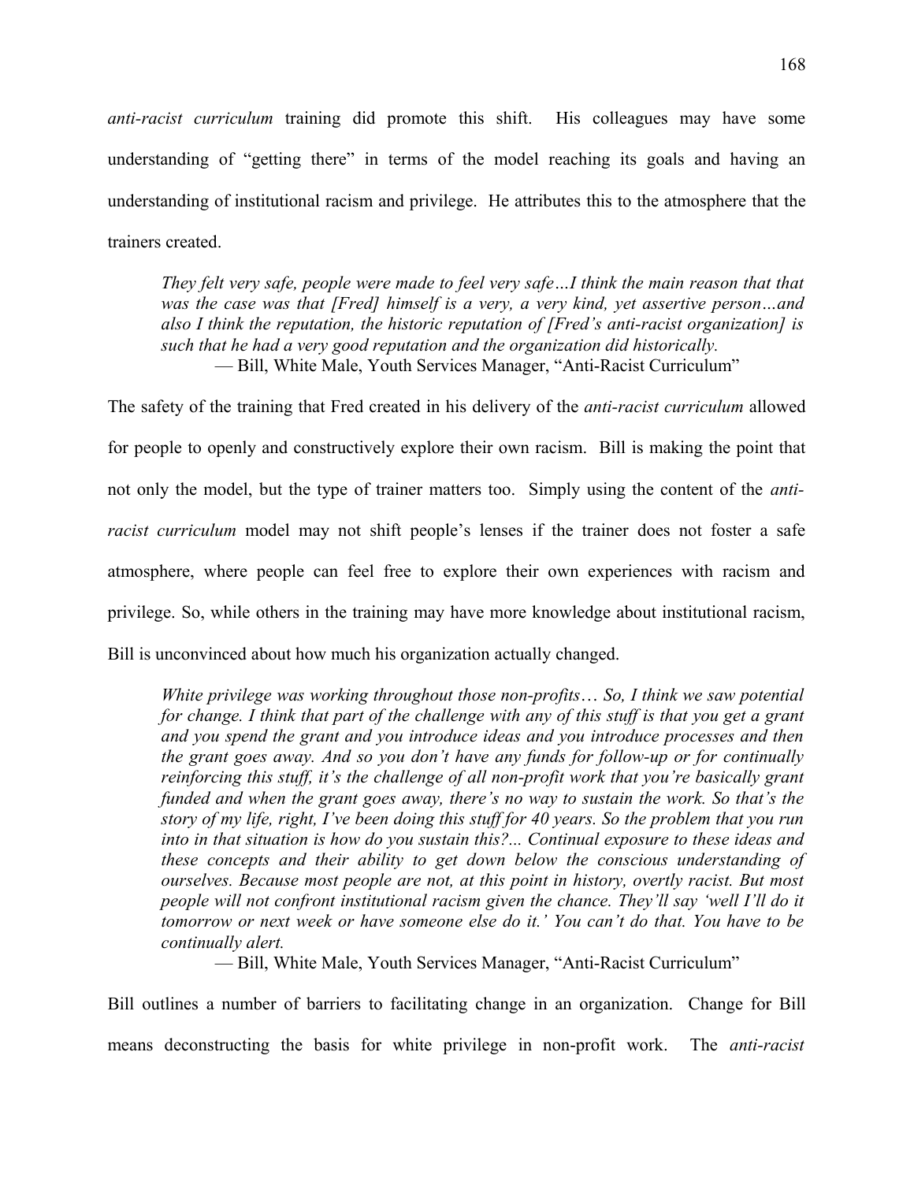*anti-racist curriculum* training did promote this shift. His colleagues may have some understanding of "getting there" in terms of the model reaching its goals and having an understanding of institutional racism and privilege. He attributes this to the atmosphere that the trainers created.

> *They felt very safe, people were made to feel very safe…I think the main reason that that was the case was that [Fred] himself is a very, a very kind, yet assertive person…and also I think the reputation, the historic reputation of [Fred's anti-racist organization] is such that he had a very good reputation and the organization did historically.*
>
> — Bill, White Male, Youth Services Manager, "Anti-Racist Curriculum"

The safety of the training that Fred created in his delivery of the *anti-racist curriculum* allowed for people to openly and constructively explore their own racism. Bill is making the point that not only the model, but the type of trainer matters too. Simply using the content of the *anti-racist curriculum* model may not shift people's lenses if the trainer does not foster a safe atmosphere, where people can feel free to explore their own experiences with racism and privilege. So, while others in the training may have more knowledge about institutional racism, Bill is unconvinced about how much his organization actually changed.

> *White privilege was working throughout those non-profits… So, I think we saw potential for change. I think that part of the challenge with any of this stuff is that you get a grant and you spend the grant and you introduce ideas and you introduce processes and then the grant goes away. And so you don't have any funds for follow-up or for continually reinforcing this stuff, it's the challenge of all non-profit work that you're basically grant funded and when the grant goes away, there's no way to sustain the work. So that's the story of my life, right, I've been doing this stuff for 40 years. So the problem that you run into in that situation is how do you sustain this?... Continual exposure to these ideas and these concepts and their ability to get down below the conscious understanding of ourselves. Because most people are not, at this point in history, overtly racist. But most people will not confront institutional racism given the chance. They'll say 'well I'll do it tomorrow or next week or have someone else do it.' You can't do that. You have to be continually alert.*
>
> — Bill, White Male, Youth Services Manager, "Anti-Racist Curriculum"

Bill outlines a number of barriers to facilitating change in an organization. Change for Bill means deconstructing the basis for white privilege in non-profit work. The *anti-racist*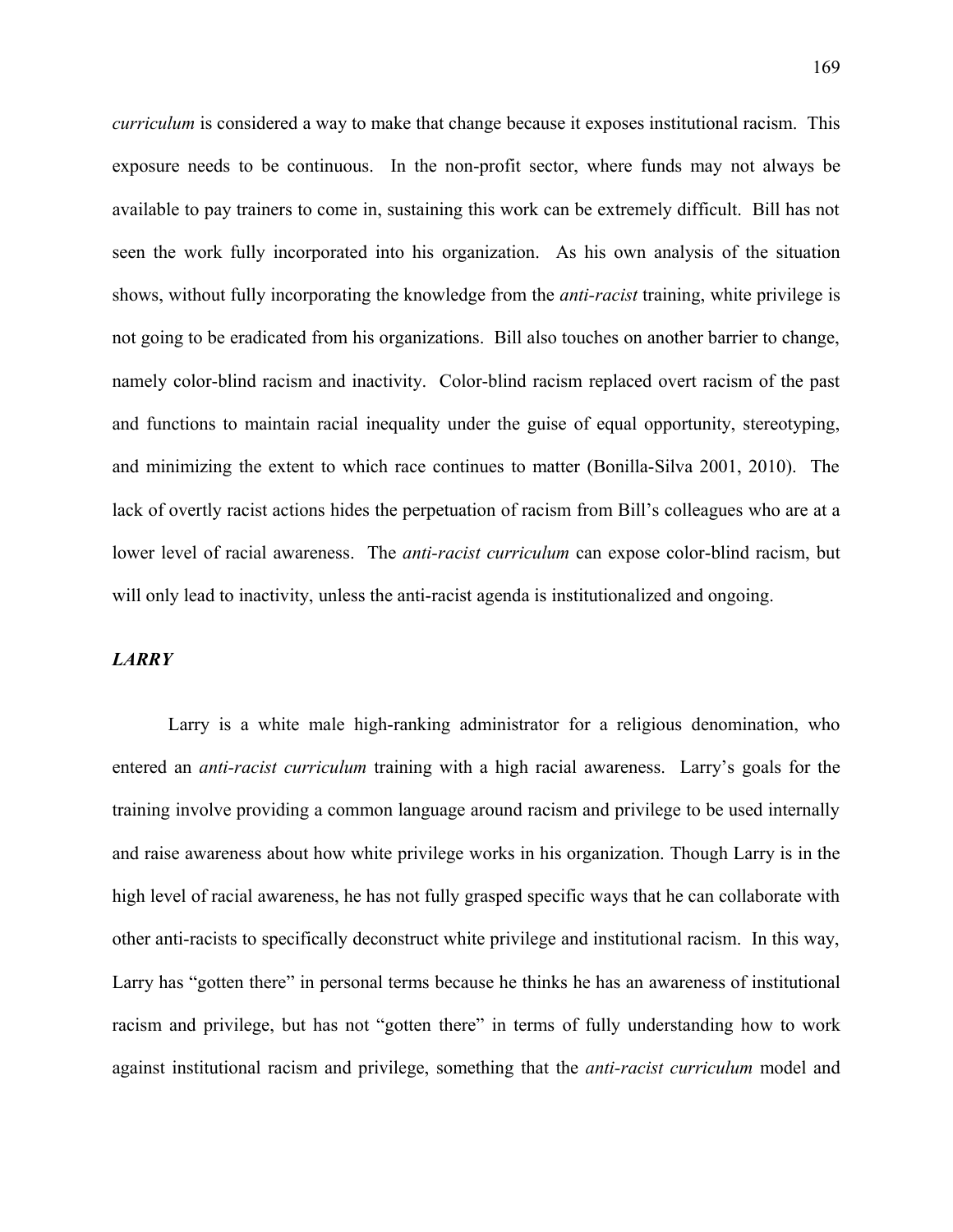*curriculum* is considered a way to make that change because it exposes institutional racism. This exposure needs to be continuous. In the non-profit sector, where funds may not always be available to pay trainers to come in, sustaining this work can be extremely difficult. Bill has not seen the work fully incorporated into his organization. As his own analysis of the situation shows, without fully incorporating the knowledge from the *anti-racist* training, white privilege is not going to be eradicated from his organizations. Bill also touches on another barrier to change, namely color-blind racism and inactivity. Color-blind racism replaced overt racism of the past and functions to maintain racial inequality under the guise of equal opportunity, stereotyping, and minimizing the extent to which race continues to matter (Bonilla-Silva 2001, 2010). The lack of overtly racist actions hides the perpetuation of racism from Bill's colleagues who are at a lower level of racial awareness. The *anti-racist curriculum* can expose color-blind racism, but will only lead to inactivity, unless the anti-racist agenda is institutionalized and ongoing.

### *LARRY*

Larry is a white male high-ranking administrator for a religious denomination, who entered an *anti-racist curriculum* training with a high racial awareness. Larry's goals for the training involve providing a common language around racism and privilege to be used internally and raise awareness about how white privilege works in his organization. Though Larry is in the high level of racial awareness, he has not fully grasped specific ways that he can collaborate with other anti-racists to specifically deconstruct white privilege and institutional racism. In this way, Larry has "gotten there" in personal terms because he thinks he has an awareness of institutional racism and privilege, but has not "gotten there" in terms of fully understanding how to work against institutional racism and privilege, something that the *anti-racist curriculum* model and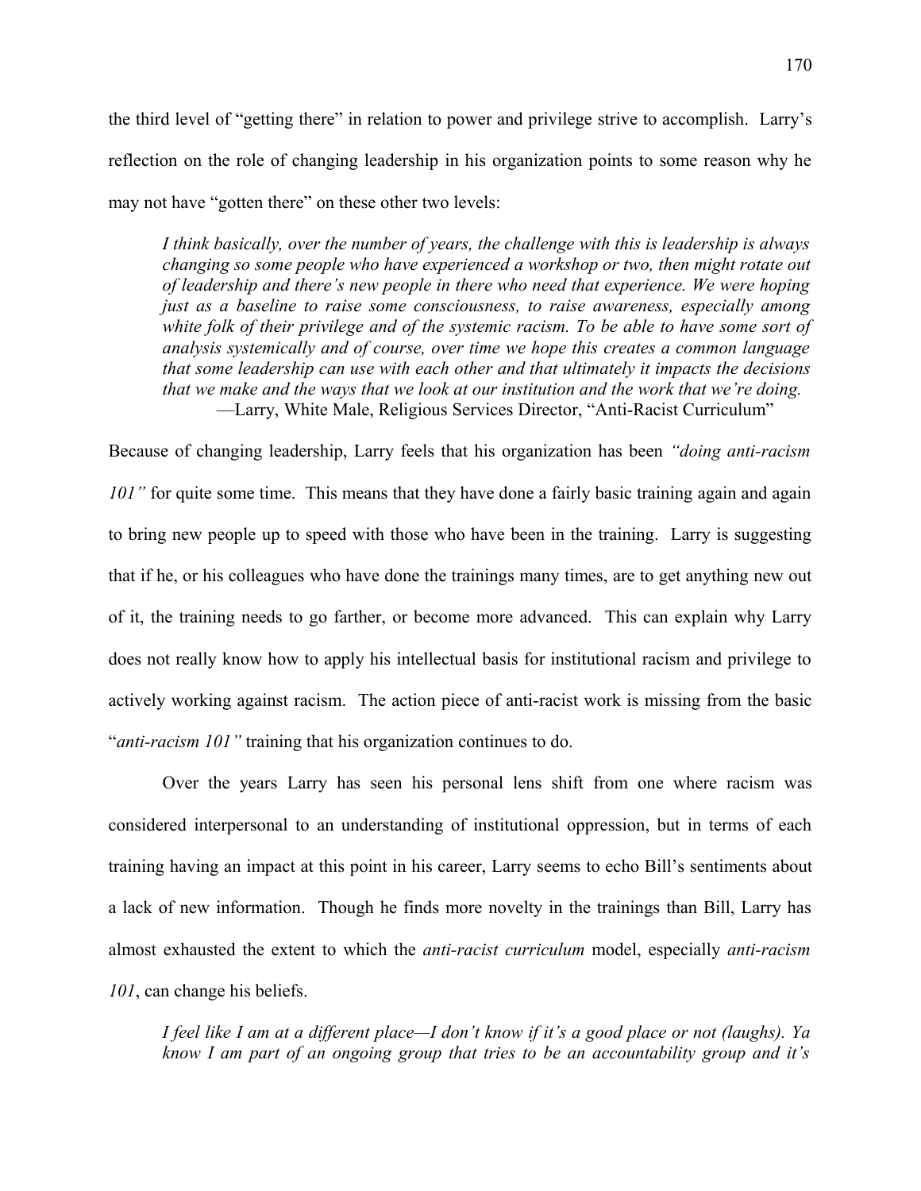the third level of "getting there" in relation to power and privilege strive to accomplish. Larry's reflection on the role of changing leadership in his organization points to some reason why he may not have "gotten there" on these other two levels:

> *I think basically, over the number of years, the challenge with this is leadership is always changing so some people who have experienced a workshop or two, then might rotate out of leadership and there's new people in there who need that experience. We were hoping just as a baseline to raise some consciousness, to raise awareness, especially among white folk of their privilege and of the systemic racism. To be able to have some sort of analysis systemically and of course, over time we hope this creates a common language that some leadership can use with each other and that ultimately it impacts the decisions that we make and the ways that we look at our institution and the work that we're doing.*
> —Larry, White Male, Religious Services Director, "Anti-Racist Curriculum"

Because of changing leadership, Larry feels that his organization has been *"doing anti-racism 101"* for quite some time. This means that they have done a fairly basic training again and again to bring new people up to speed with those who have been in the training. Larry is suggesting that if he, or his colleagues who have done the trainings many times, are to get anything new out of it, the training needs to go farther, or become more advanced. This can explain why Larry does not really know how to apply his intellectual basis for institutional racism and privilege to actively working against racism. The action piece of anti-racist work is missing from the basic "*anti-racism 101"* training that his organization continues to do.

Over the years Larry has seen his personal lens shift from one where racism was considered interpersonal to an understanding of institutional oppression, but in terms of each training having an impact at this point in his career, Larry seems to echo Bill's sentiments about a lack of new information. Though he finds more novelty in the trainings than Bill, Larry has almost exhausted the extent to which the *anti-racist curriculum* model, especially *anti-racism 101*, can change his beliefs.

> *I feel like I am at a different place—I don't know if it's a good place or not (laughs). Ya know I am part of an ongoing group that tries to be an accountability group and it's*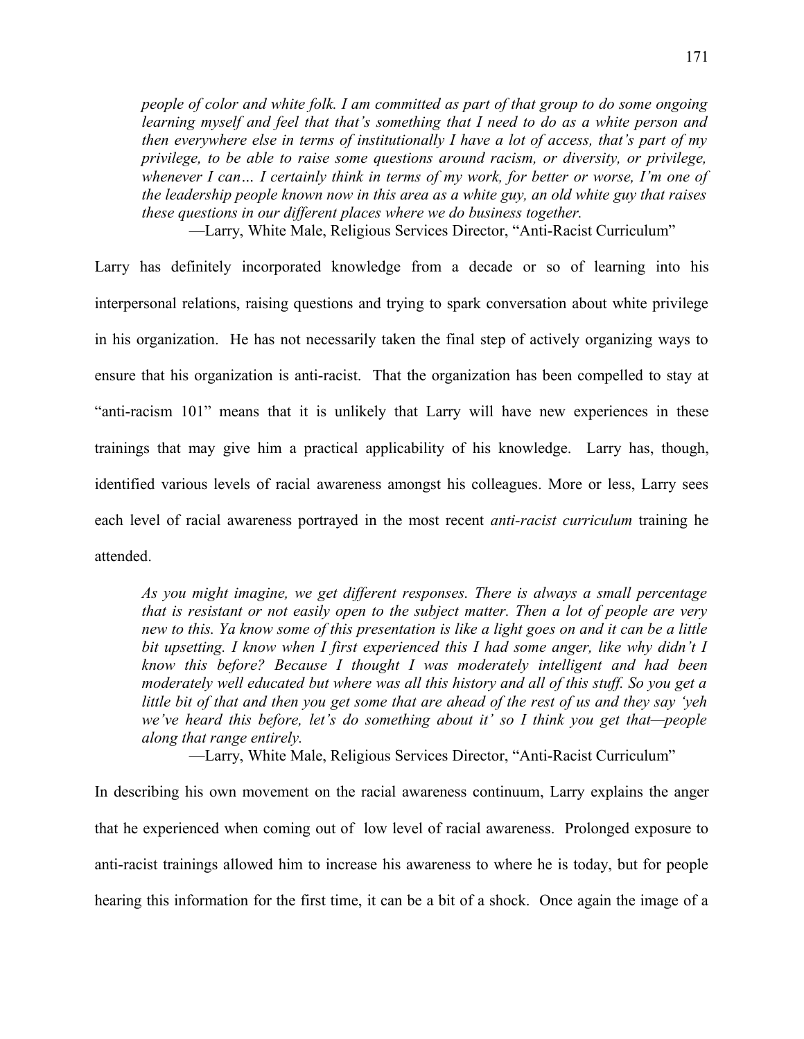*people of color and white folk. I am committed as part of that group to do some ongoing learning myself and feel that that's something that I need to do as a white person and then everywhere else in terms of institutionally I have a lot of access, that's part of my privilege, to be able to raise some questions around racism, or diversity, or privilege, whenever I can… I certainly think in terms of my work, for better or worse, I'm one of the leadership people known now in this area as a white guy, an old white guy that raises these questions in our different places where we do business together.*

—Larry, White Male, Religious Services Director, "Anti-Racist Curriculum"

Larry has definitely incorporated knowledge from a decade or so of learning into his interpersonal relations, raising questions and trying to spark conversation about white privilege in his organization. He has not necessarily taken the final step of actively organizing ways to ensure that his organization is anti-racist. That the organization has been compelled to stay at "anti-racism 101" means that it is unlikely that Larry will have new experiences in these trainings that may give him a practical applicability of his knowledge. Larry has, though, identified various levels of racial awareness amongst his colleagues. More or less, Larry sees each level of racial awareness portrayed in the most recent *anti-racist curriculum* training he attended.

*As you might imagine, we get different responses. There is always a small percentage that is resistant or not easily open to the subject matter. Then a lot of people are very new to this. Ya know some of this presentation is like a light goes on and it can be a little bit upsetting. I know when I first experienced this I had some anger, like why didn't I know this before? Because I thought I was moderately intelligent and had been moderately well educated but where was all this history and all of this stuff. So you get a little bit of that and then you get some that are ahead of the rest of us and they say 'yeh we've heard this before, let's do something about it' so I think you get that—people along that range entirely.*

—Larry, White Male, Religious Services Director, "Anti-Racist Curriculum"

In describing his own movement on the racial awareness continuum, Larry explains the anger that he experienced when coming out of low level of racial awareness. Prolonged exposure to anti-racist trainings allowed him to increase his awareness to where he is today, but for people hearing this information for the first time, it can be a bit of a shock. Once again the image of a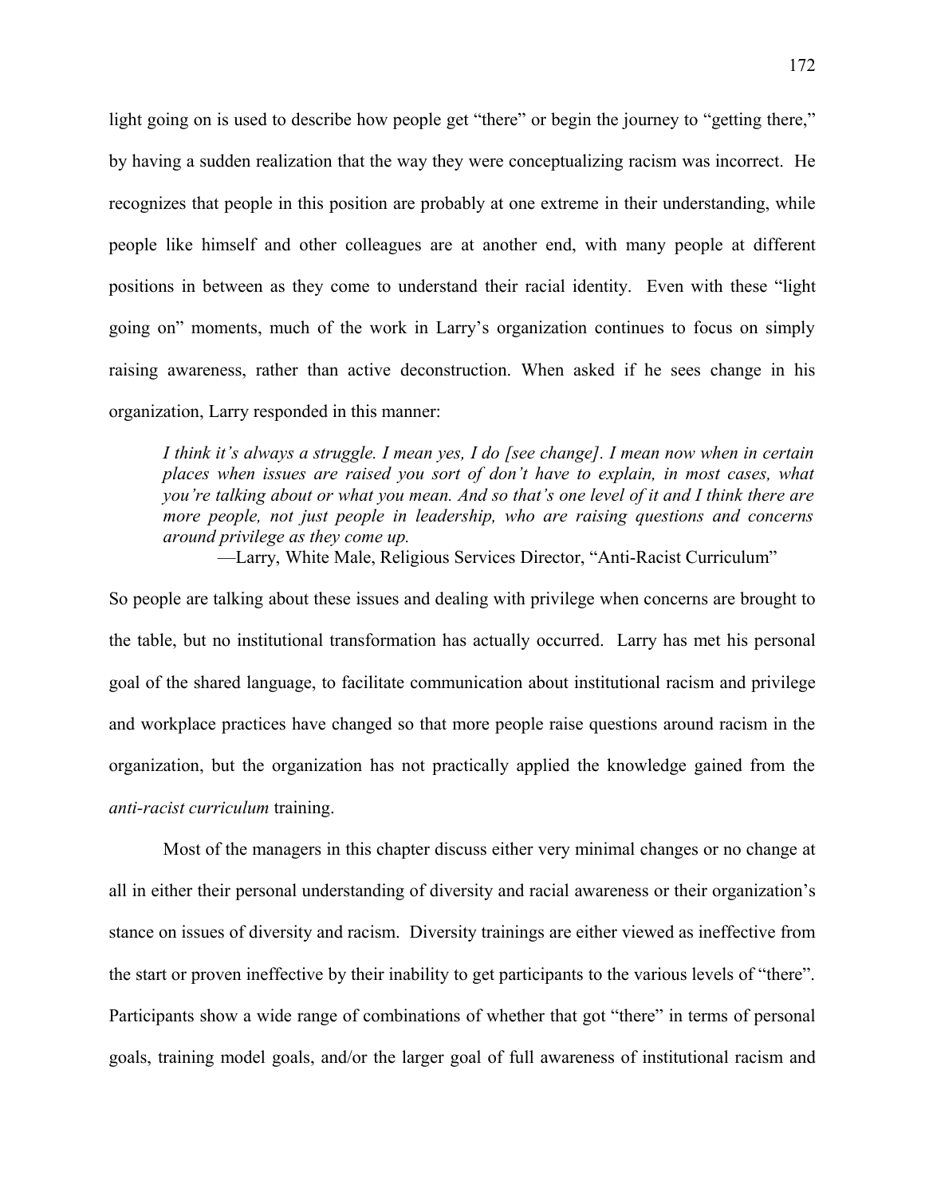light going on is used to describe how people get "there" or begin the journey to "getting there," by having a sudden realization that the way they were conceptualizing racism was incorrect. He recognizes that people in this position are probably at one extreme in their understanding, while people like himself and other colleagues are at another end, with many people at different positions in between as they come to understand their racial identity. Even with these "light going on" moments, much of the work in Larry's organization continues to focus on simply raising awareness, rather than active deconstruction. When asked if he sees change in his organization, Larry responded in this manner:

> *I think it's always a struggle. I mean yes, I do [see change]. I mean now when in certain places when issues are raised you sort of don't have to explain, in most cases, what you're talking about or what you mean. And so that's one level of it and I think there are more people, not just people in leadership, who are raising questions and concerns around privilege as they come up.*
>
> —Larry, White Male, Religious Services Director, "Anti-Racist Curriculum"

So people are talking about these issues and dealing with privilege when concerns are brought to the table, but no institutional transformation has actually occurred. Larry has met his personal goal of the shared language, to facilitate communication about institutional racism and privilege and workplace practices have changed so that more people raise questions around racism in the organization, but the organization has not practically applied the knowledge gained from the *anti-racist curriculum* training.

Most of the managers in this chapter discuss either very minimal changes or no change at all in either their personal understanding of diversity and racial awareness or their organization's stance on issues of diversity and racism. Diversity trainings are either viewed as ineffective from the start or proven ineffective by their inability to get participants to the various levels of "there". Participants show a wide range of combinations of whether that got "there" in terms of personal goals, training model goals, and/or the larger goal of full awareness of institutional racism and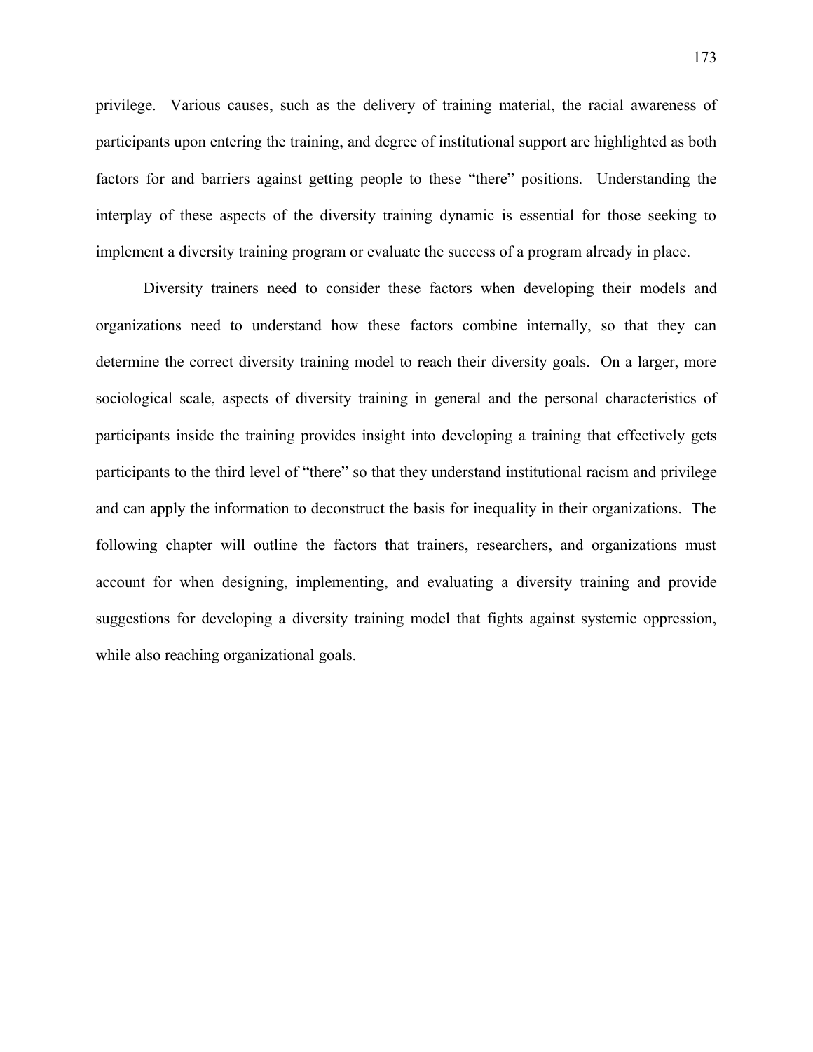privilege. Various causes, such as the delivery of training material, the racial awareness of participants upon entering the training, and degree of institutional support are highlighted as both factors for and barriers against getting people to these "there" positions. Understanding the interplay of these aspects of the diversity training dynamic is essential for those seeking to implement a diversity training program or evaluate the success of a program already in place.

Diversity trainers need to consider these factors when developing their models and organizations need to understand how these factors combine internally, so that they can determine the correct diversity training model to reach their diversity goals. On a larger, more sociological scale, aspects of diversity training in general and the personal characteristics of participants inside the training provides insight into developing a training that effectively gets participants to the third level of "there" so that they understand institutional racism and privilege and can apply the information to deconstruct the basis for inequality in their organizations. The following chapter will outline the factors that trainers, researchers, and organizations must account for when designing, implementing, and evaluating a diversity training and provide suggestions for developing a diversity training model that fights against systemic oppression, while also reaching organizational goals.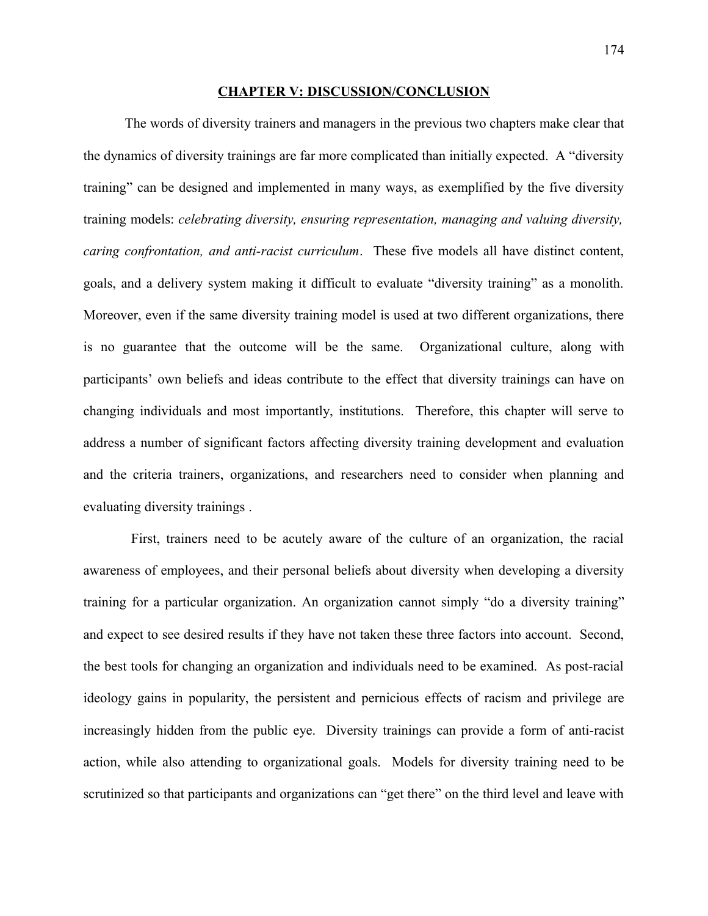# CHAPTER V: DISCUSSION/CONCLUSION

The words of diversity trainers and managers in the previous two chapters make clear that the dynamics of diversity trainings are far more complicated than initially expected. A "diversity training" can be designed and implemented in many ways, as exemplified by the five diversity training models: *celebrating diversity, ensuring representation, managing and valuing diversity, caring confrontation, and anti-racist curriculum*. These five models all have distinct content, goals, and a delivery system making it difficult to evaluate "diversity training" as a monolith. Moreover, even if the same diversity training model is used at two different organizations, there is no guarantee that the outcome will be the same. Organizational culture, along with participants' own beliefs and ideas contribute to the effect that diversity trainings can have on changing individuals and most importantly, institutions. Therefore, this chapter will serve to address a number of significant factors affecting diversity training development and evaluation and the criteria trainers, organizations, and researchers need to consider when planning and evaluating diversity trainings .

First, trainers need to be acutely aware of the culture of an organization, the racial awareness of employees, and their personal beliefs about diversity when developing a diversity training for a particular organization. An organization cannot simply "do a diversity training" and expect to see desired results if they have not taken these three factors into account. Second, the best tools for changing an organization and individuals need to be examined. As post-racial ideology gains in popularity, the persistent and pernicious effects of racism and privilege are increasingly hidden from the public eye. Diversity trainings can provide a form of anti-racist action, while also attending to organizational goals. Models for diversity training need to be scrutinized so that participants and organizations can "get there" on the third level and leave with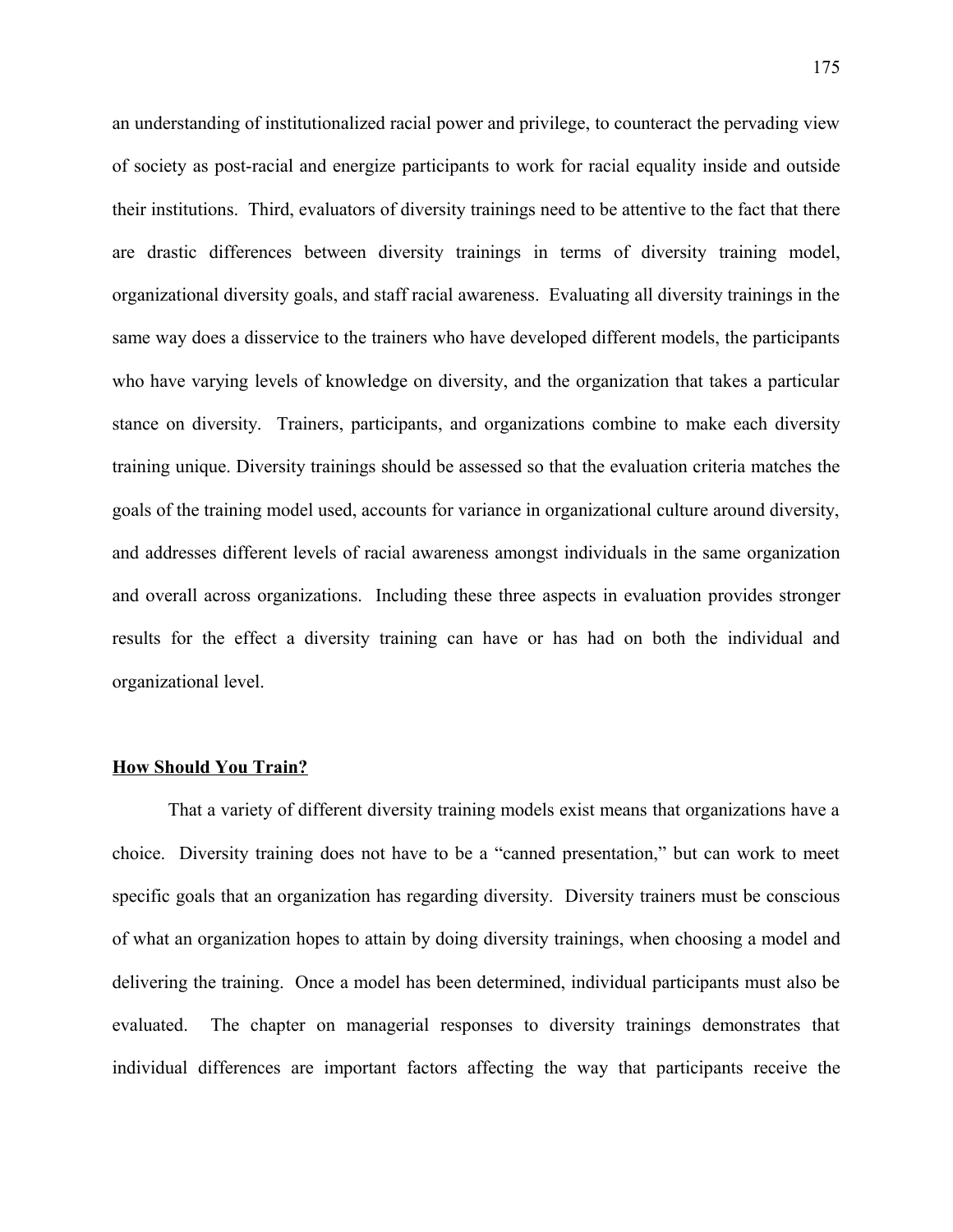an understanding of institutionalized racial power and privilege, to counteract the pervading view of society as post-racial and energize participants to work for racial equality inside and outside their institutions. Third, evaluators of diversity trainings need to be attentive to the fact that there are drastic differences between diversity trainings in terms of diversity training model, organizational diversity goals, and staff racial awareness. Evaluating all diversity trainings in the same way does a disservice to the trainers who have developed different models, the participants who have varying levels of knowledge on diversity, and the organization that takes a particular stance on diversity. Trainers, participants, and organizations combine to make each diversity training unique. Diversity trainings should be assessed so that the evaluation criteria matches the goals of the training model used, accounts for variance in organizational culture around diversity, and addresses different levels of racial awareness amongst individuals in the same organization and overall across organizations. Including these three aspects in evaluation provides stronger results for the effect a diversity training can have or has had on both the individual and organizational level.

**<u>How Should You Train?</u>**

That a variety of different diversity training models exist means that organizations have a choice. Diversity training does not have to be a "canned presentation," but can work to meet specific goals that an organization has regarding diversity. Diversity trainers must be conscious of what an organization hopes to attain by doing diversity trainings, when choosing a model and delivering the training. Once a model has been determined, individual participants must also be evaluated. The chapter on managerial responses to diversity trainings demonstrates that individual differences are important factors affecting the way that participants receive the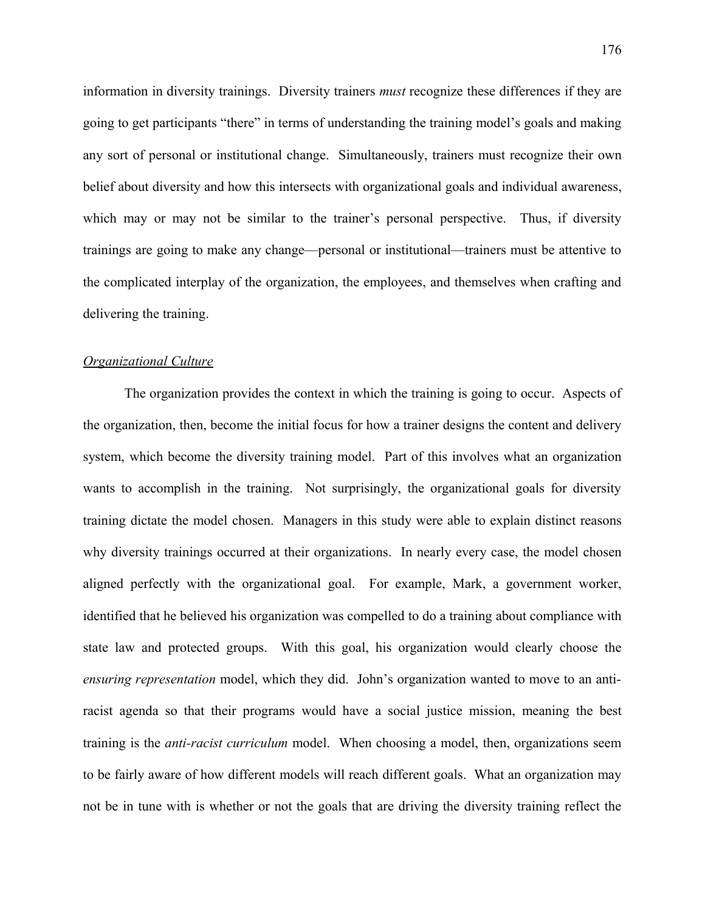information in diversity trainings. Diversity trainers *must* recognize these differences if they are going to get participants "there" in terms of understanding the training model's goals and making any sort of personal or institutional change. Simultaneously, trainers must recognize their own belief about diversity and how this intersects with organizational goals and individual awareness, which may or may not be similar to the trainer's personal perspective. Thus, if diversity trainings are going to make any change—personal or institutional—trainers must be attentive to the complicated interplay of the organization, the employees, and themselves when crafting and delivering the training.

*Organizational Culture*

The organization provides the context in which the training is going to occur. Aspects of the organization, then, become the initial focus for how a trainer designs the content and delivery system, which become the diversity training model. Part of this involves what an organization wants to accomplish in the training. Not surprisingly, the organizational goals for diversity training dictate the model chosen. Managers in this study were able to explain distinct reasons why diversity trainings occurred at their organizations. In nearly every case, the model chosen aligned perfectly with the organizational goal. For example, Mark, a government worker, identified that he believed his organization was compelled to do a training about compliance with state law and protected groups. With this goal, his organization would clearly choose the *ensuring representation* model, which they did. John's organization wanted to move to an anti-racist agenda so that their programs would have a social justice mission, meaning the best training is the *anti-racist curriculum* model. When choosing a model, then, organizations seem to be fairly aware of how different models will reach different goals. What an organization may not be in tune with is whether or not the goals that are driving the diversity training reflect the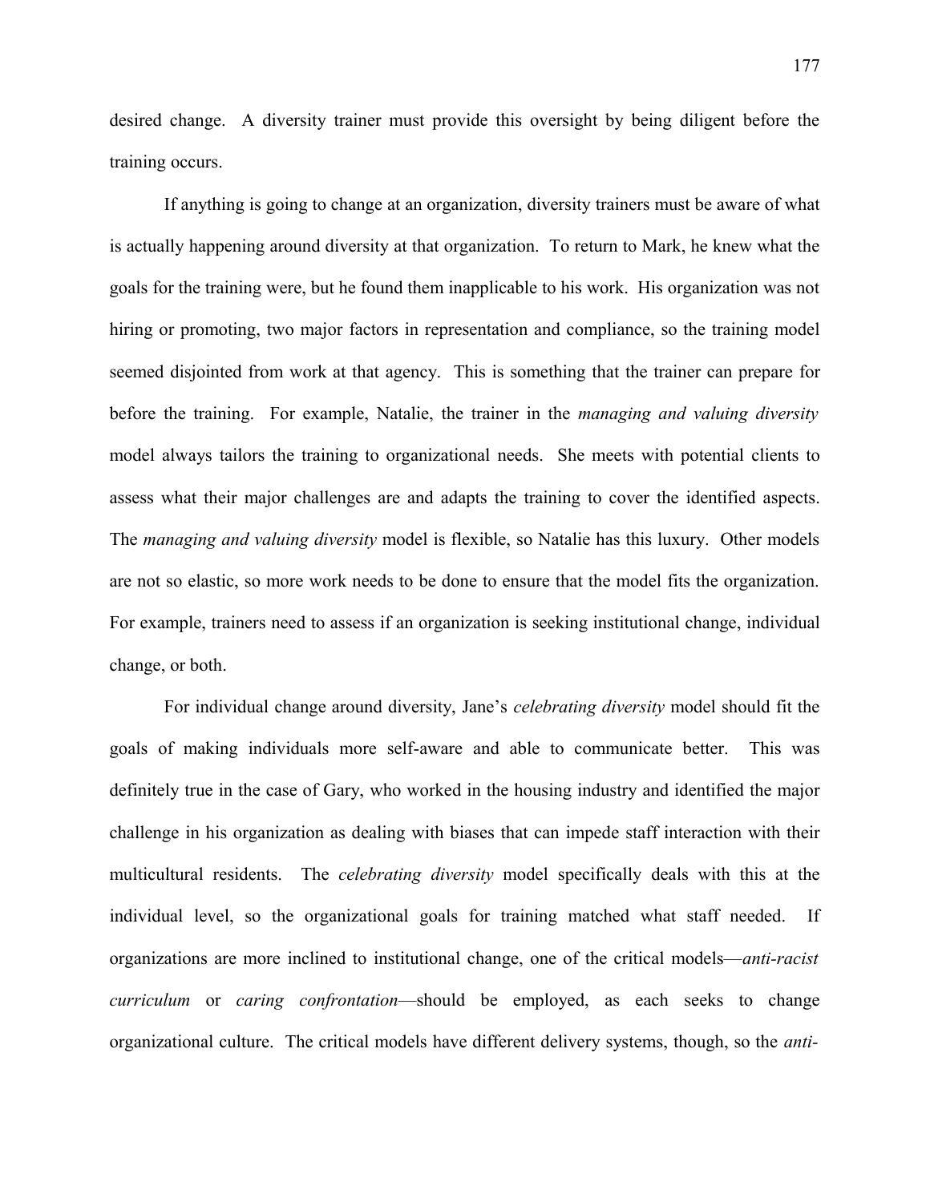desired change. A diversity trainer must provide this oversight by being diligent before the training occurs.

If anything is going to change at an organization, diversity trainers must be aware of what is actually happening around diversity at that organization. To return to Mark, he knew what the goals for the training were, but he found them inapplicable to his work. His organization was not hiring or promoting, two major factors in representation and compliance, so the training model seemed disjointed from work at that agency. This is something that the trainer can prepare for before the training. For example, Natalie, the trainer in the *managing and valuing diversity* model always tailors the training to organizational needs. She meets with potential clients to assess what their major challenges are and adapts the training to cover the identified aspects. The *managing and valuing diversity* model is flexible, so Natalie has this luxury. Other models are not so elastic, so more work needs to be done to ensure that the model fits the organization. For example, trainers need to assess if an organization is seeking institutional change, individual change, or both.

For individual change around diversity, Jane's *celebrating diversity* model should fit the goals of making individuals more self-aware and able to communicate better. This was definitely true in the case of Gary, who worked in the housing industry and identified the major challenge in his organization as dealing with biases that can impede staff interaction with their multicultural residents. The *celebrating diversity* model specifically deals with this at the individual level, so the organizational goals for training matched what staff needed. If organizations are more inclined to institutional change, one of the critical models—*anti-racist curriculum* or *caring confrontation*—should be employed, as each seeks to change organizational culture. The critical models have different delivery systems, though, so the *anti-*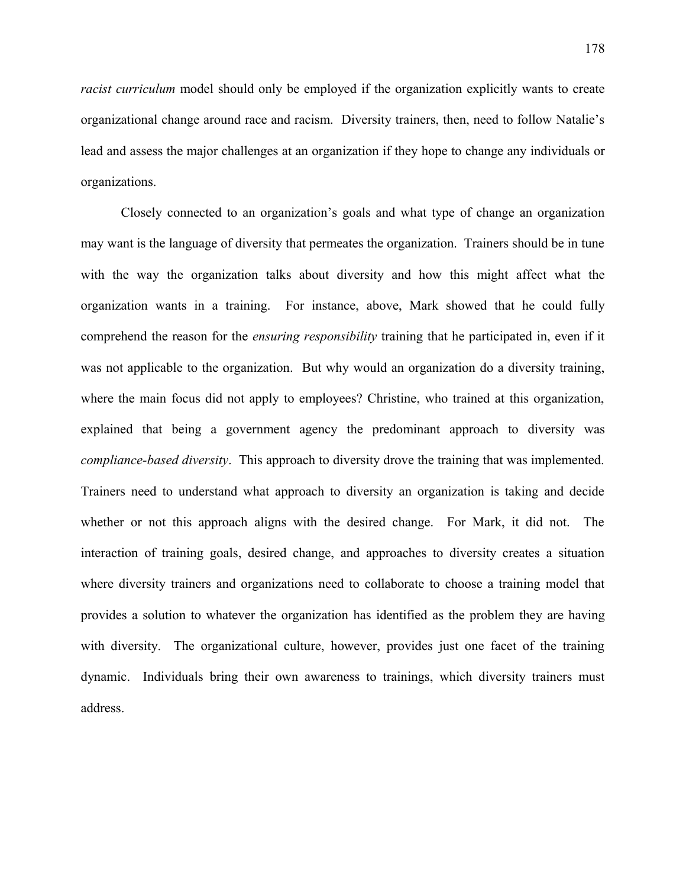*racist curriculum* model should only be employed if the organization explicitly wants to create organizational change around race and racism. Diversity trainers, then, need to follow Natalie's lead and assess the major challenges at an organization if they hope to change any individuals or organizations.

Closely connected to an organization's goals and what type of change an organization may want is the language of diversity that permeates the organization. Trainers should be in tune with the way the organization talks about diversity and how this might affect what the organization wants in a training. For instance, above, Mark showed that he could fully comprehend the reason for the *ensuring responsibility* training that he participated in, even if it was not applicable to the organization. But why would an organization do a diversity training, where the main focus did not apply to employees? Christine, who trained at this organization, explained that being a government agency the predominant approach to diversity was *compliance-based diversity*. This approach to diversity drove the training that was implemented. Trainers need to understand what approach to diversity an organization is taking and decide whether or not this approach aligns with the desired change. For Mark, it did not. The interaction of training goals, desired change, and approaches to diversity creates a situation where diversity trainers and organizations need to collaborate to choose a training model that provides a solution to whatever the organization has identified as the problem they are having with diversity. The organizational culture, however, provides just one facet of the training dynamic. Individuals bring their own awareness to trainings, which diversity trainers must address.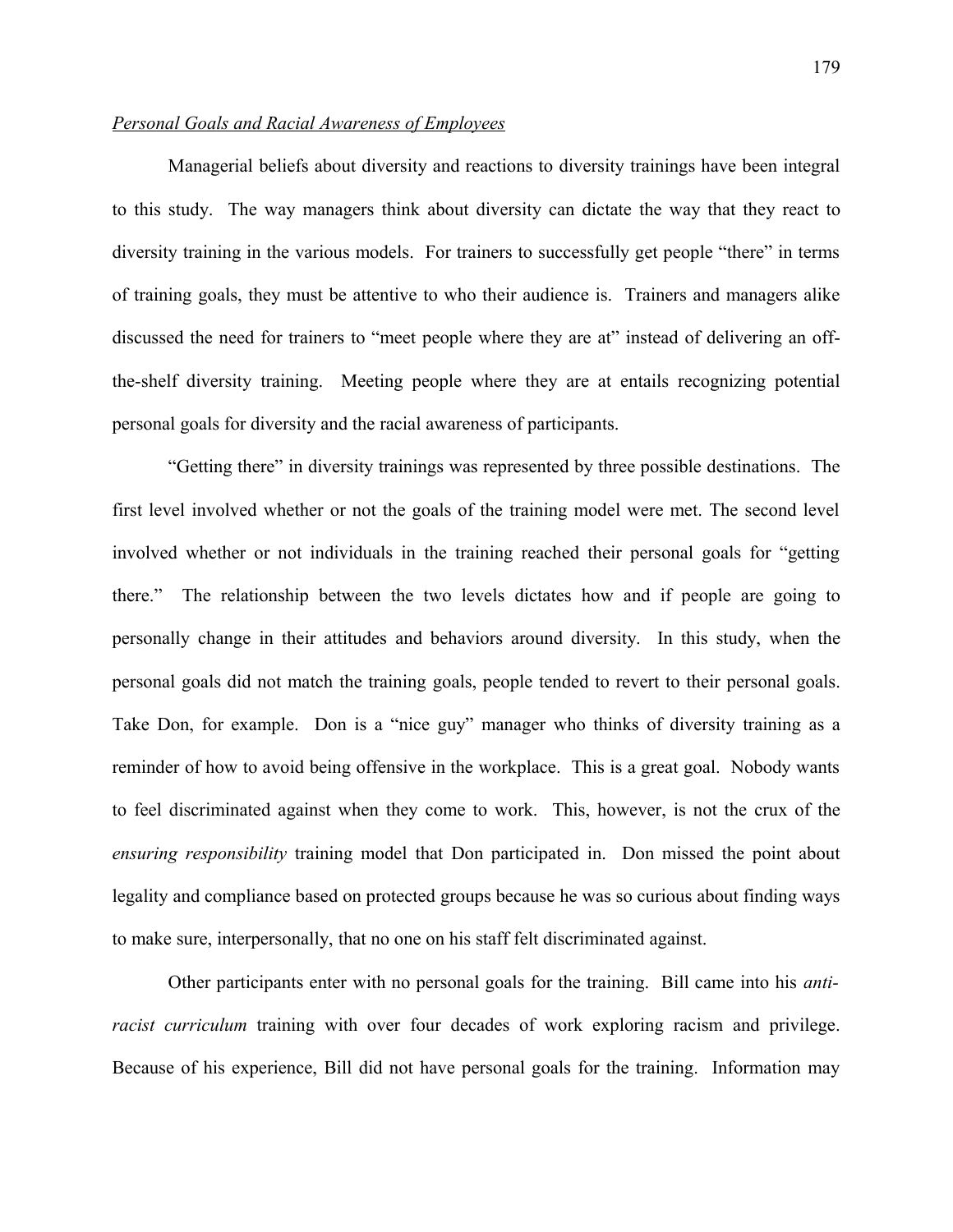*Personal Goals and Racial Awareness of Employees*

Managerial beliefs about diversity and reactions to diversity trainings have been integral to this study. The way managers think about diversity can dictate the way that they react to diversity training in the various models. For trainers to successfully get people "there" in terms of training goals, they must be attentive to who their audience is. Trainers and managers alike discussed the need for trainers to "meet people where they are at" instead of delivering an off-the-shelf diversity training. Meeting people where they are at entails recognizing potential personal goals for diversity and the racial awareness of participants.

"Getting there" in diversity trainings was represented by three possible destinations. The first level involved whether or not the goals of the training model were met. The second level involved whether or not individuals in the training reached their personal goals for "getting there." The relationship between the two levels dictates how and if people are going to personally change in their attitudes and behaviors around diversity. In this study, when the personal goals did not match the training goals, people tended to revert to their personal goals. Take Don, for example. Don is a "nice guy" manager who thinks of diversity training as a reminder of how to avoid being offensive in the workplace. This is a great goal. Nobody wants to feel discriminated against when they come to work. This, however, is not the crux of the *ensuring responsibility* training model that Don participated in. Don missed the point about legality and compliance based on protected groups because he was so curious about finding ways to make sure, interpersonally, that no one on his staff felt discriminated against.

Other participants enter with no personal goals for the training. Bill came into his *anti-racist curriculum* training with over four decades of work exploring racism and privilege. Because of his experience, Bill did not have personal goals for the training. Information may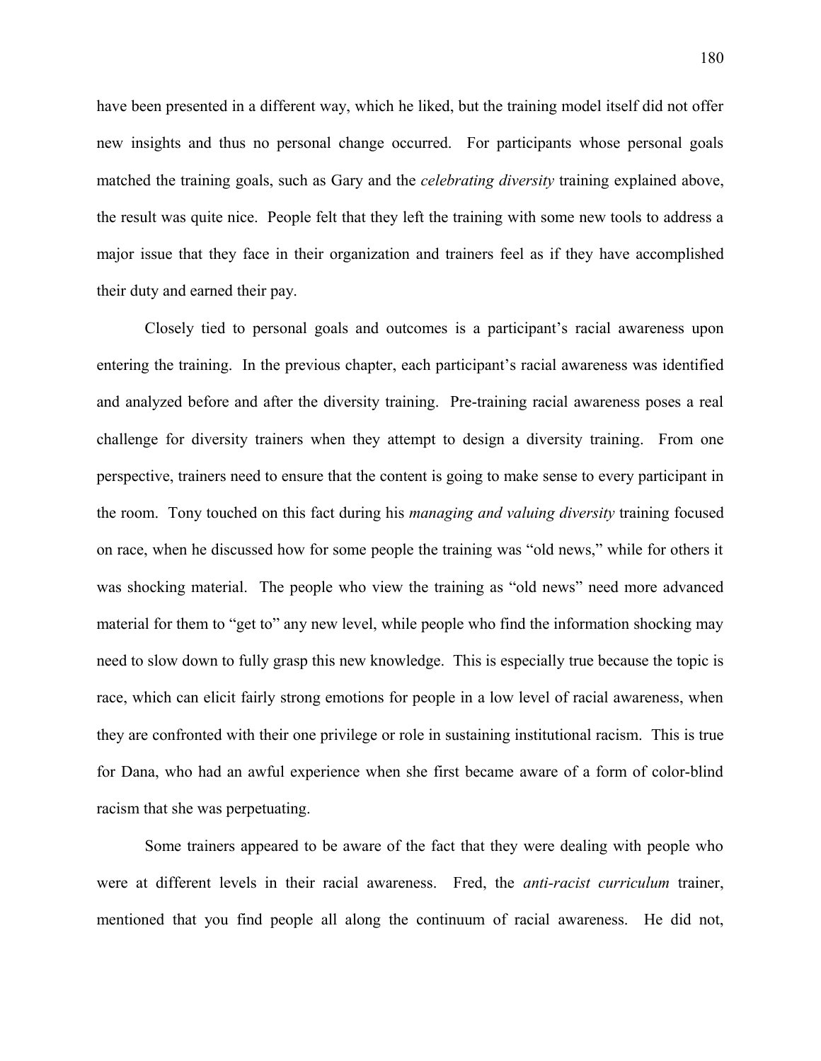have been presented in a different way, which he liked, but the training model itself did not offer new insights and thus no personal change occurred. For participants whose personal goals matched the training goals, such as Gary and the *celebrating diversity* training explained above, the result was quite nice. People felt that they left the training with some new tools to address a major issue that they face in their organization and trainers feel as if they have accomplished their duty and earned their pay.

Closely tied to personal goals and outcomes is a participant's racial awareness upon entering the training. In the previous chapter, each participant's racial awareness was identified and analyzed before and after the diversity training. Pre-training racial awareness poses a real challenge for diversity trainers when they attempt to design a diversity training. From one perspective, trainers need to ensure that the content is going to make sense to every participant in the room. Tony touched on this fact during his *managing and valuing diversity* training focused on race, when he discussed how for some people the training was "old news," while for others it was shocking material. The people who view the training as "old news" need more advanced material for them to "get to" any new level, while people who find the information shocking may need to slow down to fully grasp this new knowledge. This is especially true because the topic is race, which can elicit fairly strong emotions for people in a low level of racial awareness, when they are confronted with their one privilege or role in sustaining institutional racism. This is true for Dana, who had an awful experience when she first became aware of a form of color-blind racism that she was perpetuating.

Some trainers appeared to be aware of the fact that they were dealing with people who were at different levels in their racial awareness. Fred, the *anti-racist curriculum* trainer, mentioned that you find people all along the continuum of racial awareness. He did not,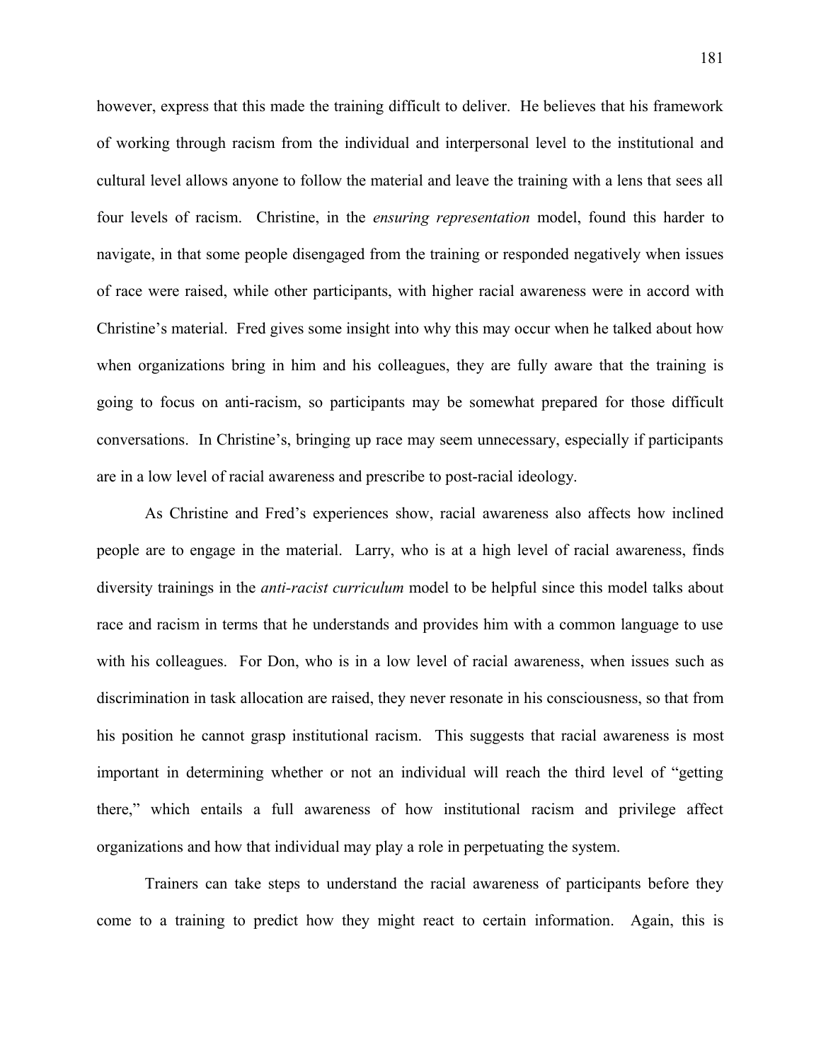however, express that this made the training difficult to deliver. He believes that his framework of working through racism from the individual and interpersonal level to the institutional and cultural level allows anyone to follow the material and leave the training with a lens that sees all four levels of racism. Christine, in the *ensuring representation* model, found this harder to navigate, in that some people disengaged from the training or responded negatively when issues of race were raised, while other participants, with higher racial awareness were in accord with Christine's material. Fred gives some insight into why this may occur when he talked about how when organizations bring in him and his colleagues, they are fully aware that the training is going to focus on anti-racism, so participants may be somewhat prepared for those difficult conversations. In Christine's, bringing up race may seem unnecessary, especially if participants are in a low level of racial awareness and prescribe to post-racial ideology.

As Christine and Fred's experiences show, racial awareness also affects how inclined people are to engage in the material. Larry, who is at a high level of racial awareness, finds diversity trainings in the *anti-racist curriculum* model to be helpful since this model talks about race and racism in terms that he understands and provides him with a common language to use with his colleagues. For Don, who is in a low level of racial awareness, when issues such as discrimination in task allocation are raised, they never resonate in his consciousness, so that from his position he cannot grasp institutional racism. This suggests that racial awareness is most important in determining whether or not an individual will reach the third level of "getting there," which entails a full awareness of how institutional racism and privilege affect organizations and how that individual may play a role in perpetuating the system.

Trainers can take steps to understand the racial awareness of participants before they come to a training to predict how they might react to certain information. Again, this is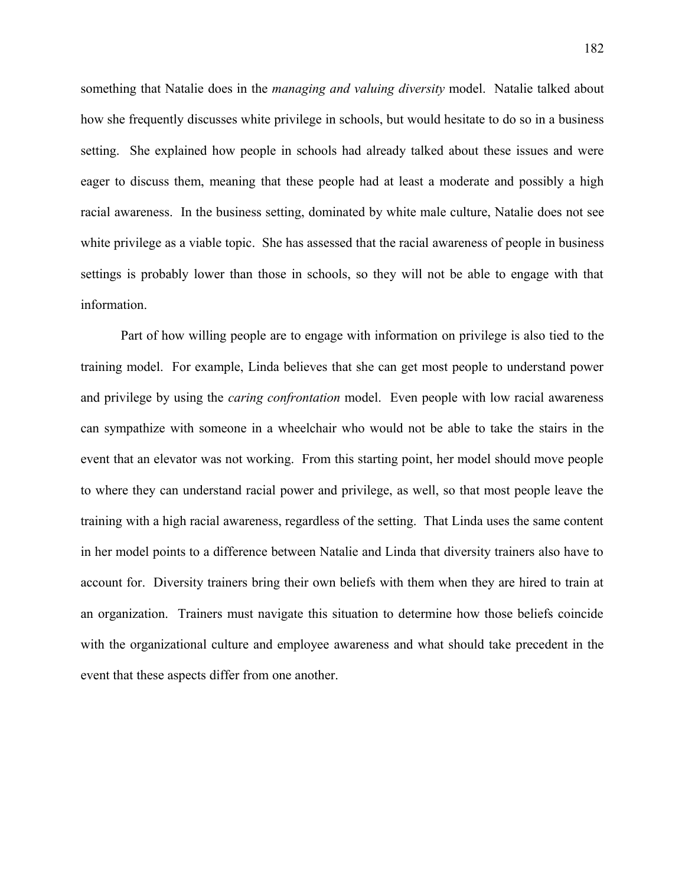something that Natalie does in the *managing and valuing diversity* model. Natalie talked about how she frequently discusses white privilege in schools, but would hesitate to do so in a business setting. She explained how people in schools had already talked about these issues and were eager to discuss them, meaning that these people had at least a moderate and possibly a high racial awareness. In the business setting, dominated by white male culture, Natalie does not see white privilege as a viable topic. She has assessed that the racial awareness of people in business settings is probably lower than those in schools, so they will not be able to engage with that information.

Part of how willing people are to engage with information on privilege is also tied to the training model. For example, Linda believes that she can get most people to understand power and privilege by using the *caring confrontation* model. Even people with low racial awareness can sympathize with someone in a wheelchair who would not be able to take the stairs in the event that an elevator was not working. From this starting point, her model should move people to where they can understand racial power and privilege, as well, so that most people leave the training with a high racial awareness, regardless of the setting. That Linda uses the same content in her model points to a difference between Natalie and Linda that diversity trainers also have to account for. Diversity trainers bring their own beliefs with them when they are hired to train at an organization. Trainers must navigate this situation to determine how those beliefs coincide with the organizational culture and employee awareness and what should take precedent in the event that these aspects differ from one another.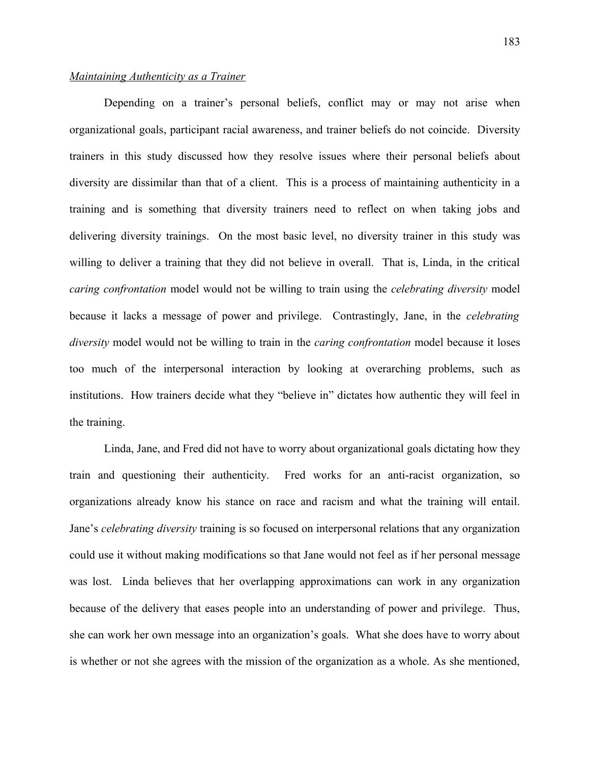*Maintaining Authenticity as a Trainer*

Depending on a trainer's personal beliefs, conflict may or may not arise when organizational goals, participant racial awareness, and trainer beliefs do not coincide. Diversity trainers in this study discussed how they resolve issues where their personal beliefs about diversity are dissimilar than that of a client. This is a process of maintaining authenticity in a training and is something that diversity trainers need to reflect on when taking jobs and delivering diversity trainings. On the most basic level, no diversity trainer in this study was willing to deliver a training that they did not believe in overall. That is, Linda, in the critical *caring confrontation* model would not be willing to train using the *celebrating diversity* model because it lacks a message of power and privilege. Contrastingly, Jane, in the *celebrating diversity* model would not be willing to train in the *caring confrontation* model because it loses too much of the interpersonal interaction by looking at overarching problems, such as institutions. How trainers decide what they "believe in" dictates how authentic they will feel in the training.

Linda, Jane, and Fred did not have to worry about organizational goals dictating how they train and questioning their authenticity. Fred works for an anti-racist organization, so organizations already know his stance on race and racism and what the training will entail. Jane's *celebrating diversity* training is so focused on interpersonal relations that any organization could use it without making modifications so that Jane would not feel as if her personal message was lost. Linda believes that her overlapping approximations can work in any organization because of the delivery that eases people into an understanding of power and privilege. Thus, she can work her own message into an organization's goals. What she does have to worry about is whether or not she agrees with the mission of the organization as a whole. As she mentioned,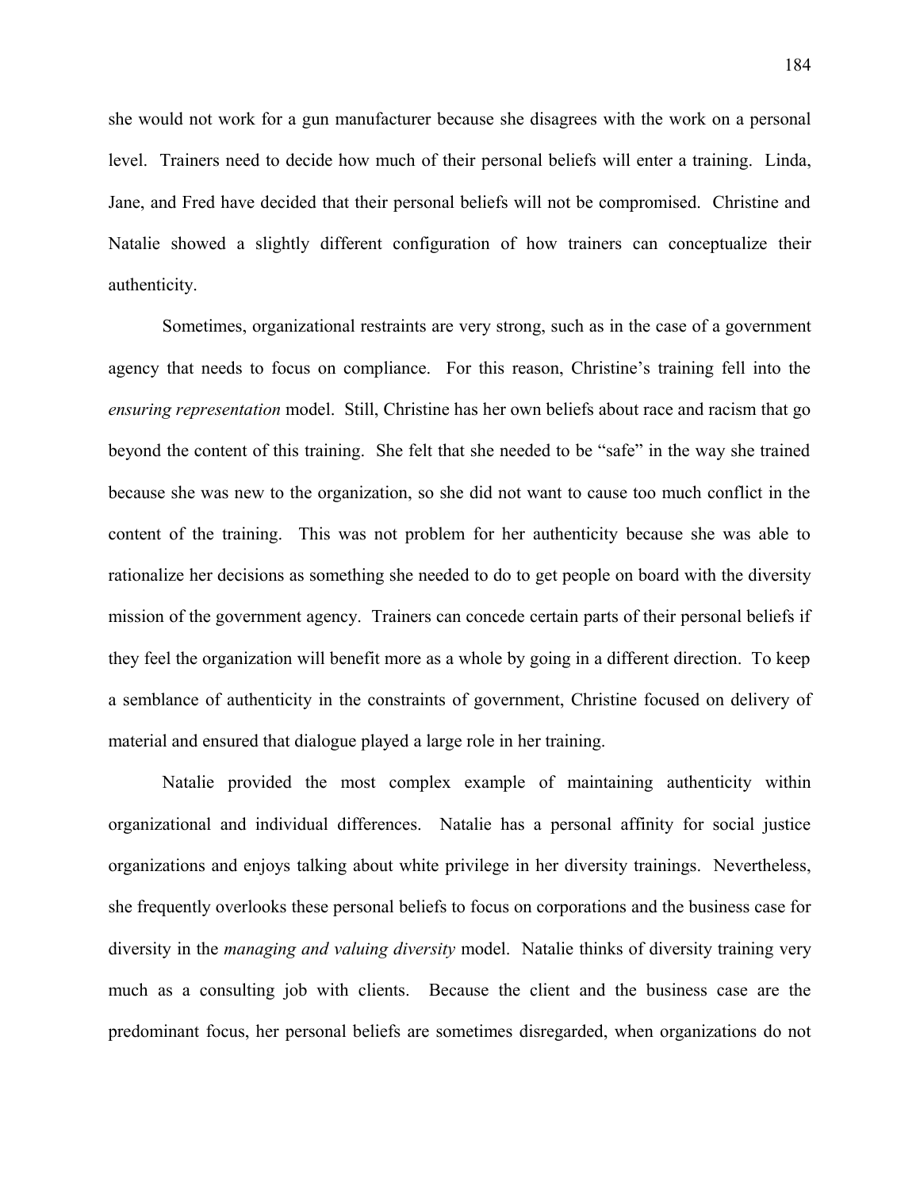she would not work for a gun manufacturer because she disagrees with the work on a personal level. Trainers need to decide how much of their personal beliefs will enter a training. Linda, Jane, and Fred have decided that their personal beliefs will not be compromised. Christine and Natalie showed a slightly different configuration of how trainers can conceptualize their authenticity.

Sometimes, organizational restraints are very strong, such as in the case of a government agency that needs to focus on compliance. For this reason, Christine's training fell into the *ensuring representation* model. Still, Christine has her own beliefs about race and racism that go beyond the content of this training. She felt that she needed to be "safe" in the way she trained because she was new to the organization, so she did not want to cause too much conflict in the content of the training. This was not problem for her authenticity because she was able to rationalize her decisions as something she needed to do to get people on board with the diversity mission of the government agency. Trainers can concede certain parts of their personal beliefs if they feel the organization will benefit more as a whole by going in a different direction. To keep a semblance of authenticity in the constraints of government, Christine focused on delivery of material and ensured that dialogue played a large role in her training.

Natalie provided the most complex example of maintaining authenticity within organizational and individual differences. Natalie has a personal affinity for social justice organizations and enjoys talking about white privilege in her diversity trainings. Nevertheless, she frequently overlooks these personal beliefs to focus on corporations and the business case for diversity in the *managing and valuing diversity* model. Natalie thinks of diversity training very much as a consulting job with clients. Because the client and the business case are the predominant focus, her personal beliefs are sometimes disregarded, when organizations do not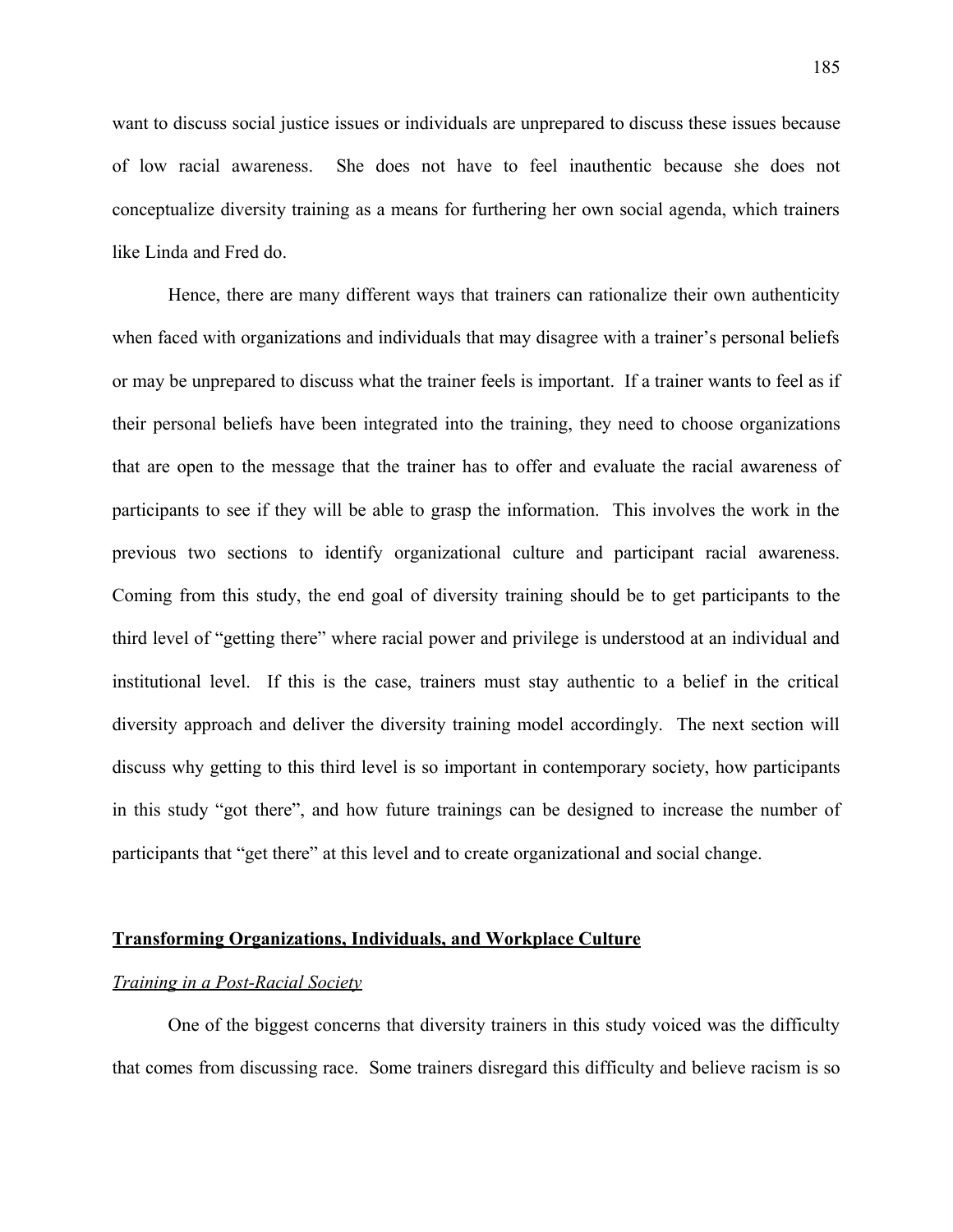want to discuss social justice issues or individuals are unprepared to discuss these issues because of low racial awareness. She does not have to feel inauthentic because she does not conceptualize diversity training as a means for furthering her own social agenda, which trainers like Linda and Fred do.

Hence, there are many different ways that trainers can rationalize their own authenticity when faced with organizations and individuals that may disagree with a trainer's personal beliefs or may be unprepared to discuss what the trainer feels is important. If a trainer wants to feel as if their personal beliefs have been integrated into the training, they need to choose organizations that are open to the message that the trainer has to offer and evaluate the racial awareness of participants to see if they will be able to grasp the information. This involves the work in the previous two sections to identify organizational culture and participant racial awareness. Coming from this study, the end goal of diversity training should be to get participants to the third level of "getting there" where racial power and privilege is understood at an individual and institutional level. If this is the case, trainers must stay authentic to a belief in the critical diversity approach and deliver the diversity training model accordingly. The next section will discuss why getting to this third level is so important in contemporary society, how participants in this study "got there", and how future trainings can be designed to increase the number of participants that "get there" at this level and to create organizational and social change.

## <u>Transforming Organizations, Individuals, and Workplace Culture</u>

### <u>*Training in a Post-Racial Society*</u>

One of the biggest concerns that diversity trainers in this study voiced was the difficulty that comes from discussing race. Some trainers disregard this difficulty and believe racism is so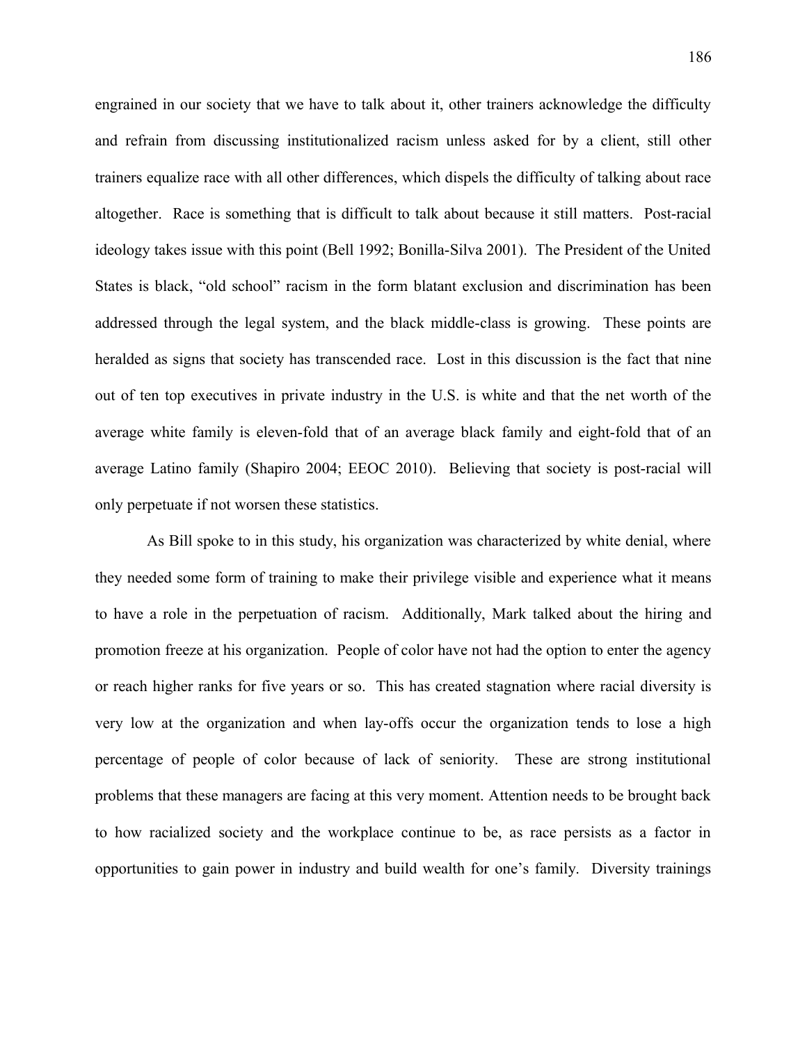engrained in our society that we have to talk about it, other trainers acknowledge the difficulty and refrain from discussing institutionalized racism unless asked for by a client, still other trainers equalize race with all other differences, which dispels the difficulty of talking about race altogether. Race is something that is difficult to talk about because it still matters. Post-racial ideology takes issue with this point (Bell 1992; Bonilla-Silva 2001). The President of the United States is black, "old school" racism in the form blatant exclusion and discrimination has been addressed through the legal system, and the black middle-class is growing. These points are heralded as signs that society has transcended race. Lost in this discussion is the fact that nine out of ten top executives in private industry in the U.S. is white and that the net worth of the average white family is eleven-fold that of an average black family and eight-fold that of an average Latino family (Shapiro 2004; EEOC 2010). Believing that society is post-racial will only perpetuate if not worsen these statistics.

As Bill spoke to in this study, his organization was characterized by white denial, where they needed some form of training to make their privilege visible and experience what it means to have a role in the perpetuation of racism. Additionally, Mark talked about the hiring and promotion freeze at his organization. People of color have not had the option to enter the agency or reach higher ranks for five years or so. This has created stagnation where racial diversity is very low at the organization and when lay-offs occur the organization tends to lose a high percentage of people of color because of lack of seniority. These are strong institutional problems that these managers are facing at this very moment. Attention needs to be brought back to how racialized society and the workplace continue to be, as race persists as a factor in opportunities to gain power in industry and build wealth for one's family. Diversity trainings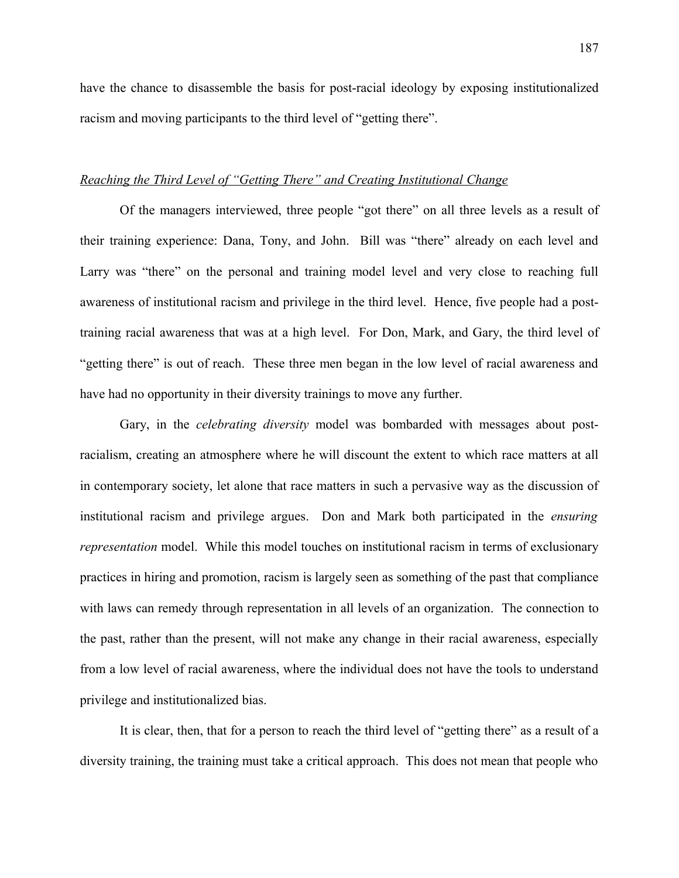have the chance to disassemble the basis for post-racial ideology by exposing institutionalized racism and moving participants to the third level of "getting there".

*<u>Reaching the Third Level of "Getting There" and Creating Institutional Change</u>*

Of the managers interviewed, three people "got there" on all three levels as a result of their training experience: Dana, Tony, and John. Bill was "there" already on each level and Larry was "there" on the personal and training model level and very close to reaching full awareness of institutional racism and privilege in the third level. Hence, five people had a post-training racial awareness that was at a high level. For Don, Mark, and Gary, the third level of "getting there" is out of reach. These three men began in the low level of racial awareness and have had no opportunity in their diversity trainings to move any further.

Gary, in the *celebrating diversity* model was bombarded with messages about post-racialism, creating an atmosphere where he will discount the extent to which race matters at all in contemporary society, let alone that race matters in such a pervasive way as the discussion of institutional racism and privilege argues. Don and Mark both participated in the *ensuring representation* model. While this model touches on institutional racism in terms of exclusionary practices in hiring and promotion, racism is largely seen as something of the past that compliance with laws can remedy through representation in all levels of an organization. The connection to the past, rather than the present, will not make any change in their racial awareness, especially from a low level of racial awareness, where the individual does not have the tools to understand privilege and institutionalized bias.

It is clear, then, that for a person to reach the third level of "getting there" as a result of a diversity training, the training must take a critical approach. This does not mean that people who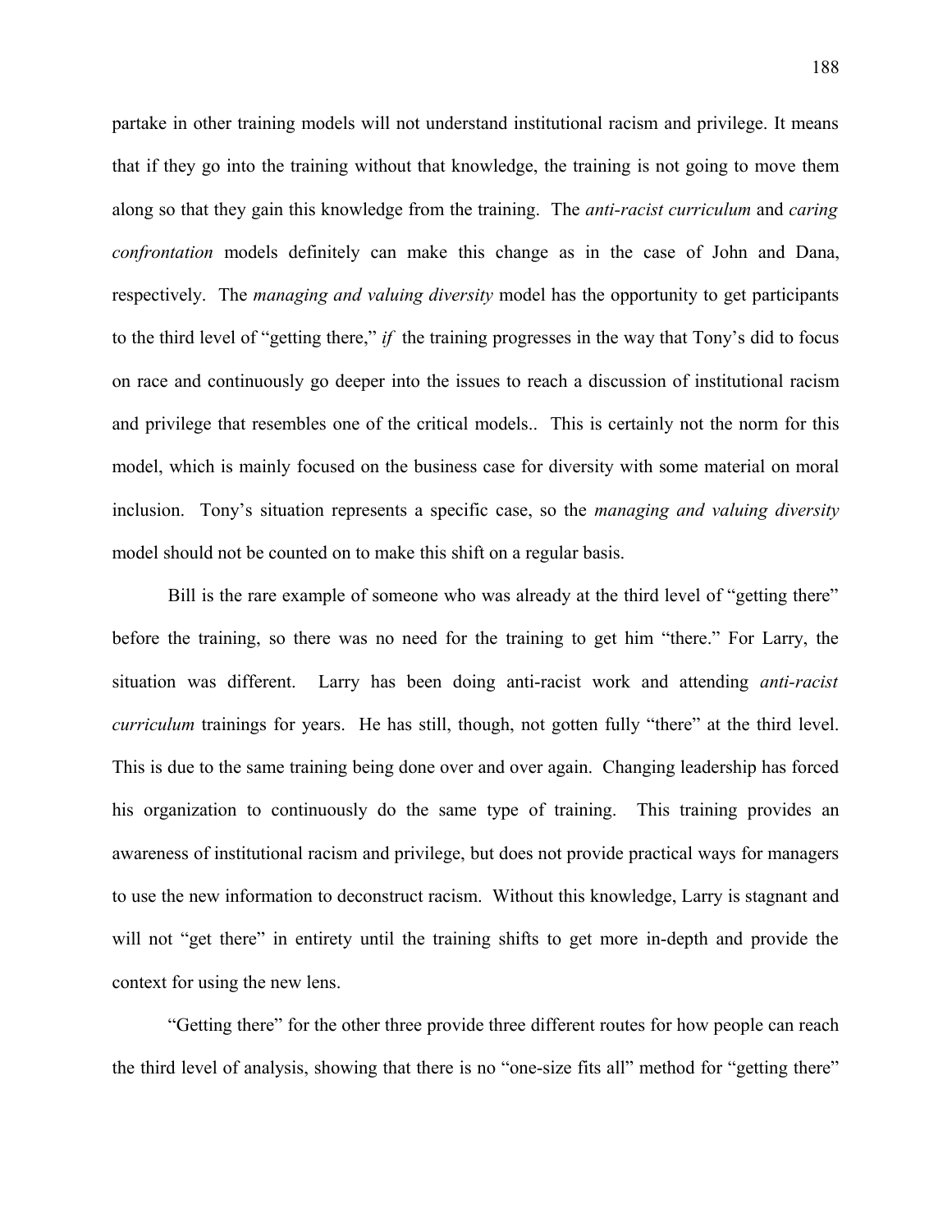partake in other training models will not understand institutional racism and privilege. It means that if they go into the training without that knowledge, the training is not going to move them along so that they gain this knowledge from the training. The *anti-racist curriculum* and *caring confrontation* models definitely can make this change as in the case of John and Dana, respectively. The *managing and valuing diversity* model has the opportunity to get participants to the third level of "getting there," *if* the training progresses in the way that Tony's did to focus on race and continuously go deeper into the issues to reach a discussion of institutional racism and privilege that resembles one of the critical models.. This is certainly not the norm for this model, which is mainly focused on the business case for diversity with some material on moral inclusion. Tony's situation represents a specific case, so the *managing and valuing diversity* model should not be counted on to make this shift on a regular basis.

Bill is the rare example of someone who was already at the third level of "getting there" before the training, so there was no need for the training to get him "there." For Larry, the situation was different. Larry has been doing anti-racist work and attending *anti-racist curriculum* trainings for years. He has still, though, not gotten fully "there" at the third level. This is due to the same training being done over and over again. Changing leadership has forced his organization to continuously do the same type of training. This training provides an awareness of institutional racism and privilege, but does not provide practical ways for managers to use the new information to deconstruct racism. Without this knowledge, Larry is stagnant and will not "get there" in entirety until the training shifts to get more in-depth and provide the context for using the new lens.

"Getting there" for the other three provide three different routes for how people can reach the third level of analysis, showing that there is no "one-size fits all" method for "getting there"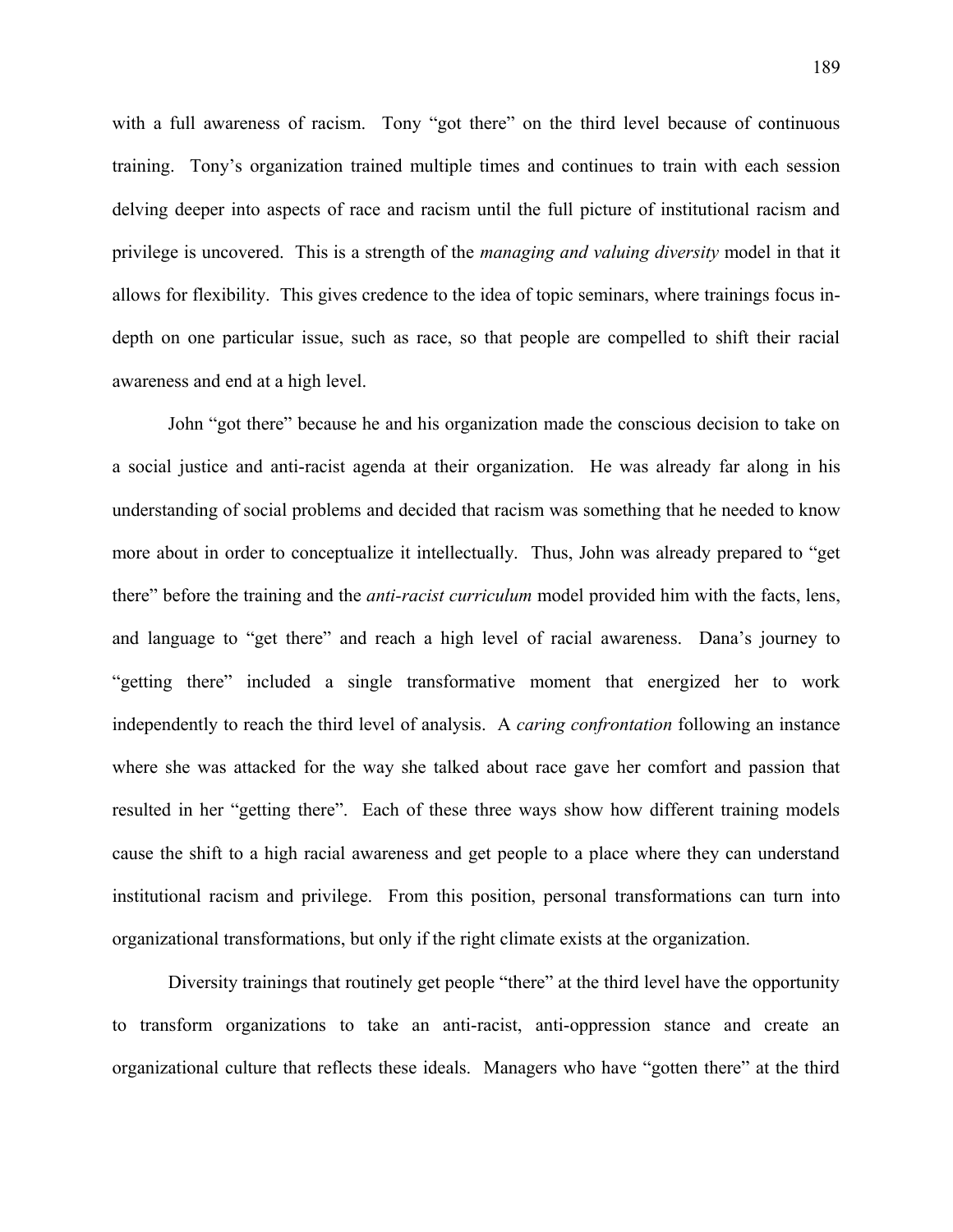with a full awareness of racism. Tony "got there" on the third level because of continuous training. Tony's organization trained multiple times and continues to train with each session delving deeper into aspects of race and racism until the full picture of institutional racism and privilege is uncovered. This is a strength of the *managing and valuing diversity* model in that it allows for flexibility. This gives credence to the idea of topic seminars, where trainings focus in-depth on one particular issue, such as race, so that people are compelled to shift their racial awareness and end at a high level.

John "got there" because he and his organization made the conscious decision to take on a social justice and anti-racist agenda at their organization. He was already far along in his understanding of social problems and decided that racism was something that he needed to know more about in order to conceptualize it intellectually. Thus, John was already prepared to "get there" before the training and the *anti-racist curriculum* model provided him with the facts, lens, and language to "get there" and reach a high level of racial awareness. Dana's journey to "getting there" included a single transformative moment that energized her to work independently to reach the third level of analysis. A *caring confrontation* following an instance where she was attacked for the way she talked about race gave her comfort and passion that resulted in her "getting there". Each of these three ways show how different training models cause the shift to a high racial awareness and get people to a place where they can understand institutional racism and privilege. From this position, personal transformations can turn into organizational transformations, but only if the right climate exists at the organization.

Diversity trainings that routinely get people "there" at the third level have the opportunity to transform organizations to take an anti-racist, anti-oppression stance and create an organizational culture that reflects these ideals. Managers who have "gotten there" at the third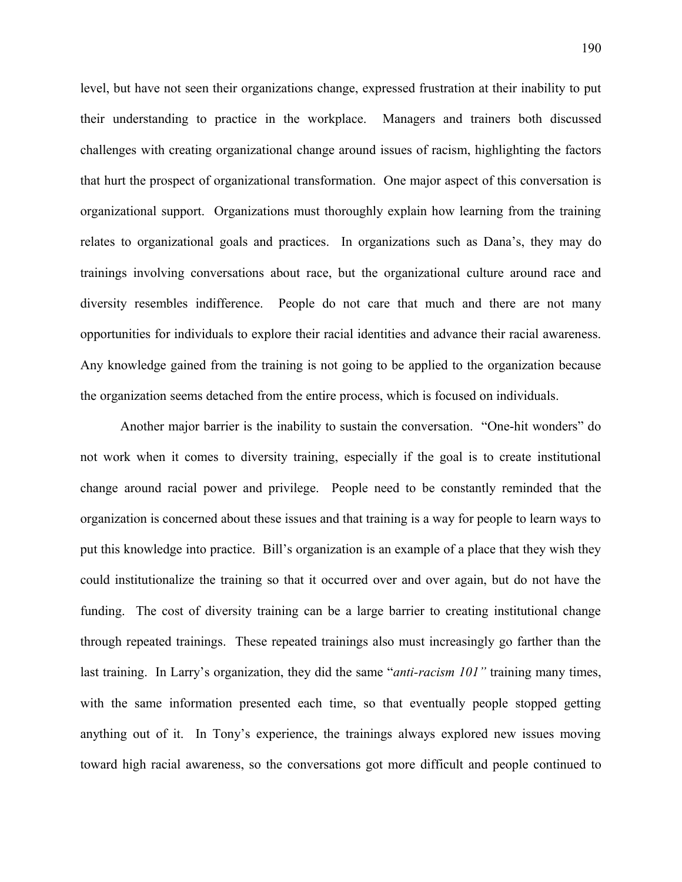level, but have not seen their organizations change, expressed frustration at their inability to put their understanding to practice in the workplace. Managers and trainers both discussed challenges with creating organizational change around issues of racism, highlighting the factors that hurt the prospect of organizational transformation. One major aspect of this conversation is organizational support. Organizations must thoroughly explain how learning from the training relates to organizational goals and practices. In organizations such as Dana's, they may do trainings involving conversations about race, but the organizational culture around race and diversity resembles indifference. People do not care that much and there are not many opportunities for individuals to explore their racial identities and advance their racial awareness. Any knowledge gained from the training is not going to be applied to the organization because the organization seems detached from the entire process, which is focused on individuals.

Another major barrier is the inability to sustain the conversation. "One-hit wonders" do not work when it comes to diversity training, especially if the goal is to create institutional change around racial power and privilege. People need to be constantly reminded that the organization is concerned about these issues and that training is a way for people to learn ways to put this knowledge into practice. Bill's organization is an example of a place that they wish they could institutionalize the training so that it occurred over and over again, but do not have the funding. The cost of diversity training can be a large barrier to creating institutional change through repeated trainings. These repeated trainings also must increasingly go farther than the last training. In Larry's organization, they did the same "*anti-racism 101"* training many times, with the same information presented each time, so that eventually people stopped getting anything out of it. In Tony's experience, the trainings always explored new issues moving toward high racial awareness, so the conversations got more difficult and people continued to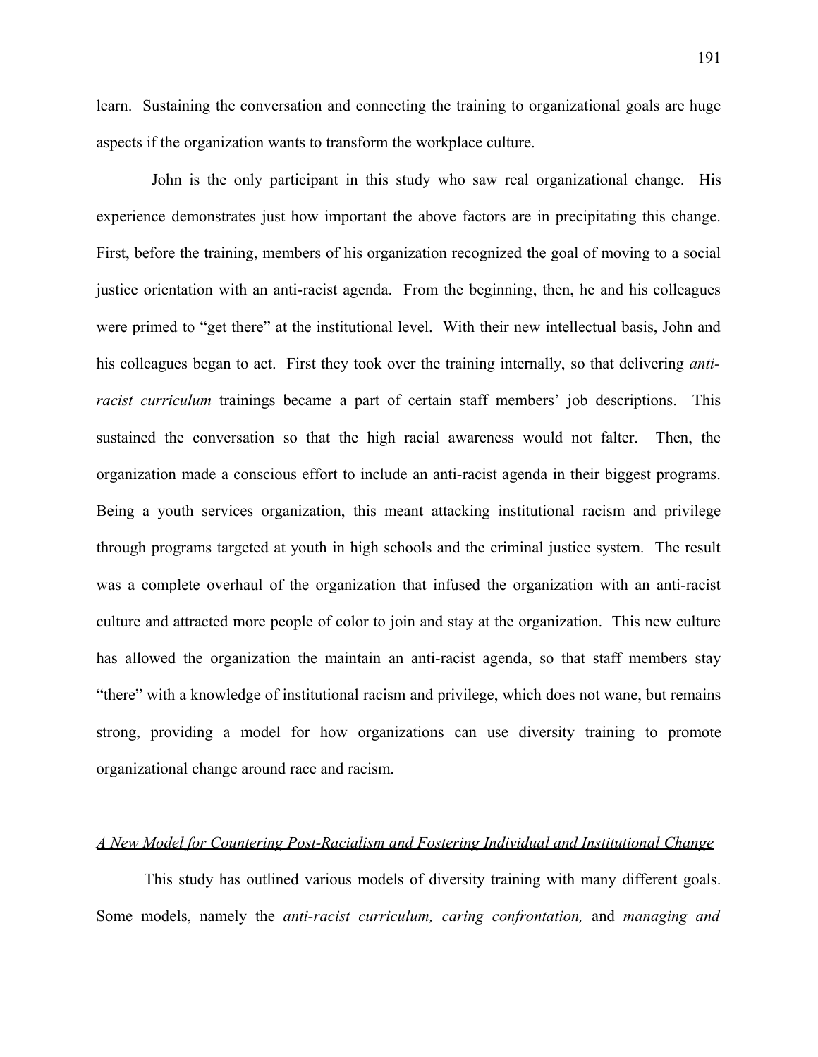learn. Sustaining the conversation and connecting the training to organizational goals are huge aspects if the organization wants to transform the workplace culture.

John is the only participant in this study who saw real organizational change. His experience demonstrates just how important the above factors are in precipitating this change. First, before the training, members of his organization recognized the goal of moving to a social justice orientation with an anti-racist agenda. From the beginning, then, he and his colleagues were primed to "get there" at the institutional level. With their new intellectual basis, John and his colleagues began to act. First they took over the training internally, so that delivering *anti-racist curriculum* trainings became a part of certain staff members' job descriptions. This sustained the conversation so that the high racial awareness would not falter. Then, the organization made a conscious effort to include an anti-racist agenda in their biggest programs. Being a youth services organization, this meant attacking institutional racism and privilege through programs targeted at youth in high schools and the criminal justice system. The result was a complete overhaul of the organization that infused the organization with an anti-racist culture and attracted more people of color to join and stay at the organization. This new culture has allowed the organization the maintain an anti-racist agenda, so that staff members stay "there" with a knowledge of institutional racism and privilege, which does not wane, but remains strong, providing a model for how organizations can use diversity training to promote organizational change around race and racism.

## A New Model for Countering Post-Racialism and Fostering Individual and Institutional Change

This study has outlined various models of diversity training with many different goals. Some models, namely the *anti-racist curriculum, caring confrontation,* and *managing and*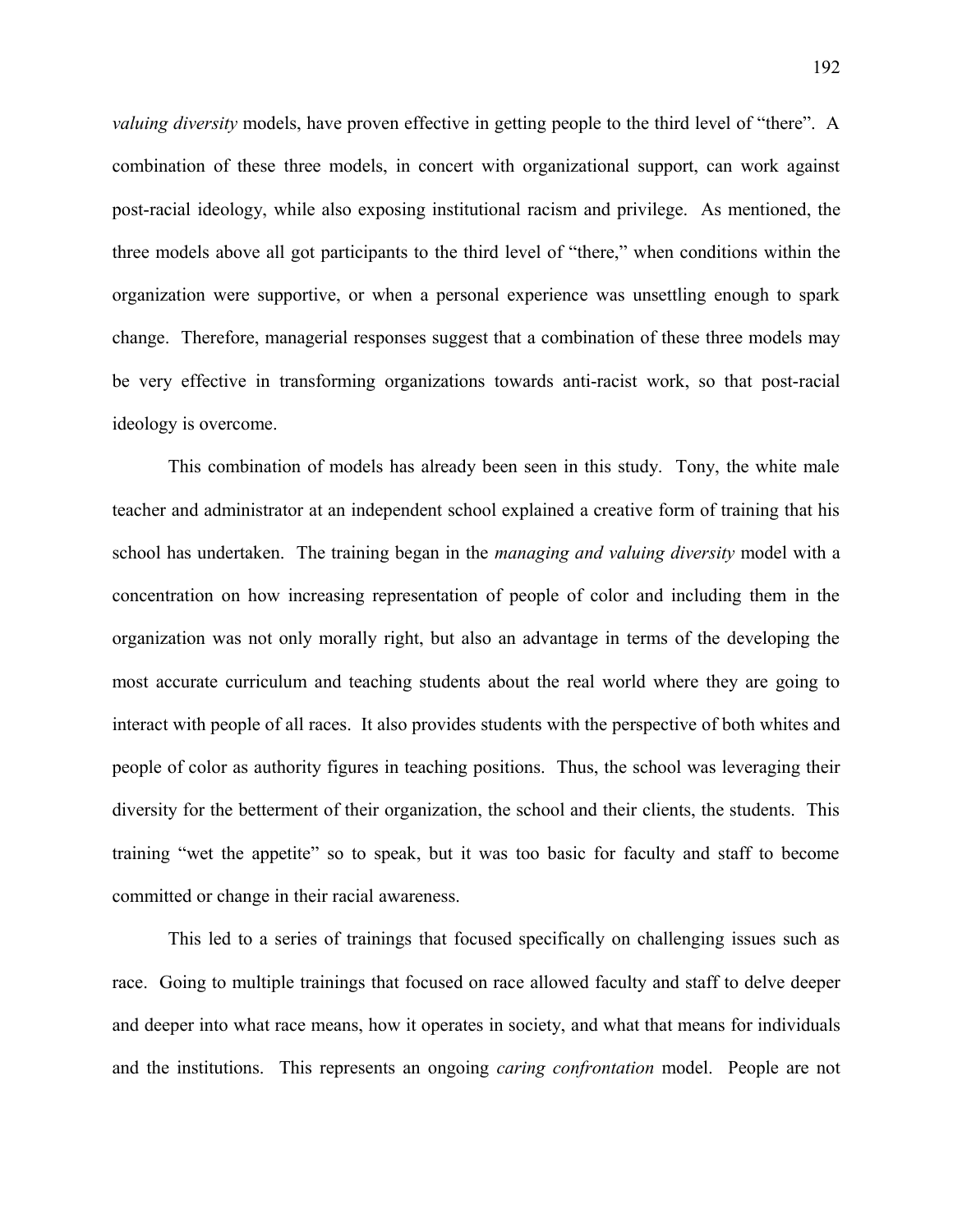*valuing diversity* models, have proven effective in getting people to the third level of "there". A combination of these three models, in concert with organizational support, can work against post-racial ideology, while also exposing institutional racism and privilege. As mentioned, the three models above all got participants to the third level of "there," when conditions within the organization were supportive, or when a personal experience was unsettling enough to spark change. Therefore, managerial responses suggest that a combination of these three models may be very effective in transforming organizations towards anti-racist work, so that post-racial ideology is overcome.

This combination of models has already been seen in this study. Tony, the white male teacher and administrator at an independent school explained a creative form of training that his school has undertaken. The training began in the *managing and valuing diversity* model with a concentration on how increasing representation of people of color and including them in the organization was not only morally right, but also an advantage in terms of the developing the most accurate curriculum and teaching students about the real world where they are going to interact with people of all races. It also provides students with the perspective of both whites and people of color as authority figures in teaching positions. Thus, the school was leveraging their diversity for the betterment of their organization, the school and their clients, the students. This training "wet the appetite" so to speak, but it was too basic for faculty and staff to become committed or change in their racial awareness.

This led to a series of trainings that focused specifically on challenging issues such as race. Going to multiple trainings that focused on race allowed faculty and staff to delve deeper and deeper into what race means, how it operates in society, and what that means for individuals and the institutions. This represents an ongoing *caring confrontation* model. People are not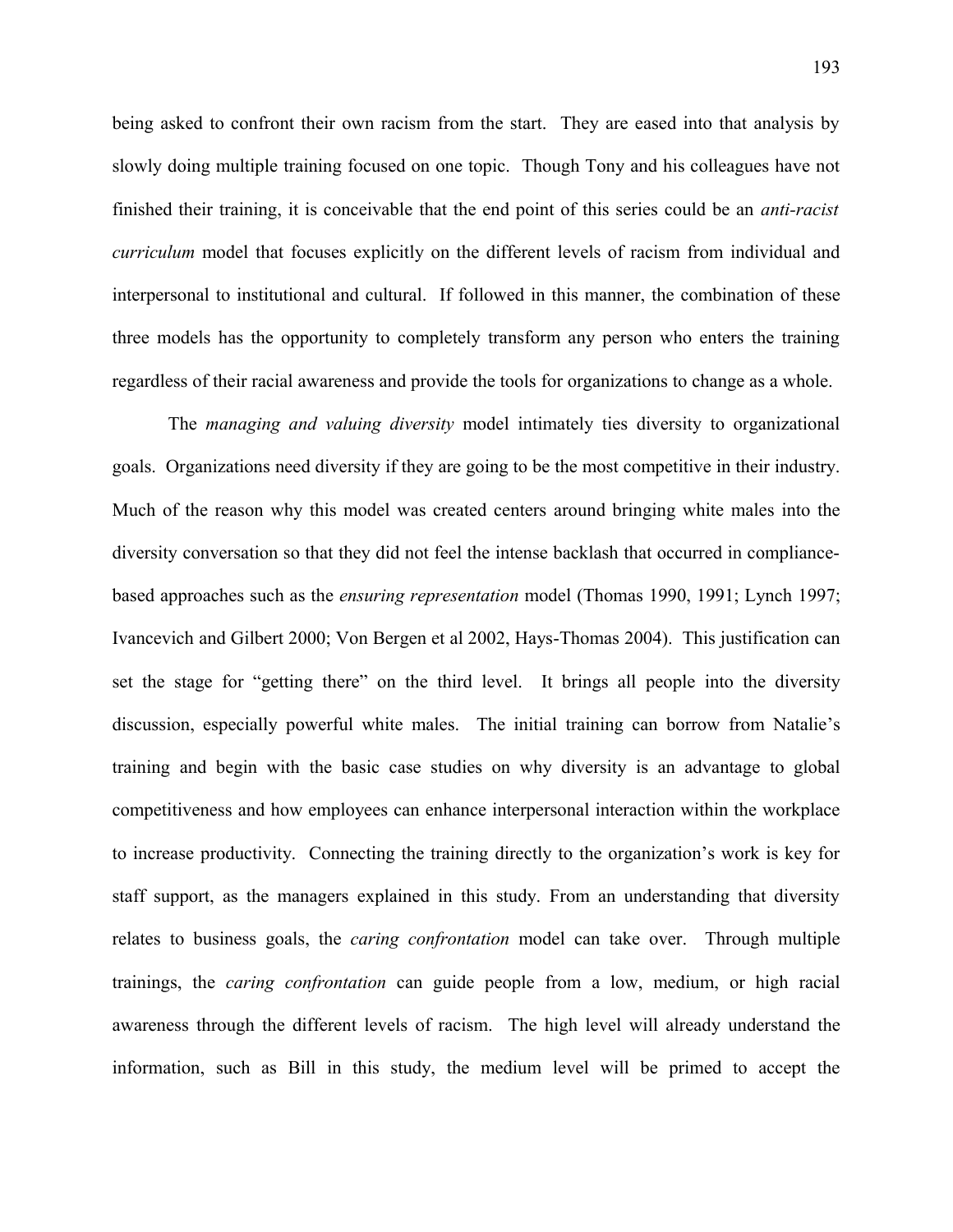being asked to confront their own racism from the start. They are eased into that analysis by slowly doing multiple training focused on one topic. Though Tony and his colleagues have not finished their training, it is conceivable that the end point of this series could be an *anti-racist curriculum* model that focuses explicitly on the different levels of racism from individual and interpersonal to institutional and cultural. If followed in this manner, the combination of these three models has the opportunity to completely transform any person who enters the training regardless of their racial awareness and provide the tools for organizations to change as a whole.

The *managing and valuing diversity* model intimately ties diversity to organizational goals. Organizations need diversity if they are going to be the most competitive in their industry. Much of the reason why this model was created centers around bringing white males into the diversity conversation so that they did not feel the intense backlash that occurred in compliance-based approaches such as the *ensuring representation* model (Thomas 1990, 1991; Lynch 1997; Ivancevich and Gilbert 2000; Von Bergen et al 2002, Hays-Thomas 2004). This justification can set the stage for "getting there" on the third level. It brings all people into the diversity discussion, especially powerful white males. The initial training can borrow from Natalie's training and begin with the basic case studies on why diversity is an advantage to global competitiveness and how employees can enhance interpersonal interaction within the workplace to increase productivity. Connecting the training directly to the organization's work is key for staff support, as the managers explained in this study. From an understanding that diversity relates to business goals, the *caring confrontation* model can take over. Through multiple trainings, the *caring confrontation* can guide people from a low, medium, or high racial awareness through the different levels of racism. The high level will already understand the information, such as Bill in this study, the medium level will be primed to accept the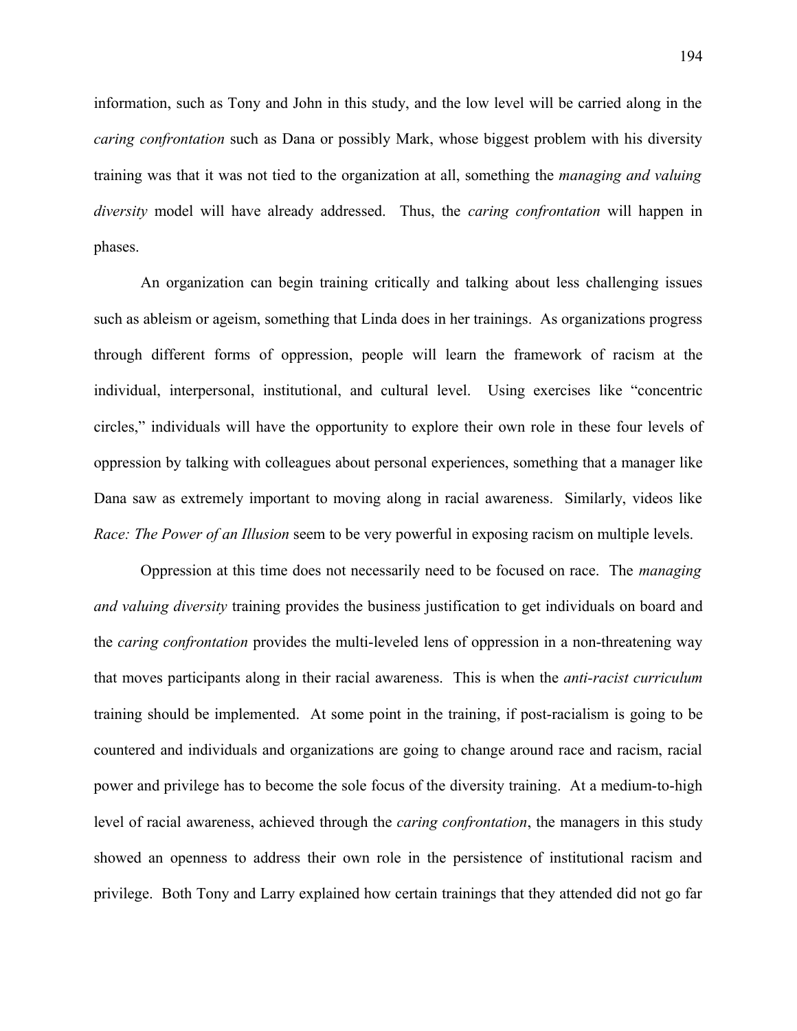information, such as Tony and John in this study, and the low level will be carried along in the *caring confrontation* such as Dana or possibly Mark, whose biggest problem with his diversity training was that it was not tied to the organization at all, something the *managing and valuing diversity* model will have already addressed. Thus, the *caring confrontation* will happen in phases.

An organization can begin training critically and talking about less challenging issues such as ableism or ageism, something that Linda does in her trainings. As organizations progress through different forms of oppression, people will learn the framework of racism at the individual, interpersonal, institutional, and cultural level. Using exercises like "concentric circles," individuals will have the opportunity to explore their own role in these four levels of oppression by talking with colleagues about personal experiences, something that a manager like Dana saw as extremely important to moving along in racial awareness. Similarly, videos like *Race: The Power of an Illusion* seem to be very powerful in exposing racism on multiple levels.

Oppression at this time does not necessarily need to be focused on race. The *managing and valuing diversity* training provides the business justification to get individuals on board and the *caring confrontation* provides the multi-leveled lens of oppression in a non-threatening way that moves participants along in their racial awareness. This is when the *anti-racist curriculum* training should be implemented. At some point in the training, if post-racialism is going to be countered and individuals and organizations are going to change around race and racism, racial power and privilege has to become the sole focus of the diversity training. At a medium-to-high level of racial awareness, achieved through the *caring confrontation*, the managers in this study showed an openness to address their own role in the persistence of institutional racism and privilege. Both Tony and Larry explained how certain trainings that they attended did not go far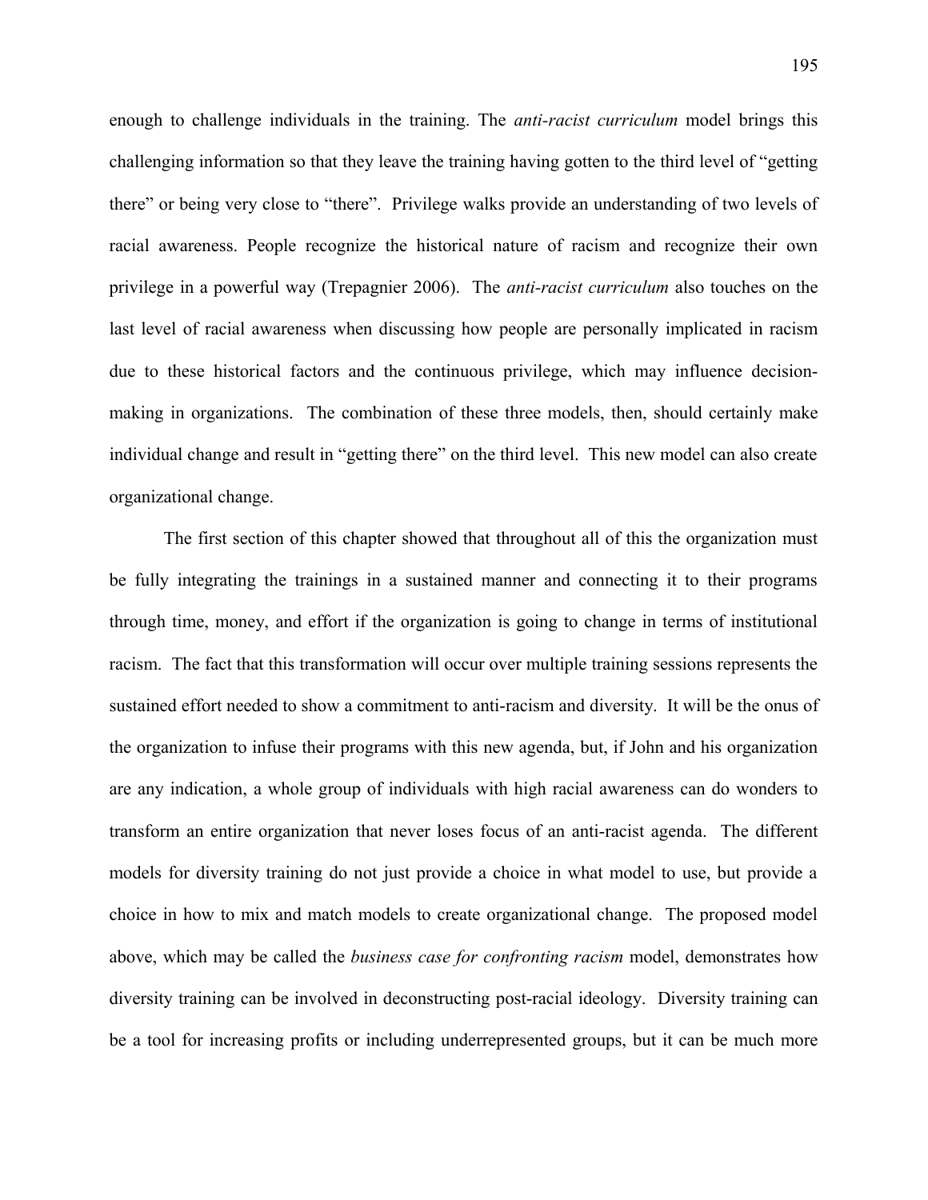enough to challenge individuals in the training. The *anti-racist curriculum* model brings this challenging information so that they leave the training having gotten to the third level of "getting there" or being very close to "there". Privilege walks provide an understanding of two levels of racial awareness. People recognize the historical nature of racism and recognize their own privilege in a powerful way (Trepagnier 2006). The *anti-racist curriculum* also touches on the last level of racial awareness when discussing how people are personally implicated in racism due to these historical factors and the continuous privilege, which may influence decision-making in organizations. The combination of these three models, then, should certainly make individual change and result in "getting there" on the third level. This new model can also create organizational change.

The first section of this chapter showed that throughout all of this the organization must be fully integrating the trainings in a sustained manner and connecting it to their programs through time, money, and effort if the organization is going to change in terms of institutional racism. The fact that this transformation will occur over multiple training sessions represents the sustained effort needed to show a commitment to anti-racism and diversity. It will be the onus of the organization to infuse their programs with this new agenda, but, if John and his organization are any indication, a whole group of individuals with high racial awareness can do wonders to transform an entire organization that never loses focus of an anti-racist agenda. The different models for diversity training do not just provide a choice in what model to use, but provide a choice in how to mix and match models to create organizational change. The proposed model above, which may be called the *business case for confronting racism* model, demonstrates how diversity training can be involved in deconstructing post-racial ideology. Diversity training can be a tool for increasing profits or including underrepresented groups, but it can be much more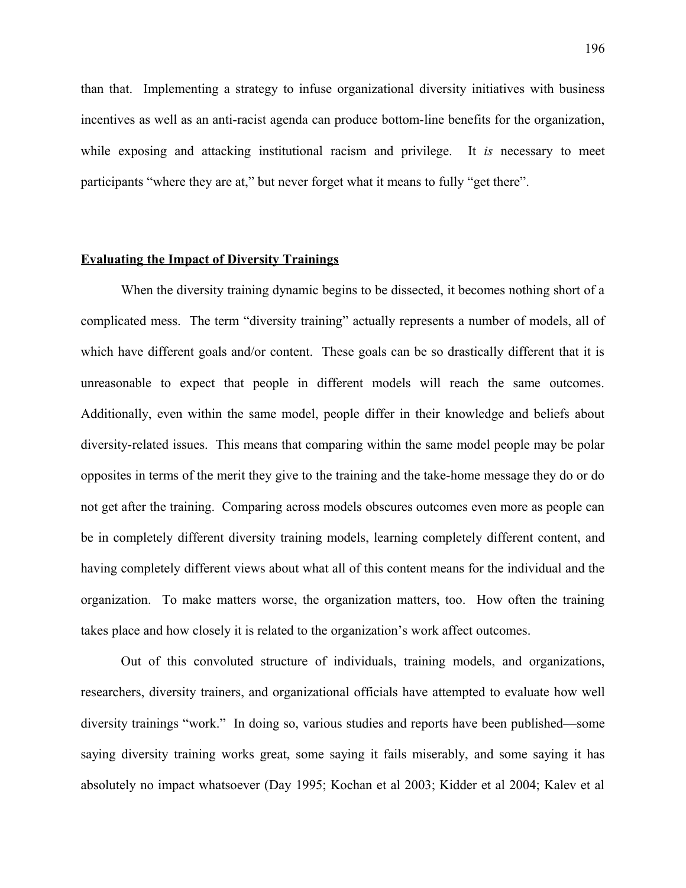than that. Implementing a strategy to infuse organizational diversity initiatives with business incentives as well as an anti-racist agenda can produce bottom-line benefits for the organization, while exposing and attacking institutional racism and privilege. It *is* necessary to meet participants "where they are at," but never forget what it means to fully "get there".

## **Evaluating the Impact of Diversity Trainings**

When the diversity training dynamic begins to be dissected, it becomes nothing short of a complicated mess. The term "diversity training" actually represents a number of models, all of which have different goals and/or content. These goals can be so drastically different that it is unreasonable to expect that people in different models will reach the same outcomes. Additionally, even within the same model, people differ in their knowledge and beliefs about diversity-related issues. This means that comparing within the same model people may be polar opposites in terms of the merit they give to the training and the take-home message they do or do not get after the training. Comparing across models obscures outcomes even more as people can be in completely different diversity training models, learning completely different content, and having completely different views about what all of this content means for the individual and the organization. To make matters worse, the organization matters, too. How often the training takes place and how closely it is related to the organization's work affect outcomes.

Out of this convoluted structure of individuals, training models, and organizations, researchers, diversity trainers, and organizational officials have attempted to evaluate how well diversity trainings "work." In doing so, various studies and reports have been published—some saying diversity training works great, some saying it fails miserably, and some saying it has absolutely no impact whatsoever (Day 1995; Kochan et al 2003; Kidder et al 2004; Kalev et al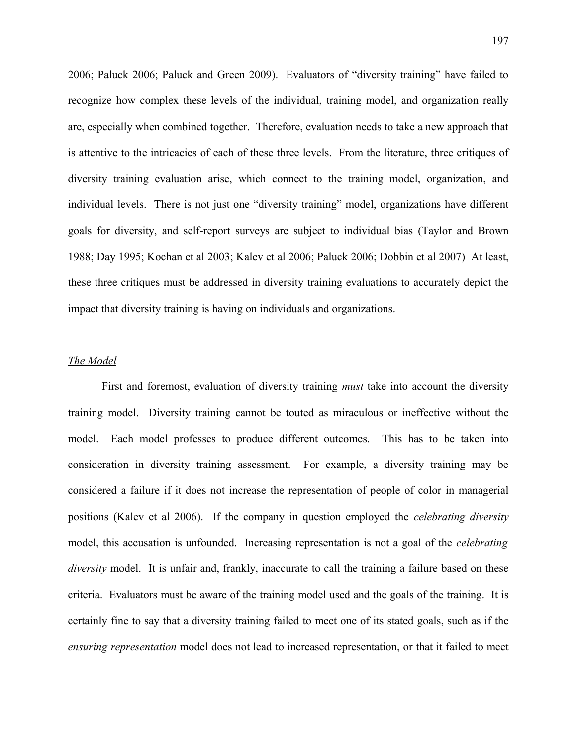2006; Paluck 2006; Paluck and Green 2009). Evaluators of "diversity training" have failed to recognize how complex these levels of the individual, training model, and organization really are, especially when combined together. Therefore, evaluation needs to take a new approach that is attentive to the intricacies of each of these three levels. From the literature, three critiques of diversity training evaluation arise, which connect to the training model, organization, and individual levels. There is not just one "diversity training" model, organizations have different goals for diversity, and self-report surveys are subject to individual bias (Taylor and Brown 1988; Day 1995; Kochan et al 2003; Kalev et al 2006; Paluck 2006; Dobbin et al 2007) At least, these three critiques must be addressed in diversity training evaluations to accurately depict the impact that diversity training is having on individuals and organizations.

### *The Model*

First and foremost, evaluation of diversity training *must* take into account the diversity training model. Diversity training cannot be touted as miraculous or ineffective without the model. Each model professes to produce different outcomes. This has to be taken into consideration in diversity training assessment. For example, a diversity training may be considered a failure if it does not increase the representation of people of color in managerial positions (Kalev et al 2006). If the company in question employed the *celebrating diversity* model, this accusation is unfounded. Increasing representation is not a goal of the *celebrating diversity* model. It is unfair and, frankly, inaccurate to call the training a failure based on these criteria. Evaluators must be aware of the training model used and the goals of the training. It is certainly fine to say that a diversity training failed to meet one of its stated goals, such as if the *ensuring representation* model does not lead to increased representation, or that it failed to meet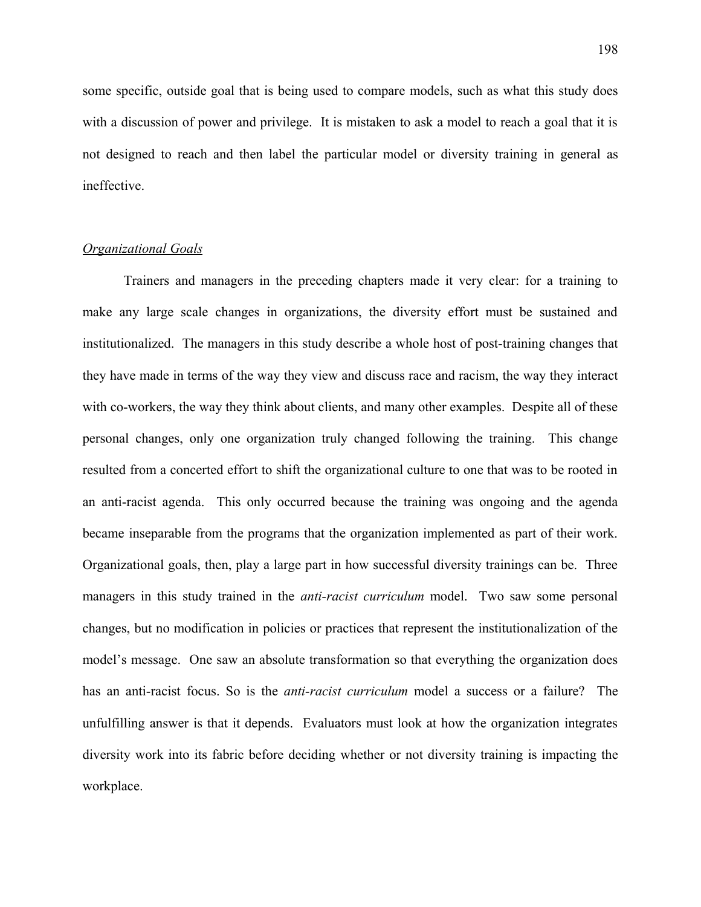some specific, outside goal that is being used to compare models, such as what this study does with a discussion of power and privilege. It is mistaken to ask a model to reach a goal that it is not designed to reach and then label the particular model or diversity training in general as ineffective.

### *Organizational Goals*

Trainers and managers in the preceding chapters made it very clear: for a training to make any large scale changes in organizations, the diversity effort must be sustained and institutionalized. The managers in this study describe a whole host of post-training changes that they have made in terms of the way they view and discuss race and racism, the way they interact with co-workers, the way they think about clients, and many other examples. Despite all of these personal changes, only one organization truly changed following the training. This change resulted from a concerted effort to shift the organizational culture to one that was to be rooted in an anti-racist agenda. This only occurred because the training was ongoing and the agenda became inseparable from the programs that the organization implemented as part of their work. Organizational goals, then, play a large part in how successful diversity trainings can be. Three managers in this study trained in the *anti-racist curriculum* model. Two saw some personal changes, but no modification in policies or practices that represent the institutionalization of the model's message. One saw an absolute transformation so that everything the organization does has an anti-racist focus. So is the *anti-racist curriculum* model a success or a failure? The unfulfilling answer is that it depends. Evaluators must look at how the organization integrates diversity work into its fabric before deciding whether or not diversity training is impacting the workplace.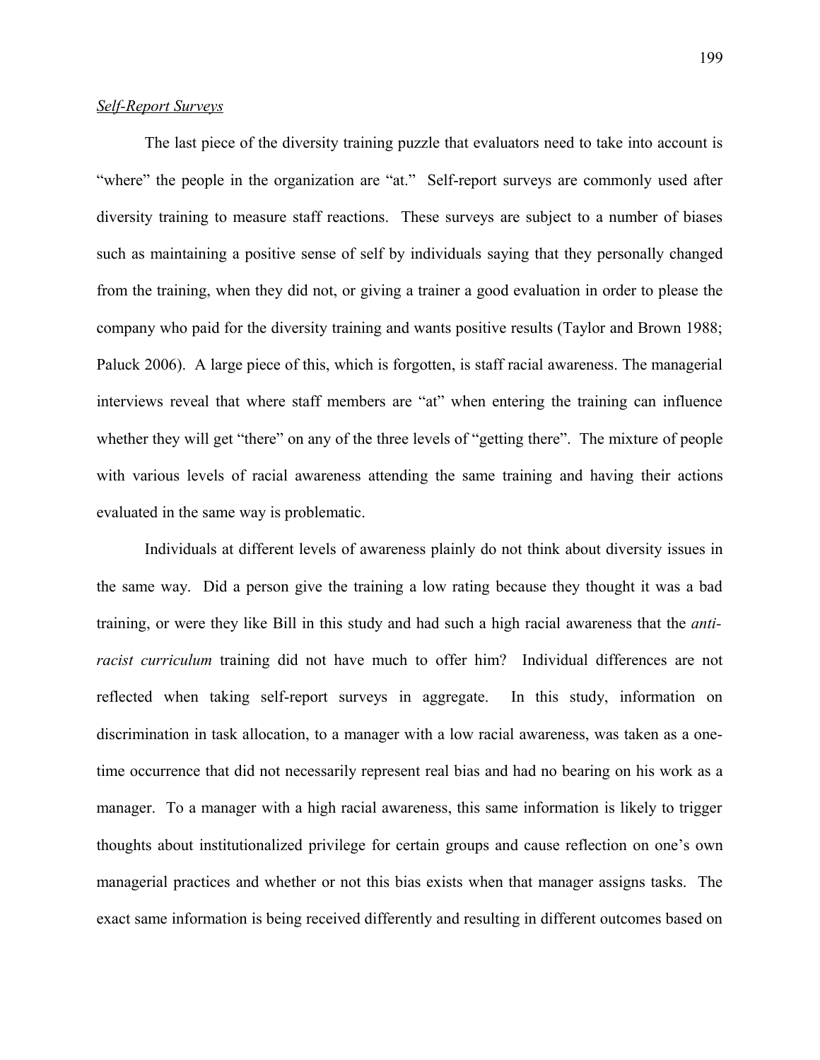*Self-Report Surveys*

The last piece of the diversity training puzzle that evaluators need to take into account is "where" the people in the organization are "at." Self-report surveys are commonly used after diversity training to measure staff reactions. These surveys are subject to a number of biases such as maintaining a positive sense of self by individuals saying that they personally changed from the training, when they did not, or giving a trainer a good evaluation in order to please the company who paid for the diversity training and wants positive results (Taylor and Brown 1988; Paluck 2006). A large piece of this, which is forgotten, is staff racial awareness. The managerial interviews reveal that where staff members are "at" when entering the training can influence whether they will get "there" on any of the three levels of "getting there". The mixture of people with various levels of racial awareness attending the same training and having their actions evaluated in the same way is problematic.

Individuals at different levels of awareness plainly do not think about diversity issues in the same way. Did a person give the training a low rating because they thought it was a bad training, or were they like Bill in this study and had such a high racial awareness that the *anti-racist curriculum* training did not have much to offer him? Individual differences are not reflected when taking self-report surveys in aggregate. In this study, information on discrimination in task allocation, to a manager with a low racial awareness, was taken as a one-time occurrence that did not necessarily represent real bias and had no bearing on his work as a manager. To a manager with a high racial awareness, this same information is likely to trigger thoughts about institutionalized privilege for certain groups and cause reflection on one's own managerial practices and whether or not this bias exists when that manager assigns tasks. The exact same information is being received differently and resulting in different outcomes based on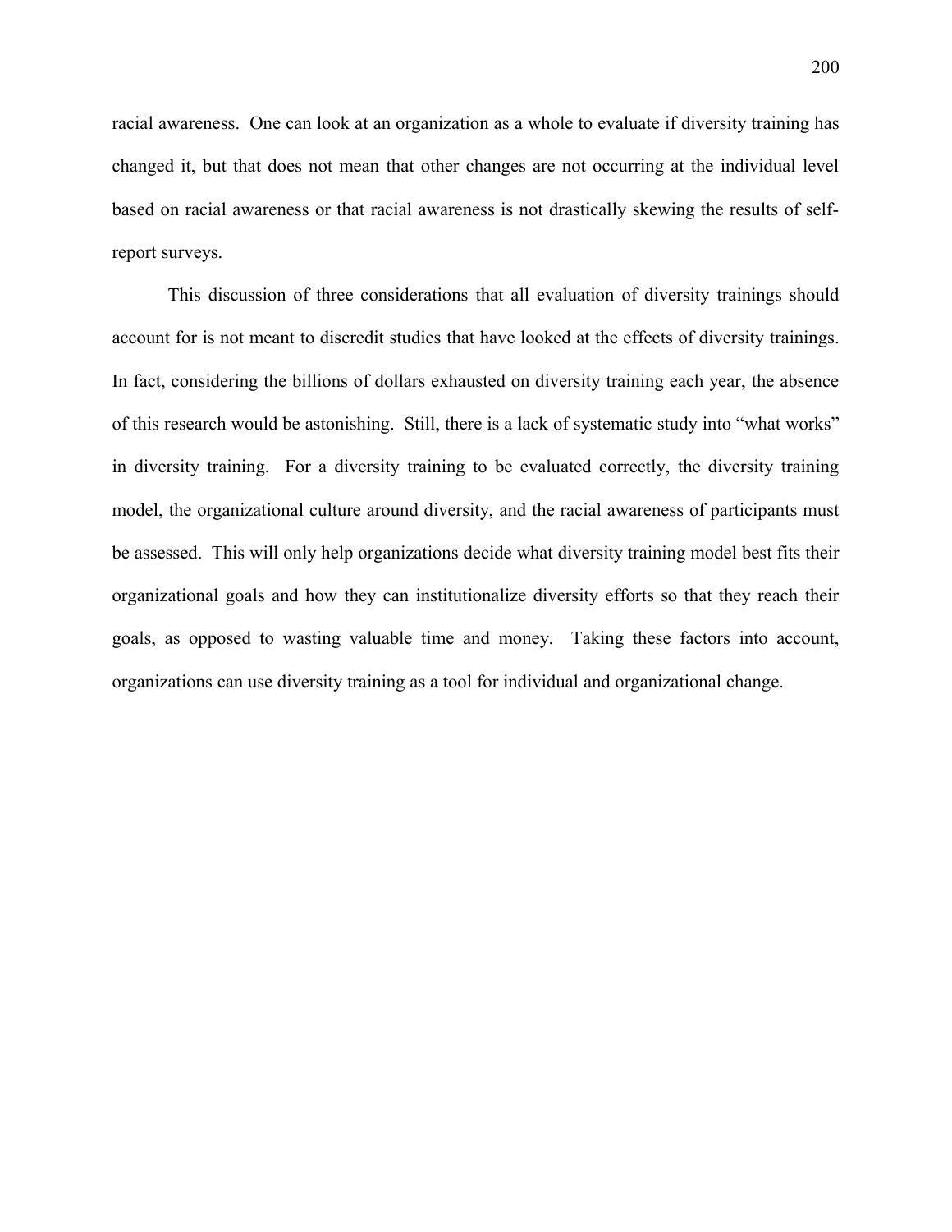racial awareness. One can look at an organization as a whole to evaluate if diversity training has changed it, but that does not mean that other changes are not occurring at the individual level based on racial awareness or that racial awareness is not drastically skewing the results of self-report surveys.

This discussion of three considerations that all evaluation of diversity trainings should account for is not meant to discredit studies that have looked at the effects of diversity trainings. In fact, considering the billions of dollars exhausted on diversity training each year, the absence of this research would be astonishing. Still, there is a lack of systematic study into "what works" in diversity training. For a diversity training to be evaluated correctly, the diversity training model, the organizational culture around diversity, and the racial awareness of participants must be assessed. This will only help organizations decide what diversity training model best fits their organizational goals and how they can institutionalize diversity efforts so that they reach their goals, as opposed to wasting valuable time and money. Taking these factors into account, organizations can use diversity training as a tool for individual and organizational change.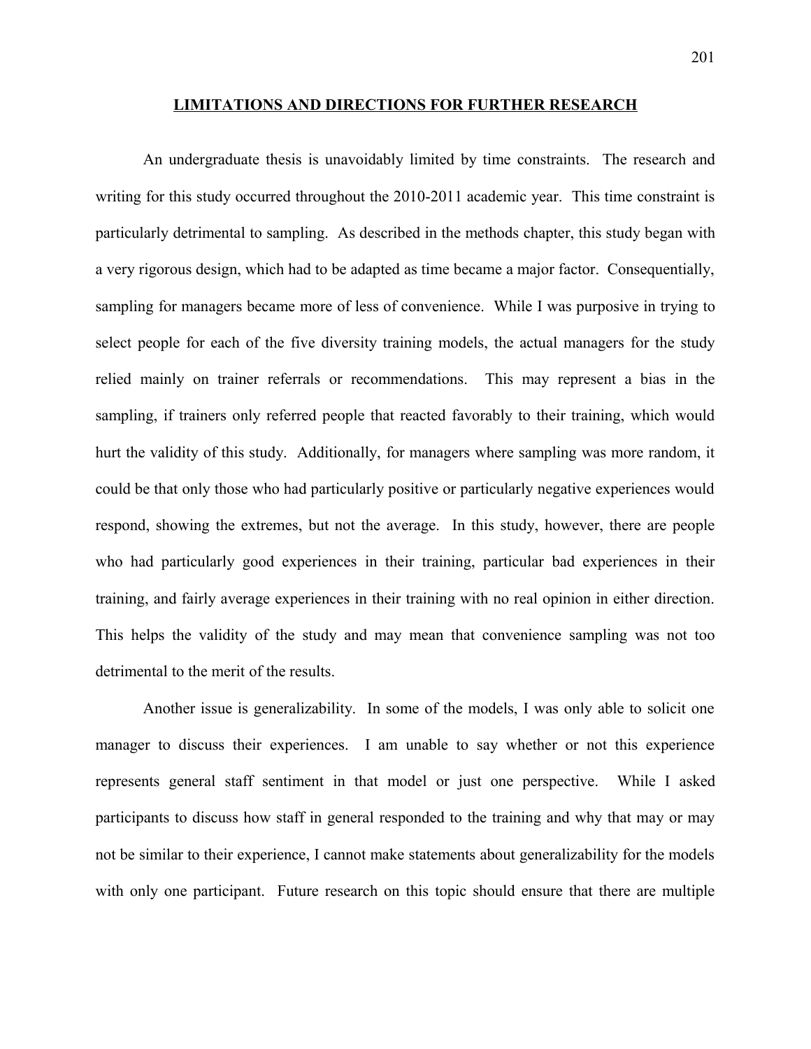## LIMITATIONS AND DIRECTIONS FOR FURTHER RESEARCH

An undergraduate thesis is unavoidably limited by time constraints. The research and writing for this study occurred throughout the 2010-2011 academic year. This time constraint is particularly detrimental to sampling. As described in the methods chapter, this study began with a very rigorous design, which had to be adapted as time became a major factor. Consequentially, sampling for managers became more of less of convenience. While I was purposive in trying to select people for each of the five diversity training models, the actual managers for the study relied mainly on trainer referrals or recommendations. This may represent a bias in the sampling, if trainers only referred people that reacted favorably to their training, which would hurt the validity of this study. Additionally, for managers where sampling was more random, it could be that only those who had particularly positive or particularly negative experiences would respond, showing the extremes, but not the average. In this study, however, there are people who had particularly good experiences in their training, particular bad experiences in their training, and fairly average experiences in their training with no real opinion in either direction. This helps the validity of the study and may mean that convenience sampling was not too detrimental to the merit of the results.

Another issue is generalizability. In some of the models, I was only able to solicit one manager to discuss their experiences. I am unable to say whether or not this experience represents general staff sentiment in that model or just one perspective. While I asked participants to discuss how staff in general responded to the training and why that may or may not be similar to their experience, I cannot make statements about generalizability for the models with only one participant. Future research on this topic should ensure that there are multiple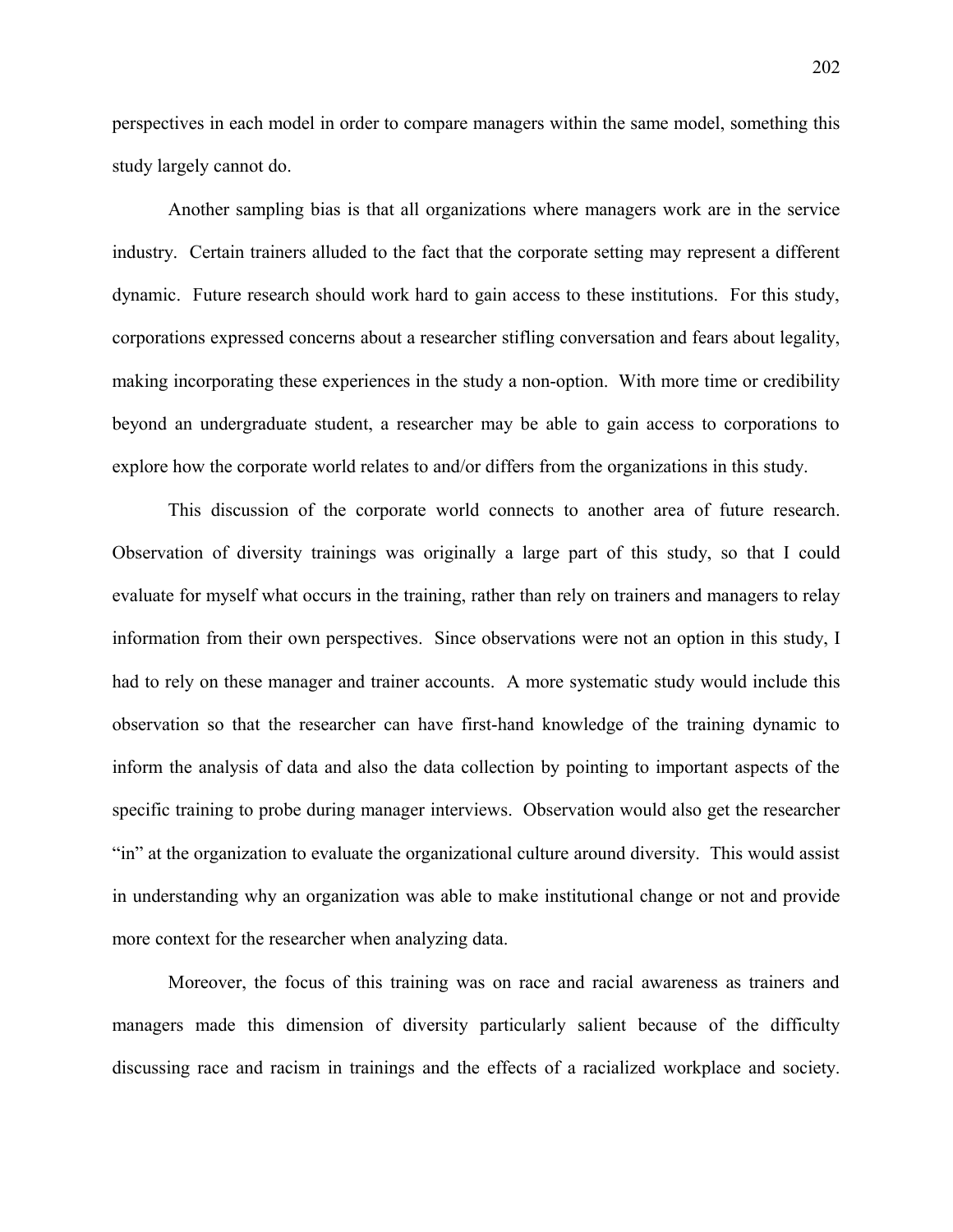perspectives in each model in order to compare managers within the same model, something this study largely cannot do.

Another sampling bias is that all organizations where managers work are in the service industry. Certain trainers alluded to the fact that the corporate setting may represent a different dynamic. Future research should work hard to gain access to these institutions. For this study, corporations expressed concerns about a researcher stifling conversation and fears about legality, making incorporating these experiences in the study a non-option. With more time or credibility beyond an undergraduate student, a researcher may be able to gain access to corporations to explore how the corporate world relates to and/or differs from the organizations in this study.

This discussion of the corporate world connects to another area of future research. Observation of diversity trainings was originally a large part of this study, so that I could evaluate for myself what occurs in the training, rather than rely on trainers and managers to relay information from their own perspectives. Since observations were not an option in this study, I had to rely on these manager and trainer accounts. A more systematic study would include this observation so that the researcher can have first-hand knowledge of the training dynamic to inform the analysis of data and also the data collection by pointing to important aspects of the specific training to probe during manager interviews. Observation would also get the researcher "in" at the organization to evaluate the organizational culture around diversity. This would assist in understanding why an organization was able to make institutional change or not and provide more context for the researcher when analyzing data.

Moreover, the focus of this training was on race and racial awareness as trainers and managers made this dimension of diversity particularly salient because of the difficulty discussing race and racism in trainings and the effects of a racialized workplace and society.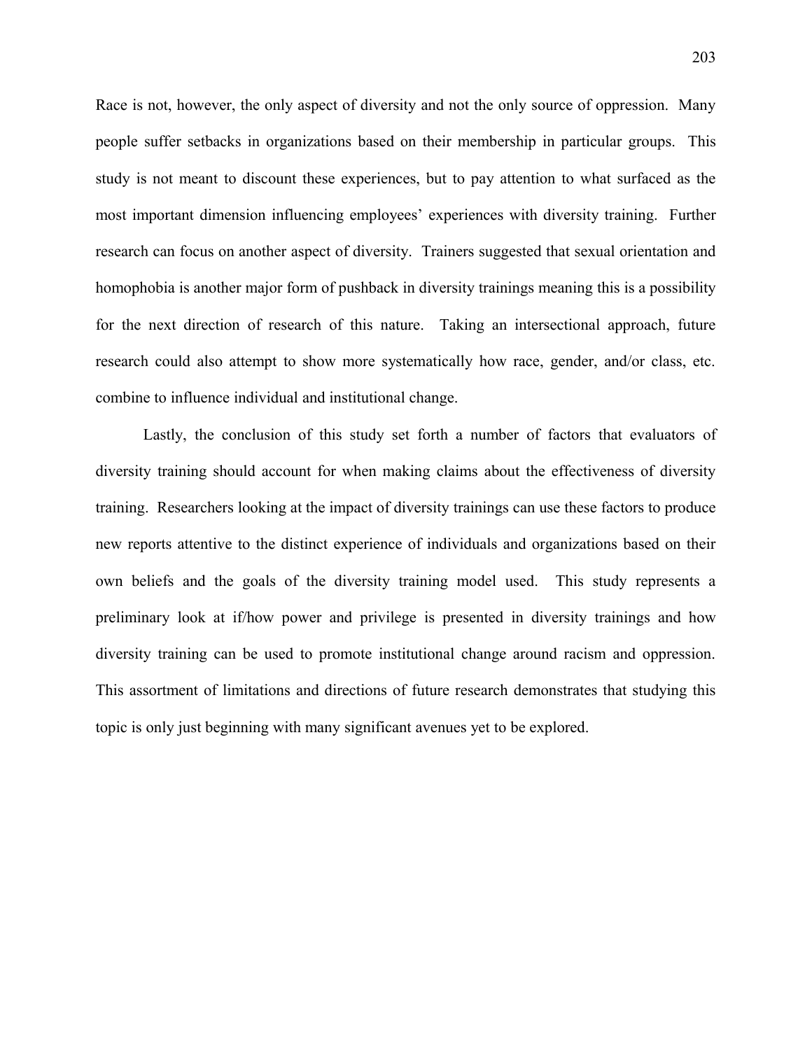Race is not, however, the only aspect of diversity and not the only source of oppression. Many people suffer setbacks in organizations based on their membership in particular groups. This study is not meant to discount these experiences, but to pay attention to what surfaced as the most important dimension influencing employees' experiences with diversity training. Further research can focus on another aspect of diversity. Trainers suggested that sexual orientation and homophobia is another major form of pushback in diversity trainings meaning this is a possibility for the next direction of research of this nature. Taking an intersectional approach, future research could also attempt to show more systematically how race, gender, and/or class, etc. combine to influence individual and institutional change.

Lastly, the conclusion of this study set forth a number of factors that evaluators of diversity training should account for when making claims about the effectiveness of diversity training. Researchers looking at the impact of diversity trainings can use these factors to produce new reports attentive to the distinct experience of individuals and organizations based on their own beliefs and the goals of the diversity training model used. This study represents a preliminary look at if/how power and privilege is presented in diversity trainings and how diversity training can be used to promote institutional change around racism and oppression. This assortment of limitations and directions of future research demonstrates that studying this topic is only just beginning with many significant avenues yet to be explored.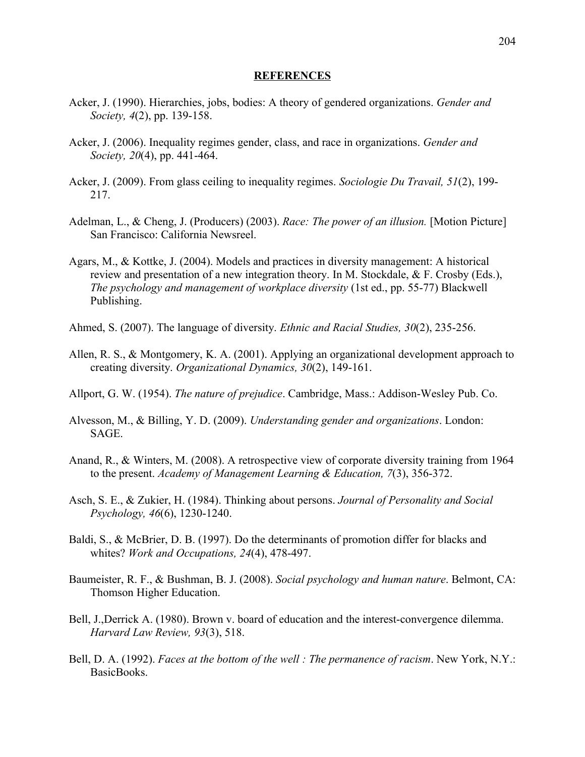## **REFERENCES**

Acker, J. (1990). Hierarchies, jobs, bodies: A theory of gendered organizations. *Gender and Society, 4*(2), pp. 139-158.

Acker, J. (2006). Inequality regimes gender, class, and race in organizations. *Gender and Society, 20*(4), pp. 441-464.

Acker, J. (2009). From glass ceiling to inequality regimes. *Sociologie Du Travail, 51*(2), 199-217.

Adelman, L., & Cheng, J. (Producers) (2003). *Race: The power of an illusion.* [Motion Picture] San Francisco: California Newsreel.

Agars, M., & Kottke, J. (2004). Models and practices in diversity management: A historical review and presentation of a new integration theory. In M. Stockdale, & F. Crosby (Eds.), *The psychology and management of workplace diversity* (1st ed., pp. 55-77) Blackwell Publishing.

Ahmed, S. (2007). The language of diversity. *Ethnic and Racial Studies, 30*(2), 235-256.

Allen, R. S., & Montgomery, K. A. (2001). Applying an organizational development approach to creating diversity. *Organizational Dynamics, 30*(2), 149-161.

Allport, G. W. (1954). *The nature of prejudice*. Cambridge, Mass.: Addison-Wesley Pub. Co.

Alvesson, M., & Billing, Y. D. (2009). *Understanding gender and organizations*. London: SAGE.

Anand, R., & Winters, M. (2008). A retrospective view of corporate diversity training from 1964 to the present. *Academy of Management Learning & Education, 7*(3), 356-372.

Asch, S. E., & Zukier, H. (1984). Thinking about persons. *Journal of Personality and Social Psychology, 46*(6), 1230-1240.

Baldi, S., & McBrier, D. B. (1997). Do the determinants of promotion differ for blacks and whites? *Work and Occupations, 24*(4), 478-497.

Baumeister, R. F., & Bushman, B. J. (2008). *Social psychology and human nature*. Belmont, CA: Thomson Higher Education.

Bell, J.,Derrick A. (1980). Brown v. board of education and the interest-convergence dilemma. *Harvard Law Review, 93*(3), 518.

Bell, D. A. (1992). *Faces at the bottom of the well : The permanence of racism*. New York, N.Y.: BasicBooks.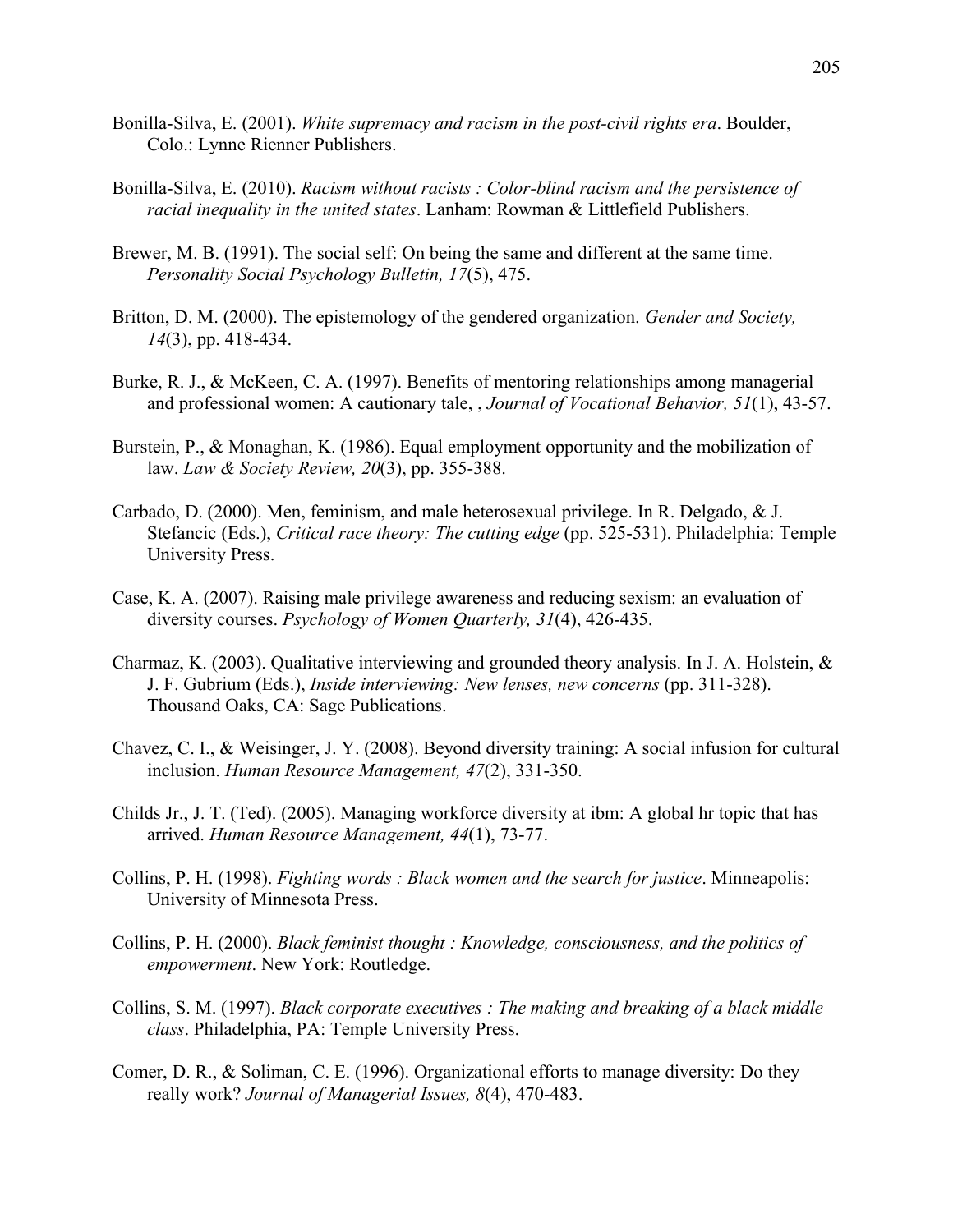Bonilla-Silva, E. (2001). *White supremacy and racism in the post-civil rights era*. Boulder, Colo.: Lynne Rienner Publishers.

Bonilla-Silva, E. (2010). *Racism without racists : Color-blind racism and the persistence of racial inequality in the united states*. Lanham: Rowman & Littlefield Publishers.

Brewer, M. B. (1991). The social self: On being the same and different at the same time. *Personality Social Psychology Bulletin, 17*(5), 475.

Britton, D. M. (2000). The epistemology of the gendered organization. *Gender and Society, 14*(3), pp. 418-434.

Burke, R. J., & McKeen, C. A. (1997). Benefits of mentoring relationships among managerial and professional women: A cautionary tale, , *Journal of Vocational Behavior, 51*(1), 43-57.

Burstein, P., & Monaghan, K. (1986). Equal employment opportunity and the mobilization of law. *Law & Society Review, 20*(3), pp. 355-388.

Carbado, D. (2000). Men, feminism, and male heterosexual privilege. In R. Delgado, & J. Stefancic (Eds.), *Critical race theory: The cutting edge* (pp. 525-531). Philadelphia: Temple University Press.

Case, K. A. (2007). Raising male privilege awareness and reducing sexism: an evaluation of diversity courses. *Psychology of Women Quarterly, 31*(4), 426-435.

Charmaz, K. (2003). Qualitative interviewing and grounded theory analysis. In J. A. Holstein, & J. F. Gubrium (Eds.), *Inside interviewing: New lenses, new concerns* (pp. 311-328). Thousand Oaks, CA: Sage Publications.

Chavez, C. I., & Weisinger, J. Y. (2008). Beyond diversity training: A social infusion for cultural inclusion. *Human Resource Management, 47*(2), 331-350.

Childs Jr., J. T. (Ted). (2005). Managing workforce diversity at ibm: A global hr topic that has arrived. *Human Resource Management, 44*(1), 73-77.

Collins, P. H. (1998). *Fighting words : Black women and the search for justice*. Minneapolis: University of Minnesota Press.

Collins, P. H. (2000). *Black feminist thought : Knowledge, consciousness, and the politics of empowerment*. New York: Routledge.

Collins, S. M. (1997). *Black corporate executives : The making and breaking of a black middle class*. Philadelphia, PA: Temple University Press.

Comer, D. R., & Soliman, C. E. (1996). Organizational efforts to manage diversity: Do they really work? *Journal of Managerial Issues, 8*(4), 470-483.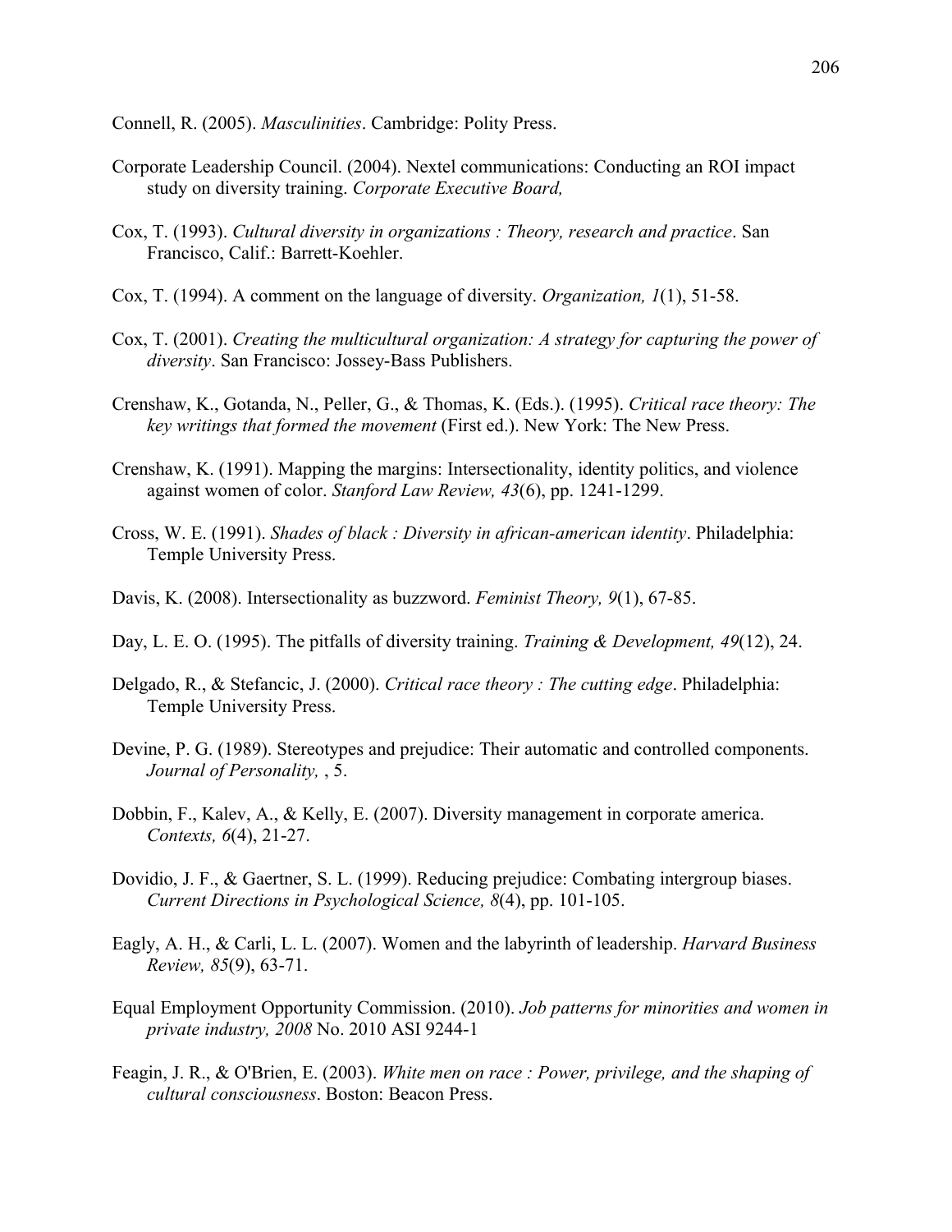Connell, R. (2005). *Masculinities*. Cambridge: Polity Press.

Corporate Leadership Council. (2004). Nextel communications: Conducting an ROI impact study on diversity training. *Corporate Executive Board,*

Cox, T. (1993). *Cultural diversity in organizations : Theory, research and practice*. San Francisco, Calif.: Barrett-Koehler.

Cox, T. (1994). A comment on the language of diversity. *Organization, 1*(1), 51-58.

Cox, T. (2001). *Creating the multicultural organization: A strategy for capturing the power of diversity*. San Francisco: Jossey-Bass Publishers.

Crenshaw, K., Gotanda, N., Peller, G., & Thomas, K. (Eds.). (1995). *Critical race theory: The key writings that formed the movement* (First ed.). New York: The New Press.

Crenshaw, K. (1991). Mapping the margins: Intersectionality, identity politics, and violence against women of color. *Stanford Law Review, 43*(6), pp. 1241-1299.

Cross, W. E. (1991). *Shades of black : Diversity in african-american identity*. Philadelphia: Temple University Press.

Davis, K. (2008). Intersectionality as buzzword. *Feminist Theory, 9*(1), 67-85.

Day, L. E. O. (1995). The pitfalls of diversity training. *Training & Development, 49*(12), 24.

Delgado, R., & Stefancic, J. (2000). *Critical race theory : The cutting edge*. Philadelphia: Temple University Press.

Devine, P. G. (1989). Stereotypes and prejudice: Their automatic and controlled components. *Journal of Personality,* , 5.

Dobbin, F., Kalev, A., & Kelly, E. (2007). Diversity management in corporate america. *Contexts, 6*(4), 21-27.

Dovidio, J. F., & Gaertner, S. L. (1999). Reducing prejudice: Combating intergroup biases. *Current Directions in Psychological Science, 8*(4), pp. 101-105.

Eagly, A. H., & Carli, L. L. (2007). Women and the labyrinth of leadership. *Harvard Business Review, 85*(9), 63-71.

Equal Employment Opportunity Commission. (2010). *Job patterns for minorities and women in private industry, 2008* No. 2010 ASI 9244-1

Feagin, J. R., & O'Brien, E. (2003). *White men on race : Power, privilege, and the shaping of cultural consciousness*. Boston: Beacon Press.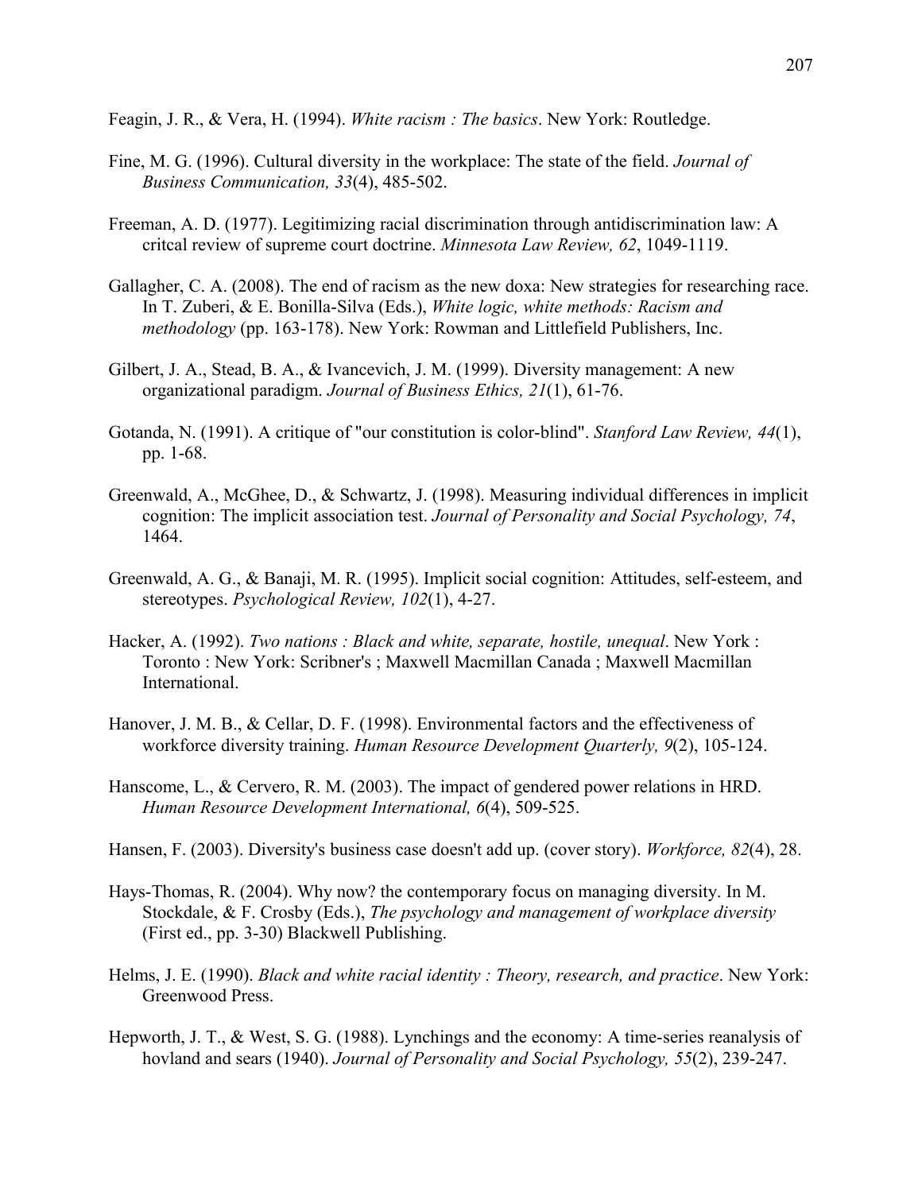Feagin, J. R., & Vera, H. (1994). *White racism : The basics*. New York: Routledge.

Fine, M. G. (1996). Cultural diversity in the workplace: The state of the field. *Journal of Business Communication, 33*(4), 485-502.

Freeman, A. D. (1977). Legitimizing racial discrimination through antidiscrimination law: A critcal review of supreme court doctrine. *Minnesota Law Review, 62*, 1049-1119.

Gallagher, C. A. (2008). The end of racism as the new doxa: New strategies for researching race. In T. Zuberi, & E. Bonilla-Silva (Eds.), *White logic, white methods: Racism and methodology* (pp. 163-178). New York: Rowman and Littlefield Publishers, Inc.

Gilbert, J. A., Stead, B. A., & Ivancevich, J. M. (1999). Diversity management: A new organizational paradigm. *Journal of Business Ethics, 21*(1), 61-76.

Gotanda, N. (1991). A critique of "our constitution is color-blind". *Stanford Law Review, 44*(1), pp. 1-68.

Greenwald, A., McGhee, D., & Schwartz, J. (1998). Measuring individual differences in implicit cognition: The implicit association test. *Journal of Personality and Social Psychology, 74*, 1464.

Greenwald, A. G., & Banaji, M. R. (1995). Implicit social cognition: Attitudes, self-esteem, and stereotypes. *Psychological Review, 102*(1), 4-27.

Hacker, A. (1992). *Two nations : Black and white, separate, hostile, unequal*. New York : Toronto : New York: Scribner's ; Maxwell Macmillan Canada ; Maxwell Macmillan International.

Hanover, J. M. B., & Cellar, D. F. (1998). Environmental factors and the effectiveness of workforce diversity training. *Human Resource Development Quarterly, 9*(2), 105-124.

Hanscome, L., & Cervero, R. M. (2003). The impact of gendered power relations in HRD. *Human Resource Development International, 6*(4), 509-525.

Hansen, F. (2003). Diversity's business case doesn't add up. (cover story). *Workforce, 82*(4), 28.

Hays-Thomas, R. (2004). Why now? the contemporary focus on managing diversity. In M. Stockdale, & F. Crosby (Eds.), *The psychology and management of workplace diversity* (First ed., pp. 3-30) Blackwell Publishing.

Helms, J. E. (1990). *Black and white racial identity : Theory, research, and practice*. New York: Greenwood Press.

Hepworth, J. T., & West, S. G. (1988). Lynchings and the economy: A time-series reanalysis of hovland and sears (1940). *Journal of Personality and Social Psychology, 55*(2), 239-247.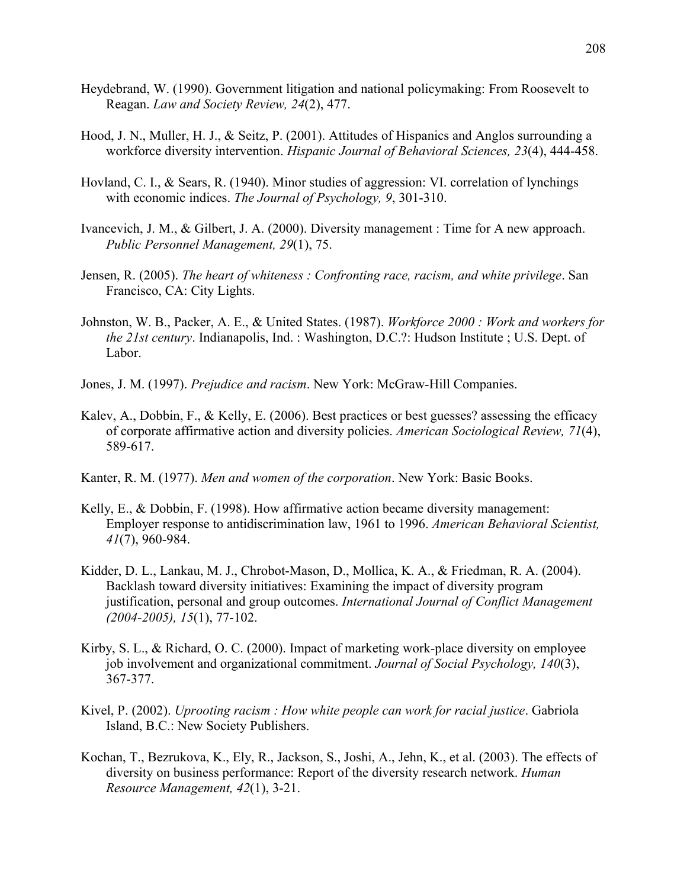Heydebrand, W. (1990). Government litigation and national policymaking: From Roosevelt to Reagan. *Law and Society Review, 24*(2), 477.

Hood, J. N., Muller, H. J., & Seitz, P. (2001). Attitudes of Hispanics and Anglos surrounding a workforce diversity intervention. *Hispanic Journal of Behavioral Sciences, 23*(4), 444-458.

Hovland, C. I., & Sears, R. (1940). Minor studies of aggression: VI. correlation of lynchings with economic indices. *The Journal of Psychology, 9*, 301-310.

Ivancevich, J. M., & Gilbert, J. A. (2000). Diversity management : Time for A new approach. *Public Personnel Management, 29*(1), 75.

Jensen, R. (2005). *The heart of whiteness : Confronting race, racism, and white privilege*. San Francisco, CA: City Lights.

Johnston, W. B., Packer, A. E., & United States. (1987). *Workforce 2000 : Work and workers for the 21st century*. Indianapolis, Ind. : Washington, D.C.?: Hudson Institute ; U.S. Dept. of Labor.

Jones, J. M. (1997). *Prejudice and racism*. New York: McGraw-Hill Companies.

Kalev, A., Dobbin, F., & Kelly, E. (2006). Best practices or best guesses? assessing the efficacy of corporate affirmative action and diversity policies. *American Sociological Review, 71*(4), 589-617.

Kanter, R. M. (1977). *Men and women of the corporation*. New York: Basic Books.

Kelly, E., & Dobbin, F. (1998). How affirmative action became diversity management: Employer response to antidiscrimination law, 1961 to 1996. *American Behavioral Scientist, 41*(7), 960-984.

Kidder, D. L., Lankau, M. J., Chrobot-Mason, D., Mollica, K. A., & Friedman, R. A. (2004). Backlash toward diversity initiatives: Examining the impact of diversity program justification, personal and group outcomes. *International Journal of Conflict Management (2004-2005), 15*(1), 77-102.

Kirby, S. L., & Richard, O. C. (2000). Impact of marketing work-place diversity on employee job involvement and organizational commitment. *Journal of Social Psychology, 140*(3), 367-377.

Kivel, P. (2002). *Uprooting racism : How white people can work for racial justice*. Gabriola Island, B.C.: New Society Publishers.

Kochan, T., Bezrukova, K., Ely, R., Jackson, S., Joshi, A., Jehn, K., et al. (2003). The effects of diversity on business performance: Report of the diversity research network. *Human Resource Management, 42*(1), 3-21.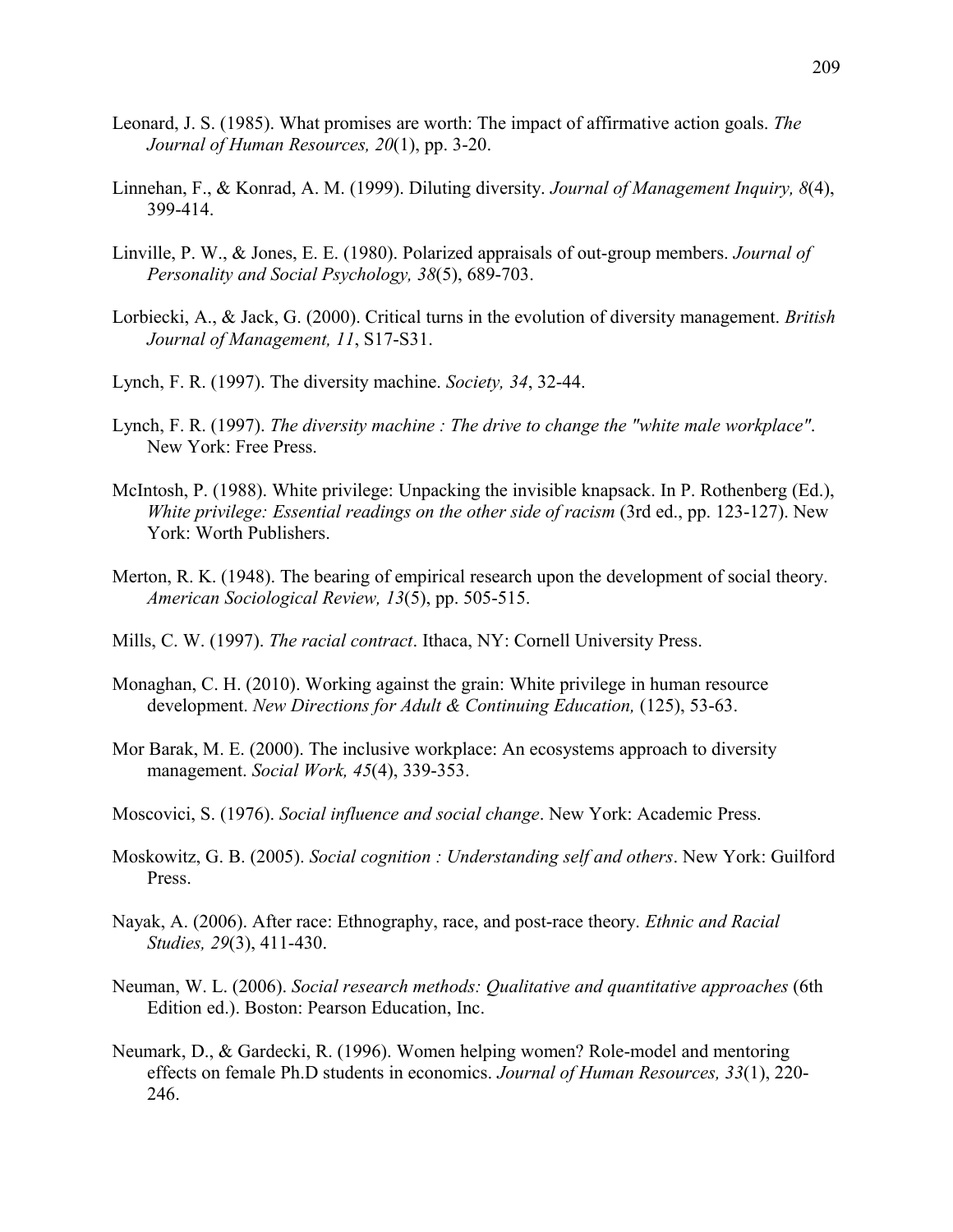Leonard, J. S. (1985). What promises are worth: The impact of affirmative action goals. *The Journal of Human Resources, 20*(1), pp. 3-20.

Linnehan, F., & Konrad, A. M. (1999). Diluting diversity. *Journal of Management Inquiry, 8*(4), 399-414.

Linville, P. W., & Jones, E. E. (1980). Polarized appraisals of out-group members. *Journal of Personality and Social Psychology, 38*(5), 689-703.

Lorbiecki, A., & Jack, G. (2000). Critical turns in the evolution of diversity management. *British Journal of Management, 11*, S17-S31.

Lynch, F. R. (1997). The diversity machine. *Society, 34*, 32-44.

Lynch, F. R. (1997). *The diversity machine : The drive to change the "white male workplace"*. New York: Free Press.

McIntosh, P. (1988). White privilege: Unpacking the invisible knapsack. In P. Rothenberg (Ed.), *White privilege: Essential readings on the other side of racism* (3rd ed., pp. 123-127). New York: Worth Publishers.

Merton, R. K. (1948). The bearing of empirical research upon the development of social theory. *American Sociological Review, 13*(5), pp. 505-515.

Mills, C. W. (1997). *The racial contract*. Ithaca, NY: Cornell University Press.

Monaghan, C. H. (2010). Working against the grain: White privilege in human resource development. *New Directions for Adult & Continuing Education,* (125), 53-63.

Mor Barak, M. E. (2000). The inclusive workplace: An ecosystems approach to diversity management. *Social Work, 45*(4), 339-353.

Moscovici, S. (1976). *Social influence and social change*. New York: Academic Press.

Moskowitz, G. B. (2005). *Social cognition : Understanding self and others*. New York: Guilford Press.

Nayak, A. (2006). After race: Ethnography, race, and post-race theory. *Ethnic and Racial Studies, 29*(3), 411-430.

Neuman, W. L. (2006). *Social research methods: Qualitative and quantitative approaches* (6th Edition ed.). Boston: Pearson Education, Inc.

Neumark, D., & Gardecki, R. (1996). Women helping women? Role-model and mentoring effects on female Ph.D students in economics. *Journal of Human Resources, 33*(1), 220-246.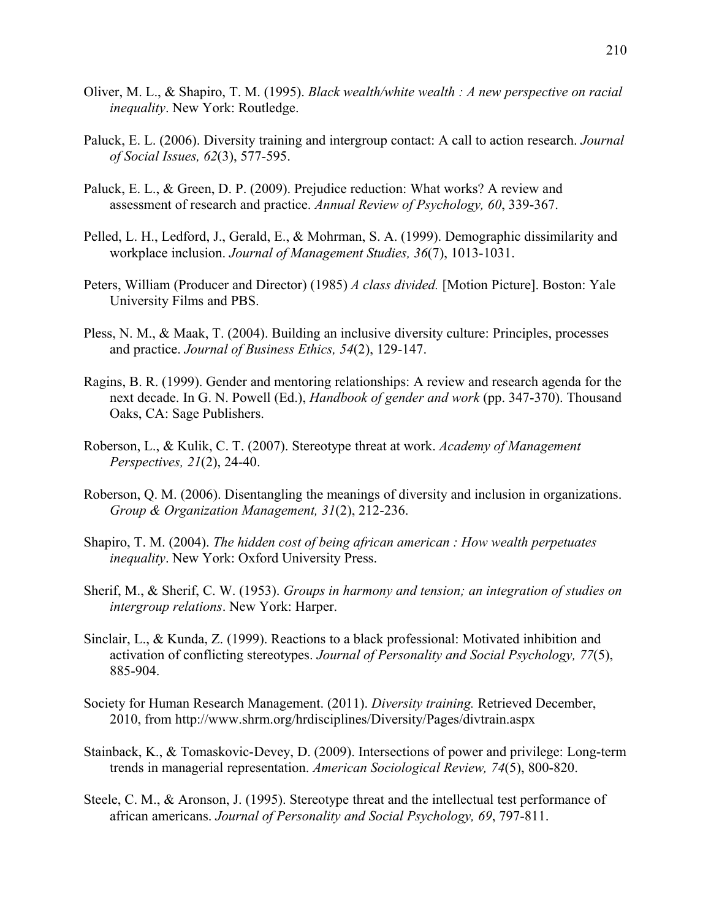Oliver, M. L., & Shapiro, T. M. (1995). *Black wealth/white wealth : A new perspective on racial inequality*. New York: Routledge.

Paluck, E. L. (2006). Diversity training and intergroup contact: A call to action research. *Journal of Social Issues, 62*(3), 577-595.

Paluck, E. L., & Green, D. P. (2009). Prejudice reduction: What works? A review and assessment of research and practice. *Annual Review of Psychology, 60*, 339-367.

Pelled, L. H., Ledford, J., Gerald, E., & Mohrman, S. A. (1999). Demographic dissimilarity and workplace inclusion. *Journal of Management Studies, 36*(7), 1013-1031.

Peters, William (Producer and Director) (1985) *A class divided.* [Motion Picture]. Boston: Yale University Films and PBS.

Pless, N. M., & Maak, T. (2004). Building an inclusive diversity culture: Principles, processes and practice. *Journal of Business Ethics, 54*(2), 129-147.

Ragins, B. R. (1999). Gender and mentoring relationships: A review and research agenda for the next decade. In G. N. Powell (Ed.), *Handbook of gender and work* (pp. 347-370). Thousand Oaks, CA: Sage Publishers.

Roberson, L., & Kulik, C. T. (2007). Stereotype threat at work. *Academy of Management Perspectives, 21*(2), 24-40.

Roberson, Q. M. (2006). Disentangling the meanings of diversity and inclusion in organizations. *Group & Organization Management, 31*(2), 212-236.

Shapiro, T. M. (2004). *The hidden cost of being african american : How wealth perpetuates inequality*. New York: Oxford University Press.

Sherif, M., & Sherif, C. W. (1953). *Groups in harmony and tension; an integration of studies on intergroup relations*. New York: Harper.

Sinclair, L., & Kunda, Z. (1999). Reactions to a black professional: Motivated inhibition and activation of conflicting stereotypes. *Journal of Personality and Social Psychology, 77*(5), 885-904.

Society for Human Research Management. (2011). *Diversity training.* Retrieved December, 2010, from http://www.shrm.org/hrdisciplines/Diversity/Pages/divtrain.aspx

Stainback, K., & Tomaskovic-Devey, D. (2009). Intersections of power and privilege: Long-term trends in managerial representation. *American Sociological Review, 74*(5), 800-820.

Steele, C. M., & Aronson, J. (1995). Stereotype threat and the intellectual test performance of african americans. *Journal of Personality and Social Psychology, 69*, 797-811.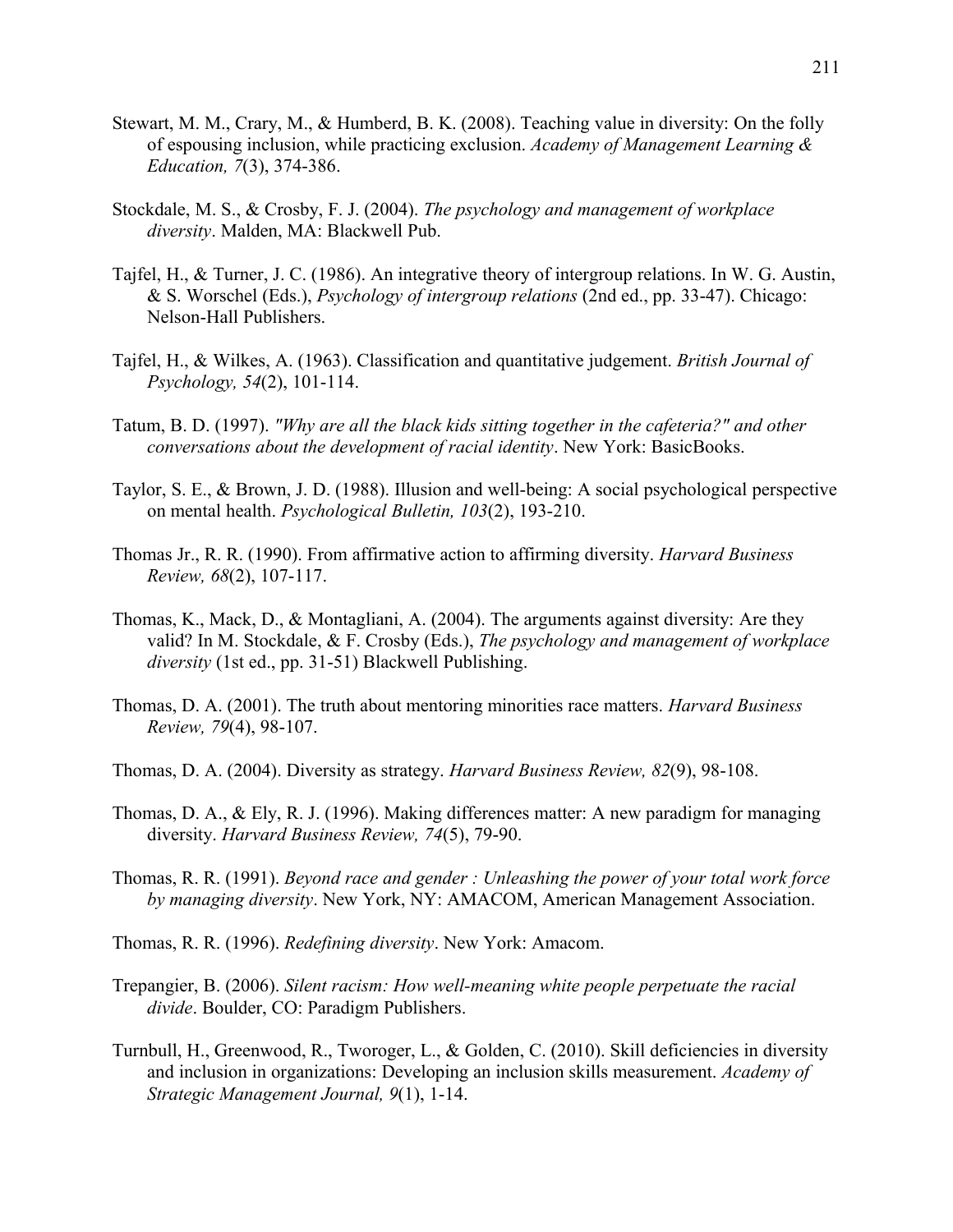Stewart, M. M., Crary, M., & Humberd, B. K. (2008). Teaching value in diversity: On the folly of espousing inclusion, while practicing exclusion. *Academy of Management Learning & Education, 7*(3), 374-386.

Stockdale, M. S., & Crosby, F. J. (2004). *The psychology and management of workplace diversity*. Malden, MA: Blackwell Pub.

Tajfel, H., & Turner, J. C. (1986). An integrative theory of intergroup relations. In W. G. Austin, & S. Worschel (Eds.), *Psychology of intergroup relations* (2nd ed., pp. 33-47). Chicago: Nelson-Hall Publishers.

Tajfel, H., & Wilkes, A. (1963). Classification and quantitative judgement. *British Journal of Psychology, 54*(2), 101-114.

Tatum, B. D. (1997). *"Why are all the black kids sitting together in the cafeteria?" and other conversations about the development of racial identity*. New York: BasicBooks.

Taylor, S. E., & Brown, J. D. (1988). Illusion and well-being: A social psychological perspective on mental health. *Psychological Bulletin, 103*(2), 193-210.

Thomas Jr., R. R. (1990). From affirmative action to affirming diversity. *Harvard Business Review, 68*(2), 107-117.

Thomas, K., Mack, D., & Montagliani, A. (2004). The arguments against diversity: Are they valid? In M. Stockdale, & F. Crosby (Eds.), *The psychology and management of workplace diversity* (1st ed., pp. 31-51) Blackwell Publishing.

Thomas, D. A. (2001). The truth about mentoring minorities race matters. *Harvard Business Review, 79*(4), 98-107.

Thomas, D. A. (2004). Diversity as strategy. *Harvard Business Review, 82*(9), 98-108.

Thomas, D. A., & Ely, R. J. (1996). Making differences matter: A new paradigm for managing diversity. *Harvard Business Review, 74*(5), 79-90.

Thomas, R. R. (1991). *Beyond race and gender : Unleashing the power of your total work force by managing diversity*. New York, NY: AMACOM, American Management Association.

Thomas, R. R. (1996). *Redefining diversity*. New York: Amacom.

Trepangier, B. (2006). *Silent racism: How well-meaning white people perpetuate the racial divide*. Boulder, CO: Paradigm Publishers.

Turnbull, H., Greenwood, R., Tworoger, L., & Golden, C. (2010). Skill deficiencies in diversity and inclusion in organizations: Developing an inclusion skills measurement. *Academy of Strategic Management Journal, 9*(1), 1-14.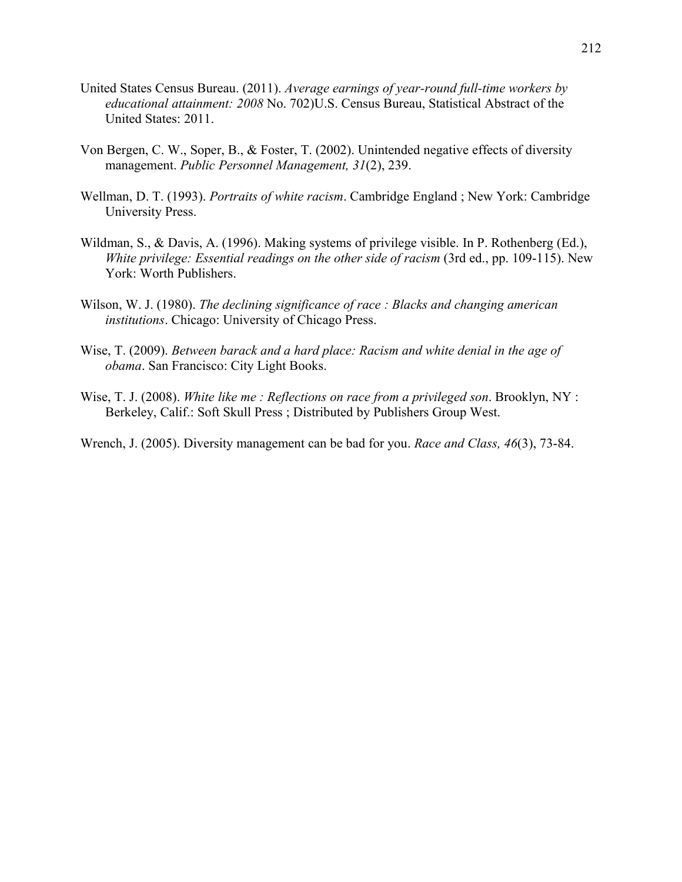United States Census Bureau. (2011). *Average earnings of year-round full-time workers by educational attainment: 2008* No. 702)U.S. Census Bureau, Statistical Abstract of the United States: 2011.

Von Bergen, C. W., Soper, B., & Foster, T. (2002). Unintended negative effects of diversity management. *Public Personnel Management, 31*(2), 239.

Wellman, D. T. (1993). *Portraits of white racism*. Cambridge England ; New York: Cambridge University Press.

Wildman, S., & Davis, A. (1996). Making systems of privilege visible. In P. Rothenberg (Ed.), *White privilege: Essential readings on the other side of racism* (3rd ed., pp. 109-115). New York: Worth Publishers.

Wilson, W. J. (1980). *The declining significance of race : Blacks and changing american institutions*. Chicago: University of Chicago Press.

Wise, T. (2009). *Between barack and a hard place: Racism and white denial in the age of obama*. San Francisco: City Light Books.

Wise, T. J. (2008). *White like me : Reflections on race from a privileged son*. Brooklyn, NY : Berkeley, Calif.: Soft Skull Press ; Distributed by Publishers Group West.

Wrench, J. (2005). Diversity management can be bad for you. *Race and Class, 46*(3), 73-84.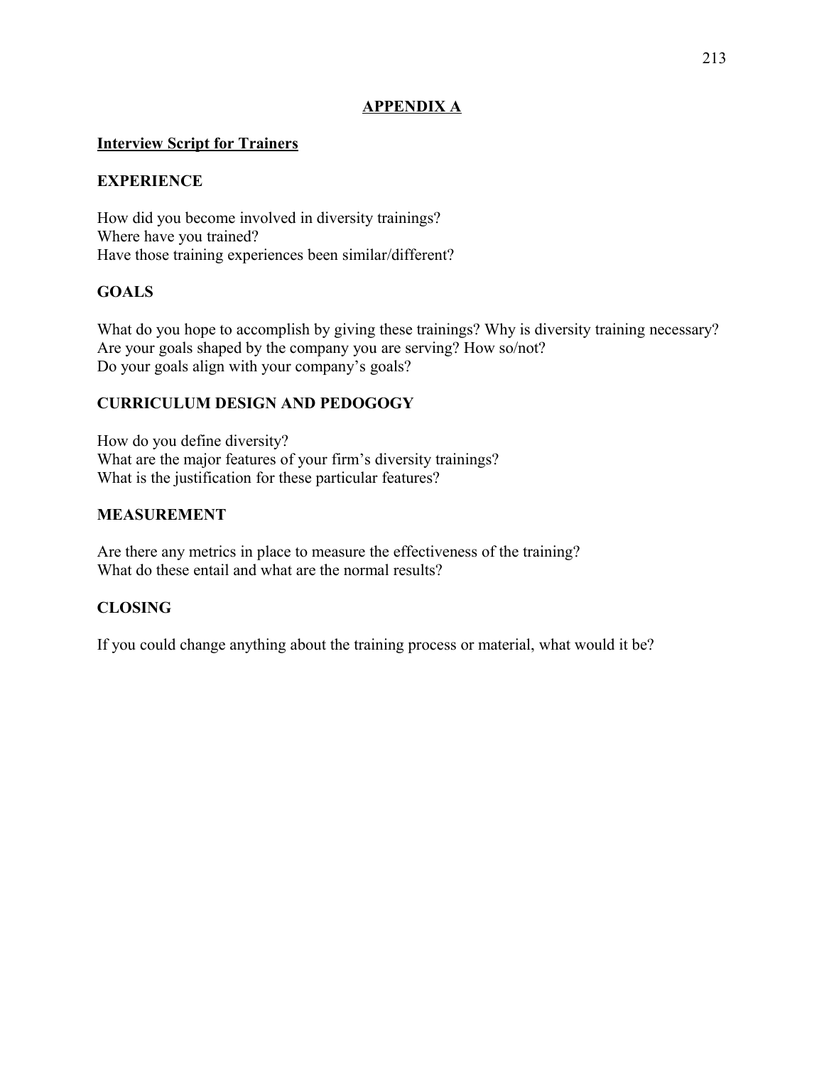# APPENDIX A

## Interview Script for Trainers

### EXPERIENCE

How did you become involved in diversity trainings?
Where have you trained?
Have those training experiences been similar/different?

### GOALS

What do you hope to accomplish by giving these trainings? Why is diversity training necessary?
Are your goals shaped by the company you are serving? How so/not?
Do your goals align with your company's goals?

### CURRICULUM DESIGN AND PEDOGOGY

How do you define diversity?
What are the major features of your firm's diversity trainings?
What is the justification for these particular features?

### MEASUREMENT

Are there any metrics in place to measure the effectiveness of the training?
What do these entail and what are the normal results?

### CLOSING

If you could change anything about the training process or material, what would it be?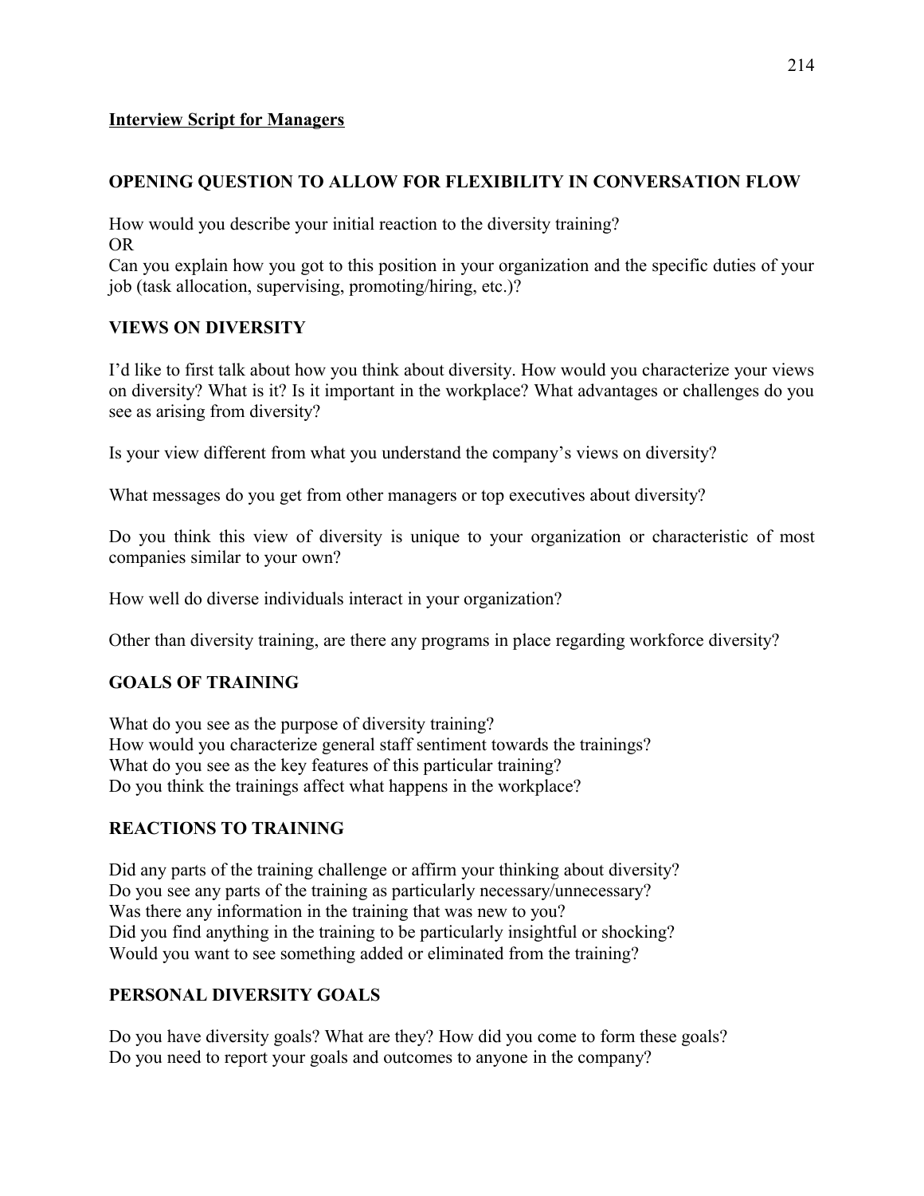## Interview Script for Managers

### OPENING QUESTION TO ALLOW FOR FLEXIBILITY IN CONVERSATION FLOW

How would you describe your initial reaction to the diversity training?
OR
Can you explain how you got to this position in your organization and the specific duties of your job (task allocation, supervising, promoting/hiring, etc.)?

### VIEWS ON DIVERSITY

I'd like to first talk about how you think about diversity. How would you characterize your views on diversity? What is it? Is it important in the workplace? What advantages or challenges do you see as arising from diversity?

Is your view different from what you understand the company's views on diversity?

What messages do you get from other managers or top executives about diversity?

Do you think this view of diversity is unique to your organization or characteristic of most companies similar to your own?

How well do diverse individuals interact in your organization?

Other than diversity training, are there any programs in place regarding workforce diversity?

### GOALS OF TRAINING

What do you see as the purpose of diversity training?
How would you characterize general staff sentiment towards the trainings?
What do you see as the key features of this particular training?
Do you think the trainings affect what happens in the workplace?

### REACTIONS TO TRAINING

Did any parts of the training challenge or affirm your thinking about diversity?
Do you see any parts of the training as particularly necessary/unnecessary?
Was there any information in the training that was new to you?
Did you find anything in the training to be particularly insightful or shocking?
Would you want to see something added or eliminated from the training?

### PERSONAL DIVERSITY GOALS

Do you have diversity goals? What are they? How did you come to form these goals?
Do you need to report your goals and outcomes to anyone in the company?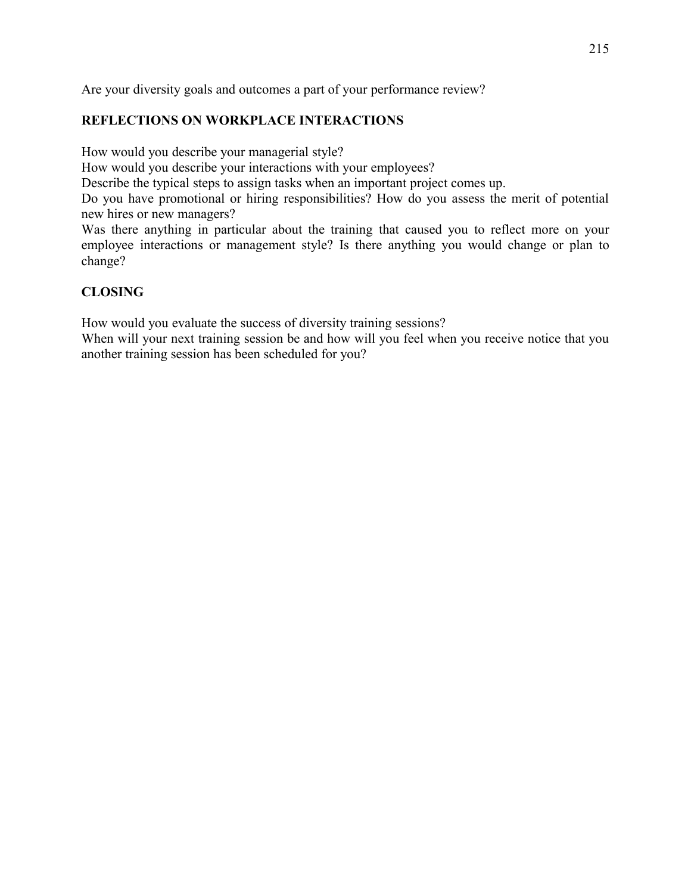Are your diversity goals and outcomes a part of your performance review?

**REFLECTIONS ON WORKPLACE INTERACTIONS**

How would you describe your managerial style?
How would you describe your interactions with your employees?
Describe the typical steps to assign tasks when an important project comes up.
Do you have promotional or hiring responsibilities? How do you assess the merit of potential new hires or new managers?
Was there anything in particular about the training that caused you to reflect more on your employee interactions or management style? Is there anything you would change or plan to change?

**CLOSING**

How would you evaluate the success of diversity training sessions?
When will your next training session be and how will you feel when you receive notice that you another training session has been scheduled for you?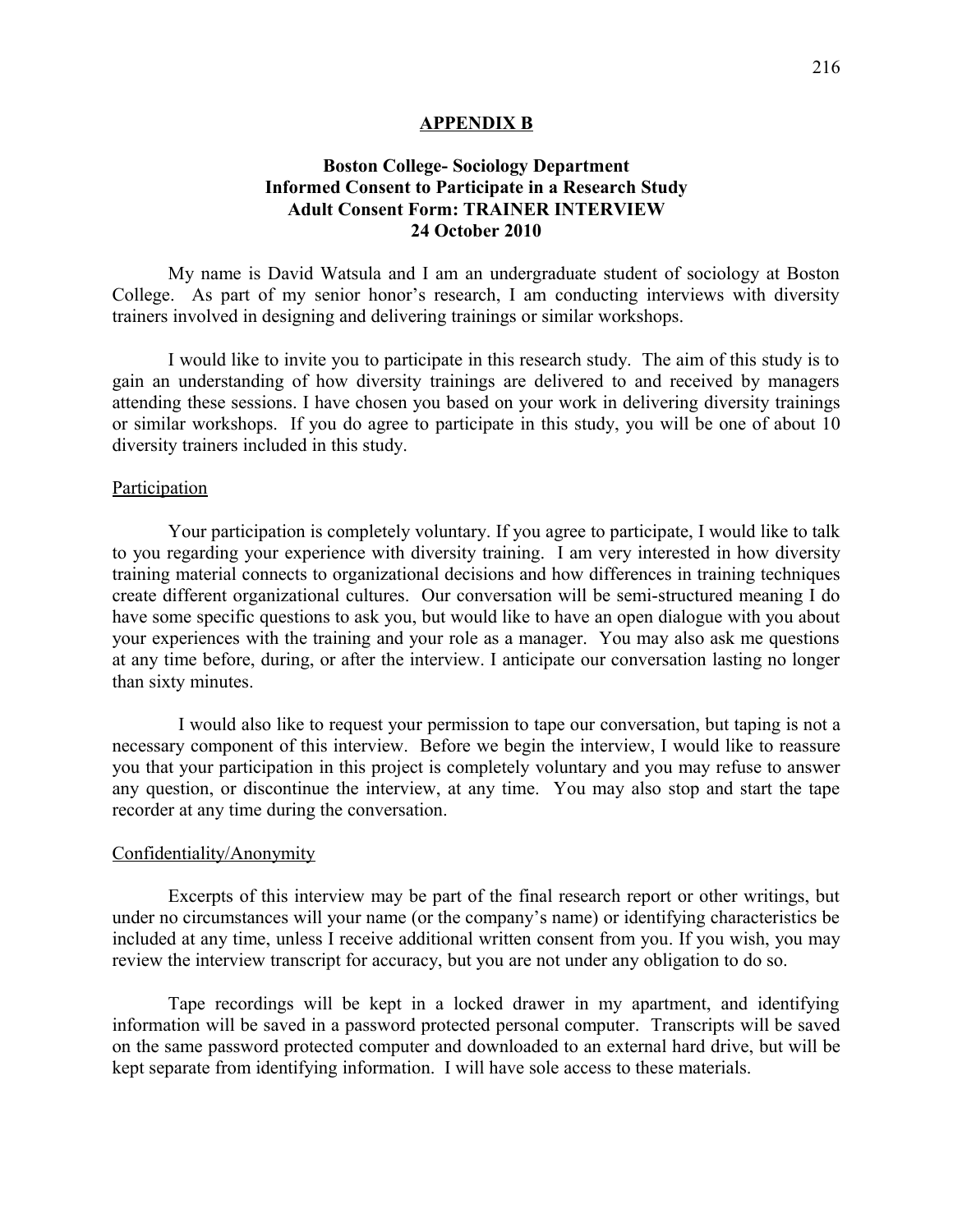## APPENDIX B

### Boston College- Sociology Department
### Informed Consent to Participate in a Research Study
### Adult Consent Form: TRAINER INTERVIEW
### 24 October 2010

My name is David Watsula and I am an undergraduate student of sociology at Boston College. As part of my senior honor's research, I am conducting interviews with diversity trainers involved in designing and delivering trainings or similar workshops.

I would like to invite you to participate in this research study. The aim of this study is to gain an understanding of how diversity trainings are delivered to and received by managers attending these sessions. I have chosen you based on your work in delivering diversity trainings or similar workshops. If you do agree to participate in this study, you will be one of about 10 diversity trainers included in this study.

Participation

Your participation is completely voluntary. If you agree to participate, I would like to talk to you regarding your experience with diversity training. I am very interested in how diversity training material connects to organizational decisions and how differences in training techniques create different organizational cultures. Our conversation will be semi-structured meaning I do have some specific questions to ask you, but would like to have an open dialogue with you about your experiences with the training and your role as a manager. You may also ask me questions at any time before, during, or after the interview. I anticipate our conversation lasting no longer than sixty minutes.

I would also like to request your permission to tape our conversation, but taping is not a necessary component of this interview. Before we begin the interview, I would like to reassure you that your participation in this project is completely voluntary and you may refuse to answer any question, or discontinue the interview, at any time. You may also stop and start the tape recorder at any time during the conversation.

Confidentiality/Anonymity

Excerpts of this interview may be part of the final research report or other writings, but under no circumstances will your name (or the company's name) or identifying characteristics be included at any time, unless I receive additional written consent from you. If you wish, you may review the interview transcript for accuracy, but you are not under any obligation to do so.

Tape recordings will be kept in a locked drawer in my apartment, and identifying information will be saved in a password protected personal computer. Transcripts will be saved on the same password protected computer and downloaded to an external hard drive, but will be kept separate from identifying information. I will have sole access to these materials.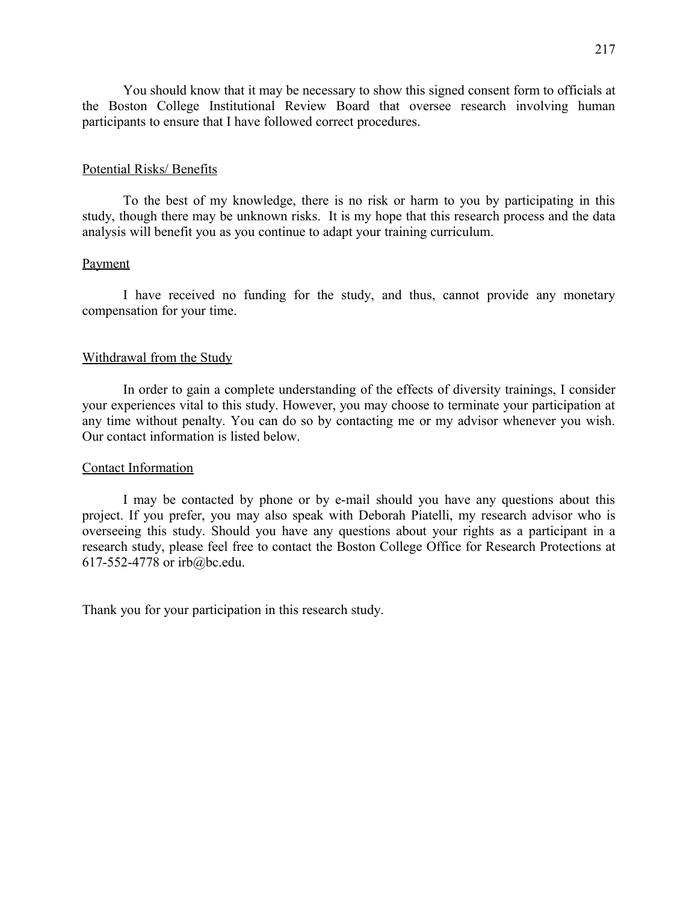You should know that it may be necessary to show this signed consent form to officials at the Boston College Institutional Review Board that oversee research involving human participants to ensure that I have followed correct procedures.

Potential Risks/ Benefits

To the best of my knowledge, there is no risk or harm to you by participating in this study, though there may be unknown risks. It is my hope that this research process and the data analysis will benefit you as you continue to adapt your training curriculum.

Payment

I have received no funding for the study, and thus, cannot provide any monetary compensation for your time.

Withdrawal from the Study

In order to gain a complete understanding of the effects of diversity trainings, I consider your experiences vital to this study. However, you may choose to terminate your participation at any time without penalty. You can do so by contacting me or my advisor whenever you wish. Our contact information is listed below.

Contact Information

I may be contacted by phone or by e-mail should you have any questions about this project. If you prefer, you may also speak with Deborah Piatelli, my research advisor who is overseeing this study. Should you have any questions about your rights as a participant in a research study, please feel free to contact the Boston College Office for Research Protections at 617-552-4778 or irb@bc.edu.

Thank you for your participation in this research study.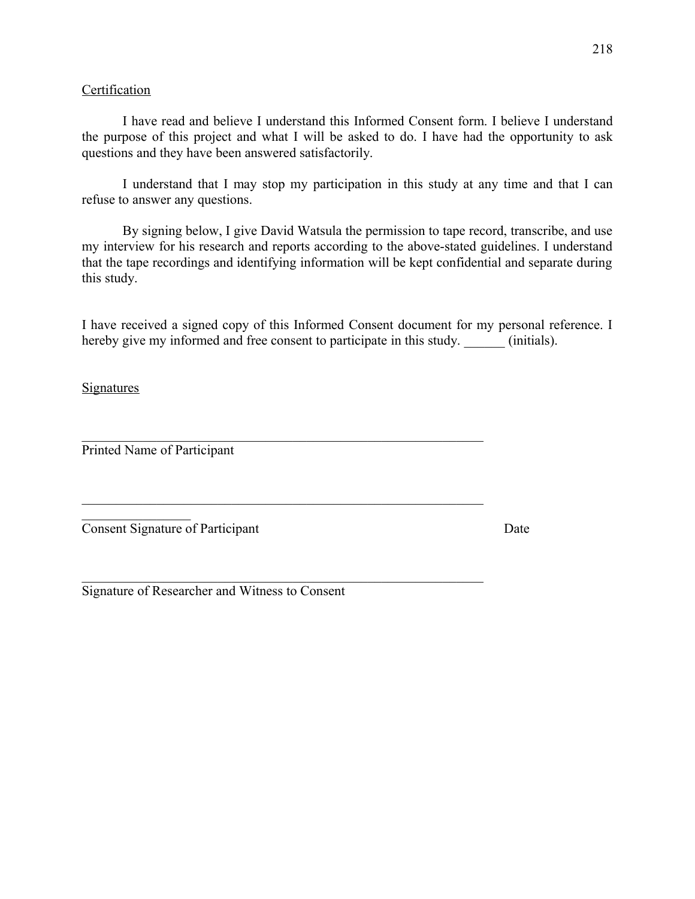Certification

I have read and believe I understand this Informed Consent form. I believe I understand the purpose of this project and what I will be asked to do. I have had the opportunity to ask questions and they have been answered satisfactorily.

I understand that I may stop my participation in this study at any time and that I can refuse to answer any questions.

By signing below, I give David Watsula the permission to tape record, transcribe, and use my interview for his research and reports according to the above-stated guidelines. I understand that the tape recordings and identifying information will be kept confidential and separate during this study.

I have received a signed copy of this Informed Consent document for my personal reference. I hereby give my informed and free consent to participate in this study. ______ (initials).

Signatures

_________________________________________________________________
Printed Name of Participant

_________________________________________________________________
________________
Consent Signature of Participant                                                            Date

_________________________________________________________________
Signature of Researcher and Witness to Consent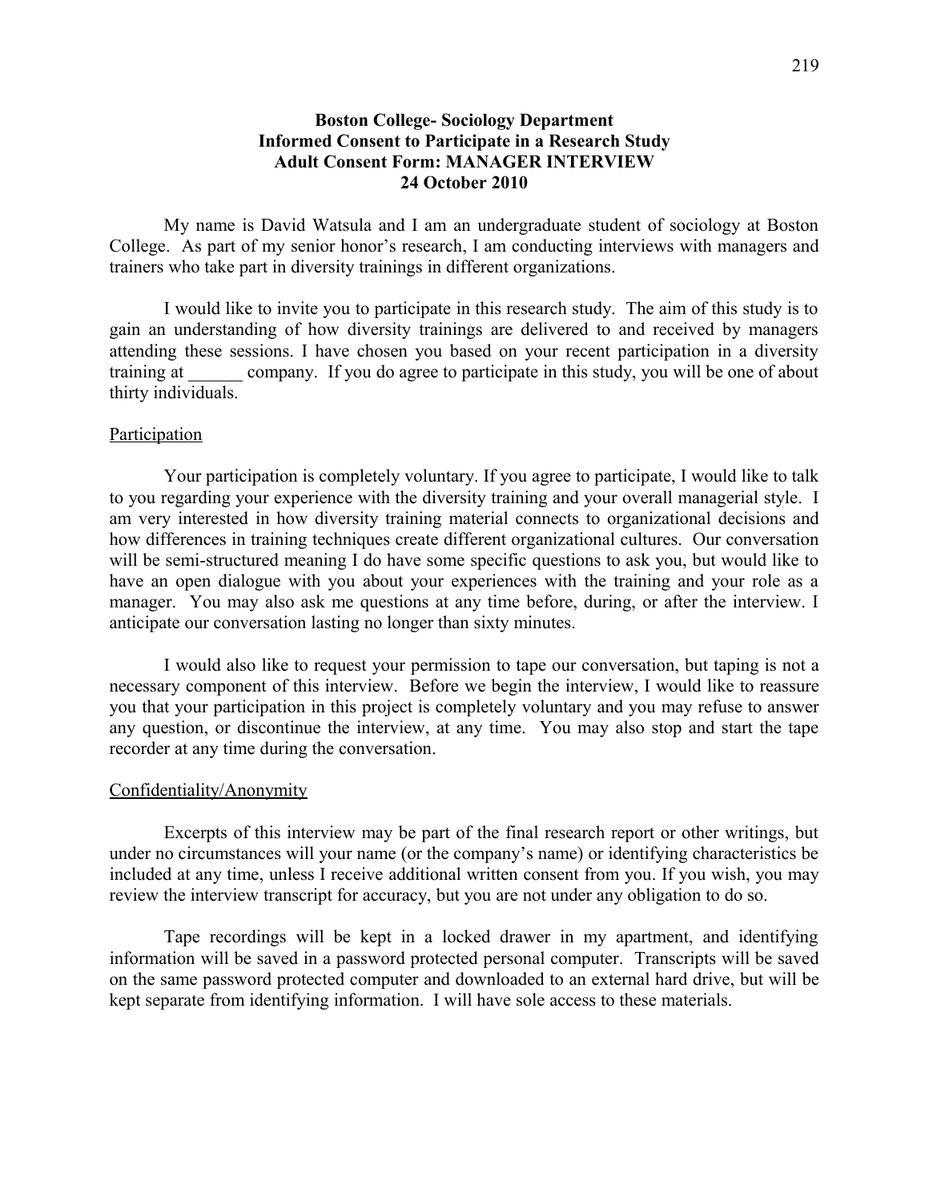**Boston College- Sociology Department**
**Informed Consent to Participate in a Research Study**
**Adult Consent Form: MANAGER INTERVIEW**
**24 October 2010**

My name is David Watsula and I am an undergraduate student of sociology at Boston College. As part of my senior honor's research, I am conducting interviews with managers and trainers who take part in diversity trainings in different organizations.

I would like to invite you to participate in this research study. The aim of this study is to gain an understanding of how diversity trainings are delivered to and received by managers attending these sessions. I have chosen you based on your recent participation in a diversity training at ______ company. If you do agree to participate in this study, you will be one of about thirty individuals.

Participation

Your participation is completely voluntary. If you agree to participate, I would like to talk to you regarding your experience with the diversity training and your overall managerial style. I am very interested in how diversity training material connects to organizational decisions and how differences in training techniques create different organizational cultures. Our conversation will be semi-structured meaning I do have some specific questions to ask you, but would like to have an open dialogue with you about your experiences with the training and your role as a manager. You may also ask me questions at any time before, during, or after the interview. I anticipate our conversation lasting no longer than sixty minutes.

I would also like to request your permission to tape our conversation, but taping is not a necessary component of this interview. Before we begin the interview, I would like to reassure you that your participation in this project is completely voluntary and you may refuse to answer any question, or discontinue the interview, at any time. You may also stop and start the tape recorder at any time during the conversation.

Confidentiality/Anonymity

Excerpts of this interview may be part of the final research report or other writings, but under no circumstances will your name (or the company's name) or identifying characteristics be included at any time, unless I receive additional written consent from you. If you wish, you may review the interview transcript for accuracy, but you are not under any obligation to do so.

Tape recordings will be kept in a locked drawer in my apartment, and identifying information will be saved in a password protected personal computer. Transcripts will be saved on the same password protected computer and downloaded to an external hard drive, but will be kept separate from identifying information. I will have sole access to these materials.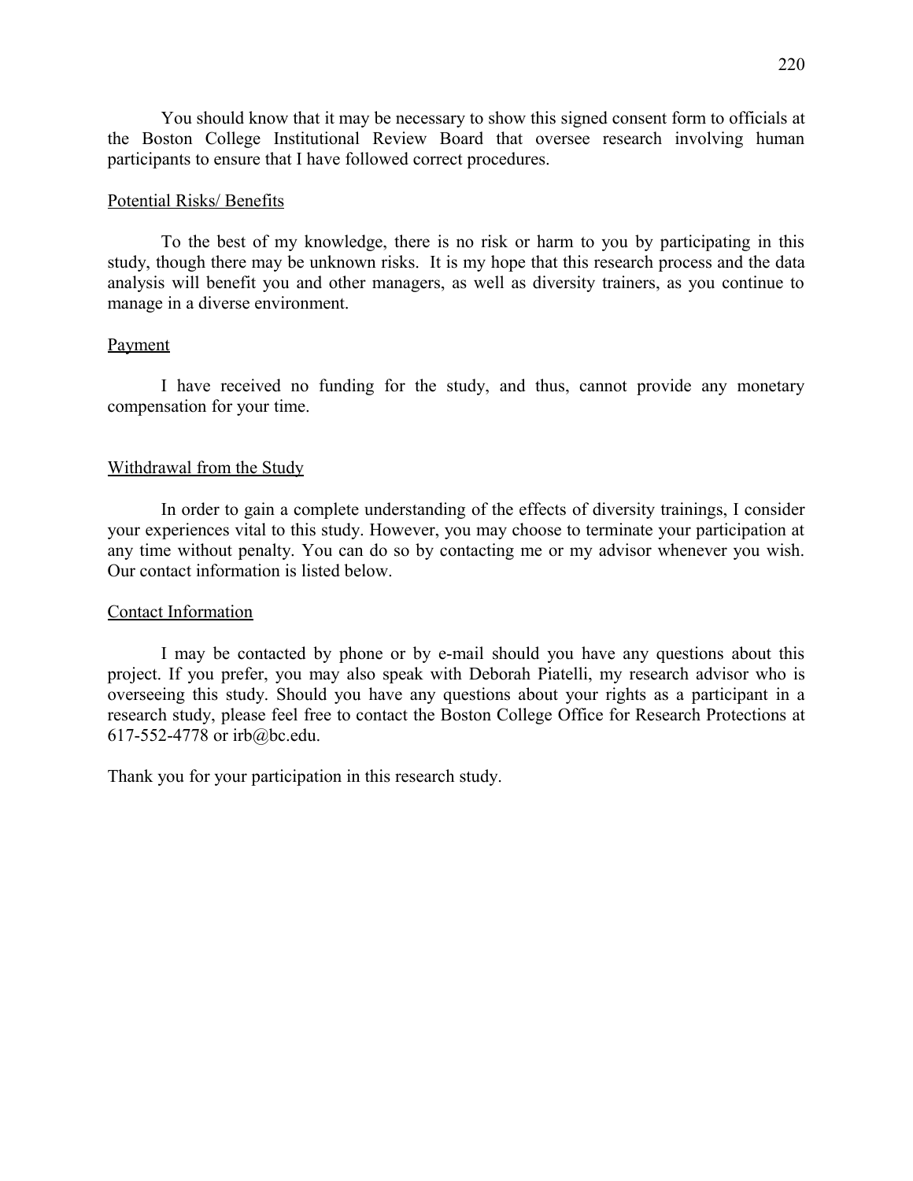You should know that it may be necessary to show this signed consent form to officials at the Boston College Institutional Review Board that oversee research involving human participants to ensure that I have followed correct procedures.

<u>Potential Risks/ Benefits</u>

To the best of my knowledge, there is no risk or harm to you by participating in this study, though there may be unknown risks. It is my hope that this research process and the data analysis will benefit you and other managers, as well as diversity trainers, as you continue to manage in a diverse environment.

<u>Payment</u>

I have received no funding for the study, and thus, cannot provide any monetary compensation for your time.

<u>Withdrawal from the Study</u>

In order to gain a complete understanding of the effects of diversity trainings, I consider your experiences vital to this study. However, you may choose to terminate your participation at any time without penalty. You can do so by contacting me or my advisor whenever you wish. Our contact information is listed below.

<u>Contact Information</u>

I may be contacted by phone or by e-mail should you have any questions about this project. If you prefer, you may also speak with Deborah Piatelli, my research advisor who is overseeing this study. Should you have any questions about your rights as a participant in a research study, please feel free to contact the Boston College Office for Research Protections at 617-552-4778 or irb@bc.edu.

Thank you for your participation in this research study.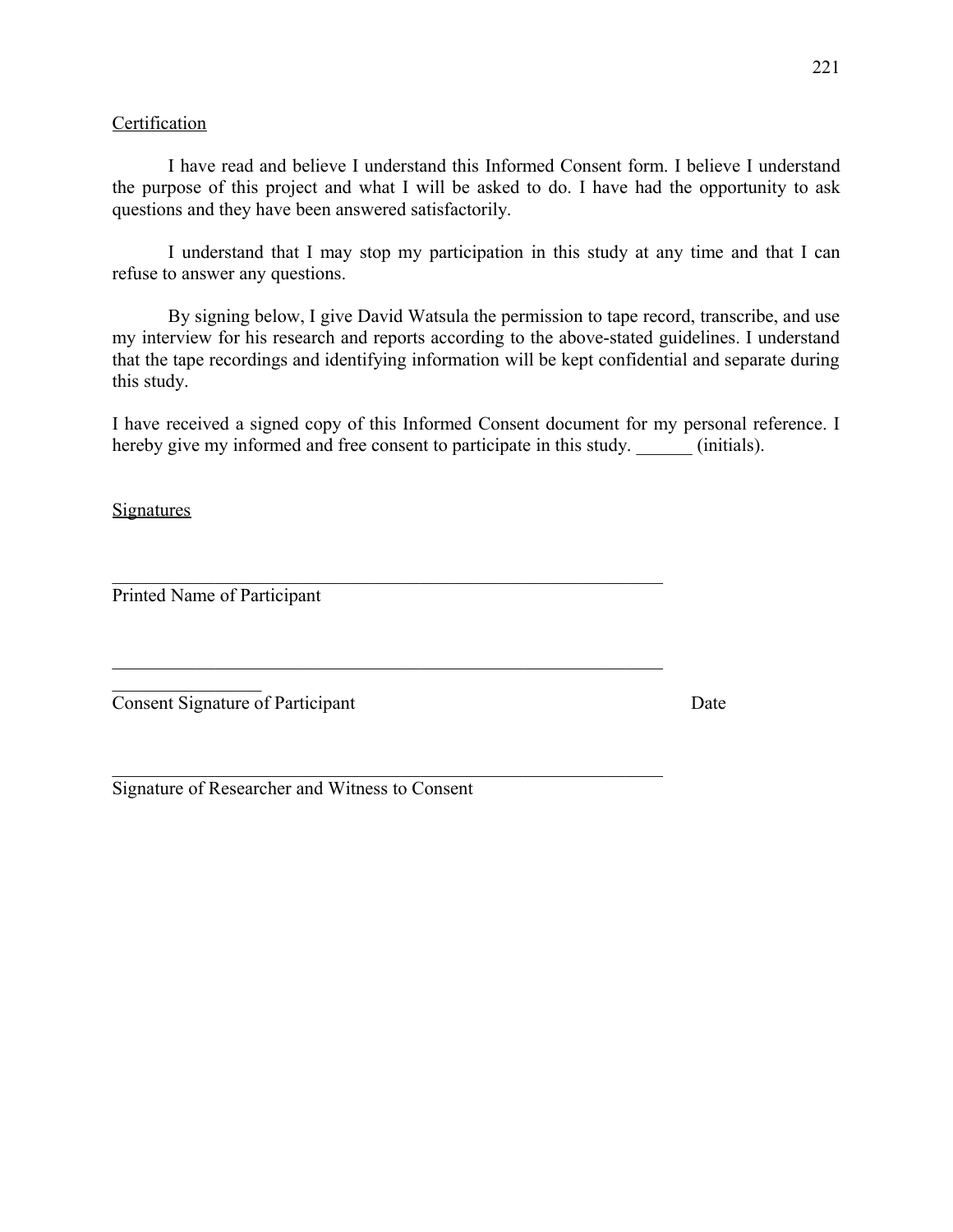Certification

I have read and believe I understand this Informed Consent form. I believe I understand the purpose of this project and what I will be asked to do. I have had the opportunity to ask questions and they have been answered satisfactorily.

I understand that I may stop my participation in this study at any time and that I can refuse to answer any questions.

By signing below, I give David Watsula the permission to tape record, transcribe, and use my interview for his research and reports according to the above-stated guidelines. I understand that the tape recordings and identifying information will be kept confidential and separate during this study.

I have received a signed copy of this Informed Consent document for my personal reference. I hereby give my informed and free consent to participate in this study. ______ (initials).

Signatures

_______________________________________________________________
Printed Name of Participant

_______________________________________________________________
________________
Consent Signature of Participant                                                    Date

_______________________________________________________________
Signature of Researcher and Witness to Consent